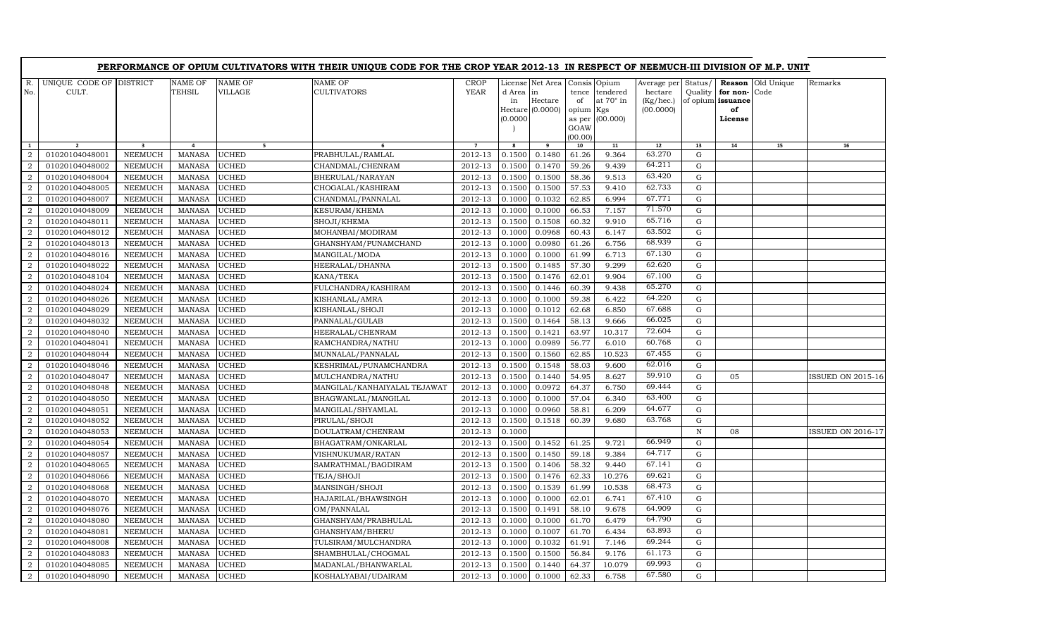## PERFORMANCE OF OPIUM CULTIVATORS WITH THEIR UNIQUE CODE FOR THE CROP YEAR 2012-13 IN RESPECT OF NEEMUCH-III DIVISION OF M.P. UNIT

| R. No. | UNIQUE CODE OF CULT. | DISTRICT | NAME OF TEHSIL | NAME OF VILLAGE | NAME OF CULTIVATORS | CROP YEAR | License d Area in Hectare (0.0000) | Net Area in Hectare (0.0000) | Consis tence of opium as per GOAW (00.00) | Opium tendered at 70° in Kgs (00.000) | Average per hectare (Kg/hec.) (00.0000) | Status/ Quality of opium | Reason for non-issuance of License | Old Unique Code | Remarks |
|---|---|---|---|---|---|---|---|---|---|---|---|---|---|---|---|
| 1 | 2 | 3 | 4 | 5 | 6 | 7 | 8 | 9 | 10 | 11 | 12 | 13 | 14 | 15 | 16 |
| 2 | 01020104048001 | NEEMUCH | MANASA | UCHED | PRABHULAL/RAMLAL | 2012-13 | 0.1500 | 0.1480 | 61.26 | 9.364 | 63.270 | G | | | |
| 2 | 01020104048002 | NEEMUCH | MANASA | UCHED | CHANDMAL/CHENRAM | 2012-13 | 0.1500 | 0.1470 | 59.26 | 9.439 | 64.211 | G | | | |
| 2 | 01020104048004 | NEEMUCH | MANASA | UCHED | BHERULAL/NARAYAN | 2012-13 | 0.1500 | 0.1500 | 58.36 | 9.513 | 63.420 | G | | | |
| 2 | 01020104048005 | NEEMUCH | MANASA | UCHED | CHOGALAL/KASHIRAM | 2012-13 | 0.1500 | 0.1500 | 57.53 | 9.410 | 62.733 | G | | | |
| 2 | 01020104048007 | NEEMUCH | MANASA | UCHED | CHANDMAL/PANNALAL | 2012-13 | 0.1000 | 0.1032 | 62.85 | 6.994 | 67.771 | G | | | |
| 2 | 01020104048009 | NEEMUCH | MANASA | UCHED | KESURAM/KHEMA | 2012-13 | 0.1000 | 0.1000 | 66.53 | 7.157 | 71.570 | G | | | |
| 2 | 01020104048011 | NEEMUCH | MANASA | UCHED | SHOJI/KHEMA | 2012-13 | 0.1500 | 0.1508 | 60.32 | 9.910 | 65.716 | G | | | |
| 2 | 01020104048012 | NEEMUCH | MANASA | UCHED | MOHANBAI/MODIRAM | 2012-13 | 0.1000 | 0.0968 | 60.43 | 6.147 | 63.502 | G | | | |
| 2 | 01020104048013 | NEEMUCH | MANASA | UCHED | GHANSHYAM/PUNAMCHAND | 2012-13 | 0.1000 | 0.0980 | 61.26 | 6.756 | 68.939 | G | | | |
| 2 | 01020104048016 | NEEMUCH | MANASA | UCHED | MANGILAL/MODA | 2012-13 | 0.1000 | 0.1000 | 61.99 | 6.713 | 67.130 | G | | | |
| 2 | 01020104048022 | NEEMUCH | MANASA | UCHED | HEERALAL/DHANNA | 2012-13 | 0.1500 | 0.1485 | 57.30 | 9.299 | 62.620 | G | | | |
| 2 | 01020104048104 | NEEMUCH | MANASA | UCHED | KANA/TEKA | 2012-13 | 0.1500 | 0.1476 | 62.01 | 9.904 | 67.100 | G | | | |
| 2 | 01020104048024 | NEEMUCH | MANASA | UCHED | FULCHANDRA/KASHIRAM | 2012-13 | 0.1500 | 0.1446 | 60.39 | 9.438 | 65.270 | G | | | |
| 2 | 01020104048026 | NEEMUCH | MANASA | UCHED | KISHANLAL/AMRA | 2012-13 | 0.1000 | 0.1000 | 59.38 | 6.422 | 64.220 | G | | | |
| 2 | 01020104048029 | NEEMUCH | MANASA | UCHED | KISHANLAL/SHOJI | 2012-13 | 0.1000 | 0.1012 | 62.68 | 6.850 | 67.688 | G | | | |
| 2 | 01020104048032 | NEEMUCH | MANASA | UCHED | PANNALAL/GULAB | 2012-13 | 0.1500 | 0.1464 | 58.13 | 9.666 | 66.025 | G | | | |
| 2 | 01020104048040 | NEEMUCH | MANASA | UCHED | HEERALAL/CHENRAM | 2012-13 | 0.1500 | 0.1421 | 63.97 | 10.317 | 72.604 | G | | | |
| 2 | 01020104048041 | NEEMUCH | MANASA | UCHED | RAMCHANDRA/NATHU | 2012-13 | 0.1000 | 0.0989 | 56.77 | 6.010 | 60.768 | G | | | |
| 2 | 01020104048044 | NEEMUCH | MANASA | UCHED | MUNNALAL/PANNALAL | 2012-13 | 0.1500 | 0.1560 | 62.85 | 10.523 | 67.455 | G | | | |
| 2 | 01020104048046 | NEEMUCH | MANASA | UCHED | KESHRIMAL/PUNAMCHANDRA | 2012-13 | 0.1500 | 0.1548 | 58.03 | 9.600 | 62.016 | G | | | |
| 2 | 01020104048047 | NEEMUCH | MANASA | UCHED | MULCHANDRA/NATHU | 2012-13 | 0.1500 | 0.1440 | 54.95 | 8.627 | 59.910 | G | 05 | | ISSUED ON 2015-16 |
| 2 | 01020104048048 | NEEMUCH | MANASA | UCHED | MANGILAL/KANHAIYALAL TEJAWAT | 2012-13 | 0.1000 | 0.0972 | 64.37 | 6.750 | 69.444 | G | | | |
| 2 | 01020104048050 | NEEMUCH | MANASA | UCHED | BHAGWANLAL/MANGILAL | 2012-13 | 0.1000 | 0.1000 | 57.04 | 6.340 | 63.400 | G | | | |
| 2 | 01020104048051 | NEEMUCH | MANASA | UCHED | MANGILAL/SHYAMLAL | 2012-13 | 0.1000 | 0.0960 | 58.81 | 6.209 | 64.677 | G | | | |
| 2 | 01020104048052 | NEEMUCH | MANASA | UCHED | PIRULAL/SHOJI | 2012-13 | 0.1500 | 0.1518 | 60.39 | 9.680 | 63.768 | G | | | |
| 2 | 01020104048053 | NEEMUCH | MANASA | UCHED | DOULATRAM/CHENRAM | 2012-13 | 0.1000 | | | | | N | 08 | | ISSUED ON 2016-17 |
| 2 | 01020104048054 | NEEMUCH | MANASA | UCHED | BHAGATRAM/ONKARLAL | 2012-13 | 0.1500 | 0.1452 | 61.25 | 9.721 | 66.949 | G | | | |
| 2 | 01020104048057 | NEEMUCH | MANASA | UCHED | VISHNUKUMAR/RATAN | 2012-13 | 0.1500 | 0.1450 | 59.18 | 9.384 | 64.717 | G | | | |
| 2 | 01020104048065 | NEEMUCH | MANASA | UCHED | SAMRATHMAL/BAGDIRAM | 2012-13 | 0.1500 | 0.1406 | 58.32 | 9.440 | 67.141 | G | | | |
| 2 | 01020104048066 | NEEMUCH | MANASA | UCHED | TEJA/SHOJI | 2012-13 | 0.1500 | 0.1476 | 62.33 | 10.276 | 69.621 | G | | | |
| 2 | 01020104048068 | NEEMUCH | MANASA | UCHED | MANSINGH/SHOJI | 2012-13 | 0.1500 | 0.1539 | 61.99 | 10.538 | 68.473 | G | | | |
| 2 | 01020104048070 | NEEMUCH | MANASA | UCHED | HAJARILAL/BHAWSINGH | 2012-13 | 0.1000 | 0.1000 | 62.01 | 6.741 | 67.410 | G | | | |
| 2 | 01020104048076 | NEEMUCH | MANASA | UCHED | OM/PANNALAL | 2012-13 | 0.1500 | 0.1491 | 58.10 | 9.678 | 64.909 | G | | | |
| 2 | 01020104048080 | NEEMUCH | MANASA | UCHED | GHANSHYAM/PRABHULAL | 2012-13 | 0.1000 | 0.1000 | 61.70 | 6.479 | 64.790 | G | | | |
| 2 | 01020104048081 | NEEMUCH | MANASA | UCHED | GHANSHYAM/BHERU | 2012-13 | 0.1000 | 0.1007 | 61.70 | 6.434 | 63.893 | G | | | |
| 2 | 01020104048008 | NEEMUCH | MANASA | UCHED | TULSIRAM/MULCHANDRA | 2012-13 | 0.1000 | 0.1032 | 61.91 | 7.146 | 69.244 | G | | | |
| 2 | 01020104048083 | NEEMUCH | MANASA | UCHED | SHAMBHULAL/CHOGMAL | 2012-13 | 0.1500 | 0.1500 | 56.84 | 9.176 | 61.173 | G | | | |
| 2 | 01020104048085 | NEEMUCH | MANASA | UCHED | MADANLAL/BHANWARLAL | 2012-13 | 0.1500 | 0.1440 | 64.37 | 10.079 | 69.993 | G | | | |
| 2 | 01020104048090 | NEEMUCH | MANASA | UCHED | KOSHALYABAI/UDAIRAM | 2012-13 | 0.1000 | 0.1000 | 62.33 | 6.758 | 67.580 | G | | | |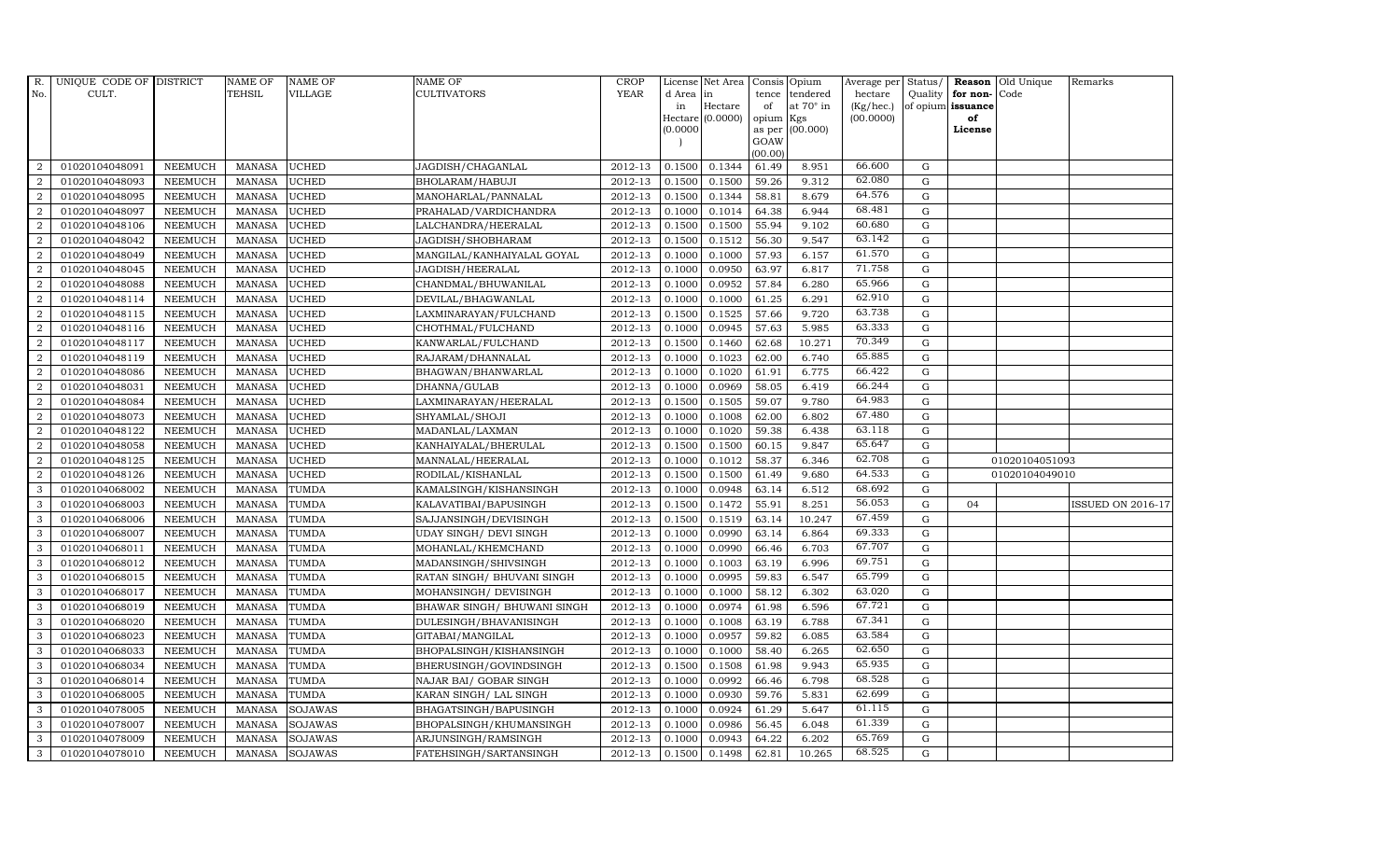| R. No. | UNIQUE CODE OF CULT. | DISTRICT | NAME OF TEHSIL | NAME OF VILLAGE | NAME OF CULTIVATORS | CROP YEAR | License d Area in Hectare (0.0000) | Net Area in Hectare (0.0000) | Consis tence of opium as per GOAW (00.00) | Opium tendered at 70° in Kgs (00.000) | Average per hectare (Kg/hec.) (00.0000) | Status/ Quality of opium | Reason for non-issuance of License | Old Unique Code | Remarks |
|---|---|---|---|---|---|---|---|---|---|---|---|---|---|---|---|
| 2 | 01020104048091 | NEEMUCH | MANASA | UCHED | JAGDISH/CHAGANLAL | 2012-13 | 0.1500 | 0.1344 | 61.49 | 8.951 | 66.600 | G | | | |
| 2 | 01020104048093 | NEEMUCH | MANASA | UCHED | BHOLARAM/HABUJI | 2012-13 | 0.1500 | 0.1500 | 59.26 | 9.312 | 62.080 | G | | | |
| 2 | 01020104048095 | NEEMUCH | MANASA | UCHED | MANOHARLAL/PANNALAL | 2012-13 | 0.1500 | 0.1344 | 58.81 | 8.679 | 64.576 | G | | | |
| 2 | 01020104048097 | NEEMUCH | MANASA | UCHED | PRAHALAD/VARDICHANDRA | 2012-13 | 0.1000 | 0.1014 | 64.38 | 6.944 | 68.481 | G | | | |
| 2 | 01020104048106 | NEEMUCH | MANASA | UCHED | LALCHANDRA/HEERALAL | 2012-13 | 0.1500 | 0.1500 | 55.94 | 9.102 | 60.680 | G | | | |
| 2 | 01020104048042 | NEEMUCH | MANASA | UCHED | JAGDISH/SHOBHARAM | 2012-13 | 0.1500 | 0.1512 | 56.30 | 9.547 | 63.142 | G | | | |
| 2 | 01020104048049 | NEEMUCH | MANASA | UCHED | MANGILAL/KANHAIYALAL GOYAL | 2012-13 | 0.1000 | 0.1000 | 57.93 | 6.157 | 61.570 | G | | | |
| 2 | 01020104048045 | NEEMUCH | MANASA | UCHED | JAGDISH/HEERALAL | 2012-13 | 0.1000 | 0.0950 | 63.97 | 6.817 | 71.758 | G | | | |
| 2 | 01020104048088 | NEEMUCH | MANASA | UCHED | CHANDMAL/BHUWANILAL | 2012-13 | 0.1000 | 0.0952 | 57.84 | 6.280 | 65.966 | G | | | |
| 2 | 01020104048114 | NEEMUCH | MANASA | UCHED | DEVILAL/BHAGWANLAL | 2012-13 | 0.1000 | 0.1000 | 61.25 | 6.291 | 62.910 | G | | | |
| 2 | 01020104048115 | NEEMUCH | MANASA | UCHED | LAXMINARAYAN/FULCHAND | 2012-13 | 0.1500 | 0.1525 | 57.66 | 9.720 | 63.738 | G | | | |
| 2 | 01020104048116 | NEEMUCH | MANASA | UCHED | CHOTHMAL/FULCHAND | 2012-13 | 0.1000 | 0.0945 | 57.63 | 5.985 | 63.333 | G | | | |
| 2 | 01020104048117 | NEEMUCH | MANASA | UCHED | KANWARLAL/FULCHAND | 2012-13 | 0.1500 | 0.1460 | 62.68 | 10.271 | 70.349 | G | | | |
| 2 | 01020104048119 | NEEMUCH | MANASA | UCHED | RAJARAM/DHANNALAL | 2012-13 | 0.1000 | 0.1023 | 62.00 | 6.740 | 65.885 | G | | | |
| 2 | 01020104048086 | NEEMUCH | MANASA | UCHED | BHAGWAN/BHANWARLAL | 2012-13 | 0.1000 | 0.1020 | 61.91 | 6.775 | 66.422 | G | | | |
| 2 | 01020104048031 | NEEMUCH | MANASA | UCHED | DHANNA/GULAB | 2012-13 | 0.1000 | 0.0969 | 58.05 | 6.419 | 66.244 | G | | | |
| 2 | 01020104048084 | NEEMUCH | MANASA | UCHED | LAXMINARAYAN/HEERALAL | 2012-13 | 0.1500 | 0.1505 | 59.07 | 9.780 | 64.983 | G | | | |
| 2 | 01020104048073 | NEEMUCH | MANASA | UCHED | SHYAMLAL/SHOJI | 2012-13 | 0.1000 | 0.1008 | 62.00 | 6.802 | 67.480 | G | | | |
| 2 | 01020104048122 | NEEMUCH | MANASA | UCHED | MADANLAL/LAXMAN | 2012-13 | 0.1000 | 0.1020 | 59.38 | 6.438 | 63.118 | G | | | |
| 2 | 01020104048058 | NEEMUCH | MANASA | UCHED | KANHAIYALAL/BHERULAL | 2012-13 | 0.1500 | 0.1500 | 60.15 | 9.847 | 65.647 | G | | | |
| 2 | 01020104048125 | NEEMUCH | MANASA | UCHED | MANNALAL/HEERALAL | 2012-13 | 0.1000 | 0.1012 | 58.37 | 6.346 | 62.708 | G | | 01020104051093 | |
| 2 | 01020104048126 | NEEMUCH | MANASA | UCHED | RODILAL/KISHANLAL | 2012-13 | 0.1500 | 0.1500 | 61.49 | 9.680 | 64.533 | G | | 01020104049010 | |
| 3 | 01020104068002 | NEEMUCH | MANASA | TUMDA | KAMALSINGH/KISHANSINGH | 2012-13 | 0.1000 | 0.0948 | 63.14 | 6.512 | 68.692 | G | | | |
| 3 | 01020104068003 | NEEMUCH | MANASA | TUMDA | KALAVATIBAI/BAPUSINGH | 2012-13 | 0.1500 | 0.1472 | 55.91 | 8.251 | 56.053 | G | 04 | | ISSUED ON 2016-17 |
| 3 | 01020104068006 | NEEMUCH | MANASA | TUMDA | SAJJANSINGH/DEVISINGH | 2012-13 | 0.1500 | 0.1519 | 63.14 | 10.247 | 67.459 | G | | | |
| 3 | 01020104068007 | NEEMUCH | MANASA | TUMDA | UDAY SINGH/ DEVI SINGH | 2012-13 | 0.1000 | 0.0990 | 63.14 | 6.864 | 69.333 | G | | | |
| 3 | 01020104068011 | NEEMUCH | MANASA | TUMDA | MOHANLAL/KHEMCHAND | 2012-13 | 0.1000 | 0.0990 | 66.46 | 6.703 | 67.707 | G | | | |
| 3 | 01020104068012 | NEEMUCH | MANASA | TUMDA | MADANSINGH/SHIVSINGH | 2012-13 | 0.1000 | 0.1003 | 63.19 | 6.996 | 69.751 | G | | | |
| 3 | 01020104068015 | NEEMUCH | MANASA | TUMDA | RATAN SINGH/ BHUVANI SINGH | 2012-13 | 0.1000 | 0.0995 | 59.83 | 6.547 | 65.799 | G | | | |
| 3 | 01020104068017 | NEEMUCH | MANASA | TUMDA | MOHANSINGH/ DEVISINGH | 2012-13 | 0.1000 | 0.1000 | 58.12 | 6.302 | 63.020 | G | | | |
| 3 | 01020104068019 | NEEMUCH | MANASA | TUMDA | BHAWAR SINGH/ BHUWANI SINGH | 2012-13 | 0.1000 | 0.0974 | 61.98 | 6.596 | 67.721 | G | | | |
| 3 | 01020104068020 | NEEMUCH | MANASA | TUMDA | DULESINGH/BHAVANISINGH | 2012-13 | 0.1000 | 0.1008 | 63.19 | 6.788 | 67.341 | G | | | |
| 3 | 01020104068023 | NEEMUCH | MANASA | TUMDA | GITABAI/MANGILAL | 2012-13 | 0.1000 | 0.0957 | 59.82 | 6.085 | 63.584 | G | | | |
| 3 | 01020104068033 | NEEMUCH | MANASA | TUMDA | BHOPALSINGH/KISHANSINGH | 2012-13 | 0.1000 | 0.1000 | 58.40 | 6.265 | 62.650 | G | | | |
| 3 | 01020104068034 | NEEMUCH | MANASA | TUMDA | BHERUSINGH/GOVINDSINGH | 2012-13 | 0.1500 | 0.1508 | 61.98 | 9.943 | 65.935 | G | | | |
| 3 | 01020104068014 | NEEMUCH | MANASA | TUMDA | NAJAR BAI/ GOBAR SINGH | 2012-13 | 0.1000 | 0.0992 | 66.46 | 6.798 | 68.528 | G | | | |
| 3 | 01020104068005 | NEEMUCH | MANASA | TUMDA | KARAN SINGH/ LAL SINGH | 2012-13 | 0.1000 | 0.0930 | 59.76 | 5.831 | 62.699 | G | | | |
| 3 | 01020104078005 | NEEMUCH | MANASA | SOJAWAS | BHAGATSINGH/BAPUSINGH | 2012-13 | 0.1000 | 0.0924 | 61.29 | 5.647 | 61.115 | G | | | |
| 3 | 01020104078007 | NEEMUCH | MANASA | SOJAWAS | BHOPALSINGH/KHUMANSINGH | 2012-13 | 0.1000 | 0.0986 | 56.45 | 6.048 | 61.339 | G | | | |
| 3 | 01020104078009 | NEEMUCH | MANASA | SOJAWAS | ARJUNSINGH/RAMSINGH | 2012-13 | 0.1000 | 0.0943 | 64.22 | 6.202 | 65.769 | G | | | |
| 3 | 01020104078010 | NEEMUCH | MANASA | SOJAWAS | FATEHSINGH/SARTANSINGH | 2012-13 | 0.1500 | 0.1498 | 62.81 | 10.265 | 68.525 | G | | | |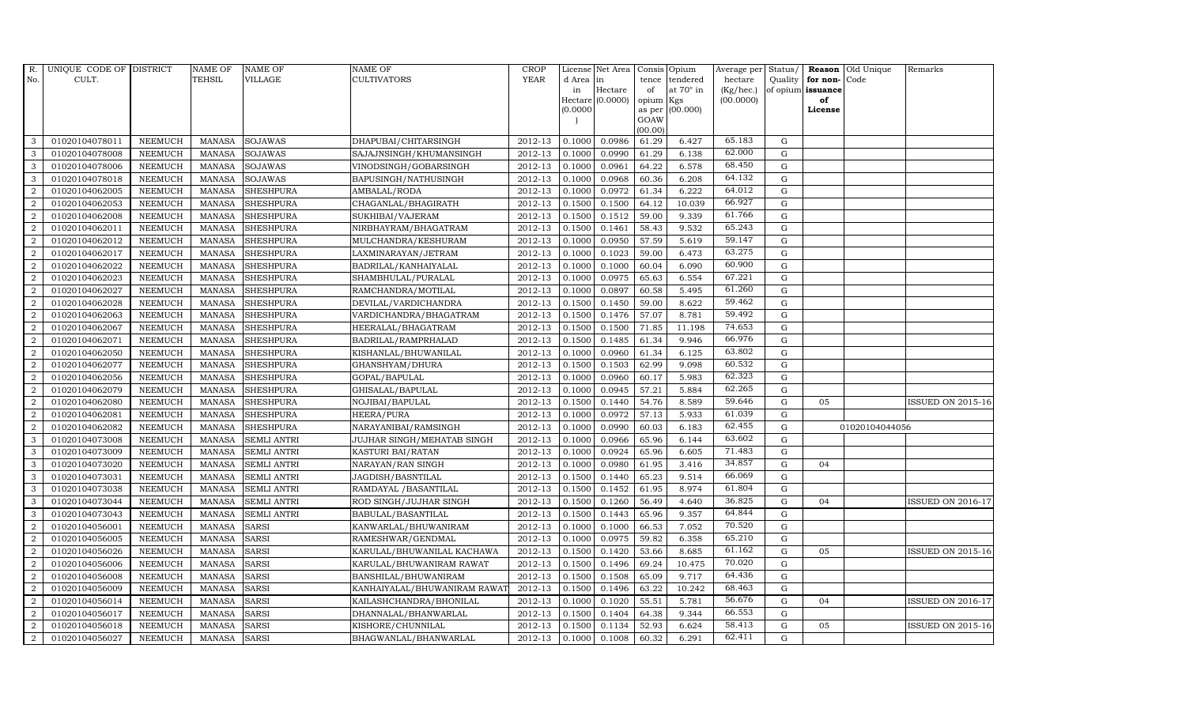| R. No. | UNIQUE CODE OF CULT. | DISTRICT | NAME OF TEHSIL | NAME OF VILLAGE | NAME OF CULTIVATORS | CROP YEAR | License d Area in Hectare (0.0000) | Net Area in Hectare (0.0000) | Consis tence of opium as per GOAW (00.00) | Opium tendered at 70° in Kgs (00.000) | Average per hectare (Kg/hec.) (00.0000) | Status/ Quality of opium | Reason for non-issuance of License | Old Unique Code | Remarks |
|---|---|---|---|---|---|---|---|---|---|---|---|---|---|---|---|
| 3 | 01020104078011 | NEEMUCH | MANASA | SOJAWAS | DHAPUBAI/CHITARSINGH | 2012-13 | 0.1000 | 0.0986 | 61.29 | 6.427 | 65.183 | G | | | |
| 3 | 01020104078008 | NEEMUCH | MANASA | SOJAWAS | SAJAJNSINGH/KHUMANSINGH | 2012-13 | 0.1000 | 0.0990 | 61.29 | 6.138 | 62.000 | G | | | |
| 3 | 01020104078006 | NEEMUCH | MANASA | SOJAWAS | VINODSINGH/GOBARSINGH | 2012-13 | 0.1000 | 0.0961 | 64.22 | 6.578 | 68.450 | G | | | |
| 3 | 01020104078018 | NEEMUCH | MANASA | SOJAWAS | BAPUSINGH/NATHUSINGH | 2012-13 | 0.1000 | 0.0968 | 60.36 | 6.208 | 64.132 | G | | | |
| 2 | 01020104062005 | NEEMUCH | MANASA | SHESHPURA | AMBALAL/RODA | 2012-13 | 0.1000 | 0.0972 | 61.34 | 6.222 | 64.012 | G | | | |
| 2 | 01020104062053 | NEEMUCH | MANASA | SHESHPURA | CHAGANLAL/BHAGIRATH | 2012-13 | 0.1500 | 0.1500 | 64.12 | 10.039 | 66.927 | G | | | |
| 2 | 01020104062008 | NEEMUCH | MANASA | SHESHPURA | SUKHIBAI/VAJERAM | 2012-13 | 0.1500 | 0.1512 | 59.00 | 9.339 | 61.766 | G | | | |
| 2 | 01020104062011 | NEEMUCH | MANASA | SHESHPURA | NIRBHAYRAM/BHAGATRAM | 2012-13 | 0.1500 | 0.1461 | 58.43 | 9.532 | 65.243 | G | | | |
| 2 | 01020104062012 | NEEMUCH | MANASA | SHESHPURA | MULCHANDRA/KESHURAM | 2012-13 | 0.1000 | 0.0950 | 57.59 | 5.619 | 59.147 | G | | | |
| 2 | 01020104062017 | NEEMUCH | MANASA | SHESHPURA | LAXMINARAYAN/JETRAM | 2012-13 | 0.1000 | 0.1023 | 59.00 | 6.473 | 63.275 | G | | | |
| 2 | 01020104062022 | NEEMUCH | MANASA | SHESHPURA | BADRILAL/KANHAIYALAL | 2012-13 | 0.1000 | 0.1000 | 60.04 | 6.090 | 60.900 | G | | | |
| 2 | 01020104062023 | NEEMUCH | MANASA | SHESHPURA | SHAMBHULAL/PURALAL | 2012-13 | 0.1000 | 0.0975 | 65.63 | 6.554 | 67.221 | G | | | |
| 2 | 01020104062027 | NEEMUCH | MANASA | SHESHPURA | RAMCHANDRA/MOTILAL | 2012-13 | 0.1000 | 0.0897 | 60.58 | 5.495 | 61.260 | G | | | |
| 2 | 01020104062028 | NEEMUCH | MANASA | SHESHPURA | DEVILAL/VARDICHANDRA | 2012-13 | 0.1500 | 0.1450 | 59.00 | 8.622 | 59.462 | G | | | |
| 2 | 01020104062063 | NEEMUCH | MANASA | SHESHPURA | VARDICHANDRA/BHAGATRAM | 2012-13 | 0.1500 | 0.1476 | 57.07 | 8.781 | 59.492 | G | | | |
| 2 | 01020104062067 | NEEMUCH | MANASA | SHESHPURA | HEERALAL/BHAGATRAM | 2012-13 | 0.1500 | 0.1500 | 71.85 | 11.198 | 74.653 | G | | | |
| 2 | 01020104062071 | NEEMUCH | MANASA | SHESHPURA | BADRILAL/RAMPRHALAD | 2012-13 | 0.1500 | 0.1485 | 61.34 | 9.946 | 66.976 | G | | | |
| 2 | 01020104062050 | NEEMUCH | MANASA | SHESHPURA | KISHANLAL/BHUWANILAL | 2012-13 | 0.1000 | 0.0960 | 61.34 | 6.125 | 63.802 | G | | | |
| 2 | 01020104062077 | NEEMUCH | MANASA | SHESHPURA | GHANSHYAM/DHURA | 2012-13 | 0.1500 | 0.1503 | 62.99 | 9.098 | 60.532 | G | | | |
| 2 | 01020104062056 | NEEMUCH | MANASA | SHESHPURA | GOPAL/BAPULAL | 2012-13 | 0.1000 | 0.0960 | 60.17 | 5.983 | 62.323 | G | | | |
| 2 | 01020104062079 | NEEMUCH | MANASA | SHESHPURA | GHISALAL/BAPULAL | 2012-13 | 0.1000 | 0.0945 | 57.21 | 5.884 | 62.265 | G | | | |
| 2 | 01020104062080 | NEEMUCH | MANASA | SHESHPURA | NOJIBAI/BAPULAL | 2012-13 | 0.1500 | 0.1440 | 54.76 | 8.589 | 59.646 | G | 05 | | ISSUED ON 2015-16 |
| 2 | 01020104062081 | NEEMUCH | MANASA | SHESHPURA | HEERA/PURA | 2012-13 | 0.1000 | 0.0972 | 57.13 | 5.933 | 61.039 | G | | | |
| 2 | 01020104062082 | NEEMUCH | MANASA | SHESHPURA | NARAYANIBAI/RAMSINGH | 2012-13 | 0.1000 | 0.0990 | 60.03 | 6.183 | 62.455 | G | | 01020104044056 | |
| 3 | 01020104073008 | NEEMUCH | MANASA | SEMLI ANTRI | JUJHAR SINGH/MEHATAB SINGH | 2012-13 | 0.1000 | 0.0966 | 65.96 | 6.144 | 63.602 | G | | | |
| 3 | 01020104073009 | NEEMUCH | MANASA | SEMLI ANTRI | KASTURI BAI/RATAN | 2012-13 | 0.1000 | 0.0924 | 65.96 | 6.605 | 71.483 | G | | | |
| 3 | 01020104073020 | NEEMUCH | MANASA | SEMLI ANTRI | NARAYAN/RAN SINGH | 2012-13 | 0.1000 | 0.0980 | 61.95 | 3.416 | 34.857 | G | 04 | | |
| 3 | 01020104073031 | NEEMUCH | MANASA | SEMLI ANTRI | JAGDISH/BASNTILAL | 2012-13 | 0.1500 | 0.1440 | 65.23 | 9.514 | 66.069 | G | | | |
| 3 | 01020104073038 | NEEMUCH | MANASA | SEMLI ANTRI | RAMDAYAL /BASANTILAL | 2012-13 | 0.1500 | 0.1452 | 61.95 | 8.974 | 61.804 | G | | | |
| 3 | 01020104073044 | NEEMUCH | MANASA | SEMLI ANTRI | ROD SINGH/JUJHAR SINGH | 2012-13 | 0.1500 | 0.1260 | 56.49 | 4.640 | 36.825 | G | 04 | | ISSUED ON 2016-17 |
| 3 | 01020104073043 | NEEMUCH | MANASA | SEMLI ANTRI | BABULAL/BASANTILAL | 2012-13 | 0.1500 | 0.1443 | 65.96 | 9.357 | 64.844 | G | | | |
| 2 | 01020104056001 | NEEMUCH | MANASA | SARSI | KANWARLAL/BHUWANIRAM | 2012-13 | 0.1000 | 0.1000 | 66.53 | 7.052 | 70.520 | G | | | |
| 2 | 01020104056005 | NEEMUCH | MANASA | SARSI | RAMESHWAR/GENDMAL | 2012-13 | 0.1000 | 0.0975 | 59.82 | 6.358 | 65.210 | G | | | |
| 2 | 01020104056026 | NEEMUCH | MANASA | SARSI | KARULAL/BHUWANILAL KACHAWA | 2012-13 | 0.1500 | 0.1420 | 53.66 | 8.685 | 61.162 | G | 05 | | ISSUED ON 2015-16 |
| 2 | 01020104056006 | NEEMUCH | MANASA | SARSI | KARULAL/BHUWANIRAM RAWAT | 2012-13 | 0.1500 | 0.1496 | 69.24 | 10.475 | 70.020 | G | | | |
| 2 | 01020104056008 | NEEMUCH | MANASA | SARSI | BANSHILAL/BHUWANIRAM | 2012-13 | 0.1500 | 0.1508 | 65.09 | 9.717 | 64.436 | G | | | |
| 2 | 01020104056009 | NEEMUCH | MANASA | SARSI | KANHAIYALAL/BHUWANIRAM RAWAT | 2012-13 | 0.1500 | 0.1496 | 63.22 | 10.242 | 68.463 | G | | | |
| 2 | 01020104056014 | NEEMUCH | MANASA | SARSI | KAILASHCHANDRA/BHONILAL | 2012-13 | 0.1000 | 0.1020 | 55.51 | 5.781 | 56.676 | G | 04 | | ISSUED ON 2016-17 |
| 2 | 01020104056017 | NEEMUCH | MANASA | SARSI | DHANNALAL/BHANWARLAL | 2012-13 | 0.1500 | 0.1404 | 64.38 | 9.344 | 66.553 | G | | | |
| 2 | 01020104056018 | NEEMUCH | MANASA | SARSI | KISHORE/CHUNNILAL | 2012-13 | 0.1500 | 0.1134 | 52.93 | 6.624 | 58.413 | G | 05 | | ISSUED ON 2015-16 |
| 2 | 01020104056027 | NEEMUCH | MANASA | SARSI | BHAGWANLAL/BHANWARLAL | 2012-13 | 0.1000 | 0.1008 | 60.32 | 6.291 | 62.411 | G | | | |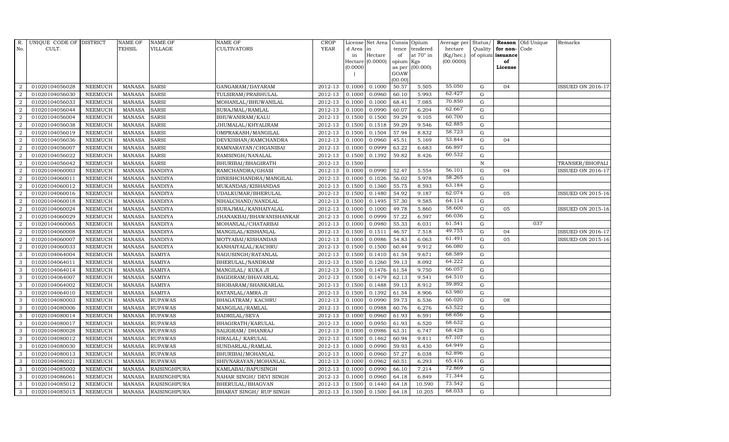| R. No. | UNIQUE CODE OF CULT. | DISTRICT | NAME OF TEHSIL | NAME OF VILLAGE | NAME OF CULTIVATORS | CROP YEAR | License d Area in Hectare (0.0000) | Net Area in Hectare (0.0000) | Consis tence of opium as per GOAW (00.00) | Opium tendered at 70° in Kgs (00.000) | Average per hectare (Kg/hec.) (00.0000) | Status/ Quality of opium | Reason for non-issuance of License | Old Unique Code | Remarks |
|---|---|---|---|---|---|---|---|---|---|---|---|---|---|---|---|
| 2 | 01020104056028 | NEEMUCH | MANASA | SARSI | GANGARAM/DAYARAM | 2012-13 | 0.1000 | 0.1000 | 50.57 | 5.505 | 55.050 | G | 04 | | ISSUED ON 2016-17 |
| 2 | 01020104056030 | NEEMUCH | MANASA | SARSI | TULSIRAM/PRABHULAL | 2012-13 | 0.1000 | 0.0960 | 60.10 | 5.993 | 62.427 | G | | | |
| 2 | 01020104056033 | NEEMUCH | MANASA | SARSI | MOHANLAL/BHUWANILAL | 2012-13 | 0.1000 | 0.1000 | 68.41 | 7.085 | 70.850 | G | | | |
| 2 | 01020104056044 | NEEMUCH | MANASA | SARSI | SURAJMAL/RAMLAL | 2012-13 | 0.1000 | 0.0990 | 60.07 | 6.204 | 62.667 | G | | | |
| 2 | 01020104056004 | NEEMUCH | MANASA | SARSI | BHUWANIRAM/KALU | 2012-13 | 0.1500 | 0.1500 | 59.29 | 9.105 | 60.700 | G | | | |
| 2 | 01020104056038 | NEEMUCH | MANASA | SARSI | JHUMALAL/KHYALIRAM | 2012-13 | 0.1500 | 0.1518 | 59.29 | 9.546 | 62.885 | G | | | |
| 2 | 01020104056019 | NEEMUCH | MANASA | SARSI | OMPRAKASH/MANGILAL | 2012-13 | 0.1500 | 0.1504 | 57.94 | 8.832 | 58.723 | G | | | |
| 2 | 01020104056036 | NEEMUCH | MANASA | SARSI | DEVKISHAN/RAMCHANDRA | 2012-13 | 0.1000 | 0.0960 | 45.51 | 5.169 | 53.844 | G | 04 | | |
| 2 | 01020104056007 | NEEMUCH | MANASA | SARSI | RAMNARAYAN/CHGANIBAI | 2012-13 | 0.1000 | 0.0999 | 63.22 | 6.683 | 66.897 | G | | | |
| 2 | 01020104056022 | NEEMUCH | MANASA | SARSI | RAMSINGH/NANALAL | 2012-13 | 0.1500 | 0.1392 | 59.82 | 8.426 | 60.532 | G | | | |
| 2 | 01020104056042 | NEEMUCH | MANASA | SARSI | BHURIBAI/BHAGIRATH | 2012-13 | 0.1500 | | | | | N | | | TRANSER/BHOPALI |
| 2 | 01020104060003 | NEEMUCH | MANASA | SANDIYA | RAMCHANDRA/GHASI | 2012-13 | 0.1000 | 0.0990 | 52.47 | 5.554 | 56.101 | G | 04 | | ISSUED ON 2016-17 |
| 2 | 01020104060011 | NEEMUCH | MANASA | SANDIYA | DINESHCHANDRA/MANGILAL | 2012-13 | 0.1000 | 0.1026 | 56.02 | 5.978 | 58.265 | G | | | |
| 2 | 01020104060012 | NEEMUCH | MANASA | SANDIYA | MUKANDAS/KISHANDAS | 2012-13 | 0.1500 | 0.1360 | 55.75 | 8.593 | 63.184 | G | | | |
| 2 | 01020104060016 | NEEMUCH | MANASA | SANDIYA | UDALKUMAR/BHERULAL | 2012-13 | 0.1500 | 0.1480 | 54.92 | 9.187 | 62.074 | G | 05 | | ISSUED ON 2015-16 |
| 2 | 01020104060018 | NEEMUCH | MANASA | SANDIYA | NIHALCHAND/NANDLAL | 2012-13 | 0.1500 | 0.1495 | 57.30 | 9.585 | 64.114 | G | | | |
| 2 | 01020104060024 | NEEMUCH | MANASA | SANDIYA | SURAJMAL/KANHAIYALAL | 2012-13 | 0.1000 | 0.1000 | 49.78 | 5.860 | 58.600 | G | 05 | | ISSUED ON 2015-16 |
| 2 | 01020104060029 | NEEMUCH | MANASA | SANDIYA | JHANAKBAI/BHAWANISHANKAR | 2012-13 | 0.1000 | 0.0999 | 57.22 | 6.597 | 66.036 | G | | | |
| 2 | 01020104060065 | NEEMUCH | MANASA | SANDIYA | MOHANLAL/CHATARBAI | 2012-13 | 0.1000 | 0.0980 | 55.33 | 6.031 | 61.541 | G | | 037 | |
| 2 | 01020104060008 | NEEMUCH | MANASA | SANDIYA | MANGILAL/KISHANLAL | 2012-13 | 0.1500 | 0.1511 | 46.57 | 7.518 | 49.755 | G | 04 | | ISSUED ON 2016-17 |
| 2 | 01020104060007 | NEEMUCH | MANASA | SANDIYA | MOTYABAI/KISHANDAS | 2012-13 | 0.1000 | 0.0986 | 54.83 | 6.063 | 61.491 | G | 05 | | ISSUED ON 2015-16 |
| 2 | 01020104060033 | NEEMUCH | MANASA | SANDIYA | KANHAIYALAL/KACHRU | 2012-13 | 0.1500 | 0.1500 | 60.44 | 9.912 | 66.080 | G | | | |
| 3 | 01020104064004 | NEEMUCH | MANASA | SAMIYA | NAGUSINGH/RATANLAL | 2012-13 | 0.1500 | 0.1410 | 61.54 | 9.671 | 68.589 | G | | | |
| 3 | 01020104064011 | NEEMUCH | MANASA | SAMIYA | BHERULAL/NANDRAM | 2012-13 | 0.1500 | 0.1260 | 59.13 | 8.092 | 64.222 | G | | | |
| 3 | 01020104064014 | NEEMUCH | MANASA | SAMIYA | MANGILAL/ KUKA JI | 2012-13 | 0.1500 | 0.1476 | 61.54 | 9.750 | 66.057 | G | | | |
| 3 | 01020104064007 | NEEMUCH | MANASA | SAMIYA | BAGDIRAM/BHAVARLAL | 2012-13 | 0.1500 | 0.1479 | 62.13 | 9.541 | 64.510 | G | | | |
| 3 | 01020104064002 | NEEMUCH | MANASA | SAMIYA | SHOBARAM/SHANKARLAL | 2012-13 | 0.1500 | 0.1488 | 59.13 | 8.912 | 59.892 | G | | | |
| 3 | 01020104064010 | NEEMUCH | MANASA | SAMIYA | RATANLAL/AMRA JI | 2012-13 | 0.1500 | 0.1392 | 61.54 | 8.906 | 63.980 | G | | | |
| 3 | 01020104080003 | NEEMUCH | MANASA | RUPAWAS | BHAGATRAM/ KACHRU | 2012-13 | 0.1000 | 0.0990 | 59.73 | 6.536 | 66.020 | G | 08 | | |
| 3 | 01020104080006 | NEEMUCH | MANASA | RUPAWAS | MANGILAL/RAMLAL | 2012-13 | 0.1000 | 0.0988 | 60.76 | 6.276 | 63.522 | G | | | |
| 3 | 01020104080014 | NEEMUCH | MANASA | RUPAWAS | BADRILAL/SEVA | 2012-13 | 0.1000 | 0.0960 | 61.93 | 6.591 | 68.656 | G | | | |
| 3 | 01020104080017 | NEEMUCH | MANASA | RUPAWAS | BHAGIRATH/KARULAL | 2012-13 | 0.1000 | 0.0950 | 61.93 | 6.520 | 68.632 | G | | | |
| 3 | 01020104080028 | NEEMUCH | MANASA | RUPAWAS | SALIGRAM/ DHANRAJ | 2012-13 | 0.1000 | 0.0986 | 63.31 | 6.747 | 68.428 | G | | | |
| 3 | 01020104080012 | NEEMUCH | MANASA | RUPAWAS | HIRALAL/ KARULAL | 2012-13 | 0.1500 | 0.1462 | 60.94 | 9.811 | 67.107 | G | | | |
| 3 | 01020104080030 | NEEMUCH | MANASA | RUPAWAS | SUNDARLAL/RAMLAL | 2012-13 | 0.1000 | 0.0990 | 59.93 | 6.430 | 64.949 | G | | | |
| 3 | 01020104080013 | NEEMUCH | MANASA | RUPAWAS | BHURIBAI/MOHANLAL | 2012-13 | 0.1000 | 0.0960 | 57.27 | 6.038 | 62.896 | G | | | |
| 3 | 01020104080021 | NEEMUCH | MANASA | RUPAWAS | SHIVNARAYAN/MOHANLAL | 2012-13 | 0.1000 | 0.0962 | 60.51 | 6.293 | 65.416 | G | | | |
| 3 | 01020104085002 | NEEMUCH | MANASA | RAISINGHPURA | KAMLABAI/BAPUSINGH | 2012-13 | 0.1000 | 0.0990 | 66.10 | 7.214 | 72.869 | G | | | |
| 3 | 01020104086061 | NEEMUCH | MANASA | RAISINGHPURA | NAHAR SINGH/ DEVI SINGH | 2012-13 | 0.1000 | 0.0960 | 64.18 | 6.849 | 71.344 | G | | | |
| 3 | 01020104085012 | NEEMUCH | MANASA | RAISINGHPURA | BHERULAL/BHAGVAN | 2012-13 | 0.1500 | 0.1440 | 64.18 | 10.590 | 73.542 | G | | | |
| 3 | 01020104085015 | NEEMUCH | MANASA | RAISINGHPURA | BHARAT SINGH/ RUP SINGH | 2012-13 | 0.1500 | 0.1500 | 64.18 | 10.205 | 68.033 | G | | | |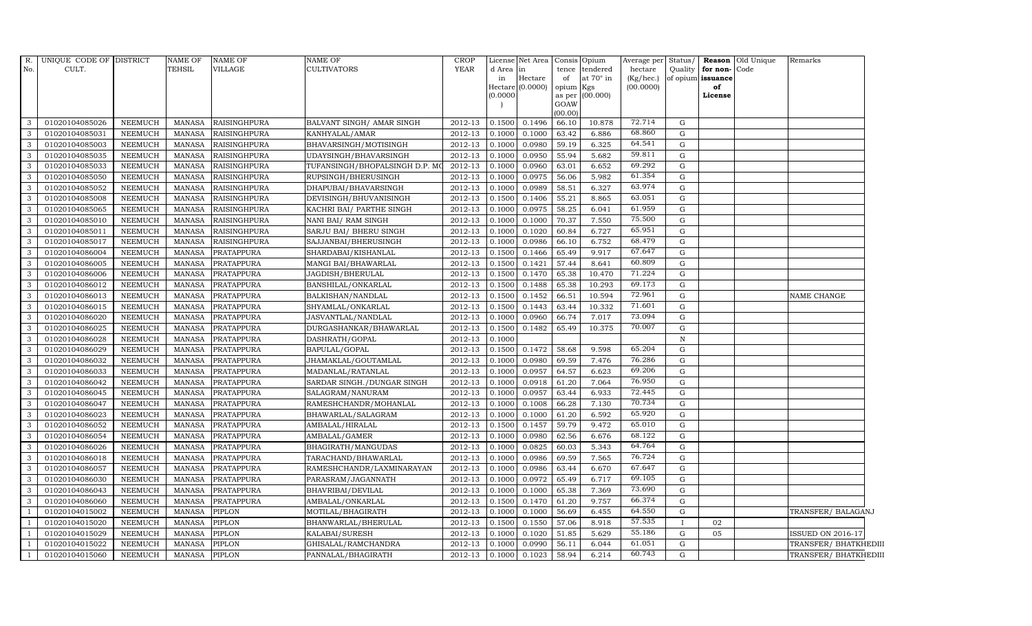| R. No. | UNIQUE CODE OF CULT. | DISTRICT | NAME OF TEHSIL | NAME OF VILLAGE | NAME OF CULTIVATORS | CROP YEAR | License d Area in Hectare (0.0000) | Net Area in Hectare (0.0000) | Consis tence of opium as per GOAW (00.00) | Opium tendered at 70° in Kgs (00.000) | Average per hectare (Kg/hec.) (00.0000) | Status/ Quality of opium | Reason for non-issuance of License | Old Unique Code | Remarks |
|---|---|---|---|---|---|---|---|---|---|---|---|---|---|---|---|
| 3 | 01020104085026 | NEEMUCH | MANASA | RAISINGHPURA | BALVANT SINGH/ AMAR SINGH | 2012-13 | 0.1500 | 0.1496 | 66.10 | 10.878 | 72.714 | G | | | |
| 3 | 01020104085031 | NEEMUCH | MANASA | RAISINGHPURA | KANHYALAL/AMAR | 2012-13 | 0.1000 | 0.1000 | 63.42 | 6.886 | 68.860 | G | | | |
| 3 | 01020104085003 | NEEMUCH | MANASA | RAISINGHPURA | BHAVARSINGH/MOTISINGH | 2012-13 | 0.1000 | 0.0980 | 59.19 | 6.325 | 64.541 | G | | | |
| 3 | 01020104085035 | NEEMUCH | MANASA | RAISINGHPURA | UDAYSINGH/BHAVARSINGH | 2012-13 | 0.1000 | 0.0950 | 55.94 | 5.682 | 59.811 | G | | | |
| 3 | 01020104085033 | NEEMUCH | MANASA | RAISINGHPURA | TUFANSINGH/BHOPALSINGH D.P. MC | 2012-13 | 0.1000 | 0.0960 | 63.01 | 6.652 | 69.292 | G | | | |
| 3 | 01020104085050 | NEEMUCH | MANASA | RAISINGHPURA | RUPSINGH/BHERUSINGH | 2012-13 | 0.1000 | 0.0975 | 56.06 | 5.982 | 61.354 | G | | | |
| 3 | 01020104085052 | NEEMUCH | MANASA | RAISINGHPURA | DHAPUBAI/BHAVARSINGH | 2012-13 | 0.1000 | 0.0989 | 58.51 | 6.327 | 63.974 | G | | | |
| 3 | 01020104085008 | NEEMUCH | MANASA | RAISINGHPURA | DEVISINGH/BHUVANISINGH | 2012-13 | 0.1500 | 0.1406 | 55.21 | 8.865 | 63.051 | G | | | |
| 3 | 01020104085065 | NEEMUCH | MANASA | RAISINGHPURA | KACHRI BAI/ PARTHE SINGH | 2012-13 | 0.1000 | 0.0975 | 58.25 | 6.041 | 61.959 | G | | | |
| 3 | 01020104085010 | NEEMUCH | MANASA | RAISINGHPURA | NANI BAI/ RAM SINGH | 2012-13 | 0.1000 | 0.1000 | 70.37 | 7.550 | 75.500 | G | | | |
| 3 | 01020104085011 | NEEMUCH | MANASA | RAISINGHPURA | SARJU BAI/ BHERU SINGH | 2012-13 | 0.1000 | 0.1020 | 60.84 | 6.727 | 65.951 | G | | | |
| 3 | 01020104085017 | NEEMUCH | MANASA | RAISINGHPURA | SAJJANBAI/BHERUSINGH | 2012-13 | 0.1000 | 0.0986 | 66.10 | 6.752 | 68.479 | G | | | |
| 3 | 01020104086004 | NEEMUCH | MANASA | PRATAPPURA | SHARDABAI/KISHANLAL | 2012-13 | 0.1500 | 0.1466 | 65.49 | 9.917 | 67.647 | G | | | |
| 3 | 01020104086005 | NEEMUCH | MANASA | PRATAPPURA | MANGI BAI/BHAWARLAL | 2012-13 | 0.1500 | 0.1421 | 57.44 | 8.641 | 60.809 | G | | | |
| 3 | 01020104086006 | NEEMUCH | MANASA | PRATAPPURA | JAGDISH/BHERULAL | 2012-13 | 0.1500 | 0.1470 | 65.38 | 10.470 | 71.224 | G | | | |
| 3 | 01020104086012 | NEEMUCH | MANASA | PRATAPPURA | BANSHILAL/ONKARLAL | 2012-13 | 0.1500 | 0.1488 | 65.38 | 10.293 | 69.173 | G | | | |
| 3 | 01020104086013 | NEEMUCH | MANASA | PRATAPPURA | BALKISHAN/NANDLAL | 2012-13 | 0.1500 | 0.1452 | 66.51 | 10.594 | 72.961 | G | | | NAME CHANGE |
| 3 | 01020104086015 | NEEMUCH | MANASA | PRATAPPURA | SHYAMLAL/ONKARLAL | 2012-13 | 0.1500 | 0.1443 | 63.44 | 10.332 | 71.601 | G | | | |
| 3 | 01020104086020 | NEEMUCH | MANASA | PRATAPPURA | JASVANTLAL/NANDLAL | 2012-13 | 0.1000 | 0.0960 | 66.74 | 7.017 | 73.094 | G | | | |
| 3 | 01020104086025 | NEEMUCH | MANASA | PRATAPPURA | DURGASHANKAR/BHAWARLAL | 2012-13 | 0.1500 | 0.1482 | 65.49 | 10.375 | 70.007 | G | | | |
| 3 | 01020104086028 | NEEMUCH | MANASA | PRATAPPURA | DASHRATH/GOPAL | 2012-13 | 0.1000 | | | | | N | | | |
| 3 | 01020104086029 | NEEMUCH | MANASA | PRATAPPURA | BAPULAL/GOPAL | 2012-13 | 0.1500 | 0.1472 | 58.68 | 9.598 | 65.204 | G | | | |
| 3 | 01020104086032 | NEEMUCH | MANASA | PRATAPPURA | JHAMAKLAL/GOUTAMLAL | 2012-13 | 0.1000 | 0.0980 | 69.59 | 7.476 | 76.286 | G | | | |
| 3 | 01020104086033 | NEEMUCH | MANASA | PRATAPPURA | MADANLAL/RATANLAL | 2012-13 | 0.1000 | 0.0957 | 64.57 | 6.623 | 69.206 | G | | | |
| 3 | 01020104086042 | NEEMUCH | MANASA | PRATAPPURA | SARDAR SINGH./DUNGAR SINGH | 2012-13 | 0.1000 | 0.0918 | 61.20 | 7.064 | 76.950 | G | | | |
| 3 | 01020104086045 | NEEMUCH | MANASA | PRATAPPURA | SALAGRAM/NANURAM | 2012-13 | 0.1000 | 0.0957 | 63.44 | 6.933 | 72.445 | G | | | |
| 3 | 01020104086047 | NEEMUCH | MANASA | PRATAPPURA | RAMESHCHANDR/MOHANLAL | 2012-13 | 0.1000 | 0.1008 | 66.28 | 7.130 | 70.734 | G | | | |
| 3 | 01020104086023 | NEEMUCH | MANASA | PRATAPPURA | BHAWARLAL/SALAGRAM | 2012-13 | 0.1000 | 0.1000 | 61.20 | 6.592 | 65.920 | G | | | |
| 3 | 01020104086052 | NEEMUCH | MANASA | PRATAPPURA | AMBALAL/HIRALAL | 2012-13 | 0.1500 | 0.1457 | 59.79 | 9.472 | 65.010 | G | | | |
| 3 | 01020104086054 | NEEMUCH | MANASA | PRATAPPURA | AMBALAL/GAMER | 2012-13 | 0.1000 | 0.0980 | 62.56 | 6.676 | 68.122 | G | | | |
| 3 | 01020104086026 | NEEMUCH | MANASA | PRATAPPURA | BHAGIRATH/MANGUDAS | 2012-13 | 0.1000 | 0.0825 | 60.03 | 5.343 | 64.764 | G | | | |
| 3 | 01020104086018 | NEEMUCH | MANASA | PRATAPPURA | TARACHAND/BHAWARLAL | 2012-13 | 0.1000 | 0.0986 | 69.59 | 7.565 | 76.724 | G | | | |
| 3 | 01020104086057 | NEEMUCH | MANASA | PRATAPPURA | RAMESHCHANDR/LAXMINARAYAN | 2012-13 | 0.1000 | 0.0986 | 63.44 | 6.670 | 67.647 | G | | | |
| 3 | 01020104086030 | NEEMUCH | MANASA | PRATAPPURA | PARASRAM/JAGANNATH | 2012-13 | 0.1000 | 0.0972 | 65.49 | 6.717 | 69.105 | G | | | |
| 3 | 01020104086043 | NEEMUCH | MANASA | PRATAPPURA | BHAVRIBAI/DEVILAL | 2012-13 | 0.1000 | 0.1000 | 65.38 | 7.369 | 73.690 | G | | | |
| 3 | 01020104086060 | NEEMUCH | MANASA | PRATAPPURA | AMBALAL/ONKARLAL | 2012-13 | 0.1500 | 0.1470 | 61.20 | 9.757 | 66.374 | G | | | |
| 1 | 01020104015002 | NEEMUCH | MANASA | PIPLON | MOTILAL/BHAGIRATH | 2012-13 | 0.1000 | 0.1000 | 56.69 | 6.455 | 64.550 | G | | | TRANSFER/ BALAGANJ |
| 1 | 01020104015020 | NEEMUCH | MANASA | PIPLON | BHANWARLAL/BHERULAL | 2012-13 | 0.1500 | 0.1550 | 57.06 | 8.918 | 57.535 | I | 02 | | |
| 1 | 01020104015029 | NEEMUCH | MANASA | PIPLON | KALABAI/SURESH | 2012-13 | 0.1000 | 0.1020 | 51.85 | 5.629 | 55.186 | G | 05 | | ISSUED ON 2016-17 |
| 1 | 01020104015022 | NEEMUCH | MANASA | PIPLON | GHISALAL/RAMCHANDRA | 2012-13 | 0.1000 | 0.0990 | 56.11 | 6.044 | 61.051 | G | | | TRANSFER/ BHATKHEDIII |
| 1 | 01020104015060 | NEEMUCH | MANASA | PIPLON | PANNALAL/BHAGIRATH | 2012-13 | 0.1000 | 0.1023 | 58.94 | 6.214 | 60.743 | G | | | TRANSFER/ BHATKHEDIII |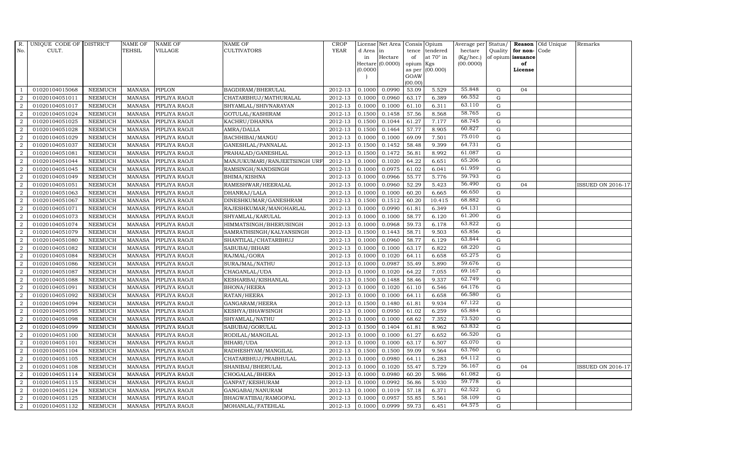| R. No. | UNIQUE CODE OF CULT. | DISTRICT | NAME OF TEHSIL | NAME OF VILLAGE | NAME OF CULTIVATORS | CROP YEAR | License d Area in Hectare (0.0000) | Net Area in Hectare (0.0000) | Consis tence of opium as per GOAW (00.00) | Opium tendered at 70° in Kgs (00.000) | Average per hectare (Kg/hec.) (00.0000) | Status/ Quality of opium | Reason for non-issuance of License | Old Unique Code | Remarks |
|---|---|---|---|---|---|---|---|---|---|---|---|---|---|---|---|
| 1 | 01020104015068 | NEEMUCH | MANASA | PIPLON | BAGDIRAM/BHERULAL | 2012-13 | 0.1000 | 0.0990 | 53.09 | 5.529 | 55.848 | G | 04 | | |
| 2 | 01020104051011 | NEEMUCH | MANASA | PIPLIYA RAOJI | CHATARBHUJ/MATHURALAL | 2012-13 | 0.1000 | 0.0960 | 63.17 | 6.389 | 66.552 | G | | | |
| 2 | 01020104051017 | NEEMUCH | MANASA | PIPLIYA RAOJI | SHYAMLAL/SHIVNARAYAN | 2012-13 | 0.1000 | 0.1000 | 61.10 | 6.311 | 63.110 | G | | | |
| 2 | 01020104051024 | NEEMUCH | MANASA | PIPLIYA RAOJI | GOTULAL/KASHIRAM | 2012-13 | 0.1500 | 0.1458 | 57.56 | 8.568 | 58.765 | G | | | |
| 2 | 01020104051025 | NEEMUCH | MANASA | PIPLIYA RAOJI | KACHRU/DHANNA | 2012-13 | 0.1500 | 0.1044 | 61.27 | 7.177 | 68.745 | G | | | |
| 2 | 01020104051028 | NEEMUCH | MANASA | PIPLIYA RAOJI | AMRA/DALLA | 2012-13 | 0.1500 | 0.1464 | 57.77 | 8.905 | 60.827 | G | | | |
| 2 | 01020104051029 | NEEMUCH | MANASA | PIPLIYA RAOJI | BACHHIBAI/MANGU | 2012-13 | 0.1000 | 0.1000 | 69.09 | 7.501 | 75.010 | G | | | |
| 2 | 01020104051037 | NEEMUCH | MANASA | PIPLIYA RAOJI | GANESHLAL/PANNALAL | 2012-13 | 0.1500 | 0.1452 | 58.48 | 9.399 | 64.731 | G | | | |
| 2 | 01020104051081 | NEEMUCH | MANASA | PIPLIYA RAOJI | PRAHALAD/GANESHLAL | 2012-13 | 0.1500 | 0.1472 | 56.81 | 8.992 | 61.087 | G | | | |
| 2 | 01020104051044 | NEEMUCH | MANASA | PIPLIYA RAOJI | MANJUKUMARI/RANJEETSINGH URF | 2012-13 | 0.1000 | 0.1020 | 64.22 | 6.651 | 65.206 | G | | | |
| 2 | 01020104051045 | NEEMUCH | MANASA | PIPLIYA RAOJI | RAMSINGH/NANDSINGH | 2012-13 | 0.1000 | 0.0975 | 61.02 | 6.041 | 61.959 | G | | | |
| 2 | 01020104051049 | NEEMUCH | MANASA | PIPLIYA RAOJI | BHIMA/KISHNA | 2012-13 | 0.1000 | 0.0966 | 55.77 | 5.776 | 59.793 | G | | | |
| 2 | 01020104051051 | NEEMUCH | MANASA | PIPLIYA RAOJI | RAMESHWAR/HEERALAL | 2012-13 | 0.1000 | 0.0960 | 52.29 | 5.423 | 56.490 | G | 04 | | ISSUED ON 2016-17 |
| 2 | 01020104051063 | NEEMUCH | MANASA | PIPLIYA RAOJI | DHANRAJ/LALA | 2012-13 | 0.1000 | 0.1000 | 60.20 | 6.665 | 66.650 | G | | | |
| 2 | 01020104051067 | NEEMUCH | MANASA | PIPLIYA RAOJI | DINESHKUMAR/GANESHRAM | 2012-13 | 0.1500 | 0.1512 | 60.20 | 10.415 | 68.882 | G | | | |
| 2 | 01020104051071 | NEEMUCH | MANASA | PIPLIYA RAOJI | RAJESHKUMAR/MANOHARLAL | 2012-13 | 0.1000 | 0.0990 | 61.81 | 6.349 | 64.131 | G | | | |
| 2 | 01020104051073 | NEEMUCH | MANASA | PIPLIYA RAOJI | SHYAMLAL/KARULAL | 2012-13 | 0.1000 | 0.1000 | 58.77 | 6.120 | 61.200 | G | | | |
| 2 | 01020104051074 | NEEMUCH | MANASA | PIPLIYA RAOJI | HIMMATSINGH/BHERUSINGH | 2012-13 | 0.1000 | 0.0968 | 59.73 | 6.178 | 63.822 | G | | | |
| 2 | 01020104051079 | NEEMUCH | MANASA | PIPLIYA RAOJI | SAMRATHSINGH/KALYANSINGH | 2012-13 | 0.1500 | 0.1443 | 58.71 | 9.503 | 65.856 | G | | | |
| 2 | 01020104051080 | NEEMUCH | MANASA | PIPLIYA RAOJI | SHANTILAL/CHATARBHUJ | 2012-13 | 0.1000 | 0.0960 | 58.77 | 6.129 | 63.844 | G | | | |
| 2 | 01020104051082 | NEEMUCH | MANASA | PIPLIYA RAOJI | SABUBAI/BIHARI | 2012-13 | 0.1000 | 0.1000 | 63.17 | 6.822 | 68.220 | G | | | |
| 2 | 01020104051084 | NEEMUCH | MANASA | PIPLIYA RAOJI | RAJMAL/GORA | 2012-13 | 0.1000 | 0.1020 | 64.11 | 6.658 | 65.275 | G | | | |
| 2 | 01020104051086 | NEEMUCH | MANASA | PIPLIYA RAOJI | SURAJMAL/NATHU | 2012-13 | 0.1000 | 0.0987 | 55.49 | 5.890 | 59.676 | G | | | |
| 2 | 01020104051087 | NEEMUCH | MANASA | PIPLIYA RAOJI | CHAGANLAL/UDA | 2012-13 | 0.1000 | 0.1020 | 64.22 | 7.055 | 69.167 | G | | | |
| 2 | 01020104051088 | NEEMUCH | MANASA | PIPLIYA RAOJI | KESHARBAI/KISHANLAL | 2012-13 | 0.1500 | 0.1488 | 58.46 | 9.337 | 62.749 | G | | | |
| 2 | 01020104051091 | NEEMUCH | MANASA | PIPLIYA RAOJI | BHONA/HEERA | 2012-13 | 0.1000 | 0.1020 | 61.10 | 6.546 | 64.176 | G | | | |
| 2 | 01020104051092 | NEEMUCH | MANASA | PIPLIYA RAOJI | RATAN/HEERA | 2012-13 | 0.1000 | 0.1000 | 64.11 | 6.658 | 66.580 | G | | | |
| 2 | 01020104051094 | NEEMUCH | MANASA | PIPLIYA RAOJI | GANGARAM/HEERA | 2012-13 | 0.1500 | 0.1480 | 61.81 | 9.934 | 67.122 | G | | | |
| 2 | 01020104051095 | NEEMUCH | MANASA | PIPLIYA RAOJI | KESHYA/BHAWSINGH | 2012-13 | 0.1000 | 0.0950 | 61.02 | 6.259 | 65.884 | G | | | |
| 2 | 01020104051098 | NEEMUCH | MANASA | PIPLIYA RAOJI | SHYAMLAL/NATHU | 2012-13 | 0.1000 | 0.1000 | 68.62 | 7.352 | 73.520 | G | | | |
| 2 | 01020104051099 | NEEMUCH | MANASA | PIPLIYA RAOJI | SABUBAI/GORULAL | 2012-13 | 0.1500 | 0.1404 | 61.81 | 8.962 | 63.832 | G | | | |
| 2 | 01020104051100 | NEEMUCH | MANASA | PIPLIYA RAOJI | RODILAL/MANGILAL | 2012-13 | 0.1000 | 0.1000 | 61.27 | 6.652 | 66.520 | G | | | |
| 2 | 01020104051101 | NEEMUCH | MANASA | PIPLIYA RAOJI | BIHARI/UDA | 2012-13 | 0.1000 | 0.1000 | 63.17 | 6.507 | 65.070 | G | | | |
| 2 | 01020104051104 | NEEMUCH | MANASA | PIPLIYA RAOJI | RADHESHYAM/MANGILAL | 2012-13 | 0.1500 | 0.1500 | 59.09 | 9.564 | 63.760 | G | | | |
| 2 | 01020104051105 | NEEMUCH | MANASA | PIPLIYA RAOJI | CHATARBHUJ/PRABHULAL | 2012-13 | 0.1000 | 0.0980 | 64.11 | 6.283 | 64.112 | G | | | |
| 2 | 01020104051108 | NEEMUCH | MANASA | PIPLIYA RAOJI | SHANIBAI/BHERULAL | 2012-13 | 0.1000 | 0.1020 | 55.47 | 5.729 | 56.167 | G | 04 | | ISSUED ON 2016-17 |
| 2 | 01020104051114 | NEEMUCH | MANASA | PIPLIYA RAOJI | CHOGALAL/BHERA | 2012-13 | 0.1000 | 0.0980 | 60.20 | 5.986 | 61.082 | G | | | |
| 2 | 01020104051115 | NEEMUCH | MANASA | PIPLIYA RAOJI | GANPAT/KESHURAM | 2012-13 | 0.1000 | 0.0992 | 56.86 | 5.930 | 59.778 | G | | | |
| 2 | 01020104051124 | NEEMUCH | MANASA | PIPLIYA RAOJI | GANGABAI/NANURAM | 2012-13 | 0.1000 | 0.1019 | 57.18 | 6.371 | 62.522 | G | | | |
| 2 | 01020104051125 | NEEMUCH | MANASA | PIPLIYA RAOJI | BHAGWATIBAI/RAMGOPAL | 2012-13 | 0.1000 | 0.0957 | 55.85 | 5.561 | 58.109 | G | | | |
| 2 | 01020104051132 | NEEMUCH | MANASA | PIPLIYA RAOJI | MOHANLAL/FATEHLAL | 2012-13 | 0.1000 | 0.0999 | 59.73 | 6.451 | 64.575 | G | | | |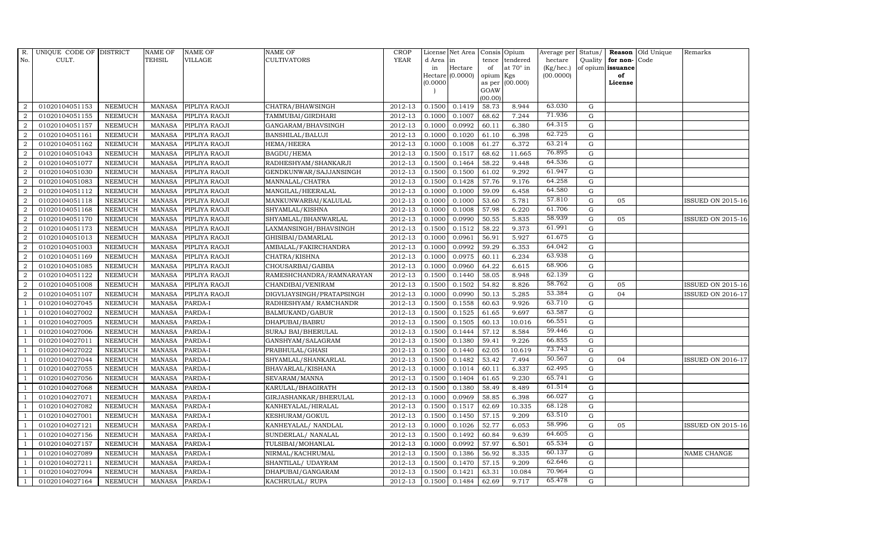| R. No. | UNIQUE CODE OF CULT. | DISTRICT | NAME OF TEHSIL | NAME OF VILLAGE | NAME OF CULTIVATORS | CROP YEAR | License d Area in Hectare (0.0000) | Net Area in Hectare (0.0000) | Consis tence of opium as per GOAW (00.00) | Opium tendered at 70° in Kgs (00.000) | Average per hectare (Kg/hec.) (00.0000) | Status/ Quality of opium | Reason for non-issuance of License | Old Unique Code | Remarks |
|---|---|---|---|---|---|---|---|---|---|---|---|---|---|---|---|
| 2 | 01020104051153 | NEEMUCH | MANASA | PIPLIYA RAOJI | CHATRA/BHAWSINGH | 2012-13 | 0.1500 | 0.1419 | 58.73 | 8.944 | 63.030 | G | | | |
| 2 | 01020104051155 | NEEMUCH | MANASA | PIPLIYA RAOJI | TAMMUBAI/GIRDHARI | 2012-13 | 0.1000 | 0.1007 | 68.62 | 7.244 | 71.936 | G | | | |
| 2 | 01020104051157 | NEEMUCH | MANASA | PIPLIYA RAOJI | GANGARAM/BHAVSINGH | 2012-13 | 0.1000 | 0.0992 | 60.11 | 6.380 | 64.315 | G | | | |
| 2 | 01020104051161 | NEEMUCH | MANASA | PIPLIYA RAOJI | BANSHILAL/BALUJI | 2012-13 | 0.1000 | 0.1020 | 61.10 | 6.398 | 62.725 | G | | | |
| 2 | 01020104051162 | NEEMUCH | MANASA | PIPLIYA RAOJI | HEMA/HEERA | 2012-13 | 0.1000 | 0.1008 | 61.27 | 6.372 | 63.214 | G | | | |
| 2 | 01020104051043 | NEEMUCH | MANASA | PIPLIYA RAOJI | BAGDU/HEMA | 2012-13 | 0.1500 | 0.1517 | 68.62 | 11.665 | 76.895 | G | | | |
| 2 | 01020104051077 | NEEMUCH | MANASA | PIPLIYA RAOJI | RADHESHYAM/SHANKARJI | 2012-13 | 0.1500 | 0.1464 | 58.22 | 9.448 | 64.536 | G | | | |
| 2 | 01020104051030 | NEEMUCH | MANASA | PIPLIYA RAOJI | GENDKUNWAR/SAJJANSINGH | 2012-13 | 0.1500 | 0.1500 | 61.02 | 9.292 | 61.947 | G | | | |
| 2 | 01020104051083 | NEEMUCH | MANASA | PIPLIYA RAOJI | MANNALAL/CHATRA | 2012-13 | 0.1500 | 0.1428 | 57.76 | 9.176 | 64.258 | G | | | |
| 2 | 01020104051112 | NEEMUCH | MANASA | PIPLIYA RAOJI | MANGILAL/HEERALAL | 2012-13 | 0.1000 | 0.1000 | 59.09 | 6.458 | 64.580 | G | | | |
| 2 | 01020104051118 | NEEMUCH | MANASA | PIPLIYA RAOJI | MANKUNWARBAI/KALULAL | 2012-13 | 0.1000 | 0.1000 | 53.60 | 5.781 | 57.810 | G | 05 | | ISSUED ON 2015-16 |
| 2 | 01020104051168 | NEEMUCH | MANASA | PIPLIYA RAOJI | SHYAMLAL/KISHNA | 2012-13 | 0.1000 | 0.1008 | 57.98 | 6.220 | 61.706 | G | | | |
| 2 | 01020104051170 | NEEMUCH | MANASA | PIPLIYA RAOJI | SHYAMLAL/BHANWARLAL | 2012-13 | 0.1000 | 0.0990 | 50.55 | 5.835 | 58.939 | G | 05 | | ISSUED ON 2015-16 |
| 2 | 01020104051173 | NEEMUCH | MANASA | PIPLIYA RAOJI | LAXMANSINGH/BHAVSINGH | 2012-13 | 0.1500 | 0.1512 | 58.22 | 9.373 | 61.991 | G | | | |
| 2 | 01020104051013 | NEEMUCH | MANASA | PIPLIYA RAOJI | GHISIBAI/DAMARLAL | 2012-13 | 0.1000 | 0.0961 | 56.91 | 5.927 | 61.675 | G | | | |
| 2 | 01020104051003 | NEEMUCH | MANASA | PIPLIYA RAOJI | AMBALAL/FAKIRCHANDRA | 2012-13 | 0.1000 | 0.0992 | 59.29 | 6.353 | 64.042 | G | | | |
| 2 | 01020104051169 | NEEMUCH | MANASA | PIPLIYA RAOJI | CHATRA/KISHNA | 2012-13 | 0.1000 | 0.0975 | 60.11 | 6.234 | 63.938 | G | | | |
| 2 | 01020104051085 | NEEMUCH | MANASA | PIPLIYA RAOJI | CHOUSARBAI/GABBA | 2012-13 | 0.1000 | 0.0960 | 64.22 | 6.615 | 68.906 | G | | | |
| 2 | 01020104051122 | NEEMUCH | MANASA | PIPLIYA RAOJI | RAMESHCHANDRA/RAMNARAYAN | 2012-13 | 0.1500 | 0.1440 | 58.05 | 8.948 | 62.139 | G | | | |
| 2 | 01020104051008 | NEEMUCH | MANASA | PIPLIYA RAOJI | CHANDIBAI/VENIRAM | 2012-13 | 0.1500 | 0.1502 | 54.82 | 8.826 | 58.762 | G | 05 | | ISSUED ON 2015-16 |
| 2 | 01020104051107 | NEEMUCH | MANASA | PIPLIYA RAOJI | DIGVIJAYSINGH/PRATAPSINGH | 2012-13 | 0.1000 | 0.0990 | 50.13 | 5.285 | 53.384 | G | 04 | | ISSUED ON 2016-17 |
| 1 | 01020104027045 | NEEMUCH | MANASA | PARDA-I | RADHESHYAM/ RAMCHANDR | 2012-13 | 0.1500 | 0.1558 | 60.63 | 9.926 | 63.710 | G | | | |
| 1 | 01020104027002 | NEEMUCH | MANASA | PARDA-I | BALMUKAND/GABUR | 2012-13 | 0.1500 | 0.1525 | 61.65 | 9.697 | 63.587 | G | | | |
| 1 | 01020104027005 | NEEMUCH | MANASA | PARDA-I | DHAPUBAI/BABRU | 2012-13 | 0.1500 | 0.1505 | 60.13 | 10.016 | 66.551 | G | | | |
| 1 | 01020104027006 | NEEMUCH | MANASA | PARDA-I | SURAJ BAI/BHERULAL | 2012-13 | 0.1500 | 0.1444 | 57.12 | 8.584 | 59.446 | G | | | |
| 1 | 01020104027011 | NEEMUCH | MANASA | PARDA-I | GANSHYAM/SALAGRAM | 2012-13 | 0.1500 | 0.1380 | 59.41 | 9.226 | 66.855 | G | | | |
| 1 | 01020104027022 | NEEMUCH | MANASA | PARDA-I | PRABHULAL/GHASI | 2012-13 | 0.1500 | 0.1440 | 62.05 | 10.619 | 73.743 | G | | | |
| 1 | 01020104027044 | NEEMUCH | MANASA | PARDA-I | SHYAMLAL/SHANKARLAL | 2012-13 | 0.1500 | 0.1482 | 53.42 | 7.494 | 50.567 | G | 04 | | ISSUED ON 2016-17 |
| 1 | 01020104027055 | NEEMUCH | MANASA | PARDA-I | BHAVARLAL/KISHANA | 2012-13 | 0.1000 | 0.1014 | 60.11 | 6.337 | 62.495 | G | | | |
| 1 | 01020104027056 | NEEMUCH | MANASA | PARDA-I | SEVARAM/MANNA | 2012-13 | 0.1500 | 0.1404 | 61.65 | 9.230 | 65.741 | G | | | |
| 1 | 01020104027068 | NEEMUCH | MANASA | PARDA-I | KARULAL/BHAGIRATH | 2012-13 | 0.1500 | 0.1380 | 58.49 | 8.489 | 61.514 | G | | | |
| 1 | 01020104027071 | NEEMUCH | MANASA | PARDA-I | GIRJASHANKAR/BHERULAL | 2012-13 | 0.1000 | 0.0969 | 58.85 | 6.398 | 66.027 | G | | | |
| 1 | 01020104027082 | NEEMUCH | MANASA | PARDA-I | KANHEYALAL/HIRALAL | 2012-13 | 0.1500 | 0.1517 | 62.69 | 10.335 | 68.128 | G | | | |
| 1 | 01020104027001 | NEEMUCH | MANASA | PARDA-I | KESHURAM/GOKUL | 2012-13 | 0.1500 | 0.1450 | 57.15 | 9.209 | 63.510 | G | | | |
| 1 | 01020104027121 | NEEMUCH | MANASA | PARDA-I | KANHEYALAL/ NANDLAL | 2012-13 | 0.1000 | 0.1026 | 52.77 | 6.053 | 58.996 | G | 05 | | ISSUED ON 2015-16 |
| 1 | 01020104027156 | NEEMUCH | MANASA | PARDA-I | SUNDERLAL/ NANALAL | 2012-13 | 0.1500 | 0.1492 | 60.84 | 9.639 | 64.605 | G | | | |
| 1 | 01020104027157 | NEEMUCH | MANASA | PARDA-I | TULSIBAI/MOHANLAL | 2012-13 | 0.1000 | 0.0992 | 57.97 | 6.501 | 65.534 | G | | | |
| 1 | 01020104027089 | NEEMUCH | MANASA | PARDA-I | NIRMAL/KACHRUMAL | 2012-13 | 0.1500 | 0.1386 | 56.92 | 8.335 | 60.137 | G | | | NAME CHANGE |
| 1 | 01020104027211 | NEEMUCH | MANASA | PARDA-I | SHANTILAL/ UDAYRAM | 2012-13 | 0.1500 | 0.1470 | 57.15 | 9.209 | 62.646 | G | | | |
| 1 | 01020104027094 | NEEMUCH | MANASA | PARDA-I | DHAPUBAI/GANGARAM | 2012-13 | 0.1500 | 0.1421 | 63.31 | 10.084 | 70.964 | G | | | |
| 1 | 01020104027164 | NEEMUCH | MANASA | PARDA-I | KACHRULAL/ RUPA | 2012-13 | 0.1500 | 0.1484 | 62.69 | 9.717 | 65.478 | G | | | |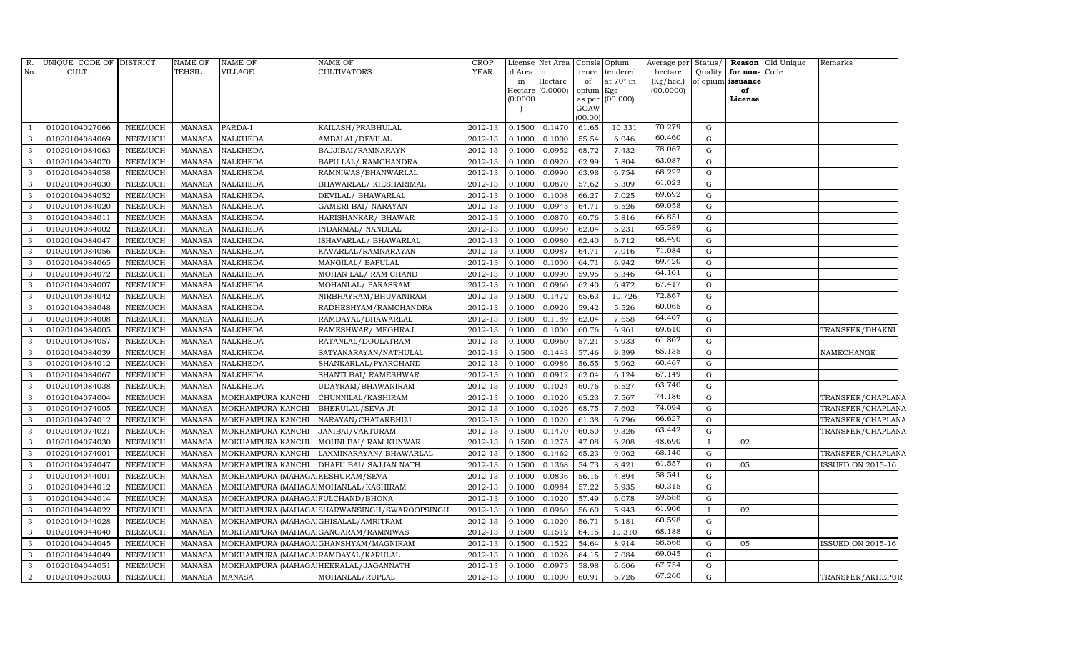| R. No. | UNIQUE CODE OF CULT. | DISTRICT | NAME OF TEHSIL | NAME OF VILLAGE | NAME OF CULTIVATORS | CROP YEAR | License d Area in Hectare (0.0000) | Net Area in Hectare (0.0000) | Consis tence of opium as per GOAW (00.00) | Opium tendered at 70° in Kgs (00.000) | Average per hectare (Kg/hec.) (00.0000) | Status/ Quality of opium | Reason for non-issuance of License | Old Unique Code | Remarks |
|---|---|---|---|---|---|---|---|---|---|---|---|---|---|---|---|
| 1 | 01020104027066 | NEEMUCH | MANASA | PARDA-I | KAILASH/PRABHULAL | 2012-13 | 0.1500 | 0.1470 | 61.65 | 10.331 | 70.279 | G | | | |
| 3 | 01020104084069 | NEEMUCH | MANASA | NALKHEDA | AMBALAL/DEVILAL | 2012-13 | 0.1000 | 0.1000 | 55.54 | 6.046 | 60.460 | G | | | |
| 3 | 01020104084063 | NEEMUCH | MANASA | NALKHEDA | BAJJIBAI/RAMNARAYN | 2012-13 | 0.1000 | 0.0952 | 68.72 | 7.432 | 78.067 | G | | | |
| 3 | 01020104084070 | NEEMUCH | MANASA | NALKHEDA | BAPU LAL/ RAMCHANDRA | 2012-13 | 0.1000 | 0.0920 | 62.99 | 5.804 | 63.087 | G | | | |
| 3 | 01020104084058 | NEEMUCH | MANASA | NALKHEDA | RAMNIWAS/BHANWARLAL | 2012-13 | 0.1000 | 0.0990 | 63.98 | 6.754 | 68.222 | G | | | |
| 3 | 01020104084030 | NEEMUCH | MANASA | NALKHEDA | BHAWARLAL/ KIESHARIMAL | 2012-13 | 0.1000 | 0.0870 | 57.62 | 5.309 | 61.023 | G | | | |
| 3 | 01020104084052 | NEEMUCH | MANASA | NALKHEDA | DEVILAL/ BHAWARLAL | 2012-13 | 0.1000 | 0.1008 | 66.27 | 7.025 | 69.692 | G | | | |
| 3 | 01020104084020 | NEEMUCH | MANASA | NALKHEDA | GAMERI BAI/ NARAYAN | 2012-13 | 0.1000 | 0.0945 | 64.71 | 6.526 | 69.058 | G | | | |
| 3 | 01020104084011 | NEEMUCH | MANASA | NALKHEDA | HARISHANKAR/ BHAWAR | 2012-13 | 0.1000 | 0.0870 | 60.76 | 5.816 | 66.851 | G | | | |
| 3 | 01020104084002 | NEEMUCH | MANASA | NALKHEDA | INDARMAL/ NANDLAL | 2012-13 | 0.1000 | 0.0950 | 62.04 | 6.231 | 65.589 | G | | | |
| 3 | 01020104084047 | NEEMUCH | MANASA | NALKHEDA | ISHAVARLAL/ BHAWARLAL | 2012-13 | 0.1000 | 0.0980 | 62.40 | 6.712 | 68.490 | G | | | |
| 3 | 01020104084056 | NEEMUCH | MANASA | NALKHEDA | KAVARLAL/RAMNARAYAN | 2012-13 | 0.1000 | 0.0987 | 64.71 | 7.016 | 71.084 | G | | | |
| 3 | 01020104084065 | NEEMUCH | MANASA | NALKHEDA | MANGILAL/ BAPULAL | 2012-13 | 0.1000 | 0.1000 | 64.71 | 6.942 | 69.420 | G | | | |
| 3 | 01020104084072 | NEEMUCH | MANASA | NALKHEDA | MOHAN LAL/ RAM CHAND | 2012-13 | 0.1000 | 0.0990 | 59.95 | 6.346 | 64.101 | G | | | |
| 3 | 01020104084007 | NEEMUCH | MANASA | NALKHEDA | MOHANLAL/ PARASRAM | 2012-13 | 0.1000 | 0.0960 | 62.40 | 6.472 | 67.417 | G | | | |
| 3 | 01020104084042 | NEEMUCH | MANASA | NALKHEDA | NIRBHAYRAM/BHUVANIRAM | 2012-13 | 0.1500 | 0.1472 | 65.63 | 10.726 | 72.867 | G | | | |
| 3 | 01020104084048 | NEEMUCH | MANASA | NALKHEDA | RADHESHYAM/RAMCHANDRA | 2012-13 | 0.1000 | 0.0920 | 59.42 | 5.526 | 60.065 | G | | | |
| 3 | 01020104084008 | NEEMUCH | MANASA | NALKHEDA | RAMDAYAL/BHAWARLAL | 2012-13 | 0.1500 | 0.1189 | 62.04 | 7.658 | 64.407 | G | | | |
| 3 | 01020104084005 | NEEMUCH | MANASA | NALKHEDA | RAMESHWAR/ MEGHRAJ | 2012-13 | 0.1000 | 0.1000 | 60.76 | 6.961 | 69.610 | G | | | TRANSFER/DHAKNI |
| 3 | 01020104084057 | NEEMUCH | MANASA | NALKHEDA | RATANLAL/DOULATRAM | 2012-13 | 0.1000 | 0.0960 | 57.21 | 5.933 | 61.802 | G | | | |
| 3 | 01020104084039 | NEEMUCH | MANASA | NALKHEDA | SATYANARAYAN/NATHULAL | 2012-13 | 0.1500 | 0.1443 | 57.46 | 9.399 | 65.135 | G | | | NAMECHANGE |
| 3 | 01020104084012 | NEEMUCH | MANASA | NALKHEDA | SHANKARLAL/PYARCHAND | 2012-13 | 0.1000 | 0.0986 | 56.55 | 5.962 | 60.467 | G | | | |
| 3 | 01020104084067 | NEEMUCH | MANASA | NALKHEDA | SHANTI BAI/ RAMESHWAR | 2012-13 | 0.1000 | 0.0912 | 62.04 | 6.124 | 67.149 | G | | | |
| 3 | 01020104084038 | NEEMUCH | MANASA | NALKHEDA | UDAYRAM/BHAWANIRAM | 2012-13 | 0.1000 | 0.1024 | 60.76 | 6.527 | 63.740 | G | | | |
| 3 | 01020104074004 | NEEMUCH | MANASA | MOKHAMPURA KANCHI | CHUNNILAL/KASHIRAM | 2012-13 | 0.1000 | 0.1020 | 65.23 | 7.567 | 74.186 | G | | | TRANSFER/CHAPLANA |
| 3 | 01020104074005 | NEEMUCH | MANASA | MOKHAMPURA KANCHI | BHERULAL/SEVA JI | 2012-13 | 0.1000 | 0.1026 | 68.75 | 7.602 | 74.094 | G | | | TRANSFER/CHAPLANA |
| 3 | 01020104074012 | NEEMUCH | MANASA | MOKHAMPURA KANCHI | NARAYAN/CHATARBHUJ | 2012-13 | 0.1000 | 0.1020 | 61.38 | 6.796 | 66.627 | G | | | TRANSFER/CHAPLANA |
| 3 | 01020104074021 | NEEMUCH | MANASA | MOKHAMPURA KANCHI | JANIBAI/VAKTURAM | 2012-13 | 0.1500 | 0.1470 | 60.50 | 9.326 | 63.442 | G | | | TRANSFER/CHAPLANA |
| 3 | 01020104074030 | NEEMUCH | MANASA | MOKHAMPURA KANCHI | MOHNI BAI/ RAM KUNWAR | 2012-13 | 0.1500 | 0.1275 | 47.08 | 6.208 | 48.690 | I | 02 | | |
| 3 | 01020104074001 | NEEMUCH | MANASA | MOKHAMPURA KANCHI | LAXMINARAYAN/ BHAWARLAL | 2012-13 | 0.1500 | 0.1462 | 65.23 | 9.962 | 68.140 | G | | | TRANSFER/CHAPLANA |
| 3 | 01020104074047 | NEEMUCH | MANASA | MOKHAMPURA KANCHI | DHAPU BAI/ SAJJAN NATH | 2012-13 | 0.1500 | 0.1368 | 54.73 | 8.421 | 61.557 | G | 05 | | ISSUED ON 2015-16 |
| 3 | 01020104044001 | NEEMUCH | MANASA | MOKHAMPURA (MAHAGA | KESHURAM/SEVA | 2012-13 | 0.1000 | 0.0836 | 56.16 | 4.894 | 58.541 | G | | | |
| 3 | 01020104044012 | NEEMUCH | MANASA | MOKHAMPURA (MAHAGA | MOHANLAL/KASHIRAM | 2012-13 | 0.1000 | 0.0984 | 57.22 | 5.935 | 60.315 | G | | | |
| 3 | 01020104044014 | NEEMUCH | MANASA | MOKHAMPURA (MAHAGA | FULCHAND/BHONA | 2012-13 | 0.1000 | 0.1020 | 57.49 | 6.078 | 59.588 | G | | | |
| 3 | 01020104044022 | NEEMUCH | MANASA | MOKHAMPURA (MAHAGA | SHARWANSINGH/SWAROOPSINGH | 2012-13 | 0.1000 | 0.0960 | 56.60 | 5.943 | 61.906 | I | 02 | | |
| 3 | 01020104044028 | NEEMUCH | MANASA | MOKHAMPURA (MAHAGA | GHISALAL/AMRITRAM | 2012-13 | 0.1000 | 0.1020 | 56.71 | 6.181 | 60.598 | G | | | |
| 3 | 01020104044040 | NEEMUCH | MANASA | MOKHAMPURA (MAHAGA | GANGARAM/RAMNIWAS | 2012-13 | 0.1500 | 0.1512 | 64.15 | 10.310 | 68.188 | G | | | |
| 3 | 01020104044045 | NEEMUCH | MANASA | MOKHAMPURA (MAHAGA | GHANSHYAM/MAGNIRAM | 2012-13 | 0.1500 | 0.1522 | 54.64 | 8.914 | 58.568 | G | 05 | | ISSUED ON 2015-16 |
| 3 | 01020104044049 | NEEMUCH | MANASA | MOKHAMPURA (MAHAGA | RAMDAYAL/KARULAL | 2012-13 | 0.1000 | 0.1026 | 64.15 | 7.084 | 69.045 | G | | | |
| 3 | 01020104044051 | NEEMUCH | MANASA | MOKHAMPURA (MAHAGA | HEERALAL/JAGANNATH | 2012-13 | 0.1000 | 0.0975 | 58.98 | 6.606 | 67.754 | G | | | |
| 2 | 01020104053003 | NEEMUCH | MANASA | MANASA | MOHANLAL/RUPLAL | 2012-13 | 0.1000 | 0.1000 | 60.91 | 6.726 | 67.260 | G | | | TRANSFER/AKHEPUR |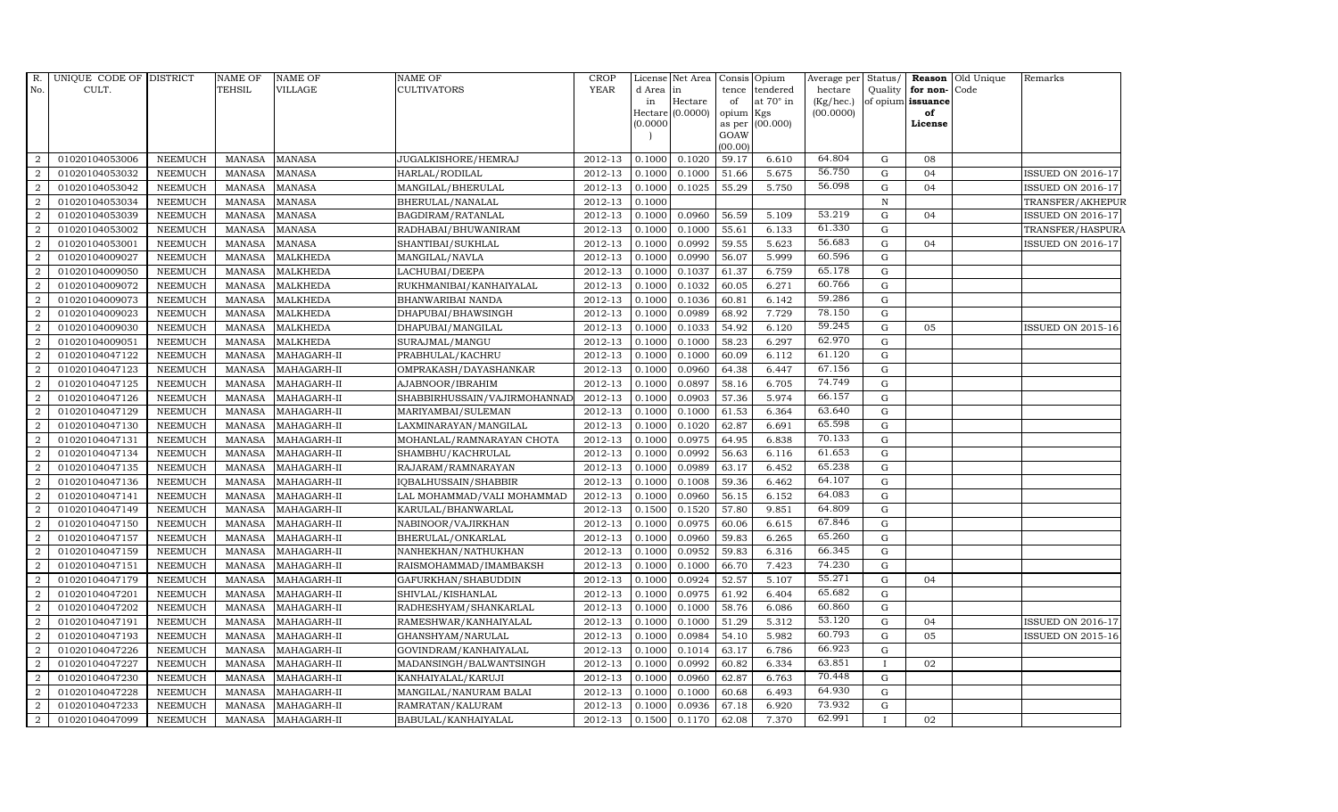| R. No. | UNIQUE CODE OF CULT. | DISTRICT | NAME OF TEHSIL | NAME OF VILLAGE | NAME OF CULTIVATORS | CROP YEAR | License d Area in Hectare (0.0000) | Net Area in Hectare (0.0000) | Consis tence of opium as per GOAW (00.00) | Opium tendered at 70° in Kgs (00.000) | Average per hectare (Kg/hec.) (00.0000) | Status/ Quality of opium | Reason for non-issuance of License | Old Unique Code | Remarks |
|---|---|---|---|---|---|---|---|---|---|---|---|---|---|---|---|
| 2 | 01020104053006 | NEEMUCH | MANASA | MANASA | JUGALKISHORE/HEMRAJ | 2012-13 | 0.1000 | 0.1020 | 59.17 | 6.610 | 64.804 | G | 08 | | |
| 2 | 01020104053032 | NEEMUCH | MANASA | MANASA | HARLAL/RODILAL | 2012-13 | 0.1000 | 0.1000 | 51.66 | 5.675 | 56.750 | G | 04 | | ISSUED ON 2016-17 |
| 2 | 01020104053042 | NEEMUCH | MANASA | MANASA | MANGILAL/BHERULAL | 2012-13 | 0.1000 | 0.1025 | 55.29 | 5.750 | 56.098 | G | 04 | | ISSUED ON 2016-17 |
| 2 | 01020104053034 | NEEMUCH | MANASA | MANASA | BHERULAL/NANALAL | 2012-13 | 0.1000 | | | | | N | | | TRANSFER/AKHEPUR |
| 2 | 01020104053039 | NEEMUCH | MANASA | MANASA | BAGDIRAM/RATANLAL | 2012-13 | 0.1000 | 0.0960 | 56.59 | 5.109 | 53.219 | G | 04 | | ISSUED ON 2016-17 |
| 2 | 01020104053002 | NEEMUCH | MANASA | MANASA | RADHABAI/BHUWANIRAM | 2012-13 | 0.1000 | 0.1000 | 55.61 | 6.133 | 61.330 | G | | | TRANSFER/HASPURA |
| 2 | 01020104053001 | NEEMUCH | MANASA | MANASA | SHANTIBAI/SUKHLAL | 2012-13 | 0.1000 | 0.0992 | 59.55 | 5.623 | 56.683 | G | 04 | | ISSUED ON 2016-17 |
| 2 | 01020104009027 | NEEMUCH | MANASA | MALKHEDA | MANGILAL/NAVLA | 2012-13 | 0.1000 | 0.0990 | 56.07 | 5.999 | 60.596 | G | | | |
| 2 | 01020104009050 | NEEMUCH | MANASA | MALKHEDA | LACHUBAI/DEEPA | 2012-13 | 0.1000 | 0.1037 | 61.37 | 6.759 | 65.178 | G | | | |
| 2 | 01020104009072 | NEEMUCH | MANASA | MALKHEDA | RUKHMANIBAI/KANHAIYALAL | 2012-13 | 0.1000 | 0.1032 | 60.05 | 6.271 | 60.766 | G | | | |
| 2 | 01020104009073 | NEEMUCH | MANASA | MALKHEDA | BHANWARIBAI NANDA | 2012-13 | 0.1000 | 0.1036 | 60.81 | 6.142 | 59.286 | G | | | |
| 2 | 01020104009023 | NEEMUCH | MANASA | MALKHEDA | DHAPUBAI/BHAWSINGH | 2012-13 | 0.1000 | 0.0989 | 68.92 | 7.729 | 78.150 | G | | | |
| 2 | 01020104009030 | NEEMUCH | MANASA | MALKHEDA | DHAPUBAI/MANGILAL | 2012-13 | 0.1000 | 0.1033 | 54.92 | 6.120 | 59.245 | G | 05 | | ISSUED ON 2015-16 |
| 2 | 01020104009051 | NEEMUCH | MANASA | MALKHEDA | SURAJMAL/MANGU | 2012-13 | 0.1000 | 0.1000 | 58.23 | 6.297 | 62.970 | G | | | |
| 2 | 01020104047122 | NEEMUCH | MANASA | MAHAGARH-II | PRABHULAL/KACHRU | 2012-13 | 0.1000 | 0.1000 | 60.09 | 6.112 | 61.120 | G | | | |
| 2 | 01020104047123 | NEEMUCH | MANASA | MAHAGARH-II | OMPRAKASH/DAYASHANKAR | 2012-13 | 0.1000 | 0.0960 | 64.38 | 6.447 | 67.156 | G | | | |
| 2 | 01020104047125 | NEEMUCH | MANASA | MAHAGARH-II | AJABNOOR/IBRAHIM | 2012-13 | 0.1000 | 0.0897 | 58.16 | 6.705 | 74.749 | G | | | |
| 2 | 01020104047126 | NEEMUCH | MANASA | MAHAGARH-II | SHABBIRHUSSAIN/VAJIRMOHANNAD | 2012-13 | 0.1000 | 0.0903 | 57.36 | 5.974 | 66.157 | G | | | |
| 2 | 01020104047129 | NEEMUCH | MANASA | MAHAGARH-II | MARIYAMBAI/SULEMAN | 2012-13 | 0.1000 | 0.1000 | 61.53 | 6.364 | 63.640 | G | | | |
| 2 | 01020104047130 | NEEMUCH | MANASA | MAHAGARH-II | LAXMINARAYAN/MANGILAL | 2012-13 | 0.1000 | 0.1020 | 62.87 | 6.691 | 65.598 | G | | | |
| 2 | 01020104047131 | NEEMUCH | MANASA | MAHAGARH-II | MOHANLAL/RAMNARAYAN CHOTA | 2012-13 | 0.1000 | 0.0975 | 64.95 | 6.838 | 70.133 | G | | | |
| 2 | 01020104047134 | NEEMUCH | MANASA | MAHAGARH-II | SHAMBHU/KACHRULAL | 2012-13 | 0.1000 | 0.0992 | 56.63 | 6.116 | 61.653 | G | | | |
| 2 | 01020104047135 | NEEMUCH | MANASA | MAHAGARH-II | RAJARAM/RAMNARAYAN | 2012-13 | 0.1000 | 0.0989 | 63.17 | 6.452 | 65.238 | G | | | |
| 2 | 01020104047136 | NEEMUCH | MANASA | MAHAGARH-II | IQBALHUSSAIN/SHABBIR | 2012-13 | 0.1000 | 0.1008 | 59.36 | 6.462 | 64.107 | G | | | |
| 2 | 01020104047141 | NEEMUCH | MANASA | MAHAGARH-II | LAL MOHAMMAD/VALI MOHAMMAD | 2012-13 | 0.1000 | 0.0960 | 56.15 | 6.152 | 64.083 | G | | | |
| 2 | 01020104047149 | NEEMUCH | MANASA | MAHAGARH-II | KARULAL/BHANWARLAL | 2012-13 | 0.1500 | 0.1520 | 57.80 | 9.851 | 64.809 | G | | | |
| 2 | 01020104047150 | NEEMUCH | MANASA | MAHAGARH-II | NABINOOR/VAJIRKHAN | 2012-13 | 0.1000 | 0.0975 | 60.06 | 6.615 | 67.846 | G | | | |
| 2 | 01020104047157 | NEEMUCH | MANASA | MAHAGARH-II | BHERULAL/ONKARLAL | 2012-13 | 0.1000 | 0.0960 | 59.83 | 6.265 | 65.260 | G | | | |
| 2 | 01020104047159 | NEEMUCH | MANASA | MAHAGARH-II | NANHEKHAN/NATHUKHAN | 2012-13 | 0.1000 | 0.0952 | 59.83 | 6.316 | 66.345 | G | | | |
| 2 | 01020104047151 | NEEMUCH | MANASA | MAHAGARH-II | RAISMOHAMMAD/IMAMBAKSH | 2012-13 | 0.1000 | 0.1000 | 66.70 | 7.423 | 74.230 | G | | | |
| 2 | 01020104047179 | NEEMUCH | MANASA | MAHAGARH-II | GAFURKHAN/SHABUDDIN | 2012-13 | 0.1000 | 0.0924 | 52.57 | 5.107 | 55.271 | G | 04 | | |
| 2 | 01020104047201 | NEEMUCH | MANASA | MAHAGARH-II | SHIVLAL/KISHANLAL | 2012-13 | 0.1000 | 0.0975 | 61.92 | 6.404 | 65.682 | G | | | |
| 2 | 01020104047202 | NEEMUCH | MANASA | MAHAGARH-II | RADHESHYAM/SHANKARLAL | 2012-13 | 0.1000 | 0.1000 | 58.76 | 6.086 | 60.860 | G | | | |
| 2 | 01020104047191 | NEEMUCH | MANASA | MAHAGARH-II | RAMESHWAR/KANHAIYALAL | 2012-13 | 0.1000 | 0.1000 | 51.29 | 5.312 | 53.120 | G | 04 | | ISSUED ON 2016-17 |
| 2 | 01020104047193 | NEEMUCH | MANASA | MAHAGARH-II | GHANSHYAM/NARULAL | 2012-13 | 0.1000 | 0.0984 | 54.10 | 5.982 | 60.793 | G | 05 | | ISSUED ON 2015-16 |
| 2 | 01020104047226 | NEEMUCH | MANASA | MAHAGARH-II | GOVINDRAM/KANHAIYALAL | 2012-13 | 0.1000 | 0.1014 | 63.17 | 6.786 | 66.923 | G | | | |
| 2 | 01020104047227 | NEEMUCH | MANASA | MAHAGARH-II | MADANSINGH/BALWANTSINGH | 2012-13 | 0.1000 | 0.0992 | 60.82 | 6.334 | 63.851 | I | 02 | | |
| 2 | 01020104047230 | NEEMUCH | MANASA | MAHAGARH-II | KANHAIYALAL/KARUJI | 2012-13 | 0.1000 | 0.0960 | 62.87 | 6.763 | 70.448 | G | | | |
| 2 | 01020104047228 | NEEMUCH | MANASA | MAHAGARH-II | MANGILAL/NANURAM BALAI | 2012-13 | 0.1000 | 0.1000 | 60.68 | 6.493 | 64.930 | G | | | |
| 2 | 01020104047233 | NEEMUCH | MANASA | MAHAGARH-II | RAMRATAN/KALURAM | 2012-13 | 0.1000 | 0.0936 | 67.18 | 6.920 | 73.932 | G | | | |
| 2 | 01020104047099 | NEEMUCH | MANASA | MAHAGARH-II | BABULAL/KANHAIYALAL | 2012-13 | 0.1500 | 0.1170 | 62.08 | 7.370 | 62.991 | I | 02 | | |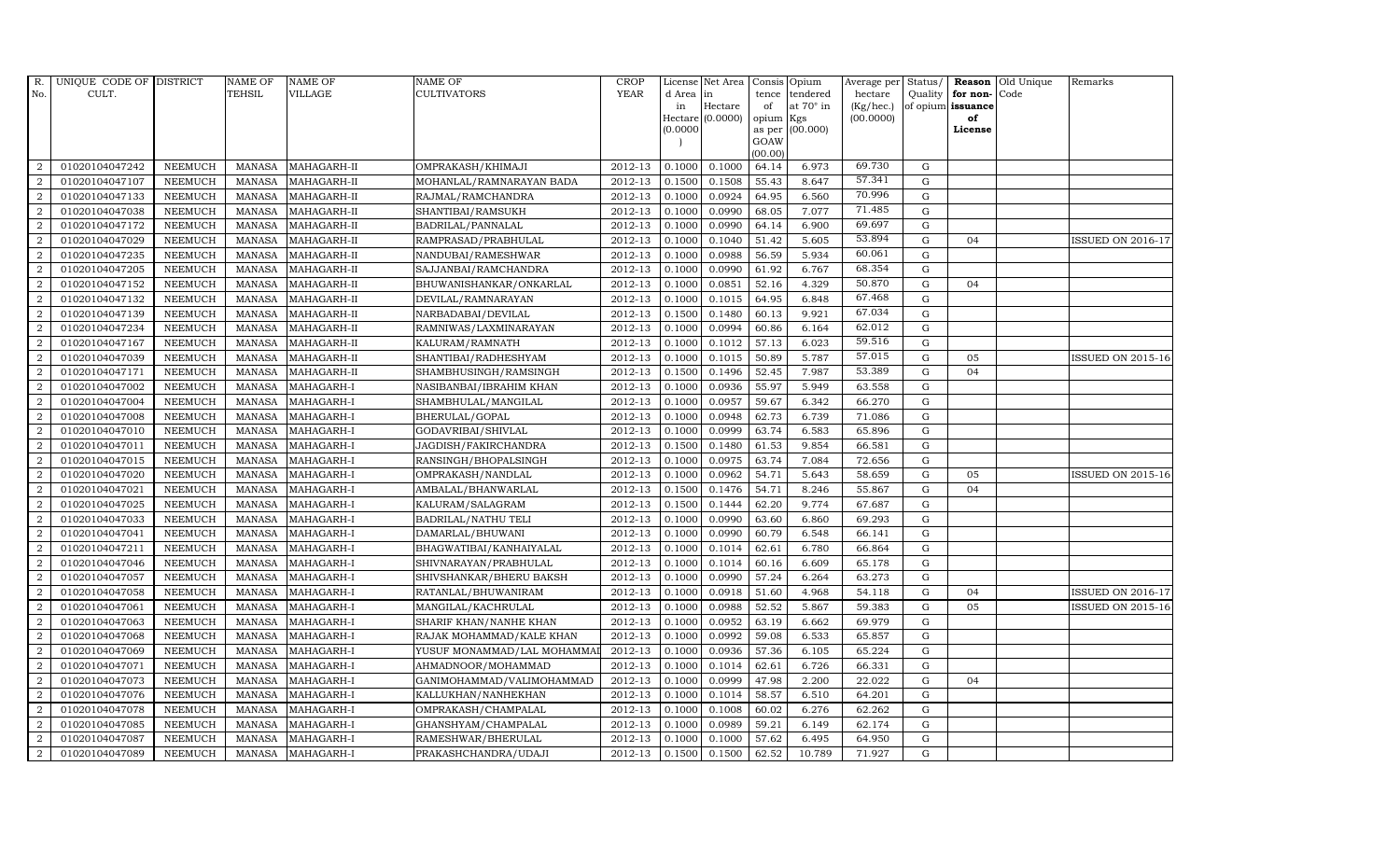| R. No. | UNIQUE CODE OF CULT. | DISTRICT | NAME OF TEHSIL | NAME OF VILLAGE | NAME OF CULTIVATORS | CROP YEAR | License d Area in Hectare (0.0000) | Net Area in Hectare (0.0000) | Consis tence of opium as per GOAW (00.00) | Opium tendered at 70° in Kgs (00.000) | Average per hectare (Kg/hec.) (00.0000) | Status/ Quality of opium | Reason for non-issuance of License | Old Unique Code | Remarks |
|---|---|---|---|---|---|---|---|---|---|---|---|---|---|---|---|
| 2 | 01020104047242 | NEEMUCH | MANASA | MAHAGARH-II | OMPRAKASH/KHIMAJI | 2012-13 | 0.1000 | 0.1000 | 64.14 | 6.973 | 69.730 | G | | | |
| 2 | 01020104047107 | NEEMUCH | MANASA | MAHAGARH-II | MOHANLAL/RAMNARAYAN BADA | 2012-13 | 0.1500 | 0.1508 | 55.43 | 8.647 | 57.341 | G | | | |
| 2 | 01020104047133 | NEEMUCH | MANASA | MAHAGARH-II | RAJMAL/RAMCHANDRA | 2012-13 | 0.1000 | 0.0924 | 64.95 | 6.560 | 70.996 | G | | | |
| 2 | 01020104047038 | NEEMUCH | MANASA | MAHAGARH-II | SHANTIBAI/RAMSUKH | 2012-13 | 0.1000 | 0.0990 | 68.05 | 7.077 | 71.485 | G | | | |
| 2 | 01020104047172 | NEEMUCH | MANASA | MAHAGARH-II | BADRILAL/PANNALAL | 2012-13 | 0.1000 | 0.0990 | 64.14 | 6.900 | 69.697 | G | | | |
| 2 | 01020104047029 | NEEMUCH | MANASA | MAHAGARH-II | RAMPRASAD/PRABHULAL | 2012-13 | 0.1000 | 0.1040 | 51.42 | 5.605 | 53.894 | G | 04 | | ISSUED ON 2016-17 |
| 2 | 01020104047235 | NEEMUCH | MANASA | MAHAGARH-II | NANDUBAI/RAMESHWAR | 2012-13 | 0.1000 | 0.0988 | 56.59 | 5.934 | 60.061 | G | | | |
| 2 | 01020104047205 | NEEMUCH | MANASA | MAHAGARH-II | SAJJANBAI/RAMCHANDRA | 2012-13 | 0.1000 | 0.0990 | 61.92 | 6.767 | 68.354 | G | | | |
| 2 | 01020104047152 | NEEMUCH | MANASA | MAHAGARH-II | BHUWANISHANKAR/ONKARLAL | 2012-13 | 0.1000 | 0.0851 | 52.16 | 4.329 | 50.870 | G | 04 | | |
| 2 | 01020104047132 | NEEMUCH | MANASA | MAHAGARH-II | DEVILAL/RAMNARAYAN | 2012-13 | 0.1000 | 0.1015 | 64.95 | 6.848 | 67.468 | G | | | |
| 2 | 01020104047139 | NEEMUCH | MANASA | MAHAGARH-II | NARBADABAI/DEVILAL | 2012-13 | 0.1500 | 0.1480 | 60.13 | 9.921 | 67.034 | G | | | |
| 2 | 01020104047234 | NEEMUCH | MANASA | MAHAGARH-II | RAMNIWAS/LAXMINARAYAN | 2012-13 | 0.1000 | 0.0994 | 60.86 | 6.164 | 62.012 | G | | | |
| 2 | 01020104047167 | NEEMUCH | MANASA | MAHAGARH-II | KALURAM/RAMNATH | 2012-13 | 0.1000 | 0.1012 | 57.13 | 6.023 | 59.516 | G | | | |
| 2 | 01020104047039 | NEEMUCH | MANASA | MAHAGARH-II | SHANTIBAI/RADHESHYAM | 2012-13 | 0.1000 | 0.1015 | 50.89 | 5.787 | 57.015 | G | 05 | | ISSUED ON 2015-16 |
| 2 | 01020104047171 | NEEMUCH | MANASA | MAHAGARH-II | SHAMBHUSINGH/RAMSINGH | 2012-13 | 0.1500 | 0.1496 | 52.45 | 7.987 | 53.389 | G | 04 | | |
| 2 | 01020104047002 | NEEMUCH | MANASA | MAHAGARH-I | NASIBANBAI/IBRAHIM KHAN | 2012-13 | 0.1000 | 0.0936 | 55.97 | 5.949 | 63.558 | G | | | |
| 2 | 01020104047004 | NEEMUCH | MANASA | MAHAGARH-I | SHAMBHULAL/MANGILAL | 2012-13 | 0.1000 | 0.0957 | 59.67 | 6.342 | 66.270 | G | | | |
| 2 | 01020104047008 | NEEMUCH | MANASA | MAHAGARH-I | BHERULAL/GOPAL | 2012-13 | 0.1000 | 0.0948 | 62.73 | 6.739 | 71.086 | G | | | |
| 2 | 01020104047010 | NEEMUCH | MANASA | MAHAGARH-I | GODAVRIBAI/SHIVLAL | 2012-13 | 0.1000 | 0.0999 | 63.74 | 6.583 | 65.896 | G | | | |
| 2 | 01020104047011 | NEEMUCH | MANASA | MAHAGARH-I | JAGDISH/FAKIRCHANDRA | 2012-13 | 0.1500 | 0.1480 | 61.53 | 9.854 | 66.581 | G | | | |
| 2 | 01020104047015 | NEEMUCH | MANASA | MAHAGARH-I | RANSINGH/BHOPALSINGH | 2012-13 | 0.1000 | 0.0975 | 63.74 | 7.084 | 72.656 | G | | | |
| 2 | 01020104047020 | NEEMUCH | MANASA | MAHAGARH-I | OMPRAKASH/NANDLAL | 2012-13 | 0.1000 | 0.0962 | 54.71 | 5.643 | 58.659 | G | 05 | | ISSUED ON 2015-16 |
| 2 | 01020104047021 | NEEMUCH | MANASA | MAHAGARH-I | AMBALAL/BHANWARLAL | 2012-13 | 0.1500 | 0.1476 | 54.71 | 8.246 | 55.867 | G | 04 | | |
| 2 | 01020104047025 | NEEMUCH | MANASA | MAHAGARH-I | KALURAM/SALAGRAM | 2012-13 | 0.1500 | 0.1444 | 62.20 | 9.774 | 67.687 | G | | | |
| 2 | 01020104047033 | NEEMUCH | MANASA | MAHAGARH-I | BADRILAL/NATHU TELI | 2012-13 | 0.1000 | 0.0990 | 63.60 | 6.860 | 69.293 | G | | | |
| 2 | 01020104047041 | NEEMUCH | MANASA | MAHAGARH-I | DAMARLAL/BHUWANI | 2012-13 | 0.1000 | 0.0990 | 60.79 | 6.548 | 66.141 | G | | | |
| 2 | 01020104047211 | NEEMUCH | MANASA | MAHAGARH-I | BHAGWATIBAI/KANHAIYALAL | 2012-13 | 0.1000 | 0.1014 | 62.61 | 6.780 | 66.864 | G | | | |
| 2 | 01020104047046 | NEEMUCH | MANASA | MAHAGARH-I | SHIVNARAYAN/PRABHULAL | 2012-13 | 0.1000 | 0.1014 | 60.16 | 6.609 | 65.178 | G | | | |
| 2 | 01020104047057 | NEEMUCH | MANASA | MAHAGARH-I | SHIVSHANKAR/BHERU BAKSH | 2012-13 | 0.1000 | 0.0990 | 57.24 | 6.264 | 63.273 | G | | | |
| 2 | 01020104047058 | NEEMUCH | MANASA | MAHAGARH-I | RATANLAL/BHUWANIRAM | 2012-13 | 0.1000 | 0.0918 | 51.60 | 4.968 | 54.118 | G | 04 | | ISSUED ON 2016-17 |
| 2 | 01020104047061 | NEEMUCH | MANASA | MAHAGARH-I | MANGILAL/KACHRULAL | 2012-13 | 0.1000 | 0.0988 | 52.52 | 5.867 | 59.383 | G | 05 | | ISSUED ON 2015-16 |
| 2 | 01020104047063 | NEEMUCH | MANASA | MAHAGARH-I | SHARIF KHAN/NANHE KHAN | 2012-13 | 0.1000 | 0.0952 | 63.19 | 6.662 | 69.979 | G | | | |
| 2 | 01020104047068 | NEEMUCH | MANASA | MAHAGARH-I | RAJAK MOHAMMAD/KALE KHAN | 2012-13 | 0.1000 | 0.0992 | 59.08 | 6.533 | 65.857 | G | | | |
| 2 | 01020104047069 | NEEMUCH | MANASA | MAHAGARH-I | YUSUF MONAMMAD/LAL MOHAMMAD | 2012-13 | 0.1000 | 0.0936 | 57.36 | 6.105 | 65.224 | G | | | |
| 2 | 01020104047071 | NEEMUCH | MANASA | MAHAGARH-I | AHMADNOOR/MOHAMMAD | 2012-13 | 0.1000 | 0.1014 | 62.61 | 6.726 | 66.331 | G | | | |
| 2 | 01020104047073 | NEEMUCH | MANASA | MAHAGARH-I | GANIMOHAMMAD/VALIMOHAMMAD | 2012-13 | 0.1000 | 0.0999 | 47.98 | 2.200 | 22.022 | G | 04 | | |
| 2 | 01020104047076 | NEEMUCH | MANASA | MAHAGARH-I | KALLUKHAN/NANHEKHAN | 2012-13 | 0.1000 | 0.1014 | 58.57 | 6.510 | 64.201 | G | | | |
| 2 | 01020104047078 | NEEMUCH | MANASA | MAHAGARH-I | OMPRAKASH/CHAMPALAL | 2012-13 | 0.1000 | 0.1008 | 60.02 | 6.276 | 62.262 | G | | | |
| 2 | 01020104047085 | NEEMUCH | MANASA | MAHAGARH-I | GHANSHYAM/CHAMPALAL | 2012-13 | 0.1000 | 0.0989 | 59.21 | 6.149 | 62.174 | G | | | |
| 2 | 01020104047087 | NEEMUCH | MANASA | MAHAGARH-I | RAMESHWAR/BHERULAL | 2012-13 | 0.1000 | 0.1000 | 57.62 | 6.495 | 64.950 | G | | | |
| 2 | 01020104047089 | NEEMUCH | MANASA | MAHAGARH-I | PRAKASHCHANDRA/UDAJI | 2012-13 | 0.1500 | 0.1500 | 62.52 | 10.789 | 71.927 | G | | | |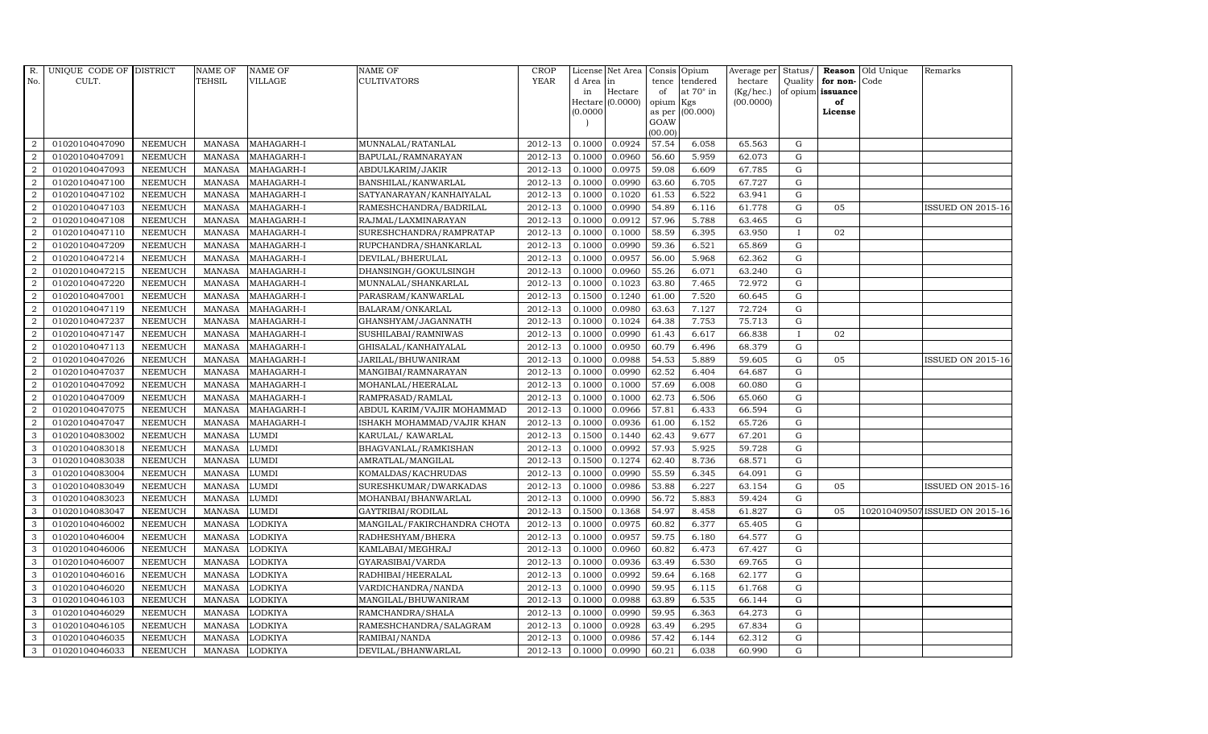| R. No. | UNIQUE CODE OF CULT. | DISTRICT | NAME OF TEHSIL | NAME OF VILLAGE | NAME OF CULTIVATORS | CROP YEAR | License d Area in Hectare (0.0000) | Net Area in Hectare (0.0000) | Consis tence of opium as per GOAW (00.00) | Opium tendered at 70° in Kgs (00.000) | Average per hectare (Kg/hec.) (00.0000) | Status/ Quality of opium | Reason for non-issuance of License | Old Unique Code | Remarks |
|---|---|---|---|---|---|---|---|---|---|---|---|---|---|---|---|
| 2 | 01020104047090 | NEEMUCH | MANASA | MAHAGARH-I | MUNNALAL/RATANLAL | 2012-13 | 0.1000 | 0.0924 | 57.54 | 6.058 | 65.563 | G | | | |
| 2 | 01020104047091 | NEEMUCH | MANASA | MAHAGARH-I | BAPULAL/RAMNARAYAN | 2012-13 | 0.1000 | 0.0960 | 56.60 | 5.959 | 62.073 | G | | | |
| 2 | 01020104047093 | NEEMUCH | MANASA | MAHAGARH-I | ABDULKARIM/JAKIR | 2012-13 | 0.1000 | 0.0975 | 59.08 | 6.609 | 67.785 | G | | | |
| 2 | 01020104047100 | NEEMUCH | MANASA | MAHAGARH-I | BANSHILAL/KANWARLAL | 2012-13 | 0.1000 | 0.0990 | 63.60 | 6.705 | 67.727 | G | | | |
| 2 | 01020104047102 | NEEMUCH | MANASA | MAHAGARH-I | SATYANARAYAN/KANHAIYALAL | 2012-13 | 0.1000 | 0.1020 | 61.53 | 6.522 | 63.941 | G | | | |
| 2 | 01020104047103 | NEEMUCH | MANASA | MAHAGARH-I | RAMESHCHANDRA/BADRILAL | 2012-13 | 0.1000 | 0.0990 | 54.89 | 6.116 | 61.778 | G | 05 | | ISSUED ON 2015-16 |
| 2 | 01020104047108 | NEEMUCH | MANASA | MAHAGARH-I | RAJMAL/LAXMINARAYAN | 2012-13 | 0.1000 | 0.0912 | 57.96 | 5.788 | 63.465 | G | | | |
| 2 | 01020104047110 | NEEMUCH | MANASA | MAHAGARH-I | SURESHCHANDRA/RAMPRATAP | 2012-13 | 0.1000 | 0.1000 | 58.59 | 6.395 | 63.950 | I | 02 | | |
| 2 | 01020104047209 | NEEMUCH | MANASA | MAHAGARH-I | RUPCHANDRA/SHANKARLAL | 2012-13 | 0.1000 | 0.0990 | 59.36 | 6.521 | 65.869 | G | | | |
| 2 | 01020104047214 | NEEMUCH | MANASA | MAHAGARH-I | DEVILAL/BHERULAL | 2012-13 | 0.1000 | 0.0957 | 56.00 | 5.968 | 62.362 | G | | | |
| 2 | 01020104047215 | NEEMUCH | MANASA | MAHAGARH-I | DHANSINGH/GOKULSINGH | 2012-13 | 0.1000 | 0.0960 | 55.26 | 6.071 | 63.240 | G | | | |
| 2 | 01020104047220 | NEEMUCH | MANASA | MAHAGARH-I | MUNNALAL/SHANKARLAL | 2012-13 | 0.1000 | 0.1023 | 63.80 | 7.465 | 72.972 | G | | | |
| 2 | 01020104047001 | NEEMUCH | MANASA | MAHAGARH-I | PARASRAM/KANWARLAL | 2012-13 | 0.1500 | 0.1240 | 61.00 | 7.520 | 60.645 | G | | | |
| 2 | 01020104047119 | NEEMUCH | MANASA | MAHAGARH-I | BALARAM/ONKARLAL | 2012-13 | 0.1000 | 0.0980 | 63.63 | 7.127 | 72.724 | G | | | |
| 2 | 01020104047237 | NEEMUCH | MANASA | MAHAGARH-I | GHANSHYAM/JAGANNATH | 2012-13 | 0.1000 | 0.1024 | 64.38 | 7.753 | 75.713 | G | | | |
| 2 | 01020104047147 | NEEMUCH | MANASA | MAHAGARH-I | SUSHILABAI/RAMNIWAS | 2012-13 | 0.1000 | 0.0990 | 61.43 | 6.617 | 66.838 | I | 02 | | |
| 2 | 01020104047113 | NEEMUCH | MANASA | MAHAGARH-I | GHISALAL/KANHAIYALAL | 2012-13 | 0.1000 | 0.0950 | 60.79 | 6.496 | 68.379 | G | | | |
| 2 | 01020104047026 | NEEMUCH | MANASA | MAHAGARH-I | JARILAL/BHUWANIRAM | 2012-13 | 0.1000 | 0.0988 | 54.53 | 5.889 | 59.605 | G | 05 | | ISSUED ON 2015-16 |
| 2 | 01020104047037 | NEEMUCH | MANASA | MAHAGARH-I | MANGIBAI/RAMNARAYAN | 2012-13 | 0.1000 | 0.0990 | 62.52 | 6.404 | 64.687 | G | | | |
| 2 | 01020104047092 | NEEMUCH | MANASA | MAHAGARH-I | MOHANLAL/HEERALAL | 2012-13 | 0.1000 | 0.1000 | 57.69 | 6.008 | 60.080 | G | | | |
| 2 | 01020104047009 | NEEMUCH | MANASA | MAHAGARH-I | RAMPRASAD/RAMLAL | 2012-13 | 0.1000 | 0.1000 | 62.73 | 6.506 | 65.060 | G | | | |
| 2 | 01020104047075 | NEEMUCH | MANASA | MAHAGARH-I | ABDUL KARIM/VAJIR MOHAMMAD | 2012-13 | 0.1000 | 0.0966 | 57.81 | 6.433 | 66.594 | G | | | |
| 2 | 01020104047047 | NEEMUCH | MANASA | MAHAGARH-I | ISHAKH MOHAMMAD/VAJIR KHAN | 2012-13 | 0.1000 | 0.0936 | 61.00 | 6.152 | 65.726 | G | | | |
| 3 | 01020104083002 | NEEMUCH | MANASA | LUMDI | KARULAL/ KAWARLAL | 2012-13 | 0.1500 | 0.1440 | 62.43 | 9.677 | 67.201 | G | | | |
| 3 | 01020104083018 | NEEMUCH | MANASA | LUMDI | BHAGVANLAL/RAMKISHAN | 2012-13 | 0.1000 | 0.0992 | 57.93 | 5.925 | 59.728 | G | | | |
| 3 | 01020104083038 | NEEMUCH | MANASA | LUMDI | AMRATLAL/MANGILAL | 2012-13 | 0.1500 | 0.1274 | 62.40 | 8.736 | 68.571 | G | | | |
| 3 | 01020104083004 | NEEMUCH | MANASA | LUMDI | KOMALDAS/KACHRUDAS | 2012-13 | 0.1000 | 0.0990 | 55.59 | 6.345 | 64.091 | G | | | |
| 3 | 01020104083049 | NEEMUCH | MANASA | LUMDI | SURESHKUMAR/DWARKADAS | 2012-13 | 0.1000 | 0.0986 | 53.88 | 6.227 | 63.154 | G | 05 | | ISSUED ON 2015-16 |
| 3 | 01020104083023 | NEEMUCH | MANASA | LUMDI | MOHANBAI/BHANWARLAL | 2012-13 | 0.1000 | 0.0990 | 56.72 | 5.883 | 59.424 | G | | | |
| 3 | 01020104083047 | NEEMUCH | MANASA | LUMDI | GAYTRIBAI/RODILAL | 2012-13 | 0.1500 | 0.1368 | 54.97 | 8.458 | 61.827 | G | 05 | 1020104095 07 | ISSUED ON 2015-16 |
| 3 | 01020104046002 | NEEMUCH | MANASA | LODKIYA | MANGILAL/FAKIRCHANDRA CHOTA | 2012-13 | 0.1000 | 0.0975 | 60.82 | 6.377 | 65.405 | G | | | |
| 3 | 01020104046004 | NEEMUCH | MANASA | LODKIYA | RADHESHYAM/BHERA | 2012-13 | 0.1000 | 0.0957 | 59.75 | 6.180 | 64.577 | G | | | |
| 3 | 01020104046006 | NEEMUCH | MANASA | LODKIYA | KAMLABAI/MEGHRAJ | 2012-13 | 0.1000 | 0.0960 | 60.82 | 6.473 | 67.427 | G | | | |
| 3 | 01020104046007 | NEEMUCH | MANASA | LODKIYA | GYARASIBAI/VARDA | 2012-13 | 0.1000 | 0.0936 | 63.49 | 6.530 | 69.765 | G | | | |
| 3 | 01020104046016 | NEEMUCH | MANASA | LODKIYA | RADHIBAI/HEERALAL | 2012-13 | 0.1000 | 0.0992 | 59.64 | 6.168 | 62.177 | G | | | |
| 3 | 01020104046020 | NEEMUCH | MANASA | LODKIYA | VARDICHANDRA/NANDA | 2012-13 | 0.1000 | 0.0990 | 59.95 | 6.115 | 61.768 | G | | | |
| 3 | 01020104046103 | NEEMUCH | MANASA | LODKIYA | MANGILAL/BHUWANIRAM | 2012-13 | 0.1000 | 0.0988 | 63.89 | 6.535 | 66.144 | G | | | |
| 3 | 01020104046029 | NEEMUCH | MANASA | LODKIYA | RAMCHANDRA/SHALA | 2012-13 | 0.1000 | 0.0990 | 59.95 | 6.363 | 64.273 | G | | | |
| 3 | 01020104046105 | NEEMUCH | MANASA | LODKIYA | RAMESHCHANDRA/SALAGRAM | 2012-13 | 0.1000 | 0.0928 | 63.49 | 6.295 | 67.834 | G | | | |
| 3 | 01020104046035 | NEEMUCH | MANASA | LODKIYA | RAMIBAI/NANDA | 2012-13 | 0.1000 | 0.0986 | 57.42 | 6.144 | 62.312 | G | | | |
| 3 | 01020104046033 | NEEMUCH | MANASA | LODKIYA | DEVILAL/BHANWARLAL | 2012-13 | 0.1000 | 0.0990 | 60.21 | 6.038 | 60.990 | G | | | |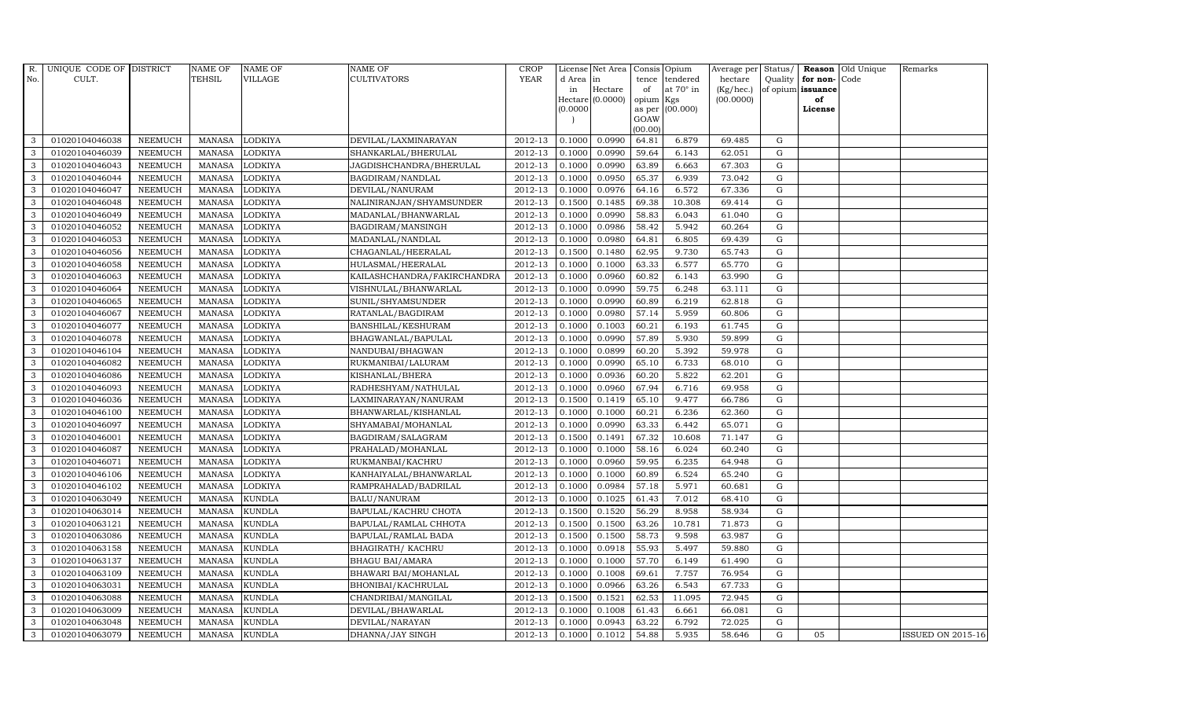| R. No. | UNIQUE CODE OF CULT. | DISTRICT | NAME OF TEHSIL | NAME OF VILLAGE | NAME OF CULTIVATORS | CROP YEAR | License d Area in Hectare (0.0000) | Net Area in Hectare (0.0000) | Consis tence of opium as per GOAW (00.00) | Opium tendered at 70° in Kgs (00.000) | Average per hectare (Kg/hec.) (00.0000) | Status/ Quality of opium | Reason for non-issuance of License | Old Unique Code | Remarks |
|---|---|---|---|---|---|---|---|---|---|---|---|---|---|---|---|
| 3 | 01020104046038 | NEEMUCH | MANASA | LODKIYA | DEVILAL/LAXMINARAYAN | 2012-13 | 0.1000 | 0.0990 | 64.81 | 6.879 | 69.485 | G | | | |
| 3 | 01020104046039 | NEEMUCH | MANASA | LODKIYA | SHANKARLAL/BHERULAL | 2012-13 | 0.1000 | 0.0990 | 59.64 | 6.143 | 62.051 | G | | | |
| 3 | 01020104046043 | NEEMUCH | MANASA | LODKIYA | JAGDISHCHANDRA/BHERULAL | 2012-13 | 0.1000 | 0.0990 | 63.89 | 6.663 | 67.303 | G | | | |
| 3 | 01020104046044 | NEEMUCH | MANASA | LODKIYA | BAGDIRAM/NANDLAL | 2012-13 | 0.1000 | 0.0950 | 65.37 | 6.939 | 73.042 | G | | | |
| 3 | 01020104046047 | NEEMUCH | MANASA | LODKIYA | DEVILAL/NANURAM | 2012-13 | 0.1000 | 0.0976 | 64.16 | 6.572 | 67.336 | G | | | |
| 3 | 01020104046048 | NEEMUCH | MANASA | LODKIYA | NALINIRANJAN/SHYAMSUNDER | 2012-13 | 0.1500 | 0.1485 | 69.38 | 10.308 | 69.414 | G | | | |
| 3 | 01020104046049 | NEEMUCH | MANASA | LODKIYA | MADANLAL/BHANWARLAL | 2012-13 | 0.1000 | 0.0990 | 58.83 | 6.043 | 61.040 | G | | | |
| 3 | 01020104046052 | NEEMUCH | MANASA | LODKIYA | BAGDIRAM/MANSINGH | 2012-13 | 0.1000 | 0.0986 | 58.42 | 5.942 | 60.264 | G | | | |
| 3 | 01020104046053 | NEEMUCH | MANASA | LODKIYA | MADANLAL/NANDLAL | 2012-13 | 0.1000 | 0.0980 | 64.81 | 6.805 | 69.439 | G | | | |
| 3 | 01020104046056 | NEEMUCH | MANASA | LODKIYA | CHAGANLAL/HEERALAL | 2012-13 | 0.1500 | 0.1480 | 62.95 | 9.730 | 65.743 | G | | | |
| 3 | 01020104046058 | NEEMUCH | MANASA | LODKIYA | HULASMAL/HEERALAL | 2012-13 | 0.1000 | 0.1000 | 63.33 | 6.577 | 65.770 | G | | | |
| 3 | 01020104046063 | NEEMUCH | MANASA | LODKIYA | KAILASHCHANDRA/FAKIRCHANDRA | 2012-13 | 0.1000 | 0.0960 | 60.82 | 6.143 | 63.990 | G | | | |
| 3 | 01020104046064 | NEEMUCH | MANASA | LODKIYA | VISHNULAL/BHANWARLAL | 2012-13 | 0.1000 | 0.0990 | 59.75 | 6.248 | 63.111 | G | | | |
| 3 | 01020104046065 | NEEMUCH | MANASA | LODKIYA | SUNIL/SHYAMSUNDER | 2012-13 | 0.1000 | 0.0990 | 60.89 | 6.219 | 62.818 | G | | | |
| 3 | 01020104046067 | NEEMUCH | MANASA | LODKIYA | RATANLAL/BAGDIRAM | 2012-13 | 0.1000 | 0.0980 | 57.14 | 5.959 | 60.806 | G | | | |
| 3 | 01020104046077 | NEEMUCH | MANASA | LODKIYA | BANSHILAL/KESHURAM | 2012-13 | 0.1000 | 0.1003 | 60.21 | 6.193 | 61.745 | G | | | |
| 3 | 01020104046078 | NEEMUCH | MANASA | LODKIYA | BHAGWANLAL/BAPULAL | 2012-13 | 0.1000 | 0.0990 | 57.89 | 5.930 | 59.899 | G | | | |
| 3 | 01020104046104 | NEEMUCH | MANASA | LODKIYA | NANDUBAI/BHAGWAN | 2012-13 | 0.1000 | 0.0899 | 60.20 | 5.392 | 59.978 | G | | | |
| 3 | 01020104046082 | NEEMUCH | MANASA | LODKIYA | RUKMANIBAI/LALURAM | 2012-13 | 0.1000 | 0.0990 | 65.10 | 6.733 | 68.010 | G | | | |
| 3 | 01020104046086 | NEEMUCH | MANASA | LODKIYA | KISHANLAL/BHERA | 2012-13 | 0.1000 | 0.0936 | 60.20 | 5.822 | 62.201 | G | | | |
| 3 | 01020104046093 | NEEMUCH | MANASA | LODKIYA | RADHESHYAM/NATHULAL | 2012-13 | 0.1000 | 0.0960 | 67.94 | 6.716 | 69.958 | G | | | |
| 3 | 01020104046036 | NEEMUCH | MANASA | LODKIYA | LAXMINARAYAN/NANURAM | 2012-13 | 0.1500 | 0.1419 | 65.10 | 9.477 | 66.786 | G | | | |
| 3 | 01020104046100 | NEEMUCH | MANASA | LODKIYA | BHANWARLAL/KISHANLAL | 2012-13 | 0.1000 | 0.1000 | 60.21 | 6.236 | 62.360 | G | | | |
| 3 | 01020104046097 | NEEMUCH | MANASA | LODKIYA | SHYAMABAI/MOHANLAL | 2012-13 | 0.1000 | 0.0990 | 63.33 | 6.442 | 65.071 | G | | | |
| 3 | 01020104046001 | NEEMUCH | MANASA | LODKIYA | BAGDIRAM/SALAGRAM | 2012-13 | 0.1500 | 0.1491 | 67.32 | 10.608 | 71.147 | G | | | |
| 3 | 01020104046087 | NEEMUCH | MANASA | LODKIYA | PRAHALAD/MOHANLAL | 2012-13 | 0.1000 | 0.1000 | 58.16 | 6.024 | 60.240 | G | | | |
| 3 | 01020104046071 | NEEMUCH | MANASA | LODKIYA | RUKMANBAI/KACHRU | 2012-13 | 0.1000 | 0.0960 | 59.95 | 6.235 | 64.948 | G | | | |
| 3 | 01020104046106 | NEEMUCH | MANASA | LODKIYA | KANHAIYALAL/BHANWARLAL | 2012-13 | 0.1000 | 0.1000 | 60.89 | 6.524 | 65.240 | G | | | |
| 3 | 01020104046102 | NEEMUCH | MANASA | LODKIYA | RAMPRAHALAD/BADRILAL | 2012-13 | 0.1000 | 0.0984 | 57.18 | 5.971 | 60.681 | G | | | |
| 3 | 01020104063049 | NEEMUCH | MANASA | KUNDLA | BALU/NANURAM | 2012-13 | 0.1000 | 0.1025 | 61.43 | 7.012 | 68.410 | G | | | |
| 3 | 01020104063014 | NEEMUCH | MANASA | KUNDLA | BAPULAL/KACHRU CHOTA | 2012-13 | 0.1500 | 0.1520 | 56.29 | 8.958 | 58.934 | G | | | |
| 3 | 01020104063121 | NEEMUCH | MANASA | KUNDLA | BAPULAL/RAMLAL CHHOTA | 2012-13 | 0.1500 | 0.1500 | 63.26 | 10.781 | 71.873 | G | | | |
| 3 | 01020104063086 | NEEMUCH | MANASA | KUNDLA | BAPULAL/RAMLAL BADA | 2012-13 | 0.1500 | 0.1500 | 58.73 | 9.598 | 63.987 | G | | | |
| 3 | 01020104063158 | NEEMUCH | MANASA | KUNDLA | BHAGIRATH/ KACHRU | 2012-13 | 0.1000 | 0.0918 | 55.93 | 5.497 | 59.880 | G | | | |
| 3 | 01020104063137 | NEEMUCH | MANASA | KUNDLA | BHAGU BAI/AMARA | 2012-13 | 0.1000 | 0.1000 | 57.70 | 6.149 | 61.490 | G | | | |
| 3 | 01020104063109 | NEEMUCH | MANASA | KUNDLA | BHAWARI BAI/MOHANLAL | 2012-13 | 0.1000 | 0.1008 | 69.61 | 7.757 | 76.954 | G | | | |
| 3 | 01020104063031 | NEEMUCH | MANASA | KUNDLA | BHONIBAI/KACHRULAL | 2012-13 | 0.1000 | 0.0966 | 63.26 | 6.543 | 67.733 | G | | | |
| 3 | 01020104063088 | NEEMUCH | MANASA | KUNDLA | CHANDRIBAI/MANGILAL | 2012-13 | 0.1500 | 0.1521 | 62.53 | 11.095 | 72.945 | G | | | |
| 3 | 01020104063009 | NEEMUCH | MANASA | KUNDLA | DEVILAL/BHAWARLAL | 2012-13 | 0.1000 | 0.1008 | 61.43 | 6.661 | 66.081 | G | | | |
| 3 | 01020104063048 | NEEMUCH | MANASA | KUNDLA | DEVILAL/NARAYAN | 2012-13 | 0.1000 | 0.0943 | 63.22 | 6.792 | 72.025 | G | | | |
| 3 | 01020104063079 | NEEMUCH | MANASA | KUNDLA | DHANNA/JAY SINGH | 2012-13 | 0.1000 | 0.1012 | 54.88 | 5.935 | 58.646 | G | 05 | | ISSUED ON 2015-16 |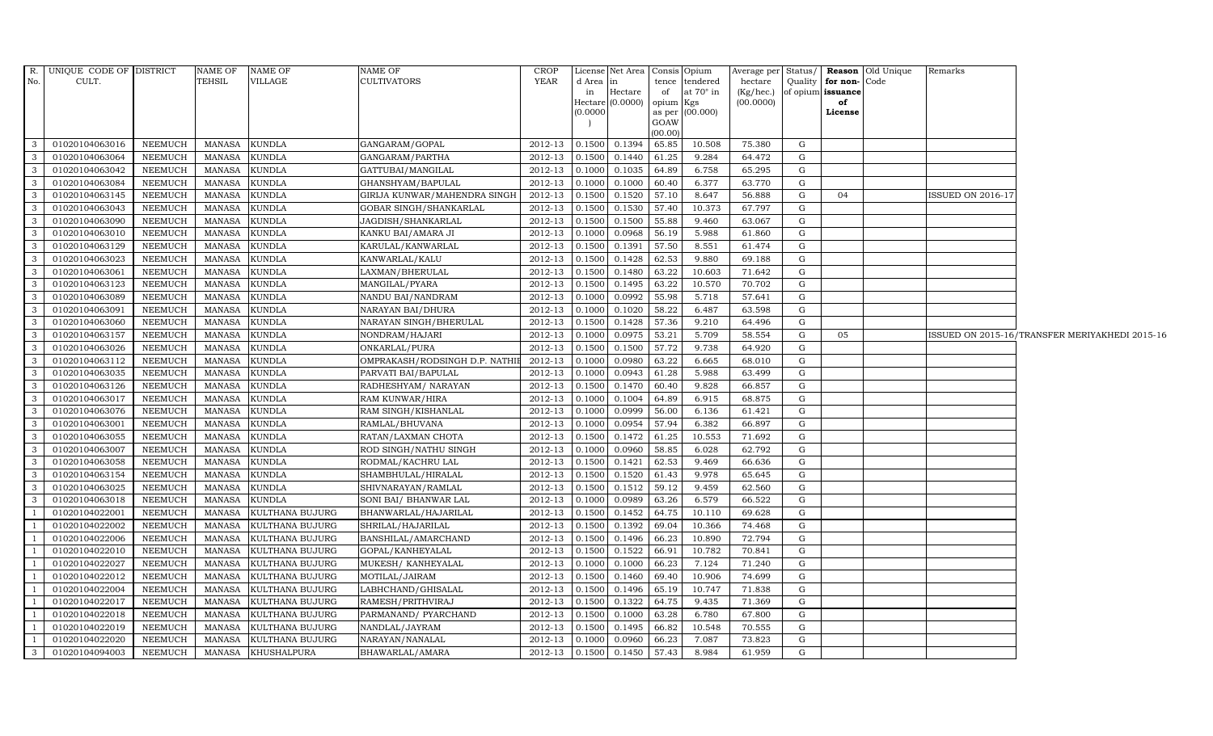| R. No. | UNIQUE CODE OF CULT. | DISTRICT | NAME OF TEHSIL | NAME OF VILLAGE | NAME OF CULTIVATORS | CROP YEAR | License d Area in Hectare (0.0000) | Net Area in Hectare (0.0000) | Consis tence of opium as per GOAW (00.00) | Opium tendered at 70° in Kgs (00.000) | Average per hectare (Kg/hec.) (00.0000) | Status/ Quality of opium | Reason for non-issuance of License | Old Unique Code | Remarks |
|---|---|---|---|---|---|---|---|---|---|---|---|---|---|---|---|
| 3 | 01020104063016 | NEEMUCH | MANASA | KUNDLA | GANGARAM/GOPAL | 2012-13 | 0.1500 | 0.1394 | 65.85 | 10.508 | 75.380 | G | | | |
| 3 | 01020104063064 | NEEMUCH | MANASA | KUNDLA | GANGARAM/PARTHA | 2012-13 | 0.1500 | 0.1440 | 61.25 | 9.284 | 64.472 | G | | | |
| 3 | 01020104063042 | NEEMUCH | MANASA | KUNDLA | GATTUBAI/MANGILAL | 2012-13 | 0.1000 | 0.1035 | 64.89 | 6.758 | 65.295 | G | | | |
| 3 | 01020104063084 | NEEMUCH | MANASA | KUNDLA | GHANSHYAM/BAPULAL | 2012-13 | 0.1000 | 0.1000 | 60.40 | 6.377 | 63.770 | G | | | |
| 3 | 01020104063145 | NEEMUCH | MANASA | KUNDLA | GIRIJA KUNWAR/MAHENDRA SINGH | 2012-13 | 0.1500 | 0.1520 | 57.10 | 8.647 | 56.888 | G | 04 | | ISSUED ON 2016-17 |
| 3 | 01020104063043 | NEEMUCH | MANASA | KUNDLA | GOBAR SINGH/SHANKARLAL | 2012-13 | 0.1500 | 0.1530 | 57.40 | 10.373 | 67.797 | G | | | |
| 3 | 01020104063090 | NEEMUCH | MANASA | KUNDLA | JAGDISH/SHANKARLAL | 2012-13 | 0.1500 | 0.1500 | 55.88 | 9.460 | 63.067 | G | | | |
| 3 | 01020104063010 | NEEMUCH | MANASA | KUNDLA | KANKU BAI/AMARA JI | 2012-13 | 0.1000 | 0.0968 | 56.19 | 5.988 | 61.860 | G | | | |
| 3 | 01020104063129 | NEEMUCH | MANASA | KUNDLA | KARULAL/KANWARLAL | 2012-13 | 0.1500 | 0.1391 | 57.50 | 8.551 | 61.474 | G | | | |
| 3 | 01020104063023 | NEEMUCH | MANASA | KUNDLA | KANWARLAL/KALU | 2012-13 | 0.1500 | 0.1428 | 62.53 | 9.880 | 69.188 | G | | | |
| 3 | 01020104063061 | NEEMUCH | MANASA | KUNDLA | LAXMAN/BHERULAL | 2012-13 | 0.1500 | 0.1480 | 63.22 | 10.603 | 71.642 | G | | | |
| 3 | 01020104063123 | NEEMUCH | MANASA | KUNDLA | MANGILAL/PYARA | 2012-13 | 0.1500 | 0.1495 | 63.22 | 10.570 | 70.702 | G | | | |
| 3 | 01020104063089 | NEEMUCH | MANASA | KUNDLA | NANDU BAI/NANDRAM | 2012-13 | 0.1000 | 0.0992 | 55.98 | 5.718 | 57.641 | G | | | |
| 3 | 01020104063091 | NEEMUCH | MANASA | KUNDLA | NARAYAN BAI/DHURA | 2012-13 | 0.1000 | 0.1020 | 58.22 | 6.487 | 63.598 | G | | | |
| 3 | 01020104063060 | NEEMUCH | MANASA | KUNDLA | NARAYAN SINGH/BHERULAL | 2012-13 | 0.1500 | 0.1428 | 57.36 | 9.210 | 64.496 | G | | | |
| 3 | 01020104063157 | NEEMUCH | MANASA | KUNDLA | NONDRAM/HAJARI | 2012-13 | 0.1000 | 0.0975 | 53.21 | 5.709 | 58.554 | G | 05 | | ISSUED ON 2015-16/TRANSFER MERIYAKHEDI 2015-16 |
| 3 | 01020104063026 | NEEMUCH | MANASA | KUNDLA | ONKARLAL/PURA | 2012-13 | 0.1500 | 0.1500 | 57.72 | 9.738 | 64.920 | G | | | |
| 3 | 01020104063112 | NEEMUCH | MANASA | KUNDLA | OMPRAKASH/RODSINGH D.P. NATHI | 2012-13 | 0.1000 | 0.0980 | 63.22 | 6.665 | 68.010 | G | | | |
| 3 | 01020104063035 | NEEMUCH | MANASA | KUNDLA | PARVATI BAI/BAPULAL | 2012-13 | 0.1000 | 0.0943 | 61.28 | 5.988 | 63.499 | G | | | |
| 3 | 01020104063126 | NEEMUCH | MANASA | KUNDLA | RADHESHYAM/ NARAYAN | 2012-13 | 0.1500 | 0.1470 | 60.40 | 9.828 | 66.857 | G | | | |
| 3 | 01020104063017 | NEEMUCH | MANASA | KUNDLA | RAM KUNWAR/HIRA | 2012-13 | 0.1000 | 0.1004 | 64.89 | 6.915 | 68.875 | G | | | |
| 3 | 01020104063076 | NEEMUCH | MANASA | KUNDLA | RAM SINGH/KISHANLAL | 2012-13 | 0.1000 | 0.0999 | 56.00 | 6.136 | 61.421 | G | | | |
| 3 | 01020104063001 | NEEMUCH | MANASA | KUNDLA | RAMLAL/BHUVANA | 2012-13 | 0.1000 | 0.0954 | 57.94 | 6.382 | 66.897 | G | | | |
| 3 | 01020104063055 | NEEMUCH | MANASA | KUNDLA | RATAN/LAXMAN CHOTA | 2012-13 | 0.1500 | 0.1472 | 61.25 | 10.553 | 71.692 | G | | | |
| 3 | 01020104063007 | NEEMUCH | MANASA | KUNDLA | ROD SINGH/NATHU SINGH | 2012-13 | 0.1000 | 0.0960 | 58.85 | 6.028 | 62.792 | G | | | |
| 3 | 01020104063058 | NEEMUCH | MANASA | KUNDLA | RODMAL/KACHRU LAL | 2012-13 | 0.1500 | 0.1421 | 62.53 | 9.469 | 66.636 | G | | | |
| 3 | 01020104063154 | NEEMUCH | MANASA | KUNDLA | SHAMBHULAL/HIRALAL | 2012-13 | 0.1500 | 0.1520 | 61.43 | 9.978 | 65.645 | G | | | |
| 3 | 01020104063025 | NEEMUCH | MANASA | KUNDLA | SHIVNARAYAN/RAMLAL | 2012-13 | 0.1500 | 0.1512 | 59.12 | 9.459 | 62.560 | G | | | |
| 3 | 01020104063018 | NEEMUCH | MANASA | KUNDLA | SONI BAI/ BHANWAR LAL | 2012-13 | 0.1000 | 0.0989 | 63.26 | 6.579 | 66.522 | G | | | |
| 1 | 01020104022001 | NEEMUCH | MANASA | KULTHANA BUJURG | BHANWARLAL/HAJARILAL | 2012-13 | 0.1500 | 0.1452 | 64.75 | 10.110 | 69.628 | G | | | |
| 1 | 01020104022002 | NEEMUCH | MANASA | KULTHANA BUJURG | SHRILAL/HAJARILAL | 2012-13 | 0.1500 | 0.1392 | 69.04 | 10.366 | 74.468 | G | | | |
| 1 | 01020104022006 | NEEMUCH | MANASA | KULTHANA BUJURG | BANSHILAL/AMARCHAND | 2012-13 | 0.1500 | 0.1496 | 66.23 | 10.890 | 72.794 | G | | | |
| 1 | 01020104022010 | NEEMUCH | MANASA | KULTHANA BUJURG | GOPAL/KANHEYALAL | 2012-13 | 0.1500 | 0.1522 | 66.91 | 10.782 | 70.841 | G | | | |
| 1 | 01020104022027 | NEEMUCH | MANASA | KULTHANA BUJURG | MUKESH/ KANHEYALAL | 2012-13 | 0.1000 | 0.1000 | 66.23 | 7.124 | 71.240 | G | | | |
| 1 | 01020104022012 | NEEMUCH | MANASA | KULTHANA BUJURG | MOTILAL/JAIRAM | 2012-13 | 0.1500 | 0.1460 | 69.40 | 10.906 | 74.699 | G | | | |
| 1 | 01020104022004 | NEEMUCH | MANASA | KULTHANA BUJURG | LABHCHAND/GHISALAL | 2012-13 | 0.1500 | 0.1496 | 65.19 | 10.747 | 71.838 | G | | | |
| 1 | 01020104022017 | NEEMUCH | MANASA | KULTHANA BUJURG | RAMESH/PRITHVIRAJ | 2012-13 | 0.1500 | 0.1322 | 64.75 | 9.435 | 71.369 | G | | | |
| 1 | 01020104022018 | NEEMUCH | MANASA | KULTHANA BUJURG | PARMANAND/ PYARCHAND | 2012-13 | 0.1500 | 0.1000 | 63.28 | 6.780 | 67.800 | G | | | |
| 1 | 01020104022019 | NEEMUCH | MANASA | KULTHANA BUJURG | NANDLAL/JAYRAM | 2012-13 | 0.1500 | 0.1495 | 66.82 | 10.548 | 70.555 | G | | | |
| 1 | 01020104022020 | NEEMUCH | MANASA | KULTHANA BUJURG | NARAYAN/NANALAL | 2012-13 | 0.1000 | 0.0960 | 66.23 | 7.087 | 73.823 | G | | | |
| 3 | 01020104094003 | NEEMUCH | MANASA | KHUSHALPURA | BHAWARLAL/AMARA | 2012-13 | 0.1500 | 0.1450 | 57.43 | 8.984 | 61.959 | G | | | |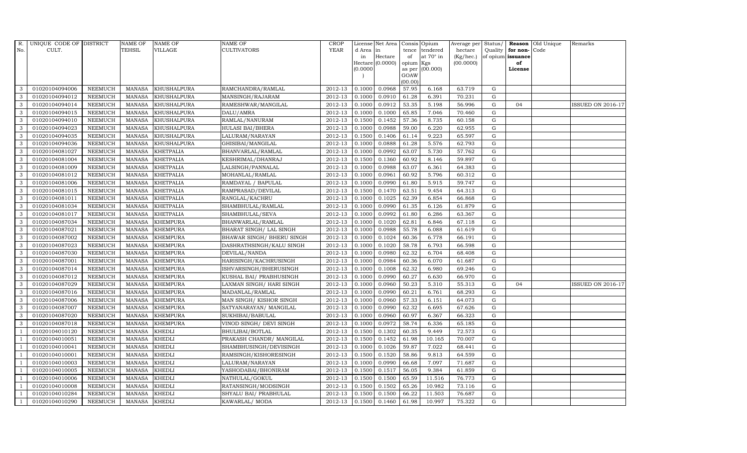| R. No. | UNIQUE CODE OF CULT. | DISTRICT | NAME OF TEHSIL | NAME OF VILLAGE | NAME OF CULTIVATORS | CROP YEAR | License d Area in Hectare (0.0000) | Net Area in Hectare (0.0000) | Consis tence of opium as per GOAW (00.00) | Opium tendered at 70° in Kgs (00.000) | Average per hectare (Kg/hec.) (00.0000) | Status/ Quality of opium | Reason for non-issuance of License | Old Unique Code | Remarks |
|---|---|---|---|---|---|---|---|---|---|---|---|---|---|---|---|
| 3 | 01020104094006 | NEEMUCH | MANASA | KHUSHALPURA | RAMCHANDRA/RAMLAL | 2012-13 | 0.1000 | 0.0968 | 57.95 | 6.168 | 63.719 | G | | | |
| 3 | 01020104094012 | NEEMUCH | MANASA | KHUSHALPURA | MANSINGH/RAJARAM | 2012-13 | 0.1000 | 0.0910 | 61.28 | 6.391 | 70.231 | G | | | |
| 3 | 01020104094014 | NEEMUCH | MANASA | KHUSHALPURA | RAMESHWAR/MANGILAL | 2012-13 | 0.1000 | 0.0912 | 53.35 | 5.198 | 56.996 | G | 04 | | ISSUED ON 2016-17 |
| 3 | 01020104094015 | NEEMUCH | MANASA | KHUSHALPURA | DALU/AMRA | 2012-13 | 0.1000 | 0.1000 | 65.85 | 7.046 | 70.460 | G | | | |
| 3 | 01020104094010 | NEEMUCH | MANASA | KHUSHALPURA | RAMLAL/NANURAM | 2012-13 | 0.1500 | 0.1452 | 57.36 | 8.735 | 60.158 | G | | | |
| 3 | 01020104094023 | NEEMUCH | MANASA | KHUSHALPURA | HULASI BAI/BHERA | 2012-13 | 0.1000 | 0.0988 | 59.00 | 6.220 | 62.955 | G | | | |
| 3 | 01020104094035 | NEEMUCH | MANASA | KHUSHALPURA | LALURAM/NARAYAN | 2012-13 | 0.1500 | 0.1406 | 61.14 | 9.223 | 65.597 | G | | | |
| 3 | 01020104094036 | NEEMUCH | MANASA | KHUSHALPURA | GHISIBAI/MANGILAL | 2012-13 | 0.1000 | 0.0888 | 61.28 | 5.576 | 62.793 | G | | | |
| 3 | 01020104081027 | NEEMUCH | MANASA | KHETPALIA | BHANVARLAL/RAMLAL | 2012-13 | 0.1000 | 0.0992 | 63.07 | 5.730 | 57.762 | G | | | |
| 3 | 01020104081004 | NEEMUCH | MANASA | KHETPALIA | KESHRIMAL/DHANRAJ | 2012-13 | 0.1500 | 0.1360 | 60.92 | 8.146 | 59.897 | G | | | |
| 3 | 01020104081009 | NEEMUCH | MANASA | KHETPALIA | LALSINGH/PANNALAL | 2012-13 | 0.1000 | 0.0988 | 63.07 | 6.361 | 64.383 | G | | | |
| 3 | 01020104081012 | NEEMUCH | MANASA | KHETPALIA | MOHANLAL/RAMLAL | 2012-13 | 0.1000 | 0.0961 | 60.92 | 5.796 | 60.312 | G | | | |
| 3 | 01020104081006 | NEEMUCH | MANASA | KHETPALIA | RAMDAYAL / BAPULAL | 2012-13 | 0.1000 | 0.0990 | 61.80 | 5.915 | 59.747 | G | | | |
| 3 | 01020104081015 | NEEMUCH | MANASA | KHETPALIA | RAMPRASAD/DEVILAL | 2012-13 | 0.1500 | 0.1470 | 63.51 | 9.454 | 64.313 | G | | | |
| 3 | 01020104081011 | NEEMUCH | MANASA | KHETPALIA | RANGLAL/KACHRU | 2012-13 | 0.1000 | 0.1025 | 62.39 | 6.854 | 66.868 | G | | | |
| 3 | 01020104081034 | NEEMUCH | MANASA | KHETPALIA | SHAMBHULAL/RAMLAL | 2012-13 | 0.1000 | 0.0990 | 61.35 | 6.126 | 61.879 | G | | | |
| 3 | 01020104081017 | NEEMUCH | MANASA | KHETPALIA | SHAMBHULAL/SEVA | 2012-13 | 0.1000 | 0.0992 | 61.80 | 6.286 | 63.367 | G | | | |
| 3 | 01020104087034 | NEEMUCH | MANASA | KHEMPURA | BHANWARLAL/RAMLAL | 2012-13 | 0.1000 | 0.1020 | 62.81 | 6.846 | 67.118 | G | | | |
| 3 | 01020104087021 | NEEMUCH | MANASA | KHEMPURA | BHARAT SINGH/ LAL SINGH | 2012-13 | 0.1000 | 0.0988 | 55.78 | 6.088 | 61.619 | G | | | |
| 3 | 01020104087002 | NEEMUCH | MANASA | KHEMPURA | BHAWAR SINGH/ BHERU SINGH | 2012-13 | 0.1000 | 0.1024 | 60.36 | 6.778 | 66.191 | G | | | |
| 3 | 01020104087023 | NEEMUCH | MANASA | KHEMPURA | DASHRATHSINGH/KALU SINGH | 2012-13 | 0.1000 | 0.1020 | 58.78 | 6.793 | 66.598 | G | | | |
| 3 | 01020104087030 | NEEMUCH | MANASA | KHEMPURA | DEVILAL/NANDA | 2012-13 | 0.1000 | 0.0980 | 62.32 | 6.704 | 68.408 | G | | | |
| 3 | 01020104087001 | NEEMUCH | MANASA | KHEMPURA | HARISINGH/KACHRUSINGH | 2012-13 | 0.1000 | 0.0984 | 60.36 | 6.070 | 61.687 | G | | | |
| 3 | 01020104087014 | NEEMUCH | MANASA | KHEMPURA | ISHVARSINGH/BHERUSINGH | 2012-13 | 0.1000 | 0.1008 | 62.32 | 6.980 | 69.246 | G | | | |
| 3 | 01020104087012 | NEEMUCH | MANASA | KHEMPURA | KUSHAL BAI/ PRABHUSINGH | 2012-13 | 0.1000 | 0.0990 | 60.27 | 6.630 | 66.970 | G | | | |
| 3 | 01020104087029 | NEEMUCH | MANASA | KHEMPURA | LAXMAN SINGH/ HARI SINGH | 2012-13 | 0.1000 | 0.0960 | 50.23 | 5.310 | 55.313 | G | 04 | | ISSUED ON 2016-17 |
| 3 | 01020104087016 | NEEMUCH | MANASA | KHEMPURA | MADANLAL/RAMLAL | 2012-13 | 0.1000 | 0.0990 | 60.21 | 6.761 | 68.293 | G | | | |
| 3 | 01020104087006 | NEEMUCH | MANASA | KHEMPURA | MAN SINGH/ KISHOR SINGH | 2012-13 | 0.1000 | 0.0960 | 57.33 | 6.151 | 64.073 | G | | | |
| 3 | 01020104087007 | NEEMUCH | MANASA | KHEMPURA | SATYANARAYAN/ MANGILAL | 2012-13 | 0.1000 | 0.0990 | 62.32 | 6.695 | 67.626 | G | | | |
| 3 | 01020104087020 | NEEMUCH | MANASA | KHEMPURA | SUKHIBAI/BABULAL | 2012-13 | 0.1000 | 0.0960 | 60.97 | 6.367 | 66.323 | G | | | |
| 3 | 01020104087018 | NEEMUCH | MANASA | KHEMPURA | VINOD SINGH/ DEVI SINGH | 2012-13 | 0.1000 | 0.0972 | 58.74 | 6.336 | 65.185 | G | | | |
| 1 | 01020104010120 | NEEMUCH | MANASA | KHEDLI | BHULIBAI/BOTLAL | 2012-13 | 0.1500 | 0.1302 | 60.35 | 9.449 | 72.573 | G | | | |
| 1 | 01020104010051 | NEEMUCH | MANASA | KHEDLI | PRAKASH CHANDR/ MANGILAL | 2012-13 | 0.1500 | 0.1452 | 61.98 | 10.165 | 70.007 | G | | | |
| 1 | 01020104010041 | NEEMUCH | MANASA | KHEDLI | SHAMBHUSINGH/DEVISINGH | 2012-13 | 0.1000 | 0.1026 | 59.87 | 7.022 | 68.441 | G | | | |
| 1 | 01020104010001 | NEEMUCH | MANASA | KHEDLI | RAMSINGH/KISHORESINGH | 2012-13 | 0.1500 | 0.1520 | 58.86 | 9.813 | 64.559 | G | | | |
| 1 | 01020104010003 | NEEMUCH | MANASA | KHEDLI | LALURAM/NARAYAN | 2012-13 | 0.1000 | 0.0990 | 66.68 | 7.097 | 71.687 | G | | | |
| 1 | 01020104010005 | NEEMUCH | MANASA | KHEDLI | YASHODABAI/BHONIRAM | 2012-13 | 0.1500 | 0.1517 | 56.05 | 9.384 | 61.859 | G | | | |
| 1 | 01020104010006 | NEEMUCH | MANASA | KHEDLI | NATHULAL/GOKUL | 2012-13 | 0.1500 | 0.1500 | 65.59 | 11.516 | 76.773 | G | | | |
| 1 | 01020104010008 | NEEMUCH | MANASA | KHEDLI | RATANSINGH/MODSINGH | 2012-13 | 0.1500 | 0.1502 | 65.26 | 10.982 | 73.116 | G | | | |
| 1 | 01020104010284 | NEEMUCH | MANASA | KHEDLI | SHYALU BAI/ PRABHULAL | 2012-13 | 0.1500 | 0.1500 | 66.22 | 11.503 | 76.687 | G | | | |
| 1 | 01020104010290 | NEEMUCH | MANASA | KHEDLI | KAWARLAL/ MODA | 2012-13 | 0.1500 | 0.1460 | 61.98 | 10.997 | 75.322 | G | | | |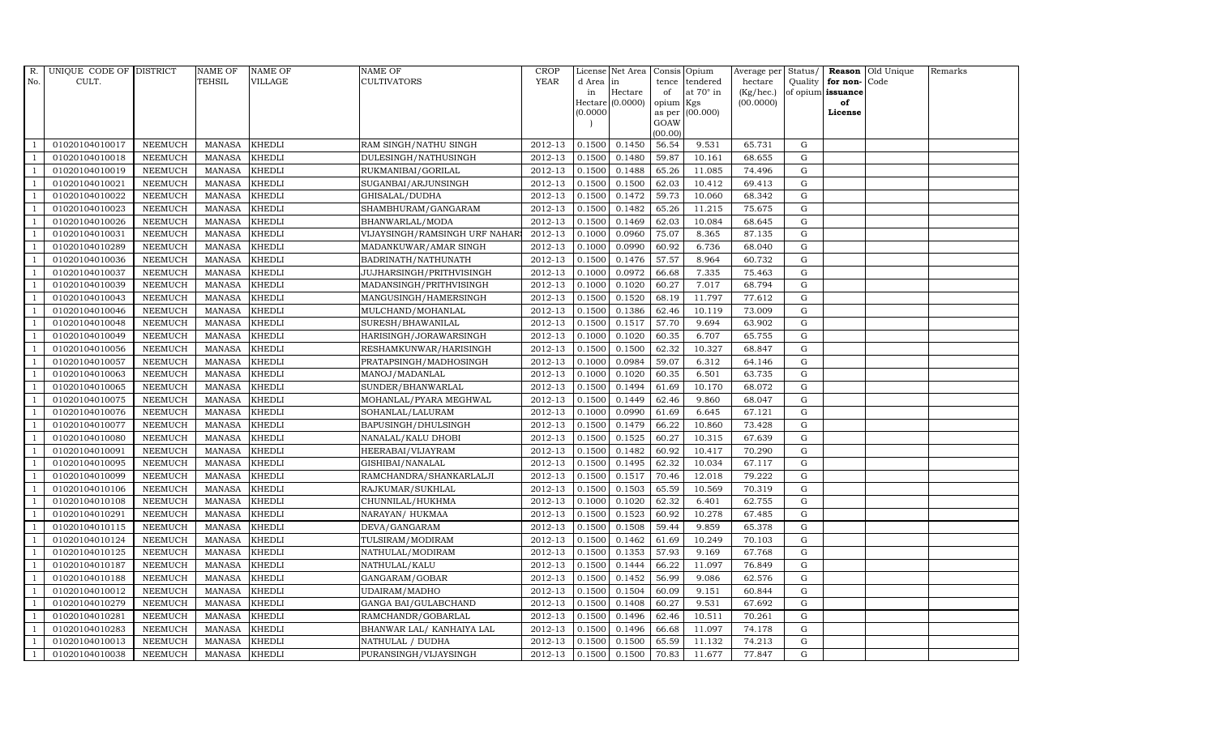| R. No. | UNIQUE CODE OF CULT. | DISTRICT | NAME OF TEHSIL | NAME OF VILLAGE | NAME OF CULTIVATORS | CROP YEAR | License d Area in Hectare (0.0000) | Net Area in Hectare (0.0000) | Consis tence of opium as per GOAW (00.00) | Opium tendered at 70° in Kgs (00.000) | Average per hectare (Kg/hec.) (00.0000) | Status/ Quality of opium | Reason for non-issuance of License | Old Unique Code | Remarks |
|---|---|---|---|---|---|---|---|---|---|---|---|---|---|---|---|
| 1 | 01020104010017 | NEEMUCH | MANASA | KHEDLI | RAM SINGH/NATHU SINGH | 2012-13 | 0.1500 | 0.1450 | 56.54 | 9.531 | 65.731 | G | | | |
| 1 | 01020104010018 | NEEMUCH | MANASA | KHEDLI | DULESINGH/NATHUSINGH | 2012-13 | 0.1500 | 0.1480 | 59.87 | 10.161 | 68.655 | G | | | |
| 1 | 01020104010019 | NEEMUCH | MANASA | KHEDLI | RUKMANIBAI/GORILAL | 2012-13 | 0.1500 | 0.1488 | 65.26 | 11.085 | 74.496 | G | | | |
| 1 | 01020104010021 | NEEMUCH | MANASA | KHEDLI | SUGANBAI/ARJUNSINGH | 2012-13 | 0.1500 | 0.1500 | 62.03 | 10.412 | 69.413 | G | | | |
| 1 | 01020104010022 | NEEMUCH | MANASA | KHEDLI | GHISALAL/DUDHA | 2012-13 | 0.1500 | 0.1472 | 59.73 | 10.060 | 68.342 | G | | | |
| 1 | 01020104010023 | NEEMUCH | MANASA | KHEDLI | SHAMBHURAM/GANGARAM | 2012-13 | 0.1500 | 0.1482 | 65.26 | 11.215 | 75.675 | G | | | |
| 1 | 01020104010026 | NEEMUCH | MANASA | KHEDLI | BHANWARLAL/MODA | 2012-13 | 0.1500 | 0.1469 | 62.03 | 10.084 | 68.645 | G | | | |
| 1 | 01020104010031 | NEEMUCH | MANASA | KHEDLI | VIJAYSINGH/RAMSINGH URF NAHAR | 2012-13 | 0.1000 | 0.0960 | 75.07 | 8.365 | 87.135 | G | | | |
| 1 | 01020104010289 | NEEMUCH | MANASA | KHEDLI | MADANKUWAR/AMAR SINGH | 2012-13 | 0.1000 | 0.0990 | 60.92 | 6.736 | 68.040 | G | | | |
| 1 | 01020104010036 | NEEMUCH | MANASA | KHEDLI | BADRINATH/NATHUNATH | 2012-13 | 0.1500 | 0.1476 | 57.57 | 8.964 | 60.732 | G | | | |
| 1 | 01020104010037 | NEEMUCH | MANASA | KHEDLI | JUJHARSINGH/PRITHVISINGH | 2012-13 | 0.1000 | 0.0972 | 66.68 | 7.335 | 75.463 | G | | | |
| 1 | 01020104010039 | NEEMUCH | MANASA | KHEDLI | MADANSINGH/PRITHVISINGH | 2012-13 | 0.1000 | 0.1020 | 60.27 | 7.017 | 68.794 | G | | | |
| 1 | 01020104010043 | NEEMUCH | MANASA | KHEDLI | MANGUSINGH/HAMERSINGH | 2012-13 | 0.1500 | 0.1520 | 68.19 | 11.797 | 77.612 | G | | | |
| 1 | 01020104010046 | NEEMUCH | MANASA | KHEDLI | MULCHAND/MOHANLAL | 2012-13 | 0.1500 | 0.1386 | 62.46 | 10.119 | 73.009 | G | | | |
| 1 | 01020104010048 | NEEMUCH | MANASA | KHEDLI | SURESH/BHAWANILAL | 2012-13 | 0.1500 | 0.1517 | 57.70 | 9.694 | 63.902 | G | | | |
| 1 | 01020104010049 | NEEMUCH | MANASA | KHEDLI | HARISINGH/JORAWARSINGH | 2012-13 | 0.1000 | 0.1020 | 60.35 | 6.707 | 65.755 | G | | | |
| 1 | 01020104010056 | NEEMUCH | MANASA | KHEDLI | RESHAMKUNWAR/HARISINGH | 2012-13 | 0.1500 | 0.1500 | 62.32 | 10.327 | 68.847 | G | | | |
| 1 | 01020104010057 | NEEMUCH | MANASA | KHEDLI | PRATAPSINGH/MADHOSINGH | 2012-13 | 0.1000 | 0.0984 | 59.07 | 6.312 | 64.146 | G | | | |
| 1 | 01020104010063 | NEEMUCH | MANASA | KHEDLI | MANOJ/MADANLAL | 2012-13 | 0.1000 | 0.1020 | 60.35 | 6.501 | 63.735 | G | | | |
| 1 | 01020104010065 | NEEMUCH | MANASA | KHEDLI | SUNDER/BHANWARLAL | 2012-13 | 0.1500 | 0.1494 | 61.69 | 10.170 | 68.072 | G | | | |
| 1 | 01020104010075 | NEEMUCH | MANASA | KHEDLI | MOHANLAL/PYARA MEGHWAL | 2012-13 | 0.1500 | 0.1449 | 62.46 | 9.860 | 68.047 | G | | | |
| 1 | 01020104010076 | NEEMUCH | MANASA | KHEDLI | SOHANLAL/LALURAM | 2012-13 | 0.1000 | 0.0990 | 61.69 | 6.645 | 67.121 | G | | | |
| 1 | 01020104010077 | NEEMUCH | MANASA | KHEDLI | BAPUSINGH/DHULSINGH | 2012-13 | 0.1500 | 0.1479 | 66.22 | 10.860 | 73.428 | G | | | |
| 1 | 01020104010080 | NEEMUCH | MANASA | KHEDLI | NANALAL/KALU DHOBI | 2012-13 | 0.1500 | 0.1525 | 60.27 | 10.315 | 67.639 | G | | | |
| 1 | 01020104010091 | NEEMUCH | MANASA | KHEDLI | HEERABAI/VIJAYRAM | 2012-13 | 0.1500 | 0.1482 | 60.92 | 10.417 | 70.290 | G | | | |
| 1 | 01020104010095 | NEEMUCH | MANASA | KHEDLI | GISHIBAI/NANALAL | 2012-13 | 0.1500 | 0.1495 | 62.32 | 10.034 | 67.117 | G | | | |
| 1 | 01020104010099 | NEEMUCH | MANASA | KHEDLI | RAMCHANDRA/SHANKARLALJI | 2012-13 | 0.1500 | 0.1517 | 70.46 | 12.018 | 79.222 | G | | | |
| 1 | 01020104010106 | NEEMUCH | MANASA | KHEDLI | RAJKUMAR/SUKHLAL | 2012-13 | 0.1500 | 0.1503 | 65.59 | 10.569 | 70.319 | G | | | |
| 1 | 01020104010108 | NEEMUCH | MANASA | KHEDLI | CHUNNILAL/HUKHMA | 2012-13 | 0.1000 | 0.1020 | 62.32 | 6.401 | 62.755 | G | | | |
| 1 | 01020104010291 | NEEMUCH | MANASA | KHEDLI | NARAYAN/ HUKMAA | 2012-13 | 0.1500 | 0.1523 | 60.92 | 10.278 | 67.485 | G | | | |
| 1 | 01020104010115 | NEEMUCH | MANASA | KHEDLI | DEVA/GANGARAM | 2012-13 | 0.1500 | 0.1508 | 59.44 | 9.859 | 65.378 | G | | | |
| 1 | 01020104010124 | NEEMUCH | MANASA | KHEDLI | TULSIRAM/MODIRAM | 2012-13 | 0.1500 | 0.1462 | 61.69 | 10.249 | 70.103 | G | | | |
| 1 | 01020104010125 | NEEMUCH | MANASA | KHEDLI | NATHULAL/MODIRAM | 2012-13 | 0.1500 | 0.1353 | 57.93 | 9.169 | 67.768 | G | | | |
| 1 | 01020104010187 | NEEMUCH | MANASA | KHEDLI | NATHULAL/KALU | 2012-13 | 0.1500 | 0.1444 | 66.22 | 11.097 | 76.849 | G | | | |
| 1 | 01020104010188 | NEEMUCH | MANASA | KHEDLI | GANGARAM/GOBAR | 2012-13 | 0.1500 | 0.1452 | 56.99 | 9.086 | 62.576 | G | | | |
| 1 | 01020104010012 | NEEMUCH | MANASA | KHEDLI | UDAIRAM/MADHO | 2012-13 | 0.1500 | 0.1504 | 60.09 | 9.151 | 60.844 | G | | | |
| 1 | 01020104010279 | NEEMUCH | MANASA | KHEDLI | GANGA BAI/GULABCHAND | 2012-13 | 0.1500 | 0.1408 | 60.27 | 9.531 | 67.692 | G | | | |
| 1 | 01020104010281 | NEEMUCH | MANASA | KHEDLI | RAMCHANDR/GOBARLAL | 2012-13 | 0.1500 | 0.1496 | 62.46 | 10.511 | 70.261 | G | | | |
| 1 | 01020104010283 | NEEMUCH | MANASA | KHEDLI | BHANWAR LAL/ KANHAIYA LAL | 2012-13 | 0.1500 | 0.1496 | 66.68 | 11.097 | 74.178 | G | | | |
| 1 | 01020104010013 | NEEMUCH | MANASA | KHEDLI | NATHULAL / DUDHA | 2012-13 | 0.1500 | 0.1500 | 65.59 | 11.132 | 74.213 | G | | | |
| 1 | 01020104010038 | NEEMUCH | MANASA | KHEDLI | PURANSINGH/VIJAYSINGH | 2012-13 | 0.1500 | 0.1500 | 70.83 | 11.677 | 77.847 | G | | | |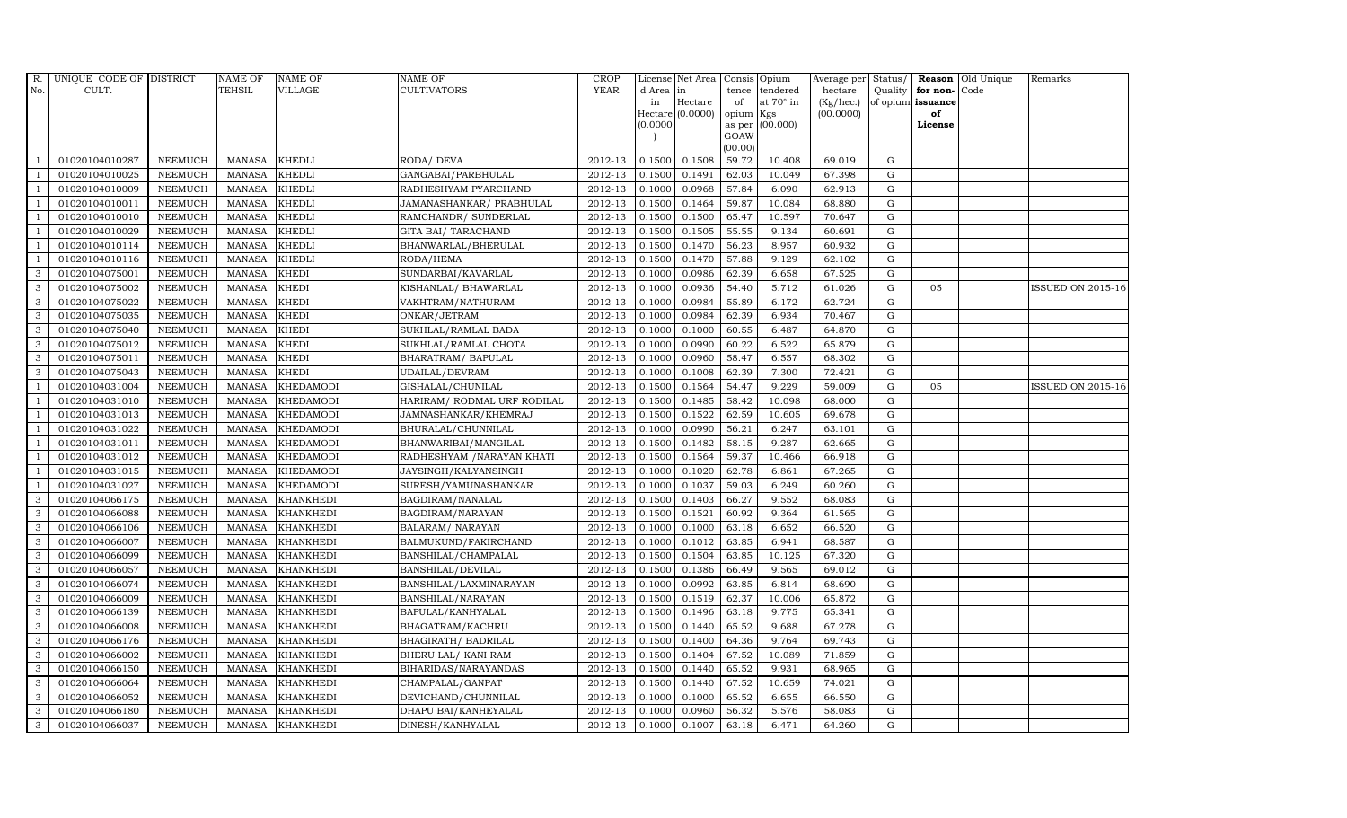| R. No. | UNIQUE CODE OF CULT. | DISTRICT | NAME OF TEHSIL | NAME OF VILLAGE | NAME OF CULTIVATORS | CROP YEAR | License d Area in Hectare (0.0000) | Net Area in Hectare (0.0000) | Consis tence of opium as per GOAW (00.00) | Opium tendered at 70° in Kgs (00.000) | Average per hectare (Kg/hec.) (00.0000) | Status/ Quality of opium | Reason for non-issuance of License | Old Unique Code | Remarks |
|---|---|---|---|---|---|---|---|---|---|---|---|---|---|---|---|
| 1 | 01020104010287 | NEEMUCH | MANASA | KHEDLI | RODA/ DEVA | 2012-13 | 0.1500 | 0.1508 | 59.72 | 10.408 | 69.019 | G | | | |
| 1 | 01020104010025 | NEEMUCH | MANASA | KHEDLI | GANGABAI/PARBHULAL | 2012-13 | 0.1500 | 0.1491 | 62.03 | 10.049 | 67.398 | G | | | |
| 1 | 01020104010009 | NEEMUCH | MANASA | KHEDLI | RADHESHYAM PYARCHAND | 2012-13 | 0.1000 | 0.0968 | 57.84 | 6.090 | 62.913 | G | | | |
| 1 | 01020104010011 | NEEMUCH | MANASA | KHEDLI | JAMANASHANKAR/ PRABHULAL | 2012-13 | 0.1500 | 0.1464 | 59.87 | 10.084 | 68.880 | G | | | |
| 1 | 01020104010010 | NEEMUCH | MANASA | KHEDLI | RAMCHANDR/ SUNDERLAL | 2012-13 | 0.1500 | 0.1500 | 65.47 | 10.597 | 70.647 | G | | | |
| 1 | 01020104010029 | NEEMUCH | MANASA | KHEDLI | GITA BAI/ TARACHAND | 2012-13 | 0.1500 | 0.1505 | 55.55 | 9.134 | 60.691 | G | | | |
| 1 | 01020104010114 | NEEMUCH | MANASA | KHEDLI | BHANWARLAL/BHERULAL | 2012-13 | 0.1500 | 0.1470 | 56.23 | 8.957 | 60.932 | G | | | |
| 1 | 01020104010116 | NEEMUCH | MANASA | KHEDLI | RODA/HEMA | 2012-13 | 0.1500 | 0.1470 | 57.88 | 9.129 | 62.102 | G | | | |
| 3 | 01020104075001 | NEEMUCH | MANASA | KHEDI | SUNDARBAI/KAVARLAL | 2012-13 | 0.1000 | 0.0986 | 62.39 | 6.658 | 67.525 | G | | | |
| 3 | 01020104075002 | NEEMUCH | MANASA | KHEDI | KISHANLAL/ BHAWARLAL | 2012-13 | 0.1000 | 0.0936 | 54.40 | 5.712 | 61.026 | G | 05 | | ISSUED ON 2015-16 |
| 3 | 01020104075022 | NEEMUCH | MANASA | KHEDI | VAKHTRAM/NATHURAM | 2012-13 | 0.1000 | 0.0984 | 55.89 | 6.172 | 62.724 | G | | | |
| 3 | 01020104075035 | NEEMUCH | MANASA | KHEDI | ONKAR/JETRAM | 2012-13 | 0.1000 | 0.0984 | 62.39 | 6.934 | 70.467 | G | | | |
| 3 | 01020104075040 | NEEMUCH | MANASA | KHEDI | SUKHLAL/RAMLAL BADA | 2012-13 | 0.1000 | 0.1000 | 60.55 | 6.487 | 64.870 | G | | | |
| 3 | 01020104075012 | NEEMUCH | MANASA | KHEDI | SUKHLAL/RAMLAL CHOTA | 2012-13 | 0.1000 | 0.0990 | 60.22 | 6.522 | 65.879 | G | | | |
| 3 | 01020104075011 | NEEMUCH | MANASA | KHEDI | BHARATRAM/ BAPULAL | 2012-13 | 0.1000 | 0.0960 | 58.47 | 6.557 | 68.302 | G | | | |
| 3 | 01020104075043 | NEEMUCH | MANASA | KHEDI | UDAILAL/DEVRAM | 2012-13 | 0.1000 | 0.1008 | 62.39 | 7.300 | 72.421 | G | | | |
| 1 | 01020104031004 | NEEMUCH | MANASA | KHEDAMODI | GISHALAL/CHUNILAL | 2012-13 | 0.1500 | 0.1564 | 54.47 | 9.229 | 59.009 | G | 05 | | ISSUED ON 2015-16 |
| 1 | 01020104031010 | NEEMUCH | MANASA | KHEDAMODI | HARIRAM/ RODMAL URF RODILAL | 2012-13 | 0.1500 | 0.1485 | 58.42 | 10.098 | 68.000 | G | | | |
| 1 | 01020104031013 | NEEMUCH | MANASA | KHEDAMODI | JAMNASHANKAR/KHEMRAJ | 2012-13 | 0.1500 | 0.1522 | 62.59 | 10.605 | 69.678 | G | | | |
| 1 | 01020104031022 | NEEMUCH | MANASA | KHEDAMODI | BHURALAL/CHUNNILAL | 2012-13 | 0.1000 | 0.0990 | 56.21 | 6.247 | 63.101 | G | | | |
| 1 | 01020104031011 | NEEMUCH | MANASA | KHEDAMODI | BHANWARIBAI/MANGILAL | 2012-13 | 0.1500 | 0.1482 | 58.15 | 9.287 | 62.665 | G | | | |
| 1 | 01020104031012 | NEEMUCH | MANASA | KHEDAMODI | RADHESHYAM /NARAYAN KHATI | 2012-13 | 0.1500 | 0.1564 | 59.37 | 10.466 | 66.918 | G | | | |
| 1 | 01020104031015 | NEEMUCH | MANASA | KHEDAMODI | JAYSINGH/KALYANSINGH | 2012-13 | 0.1000 | 0.1020 | 62.78 | 6.861 | 67.265 | G | | | |
| 1 | 01020104031027 | NEEMUCH | MANASA | KHEDAMODI | SURESH/YAMUNASHANKAR | 2012-13 | 0.1000 | 0.1037 | 59.03 | 6.249 | 60.260 | G | | | |
| 3 | 01020104066175 | NEEMUCH | MANASA | KHANKHEDI | BAGDIRAM/NANALAL | 2012-13 | 0.1500 | 0.1403 | 66.27 | 9.552 | 68.083 | G | | | |
| 3 | 01020104066088 | NEEMUCH | MANASA | KHANKHEDI | BAGDIRAM/NARAYAN | 2012-13 | 0.1500 | 0.1521 | 60.92 | 9.364 | 61.565 | G | | | |
| 3 | 01020104066106 | NEEMUCH | MANASA | KHANKHEDI | BALARAM/ NARAYAN | 2012-13 | 0.1000 | 0.1000 | 63.18 | 6.652 | 66.520 | G | | | |
| 3 | 01020104066007 | NEEMUCH | MANASA | KHANKHEDI | BALMUKUND/FAKIRCHAND | 2012-13 | 0.1000 | 0.1012 | 63.85 | 6.941 | 68.587 | G | | | |
| 3 | 01020104066099 | NEEMUCH | MANASA | KHANKHEDI | BANSHILAL/CHAMPALAL | 2012-13 | 0.1500 | 0.1504 | 63.85 | 10.125 | 67.320 | G | | | |
| 3 | 01020104066057 | NEEMUCH | MANASA | KHANKHEDI | BANSHILAL/DEVILAL | 2012-13 | 0.1500 | 0.1386 | 66.49 | 9.565 | 69.012 | G | | | |
| 3 | 01020104066074 | NEEMUCH | MANASA | KHANKHEDI | BANSHILAL/LAXMINARAYAN | 2012-13 | 0.1000 | 0.0992 | 63.85 | 6.814 | 68.690 | G | | | |
| 3 | 01020104066009 | NEEMUCH | MANASA | KHANKHEDI | BANSHILAL/NARAYAN | 2012-13 | 0.1500 | 0.1519 | 62.37 | 10.006 | 65.872 | G | | | |
| 3 | 01020104066139 | NEEMUCH | MANASA | KHANKHEDI | BAPULAL/KANHYALAL | 2012-13 | 0.1500 | 0.1496 | 63.18 | 9.775 | 65.341 | G | | | |
| 3 | 01020104066008 | NEEMUCH | MANASA | KHANKHEDI | BHAGATRAM/KACHRU | 2012-13 | 0.1500 | 0.1440 | 65.52 | 9.688 | 67.278 | G | | | |
| 3 | 01020104066176 | NEEMUCH | MANASA | KHANKHEDI | BHAGIRATH/ BADRILAL | 2012-13 | 0.1500 | 0.1400 | 64.36 | 9.764 | 69.743 | G | | | |
| 3 | 01020104066002 | NEEMUCH | MANASA | KHANKHEDI | BHERU LAL/ KANI RAM | 2012-13 | 0.1500 | 0.1404 | 67.52 | 10.089 | 71.859 | G | | | |
| 3 | 01020104066150 | NEEMUCH | MANASA | KHANKHEDI | BIHARIDAS/NARAYANDAS | 2012-13 | 0.1500 | 0.1440 | 65.52 | 9.931 | 68.965 | G | | | |
| 3 | 01020104066064 | NEEMUCH | MANASA | KHANKHEDI | CHAMPALAL/GANPAT | 2012-13 | 0.1500 | 0.1440 | 67.52 | 10.659 | 74.021 | G | | | |
| 3 | 01020104066052 | NEEMUCH | MANASA | KHANKHEDI | DEVICHAND/CHUNNILAL | 2012-13 | 0.1000 | 0.1000 | 65.52 | 6.655 | 66.550 | G | | | |
| 3 | 01020104066180 | NEEMUCH | MANASA | KHANKHEDI | DHAPU BAI/KANHEYALAL | 2012-13 | 0.1000 | 0.0960 | 56.32 | 5.576 | 58.083 | G | | | |
| 3 | 01020104066037 | NEEMUCH | MANASA | KHANKHEDI | DINESH/KANHYALAL | 2012-13 | 0.1000 | 0.1007 | 63.18 | 6.471 | 64.260 | G | | | |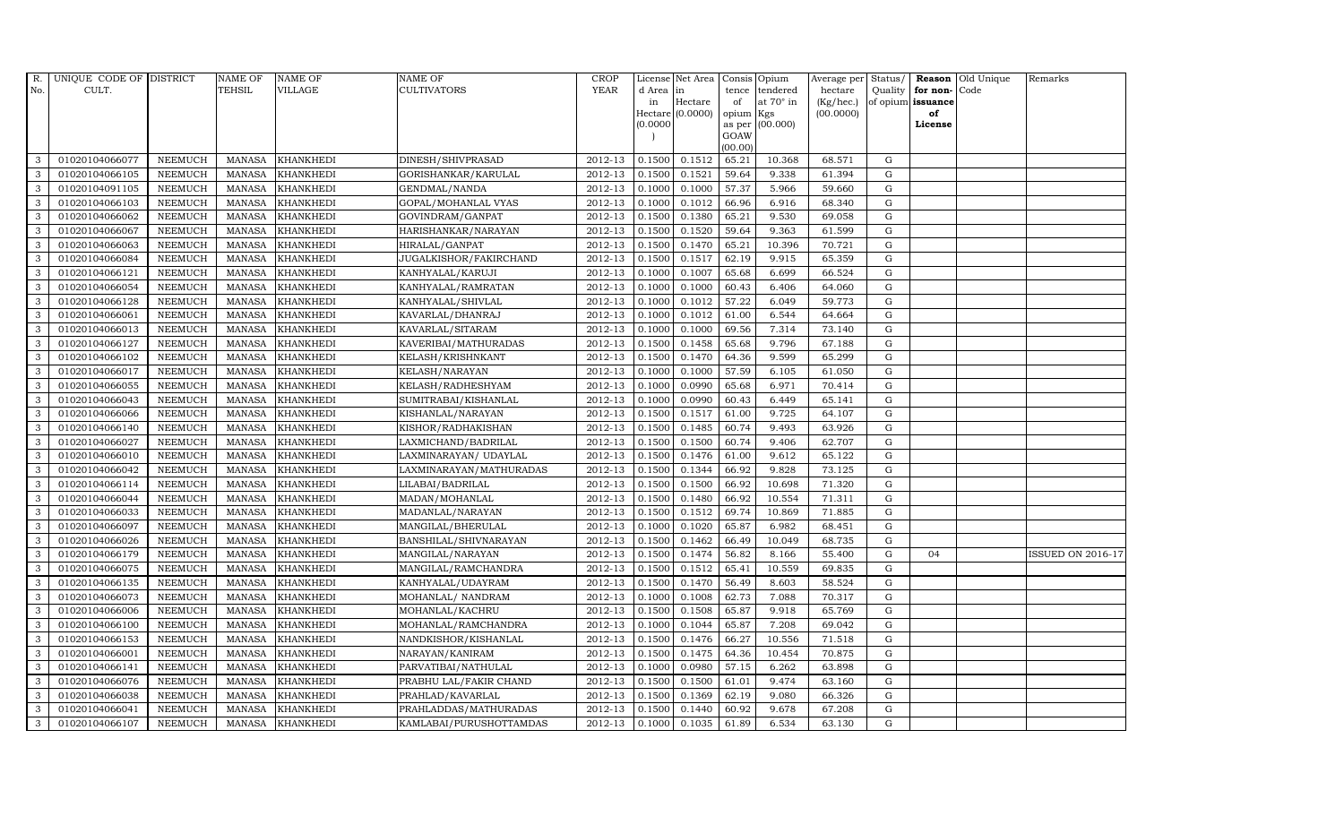| R. No. | UNIQUE CODE OF CULT. | DISTRICT | NAME OF TEHSIL | NAME OF VILLAGE | NAME OF CULTIVATORS | CROP YEAR | License d Area in Hectare (0.0000) | Net Area in Hectare (0.0000) | Consis tence of opium as per GOAW (00.00) | Opium tendered at 70° in Kgs (00.000) | Average per hectare (Kg/hec.) (00.0000) | Status/ Quality of opium | Reason for non-issuance of License | Old Unique Code | Remarks |
|---|---|---|---|---|---|---|---|---|---|---|---|---|---|---|---|
| 3 | 01020104066077 | NEEMUCH | MANASA | KHANKHEDI | DINESH/SHIVPRASAD | 2012-13 | 0.1500 | 0.1512 | 65.21 | 10.368 | 68.571 | G | | | |
| 3 | 01020104066105 | NEEMUCH | MANASA | KHANKHEDI | GORISHANKAR/KARULAL | 2012-13 | 0.1500 | 0.1521 | 59.64 | 9.338 | 61.394 | G | | | |
| 3 | 01020104091105 | NEEMUCH | MANASA | KHANKHEDI | GENDMAL/NANDA | 2012-13 | 0.1000 | 0.1000 | 57.37 | 5.966 | 59.660 | G | | | |
| 3 | 01020104066103 | NEEMUCH | MANASA | KHANKHEDI | GOPAL/MOHANLAL VYAS | 2012-13 | 0.1000 | 0.1012 | 66.96 | 6.916 | 68.340 | G | | | |
| 3 | 01020104066062 | NEEMUCH | MANASA | KHANKHEDI | GOVINDRAM/GANPAT | 2012-13 | 0.1500 | 0.1380 | 65.21 | 9.530 | 69.058 | G | | | |
| 3 | 01020104066067 | NEEMUCH | MANASA | KHANKHEDI | HARISHANKAR/NARAYAN | 2012-13 | 0.1500 | 0.1520 | 59.64 | 9.363 | 61.599 | G | | | |
| 3 | 01020104066063 | NEEMUCH | MANASA | KHANKHEDI | HIRALAL/GANPAT | 2012-13 | 0.1500 | 0.1470 | 65.21 | 10.396 | 70.721 | G | | | |
| 3 | 01020104066084 | NEEMUCH | MANASA | KHANKHEDI | JUGALKISHOR/FAKIRCHAND | 2012-13 | 0.1500 | 0.1517 | 62.19 | 9.915 | 65.359 | G | | | |
| 3 | 01020104066121 | NEEMUCH | MANASA | KHANKHEDI | KANHYALAL/KARUJI | 2012-13 | 0.1000 | 0.1007 | 65.68 | 6.699 | 66.524 | G | | | |
| 3 | 01020104066054 | NEEMUCH | MANASA | KHANKHEDI | KANHYALAL/RAMRATAN | 2012-13 | 0.1000 | 0.1000 | 60.43 | 6.406 | 64.060 | G | | | |
| 3 | 01020104066128 | NEEMUCH | MANASA | KHANKHEDI | KANHYALAL/SHIVLAL | 2012-13 | 0.1000 | 0.1012 | 57.22 | 6.049 | 59.773 | G | | | |
| 3 | 01020104066061 | NEEMUCH | MANASA | KHANKHEDI | KAVARLAL/DHANRAJ | 2012-13 | 0.1000 | 0.1012 | 61.00 | 6.544 | 64.664 | G | | | |
| 3 | 01020104066013 | NEEMUCH | MANASA | KHANKHEDI | KAVARLAL/SITARAM | 2012-13 | 0.1000 | 0.1000 | 69.56 | 7.314 | 73.140 | G | | | |
| 3 | 01020104066127 | NEEMUCH | MANASA | KHANKHEDI | KAVERIBAI/MATHURADAS | 2012-13 | 0.1500 | 0.1458 | 65.68 | 9.796 | 67.188 | G | | | |
| 3 | 01020104066102 | NEEMUCH | MANASA | KHANKHEDI | KELASH/KRISHNKANT | 2012-13 | 0.1500 | 0.1470 | 64.36 | 9.599 | 65.299 | G | | | |
| 3 | 01020104066017 | NEEMUCH | MANASA | KHANKHEDI | KELASH/NARAYAN | 2012-13 | 0.1000 | 0.1000 | 57.59 | 6.105 | 61.050 | G | | | |
| 3 | 01020104066055 | NEEMUCH | MANASA | KHANKHEDI | KELASH/RADHESHYAM | 2012-13 | 0.1000 | 0.0990 | 65.68 | 6.971 | 70.414 | G | | | |
| 3 | 01020104066043 | NEEMUCH | MANASA | KHANKHEDI | SUMITRABAI/KISHANLAL | 2012-13 | 0.1000 | 0.0990 | 60.43 | 6.449 | 65.141 | G | | | |
| 3 | 01020104066066 | NEEMUCH | MANASA | KHANKHEDI | KISHANLAL/NARAYAN | 2012-13 | 0.1500 | 0.1517 | 61.00 | 9.725 | 64.107 | G | | | |
| 3 | 01020104066140 | NEEMUCH | MANASA | KHANKHEDI | KISHOR/RADHAKISHAN | 2012-13 | 0.1500 | 0.1485 | 60.74 | 9.493 | 63.926 | G | | | |
| 3 | 01020104066027 | NEEMUCH | MANASA | KHANKHEDI | LAXMICHAND/BADRILAL | 2012-13 | 0.1500 | 0.1500 | 60.74 | 9.406 | 62.707 | G | | | |
| 3 | 01020104066010 | NEEMUCH | MANASA | KHANKHEDI | LAXMINARAYAN/ UDAYLAL | 2012-13 | 0.1500 | 0.1476 | 61.00 | 9.612 | 65.122 | G | | | |
| 3 | 01020104066042 | NEEMUCH | MANASA | KHANKHEDI | LAXMINARAYAN/MATHURADAS | 2012-13 | 0.1500 | 0.1344 | 66.92 | 9.828 | 73.125 | G | | | |
| 3 | 01020104066114 | NEEMUCH | MANASA | KHANKHEDI | LILABAI/BADRILAL | 2012-13 | 0.1500 | 0.1500 | 66.92 | 10.698 | 71.320 | G | | | |
| 3 | 01020104066044 | NEEMUCH | MANASA | KHANKHEDI | MADAN/MOHANLAL | 2012-13 | 0.1500 | 0.1480 | 66.92 | 10.554 | 71.311 | G | | | |
| 3 | 01020104066033 | NEEMUCH | MANASA | KHANKHEDI | MADANLAL/NARAYAN | 2012-13 | 0.1500 | 0.1512 | 69.74 | 10.869 | 71.885 | G | | | |
| 3 | 01020104066097 | NEEMUCH | MANASA | KHANKHEDI | MANGILAL/BHERULAL | 2012-13 | 0.1000 | 0.1020 | 65.87 | 6.982 | 68.451 | G | | | |
| 3 | 01020104066026 | NEEMUCH | MANASA | KHANKHEDI | BANSHILAL/SHIVNARAYAN | 2012-13 | 0.1500 | 0.1462 | 66.49 | 10.049 | 68.735 | G | | | |
| 3 | 01020104066179 | NEEMUCH | MANASA | KHANKHEDI | MANGILAL/NARAYAN | 2012-13 | 0.1500 | 0.1474 | 56.82 | 8.166 | 55.400 | G | 04 | | ISSUED ON 2016-17 |
| 3 | 01020104066075 | NEEMUCH | MANASA | KHANKHEDI | MANGILAL/RAMCHANDRA | 2012-13 | 0.1500 | 0.1512 | 65.41 | 10.559 | 69.835 | G | | | |
| 3 | 01020104066135 | NEEMUCH | MANASA | KHANKHEDI | KANHYALAL/UDAYRAM | 2012-13 | 0.1500 | 0.1470 | 56.49 | 8.603 | 58.524 | G | | | |
| 3 | 01020104066073 | NEEMUCH | MANASA | KHANKHEDI | MOHANLAL/ NANDRAM | 2012-13 | 0.1000 | 0.1008 | 62.73 | 7.088 | 70.317 | G | | | |
| 3 | 01020104066006 | NEEMUCH | MANASA | KHANKHEDI | MOHANLAL/KACHRU | 2012-13 | 0.1500 | 0.1508 | 65.87 | 9.918 | 65.769 | G | | | |
| 3 | 01020104066100 | NEEMUCH | MANASA | KHANKHEDI | MOHANLAL/RAMCHANDRA | 2012-13 | 0.1000 | 0.1044 | 65.87 | 7.208 | 69.042 | G | | | |
| 3 | 01020104066153 | NEEMUCH | MANASA | KHANKHEDI | NANDKISHOR/KISHANLAL | 2012-13 | 0.1500 | 0.1476 | 66.27 | 10.556 | 71.518 | G | | | |
| 3 | 01020104066001 | NEEMUCH | MANASA | KHANKHEDI | NARAYAN/KANIRAM | 2012-13 | 0.1500 | 0.1475 | 64.36 | 10.454 | 70.875 | G | | | |
| 3 | 01020104066141 | NEEMUCH | MANASA | KHANKHEDI | PARVATIBAI/NATHULAL | 2012-13 | 0.1000 | 0.0980 | 57.15 | 6.262 | 63.898 | G | | | |
| 3 | 01020104066076 | NEEMUCH | MANASA | KHANKHEDI | PRABHU LAL/FAKIR CHAND | 2012-13 | 0.1500 | 0.1500 | 61.01 | 9.474 | 63.160 | G | | | |
| 3 | 01020104066038 | NEEMUCH | MANASA | KHANKHEDI | PRAHLAD/KAVARLAL | 2012-13 | 0.1500 | 0.1369 | 62.19 | 9.080 | 66.326 | G | | | |
| 3 | 01020104066041 | NEEMUCH | MANASA | KHANKHEDI | PRAHLADDAS/MATHURADAS | 2012-13 | 0.1500 | 0.1440 | 60.92 | 9.678 | 67.208 | G | | | |
| 3 | 01020104066107 | NEEMUCH | MANASA | KHANKHEDI | KAMLABAI/PURUSHOTTAMDAS | 2012-13 | 0.1000 | 0.1035 | 61.89 | 6.534 | 63.130 | G | | | |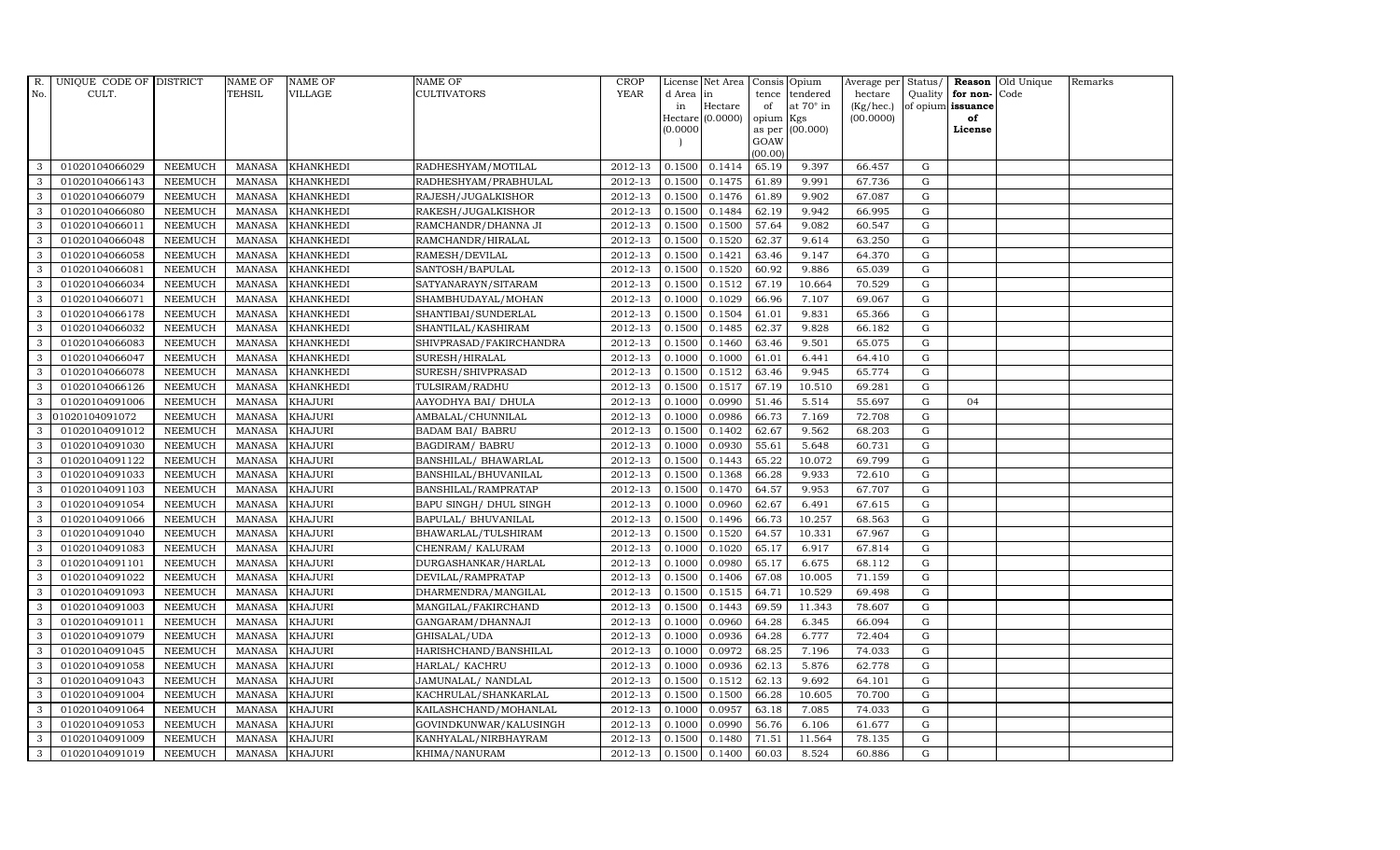| R. No. | UNIQUE CODE OF CULT. | DISTRICT | NAME OF TEHSIL | NAME OF VILLAGE | NAME OF CULTIVATORS | CROP YEAR | License d Area in Hectare (0.0000) | Net Area in Hectare (0.0000) | Consis tence of opium as per GOAW (00.00) | Opium tendered at 70° in Kgs (00.000) | Average per hectare (Kg/hec.) (00.0000) | Status/ Quality of opium | Reason for non-issuance of License | Old Unique Code | Remarks |
|---|---|---|---|---|---|---|---|---|---|---|---|---|---|---|---|
| 3 | 01020104066029 | NEEMUCH | MANASA | KHANKHEDI | RADHESHYAM/MOTILAL | 2012-13 | 0.1500 | 0.1414 | 65.19 | 9.397 | 66.457 | G | | | |
| 3 | 01020104066143 | NEEMUCH | MANASA | KHANKHEDI | RADHESHYAM/PRABHULAL | 2012-13 | 0.1500 | 0.1475 | 61.89 | 9.991 | 67.736 | G | | | |
| 3 | 01020104066079 | NEEMUCH | MANASA | KHANKHEDI | RAJESH/JUGALKISHOR | 2012-13 | 0.1500 | 0.1476 | 61.89 | 9.902 | 67.087 | G | | | |
| 3 | 01020104066080 | NEEMUCH | MANASA | KHANKHEDI | RAKESH/JUGALKISHOR | 2012-13 | 0.1500 | 0.1484 | 62.19 | 9.942 | 66.995 | G | | | |
| 3 | 01020104066011 | NEEMUCH | MANASA | KHANKHEDI | RAMCHANDR/DHANNA JI | 2012-13 | 0.1500 | 0.1500 | 57.64 | 9.082 | 60.547 | G | | | |
| 3 | 01020104066048 | NEEMUCH | MANASA | KHANKHEDI | RAMCHANDR/HIRALAL | 2012-13 | 0.1500 | 0.1520 | 62.37 | 9.614 | 63.250 | G | | | |
| 3 | 01020104066058 | NEEMUCH | MANASA | KHANKHEDI | RAMESH/DEVILAL | 2012-13 | 0.1500 | 0.1421 | 63.46 | 9.147 | 64.370 | G | | | |
| 3 | 01020104066081 | NEEMUCH | MANASA | KHANKHEDI | SANTOSH/BAPULAL | 2012-13 | 0.1500 | 0.1520 | 60.92 | 9.886 | 65.039 | G | | | |
| 3 | 01020104066034 | NEEMUCH | MANASA | KHANKHEDI | SATYANARAYN/SITARAM | 2012-13 | 0.1500 | 0.1512 | 67.19 | 10.664 | 70.529 | G | | | |
| 3 | 01020104066071 | NEEMUCH | MANASA | KHANKHEDI | SHAMBHUDAYAL/MOHAN | 2012-13 | 0.1000 | 0.1029 | 66.96 | 7.107 | 69.067 | G | | | |
| 3 | 01020104066178 | NEEMUCH | MANASA | KHANKHEDI | SHANTIBAI/SUNDERLAL | 2012-13 | 0.1500 | 0.1504 | 61.01 | 9.831 | 65.366 | G | | | |
| 3 | 01020104066032 | NEEMUCH | MANASA | KHANKHEDI | SHANTILAL/KASHIRAM | 2012-13 | 0.1500 | 0.1485 | 62.37 | 9.828 | 66.182 | G | | | |
| 3 | 01020104066083 | NEEMUCH | MANASA | KHANKHEDI | SHIVPRASAD/FAKIRCHANDRA | 2012-13 | 0.1500 | 0.1460 | 63.46 | 9.501 | 65.075 | G | | | |
| 3 | 01020104066047 | NEEMUCH | MANASA | KHANKHEDI | SURESH/HIRALAL | 2012-13 | 0.1000 | 0.1000 | 61.01 | 6.441 | 64.410 | G | | | |
| 3 | 01020104066078 | NEEMUCH | MANASA | KHANKHEDI | SURESH/SHIVPRASAD | 2012-13 | 0.1500 | 0.1512 | 63.46 | 9.945 | 65.774 | G | | | |
| 3 | 01020104066126 | NEEMUCH | MANASA | KHANKHEDI | TULSIRAM/RADHU | 2012-13 | 0.1500 | 0.1517 | 67.19 | 10.510 | 69.281 | G | | | |
| 3 | 01020104091006 | NEEMUCH | MANASA | KHAJURI | AAYODHYA BAI/ DHULA | 2012-13 | 0.1000 | 0.0990 | 51.46 | 5.514 | 55.697 | G | 04 | | |
| 3 | 01020104091072 | NEEMUCH | MANASA | KHAJURI | AMBALAL/CHUNNILAL | 2012-13 | 0.1000 | 0.0986 | 66.73 | 7.169 | 72.708 | G | | | |
| 3 | 01020104091012 | NEEMUCH | MANASA | KHAJURI | BADAM BAI/ BABRU | 2012-13 | 0.1500 | 0.1402 | 62.67 | 9.562 | 68.203 | G | | | |
| 3 | 01020104091030 | NEEMUCH | MANASA | KHAJURI | BAGDIRAM/ BABRU | 2012-13 | 0.1000 | 0.0930 | 55.61 | 5.648 | 60.731 | G | | | |
| 3 | 01020104091122 | NEEMUCH | MANASA | KHAJURI | BANSHILAL/ BHAWARLAL | 2012-13 | 0.1500 | 0.1443 | 65.22 | 10.072 | 69.799 | G | | | |
| 3 | 01020104091033 | NEEMUCH | MANASA | KHAJURI | BANSHILAL/BHUVANILAL | 2012-13 | 0.1500 | 0.1368 | 66.28 | 9.933 | 72.610 | G | | | |
| 3 | 01020104091103 | NEEMUCH | MANASA | KHAJURI | BANSHILAL/RAMPRATAP | 2012-13 | 0.1500 | 0.1470 | 64.57 | 9.953 | 67.707 | G | | | |
| 3 | 01020104091054 | NEEMUCH | MANASA | KHAJURI | BAPU SINGH/ DHUL SINGH | 2012-13 | 0.1000 | 0.0960 | 62.67 | 6.491 | 67.615 | G | | | |
| 3 | 01020104091066 | NEEMUCH | MANASA | KHAJURI | BAPULAL/ BHUVANILAL | 2012-13 | 0.1500 | 0.1496 | 66.73 | 10.257 | 68.563 | G | | | |
| 3 | 01020104091040 | NEEMUCH | MANASA | KHAJURI | BHAWARLAL/TULSHIRAM | 2012-13 | 0.1500 | 0.1520 | 64.57 | 10.331 | 67.967 | G | | | |
| 3 | 01020104091083 | NEEMUCH | MANASA | KHAJURI | CHENRAM/ KALURAM | 2012-13 | 0.1000 | 0.1020 | 65.17 | 6.917 | 67.814 | G | | | |
| 3 | 01020104091101 | NEEMUCH | MANASA | KHAJURI | DURGASHANKAR/HARLAL | 2012-13 | 0.1000 | 0.0980 | 65.17 | 6.675 | 68.112 | G | | | |
| 3 | 01020104091022 | NEEMUCH | MANASA | KHAJURI | DEVILAL/RAMPRATAP | 2012-13 | 0.1500 | 0.1406 | 67.08 | 10.005 | 71.159 | G | | | |
| 3 | 01020104091093 | NEEMUCH | MANASA | KHAJURI | DHARMENDRA/MANGILAL | 2012-13 | 0.1500 | 0.1515 | 64.71 | 10.529 | 69.498 | G | | | |
| 3 | 01020104091003 | NEEMUCH | MANASA | KHAJURI | MANGILAL/FAKIRCHAND | 2012-13 | 0.1500 | 0.1443 | 69.59 | 11.343 | 78.607 | G | | | |
| 3 | 01020104091011 | NEEMUCH | MANASA | KHAJURI | GANGARAM/DHANNAJI | 2012-13 | 0.1000 | 0.0960 | 64.28 | 6.345 | 66.094 | G | | | |
| 3 | 01020104091079 | NEEMUCH | MANASA | KHAJURI | GHISALAL/UDA | 2012-13 | 0.1000 | 0.0936 | 64.28 | 6.777 | 72.404 | G | | | |
| 3 | 01020104091045 | NEEMUCH | MANASA | KHAJURI | HARISHCHAND/BANSHILAL | 2012-13 | 0.1000 | 0.0972 | 68.25 | 7.196 | 74.033 | G | | | |
| 3 | 01020104091058 | NEEMUCH | MANASA | KHAJURI | HARLAL/ KACHRU | 2012-13 | 0.1000 | 0.0936 | 62.13 | 5.876 | 62.778 | G | | | |
| 3 | 01020104091043 | NEEMUCH | MANASA | KHAJURI | JAMUNALAL/ NANDLAL | 2012-13 | 0.1500 | 0.1512 | 62.13 | 9.692 | 64.101 | G | | | |
| 3 | 01020104091004 | NEEMUCH | MANASA | KHAJURI | KACHRULAL/SHANKARLAL | 2012-13 | 0.1500 | 0.1500 | 66.28 | 10.605 | 70.700 | G | | | |
| 3 | 01020104091064 | NEEMUCH | MANASA | KHAJURI | KAILASHCHAND/MOHANLAL | 2012-13 | 0.1000 | 0.0957 | 63.18 | 7.085 | 74.033 | G | | | |
| 3 | 01020104091053 | NEEMUCH | MANASA | KHAJURI | GOVINDKUNWAR/KALUSINGH | 2012-13 | 0.1000 | 0.0990 | 56.76 | 6.106 | 61.677 | G | | | |
| 3 | 01020104091009 | NEEMUCH | MANASA | KHAJURI | KANHYALAL/NIRBHAYRAM | 2012-13 | 0.1500 | 0.1480 | 71.51 | 11.564 | 78.135 | G | | | |
| 3 | 01020104091019 | NEEMUCH | MANASA | KHAJURI | KHIMA/NANURAM | 2012-13 | 0.1500 | 0.1400 | 60.03 | 8.524 | 60.886 | G | | | |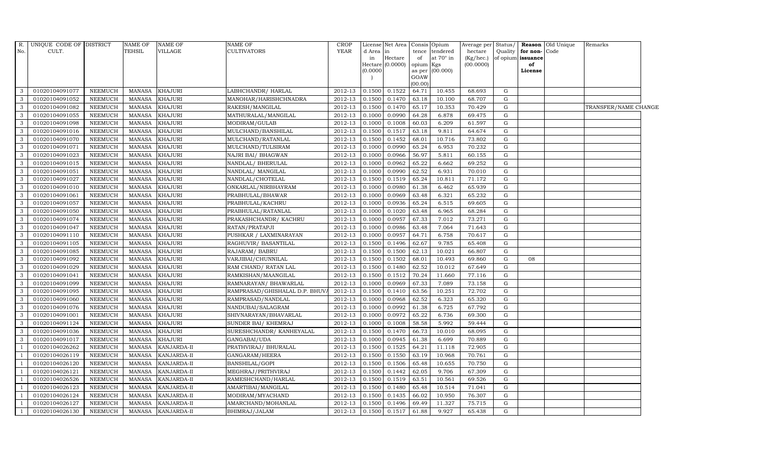| R. No. | UNIQUE CODE OF CULT. | DISTRICT | NAME OF TEHSIL | NAME OF VILLAGE | NAME OF CULTIVATORS | CROP YEAR | License d Area in Hectare (0.0000) | Net Area in Hectare (0.0000) | Consis tence of opium as per GOAW (00.00) | Opium tendered at 70° in Kgs (00.000) | Average per hectare (Kg/hec.) (00.0000) | Status/ Quality of opium | Reason for non-issuance of License | Old Unique Code | Remarks |
|---|---|---|---|---|---|---|---|---|---|---|---|---|---|---|---|
| 3 | 01020104091077 | NEEMUCH | MANASA | KHAJURI | LABHCHANDR/ HARLAL | 2012-13 | 0.1500 | 0.1522 | 64.71 | 10.455 | 68.693 | G | | | |
| 3 | 01020104091052 | NEEMUCH | MANASA | KHAJURI | MANOHAR/HARISHCHNADRA | 2012-13 | 0.1500 | 0.1470 | 63.18 | 10.100 | 68.707 | G | | | |
| 3 | 01020104091082 | NEEMUCH | MANASA | KHAJURI | RAKESH/MANGILAL | 2012-13 | 0.1500 | 0.1470 | 65.17 | 10.353 | 70.429 | G | | | TRANSFER/NAME CHANGE |
| 3 | 01020104091055 | NEEMUCH | MANASA | KHAJURI | MATHURALAL/MANGILAL | 2012-13 | 0.1000 | 0.0990 | 64.28 | 6.878 | 69.475 | G | | | |
| 3 | 01020104091098 | NEEMUCH | MANASA | KHAJURI | MODIRAM/GULAB | 2012-13 | 0.1000 | 0.1008 | 60.03 | 6.209 | 61.597 | G | | | |
| 3 | 01020104091016 | NEEMUCH | MANASA | KHAJURI | MULCHAND/BANSHILAL | 2012-13 | 0.1500 | 0.1517 | 63.18 | 9.811 | 64.674 | G | | | |
| 3 | 01020104091070 | NEEMUCH | MANASA | KHAJURI | MULCHAND/RATANLAL | 2012-13 | 0.1500 | 0.1452 | 68.01 | 10.716 | 73.802 | G | | | |
| 3 | 01020104091071 | NEEMUCH | MANASA | KHAJURI | MULCHAND/TULSIRAM | 2012-13 | 0.1000 | 0.0990 | 65.24 | 6.953 | 70.232 | G | | | |
| 3 | 01020104091023 | NEEMUCH | MANASA | KHAJURI | NAJRI BAI/ BHAGWAN | 2012-13 | 0.1000 | 0.0966 | 56.97 | 5.811 | 60.155 | G | | | |
| 3 | 01020104091015 | NEEMUCH | MANASA | KHAJURI | NANDLAL/ BHERULAL | 2012-13 | 0.1000 | 0.0962 | 65.22 | 6.662 | 69.252 | G | | | |
| 3 | 01020104091051 | NEEMUCH | MANASA | KHAJURI | NANDLAL/ MANGILAL | 2012-13 | 0.1000 | 0.0990 | 62.52 | 6.931 | 70.010 | G | | | |
| 3 | 01020104091027 | NEEMUCH | MANASA | KHAJURI | NANDLAL/CHOTELAL | 2012-13 | 0.1500 | 0.1519 | 65.24 | 10.811 | 71.172 | G | | | |
| 3 | 01020104091010 | NEEMUCH | MANASA | KHAJURI | ONKARLAL/NIRBHAYRAM | 2012-13 | 0.1000 | 0.0980 | 61.38 | 6.462 | 65.939 | G | | | |
| 3 | 01020104091061 | NEEMUCH | MANASA | KHAJURI | PRABHULAL/BHAWAR | 2012-13 | 0.1000 | 0.0969 | 63.48 | 6.321 | 65.232 | G | | | |
| 3 | 01020104091057 | NEEMUCH | MANASA | KHAJURI | PRABHULAL/KACHRU | 2012-13 | 0.1000 | 0.0936 | 65.24 | 6.515 | 69.605 | G | | | |
| 3 | 01020104091050 | NEEMUCH | MANASA | KHAJURI | PRABHULAL/RATANLAL | 2012-13 | 0.1000 | 0.1020 | 63.48 | 6.965 | 68.284 | G | | | |
| 3 | 01020104091074 | NEEMUCH | MANASA | KHAJURI | PRAKASHCHANDR/ KACHRU | 2012-13 | 0.1000 | 0.0957 | 67.33 | 7.012 | 73.271 | G | | | |
| 3 | 01020104091047 | NEEMUCH | MANASA | KHAJURI | RATAN/PRATAPJI | 2012-13 | 0.1000 | 0.0986 | 63.48 | 7.064 | 71.643 | G | | | |
| 3 | 01020104091110 | NEEMUCH | MANASA | KHAJURI | PUSHKAR / LAXMINARAYAN | 2012-13 | 0.1000 | 0.0957 | 64.71 | 6.758 | 70.617 | G | | | |
| 3 | 01020104091105 | NEEMUCH | MANASA | KHAJURI | RAGHUVIR/ BASANTILAL | 2012-13 | 0.1500 | 0.1496 | 62.67 | 9.785 | 65.408 | G | | | |
| 3 | 01020104091085 | NEEMUCH | MANASA | KHAJURI | RAJARAM/ BABRU | 2012-13 | 0.1500 | 0.1500 | 62.13 | 10.021 | 66.807 | G | | | |
| 3 | 01020104091092 | NEEMUCH | MANASA | KHAJURI | VARJIBAI/CHUNNILAL | 2012-13 | 0.1500 | 0.1502 | 68.01 | 10.493 | 69.860 | G | 08 | | |
| 3 | 01020104091029 | NEEMUCH | MANASA | KHAJURI | RAM CHAND/ RATAN LAL | 2012-13 | 0.1500 | 0.1480 | 62.52 | 10.012 | 67.649 | G | | | |
| 3 | 01020104091041 | NEEMUCH | MANASA | KHAJURI | RAMKISHAN/MAANGILAL | 2012-13 | 0.1500 | 0.1512 | 70.24 | 11.660 | 77.116 | G | | | |
| 3 | 01020104091099 | NEEMUCH | MANASA | KHAJURI | RAMNARAYAN/ BHAWARLAL | 2012-13 | 0.1000 | 0.0969 | 67.33 | 7.089 | 73.158 | G | | | |
| 3 | 01020104091095 | NEEMUCH | MANASA | KHAJURI | RAMPRASAD/GHISHALAL D.P. BHUV | 2012-13 | 0.1500 | 0.1410 | 63.56 | 10.251 | 72.702 | G | | | |
| 3 | 01020104091060 | NEEMUCH | MANASA | KHAJURI | RAMPRASAD/NANDLAL | 2012-13 | 0.1000 | 0.0968 | 62.52 | 6.323 | 65.320 | G | | | |
| 3 | 01020104091076 | NEEMUCH | MANASA | KHAJURI | NANDUBAI/SALAGRAM | 2012-13 | 0.1000 | 0.0992 | 61.38 | 6.725 | 67.792 | G | | | |
| 3 | 01020104091001 | NEEMUCH | MANASA | KHAJURI | SHIVNARAYAN/BHAVARLAL | 2012-13 | 0.1000 | 0.0972 | 65.22 | 6.736 | 69.300 | G | | | |
| 3 | 01020104091124 | NEEMUCH | MANASA | KHAJURI | SUNDER BAI/ KHEMRAJ | 2012-13 | 0.1000 | 0.1008 | 58.58 | 5.992 | 59.444 | G | | | |
| 3 | 01020104091036 | NEEMUCH | MANASA | KHAJURI | SURESHCHANDR/ KANHEYALAL | 2012-13 | 0.1500 | 0.1470 | 66.73 | 10.010 | 68.095 | G | | | |
| 3 | 01020104091017 | NEEMUCH | MANASA | KHAJURI | GANGABAI/UDA | 2012-13 | 0.1000 | 0.0945 | 61.38 | 6.699 | 70.889 | G | | | |
| 1 | 01020104026262 | NEEMUCH | MANASA | KANJARDA-II | PRATHVIRAJ/ BHURALAL | 2012-13 | 0.1500 | 0.1525 | 64.21 | 11.118 | 72.905 | G | | | |
| 1 | 01020104026119 | NEEMUCH | MANASA | KANJARDA-II | GANGARAM/HEERA | 2012-13 | 0.1500 | 0.1550 | 63.19 | 10.968 | 70.761 | G | | | |
| 1 | 01020104026120 | NEEMUCH | MANASA | KANJARDA-II | BANSHILAL/GOPI | 2012-13 | 0.1500 | 0.1506 | 65.48 | 10.655 | 70.750 | G | | | |
| 1 | 01020104026121 | NEEMUCH | MANASA | KANJARDA-II | MEGHRAJ/PRITHVIRAJ | 2012-13 | 0.1500 | 0.1442 | 62.05 | 9.706 | 67.309 | G | | | |
| 1 | 01020104026526 | NEEMUCH | MANASA | KANJARDA-II | RAMESHCHAND/HARLAL | 2012-13 | 0.1500 | 0.1519 | 63.51 | 10.561 | 69.526 | G | | | |
| 1 | 01020104026123 | NEEMUCH | MANASA | KANJARDA-II | AMARTIBAI/MANGILAL | 2012-13 | 0.1500 | 0.1480 | 65.48 | 10.514 | 71.041 | G | | | |
| 1 | 01020104026124 | NEEMUCH | MANASA | KANJARDA-II | MODIRAM/MYACHAND | 2012-13 | 0.1500 | 0.1435 | 66.02 | 10.950 | 76.307 | G | | | |
| 1 | 01020104026127 | NEEMUCH | MANASA | KANJARDA-II | AMARCHAND/MOHANLAL | 2012-13 | 0.1500 | 0.1496 | 69.49 | 11.327 | 75.715 | G | | | |
| 1 | 01020104026130 | NEEMUCH | MANASA | KANJARDA-II | BHIMRAJ/JALAM | 2012-13 | 0.1500 | 0.1517 | 61.88 | 9.927 | 65.438 | G | | | |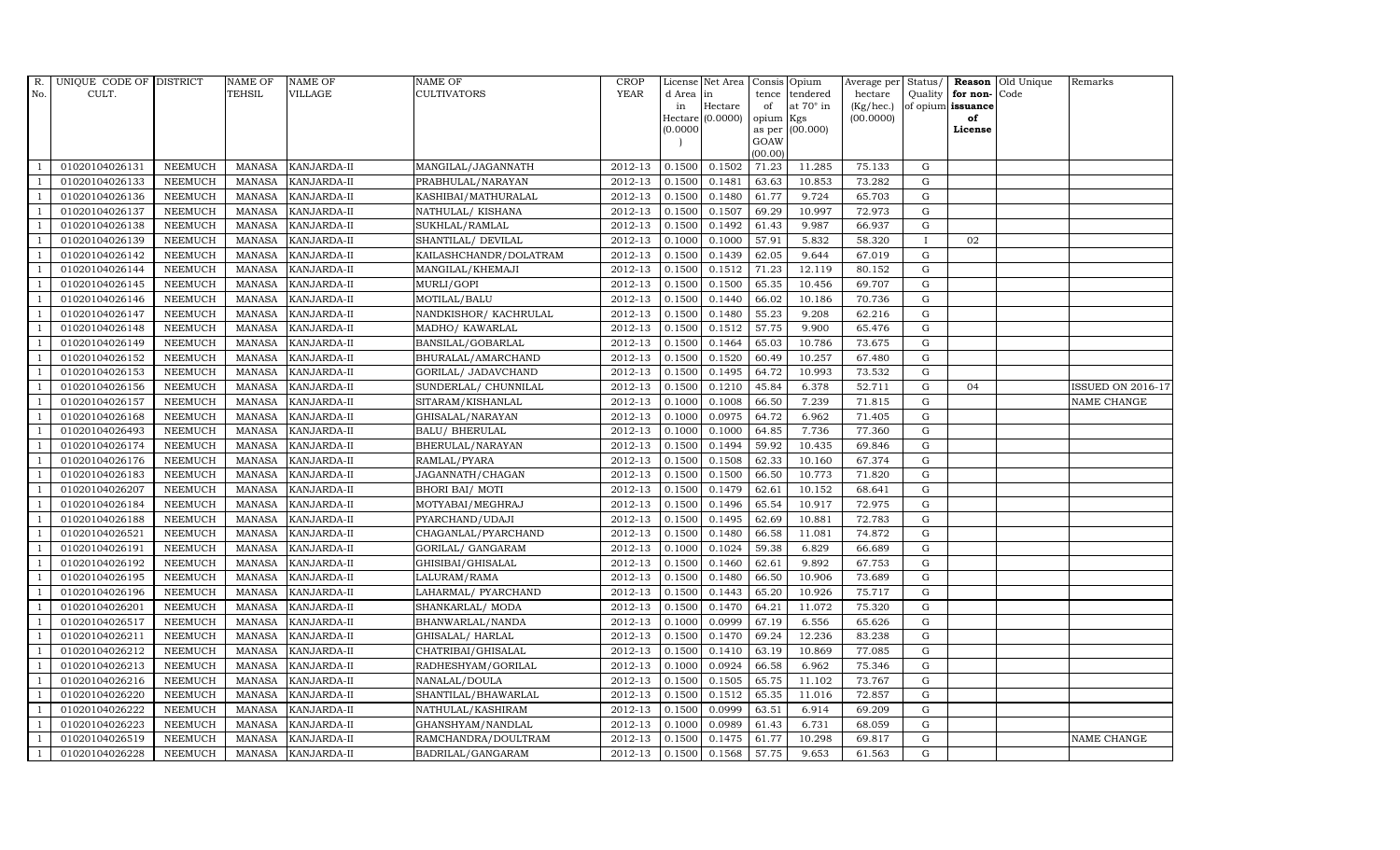| R. No. | UNIQUE CODE OF CULT. | DISTRICT | NAME OF TEHSIL | NAME OF VILLAGE | NAME OF CULTIVATORS | CROP YEAR | License d Area in Hectare (0.0000) | Net Area in Hectare (0.0000) | Consis tence of opium as per GOAW (00.00) | Opium tendered at 70° in Kgs (00.000) | Average per hectare (Kg/hec.) (00.0000) | Status/ Quality of opium | Reason for non-issuance of License | Old Unique Code | Remarks |
|---|---|---|---|---|---|---|---|---|---|---|---|---|---|---|---|
| 1 | 01020104026131 | NEEMUCH | MANASA | KANJARDA-II | MANGILAL/JAGANNATH | 2012-13 | 0.1500 | 0.1502 | 71.23 | 11.285 | 75.133 | G | | | |
| 1 | 01020104026133 | NEEMUCH | MANASA | KANJARDA-II | PRABHULAL/NARAYAN | 2012-13 | 0.1500 | 0.1481 | 63.63 | 10.853 | 73.282 | G | | | |
| 1 | 01020104026136 | NEEMUCH | MANASA | KANJARDA-II | KASHIBAI/MATHURALAL | 2012-13 | 0.1500 | 0.1480 | 61.77 | 9.724 | 65.703 | G | | | |
| 1 | 01020104026137 | NEEMUCH | MANASA | KANJARDA-II | NATHULAL/ KISHANA | 2012-13 | 0.1500 | 0.1507 | 69.29 | 10.997 | 72.973 | G | | | |
| 1 | 01020104026138 | NEEMUCH | MANASA | KANJARDA-II | SUKHLAL/RAMLAL | 2012-13 | 0.1500 | 0.1492 | 61.43 | 9.987 | 66.937 | G | | | |
| 1 | 01020104026139 | NEEMUCH | MANASA | KANJARDA-II | SHANTILAL/ DEVILAL | 2012-13 | 0.1000 | 0.1000 | 57.91 | 5.832 | 58.320 | I | 02 | | |
| 1 | 01020104026142 | NEEMUCH | MANASA | KANJARDA-II | KAILASHCHANDR/DOLATRAM | 2012-13 | 0.1500 | 0.1439 | 62.05 | 9.644 | 67.019 | G | | | |
| 1 | 01020104026144 | NEEMUCH | MANASA | KANJARDA-II | MANGILAL/KHEMAJI | 2012-13 | 0.1500 | 0.1512 | 71.23 | 12.119 | 80.152 | G | | | |
| 1 | 01020104026145 | NEEMUCH | MANASA | KANJARDA-II | MURLI/GOPI | 2012-13 | 0.1500 | 0.1500 | 65.35 | 10.456 | 69.707 | G | | | |
| 1 | 01020104026146 | NEEMUCH | MANASA | KANJARDA-II | MOTILAL/BALU | 2012-13 | 0.1500 | 0.1440 | 66.02 | 10.186 | 70.736 | G | | | |
| 1 | 01020104026147 | NEEMUCH | MANASA | KANJARDA-II | NANDKISHOR/ KACHRULAL | 2012-13 | 0.1500 | 0.1480 | 55.23 | 9.208 | 62.216 | G | | | |
| 1 | 01020104026148 | NEEMUCH | MANASA | KANJARDA-II | MADHO/ KAWARLAL | 2012-13 | 0.1500 | 0.1512 | 57.75 | 9.900 | 65.476 | G | | | |
| 1 | 01020104026149 | NEEMUCH | MANASA | KANJARDA-II | BANSILAL/GOBARLAL | 2012-13 | 0.1500 | 0.1464 | 65.03 | 10.786 | 73.675 | G | | | |
| 1 | 01020104026152 | NEEMUCH | MANASA | KANJARDA-II | BHURALAL/AMARCHAND | 2012-13 | 0.1500 | 0.1520 | 60.49 | 10.257 | 67.480 | G | | | |
| 1 | 01020104026153 | NEEMUCH | MANASA | KANJARDA-II | GORILAL/ JADAVCHAND | 2012-13 | 0.1500 | 0.1495 | 64.72 | 10.993 | 73.532 | G | | | |
| 1 | 01020104026156 | NEEMUCH | MANASA | KANJARDA-II | SUNDERLAL/ CHUNNILAL | 2012-13 | 0.1500 | 0.1210 | 45.84 | 6.378 | 52.711 | G | 04 | | ISSUED ON 2016-17 |
| 1 | 01020104026157 | NEEMUCH | MANASA | KANJARDA-II | SITARAM/KISHANLAL | 2012-13 | 0.1000 | 0.1008 | 66.50 | 7.239 | 71.815 | G | | | NAME CHANGE |
| 1 | 01020104026168 | NEEMUCH | MANASA | KANJARDA-II | GHISALAL/NARAYAN | 2012-13 | 0.1000 | 0.0975 | 64.72 | 6.962 | 71.405 | G | | | |
| 1 | 01020104026493 | NEEMUCH | MANASA | KANJARDA-II | BALU/ BHERULAL | 2012-13 | 0.1000 | 0.1000 | 64.85 | 7.736 | 77.360 | G | | | |
| 1 | 01020104026174 | NEEMUCH | MANASA | KANJARDA-II | BHERULAL/NARAYAN | 2012-13 | 0.1500 | 0.1494 | 59.92 | 10.435 | 69.846 | G | | | |
| 1 | 01020104026176 | NEEMUCH | MANASA | KANJARDA-II | RAMLAL/PYARA | 2012-13 | 0.1500 | 0.1508 | 62.33 | 10.160 | 67.374 | G | | | |
| 1 | 01020104026183 | NEEMUCH | MANASA | KANJARDA-II | JAGANNATH/CHAGAN | 2012-13 | 0.1500 | 0.1500 | 66.50 | 10.773 | 71.820 | G | | | |
| 1 | 01020104026207 | NEEMUCH | MANASA | KANJARDA-II | BHORI BAI/ MOTI | 2012-13 | 0.1500 | 0.1479 | 62.61 | 10.152 | 68.641 | G | | | |
| 1 | 01020104026184 | NEEMUCH | MANASA | KANJARDA-II | MOTYABAI/MEGHRAJ | 2012-13 | 0.1500 | 0.1496 | 65.54 | 10.917 | 72.975 | G | | | |
| 1 | 01020104026188 | NEEMUCH | MANASA | KANJARDA-II | PYARCHAND/UDAJI | 2012-13 | 0.1500 | 0.1495 | 62.69 | 10.881 | 72.783 | G | | | |
| 1 | 01020104026521 | NEEMUCH | MANASA | KANJARDA-II | CHAGANLAL/PYARCHAND | 2012-13 | 0.1500 | 0.1480 | 66.58 | 11.081 | 74.872 | G | | | |
| 1 | 01020104026191 | NEEMUCH | MANASA | KANJARDA-II | GORILAL/ GANGARAM | 2012-13 | 0.1000 | 0.1024 | 59.38 | 6.829 | 66.689 | G | | | |
| 1 | 01020104026192 | NEEMUCH | MANASA | KANJARDA-II | GHISIBAI/GHISALAL | 2012-13 | 0.1500 | 0.1460 | 62.61 | 9.892 | 67.753 | G | | | |
| 1 | 01020104026195 | NEEMUCH | MANASA | KANJARDA-II | LALURAM/RAMA | 2012-13 | 0.1500 | 0.1480 | 66.50 | 10.906 | 73.689 | G | | | |
| 1 | 01020104026196 | NEEMUCH | MANASA | KANJARDA-II | LAHARMAL/ PYARCHAND | 2012-13 | 0.1500 | 0.1443 | 65.20 | 10.926 | 75.717 | G | | | |
| 1 | 01020104026201 | NEEMUCH | MANASA | KANJARDA-II | SHANKARLAL/ MODA | 2012-13 | 0.1500 | 0.1470 | 64.21 | 11.072 | 75.320 | G | | | |
| 1 | 01020104026517 | NEEMUCH | MANASA | KANJARDA-II | BHANWARLAL/NANDA | 2012-13 | 0.1000 | 0.0999 | 67.19 | 6.556 | 65.626 | G | | | |
| 1 | 01020104026211 | NEEMUCH | MANASA | KANJARDA-II | GHISALAL/ HARLAL | 2012-13 | 0.1500 | 0.1470 | 69.24 | 12.236 | 83.238 | G | | | |
| 1 | 01020104026212 | NEEMUCH | MANASA | KANJARDA-II | CHATRIBAI/GHISALAL | 2012-13 | 0.1500 | 0.1410 | 63.19 | 10.869 | 77.085 | G | | | |
| 1 | 01020104026213 | NEEMUCH | MANASA | KANJARDA-II | RADHESHYAM/GORILAL | 2012-13 | 0.1000 | 0.0924 | 66.58 | 6.962 | 75.346 | G | | | |
| 1 | 01020104026216 | NEEMUCH | MANASA | KANJARDA-II | NANALAL/DOULA | 2012-13 | 0.1500 | 0.1505 | 65.75 | 11.102 | 73.767 | G | | | |
| 1 | 01020104026220 | NEEMUCH | MANASA | KANJARDA-II | SHANTILAL/BHAWARLAL | 2012-13 | 0.1500 | 0.1512 | 65.35 | 11.016 | 72.857 | G | | | |
| 1 | 01020104026222 | NEEMUCH | MANASA | KANJARDA-II | NATHULAL/KASHIRAM | 2012-13 | 0.1500 | 0.0999 | 63.51 | 6.914 | 69.209 | G | | | |
| 1 | 01020104026223 | NEEMUCH | MANASA | KANJARDA-II | GHANSHYAM/NANDLAL | 2012-13 | 0.1000 | 0.0989 | 61.43 | 6.731 | 68.059 | G | | | |
| 1 | 01020104026519 | NEEMUCH | MANASA | KANJARDA-II | RAMCHANDRA/DOULTRAM | 2012-13 | 0.1500 | 0.1475 | 61.77 | 10.298 | 69.817 | G | | | NAME CHANGE |
| 1 | 01020104026228 | NEEMUCH | MANASA | KANJARDA-II | BADRILAL/GANGARAM | 2012-13 | 0.1500 | 0.1568 | 57.75 | 9.653 | 61.563 | G | | | |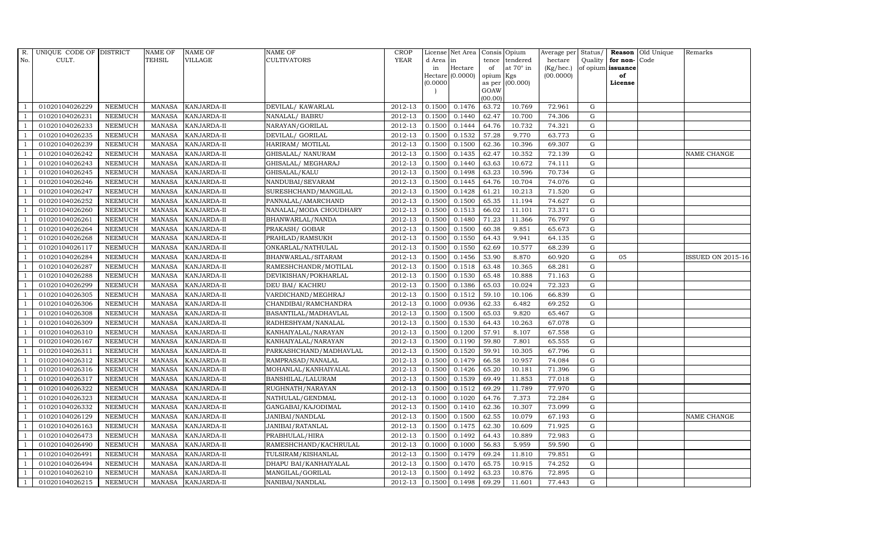| R. No. | UNIQUE CODE OF CULT. | DISTRICT | NAME OF TEHSIL | NAME OF VILLAGE | NAME OF CULTIVATORS | CROP YEAR | License d Area in Hectare (0.0000) | Net Area in Hectare (0.0000) | Consis tence of opium as per GOAW (00.00) | Opium tendered at 70° in Kgs (00.000) | Average per hectare (Kg/hec.) (00.0000) | Status/ Quality of opium | Reason for non- issuance of License | Old Unique Code | Remarks |
|---|---|---|---|---|---|---|---|---|---|---|---|---|---|---|---|
| 1 | 01020104026229 | NEEMUCH | MANASA | KANJARDA-II | DEVILAL/ KAWARLAL | 2012-13 | 0.1500 | 0.1476 | 63.72 | 10.769 | 72.961 | G | | | |
| 1 | 01020104026231 | NEEMUCH | MANASA | KANJARDA-II | NANALAL/ BABRU | 2012-13 | 0.1500 | 0.1440 | 62.47 | 10.700 | 74.306 | G | | | |
| 1 | 01020104026233 | NEEMUCH | MANASA | KANJARDA-II | NARAYAN/GORILAL | 2012-13 | 0.1500 | 0.1444 | 64.76 | 10.732 | 74.321 | G | | | |
| 1 | 01020104026235 | NEEMUCH | MANASA | KANJARDA-II | DEVILAL/ GORILAL | 2012-13 | 0.1500 | 0.1532 | 57.28 | 9.770 | 63.773 | G | | | |
| 1 | 01020104026239 | NEEMUCH | MANASA | KANJARDA-II | HARIRAM/ MOTILAL | 2012-13 | 0.1500 | 0.1500 | 62.36 | 10.396 | 69.307 | G | | | |
| 1 | 01020104026242 | NEEMUCH | MANASA | KANJARDA-II | GHISALAL/ NANURAM | 2012-13 | 0.1500 | 0.1435 | 62.47 | 10.352 | 72.139 | G | | | NAME CHANGE |
| 1 | 01020104026243 | NEEMUCH | MANASA | KANJARDA-II | GHISALAL/ MEGHARAJ | 2012-13 | 0.1500 | 0.1440 | 63.63 | 10.672 | 74.111 | G | | | |
| 1 | 01020104026245 | NEEMUCH | MANASA | KANJARDA-II | GHISALAL/KALU | 2012-13 | 0.1500 | 0.1498 | 63.23 | 10.596 | 70.734 | G | | | |
| 1 | 01020104026246 | NEEMUCH | MANASA | KANJARDA-II | NANDUBAI/SEVARAM | 2012-13 | 0.1500 | 0.1445 | 64.76 | 10.704 | 74.076 | G | | | |
| 1 | 01020104026247 | NEEMUCH | MANASA | KANJARDA-II | SURESHCHAND/MANGILAL | 2012-13 | 0.1500 | 0.1428 | 61.21 | 10.213 | 71.520 | G | | | |
| 1 | 01020104026252 | NEEMUCH | MANASA | KANJARDA-II | PANNALAL/AMARCHAND | 2012-13 | 0.1500 | 0.1500 | 65.35 | 11.194 | 74.627 | G | | | |
| 1 | 01020104026260 | NEEMUCH | MANASA | KANJARDA-II | NANALAL/MODA CHOUDHARY | 2012-13 | 0.1500 | 0.1513 | 66.02 | 11.101 | 73.371 | G | | | |
| 1 | 01020104026261 | NEEMUCH | MANASA | KANJARDA-II | BHANWARLAL/NANDA | 2012-13 | 0.1500 | 0.1480 | 71.23 | 11.366 | 76.797 | G | | | |
| 1 | 01020104026264 | NEEMUCH | MANASA | KANJARDA-II | PRAKASH/ GOBAR | 2012-13 | 0.1500 | 0.1500 | 60.38 | 9.851 | 65.673 | G | | | |
| 1 | 01020104026268 | NEEMUCH | MANASA | KANJARDA-II | PRAHLAD/RAMSUKH | 2012-13 | 0.1500 | 0.1550 | 64.43 | 9.941 | 64.135 | G | | | |
| 1 | 01020104026117 | NEEMUCH | MANASA | KANJARDA-II | ONKARLAL/NATHULAL | 2012-13 | 0.1500 | 0.1550 | 62.69 | 10.577 | 68.239 | G | | | |
| 1 | 01020104026284 | NEEMUCH | MANASA | KANJARDA-II | BHANWARLAL/SITARAM | 2012-13 | 0.1500 | 0.1456 | 53.90 | 8.870 | 60.920 | G | 05 | | ISSUED ON 2015-16 |
| 1 | 01020104026287 | NEEMUCH | MANASA | KANJARDA-II | RAMESHCHANDR/MOTILAL | 2012-13 | 0.1500 | 0.1518 | 63.48 | 10.365 | 68.281 | G | | | |
| 1 | 01020104026288 | NEEMUCH | MANASA | KANJARDA-II | DEVIKISHAN/POKHARLAL | 2012-13 | 0.1500 | 0.1530 | 65.48 | 10.888 | 71.163 | G | | | |
| 1 | 01020104026299 | NEEMUCH | MANASA | KANJARDA-II | DEU BAI/ KACHRU | 2012-13 | 0.1500 | 0.1386 | 65.03 | 10.024 | 72.323 | G | | | |
| 1 | 01020104026305 | NEEMUCH | MANASA | KANJARDA-II | VARDICHAND/MEGHRAJ | 2012-13 | 0.1500 | 0.1512 | 59.10 | 10.106 | 66.839 | G | | | |
| 1 | 01020104026306 | NEEMUCH | MANASA | KANJARDA-II | CHANDIBAI/RAMCHANDRA | 2012-13 | 0.1000 | 0.0936 | 62.33 | 6.482 | 69.252 | G | | | |
| 1 | 01020104026308 | NEEMUCH | MANASA | KANJARDA-II | BASANTILAL/MADHAVLAL | 2012-13 | 0.1500 | 0.1500 | 65.03 | 9.820 | 65.467 | G | | | |
| 1 | 01020104026309 | NEEMUCH | MANASA | KANJARDA-II | RADHESHYAM/NANALAL | 2012-13 | 0.1500 | 0.1530 | 64.43 | 10.263 | 67.078 | G | | | |
| 1 | 01020104026310 | NEEMUCH | MANASA | KANJARDA-II | KANHAIYALAL/NARAYAN | 2012-13 | 0.1500 | 0.1200 | 57.91 | 8.107 | 67.558 | G | | | |
| 1 | 01020104026167 | NEEMUCH | MANASA | KANJARDA-II | KANHAIYALAL/NARAYAN | 2012-13 | 0.1500 | 0.1190 | 59.80 | 7.801 | 65.555 | G | | | |
| 1 | 01020104026311 | NEEMUCH | MANASA | KANJARDA-II | PARKASHCHAND/MADHAVLAL | 2012-13 | 0.1500 | 0.1520 | 59.91 | 10.305 | 67.796 | G | | | |
| 1 | 01020104026312 | NEEMUCH | MANASA | KANJARDA-II | RAMPRASAD/NANALAL | 2012-13 | 0.1500 | 0.1479 | 66.58 | 10.957 | 74.084 | G | | | |
| 1 | 01020104026316 | NEEMUCH | MANASA | KANJARDA-II | MOHANLAL/KANHAIYALAL | 2012-13 | 0.1500 | 0.1426 | 65.20 | 10.181 | 71.396 | G | | | |
| 1 | 01020104026317 | NEEMUCH | MANASA | KANJARDA-II | BANSHILAL/LALURAM | 2012-13 | 0.1500 | 0.1539 | 69.49 | 11.853 | 77.018 | G | | | |
| 1 | 01020104026322 | NEEMUCH | MANASA | KANJARDA-II | RUGHNATH/NARAYAN | 2012-13 | 0.1500 | 0.1512 | 69.29 | 11.789 | 77.970 | G | | | |
| 1 | 01020104026323 | NEEMUCH | MANASA | KANJARDA-II | NATHULAL/GENDMAL | 2012-13 | 0.1000 | 0.1020 | 64.76 | 7.373 | 72.284 | G | | | |
| 1 | 01020104026332 | NEEMUCH | MANASA | KANJARDA-II | GANGABAI/KAJODIMAL | 2012-13 | 0.1500 | 0.1410 | 62.36 | 10.307 | 73.099 | G | | | |
| 1 | 01020104026129 | NEEMUCH | MANASA | KANJARDA-II | JANIBAI/NANDLAL | 2012-13 | 0.1500 | 0.1500 | 62.55 | 10.079 | 67.193 | G | | | NAME CHANGE |
| 1 | 01020104026163 | NEEMUCH | MANASA | KANJARDA-II | JANIBAI/RATANLAL | 2012-13 | 0.1500 | 0.1475 | 62.30 | 10.609 | 71.925 | G | | | |
| 1 | 01020104026473 | NEEMUCH | MANASA | KANJARDA-II | PRABHULAL/HIRA | 2012-13 | 0.1500 | 0.1492 | 64.43 | 10.889 | 72.983 | G | | | |
| 1 | 01020104026490 | NEEMUCH | MANASA | KANJARDA-II | RAMESHCHAND/KACHRULAL | 2012-13 | 0.1000 | 0.1000 | 56.83 | 5.959 | 59.590 | G | | | |
| 1 | 01020104026491 | NEEMUCH | MANASA | KANJARDA-II | TULSIRAM/KISHANLAL | 2012-13 | 0.1500 | 0.1479 | 69.24 | 11.810 | 79.851 | G | | | |
| 1 | 01020104026494 | NEEMUCH | MANASA | KANJARDA-II | DHAPU BAI/KANHAIYALAL | 2012-13 | 0.1500 | 0.1470 | 65.75 | 10.915 | 74.252 | G | | | |
| 1 | 01020104026210 | NEEMUCH | MANASA | KANJARDA-II | MANGILAL/GORILAL | 2012-13 | 0.1500 | 0.1492 | 63.23 | 10.876 | 72.895 | G | | | |
| 1 | 01020104026215 | NEEMUCH | MANASA | KANJARDA-II | NANIBAI/NANDLAL | 2012-13 | 0.1500 | 0.1498 | 69.29 | 11.601 | 77.443 | G | | | |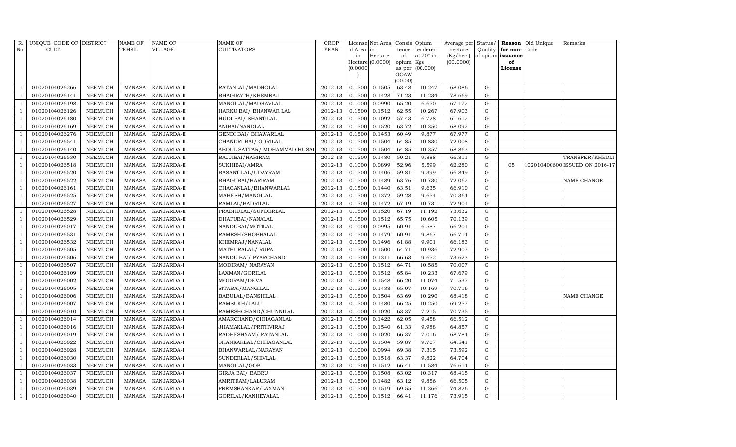| R. No. | UNIQUE CODE OF CULT. | DISTRICT | NAME OF TEHSIL | NAME OF VILLAGE | NAME OF CULTIVATORS | CROP YEAR | License d Area in Hectare (0.0000) | Net Area in Hectare (0.0000) | Consis tence of opium as per GOAW (00.00) | Opium tendered at 70° in Kgs (00.000) | Average per hectare (Kg/hec.) (00.0000) | Status/ Quality of opium | Reason for non-issuance of License | Old Unique Code | Remarks |
|---|---|---|---|---|---|---|---|---|---|---|---|---|---|---|---|
| 1 | 01020104026266 | NEEMUCH | MANASA | KANJARDA-II | RATANLAL/MADHOLAL | 2012-13 | 0.1500 | 0.1505 | 63.48 | 10.247 | 68.086 | G | | | |
| 1 | 01020104026141 | NEEMUCH | MANASA | KANJARDA-II | BHAGIRATH/KHEMRAJ | 2012-13 | 0.1500 | 0.1428 | 71.23 | 11.234 | 78.669 | G | | | |
| 1 | 01020104026198 | NEEMUCH | MANASA | KANJARDA-II | MANGILAL/MADHAVLAL | 2012-13 | 0.1000 | 0.0990 | 65.20 | 6.650 | 67.172 | G | | | |
| 1 | 01020104026126 | NEEMUCH | MANASA | KANJARDA-II | HARKU BAI/ BHANWAR LAL | 2012-13 | 0.1500 | 0.1512 | 62.55 | 10.267 | 67.903 | G | | | |
| 1 | 01020104026180 | NEEMUCH | MANASA | KANJARDA-II | HUDI BAI/ SHANTILAL | 2012-13 | 0.1500 | 0.1092 | 57.43 | 6.728 | 61.612 | G | | | |
| 1 | 01020104026169 | NEEMUCH | MANASA | KANJARDA-II | ANIBAI/NANDLAL | 2012-13 | 0.1500 | 0.1520 | 63.72 | 10.350 | 68.092 | G | | | |
| 1 | 01020104026276 | NEEMUCH | MANASA | KANJARDA-II | GENDI BAI/ BHAWARLAL | 2012-13 | 0.1500 | 0.1453 | 60.49 | 9.877 | 67.977 | G | | | |
| 1 | 01020104026541 | NEEMUCH | MANASA | KANJARDA-II | CHANDRI BAI/ GORILAL | 2012-13 | 0.1500 | 0.1504 | 64.85 | 10.830 | 72.008 | G | | | |
| 1 | 01020104026140 | NEEMUCH | MANASA | KANJARDA-II | ABDUL SATTAR/ MOHAMMAD HUSAIN | 2012-13 | 0.1500 | 0.1504 | 64.85 | 10.357 | 68.863 | G | | | |
| 1 | 01020104026530 | NEEMUCH | MANASA | KANJARDA-II | BAJJIBAI/HARIRAM | 2012-13 | 0.1500 | 0.1480 | 59.21 | 9.888 | 66.811 | G | | | TRANSFER/KHEDLI |
| 1 | 01020104026518 | NEEMUCH | MANASA | KANJARDA-II | SUKHIBAI/AMRA | 2012-13 | 0.1000 | 0.0899 | 52.96 | 5.599 | 62.280 | G | 05 | 1020104006000 | ISSUED ON 2016-17 |
| 1 | 01020104026520 | NEEMUCH | MANASA | KANJARDA-II | BASANTILAL/UDAYRAM | 2012-13 | 0.1500 | 0.1406 | 59.81 | 9.399 | 66.849 | G | | | |
| 1 | 01020104026522 | NEEMUCH | MANASA | KANJARDA-II | BHAGUBAI/HARIRAM | 2012-13 | 0.1500 | 0.1489 | 63.76 | 10.730 | 72.062 | G | | | NAME CHANGE |
| 1 | 01020104026161 | NEEMUCH | MANASA | KANJARDA-II | CHAGANLAL/BHANWARLAL | 2012-13 | 0.1500 | 0.1440 | 63.51 | 9.635 | 66.910 | G | | | |
| 1 | 01020104026525 | NEEMUCH | MANASA | KANJARDA-II | MAHESH/MANGILAL | 2012-13 | 0.1500 | 0.1372 | 59.28 | 9.654 | 70.364 | G | | | |
| 1 | 01020104026527 | NEEMUCH | MANASA | KANJARDA-II | RAMLAL/BADRILAL | 2012-13 | 0.1500 | 0.1472 | 67.19 | 10.731 | 72.901 | G | | | |
| 1 | 01020104026528 | NEEMUCH | MANASA | KANJARDA-II | PRABHULAL/SUNDERLAL | 2012-13 | 0.1500 | 0.1520 | 67.19 | 11.192 | 73.632 | G | | | |
| 1 | 01020104026529 | NEEMUCH | MANASA | KANJARDA-II | DHAPUBAI/NANALAL | 2012-13 | 0.1500 | 0.1512 | 65.75 | 10.605 | 70.139 | G | | | |
| 1 | 01020104026017 | NEEMUCH | MANASA | KANJARDA-I | NANDUBAI/MOTILAL | 2012-13 | 0.1000 | 0.0995 | 60.91 | 6.587 | 66.201 | G | | | |
| 1 | 01020104026531 | NEEMUCH | MANASA | KANJARDA-I | RAMESH/SHOBHALAL | 2012-13 | 0.1500 | 0.1479 | 60.91 | 9.867 | 66.714 | G | | | |
| 1 | 01020104026532 | NEEMUCH | MANASA | KANJARDA-I | KHEMRAJ/NANALAL | 2012-13 | 0.1500 | 0.1496 | 61.88 | 9.901 | 66.183 | G | | | |
| 1 | 01020104026505 | NEEMUCH | MANASA | KANJARDA-I | MATHURALAL/ RUPA | 2012-13 | 0.1500 | 0.1500 | 64.71 | 10.936 | 72.907 | G | | | |
| 1 | 01020104026506 | NEEMUCH | MANASA | KANJARDA-I | NANDU BAI/ PYARCHAND | 2012-13 | 0.1500 | 0.1311 | 66.63 | 9.652 | 73.623 | G | | | |
| 1 | 01020104026507 | NEEMUCH | MANASA | KANJARDA-I | MODIRAM/ NARAYAN | 2012-13 | 0.1500 | 0.1512 | 64.71 | 10.585 | 70.007 | G | | | |
| 1 | 01020104026109 | NEEMUCH | MANASA | KANJARDA-I | LAXMAN/GORILAL | 2012-13 | 0.1500 | 0.1512 | 65.84 | 10.233 | 67.679 | G | | | |
| 1 | 01020104026002 | NEEMUCH | MANASA | KANJARDA-I | MODIRAM/DEVA | 2012-13 | 0.1500 | 0.1548 | 66.20 | 11.074 | 71.537 | G | | | |
| 1 | 01020104026005 | NEEMUCH | MANASA | KANJARDA-I | SITABAI/MANGILAL | 2012-13 | 0.1500 | 0.1438 | 65.97 | 10.169 | 70.716 | G | | | |
| 1 | 01020104026006 | NEEMUCH | MANASA | KANJARDA-I | BABULAL/BANSHILAL | 2012-13 | 0.1500 | 0.1504 | 63.69 | 10.290 | 68.418 | G | | | NAME CHANGE |
| 1 | 01020104026007 | NEEMUCH | MANASA | KANJARDA-I | RAMSUKH/LALU | 2012-13 | 0.1500 | 0.1480 | 66.25 | 10.250 | 69.257 | G | | | |
| 1 | 01020104026010 | NEEMUCH | MANASA | KANJARDA-I | RAMESHCHAND/CHUNNILAL | 2012-13 | 0.1000 | 0.1020 | 63.37 | 7.215 | 70.735 | G | | | |
| 1 | 01020104026014 | NEEMUCH | MANASA | KANJARDA-I | AMARCHAND/CHHAGANLAL | 2012-13 | 0.1500 | 0.1422 | 62.05 | 9.458 | 66.512 | G | | | |
| 1 | 01020104026016 | NEEMUCH | MANASA | KANJARDA-I | JHAMAKLAL/PRITHVIRAJ | 2012-13 | 0.1500 | 0.1540 | 61.33 | 9.988 | 64.857 | G | | | |
| 1 | 01020104026019 | NEEMUCH | MANASA | KANJARDA-I | RADHESHYAM/ RATANLAL | 2012-13 | 0.1000 | 0.1020 | 66.37 | 7.016 | 68.784 | G | | | |
| 1 | 01020104026022 | NEEMUCH | MANASA | KANJARDA-I | SHANKARLAL/CHHAGANLAL | 2012-13 | 0.1500 | 0.1504 | 59.87 | 9.707 | 64.541 | G | | | |
| 1 | 01020104026028 | NEEMUCH | MANASA | KANJARDA-I | BHANWARLAL/NARAYAN | 2012-13 | 0.1000 | 0.0994 | 69.38 | 7.315 | 73.592 | G | | | |
| 1 | 01020104026030 | NEEMUCH | MANASA | KANJARDA-I | SUNDERLAL/SHIVLAL | 2012-13 | 0.1500 | 0.1518 | 63.37 | 9.822 | 64.704 | G | | | |
| 1 | 01020104026033 | NEEMUCH | MANASA | KANJARDA-I | MANGILAL/GOPI | 2012-13 | 0.1500 | 0.1512 | 66.41 | 11.584 | 76.614 | G | | | |
| 1 | 01020104026037 | NEEMUCH | MANASA | KANJARDA-I | GIRJA BAI/ BABRU | 2012-13 | 0.1500 | 0.1508 | 63.02 | 10.317 | 68.415 | G | | | |
| 1 | 01020104026038 | NEEMUCH | MANASA | KANJARDA-I | AMRITRAM/LALURAM | 2012-13 | 0.1500 | 0.1482 | 63.12 | 9.856 | 66.505 | G | | | |
| 1 | 01020104026039 | NEEMUCH | MANASA | KANJARDA-I | PREMSHANKAR/LAXMAN | 2012-13 | 0.1500 | 0.1519 | 69.55 | 11.366 | 74.826 | G | | | |
| 1 | 01020104026040 | NEEMUCH | MANASA | KANJARDA-I | GORILAL/KANHEYALAL | 2012-13 | 0.1500 | 0.1512 | 66.41 | 11.176 | 73.915 | G | | | |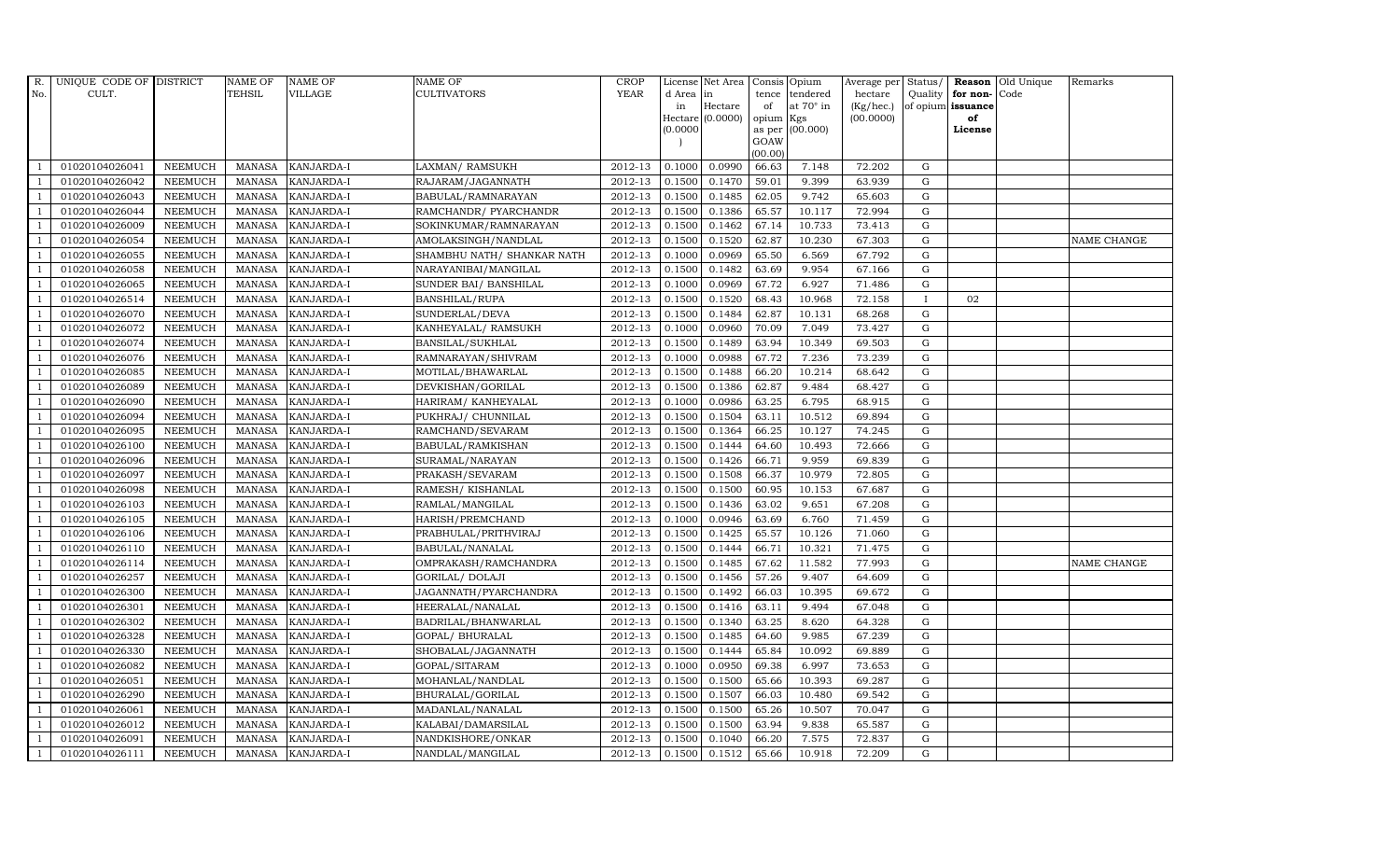| R. No. | UNIQUE CODE OF CULT. | DISTRICT | NAME OF TEHSIL | NAME OF VILLAGE | NAME OF CULTIVATORS | CROP YEAR | License d Area in Hectare (0.0000) | Net Area in Hectare (0.0000) | Consis tence of opium as per GOAW (00.00) | Opium tendered at 70° in Kgs (00.000) | Average per hectare (Kg/hec.) (00.0000) | Status/ Quality of opium | Reason for non-issuance of License | Old Unique Code | Remarks |
|---|---|---|---|---|---|---|---|---|---|---|---|---|---|---|---|
| 1 | 01020104026041 | NEEMUCH | MANASA | KANJARDA-I | LAXMAN/ RAMSUKH | 2012-13 | 0.1000 | 0.0990 | 66.63 | 7.148 | 72.202 | G | | | |
| 1 | 01020104026042 | NEEMUCH | MANASA | KANJARDA-I | RAJARAM/JAGANNATH | 2012-13 | 0.1500 | 0.1470 | 59.01 | 9.399 | 63.939 | G | | | |
| 1 | 01020104026043 | NEEMUCH | MANASA | KANJARDA-I | BABULAL/RAMNARAYAN | 2012-13 | 0.1500 | 0.1485 | 62.05 | 9.742 | 65.603 | G | | | |
| 1 | 01020104026044 | NEEMUCH | MANASA | KANJARDA-I | RAMCHANDR/ PYARCHANDR | 2012-13 | 0.1500 | 0.1386 | 65.57 | 10.117 | 72.994 | G | | | |
| 1 | 01020104026009 | NEEMUCH | MANASA | KANJARDA-I | SOKINKUMAR/RAMNARAYAN | 2012-13 | 0.1500 | 0.1462 | 67.14 | 10.733 | 73.413 | G | | | |
| 1 | 01020104026054 | NEEMUCH | MANASA | KANJARDA-I | AMOLAKSINGH/NANDLAL | 2012-13 | 0.1500 | 0.1520 | 62.87 | 10.230 | 67.303 | G | | | NAME CHANGE |
| 1 | 01020104026055 | NEEMUCH | MANASA | KANJARDA-I | SHAMBHU NATH/ SHANKAR NATH | 2012-13 | 0.1000 | 0.0969 | 65.50 | 6.569 | 67.792 | G | | | |
| 1 | 01020104026058 | NEEMUCH | MANASA | KANJARDA-I | NARAYANIBAI/MANGILAL | 2012-13 | 0.1500 | 0.1482 | 63.69 | 9.954 | 67.166 | G | | | |
| 1 | 01020104026065 | NEEMUCH | MANASA | KANJARDA-I | SUNDER BAI/ BANSHILAL | 2012-13 | 0.1000 | 0.0969 | 67.72 | 6.927 | 71.486 | G | | | |
| 1 | 01020104026514 | NEEMUCH | MANASA | KANJARDA-I | BANSHILAL/RUPA | 2012-13 | 0.1500 | 0.1520 | 68.43 | 10.968 | 72.158 | I | 02 | | |
| 1 | 01020104026070 | NEEMUCH | MANASA | KANJARDA-I | SUNDERLAL/DEVA | 2012-13 | 0.1500 | 0.1484 | 62.87 | 10.131 | 68.268 | G | | | |
| 1 | 01020104026072 | NEEMUCH | MANASA | KANJARDA-I | KANHEYALAL/ RAMSUKH | 2012-13 | 0.1000 | 0.0960 | 70.09 | 7.049 | 73.427 | G | | | |
| 1 | 01020104026074 | NEEMUCH | MANASA | KANJARDA-I | BANSILAL/SUKHLAL | 2012-13 | 0.1500 | 0.1489 | 63.94 | 10.349 | 69.503 | G | | | |
| 1 | 01020104026076 | NEEMUCH | MANASA | KANJARDA-I | RAMNARAYAN/SHIVRAM | 2012-13 | 0.1000 | 0.0988 | 67.72 | 7.236 | 73.239 | G | | | |
| 1 | 01020104026085 | NEEMUCH | MANASA | KANJARDA-I | MOTILAL/BHAWARLAL | 2012-13 | 0.1500 | 0.1488 | 66.20 | 10.214 | 68.642 | G | | | |
| 1 | 01020104026089 | NEEMUCH | MANASA | KANJARDA-I | DEVKISHAN/GORILAL | 2012-13 | 0.1500 | 0.1386 | 62.87 | 9.484 | 68.427 | G | | | |
| 1 | 01020104026090 | NEEMUCH | MANASA | KANJARDA-I | HARIRAM/ KANHEYALAL | 2012-13 | 0.1000 | 0.0986 | 63.25 | 6.795 | 68.915 | G | | | |
| 1 | 01020104026094 | NEEMUCH | MANASA | KANJARDA-I | PUKHRAJ/ CHUNNILAL | 2012-13 | 0.1500 | 0.1504 | 63.11 | 10.512 | 69.894 | G | | | |
| 1 | 01020104026095 | NEEMUCH | MANASA | KANJARDA-I | RAMCHAND/SEVARAM | 2012-13 | 0.1500 | 0.1364 | 66.25 | 10.127 | 74.245 | G | | | |
| 1 | 01020104026100 | NEEMUCH | MANASA | KANJARDA-I | BABULAL/RAMKISHAN | 2012-13 | 0.1500 | 0.1444 | 64.60 | 10.493 | 72.666 | G | | | |
| 1 | 01020104026096 | NEEMUCH | MANASA | KANJARDA-I | SURAMAL/NARAYAN | 2012-13 | 0.1500 | 0.1426 | 66.71 | 9.959 | 69.839 | G | | | |
| 1 | 01020104026097 | NEEMUCH | MANASA | KANJARDA-I | PRAKASH/SEVARAM | 2012-13 | 0.1500 | 0.1508 | 66.37 | 10.979 | 72.805 | G | | | |
| 1 | 01020104026098 | NEEMUCH | MANASA | KANJARDA-I | RAMESH/ KISHANLAL | 2012-13 | 0.1500 | 0.1500 | 60.95 | 10.153 | 67.687 | G | | | |
| 1 | 01020104026103 | NEEMUCH | MANASA | KANJARDA-I | RAMLAL/MANGILAL | 2012-13 | 0.1500 | 0.1436 | 63.02 | 9.651 | 67.208 | G | | | |
| 1 | 01020104026105 | NEEMUCH | MANASA | KANJARDA-I | HARISH/PREMCHAND | 2012-13 | 0.1000 | 0.0946 | 63.69 | 6.760 | 71.459 | G | | | |
| 1 | 01020104026106 | NEEMUCH | MANASA | KANJARDA-I | PRABHULAL/PRITHVIRAJ | 2012-13 | 0.1500 | 0.1425 | 65.57 | 10.126 | 71.060 | G | | | |
| 1 | 01020104026110 | NEEMUCH | MANASA | KANJARDA-I | BABULAL/NANALAL | 2012-13 | 0.1500 | 0.1444 | 66.71 | 10.321 | 71.475 | G | | | |
| 1 | 01020104026114 | NEEMUCH | MANASA | KANJARDA-I | OMPRAKASH/RAMCHANDRA | 2012-13 | 0.1500 | 0.1485 | 67.62 | 11.582 | 77.993 | G | | | NAME CHANGE |
| 1 | 01020104026257 | NEEMUCH | MANASA | KANJARDA-I | GORILAL/ DOLAJI | 2012-13 | 0.1500 | 0.1456 | 57.26 | 9.407 | 64.609 | G | | | |
| 1 | 01020104026300 | NEEMUCH | MANASA | KANJARDA-I | JAGANNATH/PYARCHANDRA | 2012-13 | 0.1500 | 0.1492 | 66.03 | 10.395 | 69.672 | G | | | |
| 1 | 01020104026301 | NEEMUCH | MANASA | KANJARDA-I | HEERALAL/NANALAL | 2012-13 | 0.1500 | 0.1416 | 63.11 | 9.494 | 67.048 | G | | | |
| 1 | 01020104026302 | NEEMUCH | MANASA | KANJARDA-I | BADRILAL/BHANWARLAL | 2012-13 | 0.1500 | 0.1340 | 63.25 | 8.620 | 64.328 | G | | | |
| 1 | 01020104026328 | NEEMUCH | MANASA | KANJARDA-I | GOPAL/ BHURALAL | 2012-13 | 0.1500 | 0.1485 | 64.60 | 9.985 | 67.239 | G | | | |
| 1 | 01020104026330 | NEEMUCH | MANASA | KANJARDA-I | SHOBALAL/JAGANNATH | 2012-13 | 0.1500 | 0.1444 | 65.84 | 10.092 | 69.889 | G | | | |
| 1 | 01020104026082 | NEEMUCH | MANASA | KANJARDA-I | GOPAL/SITARAM | 2012-13 | 0.1000 | 0.0950 | 69.38 | 6.997 | 73.653 | G | | | |
| 1 | 01020104026051 | NEEMUCH | MANASA | KANJARDA-I | MOHANLAL/NANDLAL | 2012-13 | 0.1500 | 0.1500 | 65.66 | 10.393 | 69.287 | G | | | |
| 1 | 01020104026290 | NEEMUCH | MANASA | KANJARDA-I | BHURALAL/GORILAL | 2012-13 | 0.1500 | 0.1507 | 66.03 | 10.480 | 69.542 | G | | | |
| 1 | 01020104026061 | NEEMUCH | MANASA | KANJARDA-I | MADANLAL/NANALAL | 2012-13 | 0.1500 | 0.1500 | 65.26 | 10.507 | 70.047 | G | | | |
| 1 | 01020104026012 | NEEMUCH | MANASA | KANJARDA-I | KALABAI/DAMARSILAL | 2012-13 | 0.1500 | 0.1500 | 63.94 | 9.838 | 65.587 | G | | | |
| 1 | 01020104026091 | NEEMUCH | MANASA | KANJARDA-I | NANDKISHORE/ONKAR | 2012-13 | 0.1500 | 0.1040 | 66.20 | 7.575 | 72.837 | G | | | |
| 1 | 01020104026111 | NEEMUCH | MANASA | KANJARDA-I | NANDLAL/MANGILAL | 2012-13 | 0.1500 | 0.1512 | 65.66 | 10.918 | 72.209 | G | | | |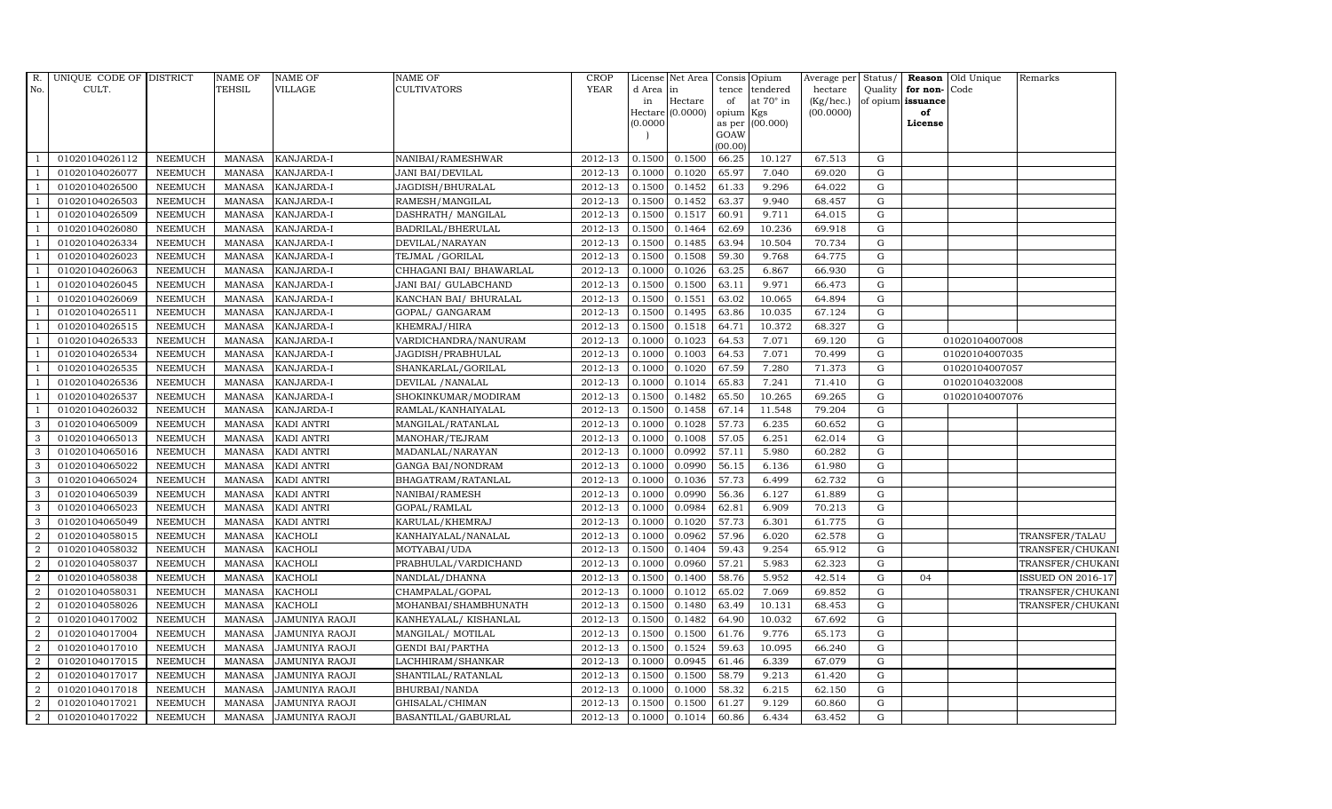| R. No. | UNIQUE CODE OF CULT. | DISTRICT | NAME OF TEHSIL | NAME OF VILLAGE | NAME OF CULTIVATORS | CROP YEAR | License d Area in Hectare (0.0000) | Net Area in Hectare (0.0000) | Consis tence of opium as per GOAW (00.00) | Opium tendered at 70° in Kgs (00.000) | Average per hectare (Kg/hec.) (00.0000) | Status/ Quality of opium | Reason for non-issuance of License | Old Unique Code | Remarks |
|---|---|---|---|---|---|---|---|---|---|---|---|---|---|---|---|
| 1 | 01020104026112 | NEEMUCH | MANASA | KANJARDA-I | NANIBAI/RAMESHWAR | 2012-13 | 0.1500 | 0.1500 | 66.25 | 10.127 | 67.513 | G | | | |
| 1 | 01020104026077 | NEEMUCH | MANASA | KANJARDA-I | JANI BAI/DEVILAL | 2012-13 | 0.1000 | 0.1020 | 65.97 | 7.040 | 69.020 | G | | | |
| 1 | 01020104026500 | NEEMUCH | MANASA | KANJARDA-I | JAGDISH/BHURALAL | 2012-13 | 0.1500 | 0.1452 | 61.33 | 9.296 | 64.022 | G | | | |
| 1 | 01020104026503 | NEEMUCH | MANASA | KANJARDA-I | RAMESH/MANGILAL | 2012-13 | 0.1500 | 0.1452 | 63.37 | 9.940 | 68.457 | G | | | |
| 1 | 01020104026509 | NEEMUCH | MANASA | KANJARDA-I | DASHRATH/ MANGILAL | 2012-13 | 0.1500 | 0.1517 | 60.91 | 9.711 | 64.015 | G | | | |
| 1 | 01020104026080 | NEEMUCH | MANASA | KANJARDA-I | BADRILAL/BHERULAL | 2012-13 | 0.1500 | 0.1464 | 62.69 | 10.236 | 69.918 | G | | | |
| 1 | 01020104026334 | NEEMUCH | MANASA | KANJARDA-I | DEVILAL/NARAYAN | 2012-13 | 0.1500 | 0.1485 | 63.94 | 10.504 | 70.734 | G | | | |
| 1 | 01020104026023 | NEEMUCH | MANASA | KANJARDA-I | TEJMAL /GORILAL | 2012-13 | 0.1500 | 0.1508 | 59.30 | 9.768 | 64.775 | G | | | |
| 1 | 01020104026063 | NEEMUCH | MANASA | KANJARDA-I | CHHAGANI BAI/ BHAWARLAL | 2012-13 | 0.1000 | 0.1026 | 63.25 | 6.867 | 66.930 | G | | | |
| 1 | 01020104026045 | NEEMUCH | MANASA | KANJARDA-I | JANI BAI/ GULABCHAND | 2012-13 | 0.1500 | 0.1500 | 63.11 | 9.971 | 66.473 | G | | | |
| 1 | 01020104026069 | NEEMUCH | MANASA | KANJARDA-I | KANCHAN BAI/ BHURALAL | 2012-13 | 0.1500 | 0.1551 | 63.02 | 10.065 | 64.894 | G | | | |
| 1 | 01020104026511 | NEEMUCH | MANASA | KANJARDA-I | GOPAL/ GANGARAM | 2012-13 | 0.1500 | 0.1495 | 63.86 | 10.035 | 67.124 | G | | | |
| 1 | 01020104026515 | NEEMUCH | MANASA | KANJARDA-I | KHEMRAJ/HIRA | 2012-13 | 0.1500 | 0.1518 | 64.71 | 10.372 | 68.327 | G | | | |
| 1 | 01020104026533 | NEEMUCH | MANASA | KANJARDA-I | VARDICHANDRA/NANURAM | 2012-13 | 0.1000 | 0.1023 | 64.53 | 7.071 | 69.120 | G | | 01020104007008 | |
| 1 | 01020104026534 | NEEMUCH | MANASA | KANJARDA-I | JAGDISH/PRABHULAL | 2012-13 | 0.1000 | 0.1003 | 64.53 | 7.071 | 70.499 | G | | 01020104007035 | |
| 1 | 01020104026535 | NEEMUCH | MANASA | KANJARDA-I | SHANKARLAL/GORILAL | 2012-13 | 0.1000 | 0.1020 | 67.59 | 7.280 | 71.373 | G | | 01020104007057 | |
| 1 | 01020104026536 | NEEMUCH | MANASA | KANJARDA-I | DEVILAL /NANALAL | 2012-13 | 0.1000 | 0.1014 | 65.83 | 7.241 | 71.410 | G | | 01020104032008 | |
| 1 | 01020104026537 | NEEMUCH | MANASA | KANJARDA-I | SHOKINKUMAR/MODIRAM | 2012-13 | 0.1500 | 0.1482 | 65.50 | 10.265 | 69.265 | G | | 01020104007076 | |
| 1 | 01020104026032 | NEEMUCH | MANASA | KANJARDA-I | RAMLAL/KANHAIYALAL | 2012-13 | 0.1500 | 0.1458 | 67.14 | 11.548 | 79.204 | G | | | |
| 3 | 01020104065009 | NEEMUCH | MANASA | KADI ANTRI | MANGILAL/RATANLAL | 2012-13 | 0.1000 | 0.1028 | 57.73 | 6.235 | 60.652 | G | | | |
| 3 | 01020104065013 | NEEMUCH | MANASA | KADI ANTRI | MANOHAR/TEJRAM | 2012-13 | 0.1000 | 0.1008 | 57.05 | 6.251 | 62.014 | G | | | |
| 3 | 01020104065016 | NEEMUCH | MANASA | KADI ANTRI | MADANLAL/NARAYAN | 2012-13 | 0.1000 | 0.0992 | 57.11 | 5.980 | 60.282 | G | | | |
| 3 | 01020104065022 | NEEMUCH | MANASA | KADI ANTRI | GANGA BAI/NONDRAM | 2012-13 | 0.1000 | 0.0990 | 56.15 | 6.136 | 61.980 | G | | | |
| 3 | 01020104065024 | NEEMUCH | MANASA | KADI ANTRI | BHAGATRAM/RATANLAL | 2012-13 | 0.1000 | 0.1036 | 57.73 | 6.499 | 62.732 | G | | | |
| 3 | 01020104065039 | NEEMUCH | MANASA | KADI ANTRI | NANIBAI/RAMESH | 2012-13 | 0.1000 | 0.0990 | 56.36 | 6.127 | 61.889 | G | | | |
| 3 | 01020104065023 | NEEMUCH | MANASA | KADI ANTRI | GOPAL/RAMLAL | 2012-13 | 0.1000 | 0.0984 | 62.81 | 6.909 | 70.213 | G | | | |
| 3 | 01020104065049 | NEEMUCH | MANASA | KADI ANTRI | KARULAL/KHEMRAJ | 2012-13 | 0.1000 | 0.1020 | 57.73 | 6.301 | 61.775 | G | | | |
| 2 | 01020104058015 | NEEMUCH | MANASA | KACHOLI | KANHAIYALAL/NANALAL | 2012-13 | 0.1000 | 0.0962 | 57.96 | 6.020 | 62.578 | G | | | TRANSFER/TALAU |
| 2 | 01020104058032 | NEEMUCH | MANASA | KACHOLI | MOTYABAI/UDA | 2012-13 | 0.1500 | 0.1404 | 59.43 | 9.254 | 65.912 | G | | | TRANSFER/CHUKANI |
| 2 | 01020104058037 | NEEMUCH | MANASA | KACHOLI | PRABHULAL/VARDICHAND | 2012-13 | 0.1000 | 0.0960 | 57.21 | 5.983 | 62.323 | G | | | TRANSFER/CHUKANI |
| 2 | 01020104058038 | NEEMUCH | MANASA | KACHOLI | NANDLAL/DHANNA | 2012-13 | 0.1500 | 0.1400 | 58.76 | 5.952 | 42.514 | G | 04 | | ISSUED ON 2016-17 |
| 2 | 01020104058031 | NEEMUCH | MANASA | KACHOLI | CHAMPALAL/GOPAL | 2012-13 | 0.1000 | 0.1012 | 65.02 | 7.069 | 69.852 | G | | | TRANSFER/CHUKANI |
| 2 | 01020104058026 | NEEMUCH | MANASA | KACHOLI | MOHANBAI/SHAMBHUNATH | 2012-13 | 0.1500 | 0.1480 | 63.49 | 10.131 | 68.453 | G | | | TRANSFER/CHUKANI |
| 2 | 01020104017002 | NEEMUCH | MANASA | JAMUNIYA RAOJI | KANHEYALAL/ KISHANLAL | 2012-13 | 0.1500 | 0.1482 | 64.90 | 10.032 | 67.692 | G | | | |
| 2 | 01020104017004 | NEEMUCH | MANASA | JAMUNIYA RAOJI | MANGILAL/ MOTILAL | 2012-13 | 0.1500 | 0.1500 | 61.76 | 9.776 | 65.173 | G | | | |
| 2 | 01020104017010 | NEEMUCH | MANASA | JAMUNIYA RAOJI | GENDI BAI/PARTHA | 2012-13 | 0.1500 | 0.1524 | 59.63 | 10.095 | 66.240 | G | | | |
| 2 | 01020104017015 | NEEMUCH | MANASA | JAMUNIYA RAOJI | LACHHIRAM/SHANKAR | 2012-13 | 0.1000 | 0.0945 | 61.46 | 6.339 | 67.079 | G | | | |
| 2 | 01020104017017 | NEEMUCH | MANASA | JAMUNIYA RAOJI | SHANTILAL/RATANLAL | 2012-13 | 0.1500 | 0.1500 | 58.79 | 9.213 | 61.420 | G | | | |
| 2 | 01020104017018 | NEEMUCH | MANASA | JAMUNIYA RAOJI | BHURBAI/NANDA | 2012-13 | 0.1000 | 0.1000 | 58.32 | 6.215 | 62.150 | G | | | |
| 2 | 01020104017021 | NEEMUCH | MANASA | JAMUNIYA RAOJI | GHISALAL/CHIMAN | 2012-13 | 0.1500 | 0.1500 | 61.27 | 9.129 | 60.860 | G | | | |
| 2 | 01020104017022 | NEEMUCH | MANASA | JAMUNIYA RAOJI | BASANTILAL/GABURLAL | 2012-13 | 0.1000 | 0.1014 | 60.86 | 6.434 | 63.452 | G | | | |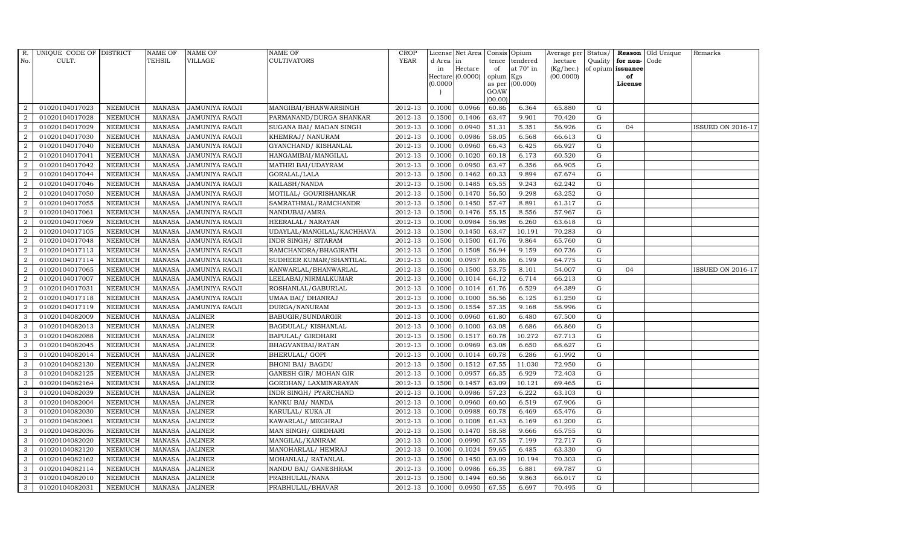| R. No. | UNIQUE CODE OF CULT. | DISTRICT | NAME OF TEHSIL | NAME OF VILLAGE | NAME OF CULTIVATORS | CROP YEAR | License d Area in Hectare (0.0000) | Net Area in Hectare (0.0000) | Consis tence of opium as per GOAW (00.00) | Opium tendered at 70° in Kgs (00.000) | Average per hectare (Kg/hec.) (00.0000) | Status/ Quality of opium | Reason for non-issuance of License | Old Unique Code | Remarks |
|---|---|---|---|---|---|---|---|---|---|---|---|---|---|---|---|
| 2 | 01020104017023 | NEEMUCH | MANASA | JAMUNIYA RAOJI | MANGIBAI/BHANWARSINGH | 2012-13 | 0.1000 | 0.0966 | 60.86 | 6.364 | 65.880 | G | | | |
| 2 | 01020104017028 | NEEMUCH | MANASA | JAMUNIYA RAOJI | PARMANAND/DURGA SHANKAR | 2012-13 | 0.1500 | 0.1406 | 63.47 | 9.901 | 70.420 | G | | | |
| 2 | 01020104017029 | NEEMUCH | MANASA | JAMUNIYA RAOJI | SUGANA BAI/ MADAN SINGH | 2012-13 | 0.1000 | 0.0940 | 51.31 | 5.351 | 56.926 | G | 04 | | ISSUED ON 2016-17 |
| 2 | 01020104017030 | NEEMUCH | MANASA | JAMUNIYA RAOJI | KHEMRAJ/ NANURAM | 2012-13 | 0.1000 | 0.0986 | 58.05 | 6.568 | 66.613 | G | | | |
| 2 | 01020104017040 | NEEMUCH | MANASA | JAMUNIYA RAOJI | GYANCHAND/ KISHANLAL | 2012-13 | 0.1000 | 0.0960 | 66.43 | 6.425 | 66.927 | G | | | |
| 2 | 01020104017041 | NEEMUCH | MANASA | JAMUNIYA RAOJI | HANGAMIBAI/MANGILAL | 2012-13 | 0.1000 | 0.1020 | 60.18 | 6.173 | 60.520 | G | | | |
| 2 | 01020104017042 | NEEMUCH | MANASA | JAMUNIYA RAOJI | MATHRI BAI/UDAYRAM | 2012-13 | 0.1000 | 0.0950 | 63.47 | 6.356 | 66.905 | G | | | |
| 2 | 01020104017044 | NEEMUCH | MANASA | JAMUNIYA RAOJI | GORALAL/LALA | 2012-13 | 0.1500 | 0.1462 | 60.33 | 9.894 | 67.674 | G | | | |
| 2 | 01020104017046 | NEEMUCH | MANASA | JAMUNIYA RAOJI | KAILASH/NANDA | 2012-13 | 0.1500 | 0.1485 | 65.55 | 9.243 | 62.242 | G | | | |
| 2 | 01020104017050 | NEEMUCH | MANASA | JAMUNIYA RAOJI | MOTILAL/ GOURISHANKAR | 2012-13 | 0.1500 | 0.1470 | 56.50 | 9.298 | 63.252 | G | | | |
| 2 | 01020104017055 | NEEMUCH | MANASA | JAMUNIYA RAOJI | SAMRATHMAL/RAMCHANDR | 2012-13 | 0.1500 | 0.1450 | 57.47 | 8.891 | 61.317 | G | | | |
| 2 | 01020104017061 | NEEMUCH | MANASA | JAMUNIYA RAOJI | NANDUBAI/AMRA | 2012-13 | 0.1500 | 0.1476 | 55.15 | 8.556 | 57.967 | G | | | |
| 2 | 01020104017069 | NEEMUCH | MANASA | JAMUNIYA RAOJI | HEERALAL/ NARAYAN | 2012-13 | 0.1000 | 0.0984 | 56.98 | 6.260 | 63.618 | G | | | |
| 2 | 01020104017105 | NEEMUCH | MANASA | JAMUNIYA RAOJI | UDAYLAL/MANGILAL/KACHHAVA | 2012-13 | 0.1500 | 0.1450 | 63.47 | 10.191 | 70.283 | G | | | |
| 2 | 01020104017048 | NEEMUCH | MANASA | JAMUNIYA RAOJI | INDR SINGH/ SITARAM | 2012-13 | 0.1500 | 0.1500 | 61.76 | 9.864 | 65.760 | G | | | |
| 2 | 01020104017113 | NEEMUCH | MANASA | JAMUNIYA RAOJI | RAMCHANDRA/BHAGIRATH | 2012-13 | 0.1500 | 0.1508 | 56.94 | 9.159 | 60.736 | G | | | |
| 2 | 01020104017114 | NEEMUCH | MANASA | JAMUNIYA RAOJI | SUDHEER KUMAR/SHANTILAL | 2012-13 | 0.1000 | 0.0957 | 60.86 | 6.199 | 64.775 | G | | | |
| 2 | 01020104017065 | NEEMUCH | MANASA | JAMUNIYA RAOJI | KANWARLAL/BHANWARLAL | 2012-13 | 0.1500 | 0.1500 | 53.75 | 8.101 | 54.007 | G | 04 | | ISSUED ON 2016-17 |
| 2 | 01020104017007 | NEEMUCH | MANASA | JAMUNIYA RAOJI | LEELABAI/NIRMALKUMAR | 2012-13 | 0.1000 | 0.1014 | 64.12 | 6.714 | 66.213 | G | | | |
| 2 | 01020104017031 | NEEMUCH | MANASA | JAMUNIYA RAOJI | ROSHANLAL/GABURLAL | 2012-13 | 0.1000 | 0.1014 | 61.76 | 6.529 | 64.389 | G | | | |
| 2 | 01020104017118 | NEEMUCH | MANASA | JAMUNIYA RAOJI | UMAA BAI/ DHANRAJ | 2012-13 | 0.1000 | 0.1000 | 56.56 | 6.125 | 61.250 | G | | | |
| 2 | 01020104017119 | NEEMUCH | MANASA | JAMUNIYA RAOJI | DURGA/NANURAM | 2012-13 | 0.1500 | 0.1554 | 57.35 | 9.168 | 58.996 | G | | | |
| 3 | 01020104082009 | NEEMUCH | MANASA | JALINER | BABUGIR/SUNDARGIR | 2012-13 | 0.1000 | 0.0960 | 61.80 | 6.480 | 67.500 | G | | | |
| 3 | 01020104082013 | NEEMUCH | MANASA | JALINER | BAGDULAL/ KISHANLAL | 2012-13 | 0.1000 | 0.1000 | 63.08 | 6.686 | 66.860 | G | | | |
| 3 | 01020104082088 | NEEMUCH | MANASA | JALINER | BAPULAL/ GIRDHARI | 2012-13 | 0.1500 | 0.1517 | 60.78 | 10.272 | 67.713 | G | | | |
| 3 | 01020104082045 | NEEMUCH | MANASA | JALINER | BHAGVANIBAI/RATAN | 2012-13 | 0.1000 | 0.0969 | 63.08 | 6.650 | 68.627 | G | | | |
| 3 | 01020104082014 | NEEMUCH | MANASA | JALINER | BHERULAL/ GOPI | 2012-13 | 0.1000 | 0.1014 | 60.78 | 6.286 | 61.992 | G | | | |
| 3 | 01020104082130 | NEEMUCH | MANASA | JALINER | BHONI BAI/ BAGDU | 2012-13 | 0.1500 | 0.1512 | 67.55 | 11.030 | 72.950 | G | | | |
| 3 | 01020104082125 | NEEMUCH | MANASA | JALINER | GANESH GIR/ MOHAN GIR | 2012-13 | 0.1000 | 0.0957 | 66.35 | 6.929 | 72.403 | G | | | |
| 3 | 01020104082164 | NEEMUCH | MANASA | JALINER | GORDHAN/ LAXMINARAYAN | 2012-13 | 0.1500 | 0.1457 | 63.09 | 10.121 | 69.465 | G | | | |
| 3 | 01020104082039 | NEEMUCH | MANASA | JALINER | INDR SINGH/ PYARCHAND | 2012-13 | 0.1000 | 0.0986 | 57.23 | 6.222 | 63.103 | G | | | |
| 3 | 01020104082004 | NEEMUCH | MANASA | JALINER | KANKU BAI/ NANDA | 2012-13 | 0.1000 | 0.0960 | 60.60 | 6.519 | 67.906 | G | | | |
| 3 | 01020104082030 | NEEMUCH | MANASA | JALINER | KARULAL/ KUKA JI | 2012-13 | 0.1000 | 0.0988 | 60.78 | 6.469 | 65.476 | G | | | |
| 3 | 01020104082061 | NEEMUCH | MANASA | JALINER | KAWARLAL/ MEGHRAJ | 2012-13 | 0.1000 | 0.1008 | 61.43 | 6.169 | 61.200 | G | | | |
| 3 | 01020104082036 | NEEMUCH | MANASA | JALINER | MAN SINGH/ GIRDHARI | 2012-13 | 0.1500 | 0.1470 | 58.58 | 9.666 | 65.755 | G | | | |
| 3 | 01020104082020 | NEEMUCH | MANASA | JALINER | MANGILAL/KANIRAM | 2012-13 | 0.1000 | 0.0990 | 67.55 | 7.199 | 72.717 | G | | | |
| 3 | 01020104082120 | NEEMUCH | MANASA | JALINER | MANOHARLAL/ HEMRAJ | 2012-13 | 0.1000 | 0.1024 | 59.65 | 6.485 | 63.330 | G | | | |
| 3 | 01020104082162 | NEEMUCH | MANASA | JALINER | MOHANLAL/ RATANLAL | 2012-13 | 0.1500 | 0.1450 | 63.09 | 10.194 | 70.303 | G | | | |
| 3 | 01020104082114 | NEEMUCH | MANASA | JALINER | NANDU BAI/ GANESHRAM | 2012-13 | 0.1000 | 0.0986 | 66.35 | 6.881 | 69.787 | G | | | |
| 3 | 01020104082010 | NEEMUCH | MANASA | JALINER | PRABHULAL/NANA | 2012-13 | 0.1500 | 0.1494 | 60.56 | 9.863 | 66.017 | G | | | |
| 3 | 01020104082031 | NEEMUCH | MANASA | JALINER | PRABHULAL/BHAVAR | 2012-13 | 0.1000 | 0.0950 | 67.55 | 6.697 | 70.495 | G | | | |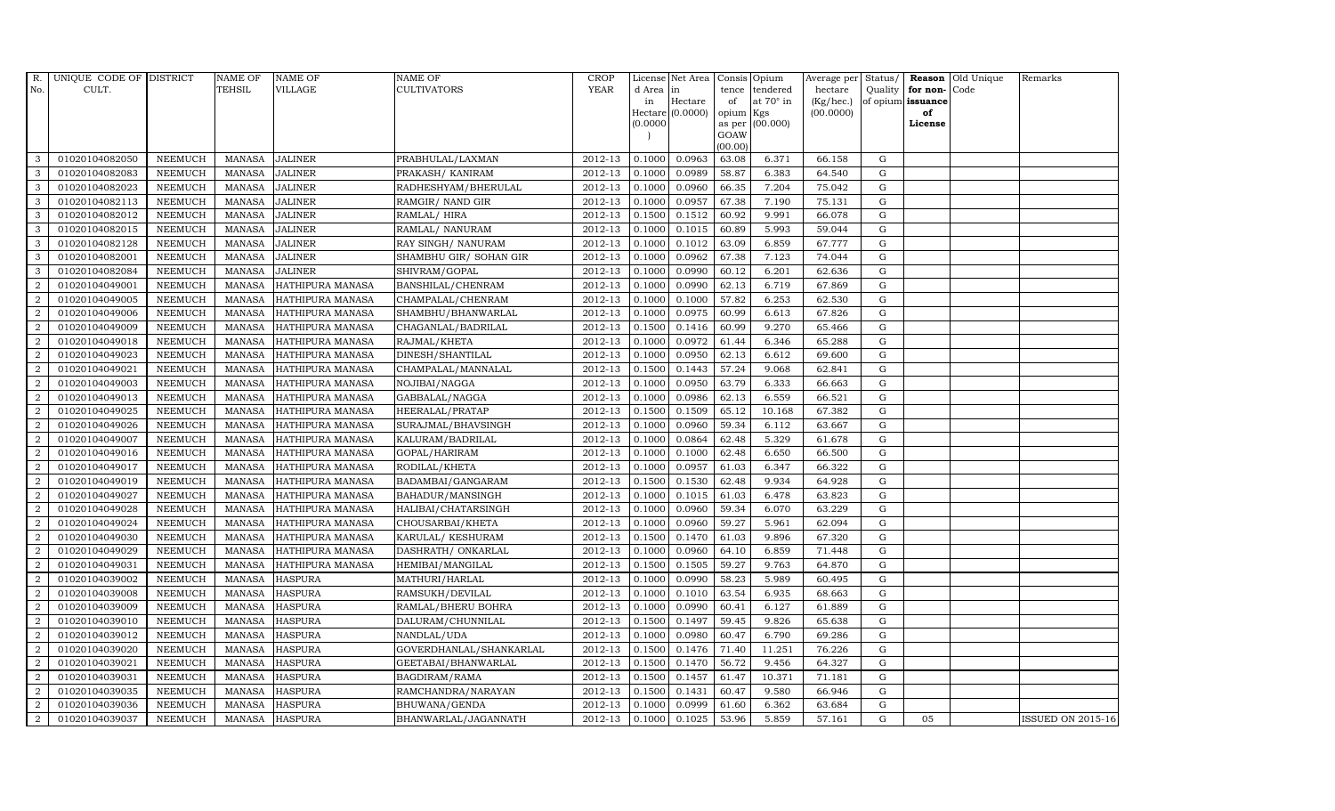| R. No. | UNIQUE CODE OF CULT. | DISTRICT | NAME OF TEHSIL | NAME OF VILLAGE | NAME OF CULTIVATORS | CROP YEAR | License d Area in Hectare (0.0000) | Net Area in Hectare (0.0000) | Consis tence of opium as per GOAW (00.00) | Opium tendered at 70° in Kgs (00.000) | Average per hectare (Kg/hec.) (00.0000) | Status/ Quality of opium | Reason for non-issuance of License | Old Unique Code | Remarks |
|---|---|---|---|---|---|---|---|---|---|---|---|---|---|---|---|
| 3 | 01020104082050 | NEEMUCH | MANASA | JALINER | PRABHULAL/LAXMAN | 2012-13 | 0.1000 | 0.0963 | 63.08 | 6.371 | 66.158 | G | | | |
| 3 | 01020104082083 | NEEMUCH | MANASA | JALINER | PRAKASH/ KANIRAM | 2012-13 | 0.1000 | 0.0989 | 58.87 | 6.383 | 64.540 | G | | | |
| 3 | 01020104082023 | NEEMUCH | MANASA | JALINER | RADHESHYAM/BHERULAL | 2012-13 | 0.1000 | 0.0960 | 66.35 | 7.204 | 75.042 | G | | | |
| 3 | 01020104082113 | NEEMUCH | MANASA | JALINER | RAMGIR/ NAND GIR | 2012-13 | 0.1000 | 0.0957 | 67.38 | 7.190 | 75.131 | G | | | |
| 3 | 01020104082012 | NEEMUCH | MANASA | JALINER | RAMLAL/ HIRA | 2012-13 | 0.1500 | 0.1512 | 60.92 | 9.991 | 66.078 | G | | | |
| 3 | 01020104082015 | NEEMUCH | MANASA | JALINER | RAMLAL/ NANURAM | 2012-13 | 0.1000 | 0.1015 | 60.89 | 5.993 | 59.044 | G | | | |
| 3 | 01020104082128 | NEEMUCH | MANASA | JALINER | RAY SINGH/ NANURAM | 2012-13 | 0.1000 | 0.1012 | 63.09 | 6.859 | 67.777 | G | | | |
| 3 | 01020104082001 | NEEMUCH | MANASA | JALINER | SHAMBHU GIR/ SOHAN GIR | 2012-13 | 0.1000 | 0.0962 | 67.38 | 7.123 | 74.044 | G | | | |
| 3 | 01020104082084 | NEEMUCH | MANASA | JALINER | SHIVRAM/GOPAL | 2012-13 | 0.1000 | 0.0990 | 60.12 | 6.201 | 62.636 | G | | | |
| 2 | 01020104049001 | NEEMUCH | MANASA | HATHIPURA MANASA | BANSHILAL/CHENRAM | 2012-13 | 0.1000 | 0.0990 | 62.13 | 6.719 | 67.869 | G | | | |
| 2 | 01020104049005 | NEEMUCH | MANASA | HATHIPURA MANASA | CHAMPALAL/CHENRAM | 2012-13 | 0.1000 | 0.1000 | 57.82 | 6.253 | 62.530 | G | | | |
| 2 | 01020104049006 | NEEMUCH | MANASA | HATHIPURA MANASA | SHAMBHU/BHANWARLAL | 2012-13 | 0.1000 | 0.0975 | 60.99 | 6.613 | 67.826 | G | | | |
| 2 | 01020104049009 | NEEMUCH | MANASA | HATHIPURA MANASA | CHAGANLAL/BADRILAL | 2012-13 | 0.1500 | 0.1416 | 60.99 | 9.270 | 65.466 | G | | | |
| 2 | 01020104049018 | NEEMUCH | MANASA | HATHIPURA MANASA | RAJMAL/KHETA | 2012-13 | 0.1000 | 0.0972 | 61.44 | 6.346 | 65.288 | G | | | |
| 2 | 01020104049023 | NEEMUCH | MANASA | HATHIPURA MANASA | DINESH/SHANTILAL | 2012-13 | 0.1000 | 0.0950 | 62.13 | 6.612 | 69.600 | G | | | |
| 2 | 01020104049021 | NEEMUCH | MANASA | HATHIPURA MANASA | CHAMPALAL/MANNALAL | 2012-13 | 0.1500 | 0.1443 | 57.24 | 9.068 | 62.841 | G | | | |
| 2 | 01020104049003 | NEEMUCH | MANASA | HATHIPURA MANASA | NOJIBAI/NAGGA | 2012-13 | 0.1000 | 0.0950 | 63.79 | 6.333 | 66.663 | G | | | |
| 2 | 01020104049013 | NEEMUCH | MANASA | HATHIPURA MANASA | GABBALAL/NAGGA | 2012-13 | 0.1000 | 0.0986 | 62.13 | 6.559 | 66.521 | G | | | |
| 2 | 01020104049025 | NEEMUCH | MANASA | HATHIPURA MANASA | HEERALAL/PRATAP | 2012-13 | 0.1500 | 0.1509 | 65.12 | 10.168 | 67.382 | G | | | |
| 2 | 01020104049026 | NEEMUCH | MANASA | HATHIPURA MANASA | SURAJMAL/BHAVSINGH | 2012-13 | 0.1000 | 0.0960 | 59.34 | 6.112 | 63.667 | G | | | |
| 2 | 01020104049007 | NEEMUCH | MANASA | HATHIPURA MANASA | KALURAM/BADRILAL | 2012-13 | 0.1000 | 0.0864 | 62.48 | 5.329 | 61.678 | G | | | |
| 2 | 01020104049016 | NEEMUCH | MANASA | HATHIPURA MANASA | GOPAL/HARIRAM | 2012-13 | 0.1000 | 0.1000 | 62.48 | 6.650 | 66.500 | G | | | |
| 2 | 01020104049017 | NEEMUCH | MANASA | HATHIPURA MANASA | RODILAL/KHETA | 2012-13 | 0.1000 | 0.0957 | 61.03 | 6.347 | 66.322 | G | | | |
| 2 | 01020104049019 | NEEMUCH | MANASA | HATHIPURA MANASA | BADAMBAI/GANGARAM | 2012-13 | 0.1500 | 0.1530 | 62.48 | 9.934 | 64.928 | G | | | |
| 2 | 01020104049027 | NEEMUCH | MANASA | HATHIPURA MANASA | BAHADUR/MANSINGH | 2012-13 | 0.1000 | 0.1015 | 61.03 | 6.478 | 63.823 | G | | | |
| 2 | 01020104049028 | NEEMUCH | MANASA | HATHIPURA MANASA | HALIBAI/CHATARSINGH | 2012-13 | 0.1000 | 0.0960 | 59.34 | 6.070 | 63.229 | G | | | |
| 2 | 01020104049024 | NEEMUCH | MANASA | HATHIPURA MANASA | CHOUSARBAI/KHETA | 2012-13 | 0.1000 | 0.0960 | 59.27 | 5.961 | 62.094 | G | | | |
| 2 | 01020104049030 | NEEMUCH | MANASA | HATHIPURA MANASA | KARULAL/ KESHURAM | 2012-13 | 0.1500 | 0.1470 | 61.03 | 9.896 | 67.320 | G | | | |
| 2 | 01020104049029 | NEEMUCH | MANASA | HATHIPURA MANASA | DASHRATH/ ONKARLAL | 2012-13 | 0.1000 | 0.0960 | 64.10 | 6.859 | 71.448 | G | | | |
| 2 | 01020104049031 | NEEMUCH | MANASA | HATHIPURA MANASA | HEMIBAI/MANGILAL | 2012-13 | 0.1500 | 0.1505 | 59.27 | 9.763 | 64.870 | G | | | |
| 2 | 01020104039002 | NEEMUCH | MANASA | HASPURA | MATHURI/HARLAL | 2012-13 | 0.1000 | 0.0990 | 58.23 | 5.989 | 60.495 | G | | | |
| 2 | 01020104039008 | NEEMUCH | MANASA | HASPURA | RAMSUKH/DEVILAL | 2012-13 | 0.1000 | 0.1010 | 63.54 | 6.935 | 68.663 | G | | | |
| 2 | 01020104039009 | NEEMUCH | MANASA | HASPURA | RAMLAL/BHERU BOHRA | 2012-13 | 0.1000 | 0.0990 | 60.41 | 6.127 | 61.889 | G | | | |
| 2 | 01020104039010 | NEEMUCH | MANASA | HASPURA | DALURAM/CHUNNILAL | 2012-13 | 0.1500 | 0.1497 | 59.45 | 9.826 | 65.638 | G | | | |
| 2 | 01020104039012 | NEEMUCH | MANASA | HASPURA | NANDLAL/UDA | 2012-13 | 0.1000 | 0.0980 | 60.47 | 6.790 | 69.286 | G | | | |
| 2 | 01020104039020 | NEEMUCH | MANASA | HASPURA | GOVERDHANLAL/SHANKARLAL | 2012-13 | 0.1500 | 0.1476 | 71.40 | 11.251 | 76.226 | G | | | |
| 2 | 01020104039021 | NEEMUCH | MANASA | HASPURA | GEETABAI/BHANWARLAL | 2012-13 | 0.1500 | 0.1470 | 56.72 | 9.456 | 64.327 | G | | | |
| 2 | 01020104039031 | NEEMUCH | MANASA | HASPURA | BAGDIRAM/RAMA | 2012-13 | 0.1500 | 0.1457 | 61.47 | 10.371 | 71.181 | G | | | |
| 2 | 01020104039035 | NEEMUCH | MANASA | HASPURA | RAMCHANDRA/NARAYAN | 2012-13 | 0.1500 | 0.1431 | 60.47 | 9.580 | 66.946 | G | | | |
| 2 | 01020104039036 | NEEMUCH | MANASA | HASPURA | BHUWANA/GENDA | 2012-13 | 0.1000 | 0.0999 | 61.60 | 6.362 | 63.684 | G | | | |
| 2 | 01020104039037 | NEEMUCH | MANASA | HASPURA | BHANWARLAL/JAGANNATH | 2012-13 | 0.1000 | 0.1025 | 53.96 | 5.859 | 57.161 | G | 05 | | ISSUED ON 2015-16 |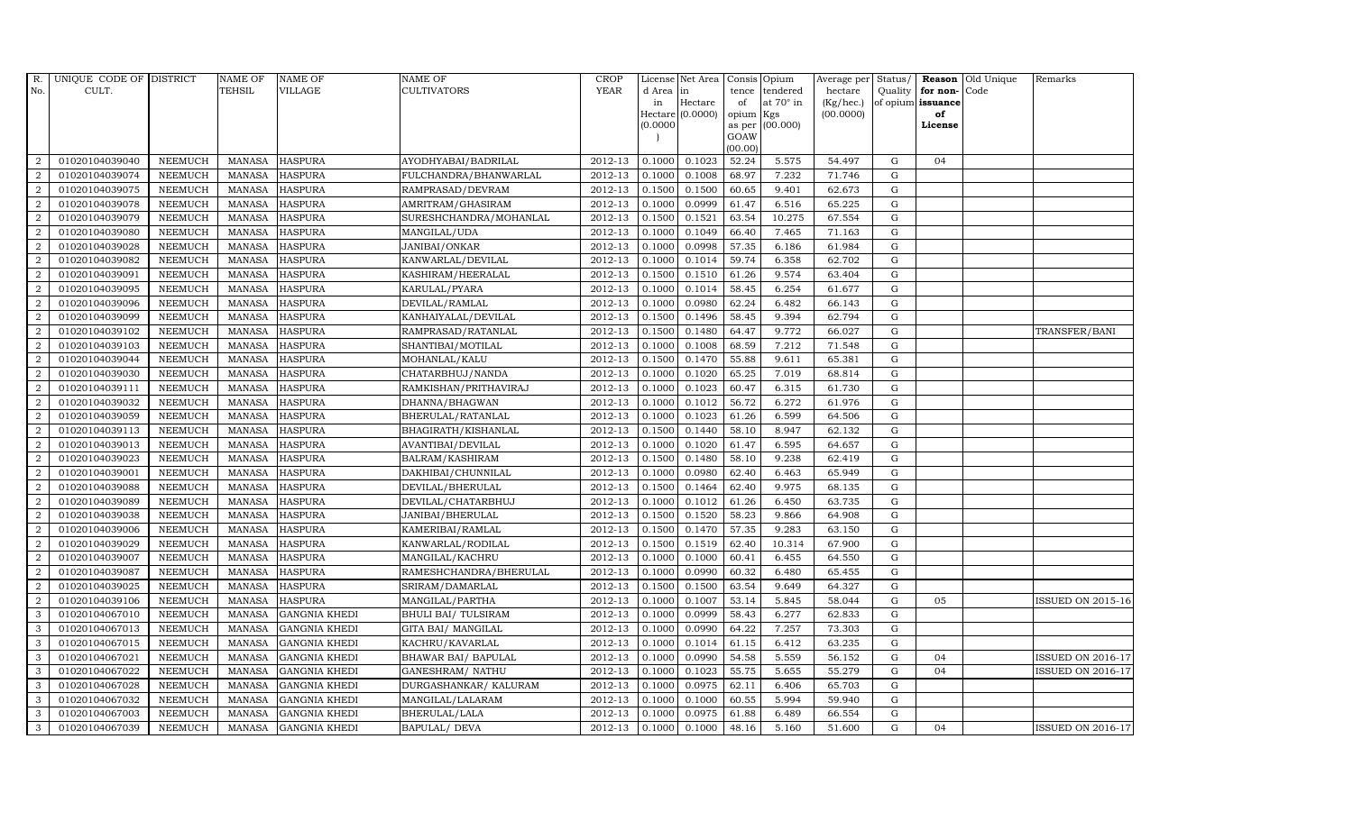| R. No. | UNIQUE CODE OF CULT. | DISTRICT | NAME OF TEHSIL | NAME OF VILLAGE | NAME OF CULTIVATORS | CROP YEAR | License d Area in Hectare (0.0000) | Net Area in Hectare (0.0000) | Consis tence of opium as per GOAW (00.00) | Opium tendered at 70° in Kgs (00.000) | Average per hectare (Kg/hec.) (00.0000) | Status/ Quality of opium | Reason for non-issuance of License | Old Unique Code | Remarks |
|---|---|---|---|---|---|---|---|---|---|---|---|---|---|---|---|
| 2 | 01020104039040 | NEEMUCH | MANASA | HASPURA | AYODHYABAI/BADRILAL | 2012-13 | 0.1000 | 0.1023 | 52.24 | 5.575 | 54.497 | G | 04 | | |
| 2 | 01020104039074 | NEEMUCH | MANASA | HASPURA | FULCHANDRA/BHANWARLAL | 2012-13 | 0.1000 | 0.1008 | 68.97 | 7.232 | 71.746 | G | | | |
| 2 | 01020104039075 | NEEMUCH | MANASA | HASPURA | RAMPRASAD/DEVRAM | 2012-13 | 0.1500 | 0.1500 | 60.65 | 9.401 | 62.673 | G | | | |
| 2 | 01020104039078 | NEEMUCH | MANASA | HASPURA | AMRITRAM/GHASIRAM | 2012-13 | 0.1000 | 0.0999 | 61.47 | 6.516 | 65.225 | G | | | |
| 2 | 01020104039079 | NEEMUCH | MANASA | HASPURA | SURESHCHANDRA/MOHANLAL | 2012-13 | 0.1500 | 0.1521 | 63.54 | 10.275 | 67.554 | G | | | |
| 2 | 01020104039080 | NEEMUCH | MANASA | HASPURA | MANGILAL/UDA | 2012-13 | 0.1000 | 0.1049 | 66.40 | 7.465 | 71.163 | G | | | |
| 2 | 01020104039028 | NEEMUCH | MANASA | HASPURA | JANIBAI/ONKAR | 2012-13 | 0.1000 | 0.0998 | 57.35 | 6.186 | 61.984 | G | | | |
| 2 | 01020104039082 | NEEMUCH | MANASA | HASPURA | KANWARLAL/DEVILAL | 2012-13 | 0.1000 | 0.1014 | 59.74 | 6.358 | 62.702 | G | | | |
| 2 | 01020104039091 | NEEMUCH | MANASA | HASPURA | KASHIRAM/HEERALAL | 2012-13 | 0.1500 | 0.1510 | 61.26 | 9.574 | 63.404 | G | | | |
| 2 | 01020104039095 | NEEMUCH | MANASA | HASPURA | KARULAL/PYARA | 2012-13 | 0.1000 | 0.1014 | 58.45 | 6.254 | 61.677 | G | | | |
| 2 | 01020104039096 | NEEMUCH | MANASA | HASPURA | DEVILAL/RAMLAL | 2012-13 | 0.1000 | 0.0980 | 62.24 | 6.482 | 66.143 | G | | | |
| 2 | 01020104039099 | NEEMUCH | MANASA | HASPURA | KANHAIYALAL/DEVILAL | 2012-13 | 0.1500 | 0.1496 | 58.45 | 9.394 | 62.794 | G | | | |
| 2 | 01020104039102 | NEEMUCH | MANASA | HASPURA | RAMPRASAD/RATANLAL | 2012-13 | 0.1500 | 0.1480 | 64.47 | 9.772 | 66.027 | G | | | TRANSFER/BANI |
| 2 | 01020104039103 | NEEMUCH | MANASA | HASPURA | SHANTIBAI/MOTILAL | 2012-13 | 0.1000 | 0.1008 | 68.59 | 7.212 | 71.548 | G | | | |
| 2 | 01020104039044 | NEEMUCH | MANASA | HASPURA | MOHANLAL/KALU | 2012-13 | 0.1500 | 0.1470 | 55.88 | 9.611 | 65.381 | G | | | |
| 2 | 01020104039030 | NEEMUCH | MANASA | HASPURA | CHATARBHUJ/NANDA | 2012-13 | 0.1000 | 0.1020 | 65.25 | 7.019 | 68.814 | G | | | |
| 2 | 01020104039111 | NEEMUCH | MANASA | HASPURA | RAMKISHAN/PRITHAVIRAJ | 2012-13 | 0.1000 | 0.1023 | 60.47 | 6.315 | 61.730 | G | | | |
| 2 | 01020104039032 | NEEMUCH | MANASA | HASPURA | DHANNA/BHAGWAN | 2012-13 | 0.1000 | 0.1012 | 56.72 | 6.272 | 61.976 | G | | | |
| 2 | 01020104039059 | NEEMUCH | MANASA | HASPURA | BHERULAL/RATANLAL | 2012-13 | 0.1000 | 0.1023 | 61.26 | 6.599 | 64.506 | G | | | |
| 2 | 01020104039113 | NEEMUCH | MANASA | HASPURA | BHAGIRATH/KISHANLAL | 2012-13 | 0.1500 | 0.1440 | 58.10 | 8.947 | 62.132 | G | | | |
| 2 | 01020104039013 | NEEMUCH | MANASA | HASPURA | AVANTIBAI/DEVILAL | 2012-13 | 0.1000 | 0.1020 | 61.47 | 6.595 | 64.657 | G | | | |
| 2 | 01020104039023 | NEEMUCH | MANASA | HASPURA | BALRAM/KASHIRAM | 2012-13 | 0.1500 | 0.1480 | 58.10 | 9.238 | 62.419 | G | | | |
| 2 | 01020104039001 | NEEMUCH | MANASA | HASPURA | DAKHIBAI/CHUNNILAL | 2012-13 | 0.1000 | 0.0980 | 62.40 | 6.463 | 65.949 | G | | | |
| 2 | 01020104039088 | NEEMUCH | MANASA | HASPURA | DEVILAL/BHERULAL | 2012-13 | 0.1500 | 0.1464 | 62.40 | 9.975 | 68.135 | G | | | |
| 2 | 01020104039089 | NEEMUCH | MANASA | HASPURA | DEVILAL/CHATARBHUJ | 2012-13 | 0.1000 | 0.1012 | 61.26 | 6.450 | 63.735 | G | | | |
| 2 | 01020104039038 | NEEMUCH | MANASA | HASPURA | JANIBAI/BHERULAL | 2012-13 | 0.1500 | 0.1520 | 58.23 | 9.866 | 64.908 | G | | | |
| 2 | 01020104039006 | NEEMUCH | MANASA | HASPURA | KAMERIBAI/RAMLAL | 2012-13 | 0.1500 | 0.1470 | 57.35 | 9.283 | 63.150 | G | | | |
| 2 | 01020104039029 | NEEMUCH | MANASA | HASPURA | KANWARLAL/RODILAL | 2012-13 | 0.1500 | 0.1519 | 62.40 | 10.314 | 67.900 | G | | | |
| 2 | 01020104039007 | NEEMUCH | MANASA | HASPURA | MANGILAL/KACHRU | 2012-13 | 0.1000 | 0.1000 | 60.41 | 6.455 | 64.550 | G | | | |
| 2 | 01020104039087 | NEEMUCH | MANASA | HASPURA | RAMESHCHANDRA/BHERULAL | 2012-13 | 0.1000 | 0.0990 | 60.32 | 6.480 | 65.455 | G | | | |
| 2 | 01020104039025 | NEEMUCH | MANASA | HASPURA | SRIRAM/DAMARLAL | 2012-13 | 0.1500 | 0.1500 | 63.54 | 9.649 | 64.327 | G | | | |
| 2 | 01020104039106 | NEEMUCH | MANASA | HASPURA | MANGILAL/PARTHA | 2012-13 | 0.1000 | 0.1007 | 53.14 | 5.845 | 58.044 | G | 05 | | ISSUED ON 2015-16 |
| 3 | 01020104067010 | NEEMUCH | MANASA | GANGNIA KHEDI | BHULI BAI/ TULSIRAM | 2012-13 | 0.1000 | 0.0999 | 58.43 | 6.277 | 62.833 | G | | | |
| 3 | 01020104067013 | NEEMUCH | MANASA | GANGNIA KHEDI | GITA BAI/ MANGILAL | 2012-13 | 0.1000 | 0.0990 | 64.22 | 7.257 | 73.303 | G | | | |
| 3 | 01020104067015 | NEEMUCH | MANASA | GANGNIA KHEDI | KACHRU/KAVARLAL | 2012-13 | 0.1000 | 0.1014 | 61.15 | 6.412 | 63.235 | G | | | |
| 3 | 01020104067021 | NEEMUCH | MANASA | GANGNIA KHEDI | BHAWAR BAI/ BAPULAL | 2012-13 | 0.1000 | 0.0990 | 54.58 | 5.559 | 56.152 | G | 04 | | ISSUED ON 2016-17 |
| 3 | 01020104067022 | NEEMUCH | MANASA | GANGNIA KHEDI | GANESHRAM/ NATHU | 2012-13 | 0.1000 | 0.1023 | 55.75 | 5.655 | 55.279 | G | 04 | | ISSUED ON 2016-17 |
| 3 | 01020104067028 | NEEMUCH | MANASA | GANGNIA KHEDI | DURGASHANKAR/ KALURAM | 2012-13 | 0.1000 | 0.0975 | 62.11 | 6.406 | 65.703 | G | | | |
| 3 | 01020104067032 | NEEMUCH | MANASA | GANGNIA KHEDI | MANGILAL/LALARAM | 2012-13 | 0.1000 | 0.1000 | 60.55 | 5.994 | 59.940 | G | | | |
| 3 | 01020104067003 | NEEMUCH | MANASA | GANGNIA KHEDI | BHERULAL/LALA | 2012-13 | 0.1000 | 0.0975 | 61.88 | 6.489 | 66.554 | G | | | |
| 3 | 01020104067039 | NEEMUCH | MANASA | GANGNIA KHEDI | BAPULAL/ DEVA | 2012-13 | 0.1000 | 0.1000 | 48.16 | 5.160 | 51.600 | G | 04 | | ISSUED ON 2016-17 |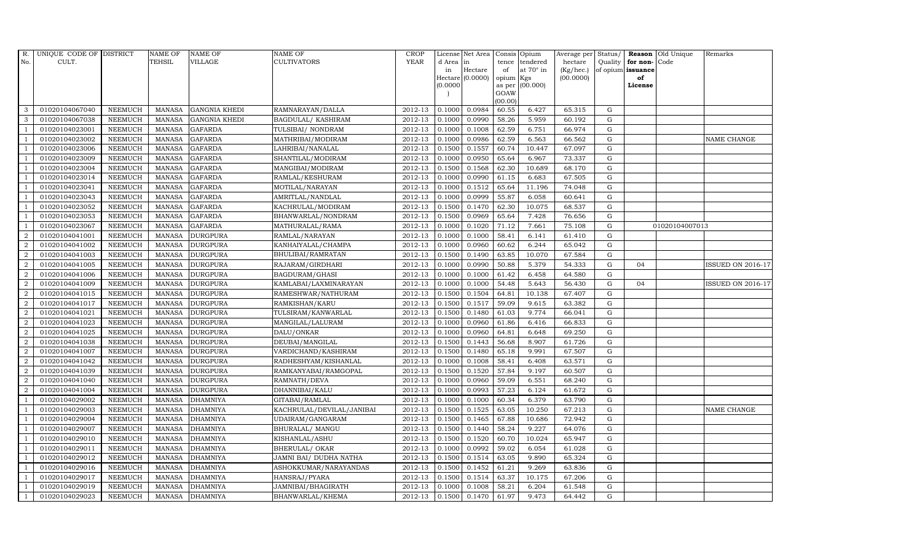| R. No. | UNIQUE CODE OF CULT. | DISTRICT | NAME OF TEHSIL | NAME OF VILLAGE | NAME OF CULTIVATORS | CROP YEAR | License d Area in Hectare (0.0000) | Net Area in Hectare (0.0000) | Consis tence of opium as per GOAW (00.00) | Opium tendered at 70° in Kgs (00.000) | Average per hectare (Kg/hec.) (00.0000) | Status/ Quality of opium | Reason for non-issuance of License | Old Unique Code | Remarks |
|---|---|---|---|---|---|---|---|---|---|---|---|---|---|---|---|
| 3 | 01020104067040 | NEEMUCH | MANASA | GANGNIA KHEDI | RAMNARAYAN/DALLA | 2012-13 | 0.1000 | 0.0984 | 60.55 | 6.427 | 65.315 | G | | | |
| 3 | 01020104067038 | NEEMUCH | MANASA | GANGNIA KHEDI | BAGDULAL/ KASHIRAM | 2012-13 | 0.1000 | 0.0990 | 58.26 | 5.959 | 60.192 | G | | | |
| 1 | 01020104023001 | NEEMUCH | MANASA | GAFARDA | TULSIBAI/ NONDRAM | 2012-13 | 0.1000 | 0.1008 | 62.59 | 6.751 | 66.974 | G | | | |
| 1 | 01020104023002 | NEEMUCH | MANASA | GAFARDA | MATHRIBAI/MODIRAM | 2012-13 | 0.1000 | 0.0986 | 62.59 | 6.563 | 66.562 | G | | | NAME CHANGE |
| 1 | 01020104023006 | NEEMUCH | MANASA | GAFARDA | LAHRIBAI/NANALAL | 2012-13 | 0.1500 | 0.1557 | 60.74 | 10.447 | 67.097 | G | | | |
| 1 | 01020104023009 | NEEMUCH | MANASA | GAFARDA | SHANTILAL/MODIRAM | 2012-13 | 0.1000 | 0.0950 | 65.64 | 6.967 | 73.337 | G | | | |
| 1 | 01020104023004 | NEEMUCH | MANASA | GAFARDA | MANGIBAI/MODIRAM | 2012-13 | 0.1500 | 0.1568 | 62.30 | 10.689 | 68.170 | G | | | |
| 1 | 01020104023014 | NEEMUCH | MANASA | GAFARDA | RAMLAL/KESHURAM | 2012-13 | 0.1000 | 0.0990 | 61.15 | 6.683 | 67.505 | G | | | |
| 1 | 01020104023041 | NEEMUCH | MANASA | GAFARDA | MOTILAL/NARAYAN | 2012-13 | 0.1000 | 0.1512 | 65.64 | 11.196 | 74.048 | G | | | |
| 1 | 01020104023043 | NEEMUCH | MANASA | GAFARDA | AMRITLAL/NANDLAL | 2012-13 | 0.1000 | 0.0999 | 55.87 | 6.058 | 60.641 | G | | | |
| 1 | 01020104023052 | NEEMUCH | MANASA | GAFARDA | KACHRULAL/MODIRAM | 2012-13 | 0.1500 | 0.1470 | 62.30 | 10.075 | 68.537 | G | | | |
| 1 | 01020104023053 | NEEMUCH | MANASA | GAFARDA | BHANWARLAL/NONDRAM | 2012-13 | 0.1500 | 0.0969 | 65.64 | 7.428 | 76.656 | G | | | |
| 1 | 01020104023067 | NEEMUCH | MANASA | GAFARDA | MATHURALAL/RAMA | 2012-13 | 0.1000 | 0.1020 | 71.12 | 7.661 | 75.108 | G | | 01020104007013 | |
| 2 | 01020104041001 | NEEMUCH | MANASA | DURGPURA | RAMLAL/NARAYAN | 2012-13 | 0.1000 | 0.1000 | 58.41 | 6.141 | 61.410 | G | | | |
| 2 | 01020104041002 | NEEMUCH | MANASA | DURGPURA | KANHAIYALAL/CHAMPA | 2012-13 | 0.1000 | 0.0960 | 60.62 | 6.244 | 65.042 | G | | | |
| 2 | 01020104041003 | NEEMUCH | MANASA | DURGPURA | BHULIBAI/RAMRATAN | 2012-13 | 0.1500 | 0.1490 | 63.85 | 10.070 | 67.584 | G | | | |
| 2 | 01020104041005 | NEEMUCH | MANASA | DURGPURA | RAJARAM/GIRDHARI | 2012-13 | 0.1000 | 0.0990 | 50.88 | 5.379 | 54.333 | G | 04 | | ISSUED ON 2016-17 |
| 2 | 01020104041006 | NEEMUCH | MANASA | DURGPURA | BAGDURAM/GHASI | 2012-13 | 0.1000 | 0.1000 | 61.42 | 6.458 | 64.580 | G | | | |
| 2 | 01020104041009 | NEEMUCH | MANASA | DURGPURA | KAMLABAI/LAXMINARAYAN | 2012-13 | 0.1000 | 0.1000 | 54.48 | 5.643 | 56.430 | G | 04 | | ISSUED ON 2016-17 |
| 2 | 01020104041015 | NEEMUCH | MANASA | DURGPURA | RAMESHWAR/NATHURAM | 2012-13 | 0.1500 | 0.1504 | 64.81 | 10.138 | 67.407 | G | | | |
| 2 | 01020104041017 | NEEMUCH | MANASA | DURGPURA | RAMKISHAN/KARU | 2012-13 | 0.1500 | 0.1517 | 59.09 | 9.615 | 63.382 | G | | | |
| 2 | 01020104041021 | NEEMUCH | MANASA | DURGPURA | TULSIRAM/KANWARLAL | 2012-13 | 0.1500 | 0.1480 | 61.03 | 9.774 | 66.041 | G | | | |
| 2 | 01020104041023 | NEEMUCH | MANASA | DURGPURA | MANGILAL/LALURAM | 2012-13 | 0.1000 | 0.0960 | 61.86 | 6.416 | 66.833 | G | | | |
| 2 | 01020104041025 | NEEMUCH | MANASA | DURGPURA | DALU/ONKAR | 2012-13 | 0.1000 | 0.0960 | 64.81 | 6.648 | 69.250 | G | | | |
| 2 | 01020104041038 | NEEMUCH | MANASA | DURGPURA | DEUBAI/MANGILAL | 2012-13 | 0.1500 | 0.1443 | 56.68 | 8.907 | 61.726 | G | | | |
| 2 | 01020104041007 | NEEMUCH | MANASA | DURGPURA | VARDICHAND/KASHIRAM | 2012-13 | 0.1500 | 0.1480 | 65.18 | 9.991 | 67.507 | G | | | |
| 2 | 01020104041042 | NEEMUCH | MANASA | DURGPURA | RADHESHYAM/KISHANLAL | 2012-13 | 0.1000 | 0.1008 | 58.41 | 6.408 | 63.571 | G | | | |
| 2 | 01020104041039 | NEEMUCH | MANASA | DURGPURA | RAMKANYABAI/RAMGOPAL | 2012-13 | 0.1500 | 0.1520 | 57.84 | 9.197 | 60.507 | G | | | |
| 2 | 01020104041040 | NEEMUCH | MANASA | DURGPURA | RAMNATH/DEVA | 2012-13 | 0.1000 | 0.0960 | 59.09 | 6.551 | 68.240 | G | | | |
| 2 | 01020104041004 | NEEMUCH | MANASA | DURGPURA | DHANNIBAI/KALU | 2012-13 | 0.1000 | 0.0993 | 57.23 | 6.124 | 61.672 | G | | | |
| 1 | 01020104029002 | NEEMUCH | MANASA | DHAMNIYA | GITABAI/RAMLAL | 2012-13 | 0.1000 | 0.1000 | 60.34 | 6.379 | 63.790 | G | | | |
| 1 | 01020104029003 | NEEMUCH | MANASA | DHAMNIYA | KACHRULAL/DEVILAL/JANIBAI | 2012-13 | 0.1500 | 0.1525 | 63.05 | 10.250 | 67.213 | G | | | NAME CHANGE |
| 1 | 01020104029004 | NEEMUCH | MANASA | DHAMNIYA | UDAIRAM/GANGARAM | 2012-13 | 0.1500 | 0.1465 | 67.88 | 10.686 | 72.942 | G | | | |
| 1 | 01020104029007 | NEEMUCH | MANASA | DHAMNIYA | BHURALAL/ MANGU | 2012-13 | 0.1500 | 0.1440 | 58.24 | 9.227 | 64.076 | G | | | |
| 1 | 01020104029010 | NEEMUCH | MANASA | DHAMNIYA | KISHANLAL/ASHU | 2012-13 | 0.1500 | 0.1520 | 60.70 | 10.024 | 65.947 | G | | | |
| 1 | 01020104029011 | NEEMUCH | MANASA | DHAMNIYA | BHERULAL/ OKAR | 2012-13 | 0.1000 | 0.0992 | 59.02 | 6.054 | 61.028 | G | | | |
| 1 | 01020104029012 | NEEMUCH | MANASA | DHAMNIYA | JAMNI BAI/ DUDHA NATHA | 2012-13 | 0.1500 | 0.1514 | 63.05 | 9.890 | 65.324 | G | | | |
| 1 | 01020104029016 | NEEMUCH | MANASA | DHAMNIYA | ASHOKKUMAR/NARAYANDAS | 2012-13 | 0.1500 | 0.1452 | 61.21 | 9.269 | 63.836 | G | | | |
| 1 | 01020104029017 | NEEMUCH | MANASA | DHAMNIYA | HANSRAJ/PYARA | 2012-13 | 0.1500 | 0.1514 | 63.37 | 10.175 | 67.206 | G | | | |
| 1 | 01020104029019 | NEEMUCH | MANASA | DHAMNIYA | JAMNIBAI/BHAGIRATH | 2012-13 | 0.1000 | 0.1008 | 58.21 | 6.204 | 61.548 | G | | | |
| 1 | 01020104029023 | NEEMUCH | MANASA | DHAMNIYA | BHANWARLAL/KHEMA | 2012-13 | 0.1500 | 0.1470 | 61.97 | 9.473 | 64.442 | G | | | |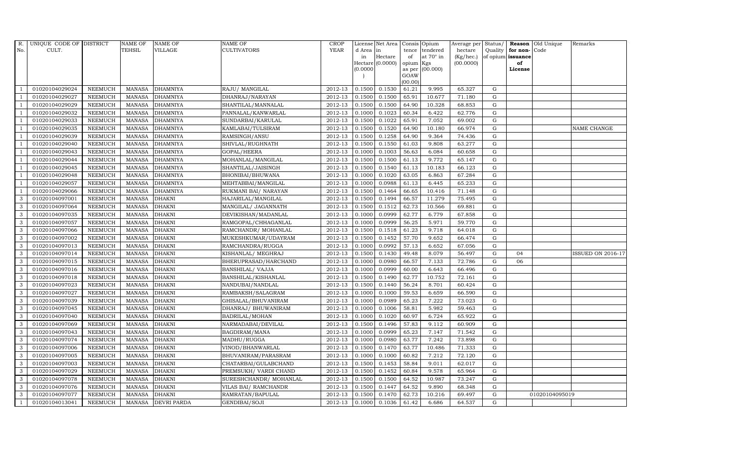| R. No. | UNIQUE CODE OF CULT. | DISTRICT | NAME OF TEHSIL | NAME OF VILLAGE | NAME OF CULTIVATORS | CROP YEAR | License d Area in Hectare (0.0000) | Net Area in Hectare (0.0000) | Consis tence of opium as per GOAW (00.00) | Opium tendered at 70° in Kgs (00.000) | Average per hectare (Kg/hec.) (00.0000) | Status/ Quality of opium | Reason for non-issuance of License | Old Unique Code | Remarks |
|---|---|---|---|---|---|---|---|---|---|---|---|---|---|---|---|
| 1 | 01020104029024 | NEEMUCH | MANASA | DHAMNIYA | RAJU/ MANGILAL | 2012-13 | 0.1500 | 0.1530 | 61.21 | 9.995 | 65.327 | G | | | |
| 1 | 01020104029027 | NEEMUCH | MANASA | DHAMNIYA | DHANRAJ/NARAYAN | 2012-13 | 0.1500 | 0.1500 | 65.91 | 10.677 | 71.180 | G | | | |
| 1 | 01020104029029 | NEEMUCH | MANASA | DHAMNIYA | SHANTILAL/MANNALAL | 2012-13 | 0.1500 | 0.1500 | 64.90 | 10.328 | 68.853 | G | | | |
| 1 | 01020104029032 | NEEMUCH | MANASA | DHAMNIYA | PANNALAL/KANWARLAL | 2012-13 | 0.1000 | 0.1023 | 60.34 | 6.422 | 62.776 | G | | | |
| 1 | 01020104029033 | NEEMUCH | MANASA | DHAMNIYA | SUNDARBAI/KARULAL | 2012-13 | 0.1500 | 0.1022 | 65.91 | 7.052 | 69.002 | G | | | |
| 1 | 01020104029035 | NEEMUCH | MANASA | DHAMNIYA | KAMLABAI/TULSIRAM | 2012-13 | 0.1500 | 0.1520 | 64.90 | 10.180 | 66.974 | G | | | NAME CHANGE |
| 1 | 01020104029039 | NEEMUCH | MANASA | DHAMNIYA | RAMSINGH/ANSU | 2012-13 | 0.1500 | 0.1258 | 64.90 | 9.364 | 74.436 | G | | | |
| 1 | 01020104029040 | NEEMUCH | MANASA | DHAMNIYA | SHIVLAL/RUGHNATH | 2012-13 | 0.1500 | 0.1550 | 61.03 | 9.808 | 63.277 | G | | | |
| 1 | 01020104029043 | NEEMUCH | MANASA | DHAMNIYA | GOPAL/HEERA | 2012-13 | 0.1000 | 0.1003 | 56.63 | 6.084 | 60.658 | G | | | |
| 1 | 01020104029044 | NEEMUCH | MANASA | DHAMNIYA | MOHANLAL/MANGILAL | 2012-13 | 0.1500 | 0.1500 | 61.13 | 9.772 | 65.147 | G | | | |
| 1 | 01020104029045 | NEEMUCH | MANASA | DHAMNIYA | SHANTILAL/JAISINGH | 2012-13 | 0.1500 | 0.1540 | 61.13 | 10.183 | 66.123 | G | | | |
| 1 | 01020104029048 | NEEMUCH | MANASA | DHAMNIYA | BHONIBAI/BHUWANA | 2012-13 | 0.1000 | 0.1020 | 63.05 | 6.863 | 67.284 | G | | | |
| 1 | 01020104029057 | NEEMUCH | MANASA | DHAMNIYA | MEHTABBAI/MANGILAL | 2012-13 | 0.1000 | 0.0988 | 61.13 | 6.445 | 65.233 | G | | | |
| 1 | 01020104029066 | NEEMUCH | MANASA | DHAMNIYA | RUKMANI BAI/ NARAYAN | 2012-13 | 0.1500 | 0.1464 | 66.65 | 10.416 | 71.148 | G | | | |
| 3 | 01020104097001 | NEEMUCH | MANASA | DHAKNI | HAJARILAL/MANGILAL | 2012-13 | 0.1500 | 0.1494 | 66.57 | 11.279 | 75.495 | G | | | |
| 3 | 01020104097064 | NEEMUCH | MANASA | DHAKNI | MANGILAL/ JAGANNATH | 2012-13 | 0.1500 | 0.1512 | 62.73 | 10.566 | 69.881 | G | | | |
| 3 | 01020104097035 | NEEMUCH | MANASA | DHAKNI | DEVIKISHAN/MADANLAL | 2012-13 | 0.1000 | 0.0999 | 62.77 | 6.779 | 67.858 | G | | | |
| 3 | 01020104097057 | NEEMUCH | MANASA | DHAKNI | RAMGOPAL/CHHAGANLAL | 2012-13 | 0.1000 | 0.0999 | 56.25 | 5.971 | 59.770 | G | | | |
| 3 | 01020104097066 | NEEMUCH | MANASA | DHAKNI | RAMCHANDR/ MOHANLAL | 2012-13 | 0.1500 | 0.1518 | 61.23 | 9.718 | 64.018 | G | | | |
| 3 | 01020104097002 | NEEMUCH | MANASA | DHAKNI | MUKESHKUMAR/UDAYRAM | 2012-13 | 0.1500 | 0.1452 | 57.70 | 9.652 | 66.474 | G | | | |
| 3 | 01020104097013 | NEEMUCH | MANASA | DHAKNI | RAMCHANDRA/RUGGA | 2012-13 | 0.1000 | 0.0992 | 57.13 | 6.652 | 67.056 | G | | | |
| 3 | 01020104097014 | NEEMUCH | MANASA | DHAKNI | KISHANLAL/ MEGHRAJ | 2012-13 | 0.1500 | 0.1430 | 49.48 | 8.079 | 56.497 | G | 04 | | ISSUED ON 2016-17 |
| 3 | 01020104097015 | NEEMUCH | MANASA | DHAKNI | BHERUPRASAD/HARCHAND | 2012-13 | 0.1000 | 0.0980 | 66.57 | 7.133 | 72.786 | G | 06 | | |
| 3 | 01020104097016 | NEEMUCH | MANASA | DHAKNI | BANSHILAL/ VAJJA | 2012-13 | 0.1000 | 0.0999 | 60.00 | 6.643 | 66.496 | G | | | |
| 3 | 01020104097018 | NEEMUCH | MANASA | DHAKNI | BANSHILAL/KISHANLAL | 2012-13 | 0.1500 | 0.1490 | 62.77 | 10.752 | 72.161 | G | | | |
| 3 | 01020104097023 | NEEMUCH | MANASA | DHAKNI | NANDUBAI/NANDLAL | 2012-13 | 0.1500 | 0.1440 | 56.24 | 8.701 | 60.424 | G | | | |
| 3 | 01020104097027 | NEEMUCH | MANASA | DHAKNI | RAMBAKSH/SALAGRAM | 2012-13 | 0.1000 | 0.1000 | 59.53 | 6.659 | 66.590 | G | | | |
| 3 | 01020104097039 | NEEMUCH | MANASA | DHAKNI | GHISALAL/BHUVANIRAM | 2012-13 | 0.1000 | 0.0989 | 65.23 | 7.222 | 73.023 | G | | | |
| 3 | 01020104097045 | NEEMUCH | MANASA | DHAKNI | DHANRAJ/ BHUWANIRAM | 2012-13 | 0.1000 | 0.1006 | 58.81 | 5.982 | 59.463 | G | | | |
| 3 | 01020104097040 | NEEMUCH | MANASA | DHAKNI | BADRILAL/MOHAN | 2012-13 | 0.1000 | 0.1020 | 60.97 | 6.724 | 65.922 | G | | | |
| 3 | 01020104097069 | NEEMUCH | MANASA | DHAKNI | NARMADABAI/DEVILAL | 2012-13 | 0.1500 | 0.1496 | 57.83 | 9.112 | 60.909 | G | | | |
| 3 | 01020104097043 | NEEMUCH | MANASA | DHAKNI | BAGDIRAM/MANA | 2012-13 | 0.1000 | 0.0999 | 65.23 | 7.147 | 71.542 | G | | | |
| 3 | 01020104097074 | NEEMUCH | MANASA | DHAKNI | MADHU/RUGGA | 2012-13 | 0.1000 | 0.0980 | 63.77 | 7.242 | 73.898 | G | | | |
| 3 | 01020104097006 | NEEMUCH | MANASA | DHAKNI | VINOD/BHANWARLAL | 2012-13 | 0.1500 | 0.1470 | 63.77 | 10.486 | 71.333 | G | | | |
| 3 | 01020104097005 | NEEMUCH | MANASA | DHAKNI | BHUVANIRAM/PARASRAM | 2012-13 | 0.1000 | 0.1000 | 60.82 | 7.212 | 72.120 | G | | | |
| 3 | 01020104097003 | NEEMUCH | MANASA | DHAKNI | CHATARBAI/GULABCHAND | 2012-13 | 0.1500 | 0.1453 | 58.84 | 9.011 | 62.017 | G | | | |
| 3 | 01020104097029 | NEEMUCH | MANASA | DHAKNI | PREMSUKH/ VARDI CHAND | 2012-13 | 0.1500 | 0.1452 | 60.84 | 9.578 | 65.964 | G | | | |
| 3 | 01020104097078 | NEEMUCH | MANASA | DHAKNI | SURESHCHANDR/ MOHANLAL | 2012-13 | 0.1500 | 0.1500 | 64.52 | 10.987 | 73.247 | G | | | |
| 3 | 01020104097076 | NEEMUCH | MANASA | DHAKNI | VILAS BAI/ RAMCHANDR | 2012-13 | 0.1500 | 0.1447 | 64.52 | 9.890 | 68.348 | G | | | |
| 3 | 01020104097077 | NEEMUCH | MANASA | DHAKNI | RAMRATAN/BAPULAL | 2012-13 | 0.1500 | 0.1470 | 62.73 | 10.216 | 69.497 | G | | 01020104095019 | |
| 1 | 01020104013041 | NEEMUCH | MANASA | DEVRI PARDA | GENDIBAI/SOJI | 2012-13 | 0.1000 | 0.1036 | 61.42 | 6.686 | 64.537 | G | | | |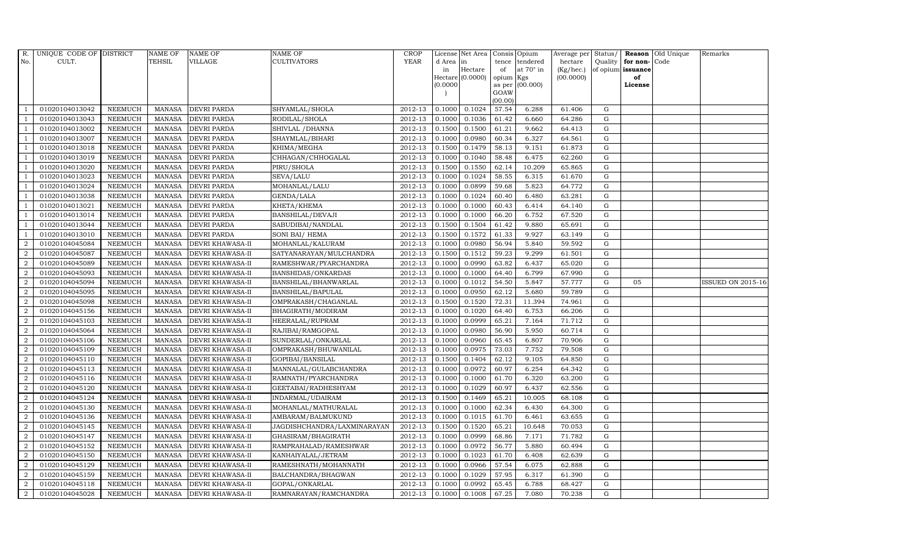| R. No. | UNIQUE CODE OF CULT. | DISTRICT | NAME OF TEHSIL | NAME OF VILLAGE | NAME OF CULTIVATORS | CROP YEAR | License d Area in Hectare (0.0000) | Net Area in Hectare (0.0000) | Consis tence of opium as per GOAW (00.00) | Opium tendered at 70° in Kgs (00.000) | Average per hectare (Kg/hec.) (00.0000) | Status/ Quality of opium | Reason for non-issuance of License | Old Unique Code | Remarks |
|---|---|---|---|---|---|---|---|---|---|---|---|---|---|---|---|
| 1 | 01020104013042 | NEEMUCH | MANASA | DEVRI PARDA | SHYAMLAL/SHOLA | 2012-13 | 0.1000 | 0.1024 | 57.54 | 6.288 | 61.406 | G | | | |
| 1 | 01020104013043 | NEEMUCH | MANASA | DEVRI PARDA | RODILAL/SHOLA | 2012-13 | 0.1000 | 0.1036 | 61.42 | 6.660 | 64.286 | G | | | |
| 1 | 01020104013002 | NEEMUCH | MANASA | DEVRI PARDA | SHIVLAL /DHANNA | 2012-13 | 0.1500 | 0.1500 | 61.21 | 9.662 | 64.413 | G | | | |
| 1 | 01020104013007 | NEEMUCH | MANASA | DEVRI PARDA | SHAYMLAL/BIHARI | 2012-13 | 0.1000 | 0.0980 | 60.34 | 6.327 | 64.561 | G | | | |
| 1 | 01020104013018 | NEEMUCH | MANASA | DEVRI PARDA | KHIMA/MEGHA | 2012-13 | 0.1500 | 0.1479 | 58.13 | 9.151 | 61.873 | G | | | |
| 1 | 01020104013019 | NEEMUCH | MANASA | DEVRI PARDA | CHHAGAN/CHHOGALAL | 2012-13 | 0.1000 | 0.1040 | 58.48 | 6.475 | 62.260 | G | | | |
| 1 | 01020104013020 | NEEMUCH | MANASA | DEVRI PARDA | PIRU/SHOLA | 2012-13 | 0.1500 | 0.1550 | 62.14 | 10.209 | 65.865 | G | | | |
| 1 | 01020104013023 | NEEMUCH | MANASA | DEVRI PARDA | SEVA/LALU | 2012-13 | 0.1000 | 0.1024 | 58.55 | 6.315 | 61.670 | G | | | |
| 1 | 01020104013024 | NEEMUCH | MANASA | DEVRI PARDA | MOHANLAL/LALU | 2012-13 | 0.1000 | 0.0899 | 59.68 | 5.823 | 64.772 | G | | | |
| 1 | 01020104013038 | NEEMUCH | MANASA | DEVRI PARDA | GENDA/LALA | 2012-13 | 0.1000 | 0.1024 | 60.40 | 6.480 | 63.281 | G | | | |
| 1 | 01020104013021 | NEEMUCH | MANASA | DEVRI PARDA | KHETA/KHEMA | 2012-13 | 0.1000 | 0.1000 | 60.43 | 6.414 | 64.140 | G | | | |
| 1 | 01020104013014 | NEEMUCH | MANASA | DEVRI PARDA | BANSHILAL/DEVAJI | 2012-13 | 0.1000 | 0.1000 | 66.20 | 6.752 | 67.520 | G | | | |
| 1 | 01020104013044 | NEEMUCH | MANASA | DEVRI PARDA | SABUDIBAI/NANDLAL | 2012-13 | 0.1500 | 0.1504 | 61.42 | 9.880 | 65.691 | G | | | |
| 1 | 01020104013010 | NEEMUCH | MANASA | DEVRI PARDA | SONI BAI/ HEMA | 2012-13 | 0.1500 | 0.1572 | 61.33 | 9.927 | 63.149 | G | | | |
| 2 | 01020104045084 | NEEMUCH | MANASA | DEVRI KHAWASA-II | MOHANLAL/KALURAM | 2012-13 | 0.1000 | 0.0980 | 56.94 | 5.840 | 59.592 | G | | | |
| 2 | 01020104045087 | NEEMUCH | MANASA | DEVRI KHAWASA-II | SATYANARAYAN/MULCHANDRA | 2012-13 | 0.1500 | 0.1512 | 59.23 | 9.299 | 61.501 | G | | | |
| 2 | 01020104045089 | NEEMUCH | MANASA | DEVRI KHAWASA-II | RAMESHWAR/PYARCHANDRA | 2012-13 | 0.1000 | 0.0990 | 63.82 | 6.437 | 65.020 | G | | | |
| 2 | 01020104045093 | NEEMUCH | MANASA | DEVRI KHAWASA-II | BANSHIDAS/ONKARDAS | 2012-13 | 0.1000 | 0.1000 | 64.40 | 6.799 | 67.990 | G | | | |
| 2 | 01020104045094 | NEEMUCH | MANASA | DEVRI KHAWASA-II | BANSHILAL/BHANWARLAL | 2012-13 | 0.1000 | 0.1012 | 54.50 | 5.847 | 57.777 | G | 05 | | ISSUED ON 2015-16 |
| 2 | 01020104045095 | NEEMUCH | MANASA | DEVRI KHAWASA-II | BANSHILAL/BAPULAL | 2012-13 | 0.1000 | 0.0950 | 62.12 | 5.680 | 59.789 | G | | | |
| 2 | 01020104045098 | NEEMUCH | MANASA | DEVRI KHAWASA-II | OMPRAKASH/CHAGANLAL | 2012-13 | 0.1500 | 0.1520 | 72.31 | 11.394 | 74.961 | G | | | |
| 2 | 01020104045156 | NEEMUCH | MANASA | DEVRI KHAWASA-II | BHAGIRATH/MODIRAM | 2012-13 | 0.1000 | 0.1020 | 64.40 | 6.753 | 66.206 | G | | | |
| 2 | 01020104045103 | NEEMUCH | MANASA | DEVRI KHAWASA-II | HEERALAL/RUPRAM | 2012-13 | 0.1000 | 0.0999 | 65.21 | 7.164 | 71.712 | G | | | |
| 2 | 01020104045064 | NEEMUCH | MANASA | DEVRI KHAWASA-II | RAJIBAI/RAMGOPAL | 2012-13 | 0.1000 | 0.0980 | 56.90 | 5.950 | 60.714 | G | | | |
| 2 | 01020104045106 | NEEMUCH | MANASA | DEVRI KHAWASA-II | SUNDERLAL/ONKARLAL | 2012-13 | 0.1000 | 0.0960 | 65.45 | 6.807 | 70.906 | G | | | |
| 2 | 01020104045109 | NEEMUCH | MANASA | DEVRI KHAWASA-II | OMPRAKASH/BHUWANILAL | 2012-13 | 0.1000 | 0.0975 | 73.03 | 7.752 | 79.508 | G | | | |
| 2 | 01020104045110 | NEEMUCH | MANASA | DEVRI KHAWASA-II | GOPIBAI/BANSILAL | 2012-13 | 0.1500 | 0.1404 | 62.12 | 9.105 | 64.850 | G | | | |
| 2 | 01020104045113 | NEEMUCH | MANASA | DEVRI KHAWASA-II | MANNALAL/GULABCHANDRA | 2012-13 | 0.1000 | 0.0972 | 60.97 | 6.254 | 64.342 | G | | | |
| 2 | 01020104045116 | NEEMUCH | MANASA | DEVRI KHAWASA-II | RAMNATH/PYARCHANDRA | 2012-13 | 0.1000 | 0.1000 | 61.70 | 6.320 | 63.200 | G | | | |
| 2 | 01020104045120 | NEEMUCH | MANASA | DEVRI KHAWASA-II | GEETABAI/RADHESHYAM | 2012-13 | 0.1000 | 0.1029 | 60.97 | 6.437 | 62.556 | G | | | |
| 2 | 01020104045124 | NEEMUCH | MANASA | DEVRI KHAWASA-II | INDARMAL/UDAIRAM | 2012-13 | 0.1500 | 0.1469 | 65.21 | 10.005 | 68.108 | G | | | |
| 2 | 01020104045130 | NEEMUCH | MANASA | DEVRI KHAWASA-II | MOHANLAL/MATHURALAL | 2012-13 | 0.1000 | 0.1000 | 62.34 | 6.430 | 64.300 | G | | | |
| 2 | 01020104045136 | NEEMUCH | MANASA | DEVRI KHAWASA-II | AMBARAM/BALMUKUND | 2012-13 | 0.1000 | 0.1015 | 61.70 | 6.461 | 63.655 | G | | | |
| 2 | 01020104045145 | NEEMUCH | MANASA | DEVRI KHAWASA-II | JAGDISHCHANDRA/LAXMINARAYAN | 2012-13 | 0.1500 | 0.1520 | 65.21 | 10.648 | 70.053 | G | | | |
| 2 | 01020104045147 | NEEMUCH | MANASA | DEVRI KHAWASA-II | GHASIRAM/BHAGIRATH | 2012-13 | 0.1000 | 0.0999 | 68.86 | 7.171 | 71.782 | G | | | |
| 2 | 01020104045152 | NEEMUCH | MANASA | DEVRI KHAWASA-II | RAMPRAHALAD/RAMESHWAR | 2012-13 | 0.1000 | 0.0972 | 56.77 | 5.880 | 60.494 | G | | | |
| 2 | 01020104045150 | NEEMUCH | MANASA | DEVRI KHAWASA-II | KANHAIYALAL/JETRAM | 2012-13 | 0.1000 | 0.1023 | 61.70 | 6.408 | 62.639 | G | | | |
| 2 | 01020104045129 | NEEMUCH | MANASA | DEVRI KHAWASA-II | RAMESHNATH/MOHANNATH | 2012-13 | 0.1000 | 0.0966 | 57.54 | 6.075 | 62.888 | G | | | |
| 2 | 01020104045159 | NEEMUCH | MANASA | DEVRI KHAWASA-II | BALCHANDRA/BHAGWAN | 2012-13 | 0.1000 | 0.1029 | 57.95 | 6.317 | 61.390 | G | | | |
| 2 | 01020104045118 | NEEMUCH | MANASA | DEVRI KHAWASA-II | GOPAL/ONKARLAL | 2012-13 | 0.1000 | 0.0992 | 65.45 | 6.788 | 68.427 | G | | | |
| 2 | 01020104045028 | NEEMUCH | MANASA | DEVRI KHAWASA-II | RAMNARAYAN/RAMCHANDRA | 2012-13 | 0.1000 | 0.1008 | 67.25 | 7.080 | 70.238 | G | | | |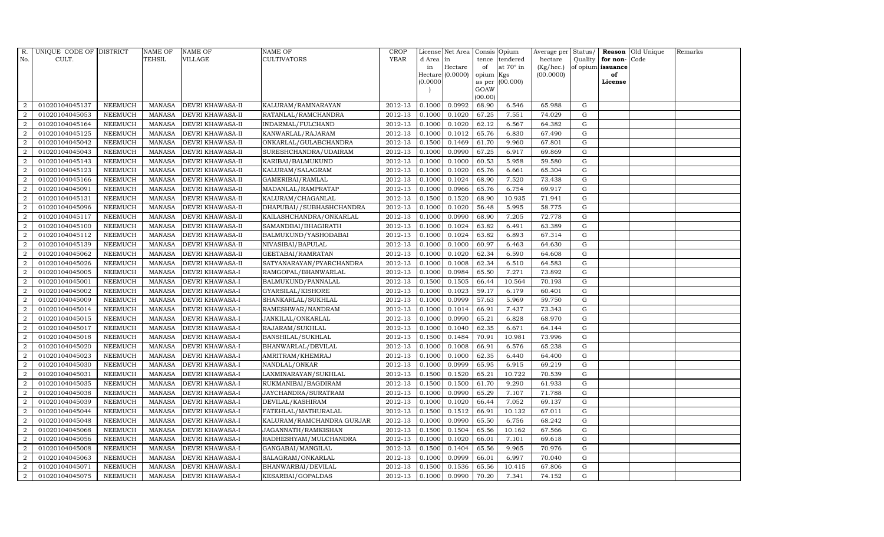| R. No. | UNIQUE CODE OF CULT. | DISTRICT | NAME OF TEHSIL | NAME OF VILLAGE | NAME OF CULTIVATORS | CROP YEAR | License d Area in Hectare (0.0000) | Net Area in Hectare (0.0000) | Consis tence of opium as per GOAW (00.00) | Opium tendered at 70° in Kgs (00.000) | Average per hectare (Kg/hec.) (00.0000) | Status/ Quality of opium | Reason for non-issuance of License | Old Unique Code | Remarks |
|---|---|---|---|---|---|---|---|---|---|---|---|---|---|---|---|
| 2 | 01020104045137 | NEEMUCH | MANASA | DEVRI KHAWASA-II | KALURAM/RAMNARAYAN | 2012-13 | 0.1000 | 0.0992 | 68.90 | 6.546 | 65.988 | G | | | |
| 2 | 01020104045053 | NEEMUCH | MANASA | DEVRI KHAWASA-II | RATANLAL/RAMCHANDRA | 2012-13 | 0.1000 | 0.1020 | 67.25 | 7.551 | 74.029 | G | | | |
| 2 | 01020104045164 | NEEMUCH | MANASA | DEVRI KHAWASA-II | INDARMAL/FULCHAND | 2012-13 | 0.1000 | 0.1020 | 62.12 | 6.567 | 64.382 | G | | | |
| 2 | 01020104045125 | NEEMUCH | MANASA | DEVRI KHAWASA-II | KANWARLAL/RAJARAM | 2012-13 | 0.1000 | 0.1012 | 65.76 | 6.830 | 67.490 | G | | | |
| 2 | 01020104045042 | NEEMUCH | MANASA | DEVRI KHAWASA-II | ONKARLAL/GULABCHANDRA | 2012-13 | 0.1500 | 0.1469 | 61.70 | 9.960 | 67.801 | G | | | |
| 2 | 01020104045043 | NEEMUCH | MANASA | DEVRI KHAWASA-II | SURESHCHANDRA/UDAIRAM | 2012-13 | 0.1000 | 0.0990 | 67.25 | 6.917 | 69.869 | G | | | |
| 2 | 01020104045143 | NEEMUCH | MANASA | DEVRI KHAWASA-II | KARIBAI/BALMUKUND | 2012-13 | 0.1000 | 0.1000 | 60.53 | 5.958 | 59.580 | G | | | |
| 2 | 01020104045123 | NEEMUCH | MANASA | DEVRI KHAWASA-II | KALURAM/SALAGRAM | 2012-13 | 0.1000 | 0.1020 | 65.76 | 6.661 | 65.304 | G | | | |
| 2 | 01020104045166 | NEEMUCH | MANASA | DEVRI KHAWASA-II | GAMERIBAI/RAMLAL | 2012-13 | 0.1000 | 0.1024 | 68.90 | 7.520 | 73.438 | G | | | |
| 2 | 01020104045091 | NEEMUCH | MANASA | DEVRI KHAWASA-II | MADANLAL/RAMPRATAP | 2012-13 | 0.1000 | 0.0966 | 65.76 | 6.754 | 69.917 | G | | | |
| 2 | 01020104045131 | NEEMUCH | MANASA | DEVRI KHAWASA-II | KALURAM/CHAGANLAL | 2012-13 | 0.1500 | 0.1520 | 68.90 | 10.935 | 71.941 | G | | | |
| 2 | 01020104045096 | NEEMUCH | MANASA | DEVRI KHAWASA-II | DHAPUBAI//SUBHASHCHANDRA | 2012-13 | 0.1000 | 0.1020 | 56.48 | 5.995 | 58.775 | G | | | |
| 2 | 01020104045117 | NEEMUCH | MANASA | DEVRI KHAWASA-II | KAILASHCHANDRA/ONKARLAL | 2012-13 | 0.1000 | 0.0990 | 68.90 | 7.205 | 72.778 | G | | | |
| 2 | 01020104045100 | NEEMUCH | MANASA | DEVRI KHAWASA-II | SAMANDBAI/BHAGIRATH | 2012-13 | 0.1000 | 0.1024 | 63.82 | 6.491 | 63.389 | G | | | |
| 2 | 01020104045112 | NEEMUCH | MANASA | DEVRI KHAWASA-II | BALMUKUND/YASHODABAI | 2012-13 | 0.1000 | 0.1024 | 63.82 | 6.893 | 67.314 | G | | | |
| 2 | 01020104045139 | NEEMUCH | MANASA | DEVRI KHAWASA-II | NIVASIBAI/BAPULAL | 2012-13 | 0.1000 | 0.1000 | 60.97 | 6.463 | 64.630 | G | | | |
| 2 | 01020104045062 | NEEMUCH | MANASA | DEVRI KHAWASA-II | GEETABAI/RAMRATAN | 2012-13 | 0.1000 | 0.1020 | 62.34 | 6.590 | 64.608 | G | | | |
| 2 | 01020104045026 | NEEMUCH | MANASA | DEVRI KHAWASA-II | SATYANARAYAN/PYARCHANDRA | 2012-13 | 0.1000 | 0.1008 | 62.34 | 6.510 | 64.583 | G | | | |
| 2 | 01020104045005 | NEEMUCH | MANASA | DEVRI KHAWASA-I | RAMGOPAL/BHANWARLAL | 2012-13 | 0.1000 | 0.0984 | 65.50 | 7.271 | 73.892 | G | | | |
| 2 | 01020104045001 | NEEMUCH | MANASA | DEVRI KHAWASA-I | BALMUKUND/PANNALAL | 2012-13 | 0.1500 | 0.1505 | 66.44 | 10.564 | 70.193 | G | | | |
| 2 | 01020104045002 | NEEMUCH | MANASA | DEVRI KHAWASA-I | GYARSILAL/KISHORE | 2012-13 | 0.1000 | 0.1023 | 59.17 | 6.179 | 60.401 | G | | | |
| 2 | 01020104045009 | NEEMUCH | MANASA | DEVRI KHAWASA-I | SHANKARLAL/SUKHLAL | 2012-13 | 0.1000 | 0.0999 | 57.63 | 5.969 | 59.750 | G | | | |
| 2 | 01020104045014 | NEEMUCH | MANASA | DEVRI KHAWASA-I | RAMESHWAR/NANDRAM | 2012-13 | 0.1000 | 0.1014 | 66.91 | 7.437 | 73.343 | G | | | |
| 2 | 01020104045015 | NEEMUCH | MANASA | DEVRI KHAWASA-I | JANKILAL/ONKARLAL | 2012-13 | 0.1000 | 0.0990 | 65.21 | 6.828 | 68.970 | G | | | |
| 2 | 01020104045017 | NEEMUCH | MANASA | DEVRI KHAWASA-I | RAJARAM/SUKHLAL | 2012-13 | 0.1000 | 0.1040 | 62.35 | 6.671 | 64.144 | G | | | |
| 2 | 01020104045018 | NEEMUCH | MANASA | DEVRI KHAWASA-I | BANSHILAL/SUKHLAL | 2012-13 | 0.1500 | 0.1484 | 70.91 | 10.981 | 73.996 | G | | | |
| 2 | 01020104045020 | NEEMUCH | MANASA | DEVRI KHAWASA-I | BHANWARLAL/DEVILAL | 2012-13 | 0.1000 | 0.1008 | 66.91 | 6.576 | 65.238 | G | | | |
| 2 | 01020104045023 | NEEMUCH | MANASA | DEVRI KHAWASA-I | AMRITRAM/KHEMRAJ | 2012-13 | 0.1000 | 0.1000 | 62.35 | 6.440 | 64.400 | G | | | |
| 2 | 01020104045030 | NEEMUCH | MANASA | DEVRI KHAWASA-I | NANDLAL/ONKAR | 2012-13 | 0.1000 | 0.0999 | 65.95 | 6.915 | 69.219 | G | | | |
| 2 | 01020104045031 | NEEMUCH | MANASA | DEVRI KHAWASA-I | LAXMINARAYAN/SUKHLAL | 2012-13 | 0.1500 | 0.1520 | 65.21 | 10.722 | 70.539 | G | | | |
| 2 | 01020104045035 | NEEMUCH | MANASA | DEVRI KHAWASA-I | RUKMANIBAI/BAGDIRAM | 2012-13 | 0.1500 | 0.1500 | 61.70 | 9.290 | 61.933 | G | | | |
| 2 | 01020104045038 | NEEMUCH | MANASA | DEVRI KHAWASA-I | JAYCHANDRA/SURATRAM | 2012-13 | 0.1000 | 0.0990 | 65.29 | 7.107 | 71.788 | G | | | |
| 2 | 01020104045039 | NEEMUCH | MANASA | DEVRI KHAWASA-I | DEVILAL/KASHIRAM | 2012-13 | 0.1000 | 0.1020 | 66.44 | 7.052 | 69.137 | G | | | |
| 2 | 01020104045044 | NEEMUCH | MANASA | DEVRI KHAWASA-I | FATEHLAL/MATHURALAL | 2012-13 | 0.1500 | 0.1512 | 66.91 | 10.132 | 67.011 | G | | | |
| 2 | 01020104045048 | NEEMUCH | MANASA | DEVRI KHAWASA-I | KALURAM/RAMCHANDRA GURJAR | 2012-13 | 0.1000 | 0.0990 | 65.50 | 6.756 | 68.242 | G | | | |
| 2 | 01020104045068 | NEEMUCH | MANASA | DEVRI KHAWASA-I | JAGANNATH/RAMKISHAN | 2012-13 | 0.1500 | 0.1504 | 65.56 | 10.162 | 67.566 | G | | | |
| 2 | 01020104045056 | NEEMUCH | MANASA | DEVRI KHAWASA-I | RADHESHYAM/MULCHANDRA | 2012-13 | 0.1000 | 0.1020 | 66.01 | 7.101 | 69.618 | G | | | |
| 2 | 01020104045008 | NEEMUCH | MANASA | DEVRI KHAWASA-I | GANGABAI/MANGILAL | 2012-13 | 0.1500 | 0.1404 | 65.56 | 9.965 | 70.976 | G | | | |
| 2 | 01020104045063 | NEEMUCH | MANASA | DEVRI KHAWASA-I | SALAGRAM/ONKARLAL | 2012-13 | 0.1000 | 0.0999 | 66.01 | 6.997 | 70.040 | G | | | |
| 2 | 01020104045071 | NEEMUCH | MANASA | DEVRI KHAWASA-I | BHANWARBAI/DEVILAL | 2012-13 | 0.1500 | 0.1536 | 65.56 | 10.415 | 67.806 | G | | | |
| 2 | 01020104045075 | NEEMUCH | MANASA | DEVRI KHAWASA-I | KESARBAI/GOPALDAS | 2012-13 | 0.1000 | 0.0990 | 70.20 | 7.341 | 74.152 | G | | | |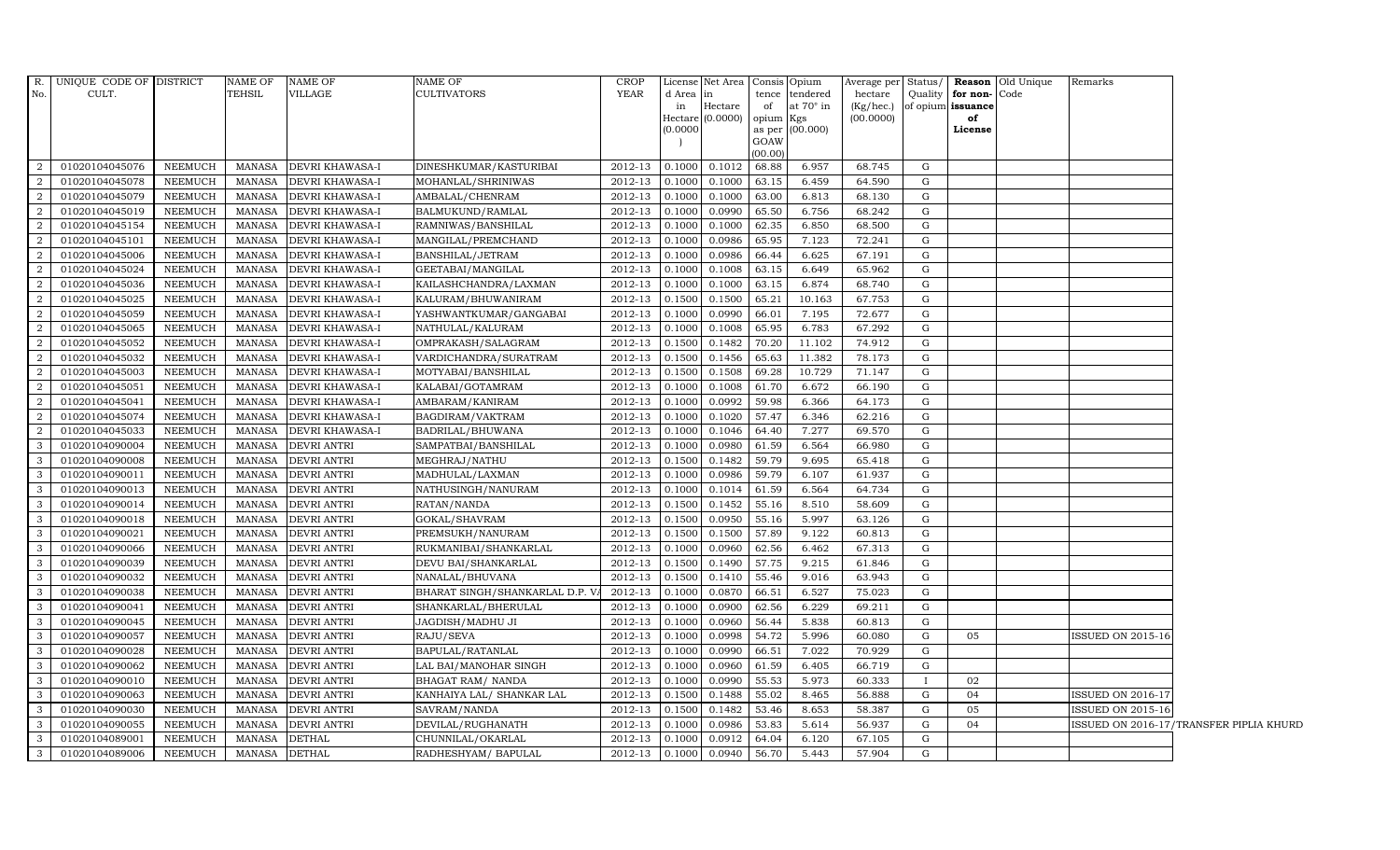| R. No. | UNIQUE CODE OF CULT. | DISTRICT | NAME OF TEHSIL | NAME OF VILLAGE | NAME OF CULTIVATORS | CROP YEAR | License d Area in Hectare (0.0000) | Net Area in Hectare (0.0000) | Consis tence of opium as per GOAW (00.00) | Opium tendered at 70° in Kgs (00.000) | Average per hectare (Kg/hec.) (00.0000) | Status/ Quality of opium | Reason for non-issuance of License | Old Unique Code | Remarks |
|---|---|---|---|---|---|---|---|---|---|---|---|---|---|---|---|
| 2 | 01020104045076 | NEEMUCH | MANASA | DEVRI KHAWASA-I | DINESHKUMAR/KASTURIBAI | 2012-13 | 0.1000 | 0.1012 | 68.88 | 6.957 | 68.745 | G | | | |
| 2 | 01020104045078 | NEEMUCH | MANASA | DEVRI KHAWASA-I | MOHANLAL/SHRINIWAS | 2012-13 | 0.1000 | 0.1000 | 63.15 | 6.459 | 64.590 | G | | | |
| 2 | 01020104045079 | NEEMUCH | MANASA | DEVRI KHAWASA-I | AMBALAL/CHENRAM | 2012-13 | 0.1000 | 0.1000 | 63.00 | 6.813 | 68.130 | G | | | |
| 2 | 01020104045019 | NEEMUCH | MANASA | DEVRI KHAWASA-I | BALMUKUND/RAMLAL | 2012-13 | 0.1000 | 0.0990 | 65.50 | 6.756 | 68.242 | G | | | |
| 2 | 01020104045154 | NEEMUCH | MANASA | DEVRI KHAWASA-I | RAMNIWAS/BANSHILAL | 2012-13 | 0.1000 | 0.1000 | 62.35 | 6.850 | 68.500 | G | | | |
| 2 | 01020104045101 | NEEMUCH | MANASA | DEVRI KHAWASA-I | MANGILAL/PREMCHAND | 2012-13 | 0.1000 | 0.0986 | 65.95 | 7.123 | 72.241 | G | | | |
| 2 | 01020104045006 | NEEMUCH | MANASA | DEVRI KHAWASA-I | BANSHILAL/JETRAM | 2012-13 | 0.1000 | 0.0986 | 66.44 | 6.625 | 67.191 | G | | | |
| 2 | 01020104045024 | NEEMUCH | MANASA | DEVRI KHAWASA-I | GEETABAI/MANGILAL | 2012-13 | 0.1000 | 0.1008 | 63.15 | 6.649 | 65.962 | G | | | |
| 2 | 01020104045036 | NEEMUCH | MANASA | DEVRI KHAWASA-I | KAILASHCHANDRA/LAXMAN | 2012-13 | 0.1000 | 0.1000 | 63.15 | 6.874 | 68.740 | G | | | |
| 2 | 01020104045025 | NEEMUCH | MANASA | DEVRI KHAWASA-I | KALURAM/BHUWANIRAM | 2012-13 | 0.1500 | 0.1500 | 65.21 | 10.163 | 67.753 | G | | | |
| 2 | 01020104045059 | NEEMUCH | MANASA | DEVRI KHAWASA-I | YASHWANTKUMAR/GANGABAI | 2012-13 | 0.1000 | 0.0990 | 66.01 | 7.195 | 72.677 | G | | | |
| 2 | 01020104045065 | NEEMUCH | MANASA | DEVRI KHAWASA-I | NATHULAL/KALURAM | 2012-13 | 0.1000 | 0.1008 | 65.95 | 6.783 | 67.292 | G | | | |
| 2 | 01020104045052 | NEEMUCH | MANASA | DEVRI KHAWASA-I | OMPRAKASH/SALAGRAM | 2012-13 | 0.1500 | 0.1482 | 70.20 | 11.102 | 74.912 | G | | | |
| 2 | 01020104045032 | NEEMUCH | MANASA | DEVRI KHAWASA-I | VARDICHANDRA/SURATRAM | 2012-13 | 0.1500 | 0.1456 | 65.63 | 11.382 | 78.173 | G | | | |
| 2 | 01020104045003 | NEEMUCH | MANASA | DEVRI KHAWASA-I | MOTYABAI/BANSHILAL | 2012-13 | 0.1500 | 0.1508 | 69.28 | 10.729 | 71.147 | G | | | |
| 2 | 01020104045051 | NEEMUCH | MANASA | DEVRI KHAWASA-I | KALABAI/GOTAMRAM | 2012-13 | 0.1000 | 0.1008 | 61.70 | 6.672 | 66.190 | G | | | |
| 2 | 01020104045041 | NEEMUCH | MANASA | DEVRI KHAWASA-I | AMBARAM/KANIRAM | 2012-13 | 0.1000 | 0.0992 | 59.98 | 6.366 | 64.173 | G | | | |
| 2 | 01020104045074 | NEEMUCH | MANASA | DEVRI KHAWASA-I | BAGDIRAM/VAKTRAM | 2012-13 | 0.1000 | 0.1020 | 57.47 | 6.346 | 62.216 | G | | | |
| 2 | 01020104045033 | NEEMUCH | MANASA | DEVRI KHAWASA-I | BADRILAL/BHUWANA | 2012-13 | 0.1000 | 0.1046 | 64.40 | 7.277 | 69.570 | G | | | |
| 3 | 01020104090004 | NEEMUCH | MANASA | DEVRI ANTRI | SAMPATBAI/BANSHILAL | 2012-13 | 0.1000 | 0.0980 | 61.59 | 6.564 | 66.980 | G | | | |
| 3 | 01020104090008 | NEEMUCH | MANASA | DEVRI ANTRI | MEGHRAJ/NATHU | 2012-13 | 0.1500 | 0.1482 | 59.79 | 9.695 | 65.418 | G | | | |
| 3 | 01020104090011 | NEEMUCH | MANASA | DEVRI ANTRI | MADHULAL/LAXMAN | 2012-13 | 0.1000 | 0.0986 | 59.79 | 6.107 | 61.937 | G | | | |
| 3 | 01020104090013 | NEEMUCH | MANASA | DEVRI ANTRI | NATHUSINGH/NANURAM | 2012-13 | 0.1000 | 0.1014 | 61.59 | 6.564 | 64.734 | G | | | |
| 3 | 01020104090014 | NEEMUCH | MANASA | DEVRI ANTRI | RATAN/NANDA | 2012-13 | 0.1500 | 0.1452 | 55.16 | 8.510 | 58.609 | G | | | |
| 3 | 01020104090018 | NEEMUCH | MANASA | DEVRI ANTRI | GOKAL/SHAVRAM | 2012-13 | 0.1500 | 0.0950 | 55.16 | 5.997 | 63.126 | G | | | |
| 3 | 01020104090021 | NEEMUCH | MANASA | DEVRI ANTRI | PREMSUKH/NANURAM | 2012-13 | 0.1500 | 0.1500 | 57.89 | 9.122 | 60.813 | G | | | |
| 3 | 01020104090066 | NEEMUCH | MANASA | DEVRI ANTRI | RUKMANIBAI/SHANKARLAL | 2012-13 | 0.1000 | 0.0960 | 62.56 | 6.462 | 67.313 | G | | | |
| 3 | 01020104090039 | NEEMUCH | MANASA | DEVRI ANTRI | DEVU BAI/SHANKARLAL | 2012-13 | 0.1500 | 0.1490 | 57.75 | 9.215 | 61.846 | G | | | |
| 3 | 01020104090032 | NEEMUCH | MANASA | DEVRI ANTRI | NANALAL/BHUVANA | 2012-13 | 0.1500 | 0.1410 | 55.46 | 9.016 | 63.943 | G | | | |
| 3 | 01020104090038 | NEEMUCH | MANASA | DEVRI ANTRI | BHARAT SINGH/SHANKARLAL D.P. V. | 2012-13 | 0.1000 | 0.0870 | 66.51 | 6.527 | 75.023 | G | | | |
| 3 | 01020104090041 | NEEMUCH | MANASA | DEVRI ANTRI | SHANKARLAL/BHERULAL | 2012-13 | 0.1000 | 0.0900 | 62.56 | 6.229 | 69.211 | G | | | |
| 3 | 01020104090045 | NEEMUCH | MANASA | DEVRI ANTRI | JAGDISH/MADHU JI | 2012-13 | 0.1000 | 0.0960 | 56.44 | 5.838 | 60.813 | G | | | |
| 3 | 01020104090057 | NEEMUCH | MANASA | DEVRI ANTRI | RAJU/SEVA | 2012-13 | 0.1000 | 0.0998 | 54.72 | 5.996 | 60.080 | G | 05 | | ISSUED ON 2015-16 |
| 3 | 01020104090028 | NEEMUCH | MANASA | DEVRI ANTRI | BAPULAL/RATANLAL | 2012-13 | 0.1000 | 0.0990 | 66.51 | 7.022 | 70.929 | G | | | |
| 3 | 01020104090062 | NEEMUCH | MANASA | DEVRI ANTRI | LAL BAI/MANOHAR SINGH | 2012-13 | 0.1000 | 0.0960 | 61.59 | 6.405 | 66.719 | G | | | |
| 3 | 01020104090010 | NEEMUCH | MANASA | DEVRI ANTRI | BHAGAT RAM/ NANDA | 2012-13 | 0.1000 | 0.0990 | 55.53 | 5.973 | 60.333 | I | 02 | | |
| 3 | 01020104090063 | NEEMUCH | MANASA | DEVRI ANTRI | KANHAIYA LAL/ SHANKAR LAL | 2012-13 | 0.1500 | 0.1488 | 55.02 | 8.465 | 56.888 | G | 04 | | ISSUED ON 2016-17 |
| 3 | 01020104090030 | NEEMUCH | MANASA | DEVRI ANTRI | SAVRAM/NANDA | 2012-13 | 0.1500 | 0.1482 | 53.46 | 8.653 | 58.387 | G | 05 | | ISSUED ON 2015-16 |
| 3 | 01020104090055 | NEEMUCH | MANASA | DEVRI ANTRI | DEVILAL/RUGHANATH | 2012-13 | 0.1000 | 0.0986 | 53.83 | 5.614 | 56.937 | G | 04 | | ISSUED ON 2016-17/TRANSFER PIPLIA KHURD |
| 3 | 01020104089001 | NEEMUCH | MANASA | DETHAL | CHUNNILAL/OKARLAL | 2012-13 | 0.1000 | 0.0912 | 64.04 | 6.120 | 67.105 | G | | | |
| 3 | 01020104089006 | NEEMUCH | MANASA | DETHAL | RADHESHYAM/ BAPULAL | 2012-13 | 0.1000 | 0.0940 | 56.70 | 5.443 | 57.904 | G | | | |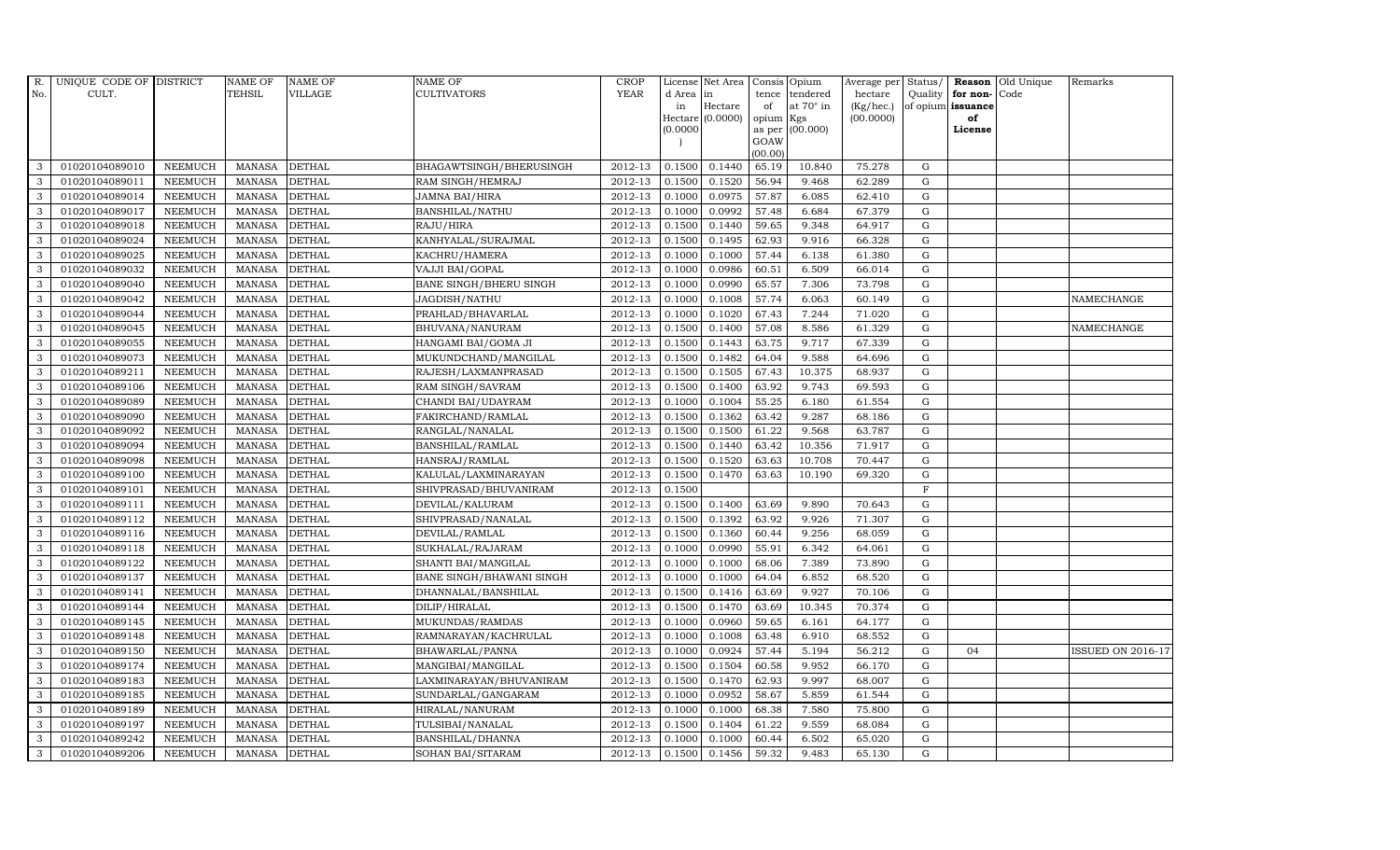| R. No. | UNIQUE CODE OF CULT. | DISTRICT | NAME OF TEHSIL | NAME OF VILLAGE | NAME OF CULTIVATORS | CROP YEAR | License d Area in Hectare (0.0000) | Net Area in Hectare (0.0000) | Consis tence of opium as per GOAW (00.00) | Opium tendered at 70° in Kgs (00.000) | Average per hectare (Kg/hec.) (00.0000) | Status/ Quality of opium | Reason for non-issuance of License | Old Unique Code | Remarks |
|---|---|---|---|---|---|---|---|---|---|---|---|---|---|---|---|
| 3 | 01020104089010 | NEEMUCH | MANASA | DETHAL | BHAGAWTSINGH/BHERUSINGH | 2012-13 | 0.1500 | 0.1440 | 65.19 | 10.840 | 75.278 | G | | | |
| 3 | 01020104089011 | NEEMUCH | MANASA | DETHAL | RAM SINGH/HEMRAJ | 2012-13 | 0.1500 | 0.1520 | 56.94 | 9.468 | 62.289 | G | | | |
| 3 | 01020104089014 | NEEMUCH | MANASA | DETHAL | JAMNA BAI/HIRA | 2012-13 | 0.1000 | 0.0975 | 57.87 | 6.085 | 62.410 | G | | | |
| 3 | 01020104089017 | NEEMUCH | MANASA | DETHAL | BANSHILAL/NATHU | 2012-13 | 0.1000 | 0.0992 | 57.48 | 6.684 | 67.379 | G | | | |
| 3 | 01020104089018 | NEEMUCH | MANASA | DETHAL | RAJU/HIRA | 2012-13 | 0.1500 | 0.1440 | 59.65 | 9.348 | 64.917 | G | | | |
| 3 | 01020104089024 | NEEMUCH | MANASA | DETHAL | KANHYALAL/SURAJMAL | 2012-13 | 0.1500 | 0.1495 | 62.93 | 9.916 | 66.328 | G | | | |
| 3 | 01020104089025 | NEEMUCH | MANASA | DETHAL | KACHRU/HAMERA | 2012-13 | 0.1000 | 0.1000 | 57.44 | 6.138 | 61.380 | G | | | |
| 3 | 01020104089032 | NEEMUCH | MANASA | DETHAL | VAJJI BAI/GOPAL | 2012-13 | 0.1000 | 0.0986 | 60.51 | 6.509 | 66.014 | G | | | |
| 3 | 01020104089040 | NEEMUCH | MANASA | DETHAL | BANE SINGH/BHERU SINGH | 2012-13 | 0.1000 | 0.0990 | 65.57 | 7.306 | 73.798 | G | | | |
| 3 | 01020104089042 | NEEMUCH | MANASA | DETHAL | JAGDISH/NATHU | 2012-13 | 0.1000 | 0.1008 | 57.74 | 6.063 | 60.149 | G | | | NAMECHANGE |
| 3 | 01020104089044 | NEEMUCH | MANASA | DETHAL | PRAHLAD/BHAVARLAL | 2012-13 | 0.1000 | 0.1020 | 67.43 | 7.244 | 71.020 | G | | | |
| 3 | 01020104089045 | NEEMUCH | MANASA | DETHAL | BHUVANA/NANURAM | 2012-13 | 0.1500 | 0.1400 | 57.08 | 8.586 | 61.329 | G | | | NAMECHANGE |
| 3 | 01020104089055 | NEEMUCH | MANASA | DETHAL | HANGAMI BAI/GOMA JI | 2012-13 | 0.1500 | 0.1443 | 63.75 | 9.717 | 67.339 | G | | | |
| 3 | 01020104089073 | NEEMUCH | MANASA | DETHAL | MUKUNDCHAND/MANGILAL | 2012-13 | 0.1500 | 0.1482 | 64.04 | 9.588 | 64.696 | G | | | |
| 3 | 01020104089211 | NEEMUCH | MANASA | DETHAL | RAJESH/LAXMANPRASAD | 2012-13 | 0.1500 | 0.1505 | 67.43 | 10.375 | 68.937 | G | | | |
| 3 | 01020104089106 | NEEMUCH | MANASA | DETHAL | RAM SINGH/SAVRAM | 2012-13 | 0.1500 | 0.1400 | 63.92 | 9.743 | 69.593 | G | | | |
| 3 | 01020104089089 | NEEMUCH | MANASA | DETHAL | CHANDI BAI/UDAYRAM | 2012-13 | 0.1000 | 0.1004 | 55.25 | 6.180 | 61.554 | G | | | |
| 3 | 01020104089090 | NEEMUCH | MANASA | DETHAL | FAKIRCHAND/RAMLAL | 2012-13 | 0.1500 | 0.1362 | 63.42 | 9.287 | 68.186 | G | | | |
| 3 | 01020104089092 | NEEMUCH | MANASA | DETHAL | RANGLAL/NANALAL | 2012-13 | 0.1500 | 0.1500 | 61.22 | 9.568 | 63.787 | G | | | |
| 3 | 01020104089094 | NEEMUCH | MANASA | DETHAL | BANSHILAL/RAMLAL | 2012-13 | 0.1500 | 0.1440 | 63.42 | 10.356 | 71.917 | G | | | |
| 3 | 01020104089098 | NEEMUCH | MANASA | DETHAL | HANSRAJ/RAMLAL | 2012-13 | 0.1500 | 0.1520 | 63.63 | 10.708 | 70.447 | G | | | |
| 3 | 01020104089100 | NEEMUCH | MANASA | DETHAL | KALULAL/LAXMINARAYAN | 2012-13 | 0.1500 | 0.1470 | 63.63 | 10.190 | 69.320 | G | | | |
| 3 | 01020104089101 | NEEMUCH | MANASA | DETHAL | SHIVPRASAD/BHUVANIRAM | 2012-13 | 0.1500 | | | | | F | | | |
| 3 | 01020104089111 | NEEMUCH | MANASA | DETHAL | DEVILAL/KALURAM | 2012-13 | 0.1500 | 0.1400 | 63.69 | 9.890 | 70.643 | G | | | |
| 3 | 01020104089112 | NEEMUCH | MANASA | DETHAL | SHIVPRASAD/NANALAL | 2012-13 | 0.1500 | 0.1392 | 63.92 | 9.926 | 71.307 | G | | | |
| 3 | 01020104089116 | NEEMUCH | MANASA | DETHAL | DEVILAL/RAMLAL | 2012-13 | 0.1500 | 0.1360 | 60.44 | 9.256 | 68.059 | G | | | |
| 3 | 01020104089118 | NEEMUCH | MANASA | DETHAL | SUKHALAL/RAJARAM | 2012-13 | 0.1000 | 0.0990 | 55.91 | 6.342 | 64.061 | G | | | |
| 3 | 01020104089122 | NEEMUCH | MANASA | DETHAL | SHANTI BAI/MANGILAL | 2012-13 | 0.1000 | 0.1000 | 68.06 | 7.389 | 73.890 | G | | | |
| 3 | 01020104089137 | NEEMUCH | MANASA | DETHAL | BANE SINGH/BHAWANI SINGH | 2012-13 | 0.1000 | 0.1000 | 64.04 | 6.852 | 68.520 | G | | | |
| 3 | 01020104089141 | NEEMUCH | MANASA | DETHAL | DHANNALAL/BANSHILAL | 2012-13 | 0.1500 | 0.1416 | 63.69 | 9.927 | 70.106 | G | | | |
| 3 | 01020104089144 | NEEMUCH | MANASA | DETHAL | DILIP/HIRALAL | 2012-13 | 0.1500 | 0.1470 | 63.69 | 10.345 | 70.374 | G | | | |
| 3 | 01020104089145 | NEEMUCH | MANASA | DETHAL | MUKUNDAS/RAMDAS | 2012-13 | 0.1000 | 0.0960 | 59.65 | 6.161 | 64.177 | G | | | |
| 3 | 01020104089148 | NEEMUCH | MANASA | DETHAL | RAMNARAYAN/KACHRULAL | 2012-13 | 0.1000 | 0.1008 | 63.48 | 6.910 | 68.552 | G | | | |
| 3 | 01020104089150 | NEEMUCH | MANASA | DETHAL | BHAWARLAL/PANNA | 2012-13 | 0.1000 | 0.0924 | 57.44 | 5.194 | 56.212 | G | 04 | | ISSUED ON 2016-17 |
| 3 | 01020104089174 | NEEMUCH | MANASA | DETHAL | MANGIBAI/MANGILAL | 2012-13 | 0.1500 | 0.1504 | 60.58 | 9.952 | 66.170 | G | | | |
| 3 | 01020104089183 | NEEMUCH | MANASA | DETHAL | LAXMINARAYAN/BHUVANIRAM | 2012-13 | 0.1500 | 0.1470 | 62.93 | 9.997 | 68.007 | G | | | |
| 3 | 01020104089185 | NEEMUCH | MANASA | DETHAL | SUNDARLAL/GANGARAM | 2012-13 | 0.1000 | 0.0952 | 58.67 | 5.859 | 61.544 | G | | | |
| 3 | 01020104089189 | NEEMUCH | MANASA | DETHAL | HIRALAL/NANURAM | 2012-13 | 0.1000 | 0.1000 | 68.38 | 7.580 | 75.800 | G | | | |
| 3 | 01020104089197 | NEEMUCH | MANASA | DETHAL | TULSIBAI/NANALAL | 2012-13 | 0.1500 | 0.1404 | 61.22 | 9.559 | 68.084 | G | | | |
| 3 | 01020104089242 | NEEMUCH | MANASA | DETHAL | BANSHILAL/DHANNA | 2012-13 | 0.1000 | 0.1000 | 60.44 | 6.502 | 65.020 | G | | | |
| 3 | 01020104089206 | NEEMUCH | MANASA | DETHAL | SOHAN BAI/SITARAM | 2012-13 | 0.1500 | 0.1456 | 59.32 | 9.483 | 65.130 | G | | | |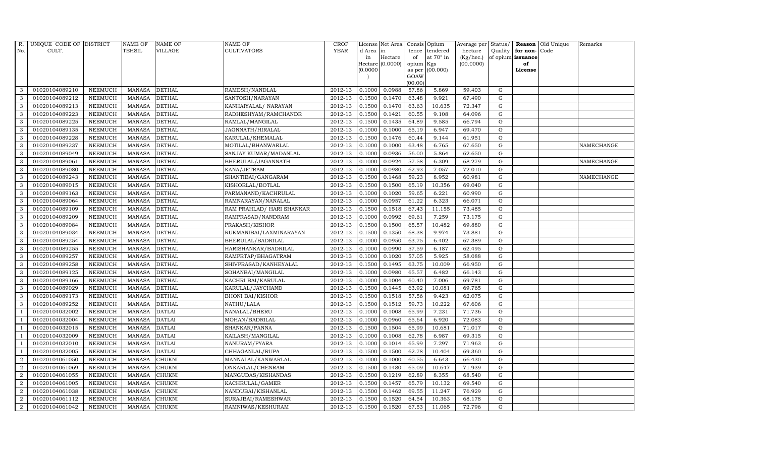| R. No. | UNIQUE CODE OF CULT. | DISTRICT | NAME OF TEHSIL | NAME OF VILLAGE | NAME OF CULTIVATORS | CROP YEAR | License d Area in Hectare (0.0000) | Net Area in Hectare (0.0000) | Consis tence of opium as per GOAW (00.00) | Opium tendered at 70° in Kgs (00.000) | Average per hectare (Kg/hec.) (00.0000) | Status/ Quality of opium | Reason for non-issuance of License | Old Unique Code | Remarks |
|---|---|---|---|---|---|---|---|---|---|---|---|---|---|---|---|
| 3 | 01020104089210 | NEEMUCH | MANASA | DETHAL | RAMESH/NANDLAL | 2012-13 | 0.1000 | 0.0988 | 57.86 | 5.869 | 59.403 | G | | | |
| 3 | 01020104089212 | NEEMUCH | MANASA | DETHAL | SANTOSH/NARAYAN | 2012-13 | 0.1500 | 0.1470 | 63.48 | 9.921 | 67.490 | G | | | |
| 3 | 01020104089213 | NEEMUCH | MANASA | DETHAL | KANHAIYALAL/ NARAYAN | 2012-13 | 0.1500 | 0.1470 | 63.63 | 10.635 | 72.347 | G | | | |
| 3 | 01020104089223 | NEEMUCH | MANASA | DETHAL | RADHESHYAM/RAMCHANDR | 2012-13 | 0.1500 | 0.1421 | 60.55 | 9.108 | 64.096 | G | | | |
| 3 | 01020104089225 | NEEMUCH | MANASA | DETHAL | RAMLAL/MANGILAL | 2012-13 | 0.1500 | 0.1435 | 64.89 | 9.585 | 66.794 | G | | | |
| 3 | 01020104089135 | NEEMUCH | MANASA | DETHAL | JAGNNATH/HIRALAL | 2012-13 | 0.1000 | 0.1000 | 65.19 | 6.947 | 69.470 | G | | | |
| 3 | 01020104089228 | NEEMUCH | MANASA | DETHAL | KARULAL/KHEMALAL | 2012-13 | 0.1500 | 0.1476 | 60.44 | 9.144 | 61.951 | G | | | |
| 3 | 01020104089237 | NEEMUCH | MANASA | DETHAL | MOTILAL/BHANWARLAL | 2012-13 | 0.1000 | 0.1000 | 63.48 | 6.765 | 67.650 | G | | | NAMECHANGE |
| 3 | 01020104089049 | NEEMUCH | MANASA | DETHAL | SANJAY KUMAR/MADANLAL | 2012-13 | 0.1000 | 0.0936 | 56.00 | 5.864 | 62.650 | G | | | |
| 3 | 01020104089061 | NEEMUCH | MANASA | DETHAL | BHERULAL/JAGANNATH | 2012-13 | 0.1000 | 0.0924 | 57.58 | 6.309 | 68.279 | G | | | NAMECHANGE |
| 3 | 01020104089080 | NEEMUCH | MANASA | DETHAL | KANA/JETRAM | 2012-13 | 0.1000 | 0.0980 | 62.93 | 7.057 | 72.010 | G | | | |
| 3 | 01020104089243 | NEEMUCH | MANASA | DETHAL | SHANTIBAI/GANGARAM | 2012-13 | 0.1500 | 0.1468 | 59.23 | 8.952 | 60.981 | G | | | NAMECHANGE |
| 3 | 01020104089015 | NEEMUCH | MANASA | DETHAL | KISHORLAL/BOTLAL | 2012-13 | 0.1500 | 0.1500 | 65.19 | 10.356 | 69.040 | G | | | |
| 3 | 01020104089163 | NEEMUCH | MANASA | DETHAL | PARMANAND/KACHRULAL | 2012-13 | 0.1000 | 0.1020 | 59.65 | 6.221 | 60.990 | G | | | |
| 3 | 01020104089064 | NEEMUCH | MANASA | DETHAL | RAMNARAYAN/NANALAL | 2012-13 | 0.1000 | 0.0957 | 61.22 | 6.323 | 66.071 | G | | | |
| 3 | 01020104089109 | NEEMUCH | MANASA | DETHAL | RAM PRAHLAD/ HARI SHANKAR | 2012-13 | 0.1500 | 0.1518 | 67.43 | 11.155 | 73.485 | G | | | |
| 3 | 01020104089209 | NEEMUCH | MANASA | DETHAL | RAMPRASAD/NANDRAM | 2012-13 | 0.1000 | 0.0992 | 69.61 | 7.259 | 73.175 | G | | | |
| 3 | 01020104089084 | NEEMUCH | MANASA | DETHAL | PRAKASH/KISHOR | 2012-13 | 0.1500 | 0.1500 | 65.57 | 10.482 | 69.880 | G | | | |
| 3 | 01020104089034 | NEEMUCH | MANASA | DETHAL | RUKMANIBAI/LAXMINARAYAN | 2012-13 | 0.1500 | 0.1350 | 68.38 | 9.974 | 73.881 | G | | | |
| 3 | 01020104089254 | NEEMUCH | MANASA | DETHAL | BHERULAL/BADRILAL | 2012-13 | 0.1000 | 0.0950 | 63.75 | 6.402 | 67.389 | G | | | |
| 3 | 01020104089255 | NEEMUCH | MANASA | DETHAL | HARISHANKAR/BADRILAL | 2012-13 | 0.1000 | 0.0990 | 57.59 | 6.187 | 62.495 | G | | | |
| 3 | 01020104089257 | NEEMUCH | MANASA | DETHAL | RAMPRTAP/BHAGATRAM | 2012-13 | 0.1000 | 0.1020 | 57.05 | 5.925 | 58.088 | G | | | |
| 3 | 01020104089258 | NEEMUCH | MANASA | DETHAL | SHIVPRASAD/KANHEYALAL | 2012-13 | 0.1500 | 0.1495 | 63.75 | 10.009 | 66.950 | G | | | |
| 3 | 01020104089125 | NEEMUCH | MANASA | DETHAL | SOHANBAI/MANGILAL | 2012-13 | 0.1000 | 0.0980 | 65.57 | 6.482 | 66.143 | G | | | |
| 3 | 01020104089166 | NEEMUCH | MANASA | DETHAL | KACHRI BAI/KARULAL | 2012-13 | 0.1000 | 0.1004 | 60.40 | 7.006 | 69.781 | G | | | |
| 3 | 01020104089029 | NEEMUCH | MANASA | DETHAL | KARULAL/JAYCHAND | 2012-13 | 0.1500 | 0.1445 | 63.92 | 10.081 | 69.765 | G | | | |
| 3 | 01020104089173 | NEEMUCH | MANASA | DETHAL | BHONI BAI/KISHOR | 2012-13 | 0.1500 | 0.1518 | 57.56 | 9.423 | 62.075 | G | | | |
| 3 | 01020104089252 | NEEMUCH | MANASA | DETHAL | NATHU/LALA | 2012-13 | 0.1500 | 0.1512 | 59.73 | 10.222 | 67.606 | G | | | |
| 1 | 01020104032002 | NEEMUCH | MANASA | DATLAI | NANALAL/BHERU | 2012-13 | 0.1000 | 0.1008 | 65.99 | 7.231 | 71.736 | G | | | |
| 1 | 01020104032004 | NEEMUCH | MANASA | DATLAI | MOHAN/BADRILAL | 2012-13 | 0.1000 | 0.0960 | 65.64 | 6.920 | 72.083 | G | | | |
| 1 | 01020104032015 | NEEMUCH | MANASA | DATLAI | SHANKAR/PANNA | 2012-13 | 0.1500 | 0.1504 | 65.99 | 10.681 | 71.017 | G | | | |
| 1 | 01020104032009 | NEEMUCH | MANASA | DATLAI | KAILASH/MANGILAL | 2012-13 | 0.1000 | 0.1008 | 62.78 | 6.987 | 69.315 | G | | | |
| 1 | 01020104032010 | NEEMUCH | MANASA | DATLAI | NANURAM/PYARA | 2012-13 | 0.1000 | 0.1014 | 65.99 | 7.297 | 71.963 | G | | | |
| 1 | 01020104032005 | NEEMUCH | MANASA | DATLAI | CHHAGANLAL/RUPA | 2012-13 | 0.1500 | 0.1500 | 62.78 | 10.404 | 69.360 | G | | | |
| 2 | 01020104061050 | NEEMUCH | MANASA | CHUKNI | MANNALAL/KANWARLAL | 2012-13 | 0.1000 | 0.1000 | 60.55 | 6.643 | 66.430 | G | | | |
| 2 | 01020104061069 | NEEMUCH | MANASA | CHUKNI | ONKARLAL/CHENRAM | 2012-13 | 0.1500 | 0.1480 | 65.09 | 10.647 | 71.939 | G | | | |
| 2 | 01020104061055 | NEEMUCH | MANASA | CHUKNI | MANGUDAS/KISHANDAS | 2012-13 | 0.1500 | 0.1219 | 62.89 | 8.355 | 68.540 | G | | | |
| 2 | 01020104061005 | NEEMUCH | MANASA | CHUKNI | KACHRULAL/GAMER | 2012-13 | 0.1500 | 0.1457 | 65.79 | 10.132 | 69.540 | G | | | |
| 2 | 01020104061038 | NEEMUCH | MANASA | CHUKNI | NANDUBAI/KISHANLAL | 2012-13 | 0.1500 | 0.1462 | 69.55 | 11.247 | 76.929 | G | | | |
| 2 | 01020104061112 | NEEMUCH | MANASA | CHUKNI | SURAJBAI/RAMESHWAR | 2012-13 | 0.1500 | 0.1520 | 64.54 | 10.363 | 68.178 | G | | | |
| 2 | 01020104061042 | NEEMUCH | MANASA | CHUKNI | RAMNIWAS/KESHURAM | 2012-13 | 0.1500 | 0.1520 | 67.53 | 11.065 | 72.796 | G | | | |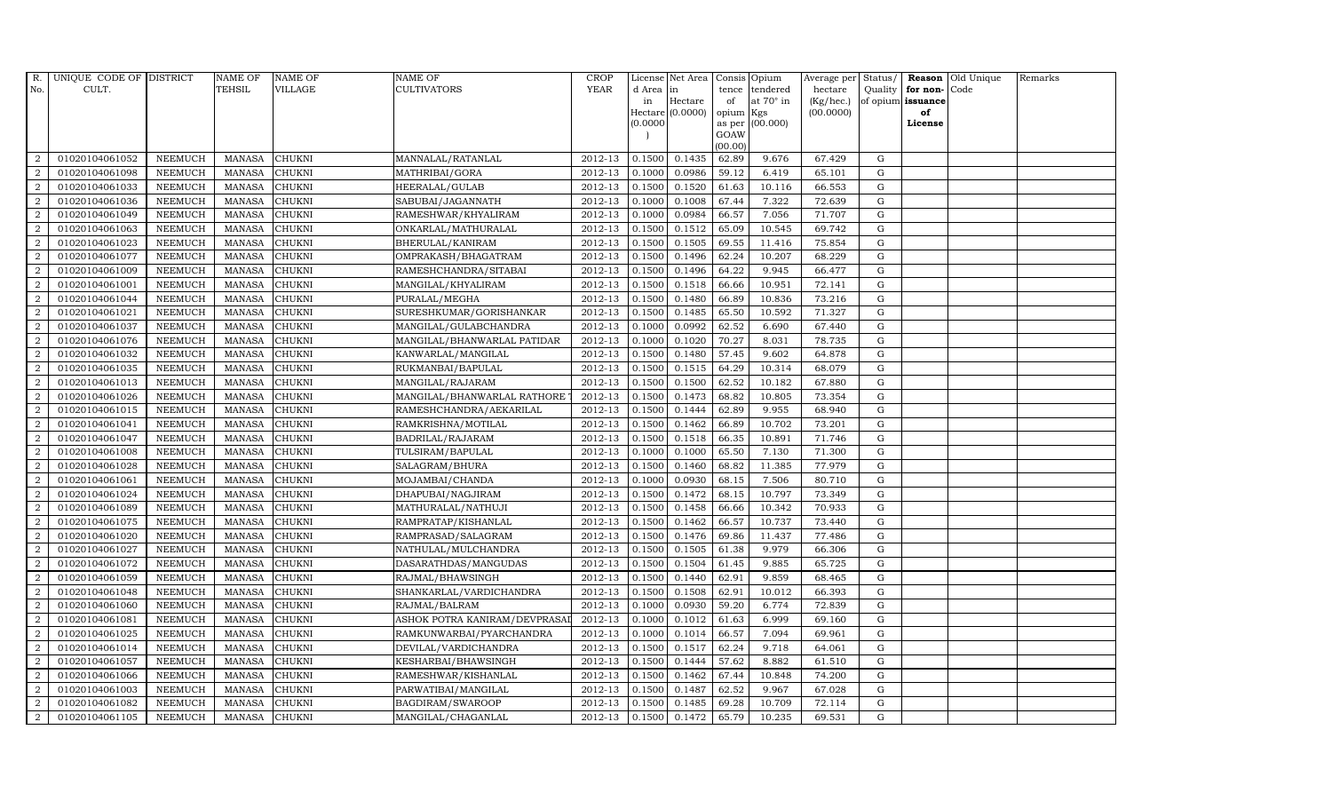| R. No. | UNIQUE CODE OF CULT. | DISTRICT | NAME OF TEHSIL | NAME OF VILLAGE | NAME OF CULTIVATORS | CROP YEAR | License d Area in Hectare (0.0000) | Net Area in Hectare (0.0000) | Consis tence of opium as per GOAW (00.00) | Opium tendered at 70° in Kgs (00.000) | Average per hectare (Kg/hec.) (00.0000) | Status/ Quality of opium | Reason for non-issuance of License | Old Unique Code | Remarks |
|---|---|---|---|---|---|---|---|---|---|---|---|---|---|---|---|
| 2 | 01020104061052 | NEEMUCH | MANASA | CHUKNI | MANNALAL/RATANLAL | 2012-13 | 0.1500 | 0.1435 | 62.89 | 9.676 | 67.429 | G | | | |
| 2 | 01020104061098 | NEEMUCH | MANASA | CHUKNI | MATHRIBAI/GORA | 2012-13 | 0.1000 | 0.0986 | 59.12 | 6.419 | 65.101 | G | | | |
| 2 | 01020104061033 | NEEMUCH | MANASA | CHUKNI | HEERALAL/GULAB | 2012-13 | 0.1500 | 0.1520 | 61.63 | 10.116 | 66.553 | G | | | |
| 2 | 01020104061036 | NEEMUCH | MANASA | CHUKNI | SABUBAI/JAGANNATH | 2012-13 | 0.1000 | 0.1008 | 67.44 | 7.322 | 72.639 | G | | | |
| 2 | 01020104061049 | NEEMUCH | MANASA | CHUKNI | RAMESHWAR/KHYALIRAM | 2012-13 | 0.1000 | 0.0984 | 66.57 | 7.056 | 71.707 | G | | | |
| 2 | 01020104061063 | NEEMUCH | MANASA | CHUKNI | ONKARLAL/MATHURALAL | 2012-13 | 0.1500 | 0.1512 | 65.09 | 10.545 | 69.742 | G | | | |
| 2 | 01020104061023 | NEEMUCH | MANASA | CHUKNI | BHERULAL/KANIRAM | 2012-13 | 0.1500 | 0.1505 | 69.55 | 11.416 | 75.854 | G | | | |
| 2 | 01020104061077 | NEEMUCH | MANASA | CHUKNI | OMPRAKASH/BHAGATRAM | 2012-13 | 0.1500 | 0.1496 | 62.24 | 10.207 | 68.229 | G | | | |
| 2 | 01020104061009 | NEEMUCH | MANASA | CHUKNI | RAMESHCHANDRA/SITABAI | 2012-13 | 0.1500 | 0.1496 | 64.22 | 9.945 | 66.477 | G | | | |
| 2 | 01020104061001 | NEEMUCH | MANASA | CHUKNI | MANGILAL/KHYALIRAM | 2012-13 | 0.1500 | 0.1518 | 66.66 | 10.951 | 72.141 | G | | | |
| 2 | 01020104061044 | NEEMUCH | MANASA | CHUKNI | PURALAL/MEGHA | 2012-13 | 0.1500 | 0.1480 | 66.89 | 10.836 | 73.216 | G | | | |
| 2 | 01020104061021 | NEEMUCH | MANASA | CHUKNI | SURESHKUMAR/GORISHANKAR | 2012-13 | 0.1500 | 0.1485 | 65.50 | 10.592 | 71.327 | G | | | |
| 2 | 01020104061037 | NEEMUCH | MANASA | CHUKNI | MANGILAL/GULABCHANDRA | 2012-13 | 0.1000 | 0.0992 | 62.52 | 6.690 | 67.440 | G | | | |
| 2 | 01020104061076 | NEEMUCH | MANASA | CHUKNI | MANGILAL/BHANWARLAL PATIDAR | 2012-13 | 0.1000 | 0.1020 | 70.27 | 8.031 | 78.735 | G | | | |
| 2 | 01020104061032 | NEEMUCH | MANASA | CHUKNI | KANWARLAL/MANGILAL | 2012-13 | 0.1500 | 0.1480 | 57.45 | 9.602 | 64.878 | G | | | |
| 2 | 01020104061035 | NEEMUCH | MANASA | CHUKNI | RUKMANBAI/BAPULAL | 2012-13 | 0.1500 | 0.1515 | 64.29 | 10.314 | 68.079 | G | | | |
| 2 | 01020104061013 | NEEMUCH | MANASA | CHUKNI | MANGILAL/RAJARAM | 2012-13 | 0.1500 | 0.1500 | 62.52 | 10.182 | 67.880 | G | | | |
| 2 | 01020104061026 | NEEMUCH | MANASA | CHUKNI | MANGILAL/BHANWARLAL RATHORE | 2012-13 | 0.1500 | 0.1473 | 68.82 | 10.805 | 73.354 | G | | | |
| 2 | 01020104061015 | NEEMUCH | MANASA | CHUKNI | RAMESHCHANDRA/AEKARILAL | 2012-13 | 0.1500 | 0.1444 | 62.89 | 9.955 | 68.940 | G | | | |
| 2 | 01020104061041 | NEEMUCH | MANASA | CHUKNI | RAMKRISHNA/MOTILAL | 2012-13 | 0.1500 | 0.1462 | 66.89 | 10.702 | 73.201 | G | | | |
| 2 | 01020104061047 | NEEMUCH | MANASA | CHUKNI | BADRILAL/RAJARAM | 2012-13 | 0.1500 | 0.1518 | 66.35 | 10.891 | 71.746 | G | | | |
| 2 | 01020104061008 | NEEMUCH | MANASA | CHUKNI | TULSIRAM/BAPULAL | 2012-13 | 0.1000 | 0.1000 | 65.50 | 7.130 | 71.300 | G | | | |
| 2 | 01020104061028 | NEEMUCH | MANASA | CHUKNI | SALAGRAM/BHURA | 2012-13 | 0.1500 | 0.1460 | 68.82 | 11.385 | 77.979 | G | | | |
| 2 | 01020104061061 | NEEMUCH | MANASA | CHUKNI | MOJAMBAI/CHANDA | 2012-13 | 0.1000 | 0.0930 | 68.15 | 7.506 | 80.710 | G | | | |
| 2 | 01020104061024 | NEEMUCH | MANASA | CHUKNI | DHAPUBAI/NAGJIRAM | 2012-13 | 0.1500 | 0.1472 | 68.15 | 10.797 | 73.349 | G | | | |
| 2 | 01020104061089 | NEEMUCH | MANASA | CHUKNI | MATHURALAL/NATHUJI | 2012-13 | 0.1500 | 0.1458 | 66.66 | 10.342 | 70.933 | G | | | |
| 2 | 01020104061075 | NEEMUCH | MANASA | CHUKNI | RAMPRATAP/KISHANLAL | 2012-13 | 0.1500 | 0.1462 | 66.57 | 10.737 | 73.440 | G | | | |
| 2 | 01020104061020 | NEEMUCH | MANASA | CHUKNI | RAMPRASAD/SALAGRAM | 2012-13 | 0.1500 | 0.1476 | 69.86 | 11.437 | 77.486 | G | | | |
| 2 | 01020104061027 | NEEMUCH | MANASA | CHUKNI | NATHULAL/MULCHANDRA | 2012-13 | 0.1500 | 0.1505 | 61.38 | 9.979 | 66.306 | G | | | |
| 2 | 01020104061072 | NEEMUCH | MANASA | CHUKNI | DASARATHDAS/MANGUDAS | 2012-13 | 0.1500 | 0.1504 | 61.45 | 9.885 | 65.725 | G | | | |
| 2 | 01020104061059 | NEEMUCH | MANASA | CHUKNI | RAJMAL/BHAWSINGH | 2012-13 | 0.1500 | 0.1440 | 62.91 | 9.859 | 68.465 | G | | | |
| 2 | 01020104061048 | NEEMUCH | MANASA | CHUKNI | SHANKARLAL/VARDICHANDRA | 2012-13 | 0.1500 | 0.1508 | 62.91 | 10.012 | 66.393 | G | | | |
| 2 | 01020104061060 | NEEMUCH | MANASA | CHUKNI | RAJMAL/BALRAM | 2012-13 | 0.1000 | 0.0930 | 59.20 | 6.774 | 72.839 | G | | | |
| 2 | 01020104061081 | NEEMUCH | MANASA | CHUKNI | ASHOK POTRA KANIRAM/DEVPRASAI | 2012-13 | 0.1000 | 0.1012 | 61.63 | 6.999 | 69.160 | G | | | |
| 2 | 01020104061025 | NEEMUCH | MANASA | CHUKNI | RAMKUNWARBAI/PYARCHANDRA | 2012-13 | 0.1000 | 0.1014 | 66.57 | 7.094 | 69.961 | G | | | |
| 2 | 01020104061014 | NEEMUCH | MANASA | CHUKNI | DEVILAL/VARDICHANDRA | 2012-13 | 0.1500 | 0.1517 | 62.24 | 9.718 | 64.061 | G | | | |
| 2 | 01020104061057 | NEEMUCH | MANASA | CHUKNI | KESHARBAI/BHAWSINGH | 2012-13 | 0.1500 | 0.1444 | 57.62 | 8.882 | 61.510 | G | | | |
| 2 | 01020104061066 | NEEMUCH | MANASA | CHUKNI | RAMESHWAR/KISHANLAL | 2012-13 | 0.1500 | 0.1462 | 67.44 | 10.848 | 74.200 | G | | | |
| 2 | 01020104061003 | NEEMUCH | MANASA | CHUKNI | PARWATIBAI/MANGILAL | 2012-13 | 0.1500 | 0.1487 | 62.52 | 9.967 | 67.028 | G | | | |
| 2 | 01020104061082 | NEEMUCH | MANASA | CHUKNI | BAGDIRAM/SWAROOP | 2012-13 | 0.1500 | 0.1485 | 69.28 | 10.709 | 72.114 | G | | | |
| 2 | 01020104061105 | NEEMUCH | MANASA | CHUKNI | MANGILAL/CHAGANLAL | 2012-13 | 0.1500 | 0.1472 | 65.79 | 10.235 | 69.531 | G | | | |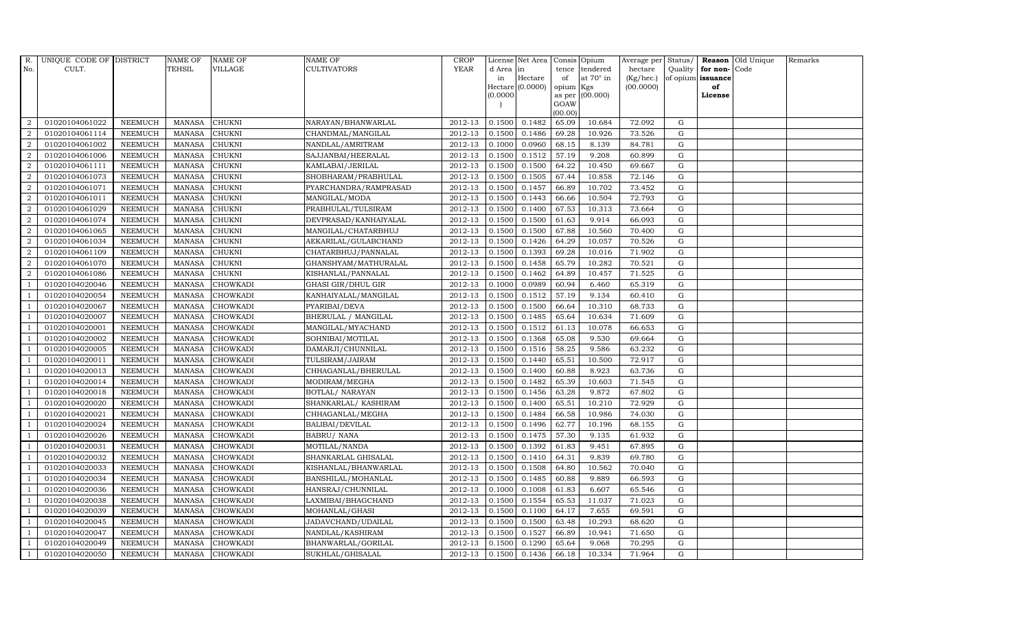| R. No. | UNIQUE CODE OF CULT. | DISTRICT | NAME OF TEHSIL | NAME OF VILLAGE | NAME OF CULTIVATORS | CROP YEAR | License d Area in Hectare (0.0000) | Net Area in Hectare (0.0000) | Consistence of opium as per GOAW (00.00) | Opium tendered at 70° in Kgs (00.000) | Average per hectare (Kg/hec.) (00.0000) | Status/ Quality of opium | Reason for non-issuance of License | Old Unique Code | Remarks |
|---|---|---|---|---|---|---|---|---|---|---|---|---|---|---|---|
| 2 | 01020104061022 | NEEMUCH | MANASA | CHUKNI | NARAYAN/BHANWARLAL | 2012-13 | 0.1500 | 0.1482 | 65.09 | 10.684 | 72.092 | G | | | |
| 2 | 01020104061114 | NEEMUCH | MANASA | CHUKNI | CHANDMAL/MANGILAL | 2012-13 | 0.1500 | 0.1486 | 69.28 | 10.926 | 73.526 | G | | | |
| 2 | 01020104061002 | NEEMUCH | MANASA | CHUKNI | NANDLAL/AMRITRAM | 2012-13 | 0.1000 | 0.0960 | 68.15 | 8.139 | 84.781 | G | | | |
| 2 | 01020104061006 | NEEMUCH | MANASA | CHUKNI | SAJJANBAI/HEERALAL | 2012-13 | 0.1500 | 0.1512 | 57.19 | 9.208 | 60.899 | G | | | |
| 2 | 01020104061111 | NEEMUCH | MANASA | CHUKNI | KAMLABAI/JERILAL | 2012-13 | 0.1500 | 0.1500 | 64.22 | 10.450 | 69.667 | G | | | |
| 2 | 01020104061073 | NEEMUCH | MANASA | CHUKNI | SHOBHARAM/PRABHULAL | 2012-13 | 0.1500 | 0.1505 | 67.44 | 10.858 | 72.146 | G | | | |
| 2 | 01020104061071 | NEEMUCH | MANASA | CHUKNI | PYARCHANDRA/RAMPRASAD | 2012-13 | 0.1500 | 0.1457 | 66.89 | 10.702 | 73.452 | G | | | |
| 2 | 01020104061011 | NEEMUCH | MANASA | CHUKNI | MANGILAL/MODA | 2012-13 | 0.1500 | 0.1443 | 66.66 | 10.504 | 72.793 | G | | | |
| 2 | 01020104061029 | NEEMUCH | MANASA | CHUKNI | PRABHULAL/TULSIRAM | 2012-13 | 0.1500 | 0.1400 | 67.53 | 10.313 | 73.664 | G | | | |
| 2 | 01020104061074 | NEEMUCH | MANASA | CHUKNI | DEVPRASAD/KANHAIYALAL | 2012-13 | 0.1500 | 0.1500 | 61.63 | 9.914 | 66.093 | G | | | |
| 2 | 01020104061065 | NEEMUCH | MANASA | CHUKNI | MANGILAL/CHATARBHUJ | 2012-13 | 0.1500 | 0.1500 | 67.88 | 10.560 | 70.400 | G | | | |
| 2 | 01020104061034 | NEEMUCH | MANASA | CHUKNI | AEKARILAL/GULABCHAND | 2012-13 | 0.1500 | 0.1426 | 64.29 | 10.057 | 70.526 | G | | | |
| 2 | 01020104061109 | NEEMUCH | MANASA | CHUKNI | CHATARBHUJ/PANNALAL | 2012-13 | 0.1500 | 0.1393 | 69.28 | 10.016 | 71.902 | G | | | |
| 2 | 01020104061070 | NEEMUCH | MANASA | CHUKNI | GHANSHYAM/MATHURALAL | 2012-13 | 0.1500 | 0.1458 | 65.79 | 10.282 | 70.521 | G | | | |
| 2 | 01020104061086 | NEEMUCH | MANASA | CHUKNI | KISHANLAL/PANNALAL | 2012-13 | 0.1500 | 0.1462 | 64.89 | 10.457 | 71.525 | G | | | |
| 1 | 01020104020046 | NEEMUCH | MANASA | CHOWKADI | GHASI GIR/DHUL GIR | 2012-13 | 0.1000 | 0.0989 | 60.94 | 6.460 | 65.319 | G | | | |
| 1 | 01020104020054 | NEEMUCH | MANASA | CHOWKADI | KANHAIYALAL/MANGILAL | 2012-13 | 0.1500 | 0.1512 | 57.19 | 9.134 | 60.410 | G | | | |
| 1 | 01020104020067 | NEEMUCH | MANASA | CHOWKADI | PYARIBAI/DEVA | 2012-13 | 0.1500 | 0.1500 | 66.64 | 10.310 | 68.733 | G | | | |
| 1 | 01020104020007 | NEEMUCH | MANASA | CHOWKADI | BHERULAL / MANGILAL | 2012-13 | 0.1500 | 0.1485 | 65.64 | 10.634 | 71.609 | G | | | |
| 1 | 01020104020001 | NEEMUCH | MANASA | CHOWKADI | MANGILAL/MYACHAND | 2012-13 | 0.1500 | 0.1512 | 61.13 | 10.078 | 66.653 | G | | | |
| 1 | 01020104020002 | NEEMUCH | MANASA | CHOWKADI | SOHNIBAI/MOTILAL | 2012-13 | 0.1500 | 0.1368 | 65.08 | 9.530 | 69.664 | G | | | |
| 1 | 01020104020005 | NEEMUCH | MANASA | CHOWKADI | DAMARJI/CHUNNILAL | 2012-13 | 0.1500 | 0.1516 | 58.25 | 9.586 | 63.232 | G | | | |
| 1 | 01020104020011 | NEEMUCH | MANASA | CHOWKADI | TULSIRAM/JAIRAM | 2012-13 | 0.1500 | 0.1440 | 65.51 | 10.500 | 72.917 | G | | | |
| 1 | 01020104020013 | NEEMUCH | MANASA | CHOWKADI | CHHAGANLAL/BHERULAL | 2012-13 | 0.1500 | 0.1400 | 60.88 | 8.923 | 63.736 | G | | | |
| 1 | 01020104020014 | NEEMUCH | MANASA | CHOWKADI | MODIRAM/MEGHA | 2012-13 | 0.1500 | 0.1482 | 65.39 | 10.603 | 71.545 | G | | | |
| 1 | 01020104020018 | NEEMUCH | MANASA | CHOWKADI | BOTLAL/ NARAYAN | 2012-13 | 0.1500 | 0.1456 | 63.28 | 9.872 | 67.802 | G | | | |
| 1 | 01020104020020 | NEEMUCH | MANASA | CHOWKADI | SHANKARLAL/ KASHIRAM | 2012-13 | 0.1500 | 0.1400 | 65.51 | 10.210 | 72.929 | G | | | |
| 1 | 01020104020021 | NEEMUCH | MANASA | CHOWKADI | CHHAGANLAL/MEGHA | 2012-13 | 0.1500 | 0.1484 | 66.58 | 10.986 | 74.030 | G | | | |
| 1 | 01020104020024 | NEEMUCH | MANASA | CHOWKADI | BALIBAI/DEVILAL | 2012-13 | 0.1500 | 0.1496 | 62.77 | 10.196 | 68.155 | G | | | |
| 1 | 01020104020026 | NEEMUCH | MANASA | CHOWKADI | BABRU/ NANA | 2012-13 | 0.1500 | 0.1475 | 57.30 | 9.135 | 61.932 | G | | | |
| 1 | 01020104020031 | NEEMUCH | MANASA | CHOWKADI | MOTILAL/NANDA | 2012-13 | 0.1500 | 0.1392 | 61.83 | 9.451 | 67.895 | G | | | |
| 1 | 01020104020032 | NEEMUCH | MANASA | CHOWKADI | SHANKARLAL GHISALAL | 2012-13 | 0.1500 | 0.1410 | 64.31 | 9.839 | 69.780 | G | | | |
| 1 | 01020104020033 | NEEMUCH | MANASA | CHOWKADI | KISHANLAL/BHANWARLAL | 2012-13 | 0.1500 | 0.1508 | 64.80 | 10.562 | 70.040 | G | | | |
| 1 | 01020104020034 | NEEMUCH | MANASA | CHOWKADI | BANSHILAL/MOHANLAL | 2012-13 | 0.1500 | 0.1485 | 60.88 | 9.889 | 66.593 | G | | | |
| 1 | 01020104020036 | NEEMUCH | MANASA | CHOWKADI | HANSRAJ/CHUNNILAL | 2012-13 | 0.1000 | 0.1008 | 61.83 | 6.607 | 65.546 | G | | | |
| 1 | 01020104020038 | NEEMUCH | MANASA | CHOWKADI | LAXMIBAI/BHAGCHAND | 2012-13 | 0.1500 | 0.1554 | 65.53 | 11.037 | 71.023 | G | | | |
| 1 | 01020104020039 | NEEMUCH | MANASA | CHOWKADI | MOHANLAL/GHASI | 2012-13 | 0.1500 | 0.1100 | 64.17 | 7.655 | 69.591 | G | | | |
| 1 | 01020104020045 | NEEMUCH | MANASA | CHOWKADI | JADAVCHAND/UDAILAL | 2012-13 | 0.1500 | 0.1500 | 63.48 | 10.293 | 68.620 | G | | | |
| 1 | 01020104020047 | NEEMUCH | MANASA | CHOWKADI | NANDLAL/KASHIRAM | 2012-13 | 0.1500 | 0.1527 | 66.89 | 10.941 | 71.650 | G | | | |
| 1 | 01020104020049 | NEEMUCH | MANASA | CHOWKADI | BHANWARLAL/GORILAL | 2012-13 | 0.1500 | 0.1290 | 65.64 | 9.068 | 70.295 | G | | | |
| 1 | 01020104020050 | NEEMUCH | MANASA | CHOWKADI | SUKHLAL/GHISALAL | 2012-13 | 0.1500 | 0.1436 | 66.18 | 10.334 | 71.964 | G | | | |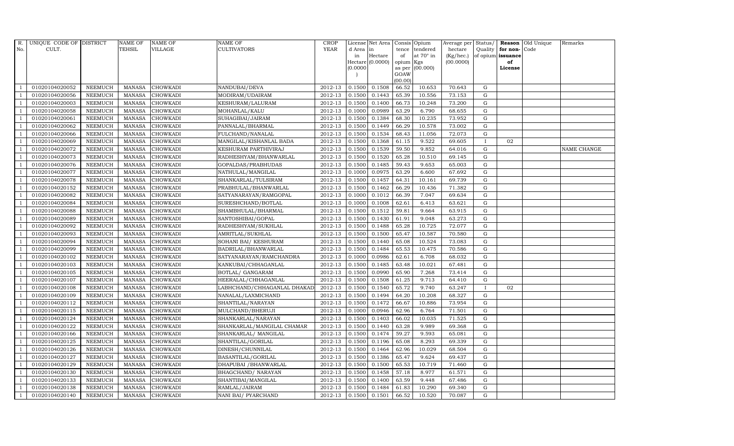| R. No. | UNIQUE CODE OF CULT. | DISTRICT | NAME OF TEHSIL | NAME OF VILLAGE | NAME OF CULTIVATORS | CROP YEAR | License d Area in Hectare (0.0000) | Net Area in Hectare (0.0000) | Consis tence of opium as per GOAW (00.00) | Opium tendered at 70° in Kgs (00.000) | Average per hectare (Kg/hec.) (00.0000) | Status/ Quality of opium | Reason for non-issuance of License | Old Unique Code | Remarks |
|---|---|---|---|---|---|---|---|---|---|---|---|---|---|---|---|
| 1 | 01020104020052 | NEEMUCH | MANASA | CHOWKADI | NANDUBAI/DEVA | 2012-13 | 0.1500 | 0.1508 | 66.52 | 10.653 | 70.643 | G | | | |
| 1 | 01020104020056 | NEEMUCH | MANASA | CHOWKADI | MODIRAM/UDAIRAM | 2012-13 | 0.1500 | 0.1443 | 65.39 | 10.556 | 73.153 | G | | | |
| 1 | 01020104020003 | NEEMUCH | MANASA | CHOWKADI | KESHURAM/LALURAM | 2012-13 | 0.1500 | 0.1400 | 66.73 | 10.248 | 73.200 | G | | | |
| 1 | 01020104020058 | NEEMUCH | MANASA | CHOWKADI | MOHANLAL/KALU | 2012-13 | 0.1000 | 0.0989 | 63.29 | 6.790 | 68.655 | G | | | |
| 1 | 01020104020061 | NEEMUCH | MANASA | CHOWKADI | SUHAGIBAI/JAIRAM | 2012-13 | 0.1500 | 0.1384 | 68.30 | 10.235 | 73.952 | G | | | |
| 1 | 01020104020062 | NEEMUCH | MANASA | CHOWKADI | PANNALAL/BHARMAL | 2012-13 | 0.1500 | 0.1449 | 66.29 | 10.578 | 73.002 | G | | | |
| 1 | 01020104020066 | NEEMUCH | MANASA | CHOWKADI | FULCHAND/NANALAL | 2012-13 | 0.1500 | 0.1534 | 68.43 | 11.056 | 72.073 | G | | | |
| 1 | 01020104020069 | NEEMUCH | MANASA | CHOWKADI | MANGILAL/KISHANLAL BADA | 2012-13 | 0.1500 | 0.1368 | 61.15 | 9.522 | 69.605 | I | 02 | | |
| 1 | 01020104020072 | NEEMUCH | MANASA | CHOWKADI | KESHURAM PARTHIVIRAJ | 2012-13 | 0.1500 | 0.1539 | 59.50 | 9.852 | 64.016 | G | | | NAME CHANGE |
| 1 | 01020104020073 | NEEMUCH | MANASA | CHOWKADI | RADHESHYAM/BHANWARLAL | 2012-13 | 0.1500 | 0.1520 | 65.28 | 10.510 | 69.145 | G | | | |
| 1 | 01020104020076 | NEEMUCH | MANASA | CHOWKADI | GOPALDAS/PRABHUDAS | 2012-13 | 0.1500 | 0.1485 | 59.43 | 9.653 | 65.003 | G | | | |
| 1 | 01020104020077 | NEEMUCH | MANASA | CHOWKADI | NATHULAL/MANGILAL | 2012-13 | 0.1000 | 0.0975 | 63.29 | 6.600 | 67.692 | G | | | |
| 1 | 01020104020078 | NEEMUCH | MANASA | CHOWKADI | SHANKARLAL/TULSIRAM | 2012-13 | 0.1500 | 0.1457 | 64.31 | 10.161 | 69.739 | G | | | |
| 1 | 01020104020152 | NEEMUCH | MANASA | CHOWKADI | PRABHULAL/BHANWARLAL | 2012-13 | 0.1500 | 0.1462 | 66.29 | 10.436 | 71.382 | G | | | |
| 1 | 01020104020082 | NEEMUCH | MANASA | CHOWKADI | SATYANARAYAN/RAMGOPAL | 2012-13 | 0.1000 | 0.1012 | 66.39 | 7.047 | 69.634 | G | | | |
| 1 | 01020104020084 | NEEMUCH | MANASA | CHOWKADI | SURESHCHAND/BOTLAL | 2012-13 | 0.1000 | 0.1008 | 62.61 | 6.413 | 63.621 | G | | | |
| 1 | 01020104020088 | NEEMUCH | MANASA | CHOWKADI | SHAMBHULAL/BHARMAL | 2012-13 | 0.1500 | 0.1512 | 59.81 | 9.664 | 63.915 | G | | | |
| 1 | 01020104020089 | NEEMUCH | MANASA | CHOWKADI | SANTOSHIBAI/GOPAL | 2012-13 | 0.1500 | 0.1430 | 61.91 | 9.048 | 63.273 | G | | | |
| 1 | 01020104020092 | NEEMUCH | MANASA | CHOWKADI | RADHESHYAM/SUKHLAL | 2012-13 | 0.1500 | 0.1488 | 65.28 | 10.725 | 72.077 | G | | | |
| 1 | 01020104020093 | NEEMUCH | MANASA | CHOWKADI | AMRITLAL/SUKHLAL | 2012-13 | 0.1500 | 0.1500 | 65.47 | 10.587 | 70.580 | G | | | |
| 1 | 01020104020094 | NEEMUCH | MANASA | CHOWKADI | SOHANI BAI/ KESHURAM | 2012-13 | 0.1500 | 0.1440 | 65.08 | 10.524 | 73.083 | G | | | |
| 1 | 01020104020099 | NEEMUCH | MANASA | CHOWKADI | BADRILAL/BHANWARLAL | 2012-13 | 0.1500 | 0.1484 | 65.53 | 10.475 | 70.586 | G | | | |
| 1 | 01020104020102 | NEEMUCH | MANASA | CHOWKADI | SATYANARAYAN/RAMCHANDRA | 2012-13 | 0.1000 | 0.0986 | 62.61 | 6.708 | 68.032 | G | | | |
| 1 | 01020104020103 | NEEMUCH | MANASA | CHOWKADI | KANKUBAI/CHHAGANLAL | 2012-13 | 0.1500 | 0.1485 | 63.48 | 10.021 | 67.481 | G | | | |
| 1 | 01020104020105 | NEEMUCH | MANASA | CHOWKADI | BOTLAL/ GANGARAM | 2012-13 | 0.1500 | 0.0990 | 65.90 | 7.268 | 73.414 | G | | | |
| 1 | 01020104020107 | NEEMUCH | MANASA | CHOWKADI | HEERALAL/CHHAGANLAL | 2012-13 | 0.1500 | 0.1508 | 61.25 | 9.713 | 64.410 | G | | | |
| 1 | 01020104020108 | NEEMUCH | MANASA | CHOWKADI | LABHCHAND/CHHAGANLAL DHAKAD | 2012-13 | 0.1500 | 0.1540 | 65.72 | 9.740 | 63.247 | I | 02 | | |
| 1 | 01020104020109 | NEEMUCH | MANASA | CHOWKADI | NANALAL/LAXMICHAND | 2012-13 | 0.1500 | 0.1494 | 64.20 | 10.208 | 68.327 | G | | | |
| 1 | 01020104020112 | NEEMUCH | MANASA | CHOWKADI | SHANTILAL/NARAYAN | 2012-13 | 0.1500 | 0.1472 | 66.67 | 10.886 | 73.954 | G | | | |
| 1 | 01020104020115 | NEEMUCH | MANASA | CHOWKADI | MULCHAND/BHERUJI | 2012-13 | 0.1000 | 0.0946 | 62.96 | 6.764 | 71.501 | G | | | |
| 1 | 01020104020124 | NEEMUCH | MANASA | CHOWKADI | SHANKARLAL/NARAYAN | 2012-13 | 0.1500 | 0.1403 | 66.02 | 10.035 | 71.525 | G | | | |
| 1 | 01020104020122 | NEEMUCH | MANASA | CHOWKADI | SHANKARLAL/MANGILAL CHAMAR | 2012-13 | 0.1500 | 0.1440 | 63.28 | 9.989 | 69.368 | G | | | |
| 1 | 01020104020166 | NEEMUCH | MANASA | CHOWKADI | SHANKARLAL/ MANGILAL | 2012-13 | 0.1500 | 0.1474 | 59.27 | 9.593 | 65.081 | G | | | |
| 1 | 01020104020125 | NEEMUCH | MANASA | CHOWKADI | SHANTILAL/GORILAL | 2012-13 | 0.1500 | 0.1196 | 65.08 | 8.293 | 69.339 | G | | | |
| 1 | 01020104020126 | NEEMUCH | MANASA | CHOWKADI | DINESH/CHUNNILAL | 2012-13 | 0.1500 | 0.1464 | 62.96 | 10.029 | 68.504 | G | | | |
| 1 | 01020104020127 | NEEMUCH | MANASA | CHOWKADI | BASANTILAL/GORILAL | 2012-13 | 0.1500 | 0.1386 | 65.47 | 9.624 | 69.437 | G | | | |
| 1 | 01020104020129 | NEEMUCH | MANASA | CHOWKADI | DHAPUBAI /BHANWARLAL | 2012-13 | 0.1500 | 0.1500 | 65.53 | 10.719 | 71.460 | G | | | |
| 1 | 01020104020130 | NEEMUCH | MANASA | CHOWKADI | BHAGCHAND/ NARAYAN | 2012-13 | 0.1500 | 0.1458 | 57.18 | 8.977 | 61.571 | G | | | |
| 1 | 01020104020133 | NEEMUCH | MANASA | CHOWKADI | SHANTIBAI/MANGILAL | 2012-13 | 0.1500 | 0.1400 | 63.59 | 9.448 | 67.486 | G | | | |
| 1 | 01020104020138 | NEEMUCH | MANASA | CHOWKADI | RAMLAL/JAIRAM | 2012-13 | 0.1500 | 0.1484 | 61.83 | 10.290 | 69.340 | G | | | |
| 1 | 01020104020140 | NEEMUCH | MANASA | CHOWKADI | NANI BAI/ PYARCHAND | 2012-13 | 0.1500 | 0.1501 | 66.52 | 10.520 | 70.087 | G | | | |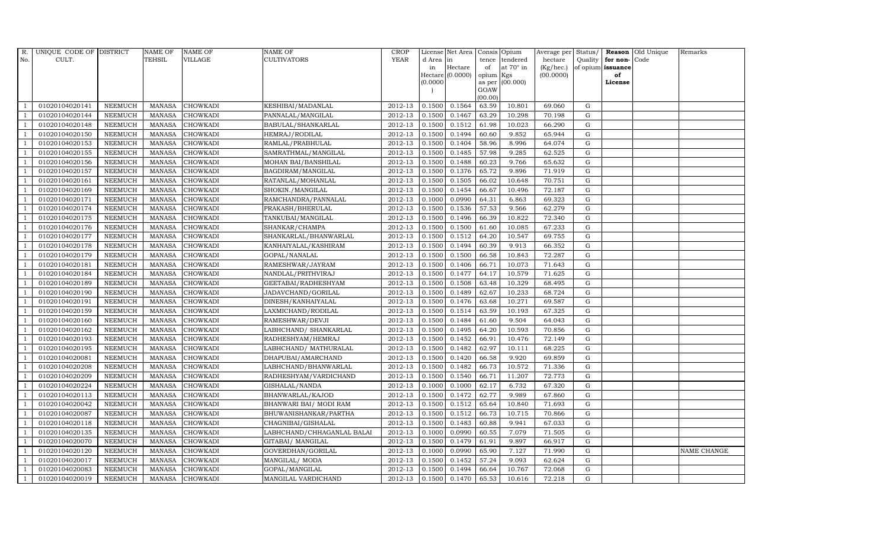| R. No. | UNIQUE CODE OF CULT. | DISTRICT | NAME OF TEHSIL | NAME OF VILLAGE | NAME OF CULTIVATORS | CROP YEAR | License d Area in Hectare (0.0000) | Net Area in Hectare (0.0000) | Consis tence of opium as per GOAW (00.00) | Opium tendered at 70° in Kgs (00.000) | Average per hectare (Kg/hec.) (00.0000) | Status/ Quality of opium | Reason for non-issuance of License | Old Unique Code | Remarks |
|---|---|---|---|---|---|---|---|---|---|---|---|---|---|---|---|
| 1 | 01020104020141 | NEEMUCH | MANASA | CHOWKADI | KESHIBAI/MADANLAL | 2012-13 | 0.1500 | 0.1564 | 63.59 | 10.801 | 69.060 | G | | | |
| 1 | 01020104020144 | NEEMUCH | MANASA | CHOWKADI | PANNALAL/MANGILAL | 2012-13 | 0.1500 | 0.1467 | 63.29 | 10.298 | 70.198 | G | | | |
| 1 | 01020104020148 | NEEMUCH | MANASA | CHOWKADI | BABULAL/SHANKARLAL | 2012-13 | 0.1500 | 0.1512 | 61.98 | 10.023 | 66.290 | G | | | |
| 1 | 01020104020150 | NEEMUCH | MANASA | CHOWKADI | HEMRAJ/RODILAL | 2012-13 | 0.1500 | 0.1494 | 60.60 | 9.852 | 65.944 | G | | | |
| 1 | 01020104020153 | NEEMUCH | MANASA | CHOWKADI | RAMLAL/PRABHULAL | 2012-13 | 0.1500 | 0.1404 | 58.96 | 8.996 | 64.074 | G | | | |
| 1 | 01020104020155 | NEEMUCH | MANASA | CHOWKADI | SAMRATHMAL/MANGILAL | 2012-13 | 0.1500 | 0.1485 | 57.98 | 9.285 | 62.525 | G | | | |
| 1 | 01020104020156 | NEEMUCH | MANASA | CHOWKADI | MOHAN BAI/BANSHILAL | 2012-13 | 0.1500 | 0.1488 | 60.23 | 9.766 | 65.632 | G | | | |
| 1 | 01020104020157 | NEEMUCH | MANASA | CHOWKADI | BAGDIRAM/MANGILAL | 2012-13 | 0.1500 | 0.1376 | 65.72 | 9.896 | 71.919 | G | | | |
| 1 | 01020104020161 | NEEMUCH | MANASA | CHOWKADI | RATANLAL/MOHANLAL | 2012-13 | 0.1500 | 0.1505 | 66.02 | 10.648 | 70.751 | G | | | |
| 1 | 01020104020169 | NEEMUCH | MANASA | CHOWKADI | SHOKIN./MANGILAL | 2012-13 | 0.1500 | 0.1454 | 66.67 | 10.496 | 72.187 | G | | | |
| 1 | 01020104020171 | NEEMUCH | MANASA | CHOWKADI | RAMCHANDRA/PANNALAL | 2012-13 | 0.1000 | 0.0990 | 64.31 | 6.863 | 69.323 | G | | | |
| 1 | 01020104020174 | NEEMUCH | MANASA | CHOWKADI | PRAKASH/BHERULAL | 2012-13 | 0.1500 | 0.1536 | 57.53 | 9.566 | 62.279 | G | | | |
| 1 | 01020104020175 | NEEMUCH | MANASA | CHOWKADI | TANKUBAI/MANGILAL | 2012-13 | 0.1500 | 0.1496 | 66.39 | 10.822 | 72.340 | G | | | |
| 1 | 01020104020176 | NEEMUCH | MANASA | CHOWKADI | SHANKAR/CHAMPA | 2012-13 | 0.1500 | 0.1500 | 61.60 | 10.085 | 67.233 | G | | | |
| 1 | 01020104020177 | NEEMUCH | MANASA | CHOWKADI | SHANKARLAL/BHANWARLAL | 2012-13 | 0.1500 | 0.1512 | 64.20 | 10.547 | 69.755 | G | | | |
| 1 | 01020104020178 | NEEMUCH | MANASA | CHOWKADI | KANHAIYALAL/KASHIRAM | 2012-13 | 0.1500 | 0.1494 | 60.39 | 9.913 | 66.352 | G | | | |
| 1 | 01020104020179 | NEEMUCH | MANASA | CHOWKADI | GOPAL/NANALAL | 2012-13 | 0.1500 | 0.1500 | 66.58 | 10.843 | 72.287 | G | | | |
| 1 | 01020104020181 | NEEMUCH | MANASA | CHOWKADI | RAMESHWAR/JAYRAM | 2012-13 | 0.1500 | 0.1406 | 66.71 | 10.073 | 71.643 | G | | | |
| 1 | 01020104020184 | NEEMUCH | MANASA | CHOWKADI | NANDLAL/PRITHVIRAJ | 2012-13 | 0.1500 | 0.1477 | 64.17 | 10.579 | 71.625 | G | | | |
| 1 | 01020104020189 | NEEMUCH | MANASA | CHOWKADI | GEETABAI/RADHESHYAM | 2012-13 | 0.1500 | 0.1508 | 63.48 | 10.329 | 68.495 | G | | | |
| 1 | 01020104020190 | NEEMUCH | MANASA | CHOWKADI | JADAVCHAND/GORILAL | 2012-13 | 0.1500 | 0.1489 | 62.67 | 10.233 | 68.724 | G | | | |
| 1 | 01020104020191 | NEEMUCH | MANASA | CHOWKADI | DINESH/KANHAIYALAL | 2012-13 | 0.1500 | 0.1476 | 63.68 | 10.271 | 69.587 | G | | | |
| 1 | 01020104020159 | NEEMUCH | MANASA | CHOWKADI | LAXMICHAND/RODILAL | 2012-13 | 0.1500 | 0.1514 | 63.59 | 10.193 | 67.325 | G | | | |
| 1 | 01020104020160 | NEEMUCH | MANASA | CHOWKADI | RAMESHWAR/DEVJI | 2012-13 | 0.1500 | 0.1484 | 61.60 | 9.504 | 64.043 | G | | | |
| 1 | 01020104020162 | NEEMUCH | MANASA | CHOWKADI | LABHCHAND/ SHANKARLAL | 2012-13 | 0.1500 | 0.1495 | 64.20 | 10.593 | 70.856 | G | | | |
| 1 | 01020104020193 | NEEMUCH | MANASA | CHOWKADI | RADHESHYAM/HEMRAJ | 2012-13 | 0.1500 | 0.1452 | 66.91 | 10.476 | 72.149 | G | | | |
| 1 | 01020104020195 | NEEMUCH | MANASA | CHOWKADI | LABHCHAND/ MATHURALAL | 2012-13 | 0.1500 | 0.1482 | 62.97 | 10.111 | 68.225 | G | | | |
| 1 | 01020104020081 | NEEMUCH | MANASA | CHOWKADI | DHAPUBAI/AMARCHAND | 2012-13 | 0.1500 | 0.1420 | 66.58 | 9.920 | 69.859 | G | | | |
| 1 | 01020104020208 | NEEMUCH | MANASA | CHOWKADI | LABHCHAND/BHANWARLAL | 2012-13 | 0.1500 | 0.1482 | 66.73 | 10.572 | 71.336 | G | | | |
| 1 | 01020104020209 | NEEMUCH | MANASA | CHOWKADI | RADHESHYAM/VARDICHAND | 2012-13 | 0.1500 | 0.1540 | 66.71 | 11.207 | 72.773 | G | | | |
| 1 | 01020104020224 | NEEMUCH | MANASA | CHOWKADI | GISHALAL/NANDA | 2012-13 | 0.1000 | 0.1000 | 62.17 | 6.732 | 67.320 | G | | | |
| 1 | 01020104020113 | NEEMUCH | MANASA | CHOWKADI | BHANWARLAL/KAJOD | 2012-13 | 0.1500 | 0.1472 | 62.77 | 9.989 | 67.860 | G | | | |
| 1 | 01020104020042 | NEEMUCH | MANASA | CHOWKADI | BHANWARI BAI/ MODI RAM | 2012-13 | 0.1500 | 0.1512 | 65.64 | 10.840 | 71.693 | G | | | |
| 1 | 01020104020087 | NEEMUCH | MANASA | CHOWKADI | BHUWANISHANKAR/PARTHA | 2012-13 | 0.1500 | 0.1512 | 66.73 | 10.715 | 70.866 | G | | | |
| 1 | 01020104020118 | NEEMUCH | MANASA | CHOWKADI | CHAGNIBAI/GISHALAL | 2012-13 | 0.1500 | 0.1483 | 60.88 | 9.941 | 67.033 | G | | | |
| 1 | 01020104020135 | NEEMUCH | MANASA | CHOWKADI | LABHCHAND/CHHAGANLAL BALAI | 2012-13 | 0.1000 | 0.0990 | 60.55 | 7.079 | 71.505 | G | | | |
| 1 | 01020104020070 | NEEMUCH | MANASA | CHOWKADI | GITABAI/ MANGILAL | 2012-13 | 0.1500 | 0.1479 | 61.91 | 9.897 | 66.917 | G | | | |
| 1 | 01020104020120 | NEEMUCH | MANASA | CHOWKADI | GOVERDHAN/GORILAL | 2012-13 | 0.1000 | 0.0990 | 65.90 | 7.127 | 71.990 | G | | | NAME CHANGE |
| 1 | 01020104020017 | NEEMUCH | MANASA | CHOWKADI | MANGILAL/ MODA | 2012-13 | 0.1500 | 0.1452 | 57.24 | 9.093 | 62.624 | G | | | |
| 1 | 01020104020083 | NEEMUCH | MANASA | CHOWKADI | GOPAL/MANGILAL | 2012-13 | 0.1500 | 0.1494 | 66.64 | 10.767 | 72.068 | G | | | |
| 1 | 01020104020019 | NEEMUCH | MANASA | CHOWKADI | MANGILAL VARDICHAND | 2012-13 | 0.1500 | 0.1470 | 65.53 | 10.616 | 72.218 | G | | | |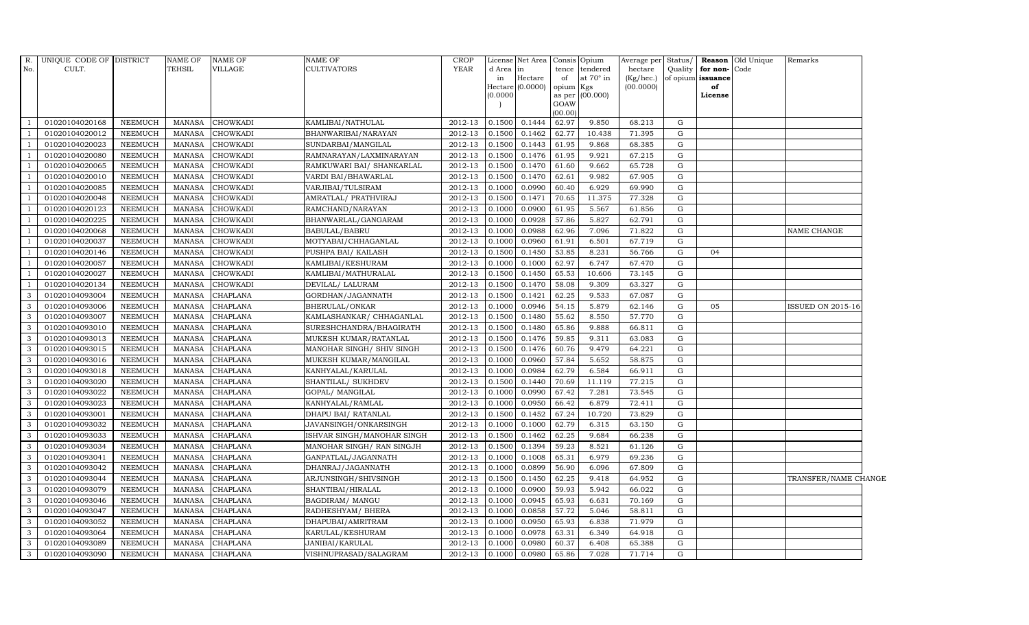| R. No. | UNIQUE CODE OF CULT. | DISTRICT | NAME OF TEHSIL | NAME OF VILLAGE | NAME OF CULTIVATORS | CROP YEAR | License d Area in Hectare (0.0000) | Net Area in Hectare (0.0000) | Consis tence of opium as per GOAW (00.00) | Opium tendered at 70° in Kgs (00.000) | Average per hectare (Kg/hec.) (00.0000) | Status/ Quality of opium | Reason for non-issuance of License | Old Unique Code | Remarks |
|---|---|---|---|---|---|---|---|---|---|---|---|---|---|---|---|
| 1 | 01020104020168 | NEEMUCH | MANASA | CHOWKADI | KAMLIBAI/NATHULAL | 2012-13 | 0.1500 | 0.1444 | 62.97 | 9.850 | 68.213 | G | | | |
| 1 | 01020104020012 | NEEMUCH | MANASA | CHOWKADI | BHANWARIBAI/NARAYAN | 2012-13 | 0.1500 | 0.1462 | 62.77 | 10.438 | 71.395 | G | | | |
| 1 | 01020104020023 | NEEMUCH | MANASA | CHOWKADI | SUNDARBAI/MANGILAL | 2012-13 | 0.1500 | 0.1443 | 61.95 | 9.868 | 68.385 | G | | | |
| 1 | 01020104020080 | NEEMUCH | MANASA | CHOWKADI | RAMNARAYAN/LAXMINARAYAN | 2012-13 | 0.1500 | 0.1476 | 61.95 | 9.921 | 67.215 | G | | | |
| 1 | 01020104020065 | NEEMUCH | MANASA | CHOWKADI | RAMKUWARI BAI/ SHANKARLAL | 2012-13 | 0.1500 | 0.1470 | 61.60 | 9.662 | 65.728 | G | | | |
| 1 | 01020104020010 | NEEMUCH | MANASA | CHOWKADI | VARDI BAI/BHAWARLAL | 2012-13 | 0.1500 | 0.1470 | 62.61 | 9.982 | 67.905 | G | | | |
| 1 | 01020104020085 | NEEMUCH | MANASA | CHOWKADI | VARJIBAI/TULSIRAM | 2012-13 | 0.1000 | 0.0990 | 60.40 | 6.929 | 69.990 | G | | | |
| 1 | 01020104020048 | NEEMUCH | MANASA | CHOWKADI | AMRATLAL/ PRATHVIRAJ | 2012-13 | 0.1500 | 0.1471 | 70.65 | 11.375 | 77.328 | G | | | |
| 1 | 01020104020123 | NEEMUCH | MANASA | CHOWKADI | RAMCHAND/NARAYAN | 2012-13 | 0.1000 | 0.0900 | 61.95 | 5.567 | 61.856 | G | | | |
| 1 | 01020104020225 | NEEMUCH | MANASA | CHOWKADI | BHANWARLAL/GANGARAM | 2012-13 | 0.1000 | 0.0928 | 57.86 | 5.827 | 62.791 | G | | | |
| 1 | 01020104020068 | NEEMUCH | MANASA | CHOWKADI | BABULAL/BABRU | 2012-13 | 0.1000 | 0.0988 | 62.96 | 7.096 | 71.822 | G | | | NAME CHANGE |
| 1 | 01020104020037 | NEEMUCH | MANASA | CHOWKADI | MOTYABAI/CHHAGANLAL | 2012-13 | 0.1000 | 0.0960 | 61.91 | 6.501 | 67.719 | G | | | |
| 1 | 01020104020146 | NEEMUCH | MANASA | CHOWKADI | PUSHPA BAI/ KAILASH | 2012-13 | 0.1500 | 0.1450 | 53.85 | 8.231 | 56.766 | G | 04 | | |
| 1 | 01020104020057 | NEEMUCH | MANASA | CHOWKADI | KAMLIBAI/KESHURAM | 2012-13 | 0.1000 | 0.1000 | 62.97 | 6.747 | 67.470 | G | | | |
| 1 | 01020104020027 | NEEMUCH | MANASA | CHOWKADI | KAMLIBAI/MATHURALAL | 2012-13 | 0.1500 | 0.1450 | 65.53 | 10.606 | 73.145 | G | | | |
| 1 | 01020104020134 | NEEMUCH | MANASA | CHOWKADI | DEVILAL/ LALURAM | 2012-13 | 0.1500 | 0.1470 | 58.08 | 9.309 | 63.327 | G | | | |
| 3 | 01020104093004 | NEEMUCH | MANASA | CHAPLANA | GORDHAN/JAGANNATH | 2012-13 | 0.1500 | 0.1421 | 62.25 | 9.533 | 67.087 | G | | | |
| 3 | 01020104093006 | NEEMUCH | MANASA | CHAPLANA | BHERULAL/ONKAR | 2012-13 | 0.1000 | 0.0946 | 54.15 | 5.879 | 62.146 | G | 05 | | ISSUED ON 2015-16 |
| 3 | 01020104093007 | NEEMUCH | MANASA | CHAPLANA | KAMLASHANKAR/ CHHAGANLAL | 2012-13 | 0.1500 | 0.1480 | 55.62 | 8.550 | 57.770 | G | | | |
| 3 | 01020104093010 | NEEMUCH | MANASA | CHAPLANA | SURESHCHANDRA/BHAGIRATH | 2012-13 | 0.1500 | 0.1480 | 65.86 | 9.888 | 66.811 | G | | | |
| 3 | 01020104093013 | NEEMUCH | MANASA | CHAPLANA | MUKESH KUMAR/RATANLAL | 2012-13 | 0.1500 | 0.1476 | 59.85 | 9.311 | 63.083 | G | | | |
| 3 | 01020104093015 | NEEMUCH | MANASA | CHAPLANA | MANOHAR SINGH/ SHIV SINGH | 2012-13 | 0.1500 | 0.1476 | 60.76 | 9.479 | 64.221 | G | | | |
| 3 | 01020104093016 | NEEMUCH | MANASA | CHAPLANA | MUKESH KUMAR/MANGILAL | 2012-13 | 0.1000 | 0.0960 | 57.84 | 5.652 | 58.875 | G | | | |
| 3 | 01020104093018 | NEEMUCH | MANASA | CHAPLANA | KANHYALAL/KARULAL | 2012-13 | 0.1000 | 0.0984 | 62.79 | 6.584 | 66.911 | G | | | |
| 3 | 01020104093020 | NEEMUCH | MANASA | CHAPLANA | SHANTILAL/ SUKHDEV | 2012-13 | 0.1500 | 0.1440 | 70.69 | 11.119 | 77.215 | G | | | |
| 3 | 01020104093022 | NEEMUCH | MANASA | CHAPLANA | GOPAL/ MANGILAL | 2012-13 | 0.1000 | 0.0990 | 67.42 | 7.281 | 73.545 | G | | | |
| 3 | 01020104093023 | NEEMUCH | MANASA | CHAPLANA | KANHYALAL/RAMLAL | 2012-13 | 0.1000 | 0.0950 | 66.42 | 6.879 | 72.411 | G | | | |
| 3 | 01020104093001 | NEEMUCH | MANASA | CHAPLANA | DHAPU BAI/ RATANLAL | 2012-13 | 0.1500 | 0.1452 | 67.24 | 10.720 | 73.829 | G | | | |
| 3 | 01020104093032 | NEEMUCH | MANASA | CHAPLANA | JAVANSINGH/ONKARSINGH | 2012-13 | 0.1000 | 0.1000 | 62.79 | 6.315 | 63.150 | G | | | |
| 3 | 01020104093033 | NEEMUCH | MANASA | CHAPLANA | ISHVAR SINGH/MANOHAR SINGH | 2012-13 | 0.1500 | 0.1462 | 62.25 | 9.684 | 66.238 | G | | | |
| 3 | 01020104093034 | NEEMUCH | MANASA | CHAPLANA | MANOHAR SINGH/ RAN SINGJH | 2012-13 | 0.1500 | 0.1394 | 59.23 | 8.521 | 61.126 | G | | | |
| 3 | 01020104093041 | NEEMUCH | MANASA | CHAPLANA | GANPATLAL/JAGANNATH | 2012-13 | 0.1000 | 0.1008 | 65.31 | 6.979 | 69.236 | G | | | |
| 3 | 01020104093042 | NEEMUCH | MANASA | CHAPLANA | DHANRAJ/JAGANNATH | 2012-13 | 0.1000 | 0.0899 | 56.90 | 6.096 | 67.809 | G | | | |
| 3 | 01020104093044 | NEEMUCH | MANASA | CHAPLANA | ARJUNSINGH/SHIVSINGH | 2012-13 | 0.1500 | 0.1450 | 62.25 | 9.418 | 64.952 | G | | | TRANSFER/NAME CHANGE |
| 3 | 01020104093079 | NEEMUCH | MANASA | CHAPLANA | SHANTIBAI/HIRALAL | 2012-13 | 0.1000 | 0.0900 | 59.93 | 5.942 | 66.022 | G | | | |
| 3 | 01020104093046 | NEEMUCH | MANASA | CHAPLANA | BAGDIRAM/ MANGU | 2012-13 | 0.1000 | 0.0945 | 65.93 | 6.631 | 70.169 | G | | | |
| 3 | 01020104093047 | NEEMUCH | MANASA | CHAPLANA | RADHESHYAM/ BHERA | 2012-13 | 0.1000 | 0.0858 | 57.72 | 5.046 | 58.811 | G | | | |
| 3 | 01020104093052 | NEEMUCH | MANASA | CHAPLANA | DHAPUBAI/AMRITRAM | 2012-13 | 0.1000 | 0.0950 | 65.93 | 6.838 | 71.979 | G | | | |
| 3 | 01020104093064 | NEEMUCH | MANASA | CHAPLANA | KARULAL/KESHURAM | 2012-13 | 0.1000 | 0.0978 | 63.31 | 6.349 | 64.918 | G | | | |
| 3 | 01020104093089 | NEEMUCH | MANASA | CHAPLANA | JANIBAI/KARULAL | 2012-13 | 0.1000 | 0.0980 | 60.37 | 6.408 | 65.388 | G | | | |
| 3 | 01020104093090 | NEEMUCH | MANASA | CHAPLANA | VISHNUPRASAD/SALAGRAM | 2012-13 | 0.1000 | 0.0980 | 65.86 | 7.028 | 71.714 | G | | | |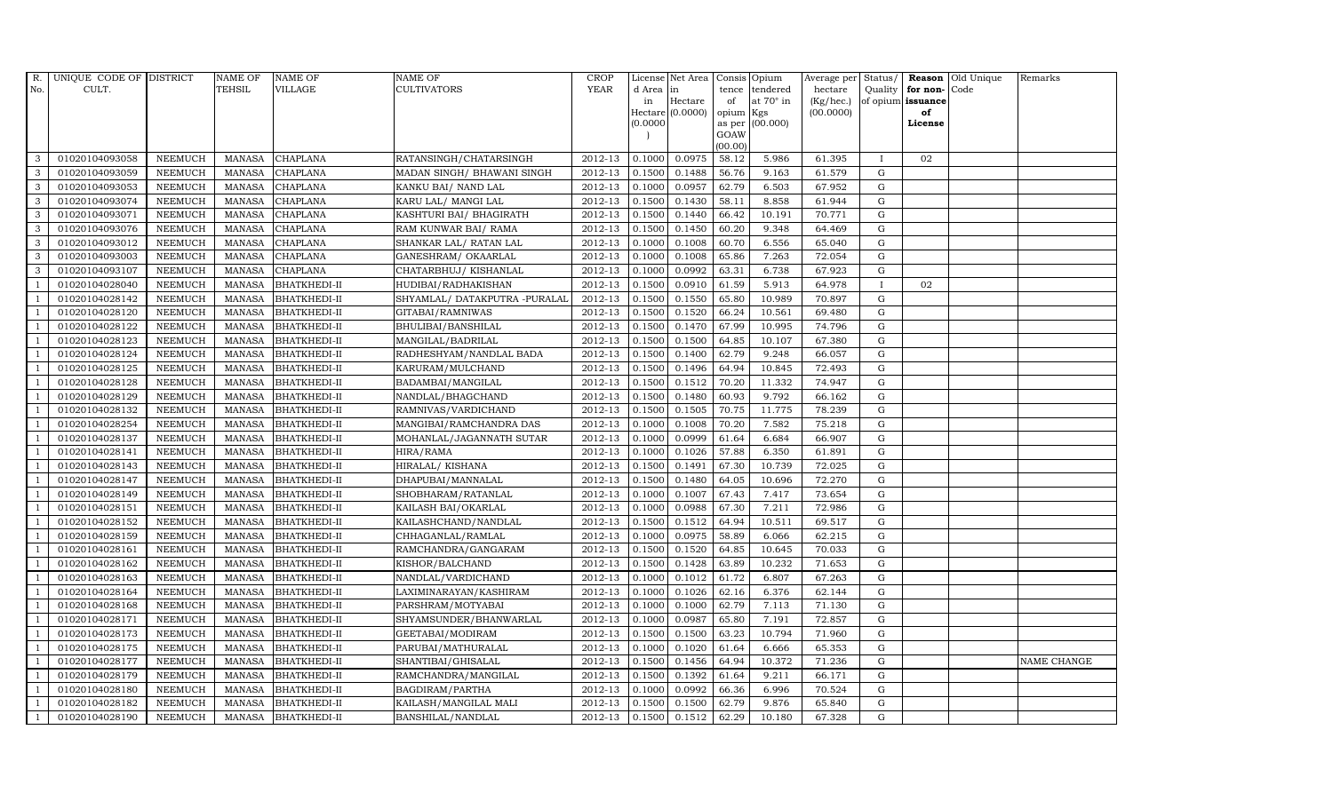| R. No. | UNIQUE CODE OF CULT. | DISTRICT | NAME OF TEHSIL | NAME OF VILLAGE | NAME OF CULTIVATORS | CROP YEAR | License d Area in Hectare (0.0000) | Net Area in Hectare (0.0000) | Consis tence of opium as per GOAW (00.00) | Opium tendered at 70° in Kgs (00.000) | Average per hectare (Kg/hec.) (00.0000) | Status/ Quality of opium | Reason for non-issuance of License | Old Unique Code | Remarks |
|---|---|---|---|---|---|---|---|---|---|---|---|---|---|---|---|
| 3 | 01020104093058 | NEEMUCH | MANASA | CHAPLANA | RATANSINGH/CHATARSINGH | 2012-13 | 0.1000 | 0.0975 | 58.12 | 5.986 | 61.395 | I | 02 | | |
| 3 | 01020104093059 | NEEMUCH | MANASA | CHAPLANA | MADAN SINGH/ BHAWANI SINGH | 2012-13 | 0.1500 | 0.1488 | 56.76 | 9.163 | 61.579 | G | | | |
| 3 | 01020104093053 | NEEMUCH | MANASA | CHAPLANA | KANKU BAI/ NAND LAL | 2012-13 | 0.1000 | 0.0957 | 62.79 | 6.503 | 67.952 | G | | | |
| 3 | 01020104093074 | NEEMUCH | MANASA | CHAPLANA | KARU LAL/ MANGI LAL | 2012-13 | 0.1500 | 0.1430 | 58.11 | 8.858 | 61.944 | G | | | |
| 3 | 01020104093071 | NEEMUCH | MANASA | CHAPLANA | KASHTURI BAI/ BHAGIRATH | 2012-13 | 0.1500 | 0.1440 | 66.42 | 10.191 | 70.771 | G | | | |
| 3 | 01020104093076 | NEEMUCH | MANASA | CHAPLANA | RAM KUNWAR BAI/ RAMA | 2012-13 | 0.1500 | 0.1450 | 60.20 | 9.348 | 64.469 | G | | | |
| 3 | 01020104093012 | NEEMUCH | MANASA | CHAPLANA | SHANKAR LAL/ RATAN LAL | 2012-13 | 0.1000 | 0.1008 | 60.70 | 6.556 | 65.040 | G | | | |
| 3 | 01020104093003 | NEEMUCH | MANASA | CHAPLANA | GANESHRAM/ OKAARLAL | 2012-13 | 0.1000 | 0.1008 | 65.86 | 7.263 | 72.054 | G | | | |
| 3 | 01020104093107 | NEEMUCH | MANASA | CHAPLANA | CHATARBHUJ/ KISHANLAL | 2012-13 | 0.1000 | 0.0992 | 63.31 | 6.738 | 67.923 | G | | | |
| 1 | 01020104028040 | NEEMUCH | MANASA | BHATKHEDI-II | HUDIBAI/RADHAKISHAN | 2012-13 | 0.1500 | 0.0910 | 61.59 | 5.913 | 64.978 | I | 02 | | |
| 1 | 01020104028142 | NEEMUCH | MANASA | BHATKHEDI-II | SHYAMLAL/ DATAKPUTRA -PURALAL | 2012-13 | 0.1500 | 0.1550 | 65.80 | 10.989 | 70.897 | G | | | |
| 1 | 01020104028120 | NEEMUCH | MANASA | BHATKHEDI-II | GITABAI/RAMNIWAS | 2012-13 | 0.1500 | 0.1520 | 66.24 | 10.561 | 69.480 | G | | | |
| 1 | 01020104028122 | NEEMUCH | MANASA | BHATKHEDI-II | BHULIBAI/BANSHILAL | 2012-13 | 0.1500 | 0.1470 | 67.99 | 10.995 | 74.796 | G | | | |
| 1 | 01020104028123 | NEEMUCH | MANASA | BHATKHEDI-II | MANGILAL/BADRILAL | 2012-13 | 0.1500 | 0.1500 | 64.85 | 10.107 | 67.380 | G | | | |
| 1 | 01020104028124 | NEEMUCH | MANASA | BHATKHEDI-II | RADHESHYAM/NANDLAL BADA | 2012-13 | 0.1500 | 0.1400 | 62.79 | 9.248 | 66.057 | G | | | |
| 1 | 01020104028125 | NEEMUCH | MANASA | BHATKHEDI-II | KARURAM/MULCHAND | 2012-13 | 0.1500 | 0.1496 | 64.94 | 10.845 | 72.493 | G | | | |
| 1 | 01020104028128 | NEEMUCH | MANASA | BHATKHEDI-II | BADAMBAI/MANGILAL | 2012-13 | 0.1500 | 0.1512 | 70.20 | 11.332 | 74.947 | G | | | |
| 1 | 01020104028129 | NEEMUCH | MANASA | BHATKHEDI-II | NANDLAL/BHAGCHAND | 2012-13 | 0.1500 | 0.1480 | 60.93 | 9.792 | 66.162 | G | | | |
| 1 | 01020104028132 | NEEMUCH | MANASA | BHATKHEDI-II | RAMNIVAS/VARDICHAND | 2012-13 | 0.1500 | 0.1505 | 70.75 | 11.775 | 78.239 | G | | | |
| 1 | 01020104028254 | NEEMUCH | MANASA | BHATKHEDI-II | MANGIBAI/RAMCHANDRA DAS | 2012-13 | 0.1000 | 0.1008 | 70.20 | 7.582 | 75.218 | G | | | |
| 1 | 01020104028137 | NEEMUCH | MANASA | BHATKHEDI-II | MOHANLAL/JAGANNATH SUTAR | 2012-13 | 0.1000 | 0.0999 | 61.64 | 6.684 | 66.907 | G | | | |
| 1 | 01020104028141 | NEEMUCH | MANASA | BHATKHEDI-II | HIRA/RAMA | 2012-13 | 0.1000 | 0.1026 | 57.88 | 6.350 | 61.891 | G | | | |
| 1 | 01020104028143 | NEEMUCH | MANASA | BHATKHEDI-II | HIRALAL/ KISHANA | 2012-13 | 0.1500 | 0.1491 | 67.30 | 10.739 | 72.025 | G | | | |
| 1 | 01020104028147 | NEEMUCH | MANASA | BHATKHEDI-II | DHAPUBAI/MANNALAL | 2012-13 | 0.1500 | 0.1480 | 64.05 | 10.696 | 72.270 | G | | | |
| 1 | 01020104028149 | NEEMUCH | MANASA | BHATKHEDI-II | SHOBHARAM/RATANLAL | 2012-13 | 0.1000 | 0.1007 | 67.43 | 7.417 | 73.654 | G | | | |
| 1 | 01020104028151 | NEEMUCH | MANASA | BHATKHEDI-II | KAILASH BAI/OKARLAL | 2012-13 | 0.1000 | 0.0988 | 67.30 | 7.211 | 72.986 | G | | | |
| 1 | 01020104028152 | NEEMUCH | MANASA | BHATKHEDI-II | KAILASHCHAND/NANDLAL | 2012-13 | 0.1500 | 0.1512 | 64.94 | 10.511 | 69.517 | G | | | |
| 1 | 01020104028159 | NEEMUCH | MANASA | BHATKHEDI-II | CHHAGANLAL/RAMLAL | 2012-13 | 0.1000 | 0.0975 | 58.89 | 6.066 | 62.215 | G | | | |
| 1 | 01020104028161 | NEEMUCH | MANASA | BHATKHEDI-II | RAMCHANDRA/GANGARAM | 2012-13 | 0.1500 | 0.1520 | 64.85 | 10.645 | 70.033 | G | | | |
| 1 | 01020104028162 | NEEMUCH | MANASA | BHATKHEDI-II | KISHOR/BALCHAND | 2012-13 | 0.1500 | 0.1428 | 63.89 | 10.232 | 71.653 | G | | | |
| 1 | 01020104028163 | NEEMUCH | MANASA | BHATKHEDI-II | NANDLAL/VARDICHAND | 2012-13 | 0.1000 | 0.1012 | 61.72 | 6.807 | 67.263 | G | | | |
| 1 | 01020104028164 | NEEMUCH | MANASA | BHATKHEDI-II | LAXIMINARAYAN/KASHIRAM | 2012-13 | 0.1000 | 0.1026 | 62.16 | 6.376 | 62.144 | G | | | |
| 1 | 01020104028168 | NEEMUCH | MANASA | BHATKHEDI-II | PARSHRAM/MOTYABAI | 2012-13 | 0.1000 | 0.1000 | 62.79 | 7.113 | 71.130 | G | | | |
| 1 | 01020104028171 | NEEMUCH | MANASA | BHATKHEDI-II | SHYAMSUNDER/BHANWARLAL | 2012-13 | 0.1000 | 0.0987 | 65.80 | 7.191 | 72.857 | G | | | |
| 1 | 01020104028173 | NEEMUCH | MANASA | BHATKHEDI-II | GEETABAI/MODIRAM | 2012-13 | 0.1500 | 0.1500 | 63.23 | 10.794 | 71.960 | G | | | |
| 1 | 01020104028175 | NEEMUCH | MANASA | BHATKHEDI-II | PARUBAI/MATHURALAL | 2012-13 | 0.1000 | 0.1020 | 61.64 | 6.666 | 65.353 | G | | | |
| 1 | 01020104028177 | NEEMUCH | MANASA | BHATKHEDI-II | SHANTIBAI/GHISALAL | 2012-13 | 0.1500 | 0.1456 | 64.94 | 10.372 | 71.236 | G | | | NAME CHANGE |
| 1 | 01020104028179 | NEEMUCH | MANASA | BHATKHEDI-II | RAMCHANDRA/MANGILAL | 2012-13 | 0.1500 | 0.1392 | 61.64 | 9.211 | 66.171 | G | | | |
| 1 | 01020104028180 | NEEMUCH | MANASA | BHATKHEDI-II | BAGDIRAM/PARTHA | 2012-13 | 0.1000 | 0.0992 | 66.36 | 6.996 | 70.524 | G | | | |
| 1 | 01020104028182 | NEEMUCH | MANASA | BHATKHEDI-II | KAILASH/MANGILAL MALI | 2012-13 | 0.1500 | 0.1500 | 62.79 | 9.876 | 65.840 | G | | | |
| 1 | 01020104028190 | NEEMUCH | MANASA | BHATKHEDI-II | BANSHILAL/NANDLAL | 2012-13 | 0.1500 | 0.1512 | 62.29 | 10.180 | 67.328 | G | | | |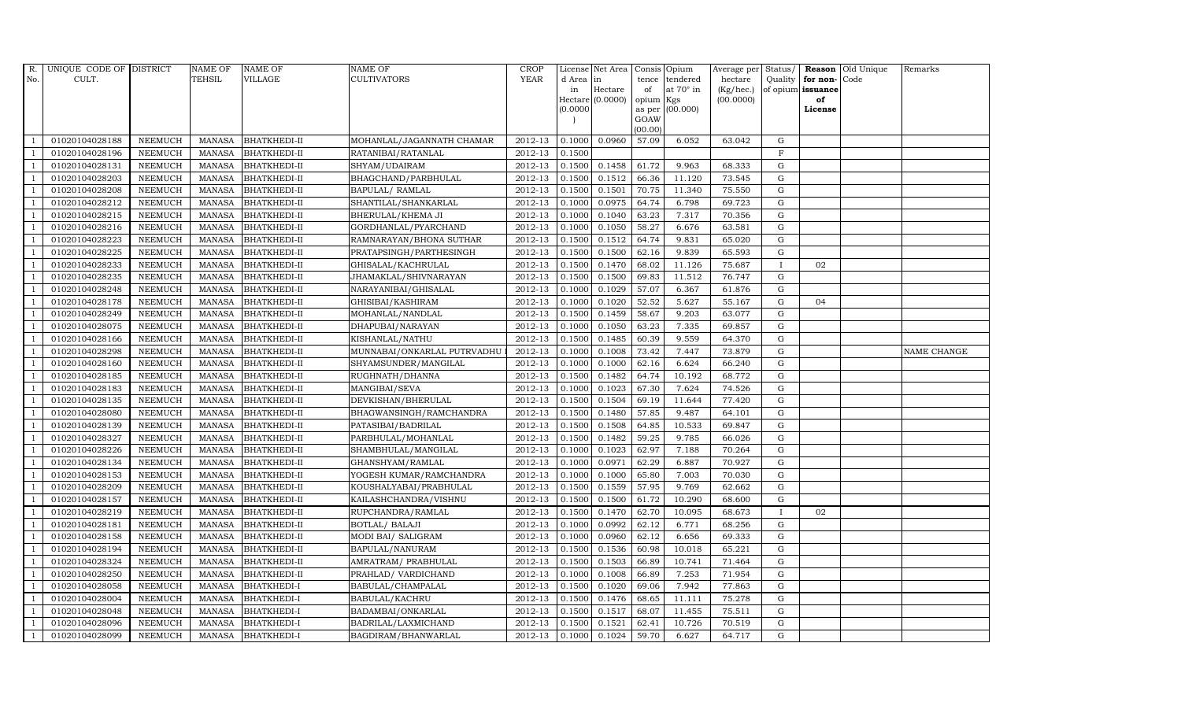| R. No. | UNIQUE CODE OF CULT. | DISTRICT | NAME OF TEHSIL | NAME OF VILLAGE | NAME OF CULTIVATORS | CROP YEAR | License d Area in Hectare (0.0000) | Net Area in Hectare (0.0000) | Consis tence of opium as per GOAW (00.00) | Opium tendered at 70° in Kgs (00.000) | Average per hectare (Kg/hec.) (00.0000) | Status/ Quality of opium | Reason for non-issuance of License | Old Unique Code | Remarks |
|---|---|---|---|---|---|---|---|---|---|---|---|---|---|---|---|
| 1 | 01020104028188 | NEEMUCH | MANASA | BHATKHEDI-II | MOHANLAL/JAGANNATH CHAMAR | 2012-13 | 0.1000 | 0.0960 | 57.09 | 6.052 | 63.042 | G | | | |
| 1 | 01020104028196 | NEEMUCH | MANASA | BHATKHEDI-II | RATANIBAI/RATANLAL | 2012-13 | 0.1500 | | | | | F | | | |
| 1 | 01020104028131 | NEEMUCH | MANASA | BHATKHEDI-II | SHYAM/UDAIRAM | 2012-13 | 0.1500 | 0.1458 | 61.72 | 9.963 | 68.333 | G | | | |
| 1 | 01020104028203 | NEEMUCH | MANASA | BHATKHEDI-II | BHAGCHAND/PARBHULAL | 2012-13 | 0.1500 | 0.1512 | 66.36 | 11.120 | 73.545 | G | | | |
| 1 | 01020104028208 | NEEMUCH | MANASA | BHATKHEDI-II | BAPULAL/ RAMLAL | 2012-13 | 0.1500 | 0.1501 | 70.75 | 11.340 | 75.550 | G | | | |
| 1 | 01020104028212 | NEEMUCH | MANASA | BHATKHEDI-II | SHANTILAL/SHANKARLAL | 2012-13 | 0.1000 | 0.0975 | 64.74 | 6.798 | 69.723 | G | | | |
| 1 | 01020104028215 | NEEMUCH | MANASA | BHATKHEDI-II | BHERULAL/KHEMA JI | 2012-13 | 0.1000 | 0.1040 | 63.23 | 7.317 | 70.356 | G | | | |
| 1 | 01020104028216 | NEEMUCH | MANASA | BHATKHEDI-II | GORDHANLAL/PYARCHAND | 2012-13 | 0.1000 | 0.1050 | 58.27 | 6.676 | 63.581 | G | | | |
| 1 | 01020104028223 | NEEMUCH | MANASA | BHATKHEDI-II | RAMNARAYAN/BHONA SUTHAR | 2012-13 | 0.1500 | 0.1512 | 64.74 | 9.831 | 65.020 | G | | | |
| 1 | 01020104028225 | NEEMUCH | MANASA | BHATKHEDI-II | PRATAPSINGH/PARTHESINGH | 2012-13 | 0.1500 | 0.1500 | 62.16 | 9.839 | 65.593 | G | | | |
| 1 | 01020104028233 | NEEMUCH | MANASA | BHATKHEDI-II | GHISALAL/KACHRULAL | 2012-13 | 0.1500 | 0.1470 | 68.02 | 11.126 | 75.687 | I | 02 | | |
| 1 | 01020104028235 | NEEMUCH | MANASA | BHATKHEDI-II | JHAMAKLAL/SHIVNARAYAN | 2012-13 | 0.1500 | 0.1500 | 69.83 | 11.512 | 76.747 | G | | | |
| 1 | 01020104028248 | NEEMUCH | MANASA | BHATKHEDI-II | NARAYANIBAI/GHISALAL | 2012-13 | 0.1000 | 0.1029 | 57.07 | 6.367 | 61.876 | G | | | |
| 1 | 01020104028178 | NEEMUCH | MANASA | BHATKHEDI-II | GHISIBAI/KASHIRAM | 2012-13 | 0.1000 | 0.1020 | 52.52 | 5.627 | 55.167 | G | 04 | | |
| 1 | 01020104028249 | NEEMUCH | MANASA | BHATKHEDI-II | MOHANLAL/NANDLAL | 2012-13 | 0.1500 | 0.1459 | 58.67 | 9.203 | 63.077 | G | | | |
| 1 | 01020104028075 | NEEMUCH | MANASA | BHATKHEDI-II | DHAPUBAI/NARAYAN | 2012-13 | 0.1000 | 0.1050 | 63.23 | 7.335 | 69.857 | G | | | |
| 1 | 01020104028166 | NEEMUCH | MANASA | BHATKHEDI-II | KISHANLAL/NATHU | 2012-13 | 0.1500 | 0.1485 | 60.39 | 9.559 | 64.370 | G | | | |
| 1 | 01020104028298 | NEEMUCH | MANASA | BHATKHEDI-II | MUNNABAI/ONKARLAL PUTRVADHU | 2012-13 | 0.1000 | 0.1008 | 73.42 | 7.447 | 73.879 | G | | | NAME CHANGE |
| 1 | 01020104028160 | NEEMUCH | MANASA | BHATKHEDI-II | SHYAMSUNDER/MANGILAL | 2012-13 | 0.1000 | 0.1000 | 62.16 | 6.624 | 66.240 | G | | | |
| 1 | 01020104028185 | NEEMUCH | MANASA | BHATKHEDI-II | RUGHNATH/DHANNA | 2012-13 | 0.1500 | 0.1482 | 64.74 | 10.192 | 68.772 | G | | | |
| 1 | 01020104028183 | NEEMUCH | MANASA | BHATKHEDI-II | MANGIBAI/SEVA | 2012-13 | 0.1000 | 0.1023 | 67.30 | 7.624 | 74.526 | G | | | |
| 1 | 01020104028135 | NEEMUCH | MANASA | BHATKHEDI-II | DEVKISHAN/BHERULAL | 2012-13 | 0.1500 | 0.1504 | 69.19 | 11.644 | 77.420 | G | | | |
| 1 | 01020104028080 | NEEMUCH | MANASA | BHATKHEDI-II | BHAGWANSINGH/RAMCHANDRA | 2012-13 | 0.1500 | 0.1480 | 57.85 | 9.487 | 64.101 | G | | | |
| 1 | 01020104028139 | NEEMUCH | MANASA | BHATKHEDI-II | PATASIBAI/BADRILAL | 2012-13 | 0.1500 | 0.1508 | 64.85 | 10.533 | 69.847 | G | | | |
| 1 | 01020104028327 | NEEMUCH | MANASA | BHATKHEDI-II | PARBHULAL/MOHANLAL | 2012-13 | 0.1500 | 0.1482 | 59.25 | 9.785 | 66.026 | G | | | |
| 1 | 01020104028226 | NEEMUCH | MANASA | BHATKHEDI-II | SHAMBHULAL/MANGILAL | 2012-13 | 0.1000 | 0.1023 | 62.97 | 7.188 | 70.264 | G | | | |
| 1 | 01020104028134 | NEEMUCH | MANASA | BHATKHEDI-II | GHANSHYAM/RAMLAL | 2012-13 | 0.1000 | 0.0971 | 62.29 | 6.887 | 70.927 | G | | | |
| 1 | 01020104028153 | NEEMUCH | MANASA | BHATKHEDI-II | YOGESH KUMAR/RAMCHANDRA | 2012-13 | 0.1000 | 0.1000 | 65.80 | 7.003 | 70.030 | G | | | |
| 1 | 01020104028209 | NEEMUCH | MANASA | BHATKHEDI-II | KOUSHALYABAI/PRABHULAL | 2012-13 | 0.1500 | 0.1559 | 57.95 | 9.769 | 62.662 | G | | | |
| 1 | 01020104028157 | NEEMUCH | MANASA | BHATKHEDI-II | KAILASHCHANDRA/VISHNU | 2012-13 | 0.1500 | 0.1500 | 61.72 | 10.290 | 68.600 | G | | | |
| 1 | 01020104028219 | NEEMUCH | MANASA | BHATKHEDI-II | RUPCHANDRA/RAMLAL | 2012-13 | 0.1500 | 0.1470 | 62.70 | 10.095 | 68.673 | I | 02 | | |
| 1 | 01020104028181 | NEEMUCH | MANASA | BHATKHEDI-II | BOTLAL/ BALAJI | 2012-13 | 0.1000 | 0.0992 | 62.12 | 6.771 | 68.256 | G | | | |
| 1 | 01020104028158 | NEEMUCH | MANASA | BHATKHEDI-II | MODI BAI/ SALIGRAM | 2012-13 | 0.1000 | 0.0960 | 62.12 | 6.656 | 69.333 | G | | | |
| 1 | 01020104028194 | NEEMUCH | MANASA | BHATKHEDI-II | BAPULAL/NANURAM | 2012-13 | 0.1500 | 0.1536 | 60.98 | 10.018 | 65.221 | G | | | |
| 1 | 01020104028324 | NEEMUCH | MANASA | BHATKHEDI-II | AMRATRAM/ PRABHULAL | 2012-13 | 0.1500 | 0.1503 | 66.89 | 10.741 | 71.464 | G | | | |
| 1 | 01020104028250 | NEEMUCH | MANASA | BHATKHEDI-II | PRAHLAD/ VARDICHAND | 2012-13 | 0.1000 | 0.1008 | 66.89 | 7.253 | 71.954 | G | | | |
| 1 | 01020104028058 | NEEMUCH | MANASA | BHATKHEDI-I | BABULAL/CHAMPALAL | 2012-13 | 0.1500 | 0.1020 | 69.06 | 7.942 | 77.863 | G | | | |
| 1 | 01020104028004 | NEEMUCH | MANASA | BHATKHEDI-I | BABULAL/KACHRU | 2012-13 | 0.1500 | 0.1476 | 68.65 | 11.111 | 75.278 | G | | | |
| 1 | 01020104028048 | NEEMUCH | MANASA | BHATKHEDI-I | BADAMBAI/ONKARLAL | 2012-13 | 0.1500 | 0.1517 | 68.07 | 11.455 | 75.511 | G | | | |
| 1 | 01020104028096 | NEEMUCH | MANASA | BHATKHEDI-I | BADRILAL/LAXMICHAND | 2012-13 | 0.1500 | 0.1521 | 62.41 | 10.726 | 70.519 | G | | | |
| 1 | 01020104028099 | NEEMUCH | MANASA | BHATKHEDI-I | BAGDIRAM/BHANWARLAL | 2012-13 | 0.1000 | 0.1024 | 59.70 | 6.627 | 64.717 | G | | | |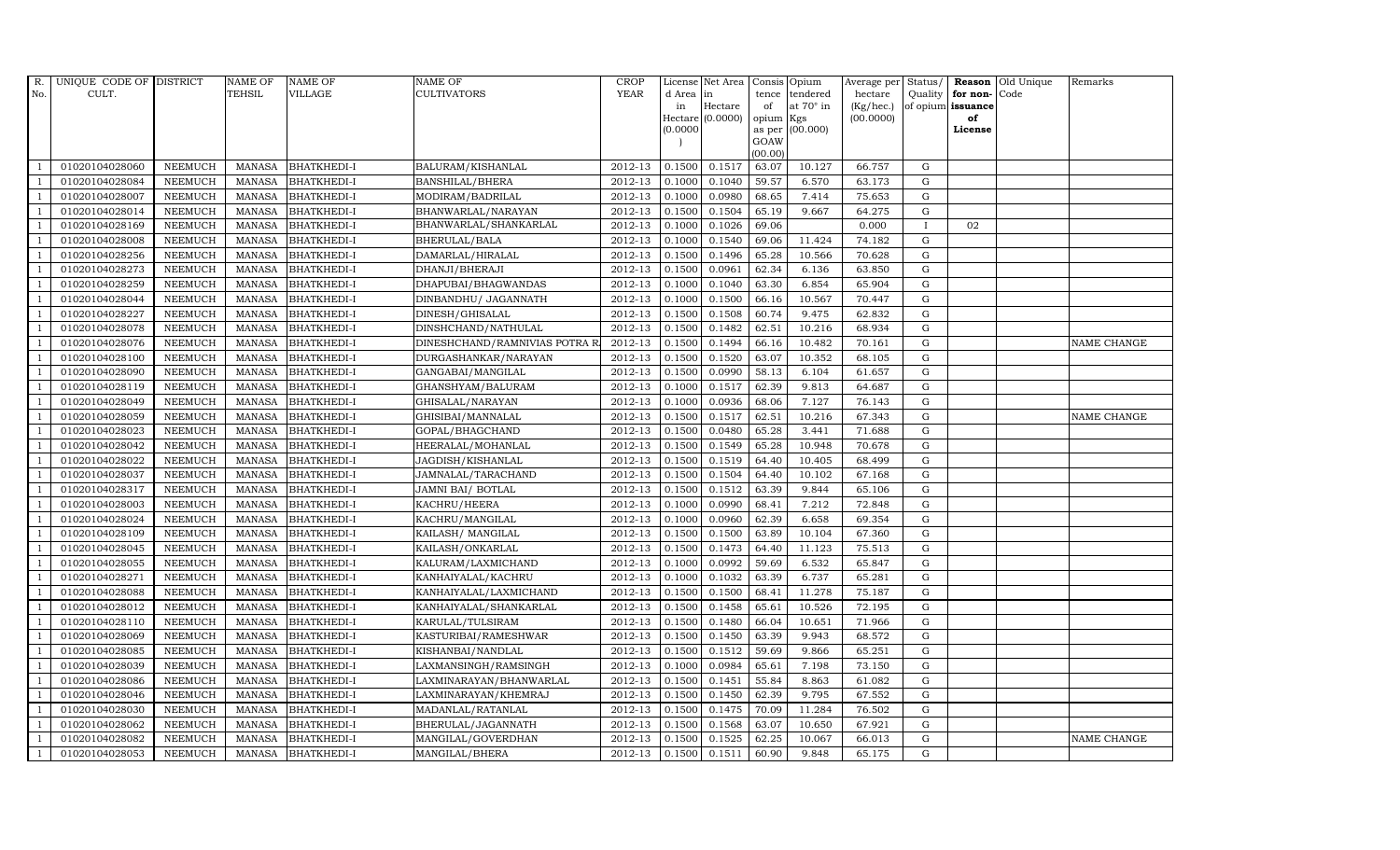| R. No. | UNIQUE CODE OF CULT. | DISTRICT | NAME OF TEHSIL | NAME OF VILLAGE | NAME OF CULTIVATORS | CROP YEAR | License d Area in Hectare (0.0000) | Net Area in Hectare (0.0000) | Consis tence of opium as per GOAW (00.00) | Opium tendered at 70° in Kgs (00.000) | Average per hectare (Kg/hec.) (00.0000) | Status/ Quality of opium | Reason for non-issuance of License | Old Unique Code | Remarks |
|---|---|---|---|---|---|---|---|---|---|---|---|---|---|---|---|
| 1 | 01020104028060 | NEEMUCH | MANASA | BHATKHEDI-I | BALURAM/KISHANLAL | 2012-13 | 0.1500 | 0.1517 | 63.07 | 10.127 | 66.757 | G | | | |
| 1 | 01020104028084 | NEEMUCH | MANASA | BHATKHEDI-I | BANSHILAL/BHERA | 2012-13 | 0.1000 | 0.1040 | 59.57 | 6.570 | 63.173 | G | | | |
| 1 | 01020104028007 | NEEMUCH | MANASA | BHATKHEDI-I | MODIRAM/BADRILAL | 2012-13 | 0.1000 | 0.0980 | 68.65 | 7.414 | 75.653 | G | | | |
| 1 | 01020104028014 | NEEMUCH | MANASA | BHATKHEDI-I | BHANWARLAL/NARAYAN | 2012-13 | 0.1500 | 0.1504 | 65.19 | 9.667 | 64.275 | G | | | |
| 1 | 01020104028169 | NEEMUCH | MANASA | BHATKHEDI-I | BHANWARLAL/SHANKARLAL | 2012-13 | 0.1000 | 0.1026 | 69.06 | | 0.000 | I | 02 | | |
| 1 | 01020104028008 | NEEMUCH | MANASA | BHATKHEDI-I | BHERULAL/BALA | 2012-13 | 0.1000 | 0.1540 | 69.06 | 11.424 | 74.182 | G | | | |
| 1 | 01020104028256 | NEEMUCH | MANASA | BHATKHEDI-I | DAMARLAL/HIRALAL | 2012-13 | 0.1500 | 0.1496 | 65.28 | 10.566 | 70.628 | G | | | |
| 1 | 01020104028273 | NEEMUCH | MANASA | BHATKHEDI-I | DHANJI/BHERAJI | 2012-13 | 0.1500 | 0.0961 | 62.34 | 6.136 | 63.850 | G | | | |
| 1 | 01020104028259 | NEEMUCH | MANASA | BHATKHEDI-I | DHAPUBAI/BHAGWANDAS | 2012-13 | 0.1000 | 0.1040 | 63.30 | 6.854 | 65.904 | G | | | |
| 1 | 01020104028044 | NEEMUCH | MANASA | BHATKHEDI-I | DINBANDHU/ JAGANNATH | 2012-13 | 0.1000 | 0.1500 | 66.16 | 10.567 | 70.447 | G | | | |
| 1 | 01020104028227 | NEEMUCH | MANASA | BHATKHEDI-I | DINESH/GHISALAL | 2012-13 | 0.1500 | 0.1508 | 60.74 | 9.475 | 62.832 | G | | | |
| 1 | 01020104028078 | NEEMUCH | MANASA | BHATKHEDI-I | DINSHCHAND/NATHULAL | 2012-13 | 0.1500 | 0.1482 | 62.51 | 10.216 | 68.934 | G | | | |
| 1 | 01020104028076 | NEEMUCH | MANASA | BHATKHEDI-I | DINESHCHAND/RAMNIVIAS POTRA R. | 2012-13 | 0.1500 | 0.1494 | 66.16 | 10.482 | 70.161 | G | | | NAME CHANGE |
| 1 | 01020104028100 | NEEMUCH | MANASA | BHATKHEDI-I | DURGASHANKAR/NARAYAN | 2012-13 | 0.1500 | 0.1520 | 63.07 | 10.352 | 68.105 | G | | | |
| 1 | 01020104028090 | NEEMUCH | MANASA | BHATKHEDI-I | GANGABAI/MANGILAL | 2012-13 | 0.1500 | 0.0990 | 58.13 | 6.104 | 61.657 | G | | | |
| 1 | 01020104028119 | NEEMUCH | MANASA | BHATKHEDI-I | GHANSHYAM/BALURAM | 2012-13 | 0.1000 | 0.1517 | 62.39 | 9.813 | 64.687 | G | | | |
| 1 | 01020104028049 | NEEMUCH | MANASA | BHATKHEDI-I | GHISALAL/NARAYAN | 2012-13 | 0.1000 | 0.0936 | 68.06 | 7.127 | 76.143 | G | | | |
| 1 | 01020104028059 | NEEMUCH | MANASA | BHATKHEDI-I | GHISIBAI/MANNALAL | 2012-13 | 0.1500 | 0.1517 | 62.51 | 10.216 | 67.343 | G | | | NAME CHANGE |
| 1 | 01020104028023 | NEEMUCH | MANASA | BHATKHEDI-I | GOPAL/BHAGCHAND | 2012-13 | 0.1500 | 0.0480 | 65.28 | 3.441 | 71.688 | G | | | |
| 1 | 01020104028042 | NEEMUCH | MANASA | BHATKHEDI-I | HEERALAL/MOHANLAL | 2012-13 | 0.1500 | 0.1549 | 65.28 | 10.948 | 70.678 | G | | | |
| 1 | 01020104028022 | NEEMUCH | MANASA | BHATKHEDI-I | JAGDISH/KISHANLAL | 2012-13 | 0.1500 | 0.1519 | 64.40 | 10.405 | 68.499 | G | | | |
| 1 | 01020104028037 | NEEMUCH | MANASA | BHATKHEDI-I | JAMNALAL/TARACHAND | 2012-13 | 0.1500 | 0.1504 | 64.40 | 10.102 | 67.168 | G | | | |
| 1 | 01020104028317 | NEEMUCH | MANASA | BHATKHEDI-I | JAMNI BAI/ BOTLAL | 2012-13 | 0.1500 | 0.1512 | 63.39 | 9.844 | 65.106 | G | | | |
| 1 | 01020104028003 | NEEMUCH | MANASA | BHATKHEDI-I | KACHRU/HEERA | 2012-13 | 0.1000 | 0.0990 | 68.41 | 7.212 | 72.848 | G | | | |
| 1 | 01020104028024 | NEEMUCH | MANASA | BHATKHEDI-I | KACHRU/MANGILAL | 2012-13 | 0.1000 | 0.0960 | 62.39 | 6.658 | 69.354 | G | | | |
| 1 | 01020104028109 | NEEMUCH | MANASA | BHATKHEDI-I | KAILASH/ MANGILAL | 2012-13 | 0.1500 | 0.1500 | 63.89 | 10.104 | 67.360 | G | | | |
| 1 | 01020104028045 | NEEMUCH | MANASA | BHATKHEDI-I | KAILASH/ONKARLAL | 2012-13 | 0.1500 | 0.1473 | 64.40 | 11.123 | 75.513 | G | | | |
| 1 | 01020104028055 | NEEMUCH | MANASA | BHATKHEDI-I | KALURAM/LAXMICHAND | 2012-13 | 0.1000 | 0.0992 | 59.69 | 6.532 | 65.847 | G | | | |
| 1 | 01020104028271 | NEEMUCH | MANASA | BHATKHEDI-I | KANHAIYALAL/KACHRU | 2012-13 | 0.1000 | 0.1032 | 63.39 | 6.737 | 65.281 | G | | | |
| 1 | 01020104028088 | NEEMUCH | MANASA | BHATKHEDI-I | KANHAIYALAL/LAXMICHAND | 2012-13 | 0.1500 | 0.1500 | 68.41 | 11.278 | 75.187 | G | | | |
| 1 | 01020104028012 | NEEMUCH | MANASA | BHATKHEDI-I | KANHAIYALAL/SHANKARLAL | 2012-13 | 0.1500 | 0.1458 | 65.61 | 10.526 | 72.195 | G | | | |
| 1 | 01020104028110 | NEEMUCH | MANASA | BHATKHEDI-I | KARULAL/TULSIRAM | 2012-13 | 0.1500 | 0.1480 | 66.04 | 10.651 | 71.966 | G | | | |
| 1 | 01020104028069 | NEEMUCH | MANASA | BHATKHEDI-I | KASTURIBAI/RAMESHWAR | 2012-13 | 0.1500 | 0.1450 | 63.39 | 9.943 | 68.572 | G | | | |
| 1 | 01020104028085 | NEEMUCH | MANASA | BHATKHEDI-I | KISHANBAI/NANDLAL | 2012-13 | 0.1500 | 0.1512 | 59.69 | 9.866 | 65.251 | G | | | |
| 1 | 01020104028039 | NEEMUCH | MANASA | BHATKHEDI-I | LAXMANSINGH/RAMSINGH | 2012-13 | 0.1000 | 0.0984 | 65.61 | 7.198 | 73.150 | G | | | |
| 1 | 01020104028086 | NEEMUCH | MANASA | BHATKHEDI-I | LAXMINARAYAN/BHANWARLAL | 2012-13 | 0.1500 | 0.1451 | 55.84 | 8.863 | 61.082 | G | | | |
| 1 | 01020104028046 | NEEMUCH | MANASA | BHATKHEDI-I | LAXMINARAYAN/KHEMRAJ | 2012-13 | 0.1500 | 0.1450 | 62.39 | 9.795 | 67.552 | G | | | |
| 1 | 01020104028030 | NEEMUCH | MANASA | BHATKHEDI-I | MADANLAL/RATANLAL | 2012-13 | 0.1500 | 0.1475 | 70.09 | 11.284 | 76.502 | G | | | |
| 1 | 01020104028062 | NEEMUCH | MANASA | BHATKHEDI-I | BHERULAL/JAGANNATH | 2012-13 | 0.1500 | 0.1568 | 63.07 | 10.650 | 67.921 | G | | | |
| 1 | 01020104028082 | NEEMUCH | MANASA | BHATKHEDI-I | MANGILAL/GOVERDHAN | 2012-13 | 0.1500 | 0.1525 | 62.25 | 10.067 | 66.013 | G | | | NAME CHANGE |
| 1 | 01020104028053 | NEEMUCH | MANASA | BHATKHEDI-I | MANGILAL/BHERA | 2012-13 | 0.1500 | 0.1511 | 60.90 | 9.848 | 65.175 | G | | | |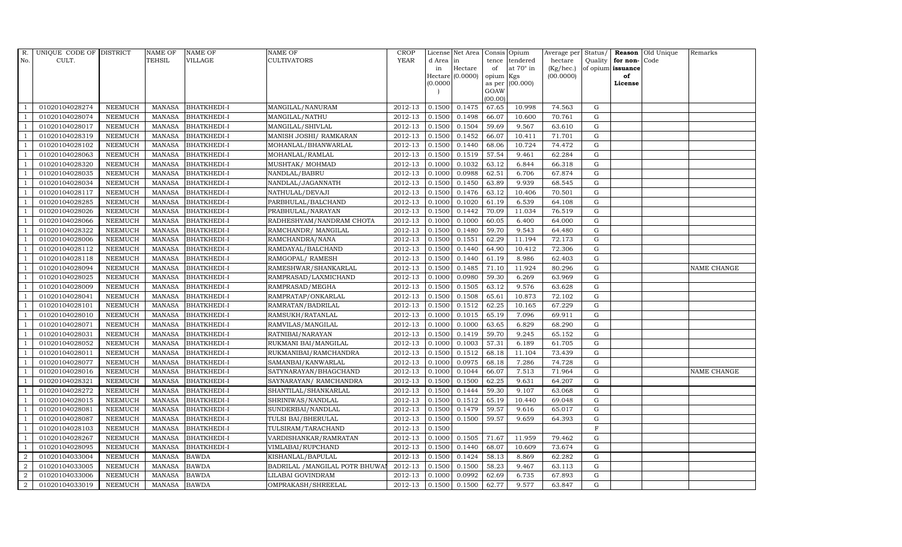| R. No. | UNIQUE CODE OF CULT. | DISTRICT | NAME OF TEHSIL | NAME OF VILLAGE | NAME OF CULTIVATORS | CROP YEAR | License d Area in Hectare (0.0000) | Net Area in Hectare (0.0000) | Consis tence of opium as per GOAW (00.00) | Opium tendered at 70° in Kgs (00.000) | Average per hectare (Kg/hec.) (00.0000) | Status/ Quality of opium | Reason for non-issuance of License | Old Unique Code | Remarks |
|---|---|---|---|---|---|---|---|---|---|---|---|---|---|---|---|
| 1 | 01020104028274 | NEEMUCH | MANASA | BHATKHEDI-I | MANGILAL/NANURAM | 2012-13 | 0.1500 | 0.1475 | 67.65 | 10.998 | 74.563 | G | | | |
| 1 | 01020104028074 | NEEMUCH | MANASA | BHATKHEDI-I | MANGILAL/NATHU | 2012-13 | 0.1500 | 0.1498 | 66.07 | 10.600 | 70.761 | G | | | |
| 1 | 01020104028017 | NEEMUCH | MANASA | BHATKHEDI-I | MANGILAL/SHIVLAL | 2012-13 | 0.1500 | 0.1504 | 59.69 | 9.567 | 63.610 | G | | | |
| 1 | 01020104028319 | NEEMUCH | MANASA | BHATKHEDI-I | MANISH JOSHI/ RAMKARAN | 2012-13 | 0.1500 | 0.1452 | 66.07 | 10.411 | 71.701 | G | | | |
| 1 | 01020104028102 | NEEMUCH | MANASA | BHATKHEDI-I | MOHANLAL/BHANWARLAL | 2012-13 | 0.1500 | 0.1440 | 68.06 | 10.724 | 74.472 | G | | | |
| 1 | 01020104028063 | NEEMUCH | MANASA | BHATKHEDI-I | MOHANLAL/RAMLAL | 2012-13 | 0.1500 | 0.1519 | 57.54 | 9.461 | 62.284 | G | | | |
| 1 | 01020104028320 | NEEMUCH | MANASA | BHATKHEDI-I | MUSHTAK/ MOHMAD | 2012-13 | 0.1000 | 0.1032 | 63.12 | 6.844 | 66.318 | G | | | |
| 1 | 01020104028035 | NEEMUCH | MANASA | BHATKHEDI-I | NANDLAL/BABRU | 2012-13 | 0.1000 | 0.0988 | 62.51 | 6.706 | 67.874 | G | | | |
| 1 | 01020104028034 | NEEMUCH | MANASA | BHATKHEDI-I | NANDLAL/JAGANNATH | 2012-13 | 0.1500 | 0.1450 | 63.89 | 9.939 | 68.545 | G | | | |
| 1 | 01020104028117 | NEEMUCH | MANASA | BHATKHEDI-I | NATHULAL/DEVAJI | 2012-13 | 0.1500 | 0.1476 | 63.12 | 10.406 | 70.501 | G | | | |
| 1 | 01020104028285 | NEEMUCH | MANASA | BHATKHEDI-I | PARBHULAL/BALCHAND | 2012-13 | 0.1000 | 0.1020 | 61.19 | 6.539 | 64.108 | G | | | |
| 1 | 01020104028026 | NEEMUCH | MANASA | BHATKHEDI-I | PRABHULAL/NARAYAN | 2012-13 | 0.1500 | 0.1442 | 70.09 | 11.034 | 76.519 | G | | | |
| 1 | 01020104028066 | NEEMUCH | MANASA | BHATKHEDI-I | RADHESHYAM/NANDRAM CHOTA | 2012-13 | 0.1000 | 0.1000 | 60.05 | 6.400 | 64.000 | G | | | |
| 1 | 01020104028322 | NEEMUCH | MANASA | BHATKHEDI-I | RAMCHANDR/ MANGILAL | 2012-13 | 0.1500 | 0.1480 | 59.70 | 9.543 | 64.480 | G | | | |
| 1 | 01020104028006 | NEEMUCH | MANASA | BHATKHEDI-I | RAMCHANDRA/NANA | 2012-13 | 0.1500 | 0.1551 | 62.29 | 11.194 | 72.173 | G | | | |
| 1 | 01020104028112 | NEEMUCH | MANASA | BHATKHEDI-I | RAMDAYAL/BALCHAND | 2012-13 | 0.1500 | 0.1440 | 64.90 | 10.412 | 72.306 | G | | | |
| 1 | 01020104028118 | NEEMUCH | MANASA | BHATKHEDI-I | RAMGOPAL/ RAMESH | 2012-13 | 0.1500 | 0.1440 | 61.19 | 8.986 | 62.403 | G | | | |
| 1 | 01020104028094 | NEEMUCH | MANASA | BHATKHEDI-I | RAMESHWAR/SHANKARLAL | 2012-13 | 0.1500 | 0.1485 | 71.10 | 11.924 | 80.296 | G | | | NAME CHANGE |
| 1 | 01020104028025 | NEEMUCH | MANASA | BHATKHEDI-I | RAMPRASAD/LAXMICHAND | 2012-13 | 0.1000 | 0.0980 | 59.30 | 6.269 | 63.969 | G | | | |
| 1 | 01020104028009 | NEEMUCH | MANASA | BHATKHEDI-I | RAMPRASAD/MEGHA | 2012-13 | 0.1500 | 0.1505 | 63.12 | 9.576 | 63.628 | G | | | |
| 1 | 01020104028041 | NEEMUCH | MANASA | BHATKHEDI-I | RAMPRATAP/ONKARLAL | 2012-13 | 0.1500 | 0.1508 | 65.61 | 10.873 | 72.102 | G | | | |
| 1 | 01020104028101 | NEEMUCH | MANASA | BHATKHEDI-I | RAMRATAN/BADRILAL | 2012-13 | 0.1500 | 0.1512 | 62.25 | 10.165 | 67.229 | G | | | |
| 1 | 01020104028010 | NEEMUCH | MANASA | BHATKHEDI-I | RAMSUKH/RATANLAL | 2012-13 | 0.1000 | 0.1015 | 65.19 | 7.096 | 69.911 | G | | | |
| 1 | 01020104028071 | NEEMUCH | MANASA | BHATKHEDI-I | RAMVILAS/MANGILAL | 2012-13 | 0.1000 | 0.1000 | 63.65 | 6.829 | 68.290 | G | | | |
| 1 | 01020104028031 | NEEMUCH | MANASA | BHATKHEDI-I | RATNIBAI/NARAYAN | 2012-13 | 0.1500 | 0.1419 | 59.70 | 9.245 | 65.152 | G | | | |
| 1 | 01020104028052 | NEEMUCH | MANASA | BHATKHEDI-I | RUKMANI BAI/MANGILAL | 2012-13 | 0.1000 | 0.1003 | 57.31 | 6.189 | 61.705 | G | | | |
| 1 | 01020104028011 | NEEMUCH | MANASA | BHATKHEDI-I | RUKMANIBAI/RAMCHANDRA | 2012-13 | 0.1500 | 0.1512 | 68.18 | 11.104 | 73.439 | G | | | |
| 1 | 01020104028077 | NEEMUCH | MANASA | BHATKHEDI-I | SAMANBAI/KANWARLAL | 2012-13 | 0.1000 | 0.0975 | 68.18 | 7.286 | 74.728 | G | | | |
| 1 | 01020104028016 | NEEMUCH | MANASA | BHATKHEDI-I | SATYNARAYAN/BHAGCHAND | 2012-13 | 0.1000 | 0.1044 | 66.07 | 7.513 | 71.964 | G | | | NAME CHANGE |
| 1 | 01020104028321 | NEEMUCH | MANASA | BHATKHEDI-I | SAYNARAYAN/ RAMCHANDRA | 2012-13 | 0.1500 | 0.1500 | 62.25 | 9.631 | 64.207 | G | | | |
| 1 | 01020104028272 | NEEMUCH | MANASA | BHATKHEDI-I | SHANTILAL/SHANKARLAL | 2012-13 | 0.1500 | 0.1444 | 59.30 | 9.107 | 63.068 | G | | | |
| 1 | 01020104028015 | NEEMUCH | MANASA | BHATKHEDI-I | SHRINIWAS/NANDLAL | 2012-13 | 0.1500 | 0.1512 | 65.19 | 10.440 | 69.048 | G | | | |
| 1 | 01020104028081 | NEEMUCH | MANASA | BHATKHEDI-I | SUNDERBAI/NANDLAL | 2012-13 | 0.1500 | 0.1479 | 59.57 | 9.616 | 65.017 | G | | | |
| 1 | 01020104028087 | NEEMUCH | MANASA | BHATKHEDI-I | TULSI BAI/BHERULAL | 2012-13 | 0.1500 | 0.1500 | 59.57 | 9.659 | 64.393 | G | | | |
| 1 | 01020104028103 | NEEMUCH | MANASA | BHATKHEDI-I | TULSIRAM/TARACHAND | 2012-13 | 0.1500 | | | | | F | | | |
| 1 | 01020104028267 | NEEMUCH | MANASA | BHATKHEDI-I | VARDISHANKAR/RAMRATAN | 2012-13 | 0.1000 | 0.1505 | 71.67 | 11.959 | 79.462 | G | | | |
| 1 | 01020104028095 | NEEMUCH | MANASA | BHATKHEDI-I | VIMLABAI/RUPCHAND | 2012-13 | 0.1500 | 0.1440 | 68.07 | 10.609 | 73.674 | G | | | |
| 2 | 01020104033004 | NEEMUCH | MANASA | BAWDA | KISHANLAL/BAPULAL | 2012-13 | 0.1500 | 0.1424 | 58.13 | 8.869 | 62.282 | G | | | |
| 2 | 01020104033005 | NEEMUCH | MANASA | BAWDA | BADRILAL /MANGILAL POTR BHUWAI | 2012-13 | 0.1500 | 0.1500 | 58.23 | 9.467 | 63.113 | G | | | |
| 2 | 01020104033006 | NEEMUCH | MANASA | BAWDA | LILABAI GOVINDRAM | 2012-13 | 0.1000 | 0.0992 | 62.69 | 6.735 | 67.893 | G | | | |
| 2 | 01020104033019 | NEEMUCH | MANASA | BAWDA | OMPRAKASH/SHREELAL | 2012-13 | 0.1500 | 0.1500 | 62.77 | 9.577 | 63.847 | G | | | |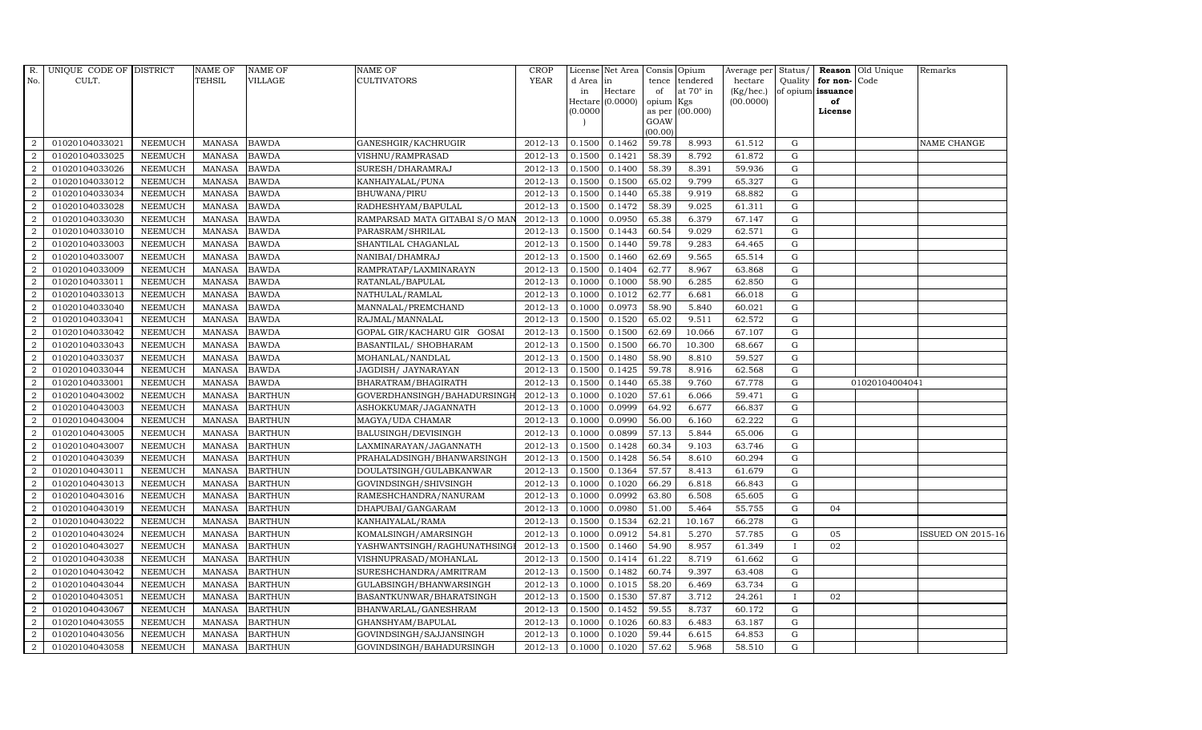| R. No. | UNIQUE CODE OF CULT. | DISTRICT | NAME OF TEHSIL | NAME OF VILLAGE | NAME OF CULTIVATORS | CROP YEAR | License d Area in Hectare (0.0000) | Net Area in Hectare (0.0000) | Consis tence of opium as per GOAW (00.00) | Opium tendered at 70° in Kgs (00.000) | Average per hectare (Kg/hec.) (00.0000) | Status/ Quality of opium | Reason for non-issuance of License | Old Unique Code | Remarks |
|---|---|---|---|---|---|---|---|---|---|---|---|---|---|---|---|
| 2 | 01020104033021 | NEEMUCH | MANASA | BAWDA | GANESHGIR/KACHRUGIR | 2012-13 | 0.1500 | 0.1462 | 59.78 | 8.993 | 61.512 | G | | | NAME CHANGE |
| 2 | 01020104033025 | NEEMUCH | MANASA | BAWDA | VISHNU/RAMPRASAD | 2012-13 | 0.1500 | 0.1421 | 58.39 | 8.792 | 61.872 | G | | | |
| 2 | 01020104033026 | NEEMUCH | MANASA | BAWDA | SURESH/DHARAMRAJ | 2012-13 | 0.1500 | 0.1400 | 58.39 | 8.391 | 59.936 | G | | | |
| 2 | 01020104033012 | NEEMUCH | MANASA | BAWDA | KANHAIYALAL/PUNA | 2012-13 | 0.1500 | 0.1500 | 65.02 | 9.799 | 65.327 | G | | | |
| 2 | 01020104033034 | NEEMUCH | MANASA | BAWDA | BHUWANA/PIRU | 2012-13 | 0.1500 | 0.1440 | 65.38 | 9.919 | 68.882 | G | | | |
| 2 | 01020104033028 | NEEMUCH | MANASA | BAWDA | RADHESHYAM/BAPULAL | 2012-13 | 0.1500 | 0.1472 | 58.39 | 9.025 | 61.311 | G | | | |
| 2 | 01020104033030 | NEEMUCH | MANASA | BAWDA | RAMPARSAD MATA GITABAI S/O MAN | 2012-13 | 0.1000 | 0.0950 | 65.38 | 6.379 | 67.147 | G | | | |
| 2 | 01020104033010 | NEEMUCH | MANASA | BAWDA | PARASRAM/SHRILAL | 2012-13 | 0.1500 | 0.1443 | 60.54 | 9.029 | 62.571 | G | | | |
| 2 | 01020104033003 | NEEMUCH | MANASA | BAWDA | SHANTILAL CHAGANLAL | 2012-13 | 0.1500 | 0.1440 | 59.78 | 9.283 | 64.465 | G | | | |
| 2 | 01020104033007 | NEEMUCH | MANASA | BAWDA | NANIBAI/DHAMRAJ | 2012-13 | 0.1500 | 0.1460 | 62.69 | 9.565 | 65.514 | G | | | |
| 2 | 01020104033009 | NEEMUCH | MANASA | BAWDA | RAMPRATAP/LAXMINARAYN | 2012-13 | 0.1500 | 0.1404 | 62.77 | 8.967 | 63.868 | G | | | |
| 2 | 01020104033011 | NEEMUCH | MANASA | BAWDA | RATANLAL/BAPULAL | 2012-13 | 0.1000 | 0.1000 | 58.90 | 6.285 | 62.850 | G | | | |
| 2 | 01020104033013 | NEEMUCH | MANASA | BAWDA | NATHULAL/RAMLAL | 2012-13 | 0.1000 | 0.1012 | 62.77 | 6.681 | 66.018 | G | | | |
| 2 | 01020104033040 | NEEMUCH | MANASA | BAWDA | MANNALAL/PREMCHAND | 2012-13 | 0.1000 | 0.0973 | 58.90 | 5.840 | 60.021 | G | | | |
| 2 | 01020104033041 | NEEMUCH | MANASA | BAWDA | RAJMAL/MANNALAL | 2012-13 | 0.1500 | 0.1520 | 65.02 | 9.511 | 62.572 | G | | | |
| 2 | 01020104033042 | NEEMUCH | MANASA | BAWDA | GOPAL GIR/KACHARU GIR GOSAI | 2012-13 | 0.1500 | 0.1500 | 62.69 | 10.066 | 67.107 | G | | | |
| 2 | 01020104033043 | NEEMUCH | MANASA | BAWDA | BASANTILAL/ SHOBHARAM | 2012-13 | 0.1500 | 0.1500 | 66.70 | 10.300 | 68.667 | G | | | |
| 2 | 01020104033037 | NEEMUCH | MANASA | BAWDA | MOHANLAL/NANDLAL | 2012-13 | 0.1500 | 0.1480 | 58.90 | 8.810 | 59.527 | G | | | |
| 2 | 01020104033044 | NEEMUCH | MANASA | BAWDA | JAGDISH/ JAYNARAYAN | 2012-13 | 0.1500 | 0.1425 | 59.78 | 8.916 | 62.568 | G | | | |
| 2 | 01020104033001 | NEEMUCH | MANASA | BAWDA | BHARATRAM/BHAGIRATH | 2012-13 | 0.1500 | 0.1440 | 65.38 | 9.760 | 67.778 | G | | 01020104004041 | |
| 2 | 01020104043002 | NEEMUCH | MANASA | BARTHUN | GOVERDHANSINGH/BAHADURSINGH | 2012-13 | 0.1000 | 0.1020 | 57.61 | 6.066 | 59.471 | G | | | |
| 2 | 01020104043003 | NEEMUCH | MANASA | BARTHUN | ASHOKKUMAR/JAGANNATH | 2012-13 | 0.1000 | 0.0999 | 64.92 | 6.677 | 66.837 | G | | | |
| 2 | 01020104043004 | NEEMUCH | MANASA | BARTHUN | MAGYA/UDA CHAMAR | 2012-13 | 0.1000 | 0.0990 | 56.00 | 6.160 | 62.222 | G | | | |
| 2 | 01020104043005 | NEEMUCH | MANASA | BARTHUN | BALUSINGH/DEVISINGH | 2012-13 | 0.1000 | 0.0899 | 57.13 | 5.844 | 65.006 | G | | | |
| 2 | 01020104043007 | NEEMUCH | MANASA | BARTHUN | LAXMINARAYAN/JAGANNATH | 2012-13 | 0.1500 | 0.1428 | 60.34 | 9.103 | 63.746 | G | | | |
| 2 | 01020104043039 | NEEMUCH | MANASA | BARTHUN | PRAHALADSINGH/BHANWARSINGH | 2012-13 | 0.1500 | 0.1428 | 56.54 | 8.610 | 60.294 | G | | | |
| 2 | 01020104043011 | NEEMUCH | MANASA | BARTHUN | DOULATSINGH/GULABKANWAR | 2012-13 | 0.1500 | 0.1364 | 57.57 | 8.413 | 61.679 | G | | | |
| 2 | 01020104043013 | NEEMUCH | MANASA | BARTHUN | GOVINDSINGH/SHIVSINGH | 2012-13 | 0.1000 | 0.1020 | 66.29 | 6.818 | 66.843 | G | | | |
| 2 | 01020104043016 | NEEMUCH | MANASA | BARTHUN | RAMESHCHANDRA/NANURAM | 2012-13 | 0.1000 | 0.0992 | 63.80 | 6.508 | 65.605 | G | | | |
| 2 | 01020104043019 | NEEMUCH | MANASA | BARTHUN | DHAPUBAI/GANGARAM | 2012-13 | 0.1000 | 0.0980 | 51.00 | 5.464 | 55.755 | G | 04 | | |
| 2 | 01020104043022 | NEEMUCH | MANASA | BARTHUN | KANHAIYALAL/RAMA | 2012-13 | 0.1500 | 0.1534 | 62.21 | 10.167 | 66.278 | G | | | |
| 2 | 01020104043024 | NEEMUCH | MANASA | BARTHUN | KOMALSINGH/AMARSINGH | 2012-13 | 0.1000 | 0.0912 | 54.81 | 5.270 | 57.785 | G | 05 | | ISSUED ON 2015-16 |
| 2 | 01020104043027 | NEEMUCH | MANASA | BARTHUN | YASHWANTSINGH/RAGHUNATHSINGH | 2012-13 | 0.1500 | 0.1460 | 54.90 | 8.957 | 61.349 | I | 02 | | |
| 2 | 01020104043038 | NEEMUCH | MANASA | BARTHUN | VISHNUPRASAD/MOHANLAL | 2012-13 | 0.1500 | 0.1414 | 61.22 | 8.719 | 61.662 | G | | | |
| 2 | 01020104043042 | NEEMUCH | MANASA | BARTHUN | SURESHCHANDRA/AMRITRAM | 2012-13 | 0.1500 | 0.1482 | 60.74 | 9.397 | 63.408 | G | | | |
| 2 | 01020104043044 | NEEMUCH | MANASA | BARTHUN | GULABSINGH/BHANWARSINGH | 2012-13 | 0.1000 | 0.1015 | 58.20 | 6.469 | 63.734 | G | | | |
| 2 | 01020104043051 | NEEMUCH | MANASA | BARTHUN | BASANTKUNWAR/BHARATSINGH | 2012-13 | 0.1500 | 0.1530 | 57.87 | 3.712 | 24.261 | I | 02 | | |
| 2 | 01020104043067 | NEEMUCH | MANASA | BARTHUN | BHANWARLAL/GANESHRAM | 2012-13 | 0.1500 | 0.1452 | 59.55 | 8.737 | 60.172 | G | | | |
| 2 | 01020104043055 | NEEMUCH | MANASA | BARTHUN | GHANSHYAM/BAPULAL | 2012-13 | 0.1000 | 0.1026 | 60.83 | 6.483 | 63.187 | G | | | |
| 2 | 01020104043056 | NEEMUCH | MANASA | BARTHUN | GOVINDSINGH/SAJJANSINGH | 2012-13 | 0.1000 | 0.1020 | 59.44 | 6.615 | 64.853 | G | | | |
| 2 | 01020104043058 | NEEMUCH | MANASA | BARTHUN | GOVINDSINGH/BAHADURSINGH | 2012-13 | 0.1000 | 0.1020 | 57.62 | 5.968 | 58.510 | G | | | |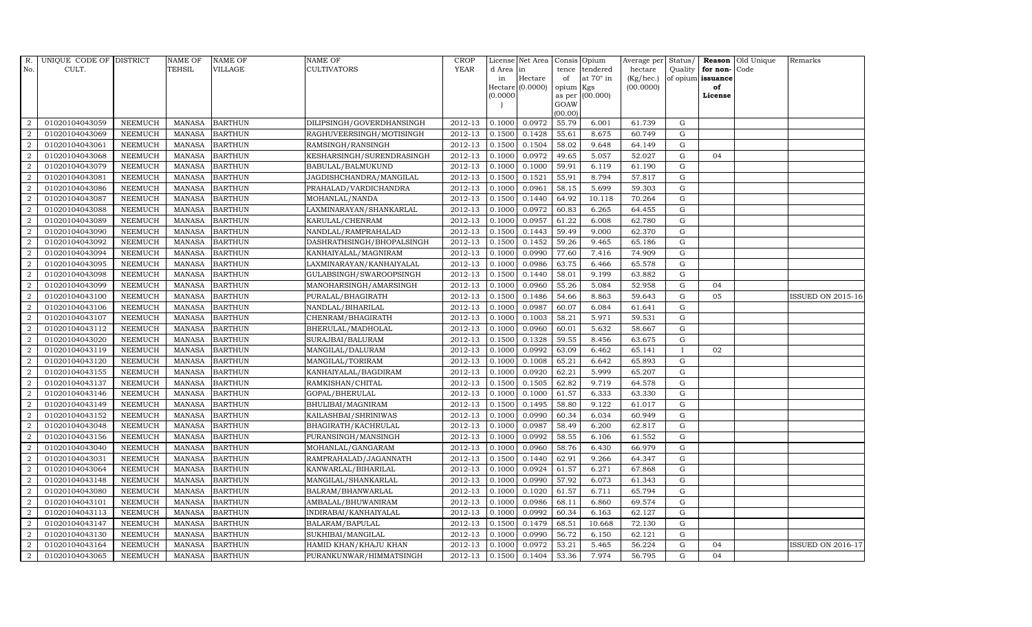| R. No. | UNIQUE CODE OF CULT. | DISTRICT | NAME OF TEHSIL | NAME OF VILLAGE | NAME OF CULTIVATORS | CROP YEAR | License d Area in Hectare (0.0000) | Net Area in Hectare (0.0000) | Consis tence of opium as per GOAW (00.00) | Opium tendered at 70° in Kgs (00.000) | Average per hectare (Kg/hec.) (00.0000) | Status/ Quality of opium | Reason for non-issuance of License | Old Unique Code | Remarks |
|---|---|---|---|---|---|---|---|---|---|---|---|---|---|---|---|
| 2 | 01020104043059 | NEEMUCH | MANASA | BARTHUN | DILIPSINGH/GOVERDHANSINGH | 2012-13 | 0.1000 | 0.0972 | 55.79 | 6.001 | 61.739 | G | | | |
| 2 | 01020104043069 | NEEMUCH | MANASA | BARTHUN | RAGHUVEERSINGH/MOTISINGH | 2012-13 | 0.1500 | 0.1428 | 55.61 | 8.675 | 60.749 | G | | | |
| 2 | 01020104043061 | NEEMUCH | MANASA | BARTHUN | RAMSINGH/RANSINGH | 2012-13 | 0.1500 | 0.1504 | 58.02 | 9.648 | 64.149 | G | | | |
| 2 | 01020104043068 | NEEMUCH | MANASA | BARTHUN | KESHARSINGH/SURENDRASINGH | 2012-13 | 0.1000 | 0.0972 | 49.65 | 5.057 | 52.027 | G | 04 | | |
| 2 | 01020104043079 | NEEMUCH | MANASA | BARTHUN | BABULAL/BALMUKUND | 2012-13 | 0.1000 | 0.1000 | 59.91 | 6.119 | 61.190 | G | | | |
| 2 | 01020104043081 | NEEMUCH | MANASA | BARTHUN | JAGDISHCHANDRA/MANGILAL | 2012-13 | 0.1500 | 0.1521 | 55.91 | 8.794 | 57.817 | G | | | |
| 2 | 01020104043086 | NEEMUCH | MANASA | BARTHUN | PRAHALAD/VARDICHANDRA | 2012-13 | 0.1000 | 0.0961 | 58.15 | 5.699 | 59.303 | G | | | |
| 2 | 01020104043087 | NEEMUCH | MANASA | BARTHUN | MOHANLAL/NANDA | 2012-13 | 0.1500 | 0.1440 | 64.92 | 10.118 | 70.264 | G | | | |
| 2 | 01020104043088 | NEEMUCH | MANASA | BARTHUN | LAXMINARAYAN/SHANKARLAL | 2012-13 | 0.1000 | 0.0972 | 60.83 | 6.265 | 64.455 | G | | | |
| 2 | 01020104043089 | NEEMUCH | MANASA | BARTHUN | KARULAL/CHENRAM | 2012-13 | 0.1000 | 0.0957 | 61.22 | 6.008 | 62.780 | G | | | |
| 2 | 01020104043090 | NEEMUCH | MANASA | BARTHUN | NANDLAL/RAMPRAHALAD | 2012-13 | 0.1500 | 0.1443 | 59.49 | 9.000 | 62.370 | G | | | |
| 2 | 01020104043092 | NEEMUCH | MANASA | BARTHUN | DASHRATHSINGH/BHOPALSINGH | 2012-13 | 0.1500 | 0.1452 | 59.26 | 9.465 | 65.186 | G | | | |
| 2 | 01020104043094 | NEEMUCH | MANASA | BARTHUN | KANHAIYALAL/MAGNIRAM | 2012-13 | 0.1000 | 0.0990 | 77.60 | 7.416 | 74.909 | G | | | |
| 2 | 01020104043095 | NEEMUCH | MANASA | BARTHUN | LAXMINARAYAN/KANHAIYALAL | 2012-13 | 0.1000 | 0.0986 | 63.75 | 6.466 | 65.578 | G | | | |
| 2 | 01020104043098 | NEEMUCH | MANASA | BARTHUN | GULABSINGH/SWAROOPSINGH | 2012-13 | 0.1500 | 0.1440 | 58.01 | 9.199 | 63.882 | G | | | |
| 2 | 01020104043099 | NEEMUCH | MANASA | BARTHUN | MANOHARSINGH/AMARSINGH | 2012-13 | 0.1000 | 0.0960 | 55.26 | 5.084 | 52.958 | G | 04 | | |
| 2 | 01020104043100 | NEEMUCH | MANASA | BARTHUN | PURALAL/BHAGIRATH | 2012-13 | 0.1500 | 0.1486 | 54.66 | 8.863 | 59.643 | G | 05 | | ISSUED ON 2015-16 |
| 2 | 01020104043106 | NEEMUCH | MANASA | BARTHUN | NANDLAL/BIHARILAL | 2012-13 | 0.1000 | 0.0987 | 60.07 | 6.084 | 61.641 | G | | | |
| 2 | 01020104043107 | NEEMUCH | MANASA | BARTHUN | CHENRAM/BHAGIRATH | 2012-13 | 0.1000 | 0.1003 | 58.21 | 5.971 | 59.531 | G | | | |
| 2 | 01020104043112 | NEEMUCH | MANASA | BARTHUN | BHERULAL/MADHOLAL | 2012-13 | 0.1000 | 0.0960 | 60.01 | 5.632 | 58.667 | G | | | |
| 2 | 01020104043020 | NEEMUCH | MANASA | BARTHUN | SURAJBAI/BALURAM | 2012-13 | 0.1500 | 0.1328 | 59.55 | 8.456 | 63.675 | G | | | |
| 2 | 01020104043119 | NEEMUCH | MANASA | BARTHUN | MANGILAL/DALURAM | 2012-13 | 0.1000 | 0.0992 | 63.09 | 6.462 | 65.141 | I | 02 | | |
| 2 | 01020104043120 | NEEMUCH | MANASA | BARTHUN | MANGILAL/TORIRAM | 2012-13 | 0.1000 | 0.1008 | 65.21 | 6.642 | 65.893 | G | | | |
| 2 | 01020104043155 | NEEMUCH | MANASA | BARTHUN | KANHAIYALAL/BAGDIRAM | 2012-13 | 0.1000 | 0.0920 | 62.21 | 5.999 | 65.207 | G | | | |
| 2 | 01020104043137 | NEEMUCH | MANASA | BARTHUN | RAMKISHAN/CHITAL | 2012-13 | 0.1500 | 0.1505 | 62.82 | 9.719 | 64.578 | G | | | |
| 2 | 01020104043146 | NEEMUCH | MANASA | BARTHUN | GOPAL/BHERULAL | 2012-13 | 0.1000 | 0.1000 | 61.57 | 6.333 | 63.330 | G | | | |
| 2 | 01020104043149 | NEEMUCH | MANASA | BARTHUN | BHULIBAI/MAGNIRAM | 2012-13 | 0.1500 | 0.1495 | 58.80 | 9.122 | 61.017 | G | | | |
| 2 | 01020104043152 | NEEMUCH | MANASA | BARTHUN | KAILASHBAI/SHRINIWAS | 2012-13 | 0.1000 | 0.0990 | 60.34 | 6.034 | 60.949 | G | | | |
| 2 | 01020104043048 | NEEMUCH | MANASA | BARTHUN | BHAGIRATH/KACHRULAL | 2012-13 | 0.1000 | 0.0987 | 58.49 | 6.200 | 62.817 | G | | | |
| 2 | 01020104043156 | NEEMUCH | MANASA | BARTHUN | PURANSINGH/MANSINGH | 2012-13 | 0.1000 | 0.0992 | 58.55 | 6.106 | 61.552 | G | | | |
| 2 | 01020104043040 | NEEMUCH | MANASA | BARTHUN | MOHANLAL/GANGARAM | 2012-13 | 0.1000 | 0.0960 | 58.76 | 6.430 | 66.979 | G | | | |
| 2 | 01020104043031 | NEEMUCH | MANASA | BARTHUN | RAMPRAHALAD/JAGANNATH | 2012-13 | 0.1500 | 0.1440 | 62.91 | 9.266 | 64.347 | G | | | |
| 2 | 01020104043064 | NEEMUCH | MANASA | BARTHUN | KANWARLAL/BIHARILAL | 2012-13 | 0.1000 | 0.0924 | 61.57 | 6.271 | 67.868 | G | | | |
| 2 | 01020104043148 | NEEMUCH | MANASA | BARTHUN | MANGILAL/SHANKARLAL | 2012-13 | 0.1000 | 0.0990 | 57.92 | 6.073 | 61.343 | G | | | |
| 2 | 01020104043080 | NEEMUCH | MANASA | BARTHUN | BALRAM/BHANWARLAL | 2012-13 | 0.1000 | 0.1020 | 61.57 | 6.711 | 65.794 | G | | | |
| 2 | 01020104043101 | NEEMUCH | MANASA | BARTHUN | AMBALAL/BHUWANIRAM | 2012-13 | 0.1000 | 0.0986 | 68.11 | 6.860 | 69.574 | G | | | |
| 2 | 01020104043113 | NEEMUCH | MANASA | BARTHUN | INDIRABAI/KANHAIYALAL | 2012-13 | 0.1000 | 0.0992 | 60.34 | 6.163 | 62.127 | G | | | |
| 2 | 01020104043147 | NEEMUCH | MANASA | BARTHUN | BALARAM/BAPULAL | 2012-13 | 0.1500 | 0.1479 | 68.51 | 10.668 | 72.130 | G | | | |
| 2 | 01020104043130 | NEEMUCH | MANASA | BARTHUN | SUKHIBAI/MANGILAL | 2012-13 | 0.1000 | 0.0990 | 56.72 | 6.150 | 62.121 | G | | | |
| 2 | 01020104043164 | NEEMUCH | MANASA | BARTHUN | HAMID KHAN/KHAJU KHAN | 2012-13 | 0.1000 | 0.0972 | 53.21 | 5.465 | 56.224 | G | 04 | | ISSUED ON 2016-17 |
| 2 | 01020104043065 | NEEMUCH | MANASA | BARTHUN | PURANKUNWAR/HIMMATSINGH | 2012-13 | 0.1500 | 0.1404 | 53.36 | 7.974 | 56.795 | G | 04 | | |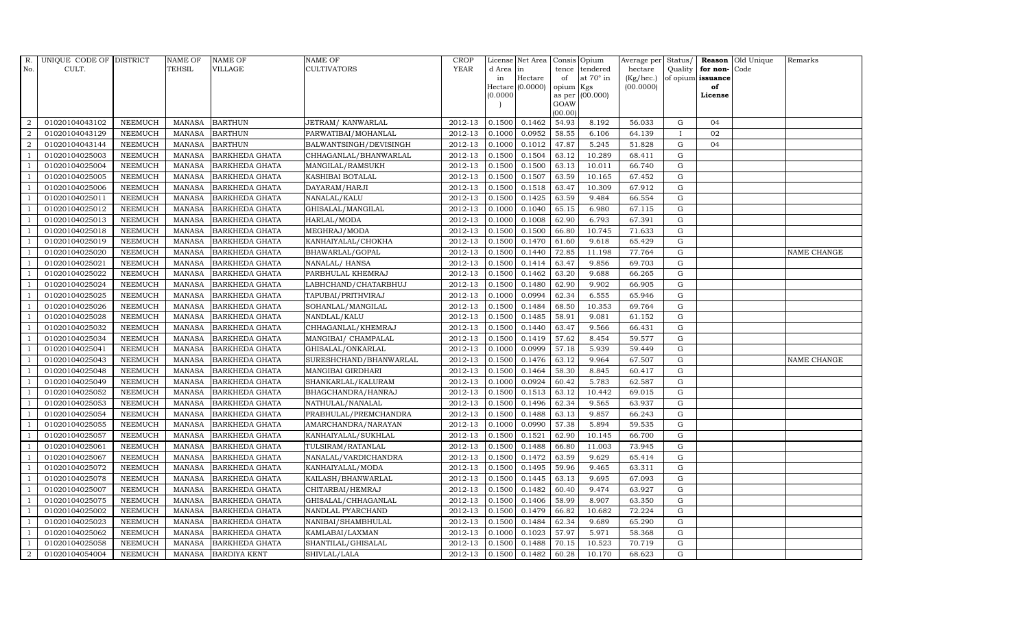| R. No. | UNIQUE CODE OF CULT. | DISTRICT | NAME OF TEHSIL | NAME OF VILLAGE | NAME OF CULTIVATORS | CROP YEAR | License d Area in Hectare (0.0000) | Net Area in Hectare (0.0000) | Consis tence of opium as per GOAW (00.00) | Opium tendered at 70° in Kgs (00.000) | Average per hectare (Kg/hec.) (00.0000) | Status/ Quality of opium | Reason for non- issuance of License | Old Unique Code | Remarks |
|---|---|---|---|---|---|---|---|---|---|---|---|---|---|---|---|
| 2 | 01020104043102 | NEEMUCH | MANASA | BARTHUN | JETRAM/ KANWARLAL | 2012-13 | 0.1500 | 0.1462 | 54.93 | 8.192 | 56.033 | G | 04 | | |
| 2 | 01020104043129 | NEEMUCH | MANASA | BARTHUN | PARWATIBAI/MOHANLAL | 2012-13 | 0.1000 | 0.0952 | 58.55 | 6.106 | 64.139 | I | 02 | | |
| 2 | 01020104043144 | NEEMUCH | MANASA | BARTHUN | BALWANTSINGH/DEVISINGH | 2012-13 | 0.1000 | 0.1012 | 47.87 | 5.245 | 51.828 | G | 04 | | |
| 1 | 01020104025003 | NEEMUCH | MANASA | BARKHEDA GHATA | CHHAGANLAL/BHANWARLAL | 2012-13 | 0.1500 | 0.1504 | 63.12 | 10.289 | 68.411 | G | | | |
| 1 | 01020104025004 | NEEMUCH | MANASA | BARKHEDA GHATA | MANGILAL/RAMSUKH | 2012-13 | 0.1500 | 0.1500 | 63.13 | 10.011 | 66.740 | G | | | |
| 1 | 01020104025005 | NEEMUCH | MANASA | BARKHEDA GHATA | KASHIBAI BOTALAL | 2012-13 | 0.1500 | 0.1507 | 63.59 | 10.165 | 67.452 | G | | | |
| 1 | 01020104025006 | NEEMUCH | MANASA | BARKHEDA GHATA | DAYARAM/HARJI | 2012-13 | 0.1500 | 0.1518 | 63.47 | 10.309 | 67.912 | G | | | |
| 1 | 01020104025011 | NEEMUCH | MANASA | BARKHEDA GHATA | NANALAL/KALU | 2012-13 | 0.1500 | 0.1425 | 63.59 | 9.484 | 66.554 | G | | | |
| 1 | 01020104025012 | NEEMUCH | MANASA | BARKHEDA GHATA | GHISALAL/MANGILAL | 2012-13 | 0.1000 | 0.1040 | 65.15 | 6.980 | 67.115 | G | | | |
| 1 | 01020104025013 | NEEMUCH | MANASA | BARKHEDA GHATA | HARLAL/MODA | 2012-13 | 0.1000 | 0.1008 | 62.90 | 6.793 | 67.391 | G | | | |
| 1 | 01020104025018 | NEEMUCH | MANASA | BARKHEDA GHATA | MEGHRAJ/MODA | 2012-13 | 0.1500 | 0.1500 | 66.80 | 10.745 | 71.633 | G | | | |
| 1 | 01020104025019 | NEEMUCH | MANASA | BARKHEDA GHATA | KANHAIYALAL/CHOKHA | 2012-13 | 0.1500 | 0.1470 | 61.60 | 9.618 | 65.429 | G | | | |
| 1 | 01020104025020 | NEEMUCH | MANASA | BARKHEDA GHATA | BHAWARLAL/GOPAL | 2012-13 | 0.1500 | 0.1440 | 72.85 | 11.198 | 77.764 | G | | | NAME CHANGE |
| 1 | 01020104025021 | NEEMUCH | MANASA | BARKHEDA GHATA | NANALAL/ HANSA | 2012-13 | 0.1500 | 0.1414 | 63.47 | 9.856 | 69.703 | G | | | |
| 1 | 01020104025022 | NEEMUCH | MANASA | BARKHEDA GHATA | PARBHULAL KHEMRAJ | 2012-13 | 0.1500 | 0.1462 | 63.20 | 9.688 | 66.265 | G | | | |
| 1 | 01020104025024 | NEEMUCH | MANASA | BARKHEDA GHATA | LABHCHAND/CHATARBHUJ | 2012-13 | 0.1500 | 0.1480 | 62.90 | 9.902 | 66.905 | G | | | |
| 1 | 01020104025025 | NEEMUCH | MANASA | BARKHEDA GHATA | TAPUBAI/PRITHVIRAJ | 2012-13 | 0.1000 | 0.0994 | 62.34 | 6.555 | 65.946 | G | | | |
| 1 | 01020104025026 | NEEMUCH | MANASA | BARKHEDA GHATA | SOHANLAL/MANGILAL | 2012-13 | 0.1500 | 0.1484 | 68.50 | 10.353 | 69.764 | G | | | |
| 1 | 01020104025028 | NEEMUCH | MANASA | BARKHEDA GHATA | NANDLAL/KALU | 2012-13 | 0.1500 | 0.1485 | 58.91 | 9.081 | 61.152 | G | | | |
| 1 | 01020104025032 | NEEMUCH | MANASA | BARKHEDA GHATA | CHHAGANLAL/KHEMRAJ | 2012-13 | 0.1500 | 0.1440 | 63.47 | 9.566 | 66.431 | G | | | |
| 1 | 01020104025034 | NEEMUCH | MANASA | BARKHEDA GHATA | MANGIBAI/ CHAMPALAL | 2012-13 | 0.1500 | 0.1419 | 57.62 | 8.454 | 59.577 | G | | | |
| 1 | 01020104025041 | NEEMUCH | MANASA | BARKHEDA GHATA | GHISALAL/ONKARLAL | 2012-13 | 0.1000 | 0.0999 | 57.18 | 5.939 | 59.449 | G | | | |
| 1 | 01020104025043 | NEEMUCH | MANASA | BARKHEDA GHATA | SURESHCHAND/BHANWARLAL | 2012-13 | 0.1500 | 0.1476 | 63.12 | 9.964 | 67.507 | G | | | NAME CHANGE |
| 1 | 01020104025048 | NEEMUCH | MANASA | BARKHEDA GHATA | MANGIBAI GIRDHARI | 2012-13 | 0.1500 | 0.1464 | 58.30 | 8.845 | 60.417 | G | | | |
| 1 | 01020104025049 | NEEMUCH | MANASA | BARKHEDA GHATA | SHANKARLAL/KALURAM | 2012-13 | 0.1000 | 0.0924 | 60.42 | 5.783 | 62.587 | G | | | |
| 1 | 01020104025052 | NEEMUCH | MANASA | BARKHEDA GHATA | BHAGCHANDRA/HANRAJ | 2012-13 | 0.1500 | 0.1513 | 63.12 | 10.442 | 69.015 | G | | | |
| 1 | 01020104025053 | NEEMUCH | MANASA | BARKHEDA GHATA | NATHULAL/NANALAL | 2012-13 | 0.1500 | 0.1496 | 62.34 | 9.565 | 63.937 | G | | | |
| 1 | 01020104025054 | NEEMUCH | MANASA | BARKHEDA GHATA | PRABHULAL/PREMCHANDRA | 2012-13 | 0.1500 | 0.1488 | 63.13 | 9.857 | 66.243 | G | | | |
| 1 | 01020104025055 | NEEMUCH | MANASA | BARKHEDA GHATA | AMARCHANDRA/NARAYAN | 2012-13 | 0.1000 | 0.0990 | 57.38 | 5.894 | 59.535 | G | | | |
| 1 | 01020104025057 | NEEMUCH | MANASA | BARKHEDA GHATA | KANHAIYALAL/SUKHLAL | 2012-13 | 0.1500 | 0.1521 | 62.90 | 10.145 | 66.700 | G | | | |
| 1 | 01020104025061 | NEEMUCH | MANASA | BARKHEDA GHATA | TULSIRAM/RATANLAL | 2012-13 | 0.1500 | 0.1488 | 66.80 | 11.003 | 73.945 | G | | | |
| 1 | 01020104025067 | NEEMUCH | MANASA | BARKHEDA GHATA | NANALAL/VARDICHANDRA | 2012-13 | 0.1500 | 0.1472 | 63.59 | 9.629 | 65.414 | G | | | |
| 1 | 01020104025072 | NEEMUCH | MANASA | BARKHEDA GHATA | KANHAIYALAL/MODA | 2012-13 | 0.1500 | 0.1495 | 59.96 | 9.465 | 63.311 | G | | | |
| 1 | 01020104025078 | NEEMUCH | MANASA | BARKHEDA GHATA | KAILASH/BHANWARLAL | 2012-13 | 0.1500 | 0.1445 | 63.13 | 9.695 | 67.093 | G | | | |
| 1 | 01020104025007 | NEEMUCH | MANASA | BARKHEDA GHATA | CHITARBAI/HEMRAJ | 2012-13 | 0.1500 | 0.1482 | 60.40 | 9.474 | 63.927 | G | | | |
| 1 | 01020104025075 | NEEMUCH | MANASA | BARKHEDA GHATA | GHISALAL/CHHAGANLAL | 2012-13 | 0.1500 | 0.1406 | 58.99 | 8.907 | 63.350 | G | | | |
| 1 | 01020104025002 | NEEMUCH | MANASA | BARKHEDA GHATA | NANDLAL PYARCHAND | 2012-13 | 0.1500 | 0.1479 | 66.82 | 10.682 | 72.224 | G | | | |
| 1 | 01020104025023 | NEEMUCH | MANASA | BARKHEDA GHATA | NANIBAI/SHAMBHULAL | 2012-13 | 0.1500 | 0.1484 | 62.34 | 9.689 | 65.290 | G | | | |
| 1 | 01020104025062 | NEEMUCH | MANASA | BARKHEDA GHATA | KAMLABAI/LAXMAN | 2012-13 | 0.1000 | 0.1023 | 57.97 | 5.971 | 58.368 | G | | | |
| 1 | 01020104025058 | NEEMUCH | MANASA | BARKHEDA GHATA | SHANTILAL/GHISALAL | 2012-13 | 0.1500 | 0.1488 | 70.15 | 10.523 | 70.719 | G | | | |
| 2 | 01020104054004 | NEEMUCH | MANASA | BARDIYA KENT | SHIVLAL/LALA | 2012-13 | 0.1500 | 0.1482 | 60.28 | 10.170 | 68.623 | G | | | |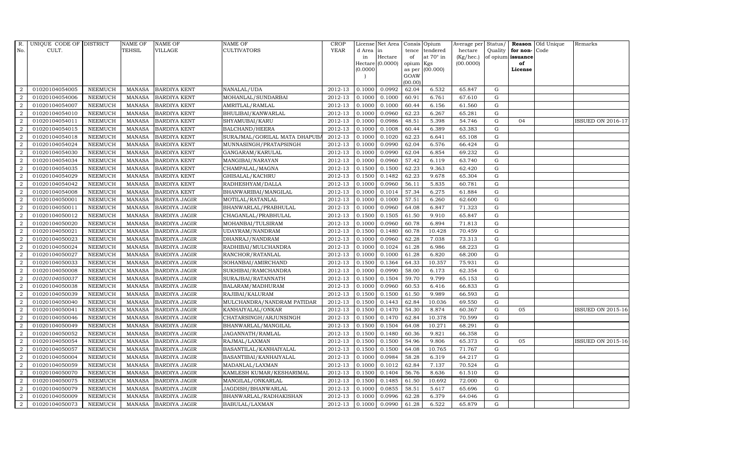| R. No. | UNIQUE CODE OF CULT. | DISTRICT | NAME OF TEHSIL | NAME OF VILLAGE | NAME OF CULTIVATORS | CROP YEAR | License d Area in Hectare (0.0000) | Net Area in Hectare (0.0000) | Consis tence of opium as per GOAW (00.00) | Opium tendered at 70° in Kgs (00.000) | Average per hectare (Kg/hec.) (00.0000) | Status/ Quality of opium | Reason for non- issuance of License | Old Unique Code | Remarks |
|---|---|---|---|---|---|---|---|---|---|---|---|---|---|---|---|
| 2 | 01020104054005 | NEEMUCH | MANASA | BARDIYA KENT | NANALAL/UDA | 2012-13 | 0.1000 | 0.0992 | 62.04 | 6.532 | 65.847 | G | | | |
| 2 | 01020104054006 | NEEMUCH | MANASA | BARDIYA KENT | MOHANLAL/SUNDARBAI | 2012-13 | 0.1000 | 0.1000 | 60.91 | 6.761 | 67.610 | G | | | |
| 2 | 01020104054007 | NEEMUCH | MANASA | BARDIYA KENT | AMRITLAL/RAMLAL | 2012-13 | 0.1000 | 0.1000 | 60.44 | 6.156 | 61.560 | G | | | |
| 2 | 01020104054010 | NEEMUCH | MANASA | BARDIYA KENT | BHULIBAI/KANWARLAL | 2012-13 | 0.1000 | 0.0960 | 62.23 | 6.267 | 65.281 | G | | | |
| 2 | 01020104054011 | NEEMUCH | MANASA | BARDIYA KENT | SHYAMUBAI/KARU | 2012-13 | 0.1000 | 0.0986 | 48.51 | 5.398 | 54.746 | G | 04 | | ISSUED ON 2016-17 |
| 2 | 01020104054015 | NEEMUCH | MANASA | BARDIYA KENT | BALCHAND/HEERA | 2012-13 | 0.1000 | 0.1008 | 60.44 | 6.389 | 63.383 | G | | | |
| 2 | 01020104054018 | NEEMUCH | MANASA | BARDIYA KENT | SURAJMAL/GORILAL MATA DHAPUBA | 2012-13 | 0.1000 | 0.1020 | 62.23 | 6.641 | 65.108 | G | | | |
| 2 | 01020104054024 | NEEMUCH | MANASA | BARDIYA KENT | MUNNASINGH/PRATAPSINGH | 2012-13 | 0.1000 | 0.0990 | 62.04 | 6.576 | 66.424 | G | | | |
| 2 | 01020104054030 | NEEMUCH | MANASA | BARDIYA KENT | GANGARAM/KARULAL | 2012-13 | 0.1000 | 0.0990 | 62.04 | 6.854 | 69.232 | G | | | |
| 2 | 01020104054034 | NEEMUCH | MANASA | BARDIYA KENT | MANGIBAI/NARAYAN | 2012-13 | 0.1000 | 0.0960 | 57.42 | 6.119 | 63.740 | G | | | |
| 2 | 01020104054035 | NEEMUCH | MANASA | BARDIYA KENT | CHAMPALAL/MAGNA | 2012-13 | 0.1500 | 0.1500 | 62.23 | 9.363 | 62.420 | G | | | |
| 2 | 01020104054029 | NEEMUCH | MANASA | BARDIYA KENT | GHISALAL/KACHRU | 2012-13 | 0.1500 | 0.1482 | 62.23 | 9.678 | 65.304 | G | | | |
| 2 | 01020104054042 | NEEMUCH | MANASA | BARDIYA KENT | RADHESHYAM/DALLA | 2012-13 | 0.1000 | 0.0960 | 56.11 | 5.835 | 60.781 | G | | | |
| 2 | 01020104054008 | NEEMUCH | MANASA | BARDIYA KENT | BHANWARIBAI/MANGILAL | 2012-13 | 0.1000 | 0.1014 | 57.34 | 6.275 | 61.884 | G | | | |
| 2 | 01020104050001 | NEEMUCH | MANASA | BARDIYA JAGIR | MOTILAL/RATANLAL | 2012-13 | 0.1000 | 0.1000 | 57.51 | 6.260 | 62.600 | G | | | |
| 2 | 01020104050011 | NEEMUCH | MANASA | BARDIYA JAGIR | BHANWARLAL/PRABHULAL | 2012-13 | 0.1000 | 0.0960 | 64.08 | 6.847 | 71.323 | G | | | |
| 2 | 01020104050012 | NEEMUCH | MANASA | BARDIYA JAGIR | CHAGANLAL/PRABHULAL | 2012-13 | 0.1500 | 0.1505 | 61.50 | 9.910 | 65.847 | G | | | |
| 2 | 01020104050020 | NEEMUCH | MANASA | BARDIYA JAGIR | MOHANBAI/TULSIRAM | 2012-13 | 0.1000 | 0.0960 | 60.78 | 6.894 | 71.813 | G | | | |
| 2 | 01020104050021 | NEEMUCH | MANASA | BARDIYA JAGIR | UDAYRAM/NANDRAM | 2012-13 | 0.1500 | 0.1480 | 60.78 | 10.428 | 70.459 | G | | | |
| 2 | 01020104050023 | NEEMUCH | MANASA | BARDIYA JAGIR | DHANRAJ/NANDRAM | 2012-13 | 0.1000 | 0.0960 | 62.28 | 7.038 | 73.313 | G | | | |
| 2 | 01020104050024 | NEEMUCH | MANASA | BARDIYA JAGIR | RADHIBAI/MULCHANDRA | 2012-13 | 0.1000 | 0.1024 | 61.28 | 6.986 | 68.223 | G | | | |
| 2 | 01020104050027 | NEEMUCH | MANASA | BARDIYA JAGIR | RANCHOR/RATANLAL | 2012-13 | 0.1000 | 0.1000 | 61.28 | 6.820 | 68.200 | G | | | |
| 2 | 01020104050033 | NEEMUCH | MANASA | BARDIYA JAGIR | SOHANBAI/AMIRCHAND | 2012-13 | 0.1500 | 0.1364 | 64.33 | 10.357 | 75.931 | G | | | |
| 2 | 01020104050008 | NEEMUCH | MANASA | BARDIYA JAGIR | SUKHIBAI/RAMCHANDRA | 2012-13 | 0.1000 | 0.0990 | 58.00 | 6.173 | 62.354 | G | | | |
| 2 | 01020104050037 | NEEMUCH | MANASA | BARDIYA JAGIR | SURAJBAI/RATANNATH | 2012-13 | 0.1500 | 0.1504 | 59.70 | 9.799 | 65.153 | G | | | |
| 2 | 01020104050038 | NEEMUCH | MANASA | BARDIYA JAGIR | BALARAM/MADHURAM | 2012-13 | 0.1000 | 0.0960 | 60.53 | 6.416 | 66.833 | G | | | |
| 2 | 01020104050039 | NEEMUCH | MANASA | BARDIYA JAGIR | RAJIBAI/KALURAM | 2012-13 | 0.1500 | 0.1500 | 61.50 | 9.989 | 66.593 | G | | | |
| 2 | 01020104050040 | NEEMUCH | MANASA | BARDIYA JAGIR | MULCHANDRA/NANDRAM PATIDAR | 2012-13 | 0.1500 | 0.1443 | 62.84 | 10.036 | 69.550 | G | | | |
| 2 | 01020104050041 | NEEMUCH | MANASA | BARDIYA JAGIR | KANHAIYALAL/ONKAR | 2012-13 | 0.1500 | 0.1470 | 54.30 | 8.874 | 60.367 | G | 05 | | ISSUED ON 2015-16 |
| 2 | 01020104050046 | NEEMUCH | MANASA | BARDIYA JAGIR | CHATARSINGH/ARJUNSINGH | 2012-13 | 0.1500 | 0.1470 | 62.84 | 10.378 | 70.599 | G | | | |
| 2 | 01020104050049 | NEEMUCH | MANASA | BARDIYA JAGIR | BHANWARLAL/MANGILAL | 2012-13 | 0.1500 | 0.1504 | 64.08 | 10.271 | 68.291 | G | | | |
| 2 | 01020104050052 | NEEMUCH | MANASA | BARDIYA JAGIR | JAGANNATH/RAMLAL | 2012-13 | 0.1500 | 0.1480 | 60.36 | 9.821 | 66.358 | G | | | |
| 2 | 01020104050054 | NEEMUCH | MANASA | BARDIYA JAGIR | RAJMAL/LAXMAN | 2012-13 | 0.1500 | 0.1500 | 54.96 | 9.806 | 65.373 | G | 05 | | ISSUED ON 2015-16 |
| 2 | 01020104050057 | NEEMUCH | MANASA | BARDIYA JAGIR | BASANTILAL/KANHAIYALAL | 2012-13 | 0.1500 | 0.1500 | 64.08 | 10.765 | 71.767 | G | | | |
| 2 | 01020104050004 | NEEMUCH | MANASA | BARDIYA JAGIR | BASANTIBAI/KANHAIYALAL | 2012-13 | 0.1000 | 0.0984 | 58.28 | 6.319 | 64.217 | G | | | |
| 2 | 01020104050059 | NEEMUCH | MANASA | BARDIYA JAGIR | MADANLAL/LAXMAN | 2012-13 | 0.1000 | 0.1012 | 62.84 | 7.137 | 70.524 | G | | | |
| 2 | 01020104050070 | NEEMUCH | MANASA | BARDIYA JAGIR | KAMLESH KUMAR/KESHARIMAL | 2012-13 | 0.1500 | 0.1404 | 56.76 | 8.636 | 61.510 | G | | | |
| 2 | 01020104050075 | NEEMUCH | MANASA | BARDIYA JAGIR | MANGILAL/ONKARLAL | 2012-13 | 0.1500 | 0.1485 | 61.50 | 10.692 | 72.000 | G | | | |
| 2 | 01020104050079 | NEEMUCH | MANASA | BARDIYA JAGIR | JAGDISH/BHANWARLAL | 2012-13 | 0.1000 | 0.0855 | 58.51 | 5.617 | 65.696 | G | | | |
| 2 | 01020104050009 | NEEMUCH | MANASA | BARDIYA JAGIR | BHANWARLAL/RADHAKISHAN | 2012-13 | 0.1000 | 0.0996 | 62.28 | 6.379 | 64.046 | G | | | |
| 2 | 01020104050073 | NEEMUCH | MANASA | BARDIYA JAGIR | BABULAL/LAXMAN | 2012-13 | 0.1000 | 0.0990 | 61.28 | 6.522 | 65.879 | G | | | |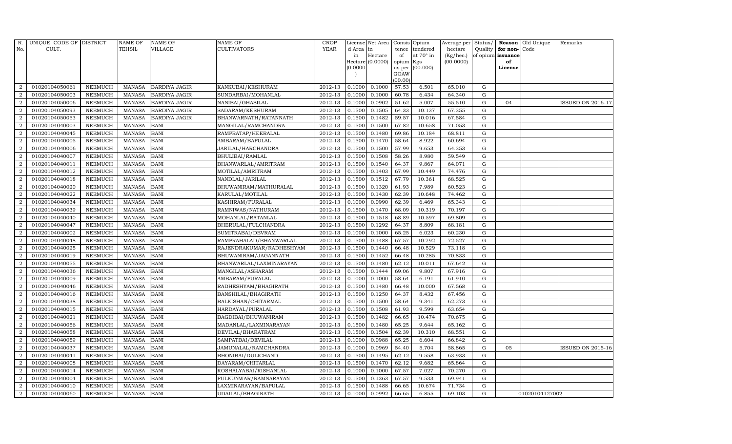| R. No. | UNIQUE CODE OF CULT. | DISTRICT | NAME OF TEHSIL | NAME OF VILLAGE | NAME OF CULTIVATORS | CROP YEAR | License d Area in Hectare (0.0000) | Net Area in Hectare (0.0000) | Consis tence of opium as per GOAW (00.00) | Opium tendered at 70° in Kgs (00.000) | Average per hectare (Kg/hec.) (00.0000) | Status/ Quality of opium | Reason for non-issuance of License | Old Unique Code | Remarks |
|---|---|---|---|---|---|---|---|---|---|---|---|---|---|---|---|
| 2 | 01020104050061 | NEEMUCH | MANASA | BARDIYA JAGIR | KANKUBAI/KESHURAM | 2012-13 | 0.1000 | 0.1000 | 57.53 | 6.501 | 65.010 | G | | | |
| 2 | 01020104050003 | NEEMUCH | MANASA | BARDIYA JAGIR | SUNDARBAI/MOHANLAL | 2012-13 | 0.1000 | 0.1000 | 60.78 | 6.434 | 64.340 | G | | | |
| 2 | 01020104050006 | NEEMUCH | MANASA | BARDIYA JAGIR | NANIBAI/GHASILAL | 2012-13 | 0.1000 | 0.0902 | 51.62 | 5.007 | 55.510 | G | 04 | | ISSUED ON 2016-17 |
| 2 | 01020104050093 | NEEMUCH | MANASA | BARDIYA JAGIR | SADARAM/KESHURAM | 2012-13 | 0.1500 | 0.1505 | 64.33 | 10.137 | 67.355 | G | | | |
| 2 | 01020104050053 | NEEMUCH | MANASA | BARDIYA JAGIR | BHANWARNATH/RATANNATH | 2012-13 | 0.1500 | 0.1482 | 59.57 | 10.016 | 67.584 | G | | | |
| 2 | 01020104040003 | NEEMUCH | MANASA | BANI | MANGILAL/RAMCHANDRA | 2012-13 | 0.1500 | 0.1500 | 67.82 | 10.658 | 71.053 | G | | | |
| 2 | 01020104040045 | NEEMUCH | MANASA | BANI | RAMPRATAP/HEERALAL | 2012-13 | 0.1500 | 0.1480 | 69.86 | 10.184 | 68.811 | G | | | |
| 2 | 01020104040005 | NEEMUCH | MANASA | BANI | AMBARAM/BAPULAL | 2012-13 | 0.1500 | 0.1470 | 58.64 | 8.922 | 60.694 | G | | | |
| 2 | 01020104040006 | NEEMUCH | MANASA | BANI | JARILAL/HARCHANDRA | 2012-13 | 0.1500 | 0.1500 | 57.99 | 9.653 | 64.353 | G | | | |
| 2 | 01020104040007 | NEEMUCH | MANASA | BANI | BHULIBAI/RAMLAL | 2012-13 | 0.1500 | 0.1508 | 58.26 | 8.980 | 59.549 | G | | | |
| 2 | 01020104040011 | NEEMUCH | MANASA | BANI | BHANWARLAL/AMRITRAM | 2012-13 | 0.1500 | 0.1540 | 64.37 | 9.867 | 64.071 | G | | | |
| 2 | 01020104040012 | NEEMUCH | MANASA | BANI | MOTILAL/AMRITRAM | 2012-13 | 0.1500 | 0.1403 | 67.99 | 10.449 | 74.476 | G | | | |
| 2 | 01020104040018 | NEEMUCH | MANASA | BANI | NANDLAL/JARILAL | 2012-13 | 0.1500 | 0.1512 | 67.79 | 10.361 | 68.525 | G | | | |
| 2 | 01020104040020 | NEEMUCH | MANASA | BANI | BHUWANIRAM/MATHURALAL | 2012-13 | 0.1500 | 0.1320 | 61.93 | 7.989 | 60.523 | G | | | |
| 2 | 01020104040022 | NEEMUCH | MANASA | BANI | KARULAL/MOTILAL | 2012-13 | 0.1500 | 0.1430 | 62.39 | 10.648 | 74.462 | G | | | |
| 2 | 01020104040034 | NEEMUCH | MANASA | BANI | KASHIRAM/PURALAL | 2012-13 | 0.1000 | 0.0990 | 62.39 | 6.469 | 65.343 | G | | | |
| 2 | 01020104040039 | NEEMUCH | MANASA | BANI | RAMNIWAS/NATHURAM | 2012-13 | 0.1500 | 0.1470 | 68.09 | 10.319 | 70.197 | G | | | |
| 2 | 01020104040040 | NEEMUCH | MANASA | BANI | MOHANLAL/RATANLAL | 2012-13 | 0.1500 | 0.1518 | 68.89 | 10.597 | 69.809 | G | | | |
| 2 | 01020104040047 | NEEMUCH | MANASA | BANI | BHERULAL/FULCHANDRA | 2012-13 | 0.1500 | 0.1292 | 64.37 | 8.809 | 68.181 | G | | | |
| 2 | 01020104040002 | NEEMUCH | MANASA | BANI | SUMITRABAI/DEVRAM | 2012-13 | 0.1000 | 0.1000 | 65.25 | 6.023 | 60.230 | G | | | |
| 2 | 01020104040048 | NEEMUCH | MANASA | BANI | RAMPRAHALAD/BHANWARLAL | 2012-13 | 0.1500 | 0.1488 | 67.57 | 10.792 | 72.527 | G | | | |
| 2 | 01020104040025 | NEEMUCH | MANASA | BANI | RAJENDRAKUMAR/RADHESHYAM | 2012-13 | 0.1500 | 0.1440 | 66.48 | 10.529 | 73.118 | G | | | |
| 2 | 01020104040019 | NEEMUCH | MANASA | BANI | BHUWANIRAM/JAGANNATH | 2012-13 | 0.1500 | 0.1452 | 66.48 | 10.285 | 70.833 | G | | | |
| 2 | 01020104040055 | NEEMUCH | MANASA | BANI | BHANWARLAL/LAXMINARAYAN | 2012-13 | 0.1500 | 0.1480 | 62.12 | 10.011 | 67.642 | G | | | |
| 2 | 01020104040036 | NEEMUCH | MANASA | BANI | MANGILAL/ASHARAM | 2012-13 | 0.1500 | 0.1444 | 69.06 | 9.807 | 67.916 | G | | | |
| 2 | 01020104040009 | NEEMUCH | MANASA | BANI | AMBARAM/PURALAL | 2012-13 | 0.1000 | 0.1000 | 58.64 | 6.191 | 61.910 | G | | | |
| 2 | 01020104040046 | NEEMUCH | MANASA | BANI | RADHESHYAM/BHAGIRATH | 2012-13 | 0.1500 | 0.1480 | 66.48 | 10.000 | 67.568 | G | | | |
| 2 | 01020104040016 | NEEMUCH | MANASA | BANI | BANSHILAL/BHAGIRATH | 2012-13 | 0.1500 | 0.1250 | 64.37 | 8.432 | 67.456 | G | | | |
| 2 | 01020104040038 | NEEMUCH | MANASA | BANI | BALKISHAN/CHITARMAL | 2012-13 | 0.1500 | 0.1500 | 58.64 | 9.341 | 62.273 | G | | | |
| 2 | 01020104040015 | NEEMUCH | MANASA | BANI | HARDAYAL/PURALAL | 2012-13 | 0.1500 | 0.1508 | 61.93 | 9.599 | 63.654 | G | | | |
| 2 | 01020104040021 | NEEMUCH | MANASA | BANI | BAGDIBAI/BHUWANIRAM | 2012-13 | 0.1500 | 0.1482 | 66.65 | 10.474 | 70.675 | G | | | |
| 2 | 01020104040056 | NEEMUCH | MANASA | BANI | MADANLAL/LAXMINARAYAN | 2012-13 | 0.1500 | 0.1480 | 65.25 | 9.644 | 65.162 | G | | | |
| 2 | 01020104040058 | NEEMUCH | MANASA | BANI | DEVILAL/BHARATRAM | 2012-13 | 0.1500 | 0.1504 | 62.39 | 10.310 | 68.551 | G | | | |
| 2 | 01020104040059 | NEEMUCH | MANASA | BANI | SAMPATBAI/DEVILAL | 2012-13 | 0.1000 | 0.0988 | 65.25 | 6.604 | 66.842 | G | | | |
| 2 | 01020104040037 | NEEMUCH | MANASA | BANI | JAMUNALAL/RAMCHANDRA | 2012-13 | 0.1000 | 0.0969 | 54.40 | 5.704 | 58.865 | G | 05 | | ISSUED ON 2015-16 |
| 2 | 01020104040041 | NEEMUCH | MANASA | BANI | BHONIBAI/DULICHAND | 2012-13 | 0.1500 | 0.1495 | 62.12 | 9.558 | 63.933 | G | | | |
| 2 | 01020104040008 | NEEMUCH | MANASA | BANI | DAYARAM/CHITARLAL | 2012-13 | 0.1500 | 0.1470 | 62.12 | 9.682 | 65.864 | G | | | |
| 2 | 01020104040014 | NEEMUCH | MANASA | BANI | KOSHALYABAI/KISHANLAL | 2012-13 | 0.1000 | 0.1000 | 67.57 | 7.027 | 70.270 | G | | | |
| 2 | 01020104040004 | NEEMUCH | MANASA | BANI | FULKUNWAR/RAMNARAYAN | 2012-13 | 0.1500 | 0.1363 | 67.57 | 9.533 | 69.941 | G | | | |
| 2 | 01020104040010 | NEEMUCH | MANASA | BANI | LAXMINARAYAN/BAPULAL | 2012-13 | 0.1500 | 0.1488 | 66.65 | 10.674 | 71.734 | G | | | |
| 2 | 01020104040060 | NEEMUCH | MANASA | BANI | UDAILAL/BHAGIRATH | 2012-13 | 0.1000 | 0.0992 | 66.65 | 6.855 | 69.103 | G | | 01020104127002 | |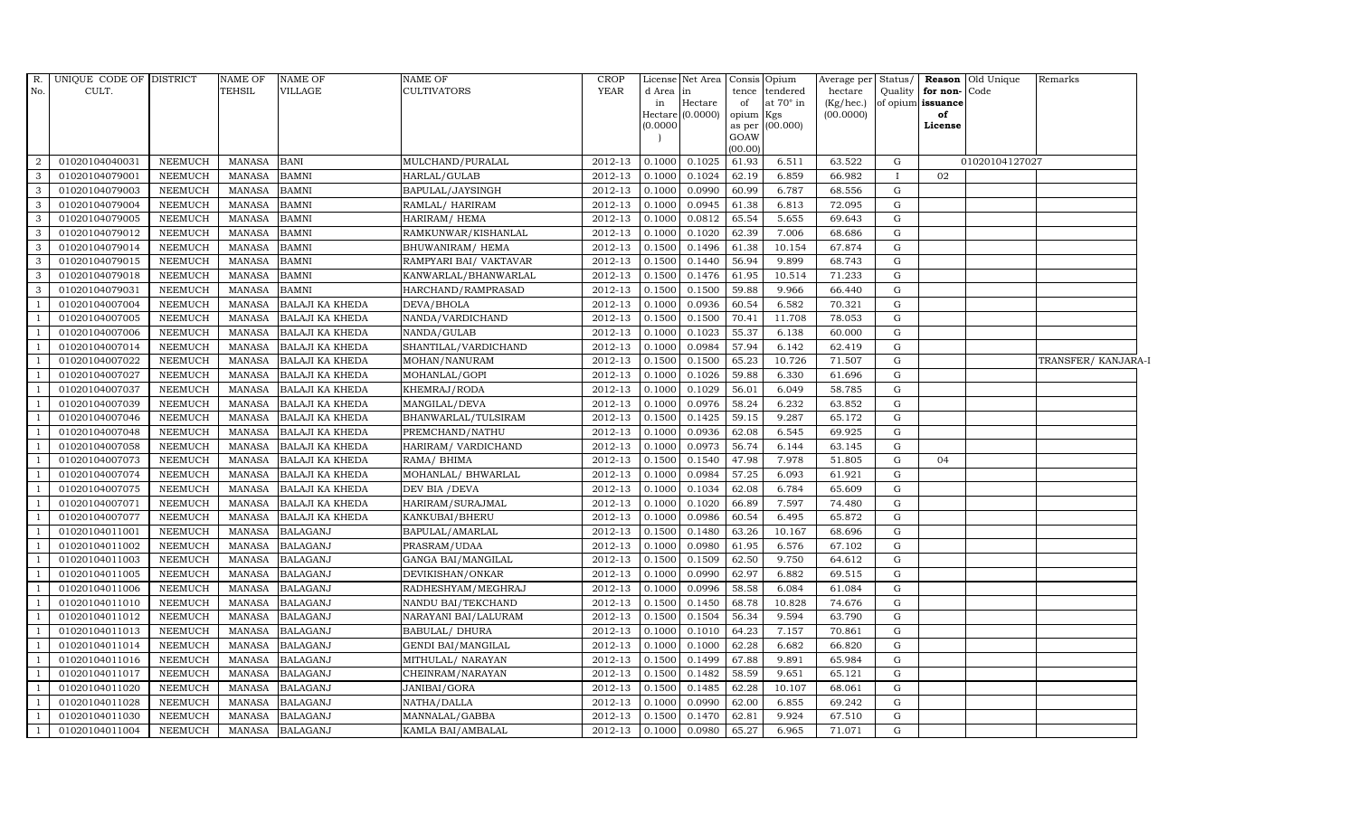| R. No. | UNIQUE CODE OF CULT. | DISTRICT | NAME OF TEHSIL | NAME OF VILLAGE | NAME OF CULTIVATORS | CROP YEAR | License d Area in Hectare (0.0000) | Net Area in Hectare (0.0000) | Consis tence of opium as per GOAW (00.00) | Opium tendered at 70° in Kgs (00.000) | Average per hectare (Kg/hec.) (00.0000) | Status/ Quality of opium | Reason for non-issuance of License | Old Unique Code | Remarks |
|---|---|---|---|---|---|---|---|---|---|---|---|---|---|---|---|
| 2 | 01020104040031 | NEEMUCH | MANASA | BANI | MULCHAND/PURALAL | 2012-13 | 0.1000 | 0.1025 | 61.93 | 6.511 | 63.522 | G | | 01020104127027 | |
| 3 | 01020104079001 | NEEMUCH | MANASA | BAMNI | HARLAL/GULAB | 2012-13 | 0.1000 | 0.1024 | 62.19 | 6.859 | 66.982 | I | 02 | | |
| 3 | 01020104079003 | NEEMUCH | MANASA | BAMNI | BAPULAL/JAYSINGH | 2012-13 | 0.1000 | 0.0990 | 60.99 | 6.787 | 68.556 | G | | | |
| 3 | 01020104079004 | NEEMUCH | MANASA | BAMNI | RAMLAL/ HARIRAM | 2012-13 | 0.1000 | 0.0945 | 61.38 | 6.813 | 72.095 | G | | | |
| 3 | 01020104079005 | NEEMUCH | MANASA | BAMNI | HARIRAM/ HEMA | 2012-13 | 0.1000 | 0.0812 | 65.54 | 5.655 | 69.643 | G | | | |
| 3 | 01020104079012 | NEEMUCH | MANASA | BAMNI | RAMKUNWAR/KISHANLAL | 2012-13 | 0.1000 | 0.1020 | 62.39 | 7.006 | 68.686 | G | | | |
| 3 | 01020104079014 | NEEMUCH | MANASA | BAMNI | BHUWANIRAM/ HEMA | 2012-13 | 0.1500 | 0.1496 | 61.38 | 10.154 | 67.874 | G | | | |
| 3 | 01020104079015 | NEEMUCH | MANASA | BAMNI | RAMPYARI BAI/ VAKTAVAR | 2012-13 | 0.1500 | 0.1440 | 56.94 | 9.899 | 68.743 | G | | | |
| 3 | 01020104079018 | NEEMUCH | MANASA | BAMNI | KANWARLAL/BHANWARLAL | 2012-13 | 0.1500 | 0.1476 | 61.95 | 10.514 | 71.233 | G | | | |
| 3 | 01020104079031 | NEEMUCH | MANASA | BAMNI | HARCHAND/RAMPRASAD | 2012-13 | 0.1500 | 0.1500 | 59.88 | 9.966 | 66.440 | G | | | |
| 1 | 01020104007004 | NEEMUCH | MANASA | BALAJI KA KHEDA | DEVA/BHOLA | 2012-13 | 0.1000 | 0.0936 | 60.54 | 6.582 | 70.321 | G | | | |
| 1 | 01020104007005 | NEEMUCH | MANASA | BALAJI KA KHEDA | NANDA/VARDICHAND | 2012-13 | 0.1500 | 0.1500 | 70.41 | 11.708 | 78.053 | G | | | |
| 1 | 01020104007006 | NEEMUCH | MANASA | BALAJI KA KHEDA | NANDA/GULAB | 2012-13 | 0.1000 | 0.1023 | 55.37 | 6.138 | 60.000 | G | | | |
| 1 | 01020104007014 | NEEMUCH | MANASA | BALAJI KA KHEDA | SHANTILAL/VARDICHAND | 2012-13 | 0.1000 | 0.0984 | 57.94 | 6.142 | 62.419 | G | | | |
| 1 | 01020104007022 | NEEMUCH | MANASA | BALAJI KA KHEDA | MOHAN/NANURAM | 2012-13 | 0.1500 | 0.1500 | 65.23 | 10.726 | 71.507 | G | | | TRANSFER/ KANJARA-I |
| 1 | 01020104007027 | NEEMUCH | MANASA | BALAJI KA KHEDA | MOHANLAL/GOPI | 2012-13 | 0.1000 | 0.1026 | 59.88 | 6.330 | 61.696 | G | | | |
| 1 | 01020104007037 | NEEMUCH | MANASA | BALAJI KA KHEDA | KHEMRAJ/RODA | 2012-13 | 0.1000 | 0.1029 | 56.01 | 6.049 | 58.785 | G | | | |
| 1 | 01020104007039 | NEEMUCH | MANASA | BALAJI KA KHEDA | MANGILAL/DEVA | 2012-13 | 0.1000 | 0.0976 | 58.24 | 6.232 | 63.852 | G | | | |
| 1 | 01020104007046 | NEEMUCH | MANASA | BALAJI KA KHEDA | BHANWARLAL/TULSIRAM | 2012-13 | 0.1500 | 0.1425 | 59.15 | 9.287 | 65.172 | G | | | |
| 1 | 01020104007048 | NEEMUCH | MANASA | BALAJI KA KHEDA | PREMCHAND/NATHU | 2012-13 | 0.1000 | 0.0936 | 62.08 | 6.545 | 69.925 | G | | | |
| 1 | 01020104007058 | NEEMUCH | MANASA | BALAJI KA KHEDA | HARIRAM/ VARDICHAND | 2012-13 | 0.1000 | 0.0973 | 56.74 | 6.144 | 63.145 | G | | | |
| 1 | 01020104007073 | NEEMUCH | MANASA | BALAJI KA KHEDA | RAMA/ BHIMA | 2012-13 | 0.1500 | 0.1540 | 47.98 | 7.978 | 51.805 | G | 04 | | |
| 1 | 01020104007074 | NEEMUCH | MANASA | BALAJI KA KHEDA | MOHANLAL/ BHWARLAL | 2012-13 | 0.1000 | 0.0984 | 57.25 | 6.093 | 61.921 | G | | | |
| 1 | 01020104007075 | NEEMUCH | MANASA | BALAJI KA KHEDA | DEV BIA /DEVA | 2012-13 | 0.1000 | 0.1034 | 62.08 | 6.784 | 65.609 | G | | | |
| 1 | 01020104007071 | NEEMUCH | MANASA | BALAJI KA KHEDA | HARIRAM/SURAJMAL | 2012-13 | 0.1000 | 0.1020 | 66.89 | 7.597 | 74.480 | G | | | |
| 1 | 01020104007077 | NEEMUCH | MANASA | BALAJI KA KHEDA | KANKUBAI/BHERU | 2012-13 | 0.1000 | 0.0986 | 60.54 | 6.495 | 65.872 | G | | | |
| 1 | 01020104011001 | NEEMUCH | MANASA | BALAGANJ | BAPULAL/AMARLAL | 2012-13 | 0.1500 | 0.1480 | 63.26 | 10.167 | 68.696 | G | | | |
| 1 | 01020104011002 | NEEMUCH | MANASA | BALAGANJ | PRASRAM/UDAA | 2012-13 | 0.1000 | 0.0980 | 61.95 | 6.576 | 67.102 | G | | | |
| 1 | 01020104011003 | NEEMUCH | MANASA | BALAGANJ | GANGA BAI/MANGILAL | 2012-13 | 0.1500 | 0.1509 | 62.50 | 9.750 | 64.612 | G | | | |
| 1 | 01020104011005 | NEEMUCH | MANASA | BALAGANJ | DEVIKISHAN/ONKAR | 2012-13 | 0.1000 | 0.0990 | 62.97 | 6.882 | 69.515 | G | | | |
| 1 | 01020104011006 | NEEMUCH | MANASA | BALAGANJ | RADHESHYAM/MEGHRAJ | 2012-13 | 0.1000 | 0.0996 | 58.58 | 6.084 | 61.084 | G | | | |
| 1 | 01020104011010 | NEEMUCH | MANASA | BALAGANJ | NANDU BAI/TEKCHAND | 2012-13 | 0.1500 | 0.1450 | 68.78 | 10.828 | 74.676 | G | | | |
| 1 | 01020104011012 | NEEMUCH | MANASA | BALAGANJ | NARAYANI BAI/LALURAM | 2012-13 | 0.1500 | 0.1504 | 56.34 | 9.594 | 63.790 | G | | | |
| 1 | 01020104011013 | NEEMUCH | MANASA | BALAGANJ | BABULAL/ DHURA | 2012-13 | 0.1000 | 0.1010 | 64.23 | 7.157 | 70.861 | G | | | |
| 1 | 01020104011014 | NEEMUCH | MANASA | BALAGANJ | GENDI BAI/MANGILAL | 2012-13 | 0.1000 | 0.1000 | 62.28 | 6.682 | 66.820 | G | | | |
| 1 | 01020104011016 | NEEMUCH | MANASA | BALAGANJ | MITHULAL/ NARAYAN | 2012-13 | 0.1500 | 0.1499 | 67.88 | 9.891 | 65.984 | G | | | |
| 1 | 01020104011017 | NEEMUCH | MANASA | BALAGANJ | CHEINRAM/NARAYAN | 2012-13 | 0.1500 | 0.1482 | 58.59 | 9.651 | 65.121 | G | | | |
| 1 | 01020104011020 | NEEMUCH | MANASA | BALAGANJ | JANIBAI/GORA | 2012-13 | 0.1500 | 0.1485 | 62.28 | 10.107 | 68.061 | G | | | |
| 1 | 01020104011028 | NEEMUCH | MANASA | BALAGANJ | NATHA/DALLA | 2012-13 | 0.1000 | 0.0990 | 62.00 | 6.855 | 69.242 | G | | | |
| 1 | 01020104011030 | NEEMUCH | MANASA | BALAGANJ | MANNALAL/GABBA | 2012-13 | 0.1500 | 0.1470 | 62.81 | 9.924 | 67.510 | G | | | |
| 1 | 01020104011004 | NEEMUCH | MANASA | BALAGANJ | KAMLA BAI/AMBALAL | 2012-13 | 0.1000 | 0.0980 | 65.27 | 6.965 | 71.071 | G | | | |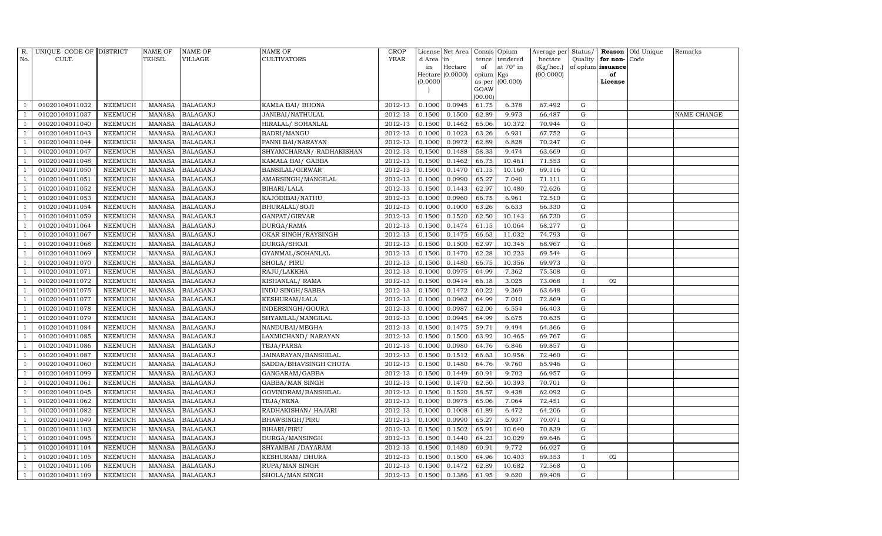| R. No. | UNIQUE CODE OF CULT. | DISTRICT | NAME OF TEHSIL | NAME OF VILLAGE | NAME OF CULTIVATORS | CROP YEAR | License d Area in Hectare (0.0000) | Net Area in Hectare (0.0000) | Consis tence of opium as per GOAW (00.00) | Opium tendered at 70° in Kgs (00.000) | Average per hectare (Kg/hec.) (00.0000) | Status/ Quality of opium | Reason for non-issuance of License | Old Unique Code | Remarks |
|---|---|---|---|---|---|---|---|---|---|---|---|---|---|---|---|
| 1 | 01020104011032 | NEEMUCH | MANASA | BALAGANJ | KAMLA BAI/ BHONA | 2012-13 | 0.1000 | 0.0945 | 61.75 | 6.378 | 67.492 | G | | | |
| 1 | 01020104011037 | NEEMUCH | MANASA | BALAGANJ | JANIBAI/NATHULAL | 2012-13 | 0.1500 | 0.1500 | 62.89 | 9.973 | 66.487 | G | | | NAME CHANGE |
| 1 | 01020104011040 | NEEMUCH | MANASA | BALAGANJ | HIRALAL/ SOHANLAL | 2012-13 | 0.1500 | 0.1462 | 65.06 | 10.372 | 70.944 | G | | | |
| 1 | 01020104011043 | NEEMUCH | MANASA | BALAGANJ | BADRI/MANGU | 2012-13 | 0.1000 | 0.1023 | 63.26 | 6.931 | 67.752 | G | | | |
| 1 | 01020104011044 | NEEMUCH | MANASA | BALAGANJ | PANNI BAI/NARAYAN | 2012-13 | 0.1000 | 0.0972 | 62.89 | 6.828 | 70.247 | G | | | |
| 1 | 01020104011047 | NEEMUCH | MANASA | BALAGANJ | SHYAMCHARAN/ RADHAKISHAN | 2012-13 | 0.1500 | 0.1488 | 58.33 | 9.474 | 63.669 | G | | | |
| 1 | 01020104011048 | NEEMUCH | MANASA | BALAGANJ | KAMALA BAI/ GABBA | 2012-13 | 0.1500 | 0.1462 | 66.75 | 10.461 | 71.553 | G | | | |
| 1 | 01020104011050 | NEEMUCH | MANASA | BALAGANJ | BANSILAL/GIRWAR | 2012-13 | 0.1500 | 0.1470 | 61.15 | 10.160 | 69.116 | G | | | |
| 1 | 01020104011051 | NEEMUCH | MANASA | BALAGANJ | AMARSINGH/MANGILAL | 2012-13 | 0.1000 | 0.0990 | 65.27 | 7.040 | 71.111 | G | | | |
| 1 | 01020104011052 | NEEMUCH | MANASA | BALAGANJ | BIHARI/LALA | 2012-13 | 0.1500 | 0.1443 | 62.97 | 10.480 | 72.626 | G | | | |
| 1 | 01020104011053 | NEEMUCH | MANASA | BALAGANJ | KAJODIBAI/NATHU | 2012-13 | 0.1000 | 0.0960 | 66.75 | 6.961 | 72.510 | G | | | |
| 1 | 01020104011054 | NEEMUCH | MANASA | BALAGANJ | BHURALAL/SOJI | 2012-13 | 0.1000 | 0.1000 | 63.26 | 6.633 | 66.330 | G | | | |
| 1 | 01020104011059 | NEEMUCH | MANASA | BALAGANJ | GANPAT/GIRVAR | 2012-13 | 0.1500 | 0.1520 | 62.50 | 10.143 | 66.730 | G | | | |
| 1 | 01020104011064 | NEEMUCH | MANASA | BALAGANJ | DURGA/RAMA | 2012-13 | 0.1500 | 0.1474 | 61.15 | 10.064 | 68.277 | G | | | |
| 1 | 01020104011067 | NEEMUCH | MANASA | BALAGANJ | OKAR SINGH/RAYSINGH | 2012-13 | 0.1500 | 0.1475 | 66.63 | 11.032 | 74.793 | G | | | |
| 1 | 01020104011068 | NEEMUCH | MANASA | BALAGANJ | DURGA/SHOJI | 2012-13 | 0.1500 | 0.1500 | 62.97 | 10.345 | 68.967 | G | | | |
| 1 | 01020104011069 | NEEMUCH | MANASA | BALAGANJ | GYANMAL/SOHANLAL | 2012-13 | 0.1500 | 0.1470 | 62.28 | 10.223 | 69.544 | G | | | |
| 1 | 01020104011070 | NEEMUCH | MANASA | BALAGANJ | SHOLA/ PIRU | 2012-13 | 0.1500 | 0.1480 | 66.75 | 10.356 | 69.973 | G | | | |
| 1 | 01020104011071 | NEEMUCH | MANASA | BALAGANJ | RAJU/LAKKHA | 2012-13 | 0.1000 | 0.0975 | 64.99 | 7.362 | 75.508 | G | | | |
| 1 | 01020104011072 | NEEMUCH | MANASA | BALAGANJ | KISHANLAL/ RAMA | 2012-13 | 0.1500 | 0.0414 | 66.18 | 3.025 | 73.068 | I | 02 | | |
| 1 | 01020104011075 | NEEMUCH | MANASA | BALAGANJ | INDU SINGH/SABBA | 2012-13 | 0.1500 | 0.1472 | 60.22 | 9.369 | 63.648 | G | | | |
| 1 | 01020104011077 | NEEMUCH | MANASA | BALAGANJ | KESHURAM/LALA | 2012-13 | 0.1000 | 0.0962 | 64.99 | 7.010 | 72.869 | G | | | |
| 1 | 01020104011078 | NEEMUCH | MANASA | BALAGANJ | INDERSINGH/GOURA | 2012-13 | 0.1000 | 0.0987 | 62.00 | 6.554 | 66.403 | G | | | |
| 1 | 01020104011079 | NEEMUCH | MANASA | BALAGANJ | SHYAMLAL/MANGILAL | 2012-13 | 0.1000 | 0.0945 | 64.99 | 6.675 | 70.635 | G | | | |
| 1 | 01020104011084 | NEEMUCH | MANASA | BALAGANJ | NANDUBAI/MEGHA | 2012-13 | 0.1500 | 0.1475 | 59.71 | 9.494 | 64.366 | G | | | |
| 1 | 01020104011085 | NEEMUCH | MANASA | BALAGANJ | LAXMICHAND/ NARAYAN | 2012-13 | 0.1500 | 0.1500 | 63.92 | 10.465 | 69.767 | G | | | |
| 1 | 01020104011086 | NEEMUCH | MANASA | BALAGANJ | TEJA/PARSA | 2012-13 | 0.1000 | 0.0980 | 64.76 | 6.846 | 69.857 | G | | | |
| 1 | 01020104011087 | NEEMUCH | MANASA | BALAGANJ | JAINARAYAN/BANSHILAL | 2012-13 | 0.1500 | 0.1512 | 66.63 | 10.956 | 72.460 | G | | | |
| 1 | 01020104011060 | NEEMUCH | MANASA | BALAGANJ | SADDA/BHAVSINGH CHOTA | 2012-13 | 0.1500 | 0.1480 | 64.76 | 9.760 | 65.946 | G | | | |
| 1 | 01020104011099 | NEEMUCH | MANASA | BALAGANJ | GANGARAM/GABBA | 2012-13 | 0.1500 | 0.1449 | 60.91 | 9.702 | 66.957 | G | | | |
| 1 | 01020104011061 | NEEMUCH | MANASA | BALAGANJ | GABBA/MAN SINGH | 2012-13 | 0.1500 | 0.1470 | 62.50 | 10.393 | 70.701 | G | | | |
| 1 | 01020104011045 | NEEMUCH | MANASA | BALAGANJ | GOVINDRAM/BANSHILAL | 2012-13 | 0.1500 | 0.1520 | 58.57 | 9.438 | 62.092 | G | | | |
| 1 | 01020104011062 | NEEMUCH | MANASA | BALAGANJ | TEJA/NENA | 2012-13 | 0.1000 | 0.0975 | 65.06 | 7.064 | 72.451 | G | | | |
| 1 | 01020104011082 | NEEMUCH | MANASA | BALAGANJ | RADHAKISHAN/ HAJARI | 2012-13 | 0.1000 | 0.1008 | 61.89 | 6.472 | 64.206 | G | | | |
| 1 | 01020104011049 | NEEMUCH | MANASA | BALAGANJ | BHAWSINGH/PIRU | 2012-13 | 0.1000 | 0.0990 | 65.27 | 6.937 | 70.071 | G | | | |
| 1 | 01020104011103 | NEEMUCH | MANASA | BALAGANJ | BIHARI/PIRU | 2012-13 | 0.1500 | 0.1502 | 65.91 | 10.640 | 70.839 | G | | | |
| 1 | 01020104011095 | NEEMUCH | MANASA | BALAGANJ | DURGA/MANSINGH | 2012-13 | 0.1500 | 0.1440 | 64.23 | 10.029 | 69.646 | G | | | |
| 1 | 01020104011104 | NEEMUCH | MANASA | BALAGANJ | SHYAMBAI /DAYARAM | 2012-13 | 0.1500 | 0.1480 | 60.91 | 9.772 | 66.027 | G | | | |
| 1 | 01020104011105 | NEEMUCH | MANASA | BALAGANJ | KESHURAM/ DHURA | 2012-13 | 0.1500 | 0.1500 | 64.96 | 10.403 | 69.353 | I | 02 | | |
| 1 | 01020104011106 | NEEMUCH | MANASA | BALAGANJ | RUPA/MAN SINGH | 2012-13 | 0.1500 | 0.1472 | 62.89 | 10.682 | 72.568 | G | | | |
| 1 | 01020104011109 | NEEMUCH | MANASA | BALAGANJ | SHOLA/MAN SINGH | 2012-13 | 0.1500 | 0.1386 | 61.95 | 9.620 | 69.408 | G | | | |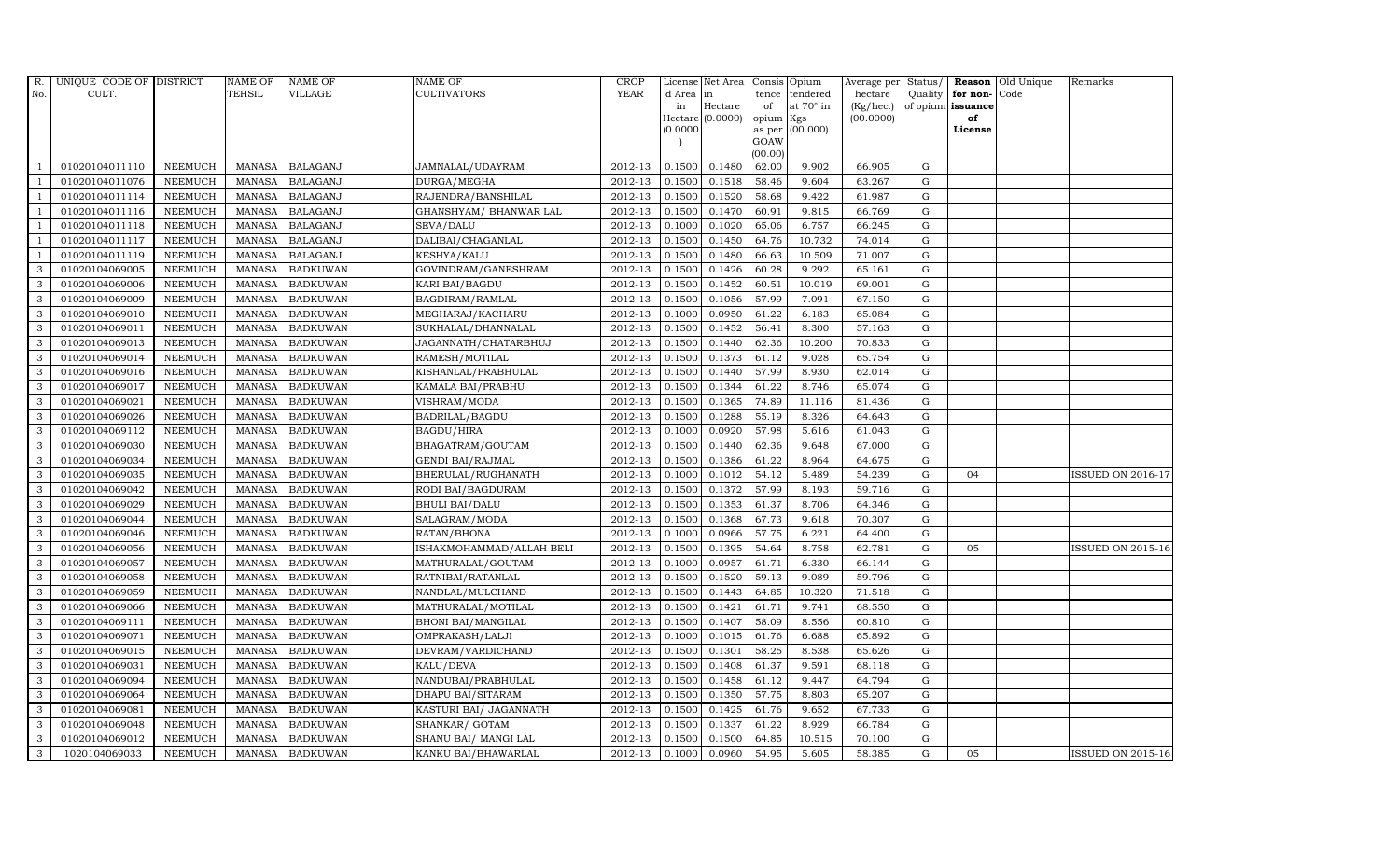| R. No. | UNIQUE CODE OF CULT. | DISTRICT | NAME OF TEHSIL | NAME OF VILLAGE | NAME OF CULTIVATORS | CROP YEAR | License d Area in Hectare (0.0000) | Net Area in Hectare (0.0000) | Consis tence of opium as per GOAW (00.00) | Opium tendered at 70° in Kgs (00.000) | Average per hectare (Kg/hec.) (00.0000) | Status/ Quality of opium | Reason for non-issuance of License | Old Unique Code | Remarks |
|---|---|---|---|---|---|---|---|---|---|---|---|---|---|---|---|
| 1 | 01020104011110 | NEEMUCH | MANASA | BALAGANJ | JAMNALAL/UDAYRAM | 2012-13 | 0.1500 | 0.1480 | 62.00 | 9.902 | 66.905 | G | | | |
| 1 | 01020104011076 | NEEMUCH | MANASA | BALAGANJ | DURGA/MEGHA | 2012-13 | 0.1500 | 0.1518 | 58.46 | 9.604 | 63.267 | G | | | |
| 1 | 01020104011114 | NEEMUCH | MANASA | BALAGANJ | RAJENDRA/BANSHILAL | 2012-13 | 0.1500 | 0.1520 | 58.68 | 9.422 | 61.987 | G | | | |
| 1 | 01020104011116 | NEEMUCH | MANASA | BALAGANJ | GHANSHYAM/ BHANWAR LAL | 2012-13 | 0.1500 | 0.1470 | 60.91 | 9.815 | 66.769 | G | | | |
| 1 | 01020104011118 | NEEMUCH | MANASA | BALAGANJ | SEVA/DALU | 2012-13 | 0.1000 | 0.1020 | 65.06 | 6.757 | 66.245 | G | | | |
| 1 | 01020104011117 | NEEMUCH | MANASA | BALAGANJ | DALIBAI/CHAGANLAL | 2012-13 | 0.1500 | 0.1450 | 64.76 | 10.732 | 74.014 | G | | | |
| 1 | 01020104011119 | NEEMUCH | MANASA | BALAGANJ | KESHYA/KALU | 2012-13 | 0.1500 | 0.1480 | 66.63 | 10.509 | 71.007 | G | | | |
| 3 | 01020104069005 | NEEMUCH | MANASA | BADKUWAN | GOVINDRAM/GANESHRAM | 2012-13 | 0.1500 | 0.1426 | 60.28 | 9.292 | 65.161 | G | | | |
| 3 | 01020104069006 | NEEMUCH | MANASA | BADKUWAN | KARI BAI/BAGDU | 2012-13 | 0.1500 | 0.1452 | 60.51 | 10.019 | 69.001 | G | | | |
| 3 | 01020104069009 | NEEMUCH | MANASA | BADKUWAN | BAGDIRAM/RAMLAL | 2012-13 | 0.1500 | 0.1056 | 57.99 | 7.091 | 67.150 | G | | | |
| 3 | 01020104069010 | NEEMUCH | MANASA | BADKUWAN | MEGHARAJ/KACHARU | 2012-13 | 0.1000 | 0.0950 | 61.22 | 6.183 | 65.084 | G | | | |
| 3 | 01020104069011 | NEEMUCH | MANASA | BADKUWAN | SUKHALAL/DHANNALAL | 2012-13 | 0.1500 | 0.1452 | 56.41 | 8.300 | 57.163 | G | | | |
| 3 | 01020104069013 | NEEMUCH | MANASA | BADKUWAN | JAGANNATH/CHATARBHUJ | 2012-13 | 0.1500 | 0.1440 | 62.36 | 10.200 | 70.833 | G | | | |
| 3 | 01020104069014 | NEEMUCH | MANASA | BADKUWAN | RAMESH/MOTILAL | 2012-13 | 0.1500 | 0.1373 | 61.12 | 9.028 | 65.754 | G | | | |
| 3 | 01020104069016 | NEEMUCH | MANASA | BADKUWAN | KISHANLAL/PRABHULAL | 2012-13 | 0.1500 | 0.1440 | 57.99 | 8.930 | 62.014 | G | | | |
| 3 | 01020104069017 | NEEMUCH | MANASA | BADKUWAN | KAMALA BAI/PRABHU | 2012-13 | 0.1500 | 0.1344 | 61.22 | 8.746 | 65.074 | G | | | |
| 3 | 01020104069021 | NEEMUCH | MANASA | BADKUWAN | VISHRAM/MODA | 2012-13 | 0.1500 | 0.1365 | 74.89 | 11.116 | 81.436 | G | | | |
| 3 | 01020104069026 | NEEMUCH | MANASA | BADKUWAN | BADRILAL/BAGDU | 2012-13 | 0.1500 | 0.1288 | 55.19 | 8.326 | 64.643 | G | | | |
| 3 | 01020104069112 | NEEMUCH | MANASA | BADKUWAN | BAGDU/HIRA | 2012-13 | 0.1000 | 0.0920 | 57.98 | 5.616 | 61.043 | G | | | |
| 3 | 01020104069030 | NEEMUCH | MANASA | BADKUWAN | BHAGATRAM/GOUTAM | 2012-13 | 0.1500 | 0.1440 | 62.36 | 9.648 | 67.000 | G | | | |
| 3 | 01020104069034 | NEEMUCH | MANASA | BADKUWAN | GENDI BAI/RAJMAL | 2012-13 | 0.1500 | 0.1386 | 61.22 | 8.964 | 64.675 | G | | | |
| 3 | 01020104069035 | NEEMUCH | MANASA | BADKUWAN | BHERULAL/RUGHANATH | 2012-13 | 0.1000 | 0.1012 | 54.12 | 5.489 | 54.239 | G | 04 | | ISSUED ON 2016-17 |
| 3 | 01020104069042 | NEEMUCH | MANASA | BADKUWAN | RODI BAI/BAGDURAM | 2012-13 | 0.1500 | 0.1372 | 57.99 | 8.193 | 59.716 | G | | | |
| 3 | 01020104069029 | NEEMUCH | MANASA | BADKUWAN | BHULI BAI/DALU | 2012-13 | 0.1500 | 0.1353 | 61.37 | 8.706 | 64.346 | G | | | |
| 3 | 01020104069044 | NEEMUCH | MANASA | BADKUWAN | SALAGRAM/MODA | 2012-13 | 0.1500 | 0.1368 | 67.73 | 9.618 | 70.307 | G | | | |
| 3 | 01020104069046 | NEEMUCH | MANASA | BADKUWAN | RATAN/BHONA | 2012-13 | 0.1000 | 0.0966 | 57.75 | 6.221 | 64.400 | G | | | |
| 3 | 01020104069056 | NEEMUCH | MANASA | BADKUWAN | ISHAKMOHAMMAD/ALLAH BELI | 2012-13 | 0.1500 | 0.1395 | 54.64 | 8.758 | 62.781 | G | 05 | | ISSUED ON 2015-16 |
| 3 | 01020104069057 | NEEMUCH | MANASA | BADKUWAN | MATHURALAL/GOUTAM | 2012-13 | 0.1000 | 0.0957 | 61.71 | 6.330 | 66.144 | G | | | |
| 3 | 01020104069058 | NEEMUCH | MANASA | BADKUWAN | RATNIBAI/RATANLAL | 2012-13 | 0.1500 | 0.1520 | 59.13 | 9.089 | 59.796 | G | | | |
| 3 | 01020104069059 | NEEMUCH | MANASA | BADKUWAN | NANDLAL/MULCHAND | 2012-13 | 0.1500 | 0.1443 | 64.85 | 10.320 | 71.518 | G | | | |
| 3 | 01020104069066 | NEEMUCH | MANASA | BADKUWAN | MATHURALAL/MOTILAL | 2012-13 | 0.1500 | 0.1421 | 61.71 | 9.741 | 68.550 | G | | | |
| 3 | 01020104069111 | NEEMUCH | MANASA | BADKUWAN | BHONI BAI/MANGILAL | 2012-13 | 0.1500 | 0.1407 | 58.09 | 8.556 | 60.810 | G | | | |
| 3 | 01020104069071 | NEEMUCH | MANASA | BADKUWAN | OMPRAKASH/LALJI | 2012-13 | 0.1000 | 0.1015 | 61.76 | 6.688 | 65.892 | G | | | |
| 3 | 01020104069015 | NEEMUCH | MANASA | BADKUWAN | DEVRAM/VARDICHAND | 2012-13 | 0.1500 | 0.1301 | 58.25 | 8.538 | 65.626 | G | | | |
| 3 | 01020104069031 | NEEMUCH | MANASA | BADKUWAN | KALU/DEVA | 2012-13 | 0.1500 | 0.1408 | 61.37 | 9.591 | 68.118 | G | | | |
| 3 | 01020104069094 | NEEMUCH | MANASA | BADKUWAN | NANDUBAI/PRABHULAL | 2012-13 | 0.1500 | 0.1458 | 61.12 | 9.447 | 64.794 | G | | | |
| 3 | 01020104069064 | NEEMUCH | MANASA | BADKUWAN | DHAPU BAI/SITARAM | 2012-13 | 0.1500 | 0.1350 | 57.75 | 8.803 | 65.207 | G | | | |
| 3 | 01020104069081 | NEEMUCH | MANASA | BADKUWAN | KASTURI BAI/ JAGANNATH | 2012-13 | 0.1500 | 0.1425 | 61.76 | 9.652 | 67.733 | G | | | |
| 3 | 01020104069048 | NEEMUCH | MANASA | BADKUWAN | SHANKAR/ GOTAM | 2012-13 | 0.1500 | 0.1337 | 61.22 | 8.929 | 66.784 | G | | | |
| 3 | 01020104069012 | NEEMUCH | MANASA | BADKUWAN | SHANU BAI/ MANGI LAL | 2012-13 | 0.1500 | 0.1500 | 64.85 | 10.515 | 70.100 | G | | | |
| 3 | 1020104069033 | NEEMUCH | MANASA | BADKUWAN | KANKU BAI/BHAWARLAL | 2012-13 | 0.1000 | 0.0960 | 54.95 | 5.605 | 58.385 | G | 05 | | ISSUED ON 2015-16 |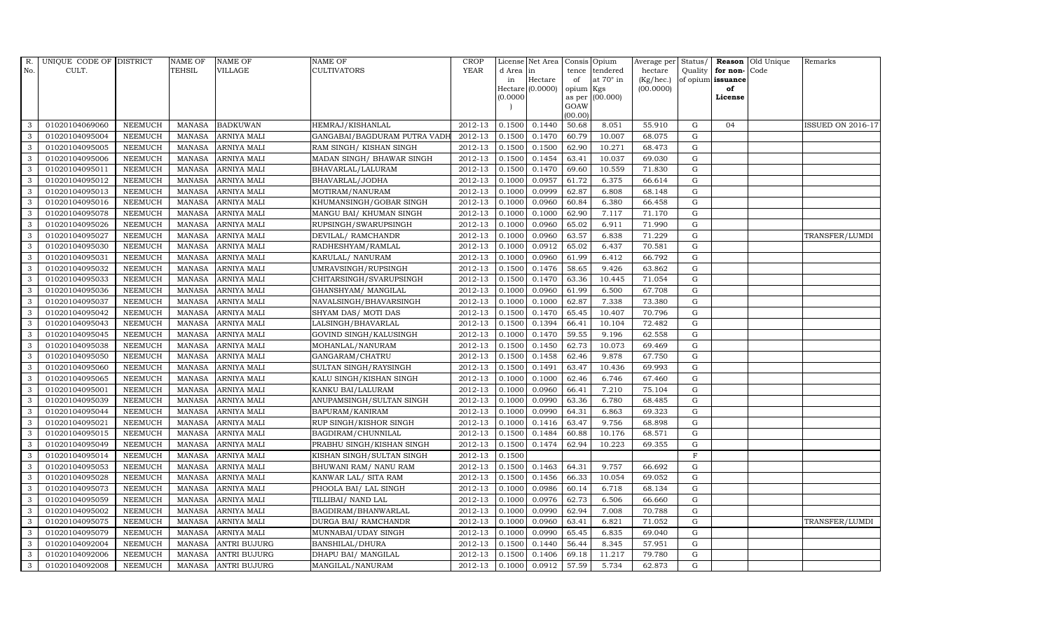| R. No. | UNIQUE CODE OF CULT. | DISTRICT | NAME OF TEHSIL | NAME OF VILLAGE | NAME OF CULTIVATORS | CROP YEAR | License d Area in Hectare (0.0000) | Net Area in Hectare (0.0000) | Consis tence of opium as per GOAW (00.00) | Opium tendered at 70° in Kgs (00.000) | Average per hectare (Kg/hec.) (00.0000) | Status/ Quality of opium | Reason for non-issuance of License | Old Unique Code | Remarks |
|---|---|---|---|---|---|---|---|---|---|---|---|---|---|---|---|
| 3 | 01020104069060 | NEEMUCH | MANASA | BADKUWAN | HEMRAJ/KISHANLAL | 2012-13 | 0.1500 | 0.1440 | 50.68 | 8.051 | 55.910 | G | 04 | | ISSUED ON 2016-17 |
| 3 | 01020104095004 | NEEMUCH | MANASA | ARNIYA MALI | GANGABAI/BAGDURAM PUTRA VADH | 2012-13 | 0.1500 | 0.1470 | 60.79 | 10.007 | 68.075 | G | | | |
| 3 | 01020104095005 | NEEMUCH | MANASA | ARNIYA MALI | RAM SINGH/ KISHAN SINGH | 2012-13 | 0.1500 | 0.1500 | 62.90 | 10.271 | 68.473 | G | | | |
| 3 | 01020104095006 | NEEMUCH | MANASA | ARNIYA MALI | MADAN SINGH/ BHAWAR SINGH | 2012-13 | 0.1500 | 0.1454 | 63.41 | 10.037 | 69.030 | G | | | |
| 3 | 01020104095011 | NEEMUCH | MANASA | ARNIYA MALI | BHAVARLAL/LALURAM | 2012-13 | 0.1500 | 0.1470 | 69.60 | 10.559 | 71.830 | G | | | |
| 3 | 01020104095012 | NEEMUCH | MANASA | ARNIYA MALI | BHAVARLAL/JODHA | 2012-13 | 0.1000 | 0.0957 | 61.72 | 6.375 | 66.614 | G | | | |
| 3 | 01020104095013 | NEEMUCH | MANASA | ARNIYA MALI | MOTIRAM/NANURAM | 2012-13 | 0.1000 | 0.0999 | 62.87 | 6.808 | 68.148 | G | | | |
| 3 | 01020104095016 | NEEMUCH | MANASA | ARNIYA MALI | KHUMANSINGH/GOBAR SINGH | 2012-13 | 0.1000 | 0.0960 | 60.84 | 6.380 | 66.458 | G | | | |
| 3 | 01020104095078 | NEEMUCH | MANASA | ARNIYA MALI | MANGU BAI/ KHUMAN SINGH | 2012-13 | 0.1000 | 0.1000 | 62.90 | 7.117 | 71.170 | G | | | |
| 3 | 01020104095026 | NEEMUCH | MANASA | ARNIYA MALI | RUPSINGH/SWARUPSINGH | 2012-13 | 0.1000 | 0.0960 | 65.02 | 6.911 | 71.990 | G | | | |
| 3 | 01020104095027 | NEEMUCH | MANASA | ARNIYA MALI | DEVILAL/ RAMCHANDR | 2012-13 | 0.1000 | 0.0960 | 63.57 | 6.838 | 71.229 | G | | | TRANSFER/LUMDI |
| 3 | 01020104095030 | NEEMUCH | MANASA | ARNIYA MALI | RADHESHYAM/RAMLAL | 2012-13 | 0.1000 | 0.0912 | 65.02 | 6.437 | 70.581 | G | | | |
| 3 | 01020104095031 | NEEMUCH | MANASA | ARNIYA MALI | KARULAL/ NANURAM | 2012-13 | 0.1000 | 0.0960 | 61.99 | 6.412 | 66.792 | G | | | |
| 3 | 01020104095032 | NEEMUCH | MANASA | ARNIYA MALI | UMRAVSINGH/RUPSINGH | 2012-13 | 0.1500 | 0.1476 | 58.65 | 9.426 | 63.862 | G | | | |
| 3 | 01020104095033 | NEEMUCH | MANASA | ARNIYA MALI | CHITARSINGH/SVARUPSINGH | 2012-13 | 0.1500 | 0.1470 | 63.36 | 10.445 | 71.054 | G | | | |
| 3 | 01020104095036 | NEEMUCH | MANASA | ARNIYA MALI | GHANSHYAM/ MANGILAL | 2012-13 | 0.1000 | 0.0960 | 61.99 | 6.500 | 67.708 | G | | | |
| 3 | 01020104095037 | NEEMUCH | MANASA | ARNIYA MALI | NAVALSINGH/BHAVARSINGH | 2012-13 | 0.1000 | 0.1000 | 62.87 | 7.338 | 73.380 | G | | | |
| 3 | 01020104095042 | NEEMUCH | MANASA | ARNIYA MALI | SHYAM DAS/ MOTI DAS | 2012-13 | 0.1500 | 0.1470 | 65.45 | 10.407 | 70.796 | G | | | |
| 3 | 01020104095043 | NEEMUCH | MANASA | ARNIYA MALI | LALSINGH/BHAVARLAL | 2012-13 | 0.1500 | 0.1394 | 66.41 | 10.104 | 72.482 | G | | | |
| 3 | 01020104095045 | NEEMUCH | MANASA | ARNIYA MALI | GOVIND SINGH/KALUSINGH | 2012-13 | 0.1000 | 0.1470 | 59.55 | 9.196 | 62.558 | G | | | |
| 3 | 01020104095038 | NEEMUCH | MANASA | ARNIYA MALI | MOHANLAL/NANURAM | 2012-13 | 0.1500 | 0.1450 | 62.73 | 10.073 | 69.469 | G | | | |
| 3 | 01020104095050 | NEEMUCH | MANASA | ARNIYA MALI | GANGARAM/CHATRU | 2012-13 | 0.1500 | 0.1458 | 62.46 | 9.878 | 67.750 | G | | | |
| 3 | 01020104095060 | NEEMUCH | MANASA | ARNIYA MALI | SULTAN SINGH/RAYSINGH | 2012-13 | 0.1500 | 0.1491 | 63.47 | 10.436 | 69.993 | G | | | |
| 3 | 01020104095065 | NEEMUCH | MANASA | ARNIYA MALI | KALU SINGH/KISHAN SINGH | 2012-13 | 0.1000 | 0.1000 | 62.46 | 6.746 | 67.460 | G | | | |
| 3 | 01020104095001 | NEEMUCH | MANASA | ARNIYA MALI | KANKU BAI/LALURAM | 2012-13 | 0.1000 | 0.0960 | 66.41 | 7.210 | 75.104 | G | | | |
| 3 | 01020104095039 | NEEMUCH | MANASA | ARNIYA MALI | ANUPAMSINGH/SULTAN SINGH | 2012-13 | 0.1000 | 0.0990 | 63.36 | 6.780 | 68.485 | G | | | |
| 3 | 01020104095044 | NEEMUCH | MANASA | ARNIYA MALI | BAPURAM/KANIRAM | 2012-13 | 0.1000 | 0.0990 | 64.31 | 6.863 | 69.323 | G | | | |
| 3 | 01020104095021 | NEEMUCH | MANASA | ARNIYA MALI | RUP SINGH/KISHOR SINGH | 2012-13 | 0.1000 | 0.1416 | 63.47 | 9.756 | 68.898 | G | | | |
| 3 | 01020104095015 | NEEMUCH | MANASA | ARNIYA MALI | BAGDIRAM/CHUNNILAL | 2012-13 | 0.1500 | 0.1484 | 60.88 | 10.176 | 68.571 | G | | | |
| 3 | 01020104095049 | NEEMUCH | MANASA | ARNIYA MALI | PRABHU SINGH/KISHAN SINGH | 2012-13 | 0.1500 | 0.1474 | 62.94 | 10.223 | 69.355 | G | | | |
| 3 | 01020104095014 | NEEMUCH | MANASA | ARNIYA MALI | KISHAN SINGH/SULTAN SINGH | 2012-13 | 0.1500 | | | | | F | | | |
| 3 | 01020104095053 | NEEMUCH | MANASA | ARNIYA MALI | BHUWANI RAM/ NANU RAM | 2012-13 | 0.1500 | 0.1463 | 64.31 | 9.757 | 66.692 | G | | | |
| 3 | 01020104095028 | NEEMUCH | MANASA | ARNIYA MALI | KANWAR LAL/ SITA RAM | 2012-13 | 0.1500 | 0.1456 | 66.33 | 10.054 | 69.052 | G | | | |
| 3 | 01020104095073 | NEEMUCH | MANASA | ARNIYA MALI | PHOOLA BAI/ LAL SINGH | 2012-13 | 0.1000 | 0.0986 | 60.14 | 6.718 | 68.134 | G | | | |
| 3 | 01020104095059 | NEEMUCH | MANASA | ARNIYA MALI | TILLIBAI/ NAND LAL | 2012-13 | 0.1000 | 0.0976 | 62.73 | 6.506 | 66.660 | G | | | |
| 3 | 01020104095002 | NEEMUCH | MANASA | ARNIYA MALI | BAGDIRAM/BHANWARLAL | 2012-13 | 0.1000 | 0.0990 | 62.94 | 7.008 | 70.788 | G | | | |
| 3 | 01020104095075 | NEEMUCH | MANASA | ARNIYA MALI | DURGA BAI/ RAMCHANDR | 2012-13 | 0.1000 | 0.0960 | 63.41 | 6.821 | 71.052 | G | | | TRANSFER/LUMDI |
| 3 | 01020104095079 | NEEMUCH | MANASA | ARNIYA MALI | MUNNABAI/UDAY SINGH | 2012-13 | 0.1000 | 0.0990 | 65.45 | 6.835 | 69.040 | G | | | |
| 3 | 01020104092004 | NEEMUCH | MANASA | ANTRI BUJURG | BANSHILAL/DHURA | 2012-13 | 0.1500 | 0.1440 | 56.44 | 8.345 | 57.951 | G | | | |
| 3 | 01020104092006 | NEEMUCH | MANASA | ANTRI BUJURG | DHAPU BAI/ MANGILAL | 2012-13 | 0.1500 | 0.1406 | 69.18 | 11.217 | 79.780 | G | | | |
| 3 | 01020104092008 | NEEMUCH | MANASA | ANTRI BUJURG | MANGILAL/NANURAM | 2012-13 | 0.1000 | 0.0912 | 57.59 | 5.734 | 62.873 | G | | | |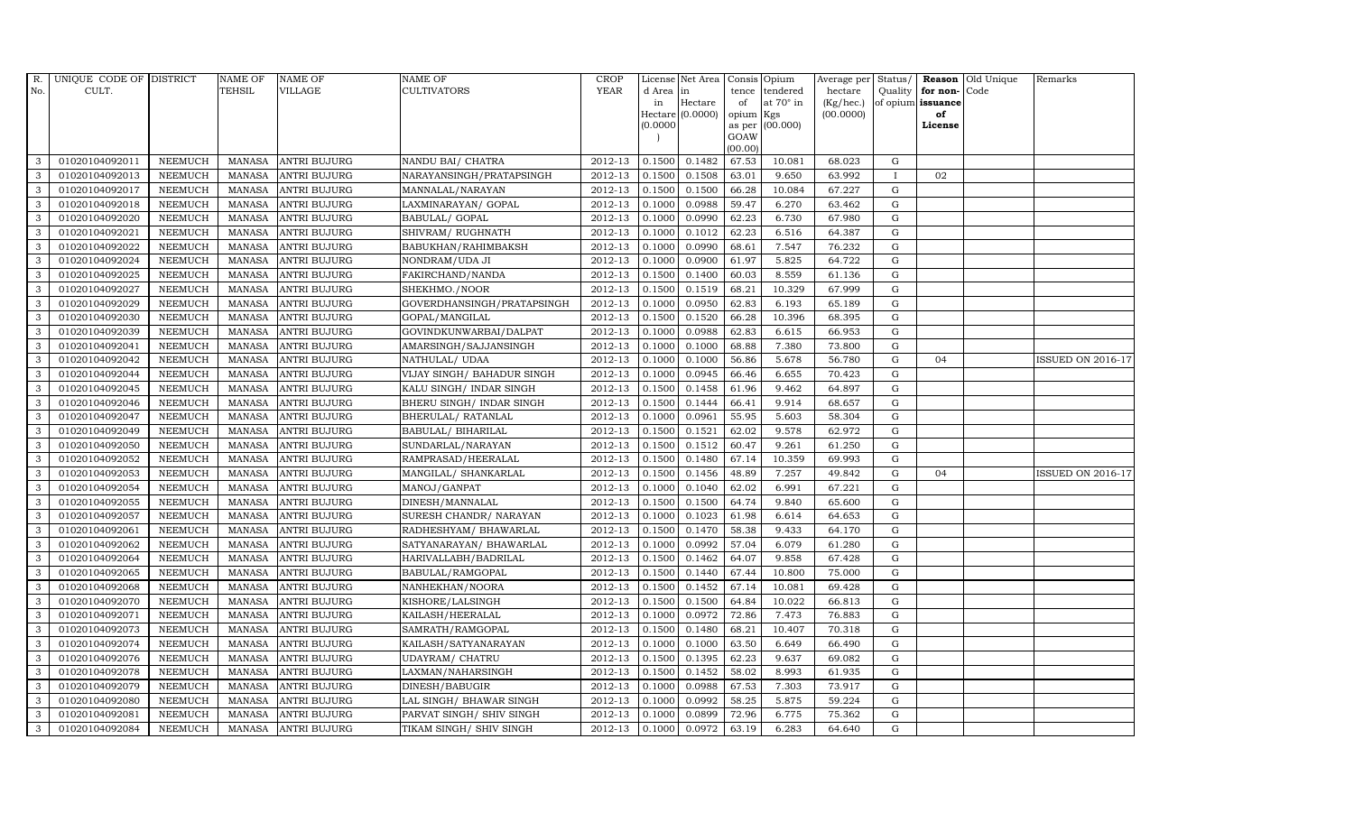| R. No. | UNIQUE CODE OF CULT. | DISTRICT | NAME OF TEHSIL | NAME OF VILLAGE | NAME OF CULTIVATORS | CROP YEAR | License d Area in Hectare (0.0000) | Net Area in Hectare (0.0000) | Consis tence of opium as per GOAW (00.00) | Opium tendered at 70° in Kgs (00.000) | Average per hectare (Kg/hec.) (00.0000) | Status/ Quality of opium | Reason for non-issuance of License | Old Unique Code | Remarks |
|---|---|---|---|---|---|---|---|---|---|---|---|---|---|---|---|
| 3 | 01020104092011 | NEEMUCH | MANASA | ANTRI BUJURG | NANDU BAI/ CHATRA | 2012-13 | 0.1500 | 0.1482 | 67.53 | 10.081 | 68.023 | G | | | |
| 3 | 01020104092013 | NEEMUCH | MANASA | ANTRI BUJURG | NARAYANSINGH/PRATAPSINGH | 2012-13 | 0.1500 | 0.1508 | 63.01 | 9.650 | 63.992 | I | 02 | | |
| 3 | 01020104092017 | NEEMUCH | MANASA | ANTRI BUJURG | MANNALAL/NARAYAN | 2012-13 | 0.1500 | 0.1500 | 66.28 | 10.084 | 67.227 | G | | | |
| 3 | 01020104092018 | NEEMUCH | MANASA | ANTRI BUJURG | LAXMINARAYAN/ GOPAL | 2012-13 | 0.1000 | 0.0988 | 59.47 | 6.270 | 63.462 | G | | | |
| 3 | 01020104092020 | NEEMUCH | MANASA | ANTRI BUJURG | BABULAL/ GOPAL | 2012-13 | 0.1000 | 0.0990 | 62.23 | 6.730 | 67.980 | G | | | |
| 3 | 01020104092021 | NEEMUCH | MANASA | ANTRI BUJURG | SHIVRAM/ RUGHNATH | 2012-13 | 0.1000 | 0.1012 | 62.23 | 6.516 | 64.387 | G | | | |
| 3 | 01020104092022 | NEEMUCH | MANASA | ANTRI BUJURG | BABUKHAN/RAHIMBAKSH | 2012-13 | 0.1000 | 0.0990 | 68.61 | 7.547 | 76.232 | G | | | |
| 3 | 01020104092024 | NEEMUCH | MANASA | ANTRI BUJURG | NONDRAM/UDA JI | 2012-13 | 0.1000 | 0.0900 | 61.97 | 5.825 | 64.722 | G | | | |
| 3 | 01020104092025 | NEEMUCH | MANASA | ANTRI BUJURG | FAKIRCHAND/NANDA | 2012-13 | 0.1500 | 0.1400 | 60.03 | 8.559 | 61.136 | G | | | |
| 3 | 01020104092027 | NEEMUCH | MANASA | ANTRI BUJURG | SHEKHMO./NOOR | 2012-13 | 0.1500 | 0.1519 | 68.21 | 10.329 | 67.999 | G | | | |
| 3 | 01020104092029 | NEEMUCH | MANASA | ANTRI BUJURG | GOVERDHANSINGH/PRATAPSINGH | 2012-13 | 0.1000 | 0.0950 | 62.83 | 6.193 | 65.189 | G | | | |
| 3 | 01020104092030 | NEEMUCH | MANASA | ANTRI BUJURG | GOPAL/MANGILAL | 2012-13 | 0.1500 | 0.1520 | 66.28 | 10.396 | 68.395 | G | | | |
| 3 | 01020104092039 | NEEMUCH | MANASA | ANTRI BUJURG | GOVINDKUNWARBAI/DALPAT | 2012-13 | 0.1000 | 0.0988 | 62.83 | 6.615 | 66.953 | G | | | |
| 3 | 01020104092041 | NEEMUCH | MANASA | ANTRI BUJURG | AMARSINGH/SAJJANSINGH | 2012-13 | 0.1000 | 0.1000 | 68.88 | 7.380 | 73.800 | G | | | |
| 3 | 01020104092042 | NEEMUCH | MANASA | ANTRI BUJURG | NATHULAL/ UDAA | 2012-13 | 0.1000 | 0.1000 | 56.86 | 5.678 | 56.780 | G | 04 | | ISSUED ON 2016-17 |
| 3 | 01020104092044 | NEEMUCH | MANASA | ANTRI BUJURG | VIJAY SINGH/ BAHADUR SINGH | 2012-13 | 0.1000 | 0.0945 | 66.46 | 6.655 | 70.423 | G | | | |
| 3 | 01020104092045 | NEEMUCH | MANASA | ANTRI BUJURG | KALU SINGH/ INDAR SINGH | 2012-13 | 0.1500 | 0.1458 | 61.96 | 9.462 | 64.897 | G | | | |
| 3 | 01020104092046 | NEEMUCH | MANASA | ANTRI BUJURG | BHERU SINGH/ INDAR SINGH | 2012-13 | 0.1500 | 0.1444 | 66.41 | 9.914 | 68.657 | G | | | |
| 3 | 01020104092047 | NEEMUCH | MANASA | ANTRI BUJURG | BHERULAL/ RATANLAL | 2012-13 | 0.1000 | 0.0961 | 55.95 | 5.603 | 58.304 | G | | | |
| 3 | 01020104092049 | NEEMUCH | MANASA | ANTRI BUJURG | BABULAL/ BIHARILAL | 2012-13 | 0.1500 | 0.1521 | 62.02 | 9.578 | 62.972 | G | | | |
| 3 | 01020104092050 | NEEMUCH | MANASA | ANTRI BUJURG | SUNDARLAL/NARAYAN | 2012-13 | 0.1500 | 0.1512 | 60.47 | 9.261 | 61.250 | G | | | |
| 3 | 01020104092052 | NEEMUCH | MANASA | ANTRI BUJURG | RAMPRASAD/HEERALAL | 2012-13 | 0.1500 | 0.1480 | 67.14 | 10.359 | 69.993 | G | | | |
| 3 | 01020104092053 | NEEMUCH | MANASA | ANTRI BUJURG | MANGILAL/ SHANKARLAL | 2012-13 | 0.1500 | 0.1456 | 48.89 | 7.257 | 49.842 | G | 04 | | ISSUED ON 2016-17 |
| 3 | 01020104092054 | NEEMUCH | MANASA | ANTRI BUJURG | MANOJ/GANPAT | 2012-13 | 0.1000 | 0.1040 | 62.02 | 6.991 | 67.221 | G | | | |
| 3 | 01020104092055 | NEEMUCH | MANASA | ANTRI BUJURG | DINESH/MANNALAL | 2012-13 | 0.1500 | 0.1500 | 64.74 | 9.840 | 65.600 | G | | | |
| 3 | 01020104092057 | NEEMUCH | MANASA | ANTRI BUJURG | SURESH CHANDR/ NARAYAN | 2012-13 | 0.1000 | 0.1023 | 61.98 | 6.614 | 64.653 | G | | | |
| 3 | 01020104092061 | NEEMUCH | MANASA | ANTRI BUJURG | RADHESHYAM/ BHAWARLAL | 2012-13 | 0.1500 | 0.1470 | 58.38 | 9.433 | 64.170 | G | | | |
| 3 | 01020104092062 | NEEMUCH | MANASA | ANTRI BUJURG | SATYANARAYAN/ BHAWARLAL | 2012-13 | 0.1000 | 0.0992 | 57.04 | 6.079 | 61.280 | G | | | |
| 3 | 01020104092064 | NEEMUCH | MANASA | ANTRI BUJURG | HARIVALLABH/BADRILAL | 2012-13 | 0.1500 | 0.1462 | 64.07 | 9.858 | 67.428 | G | | | |
| 3 | 01020104092065 | NEEMUCH | MANASA | ANTRI BUJURG | BABULAL/RAMGOPAL | 2012-13 | 0.1500 | 0.1440 | 67.44 | 10.800 | 75.000 | G | | | |
| 3 | 01020104092068 | NEEMUCH | MANASA | ANTRI BUJURG | NANHEKHAN/NOORA | 2012-13 | 0.1500 | 0.1452 | 67.14 | 10.081 | 69.428 | G | | | |
| 3 | 01020104092070 | NEEMUCH | MANASA | ANTRI BUJURG | KISHORE/LALSINGH | 2012-13 | 0.1500 | 0.1500 | 64.84 | 10.022 | 66.813 | G | | | |
| 3 | 01020104092071 | NEEMUCH | MANASA | ANTRI BUJURG | KAILASH/HEERALAL | 2012-13 | 0.1000 | 0.0972 | 72.86 | 7.473 | 76.883 | G | | | |
| 3 | 01020104092073 | NEEMUCH | MANASA | ANTRI BUJURG | SAMRATH/RAMGOPAL | 2012-13 | 0.1500 | 0.1480 | 68.21 | 10.407 | 70.318 | G | | | |
| 3 | 01020104092074 | NEEMUCH | MANASA | ANTRI BUJURG | KAILASH/SATYANARAYAN | 2012-13 | 0.1000 | 0.1000 | 63.50 | 6.649 | 66.490 | G | | | |
| 3 | 01020104092076 | NEEMUCH | MANASA | ANTRI BUJURG | UDAYRAM/ CHATRU | 2012-13 | 0.1500 | 0.1395 | 62.23 | 9.637 | 69.082 | G | | | |
| 3 | 01020104092078 | NEEMUCH | MANASA | ANTRI BUJURG | LAXMAN/NAHARSINGH | 2012-13 | 0.1500 | 0.1452 | 58.02 | 8.993 | 61.935 | G | | | |
| 3 | 01020104092079 | NEEMUCH | MANASA | ANTRI BUJURG | DINESH/BABUGIR | 2012-13 | 0.1000 | 0.0988 | 67.53 | 7.303 | 73.917 | G | | | |
| 3 | 01020104092080 | NEEMUCH | MANASA | ANTRI BUJURG | LAL SINGH/ BHAWAR SINGH | 2012-13 | 0.1000 | 0.0992 | 58.25 | 5.875 | 59.224 | G | | | |
| 3 | 01020104092081 | NEEMUCH | MANASA | ANTRI BUJURG | PARVAT SINGH/ SHIV SINGH | 2012-13 | 0.1000 | 0.0899 | 72.96 | 6.775 | 75.362 | G | | | |
| 3 | 01020104092084 | NEEMUCH | MANASA | ANTRI BUJURG | TIKAM SINGH/ SHIV SINGH | 2012-13 | 0.1000 | 0.0972 | 63.19 | 6.283 | 64.640 | G | | | |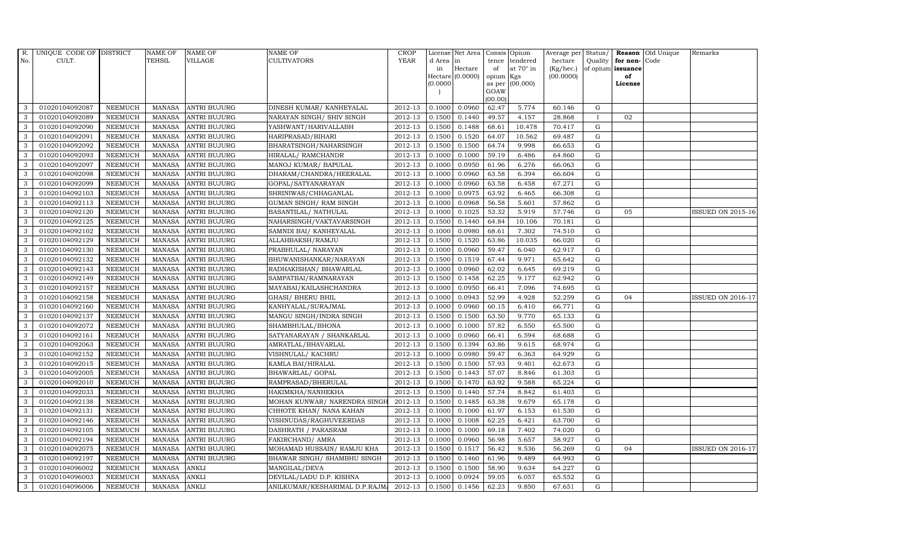| R. No. | UNIQUE CODE OF CULT. | DISTRICT | NAME OF TEHSIL | NAME OF VILLAGE | NAME OF CULTIVATORS | CROP YEAR | License d Area in Hectare (0.0000) | Net Area in Hectare (0.0000) | Consis tence of opium as per GOAW (00.00) | Opium tendered at 70° in Kgs (00.000) | Average per hectare (Kg/hec.) (00.0000) | Status/ Quality of opium | Reason for non-issuance of License | Old Unique Code | Remarks |
|---|---|---|---|---|---|---|---|---|---|---|---|---|---|---|---|
| 3 | 01020104092087 | NEEMUCH | MANASA | ANTRI BUJURG | DINESH KUMAR/ KANHEYALAL | 2012-13 | 0.1000 | 0.0960 | 62.47 | 5.774 | 60.146 | G | | | |
| 3 | 01020104092089 | NEEMUCH | MANASA | ANTRI BUJURG | NARAYAN SINGH/ SHIV SINGH | 2012-13 | 0.1500 | 0.1440 | 49.57 | 4.157 | 28.868 | I | 02 | | |
| 3 | 01020104092090 | NEEMUCH | MANASA | ANTRI BUJURG | YASHWANT/HARIVALLABH | 2012-13 | 0.1500 | 0.1488 | 68.61 | 10.478 | 70.417 | G | | | |
| 3 | 01020104092091 | NEEMUCH | MANASA | ANTRI BUJURG | HARIPRASAD/BIHARI | 2012-13 | 0.1500 | 0.1520 | 64.07 | 10.562 | 69.487 | G | | | |
| 3 | 01020104092092 | NEEMUCH | MANASA | ANTRI BUJURG | BHARATSINGH/NAHARSINGH | 2012-13 | 0.1500 | 0.1500 | 64.74 | 9.998 | 66.653 | G | | | |
| 3 | 01020104092093 | NEEMUCH | MANASA | ANTRI BUJURG | HIRALAL/ RAMCHANDR | 2012-13 | 0.1000 | 0.1000 | 59.19 | 6.486 | 64.860 | G | | | |
| 3 | 01020104092097 | NEEMUCH | MANASA | ANTRI BUJURG | MANOJ KUMAR/ BAPULAL | 2012-13 | 0.1000 | 0.0950 | 61.96 | 6.276 | 66.063 | G | | | |
| 3 | 01020104092098 | NEEMUCH | MANASA | ANTRI BUJURG | DHARAM/CHANDRA/HEERALAL | 2012-13 | 0.1000 | 0.0960 | 63.58 | 6.394 | 66.604 | G | | | |
| 3 | 01020104092099 | NEEMUCH | MANASA | ANTRI BUJURG | GOPAL/SATYANARAYAN | 2012-13 | 0.1000 | 0.0960 | 63.58 | 6.458 | 67.271 | G | | | |
| 3 | 01020104092103 | NEEMUCH | MANASA | ANTRI BUJURG | SHRINIWAS/CHHAGANLAL | 2012-13 | 0.1000 | 0.0975 | 63.92 | 6.465 | 66.308 | G | | | |
| 3 | 01020104092113 | NEEMUCH | MANASA | ANTRI BUJURG | GUMAN SINGH/ RAM SINGH | 2012-13 | 0.1000 | 0.0968 | 56.58 | 5.601 | 57.862 | G | | | |
| 3 | 01020104092120 | NEEMUCH | MANASA | ANTRI BUJURG | BASANTILAL/ NATHULAL | 2012-13 | 0.1000 | 0.1025 | 53.32 | 5.919 | 57.746 | G | 05 | | ISSUED ON 2015-16 |
| 3 | 01020104092125 | NEEMUCH | MANASA | ANTRI BUJURG | NAHARSINGH/VAKTAVARSINGH | 2012-13 | 0.1500 | 0.1440 | 64.84 | 10.106 | 70.181 | G | | | |
| 3 | 01020104092102 | NEEMUCH | MANASA | ANTRI BUJURG | SAMNDI BAI/ KANHEYALAL | 2012-13 | 0.1000 | 0.0980 | 68.61 | 7.302 | 74.510 | G | | | |
| 3 | 01020104092129 | NEEMUCH | MANASA | ANTRI BUJURG | ALLAHBAKSH/RAMJU | 2012-13 | 0.1500 | 0.1520 | 63.86 | 10.035 | 66.020 | G | | | |
| 3 | 01020104092130 | NEEMUCH | MANASA | ANTRI BUJURG | PRABHULAL/ NARAYAN | 2012-13 | 0.1000 | 0.0960 | 59.47 | 6.040 | 62.917 | G | | | |
| 3 | 01020104092132 | NEEMUCH | MANASA | ANTRI BUJURG | BHUWANISHANKAR/NARAYAN | 2012-13 | 0.1500 | 0.1519 | 67.44 | 9.971 | 65.642 | G | | | |
| 3 | 01020104092143 | NEEMUCH | MANASA | ANTRI BUJURG | RADHAKISHAN/ BHAWARLAL | 2012-13 | 0.1000 | 0.0960 | 62.02 | 6.645 | 69.219 | G | | | |
| 3 | 01020104092149 | NEEMUCH | MANASA | ANTRI BUJURG | SAMPATBAI/RAMNARAYAN | 2012-13 | 0.1500 | 0.1458 | 62.25 | 9.177 | 62.942 | G | | | |
| 3 | 01020104092157 | NEEMUCH | MANASA | ANTRI BUJURG | MAYABAI/KAILASHCHANDRA | 2012-13 | 0.1000 | 0.0950 | 66.41 | 7.096 | 74.695 | G | | | |
| 3 | 01020104092158 | NEEMUCH | MANASA | ANTRI BUJURG | GHASI/ BHERU BHIL | 2012-13 | 0.1000 | 0.0943 | 52.99 | 4.928 | 52.259 | G | 04 | | ISSUED ON 2016-17 |
| 3 | 01020104092160 | NEEMUCH | MANASA | ANTRI BUJURG | KANHYALAL/SURAJMAL | 2012-13 | 0.1000 | 0.0960 | 60.15 | 6.410 | 66.771 | G | | | |
| 3 | 01020104092137 | NEEMUCH | MANASA | ANTRI BUJURG | MANGU SINGH/INDRA SINGH | 2012-13 | 0.1500 | 0.1500 | 63.50 | 9.770 | 65.133 | G | | | |
| 3 | 01020104092072 | NEEMUCH | MANASA | ANTRI BUJURG | SHAMBHULAL/BHONA | 2012-13 | 0.1000 | 0.1000 | 57.82 | 6.550 | 65.500 | G | | | |
| 3 | 01020104092161 | NEEMUCH | MANASA | ANTRI BUJURG | SATYANARAYAN / SHANKARLAL | 2012-13 | 0.1000 | 0.0960 | 66.41 | 6.594 | 68.688 | G | | | |
| 3 | 01020104092063 | NEEMUCH | MANASA | ANTRI BUJURG | AMRATLAL/BHAVARLAL | 2012-13 | 0.1500 | 0.1394 | 63.86 | 9.615 | 68.974 | G | | | |
| 3 | 01020104092152 | NEEMUCH | MANASA | ANTRI BUJURG | VISHNULAL/ KACHRU | 2012-13 | 0.1000 | 0.0980 | 59.47 | 6.363 | 64.929 | G | | | |
| 3 | 01020104092015 | NEEMUCH | MANASA | ANTRI BUJURG | KAMLA BAI/HIRALAL | 2012-13 | 0.1500 | 0.1500 | 57.93 | 9.401 | 62.673 | G | | | |
| 3 | 01020104092005 | NEEMUCH | MANASA | ANTRI BUJURG | BHAWARLAL/ GOPAL | 2012-13 | 0.1500 | 0.1443 | 57.07 | 8.846 | 61.303 | G | | | |
| 3 | 01020104092010 | NEEMUCH | MANASA | ANTRI BUJURG | RAMPRASAD/BHERULAL | 2012-13 | 0.1500 | 0.1470 | 63.92 | 9.588 | 65.224 | G | | | |
| 3 | 01020104092033 | NEEMUCH | MANASA | ANTRI BUJURG | HAKIMKHA/NANHEKHA | 2012-13 | 0.1500 | 0.1440 | 57.74 | 8.842 | 61.403 | G | | | |
| 3 | 01020104092138 | NEEMUCH | MANASA | ANTRI BUJURG | MOHAN KUNWAR/ NARENDRA SINGH | 2012-13 | 0.1500 | 0.1485 | 63.38 | 9.679 | 65.178 | G | | | |
| 3 | 01020104092131 | NEEMUCH | MANASA | ANTRI BUJURG | CHHOTE KHAN/ NANA KAHAN | 2012-13 | 0.1000 | 0.1000 | 61.97 | 6.153 | 61.530 | G | | | |
| 3 | 01020104092146 | NEEMUCH | MANASA | ANTRI BUJURG | VISHNUDAS/RAGHUVEERDAS | 2012-13 | 0.1000 | 0.1008 | 62.25 | 6.421 | 63.700 | G | | | |
| 3 | 01020104092105 | NEEMUCH | MANASA | ANTRI BUJURG | DASHRATH / PARASRAM | 2012-13 | 0.1000 | 0.1000 | 69.18 | 7.402 | 74.020 | G | | | |
| 3 | 01020104092194 | NEEMUCH | MANASA | ANTRI BUJURG | FAKIRCHAND/ AMRA | 2012-13 | 0.1000 | 0.0960 | 56.98 | 5.657 | 58.927 | G | | | |
| 3 | 01020104092075 | NEEMUCH | MANASA | ANTRI BUJURG | MOHAMAD HUSSAIN/ RAMJU KHA | 2012-13 | 0.1500 | 0.1517 | 56.42 | 8.536 | 56.269 | G | 04 | | ISSUED ON 2016-17 |
| 3 | 01020104092197 | NEEMUCH | MANASA | ANTRI BUJURG | BHAWAR SINGH/ SHAMBHU SINGH | 2012-13 | 0.1500 | 0.1460 | 61.96 | 9.489 | 64.993 | G | | | |
| 3 | 01020104096002 | NEEMUCH | MANASA | ANKLI | MANGILAL/DEVA | 2012-13 | 0.1500 | 0.1500 | 58.90 | 9.634 | 64.227 | G | | | |
| 3 | 01020104096003 | NEEMUCH | MANASA | ANKLI | DEVILAL/LADU D.P. KISHNA | 2012-13 | 0.1000 | 0.0924 | 59.05 | 6.057 | 65.552 | G | | | |
| 3 | 01020104096006 | NEEMUCH | MANASA | ANKLI | ANILKUMAR/KESHARIMAL D.P.RAJMA | 2012-13 | 0.1500 | 0.1456 | 62.23 | 9.850 | 67.651 | G | | | |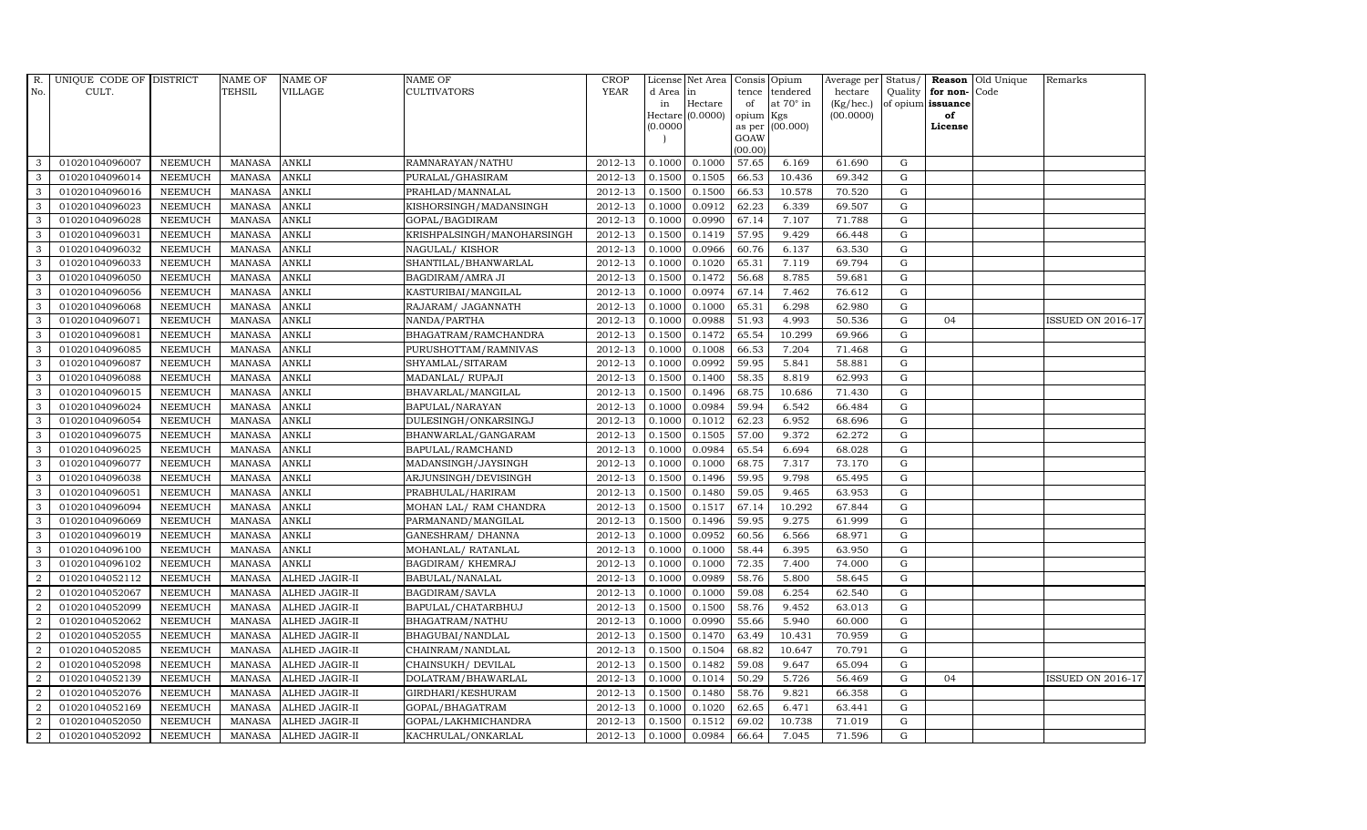| R. No. | UNIQUE CODE OF CULT. | DISTRICT | NAME OF TEHSIL | NAME OF VILLAGE | NAME OF CULTIVATORS | CROP YEAR | License d Area in Hectare (0.0000) | Net Area in Hectare (0.0000) | Consis tence of opium as per GOAW (00.00) | Opium tendered at 70° in Kgs (00.000) | Average per hectare (Kg/hec.) (00.0000) | Status/ Quality of opium | Reason for non-issuance of License | Old Unique Code | Remarks |
|---|---|---|---|---|---|---|---|---|---|---|---|---|---|---|---|
| 3 | 01020104096007 | NEEMUCH | MANASA | ANKLI | RAMNARAYAN/NATHU | 2012-13 | 0.1000 | 0.1000 | 57.65 | 6.169 | 61.690 | G | | | |
| 3 | 01020104096014 | NEEMUCH | MANASA | ANKLI | PURALAL/GHASIRAM | 2012-13 | 0.1500 | 0.1505 | 66.53 | 10.436 | 69.342 | G | | | |
| 3 | 01020104096016 | NEEMUCH | MANASA | ANKLI | PRAHLAD/MANNALAL | 2012-13 | 0.1500 | 0.1500 | 66.53 | 10.578 | 70.520 | G | | | |
| 3 | 01020104096023 | NEEMUCH | MANASA | ANKLI | KISHORSINGH/MADANSINGH | 2012-13 | 0.1000 | 0.0912 | 62.23 | 6.339 | 69.507 | G | | | |
| 3 | 01020104096028 | NEEMUCH | MANASA | ANKLI | GOPAL/BAGDIRAM | 2012-13 | 0.1000 | 0.0990 | 67.14 | 7.107 | 71.788 | G | | | |
| 3 | 01020104096031 | NEEMUCH | MANASA | ANKLI | KRISHPALSINGH/MANOHARSINGH | 2012-13 | 0.1500 | 0.1419 | 57.95 | 9.429 | 66.448 | G | | | |
| 3 | 01020104096032 | NEEMUCH | MANASA | ANKLI | NAGULAL/ KISHOR | 2012-13 | 0.1000 | 0.0966 | 60.76 | 6.137 | 63.530 | G | | | |
| 3 | 01020104096033 | NEEMUCH | MANASA | ANKLI | SHANTILAL/BHANWARLAL | 2012-13 | 0.1000 | 0.1020 | 65.31 | 7.119 | 69.794 | G | | | |
| 3 | 01020104096050 | NEEMUCH | MANASA | ANKLI | BAGDIRAM/AMRA JI | 2012-13 | 0.1500 | 0.1472 | 56.68 | 8.785 | 59.681 | G | | | |
| 3 | 01020104096056 | NEEMUCH | MANASA | ANKLI | KASTURIBAI/MANGILAL | 2012-13 | 0.1000 | 0.0974 | 67.14 | 7.462 | 76.612 | G | | | |
| 3 | 01020104096068 | NEEMUCH | MANASA | ANKLI | RAJARAM/ JAGANNATH | 2012-13 | 0.1000 | 0.1000 | 65.31 | 6.298 | 62.980 | G | | | |
| 3 | 01020104096071 | NEEMUCH | MANASA | ANKLI | NANDA/PARTHA | 2012-13 | 0.1000 | 0.0988 | 51.93 | 4.993 | 50.536 | G | 04 | | ISSUED ON 2016-17 |
| 3 | 01020104096081 | NEEMUCH | MANASA | ANKLI | BHAGATRAM/RAMCHANDRA | 2012-13 | 0.1500 | 0.1472 | 65.54 | 10.299 | 69.966 | G | | | |
| 3 | 01020104096085 | NEEMUCH | MANASA | ANKLI | PURUSHOTTAM/RAMNIVAS | 2012-13 | 0.1000 | 0.1008 | 66.53 | 7.204 | 71.468 | G | | | |
| 3 | 01020104096087 | NEEMUCH | MANASA | ANKLI | SHYAMLAL/SITARAM | 2012-13 | 0.1000 | 0.0992 | 59.95 | 5.841 | 58.881 | G | | | |
| 3 | 01020104096088 | NEEMUCH | MANASA | ANKLI | MADANLAL/ RUPAJI | 2012-13 | 0.1500 | 0.1400 | 58.35 | 8.819 | 62.993 | G | | | |
| 3 | 01020104096015 | NEEMUCH | MANASA | ANKLI | BHAVARLAL/MANGILAL | 2012-13 | 0.1500 | 0.1496 | 68.75 | 10.686 | 71.430 | G | | | |
| 3 | 01020104096024 | NEEMUCH | MANASA | ANKLI | BAPULAL/NARAYAN | 2012-13 | 0.1000 | 0.0984 | 59.94 | 6.542 | 66.484 | G | | | |
| 3 | 01020104096054 | NEEMUCH | MANASA | ANKLI | DULESINGH/ONKARSINGJ | 2012-13 | 0.1000 | 0.1012 | 62.23 | 6.952 | 68.696 | G | | | |
| 3 | 01020104096075 | NEEMUCH | MANASA | ANKLI | BHANWARLAL/GANGARAM | 2012-13 | 0.1500 | 0.1505 | 57.00 | 9.372 | 62.272 | G | | | |
| 3 | 01020104096025 | NEEMUCH | MANASA | ANKLI | BAPULAL/RAMCHAND | 2012-13 | 0.1000 | 0.0984 | 65.54 | 6.694 | 68.028 | G | | | |
| 3 | 01020104096077 | NEEMUCH | MANASA | ANKLI | MADANSINGH/JAYSINGH | 2012-13 | 0.1000 | 0.1000 | 68.75 | 7.317 | 73.170 | G | | | |
| 3 | 01020104096038 | NEEMUCH | MANASA | ANKLI | ARJUNSINGH/DEVISINGH | 2012-13 | 0.1500 | 0.1496 | 59.95 | 9.798 | 65.495 | G | | | |
| 3 | 01020104096051 | NEEMUCH | MANASA | ANKLI | PRABHULAL/HARIRAM | 2012-13 | 0.1500 | 0.1480 | 59.05 | 9.465 | 63.953 | G | | | |
| 3 | 01020104096094 | NEEMUCH | MANASA | ANKLI | MOHAN LAL/ RAM CHANDRA | 2012-13 | 0.1500 | 0.1517 | 67.14 | 10.292 | 67.844 | G | | | |
| 3 | 01020104096069 | NEEMUCH | MANASA | ANKLI | PARMANAND/MANGILAL | 2012-13 | 0.1500 | 0.1496 | 59.95 | 9.275 | 61.999 | G | | | |
| 3 | 01020104096019 | NEEMUCH | MANASA | ANKLI | GANESHRAM/ DHANNA | 2012-13 | 0.1000 | 0.0952 | 60.56 | 6.566 | 68.971 | G | | | |
| 3 | 01020104096100 | NEEMUCH | MANASA | ANKLI | MOHANLAL/ RATANLAL | 2012-13 | 0.1000 | 0.1000 | 58.44 | 6.395 | 63.950 | G | | | |
| 3 | 01020104096102 | NEEMUCH | MANASA | ANKLI | BAGDIRAM/ KHEMRAJ | 2012-13 | 0.1000 | 0.1000 | 72.35 | 7.400 | 74.000 | G | | | |
| 2 | 01020104052112 | NEEMUCH | MANASA | ALHED JAGIR-II | BABULAL/NANALAL | 2012-13 | 0.1000 | 0.0989 | 58.76 | 5.800 | 58.645 | G | | | |
| 2 | 01020104052067 | NEEMUCH | MANASA | ALHED JAGIR-II | BAGDIRAM/SAVLA | 2012-13 | 0.1000 | 0.1000 | 59.08 | 6.254 | 62.540 | G | | | |
| 2 | 01020104052099 | NEEMUCH | MANASA | ALHED JAGIR-II | BAPULAL/CHATARBHUJ | 2012-13 | 0.1500 | 0.1500 | 58.76 | 9.452 | 63.013 | G | | | |
| 2 | 01020104052062 | NEEMUCH | MANASA | ALHED JAGIR-II | BHAGATRAM/NATHU | 2012-13 | 0.1000 | 0.0990 | 55.66 | 5.940 | 60.000 | G | | | |
| 2 | 01020104052055 | NEEMUCH | MANASA | ALHED JAGIR-II | BHAGUBAI/NANDLAL | 2012-13 | 0.1500 | 0.1470 | 63.49 | 10.431 | 70.959 | G | | | |
| 2 | 01020104052085 | NEEMUCH | MANASA | ALHED JAGIR-II | CHAINRAM/NANDLAL | 2012-13 | 0.1500 | 0.1504 | 68.82 | 10.647 | 70.791 | G | | | |
| 2 | 01020104052098 | NEEMUCH | MANASA | ALHED JAGIR-II | CHAINSUKH/ DEVILAL | 2012-13 | 0.1500 | 0.1482 | 59.08 | 9.647 | 65.094 | G | | | |
| 2 | 01020104052139 | NEEMUCH | MANASA | ALHED JAGIR-II | DOLATRAM/BHAWARLAL | 2012-13 | 0.1000 | 0.1014 | 50.29 | 5.726 | 56.469 | G | 04 | | ISSUED ON 2016-17 |
| 2 | 01020104052076 | NEEMUCH | MANASA | ALHED JAGIR-II | GIRDHARI/KESHURAM | 2012-13 | 0.1500 | 0.1480 | 58.76 | 9.821 | 66.358 | G | | | |
| 2 | 01020104052169 | NEEMUCH | MANASA | ALHED JAGIR-II | GOPAL/BHAGATRAM | 2012-13 | 0.1000 | 0.1020 | 62.65 | 6.471 | 63.441 | G | | | |
| 2 | 01020104052050 | NEEMUCH | MANASA | ALHED JAGIR-II | GOPAL/LAKHMICHANDRA | 2012-13 | 0.1500 | 0.1512 | 69.02 | 10.738 | 71.019 | G | | | |
| 2 | 01020104052092 | NEEMUCH | MANASA | ALHED JAGIR-II | KACHRULAL/ONKARLAL | 2012-13 | 0.1000 | 0.0984 | 66.64 | 7.045 | 71.596 | G | | | |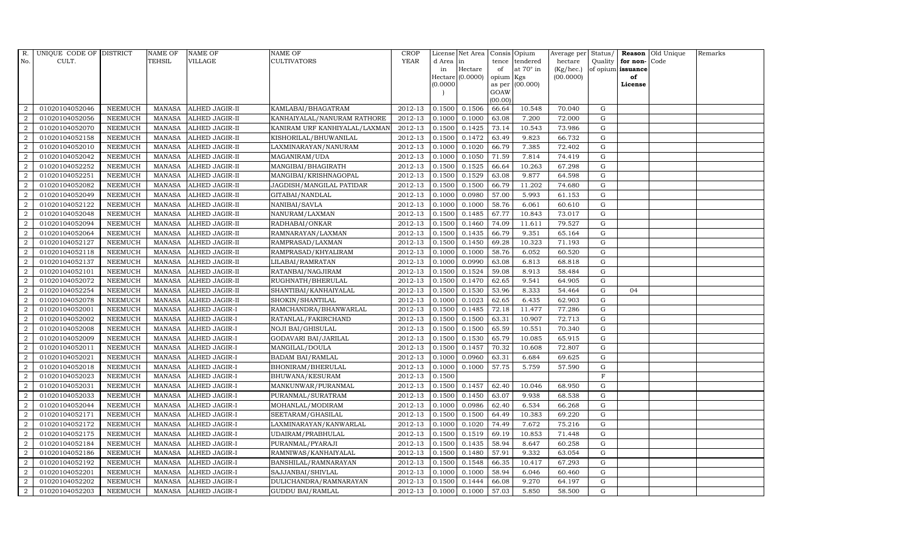| R. No. | UNIQUE CODE OF CULT. | DISTRICT | NAME OF TEHSIL | NAME OF VILLAGE | NAME OF CULTIVATORS | CROP YEAR | License d Area in Hectare (0.0000) | Net Area in Hectare (0.0000) | Consis tence of opium as per GOAW (00.00) | Opium tendered at 70° in Kgs (00.000) | Average per hectare (Kg/hec.) (00.0000) | Status/ Quality of opium | Reason for non-issuance of License | Old Unique Code | Remarks |
|---|---|---|---|---|---|---|---|---|---|---|---|---|---|---|---|
| 2 | 01020104052046 | NEEMUCH | MANASA | ALHED JAGIR-II | KAMLABAI/BHAGATRAM | 2012-13 | 0.1500 | 0.1506 | 66.64 | 10.548 | 70.040 | G | | | |
| 2 | 01020104052056 | NEEMUCH | MANASA | ALHED JAGIR-II | KANHAIYALAL/NANURAM RATHORE | 2012-13 | 0.1000 | 0.1000 | 63.08 | 7.200 | 72.000 | G | | | |
| 2 | 01020104052070 | NEEMUCH | MANASA | ALHED JAGIR-II | KANIRAM URF KANHIYALAL/LAXMAN | 2012-13 | 0.1500 | 0.1425 | 73.14 | 10.543 | 73.986 | G | | | |
| 2 | 01020104052158 | NEEMUCH | MANASA | ALHED JAGIR-II | KISHORILAL/BHUWANILAL | 2012-13 | 0.1500 | 0.1472 | 63.49 | 9.823 | 66.732 | G | | | |
| 2 | 01020104052010 | NEEMUCH | MANASA | ALHED JAGIR-II | LAXMINARAYAN/NANURAM | 2012-13 | 0.1000 | 0.1020 | 66.79 | 7.385 | 72.402 | G | | | |
| 2 | 01020104052042 | NEEMUCH | MANASA | ALHED JAGIR-II | MAGANIRAM/UDA | 2012-13 | 0.1000 | 0.1050 | 71.59 | 7.814 | 74.419 | G | | | |
| 2 | 01020104052252 | NEEMUCH | MANASA | ALHED JAGIR-II | MANGIBAI/BHAGIRATH | 2012-13 | 0.1500 | 0.1525 | 66.64 | 10.263 | 67.298 | G | | | |
| 2 | 01020104052251 | NEEMUCH | MANASA | ALHED JAGIR-II | MANGIBAI/KRISHNAGOPAL | 2012-13 | 0.1500 | 0.1529 | 63.08 | 9.877 | 64.598 | G | | | |
| 2 | 01020104052082 | NEEMUCH | MANASA | ALHED JAGIR-II | JAGDISH/MANGILAL PATIDAR | 2012-13 | 0.1500 | 0.1500 | 66.79 | 11.202 | 74.680 | G | | | |
| 2 | 01020104052049 | NEEMUCH | MANASA | ALHED JAGIR-II | GITABAI/NANDLAL | 2012-13 | 0.1000 | 0.0980 | 57.00 | 5.993 | 61.153 | G | | | |
| 2 | 01020104052122 | NEEMUCH | MANASA | ALHED JAGIR-II | NANIBAI/SAVLA | 2012-13 | 0.1000 | 0.1000 | 58.76 | 6.061 | 60.610 | G | | | |
| 2 | 01020104052048 | NEEMUCH | MANASA | ALHED JAGIR-II | NANURAM/LAXMAN | 2012-13 | 0.1500 | 0.1485 | 67.77 | 10.843 | 73.017 | G | | | |
| 2 | 01020104052094 | NEEMUCH | MANASA | ALHED JAGIR-II | RADHABAI/ONKAR | 2012-13 | 0.1500 | 0.1460 | 74.09 | 11.611 | 79.527 | G | | | |
| 2 | 01020104052064 | NEEMUCH | MANASA | ALHED JAGIR-II | RAMNARAYAN/LAXMAN | 2012-13 | 0.1500 | 0.1435 | 66.79 | 9.351 | 65.164 | G | | | |
| 2 | 01020104052127 | NEEMUCH | MANASA | ALHED JAGIR-II | RAMPRASAD/LAXMAN | 2012-13 | 0.1500 | 0.1450 | 69.28 | 10.323 | 71.193 | G | | | |
| 2 | 01020104052118 | NEEMUCH | MANASA | ALHED JAGIR-II | RAMPRASAD/KHYALIRAM | 2012-13 | 0.1000 | 0.1000 | 58.76 | 6.052 | 60.520 | G | | | |
| 2 | 01020104052137 | NEEMUCH | MANASA | ALHED JAGIR-II | LILABAI/RAMRATAN | 2012-13 | 0.1000 | 0.0990 | 63.08 | 6.813 | 68.818 | G | | | |
| 2 | 01020104052101 | NEEMUCH | MANASA | ALHED JAGIR-II | RATANBAI/NAGJIRAM | 2012-13 | 0.1500 | 0.1524 | 59.08 | 8.913 | 58.484 | G | | | |
| 2 | 01020104052072 | NEEMUCH | MANASA | ALHED JAGIR-II | RUGHNATH/BHERULAL | 2012-13 | 0.1500 | 0.1470 | 62.65 | 9.541 | 64.905 | G | | | |
| 2 | 01020104052254 | NEEMUCH | MANASA | ALHED JAGIR-II | SHANTIBAI/KANHAIYALAL | 2012-13 | 0.1500 | 0.1530 | 53.96 | 8.333 | 54.464 | G | 04 | | |
| 2 | 01020104052078 | NEEMUCH | MANASA | ALHED JAGIR-II | SHOKIN/SHANTILAL | 2012-13 | 0.1000 | 0.1023 | 62.65 | 6.435 | 62.903 | G | | | |
| 2 | 01020104052001 | NEEMUCH | MANASA | ALHED JAGIR-I | RAMCHANDRA/BHANWARLAL | 2012-13 | 0.1500 | 0.1485 | 72.18 | 11.477 | 77.286 | G | | | |
| 2 | 01020104052002 | NEEMUCH | MANASA | ALHED JAGIR-I | RATANLAL/FAKIRCHAND | 2012-13 | 0.1500 | 0.1500 | 63.31 | 10.907 | 72.713 | G | | | |
| 2 | 01020104052008 | NEEMUCH | MANASA | ALHED JAGIR-I | NOJI BAI/GHISULAL | 2012-13 | 0.1500 | 0.1500 | 65.59 | 10.551 | 70.340 | G | | | |
| 2 | 01020104052009 | NEEMUCH | MANASA | ALHED JAGIR-I | GODAVARI BAI/JARILAL | 2012-13 | 0.1500 | 0.1530 | 65.79 | 10.085 | 65.915 | G | | | |
| 2 | 01020104052011 | NEEMUCH | MANASA | ALHED JAGIR-I | MANGILAL/DOULA | 2012-13 | 0.1500 | 0.1457 | 70.32 | 10.608 | 72.807 | G | | | |
| 2 | 01020104052021 | NEEMUCH | MANASA | ALHED JAGIR-I | BADAM BAI/RAMLAL | 2012-13 | 0.1000 | 0.0960 | 63.31 | 6.684 | 69.625 | G | | | |
| 2 | 01020104052018 | NEEMUCH | MANASA | ALHED JAGIR-I | BHONIRAM/BHERULAL | 2012-13 | 0.1000 | 0.1000 | 57.75 | 5.759 | 57.590 | G | | | |
| 2 | 01020104052023 | NEEMUCH | MANASA | ALHED JAGIR-I | BHUWANA/KESURAM | 2012-13 | 0.1500 | | | | | F | | | |
| 2 | 01020104052031 | NEEMUCH | MANASA | ALHED JAGIR-I | MANKUNWAR/PURANMAL | 2012-13 | 0.1500 | 0.1457 | 62.40 | 10.046 | 68.950 | G | | | |
| 2 | 01020104052033 | NEEMUCH | MANASA | ALHED JAGIR-I | PURANMAL/SURATRAM | 2012-13 | 0.1500 | 0.1450 | 63.07 | 9.938 | 68.538 | G | | | |
| 2 | 01020104052044 | NEEMUCH | MANASA | ALHED JAGIR-I | MOHANLAL/MODIRAM | 2012-13 | 0.1000 | 0.0986 | 62.40 | 6.534 | 66.268 | G | | | |
| 2 | 01020104052171 | NEEMUCH | MANASA | ALHED JAGIR-I | SEETARAM/GHASILAL | 2012-13 | 0.1500 | 0.1500 | 64.49 | 10.383 | 69.220 | G | | | |
| 2 | 01020104052172 | NEEMUCH | MANASA | ALHED JAGIR-I | LAXMINARAYAN/KANWARLAL | 2012-13 | 0.1000 | 0.1020 | 74.49 | 7.672 | 75.216 | G | | | |
| 2 | 01020104052175 | NEEMUCH | MANASA | ALHED JAGIR-I | UDAIRAM/PRABHULAL | 2012-13 | 0.1500 | 0.1519 | 69.19 | 10.853 | 71.448 | G | | | |
| 2 | 01020104052184 | NEEMUCH | MANASA | ALHED JAGIR-I | PURANMAL/PYARAJI | 2012-13 | 0.1500 | 0.1435 | 58.94 | 8.647 | 60.258 | G | | | |
| 2 | 01020104052186 | NEEMUCH | MANASA | ALHED JAGIR-I | RAMNIWAS/KANHAIYALAL | 2012-13 | 0.1500 | 0.1480 | 57.91 | 9.332 | 63.054 | G | | | |
| 2 | 01020104052192 | NEEMUCH | MANASA | ALHED JAGIR-I | BANSHILAL/RAMNARAYAN | 2012-13 | 0.1500 | 0.1548 | 66.35 | 10.417 | 67.293 | G | | | |
| 2 | 01020104052201 | NEEMUCH | MANASA | ALHED JAGIR-I | SAJJANBAI/SHIVLAL | 2012-13 | 0.1000 | 0.1000 | 58.94 | 6.046 | 60.460 | G | | | |
| 2 | 01020104052202 | NEEMUCH | MANASA | ALHED JAGIR-I | DULICHANDRA/RAMNARAYAN | 2012-13 | 0.1500 | 0.1444 | 66.08 | 9.270 | 64.197 | G | | | |
| 2 | 01020104052203 | NEEMUCH | MANASA | ALHED JAGIR-I | GUDDU BAI/RAMLAL | 2012-13 | 0.1000 | 0.1000 | 57.03 | 5.850 | 58.500 | G | | | |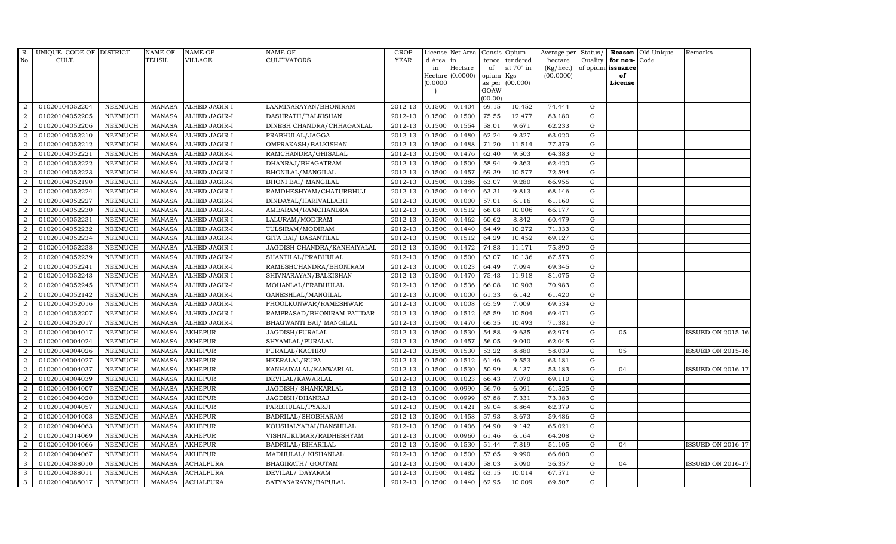| R. No. | UNIQUE CODE OF CULT. | DISTRICT | NAME OF TEHSIL | NAME OF VILLAGE | NAME OF CULTIVATORS | CROP YEAR | License d Area in Hectare (0.0000) | Net Area in Hectare (0.0000) | Consis tence of opium as per GOAW (00.00) | Opium tendered at 70° in Kgs (00.000) | Average per hectare (Kg/hec.) (00.0000) | Status/ Quality of opium | Reason for non-issuance of License | Old Unique Code | Remarks |
|---|---|---|---|---|---|---|---|---|---|---|---|---|---|---|---|
| 2 | 01020104052204 | NEEMUCH | MANASA | ALHED JAGIR-I | LAXMINARAYAN/BHONIRAM | 2012-13 | 0.1500 | 0.1404 | 69.15 | 10.452 | 74.444 | G | | | |
| 2 | 01020104052205 | NEEMUCH | MANASA | ALHED JAGIR-I | DASHRATH/BALKISHAN | 2012-13 | 0.1500 | 0.1500 | 75.55 | 12.477 | 83.180 | G | | | |
| 2 | 01020104052206 | NEEMUCH | MANASA | ALHED JAGIR-I | DINESH CHANDRA/CHHAGANLAL | 2012-13 | 0.1500 | 0.1554 | 58.01 | 9.671 | 62.233 | G | | | |
| 2 | 01020104052210 | NEEMUCH | MANASA | ALHED JAGIR-I | PRABHULAL/JAGGA | 2012-13 | 0.1500 | 0.1480 | 62.24 | 9.327 | 63.020 | G | | | |
| 2 | 01020104052212 | NEEMUCH | MANASA | ALHED JAGIR-I | OMPRAKASH/BALKISHAN | 2012-13 | 0.1500 | 0.1488 | 71.20 | 11.514 | 77.379 | G | | | |
| 2 | 01020104052221 | NEEMUCH | MANASA | ALHED JAGIR-I | RAMCHANDRA/GHISALAL | 2012-13 | 0.1500 | 0.1476 | 62.40 | 9.503 | 64.383 | G | | | |
| 2 | 01020104052222 | NEEMUCH | MANASA | ALHED JAGIR-I | DHANRAJ/BHAGATRAM | 2012-13 | 0.1500 | 0.1500 | 58.94 | 9.363 | 62.420 | G | | | |
| 2 | 01020104052223 | NEEMUCH | MANASA | ALHED JAGIR-I | BHONILAL/MANGILAL | 2012-13 | 0.1500 | 0.1457 | 69.39 | 10.577 | 72.594 | G | | | |
| 2 | 01020104052190 | NEEMUCH | MANASA | ALHED JAGIR-I | BHONI BAI/ MANGILAL | 2012-13 | 0.1500 | 0.1386 | 63.07 | 9.280 | 66.955 | G | | | |
| 2 | 01020104052224 | NEEMUCH | MANASA | ALHED JAGIR-I | RAMDHESHYAM/CHATURBHUJ | 2012-13 | 0.1500 | 0.1440 | 63.31 | 9.813 | 68.146 | G | | | |
| 2 | 01020104052227 | NEEMUCH | MANASA | ALHED JAGIR-I | DINDAYAL/HARIVALLABH | 2012-13 | 0.1000 | 0.1000 | 57.01 | 6.116 | 61.160 | G | | | |
| 2 | 01020104052230 | NEEMUCH | MANASA | ALHED JAGIR-I | AMBARAM/RAMCHANDRA | 2012-13 | 0.1500 | 0.1512 | 66.08 | 10.006 | 66.177 | G | | | |
| 2 | 01020104052231 | NEEMUCH | MANASA | ALHED JAGIR-I | LALURAM/MODIRAM | 2012-13 | 0.1500 | 0.1462 | 60.62 | 8.842 | 60.479 | G | | | |
| 2 | 01020104052232 | NEEMUCH | MANASA | ALHED JAGIR-I | TULSIRAM/MODIRAM | 2012-13 | 0.1500 | 0.1440 | 64.49 | 10.272 | 71.333 | G | | | |
| 2 | 01020104052234 | NEEMUCH | MANASA | ALHED JAGIR-I | GITA BAI/ BASANTILAL | 2012-13 | 0.1500 | 0.1512 | 64.29 | 10.452 | 69.127 | G | | | |
| 2 | 01020104052238 | NEEMUCH | MANASA | ALHED JAGIR-I | JAGDISH CHANDRA/KANHAIYALAL | 2012-13 | 0.1500 | 0.1472 | 74.83 | 11.171 | 75.890 | G | | | |
| 2 | 01020104052239 | NEEMUCH | MANASA | ALHED JAGIR-I | SHANTILAL/PRABHULAL | 2012-13 | 0.1500 | 0.1500 | 63.07 | 10.136 | 67.573 | G | | | |
| 2 | 01020104052241 | NEEMUCH | MANASA | ALHED JAGIR-I | RAMESHCHANDRA/BHONIRAM | 2012-13 | 0.1000 | 0.1023 | 64.49 | 7.094 | 69.345 | G | | | |
| 2 | 01020104052243 | NEEMUCH | MANASA | ALHED JAGIR-I | SHIVNARAYAN/BALKISHAN | 2012-13 | 0.1500 | 0.1470 | 75.43 | 11.918 | 81.075 | G | | | |
| 2 | 01020104052245 | NEEMUCH | MANASA | ALHED JAGIR-I | MOHANLAL/PRABHULAL | 2012-13 | 0.1500 | 0.1536 | 66.08 | 10.903 | 70.983 | G | | | |
| 2 | 01020104052142 | NEEMUCH | MANASA | ALHED JAGIR-I | GANESHLAL/MANGILAL | 2012-13 | 0.1000 | 0.1000 | 61.33 | 6.142 | 61.420 | G | | | |
| 2 | 01020104052016 | NEEMUCH | MANASA | ALHED JAGIR-I | PHOOLKUNWAR/RAMESHWAR | 2012-13 | 0.1000 | 0.1008 | 65.59 | 7.009 | 69.534 | G | | | |
| 2 | 01020104052207 | NEEMUCH | MANASA | ALHED JAGIR-I | RAMPRASAD/BHONIRAM PATIDAR | 2012-13 | 0.1500 | 0.1512 | 65.59 | 10.504 | 69.471 | G | | | |
| 2 | 01020104052017 | NEEMUCH | MANASA | ALHED JAGIR-I | BHAGWANTI BAI/ MANGILAL | 2012-13 | 0.1500 | 0.1470 | 66.35 | 10.493 | 71.381 | G | | | |
| 2 | 01020104004017 | NEEMUCH | MANASA | AKHEPUR | JAGDISH/PURALAL | 2012-13 | 0.1500 | 0.1530 | 54.88 | 9.635 | 62.974 | G | 05 | | ISSUED ON 2015-16 |
| 2 | 01020104004024 | NEEMUCH | MANASA | AKHEPUR | SHYAMLAL/PURALAL | 2012-13 | 0.1500 | 0.1457 | 56.05 | 9.040 | 62.045 | G | | | |
| 2 | 01020104004026 | NEEMUCH | MANASA | AKHEPUR | PURALAL/KACHRU | 2012-13 | 0.1500 | 0.1530 | 53.22 | 8.880 | 58.039 | G | 05 | | ISSUED ON 2015-16 |
| 2 | 01020104004027 | NEEMUCH | MANASA | AKHEPUR | HEERALAL/RUPA | 2012-13 | 0.1500 | 0.1512 | 61.46 | 9.553 | 63.181 | G | | | |
| 2 | 01020104004037 | NEEMUCH | MANASA | AKHEPUR | KANHAIYALAL/KANWARLAL | 2012-13 | 0.1500 | 0.1530 | 50.99 | 8.137 | 53.183 | G | 04 | | ISSUED ON 2016-17 |
| 2 | 01020104004039 | NEEMUCH | MANASA | AKHEPUR | DEVILAL/KAWARLAL | 2012-13 | 0.1000 | 0.1023 | 66.43 | 7.070 | 69.110 | G | | | |
| 2 | 01020104004007 | NEEMUCH | MANASA | AKHEPUR | JAGDISH/ SHANKARLAL | 2012-13 | 0.1000 | 0.0990 | 56.70 | 6.091 | 61.525 | G | | | |
| 2 | 01020104004020 | NEEMUCH | MANASA | AKHEPUR | JAGDISH/DHANRAJ | 2012-13 | 0.1000 | 0.0999 | 67.88 | 7.331 | 73.383 | G | | | |
| 2 | 01020104004057 | NEEMUCH | MANASA | AKHEPUR | PARBHULAL/PYARJI | 2012-13 | 0.1500 | 0.1421 | 59.04 | 8.864 | 62.379 | G | | | |
| 2 | 01020104004003 | NEEMUCH | MANASA | AKHEPUR | BADRILAL/SHOBHARAM | 2012-13 | 0.1500 | 0.1458 | 57.93 | 8.673 | 59.486 | G | | | |
| 2 | 01020104004063 | NEEMUCH | MANASA | AKHEPUR | KOUSHALYABAI/BANSHILAL | 2012-13 | 0.1500 | 0.1406 | 64.90 | 9.142 | 65.021 | G | | | |
| 2 | 01020104014069 | NEEMUCH | MANASA | AKHEPUR | VISHNUKUMAR/RADHESHYAM | 2012-13 | 0.1000 | 0.0960 | 61.46 | 6.164 | 64.208 | G | | | |
| 2 | 01020104004066 | NEEMUCH | MANASA | AKHEPUR | BADRILAL/BIHARILAL | 2012-13 | 0.1500 | 0.1530 | 51.44 | 7.819 | 51.105 | G | 04 | | ISSUED ON 2016-17 |
| 2 | 01020104004067 | NEEMUCH | MANASA | AKHEPUR | MADHULAL/ KISHANLAL | 2012-13 | 0.1500 | 0.1500 | 57.65 | 9.990 | 66.600 | G | | | |
| 3 | 01020104088010 | NEEMUCH | MANASA | ACHALPURA | BHAGIRATH/ GOUTAM | 2012-13 | 0.1500 | 0.1400 | 58.03 | 5.090 | 36.357 | G | 04 | | ISSUED ON 2016-17 |
| 3 | 01020104088011 | NEEMUCH | MANASA | ACHALPURA | DEVILAL/ DAYARAM | 2012-13 | 0.1500 | 0.1482 | 63.15 | 10.014 | 67.571 | G | | | |
| 3 | 01020104088017 | NEEMUCH | MANASA | ACHALPURA | SATYANARAYN/BAPULAL | 2012-13 | 0.1500 | 0.1440 | 62.95 | 10.009 | 69.507 | G | | | |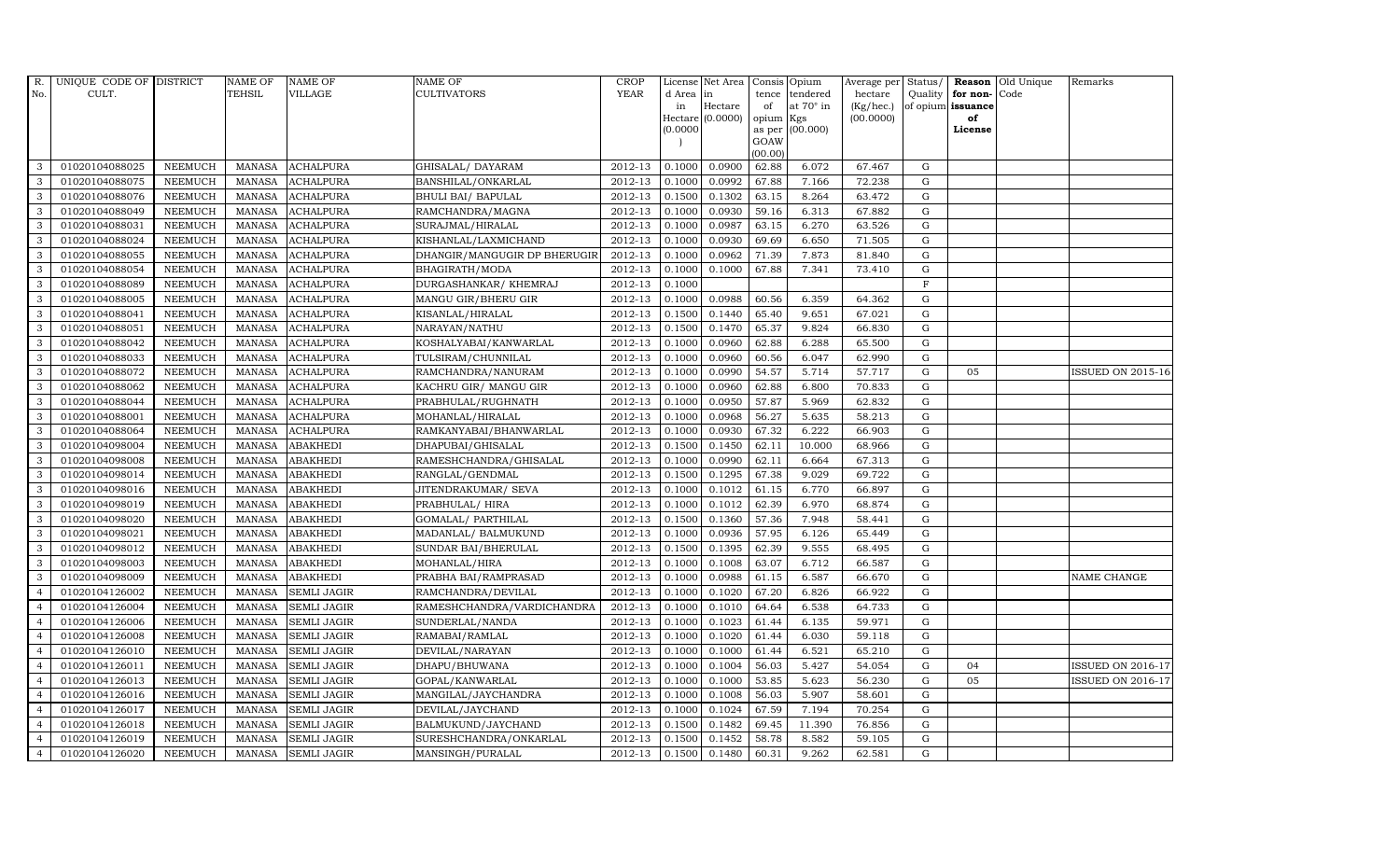| R. No. | UNIQUE CODE OF CULT. | DISTRICT | NAME OF TEHSIL | NAME OF VILLAGE | NAME OF CULTIVATORS | CROP YEAR | License d Area in Hectare (0.0000) | Net Area in Hectare (0.0000) | Consis tence of opium as per GOAW (00.00) | Opium tendered at 70° in Kgs (00.000) | Average per hectare (Kg/hec.) (00.0000) | Status/ Quality of opium | Reason for non- issuance of License | Old Unique Code | Remarks |
|---|---|---|---|---|---|---|---|---|---|---|---|---|---|---|---|
| 3 | 01020104088025 | NEEMUCH | MANASA | ACHALPURA | GHISALAL/ DAYARAM | 2012-13 | 0.1000 | 0.0900 | 62.88 | 6.072 | 67.467 | G | | | |
| 3 | 01020104088075 | NEEMUCH | MANASA | ACHALPURA | BANSHILAL/ONKARLAL | 2012-13 | 0.1000 | 0.0992 | 67.88 | 7.166 | 72.238 | G | | | |
| 3 | 01020104088076 | NEEMUCH | MANASA | ACHALPURA | BHULI BAI/ BAPULAL | 2012-13 | 0.1500 | 0.1302 | 63.15 | 8.264 | 63.472 | G | | | |
| 3 | 01020104088049 | NEEMUCH | MANASA | ACHALPURA | RAMCHANDRA/MAGNA | 2012-13 | 0.1000 | 0.0930 | 59.16 | 6.313 | 67.882 | G | | | |
| 3 | 01020104088031 | NEEMUCH | MANASA | ACHALPURA | SURAJMAL/HIRALAL | 2012-13 | 0.1000 | 0.0987 | 63.15 | 6.270 | 63.526 | G | | | |
| 3 | 01020104088024 | NEEMUCH | MANASA | ACHALPURA | KISHANLAL/LAXMICHAND | 2012-13 | 0.1000 | 0.0930 | 69.69 | 6.650 | 71.505 | G | | | |
| 3 | 01020104088055 | NEEMUCH | MANASA | ACHALPURA | DHANGIR/MANGUGIR DP BHERUGIR | 2012-13 | 0.1000 | 0.0962 | 71.39 | 7.873 | 81.840 | G | | | |
| 3 | 01020104088054 | NEEMUCH | MANASA | ACHALPURA | BHAGIRATH/MODA | 2012-13 | 0.1000 | 0.1000 | 67.88 | 7.341 | 73.410 | G | | | |
| 3 | 01020104088089 | NEEMUCH | MANASA | ACHALPURA | DURGASHANKAR/ KHEMRAJ | 2012-13 | 0.1000 | | | | | F | | | |
| 3 | 01020104088005 | NEEMUCH | MANASA | ACHALPURA | MANGU GIR/BHERU GIR | 2012-13 | 0.1000 | 0.0988 | 60.56 | 6.359 | 64.362 | G | | | |
| 3 | 01020104088041 | NEEMUCH | MANASA | ACHALPURA | KISANLAL/HIRALAL | 2012-13 | 0.1500 | 0.1440 | 65.40 | 9.651 | 67.021 | G | | | |
| 3 | 01020104088051 | NEEMUCH | MANASA | ACHALPURA | NARAYAN/NATHU | 2012-13 | 0.1500 | 0.1470 | 65.37 | 9.824 | 66.830 | G | | | |
| 3 | 01020104088042 | NEEMUCH | MANASA | ACHALPURA | KOSHALYABAI/KANWARLAL | 2012-13 | 0.1000 | 0.0960 | 62.88 | 6.288 | 65.500 | G | | | |
| 3 | 01020104088033 | NEEMUCH | MANASA | ACHALPURA | TULSIRAM/CHUNNILAL | 2012-13 | 0.1000 | 0.0960 | 60.56 | 6.047 | 62.990 | G | | | |
| 3 | 01020104088072 | NEEMUCH | MANASA | ACHALPURA | RAMCHANDRA/NANURAM | 2012-13 | 0.1000 | 0.0990 | 54.57 | 5.714 | 57.717 | G | 05 | | ISSUED ON 2015-16 |
| 3 | 01020104088062 | NEEMUCH | MANASA | ACHALPURA | KACHRU GIR/ MANGU GIR | 2012-13 | 0.1000 | 0.0960 | 62.88 | 6.800 | 70.833 | G | | | |
| 3 | 01020104088044 | NEEMUCH | MANASA | ACHALPURA | PRABHULAL/RUGHNATH | 2012-13 | 0.1000 | 0.0950 | 57.87 | 5.969 | 62.832 | G | | | |
| 3 | 01020104088001 | NEEMUCH | MANASA | ACHALPURA | MOHANLAL/HIRALAL | 2012-13 | 0.1000 | 0.0968 | 56.27 | 5.635 | 58.213 | G | | | |
| 3 | 01020104088064 | NEEMUCH | MANASA | ACHALPURA | RAMKANYABAI/BHANWARLAL | 2012-13 | 0.1000 | 0.0930 | 67.32 | 6.222 | 66.903 | G | | | |
| 3 | 01020104098004 | NEEMUCH | MANASA | ABAKHEDI | DHAPUBAI/GHISALAL | 2012-13 | 0.1500 | 0.1450 | 62.11 | 10.000 | 68.966 | G | | | |
| 3 | 01020104098008 | NEEMUCH | MANASA | ABAKHEDI | RAMESHCHANDRA/GHISALAL | 2012-13 | 0.1000 | 0.0990 | 62.11 | 6.664 | 67.313 | G | | | |
| 3 | 01020104098014 | NEEMUCH | MANASA | ABAKHEDI | RANGLAL/GENDMAL | 2012-13 | 0.1500 | 0.1295 | 67.38 | 9.029 | 69.722 | G | | | |
| 3 | 01020104098016 | NEEMUCH | MANASA | ABAKHEDI | JITENDRAKUMAR/ SEVA | 2012-13 | 0.1000 | 0.1012 | 61.15 | 6.770 | 66.897 | G | | | |
| 3 | 01020104098019 | NEEMUCH | MANASA | ABAKHEDI | PRABHULAL/ HIRA | 2012-13 | 0.1000 | 0.1012 | 62.39 | 6.970 | 68.874 | G | | | |
| 3 | 01020104098020 | NEEMUCH | MANASA | ABAKHEDI | GOMALAL/ PARTHILAL | 2012-13 | 0.1500 | 0.1360 | 57.36 | 7.948 | 58.441 | G | | | |
| 3 | 01020104098021 | NEEMUCH | MANASA | ABAKHEDI | MADANLAL/ BALMUKUND | 2012-13 | 0.1000 | 0.0936 | 57.95 | 6.126 | 65.449 | G | | | |
| 3 | 01020104098012 | NEEMUCH | MANASA | ABAKHEDI | SUNDAR BAI/BHERULAL | 2012-13 | 0.1500 | 0.1395 | 62.39 | 9.555 | 68.495 | G | | | |
| 3 | 01020104098003 | NEEMUCH | MANASA | ABAKHEDI | MOHANLAL/HIRA | 2012-13 | 0.1000 | 0.1008 | 63.07 | 6.712 | 66.587 | G | | | |
| 3 | 01020104098009 | NEEMUCH | MANASA | ABAKHEDI | PRABHA BAI/RAMPRASAD | 2012-13 | 0.1000 | 0.0988 | 61.15 | 6.587 | 66.670 | G | | | NAME CHANGE |
| 4 | 01020104126002 | NEEMUCH | MANASA | SEMLI JAGIR | RAMCHANDRA/DEVILAL | 2012-13 | 0.1000 | 0.1020 | 67.20 | 6.826 | 66.922 | G | | | |
| 4 | 01020104126004 | NEEMUCH | MANASA | SEMLI JAGIR | RAMESHCHANDRA/VARDICHANDRA | 2012-13 | 0.1000 | 0.1010 | 64.64 | 6.538 | 64.733 | G | | | |
| 4 | 01020104126006 | NEEMUCH | MANASA | SEMLI JAGIR | SUNDERLAL/NANDA | 2012-13 | 0.1000 | 0.1023 | 61.44 | 6.135 | 59.971 | G | | | |
| 4 | 01020104126008 | NEEMUCH | MANASA | SEMLI JAGIR | RAMABAI/RAMLAL | 2012-13 | 0.1000 | 0.1020 | 61.44 | 6.030 | 59.118 | G | | | |
| 4 | 01020104126010 | NEEMUCH | MANASA | SEMLI JAGIR | DEVILAL/NARAYAN | 2012-13 | 0.1000 | 0.1000 | 61.44 | 6.521 | 65.210 | G | | | |
| 4 | 01020104126011 | NEEMUCH | MANASA | SEMLI JAGIR | DHAPU/BHUWANA | 2012-13 | 0.1000 | 0.1004 | 56.03 | 5.427 | 54.054 | G | 04 | | ISSUED ON 2016-17 |
| 4 | 01020104126013 | NEEMUCH | MANASA | SEMLI JAGIR | GOPAL/KANWARLAL | 2012-13 | 0.1000 | 0.1000 | 53.85 | 5.623 | 56.230 | G | 05 | | ISSUED ON 2016-17 |
| 4 | 01020104126016 | NEEMUCH | MANASA | SEMLI JAGIR | MANGILAL/JAYCHANDRA | 2012-13 | 0.1000 | 0.1008 | 56.03 | 5.907 | 58.601 | G | | | |
| 4 | 01020104126017 | NEEMUCH | MANASA | SEMLI JAGIR | DEVILAL/JAYCHAND | 2012-13 | 0.1000 | 0.1024 | 67.59 | 7.194 | 70.254 | G | | | |
| 4 | 01020104126018 | NEEMUCH | MANASA | SEMLI JAGIR | BALMUKUND/JAYCHAND | 2012-13 | 0.1500 | 0.1482 | 69.45 | 11.390 | 76.856 | G | | | |
| 4 | 01020104126019 | NEEMUCH | MANASA | SEMLI JAGIR | SURESHCHANDRA/ONKARLAL | 2012-13 | 0.1500 | 0.1452 | 58.78 | 8.582 | 59.105 | G | | | |
| 4 | 01020104126020 | NEEMUCH | MANASA | SEMLI JAGIR | MANSINGH/PURALAL | 2012-13 | 0.1500 | 0.1480 | 60.31 | 9.262 | 62.581 | G | | | |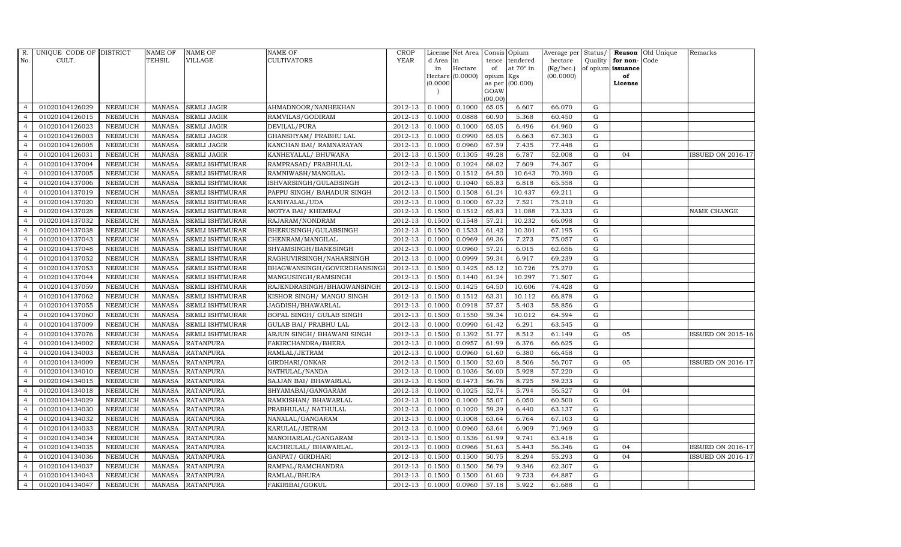| R. No. | UNIQUE CODE OF CULT. | DISTRICT | NAME OF TEHSIL | NAME OF VILLAGE | NAME OF CULTIVATORS | CROP YEAR | License d Area in Hectare (0.0000) | Net Area in Hectare (0.0000) | Consis tence of opium as per GOAW (00.00) | Opium tendered at 70° in Kgs (00.000) | Average per hectare (Kg/hec.) (00.0000) | Status/ Quality of opium | Reason for non-issuance of License | Old Unique Code | Remarks |
|---|---|---|---|---|---|---|---|---|---|---|---|---|---|---|---|
| 4 | 01020104126029 | NEEMUCH | MANASA | SEMLI JAGIR | AHMADNOOR/NANHEKHAN | 2012-13 | 0.1000 | 0.1000 | 65.05 | 6.607 | 66.070 | G | | | |
| 4 | 01020104126015 | NEEMUCH | MANASA | SEMLI JAGIR | RAMVILAS/GODIRAM | 2012-13 | 0.1000 | 0.0888 | 60.90 | 5.368 | 60.450 | G | | | |
| 4 | 01020104126023 | NEEMUCH | MANASA | SEMLI JAGIR | DEVILAL/PURA | 2012-13 | 0.1000 | 0.1000 | 65.05 | 6.496 | 64.960 | G | | | |
| 4 | 01020104126003 | NEEMUCH | MANASA | SEMLI JAGIR | GHANSHYAM/ PRABHU LAL | 2012-13 | 0.1000 | 0.0990 | 65.05 | 6.663 | 67.303 | G | | | |
| 4 | 01020104126005 | NEEMUCH | MANASA | SEMLI JAGIR | KANCHAN BAI/ RAMNARAYAN | 2012-13 | 0.1000 | 0.0960 | 67.59 | 7.435 | 77.448 | G | | | |
| 4 | 01020104126031 | NEEMUCH | MANASA | SEMLI JAGIR | KANHEYALAL/ BHUWANA | 2012-13 | 0.1500 | 0.1305 | 49.28 | 6.787 | 52.008 | G | 04 | | ISSUED ON 2016-17 |
| 4 | 01020104137004 | NEEMUCH | MANASA | SEMLI ISHTMURAR | RAMPRASAD/ PRABHULAL | 2012-13 | 0.1000 | 0.1024 | 68.02 | 7.609 | 74.307 | G | | | |
| 4 | 01020104137005 | NEEMUCH | MANASA | SEMLI ISHTMURAR | RAMNIWASH/MANGILAL | 2012-13 | 0.1500 | 0.1512 | 64.50 | 10.643 | 70.390 | G | | | |
| 4 | 01020104137006 | NEEMUCH | MANASA | SEMLI ISHTMURAR | ISHVARSINGH/GULABSINGH | 2012-13 | 0.1000 | 0.1040 | 65.83 | 6.818 | 65.558 | G | | | |
| 4 | 01020104137019 | NEEMUCH | MANASA | SEMLI ISHTMURAR | PAPPU SINGH/ BAHADUR SINGH | 2012-13 | 0.1500 | 0.1508 | 61.24 | 10.437 | 69.211 | G | | | |
| 4 | 01020104137020 | NEEMUCH | MANASA | SEMLI ISHTMURAR | KANHYALAL/UDA | 2012-13 | 0.1000 | 0.1000 | 67.32 | 7.521 | 75.210 | G | | | |
| 4 | 01020104137028 | NEEMUCH | MANASA | SEMLI ISHTMURAR | MOTYA BAI/ KHEMRAJ | 2012-13 | 0.1500 | 0.1512 | 65.83 | 11.088 | 73.333 | G | | | NAME CHANGE |
| 4 | 01020104137032 | NEEMUCH | MANASA | SEMLI ISHTMURAR | RAJARAM/NONDRAM | 2012-13 | 0.1500 | 0.1548 | 57.21 | 10.232 | 66.098 | G | | | |
| 4 | 01020104137038 | NEEMUCH | MANASA | SEMLI ISHTMURAR | BHERUSINGH/GULABSINGH | 2012-13 | 0.1500 | 0.1533 | 61.42 | 10.301 | 67.195 | G | | | |
| 4 | 01020104137043 | NEEMUCH | MANASA | SEMLI ISHTMURAR | CHENRAM/MANGILAL | 2012-13 | 0.1000 | 0.0969 | 69.36 | 7.273 | 75.057 | G | | | |
| 4 | 01020104137048 | NEEMUCH | MANASA | SEMLI ISHTMURAR | SHYAMSINGH/BANESINGH | 2012-13 | 0.1000 | 0.0960 | 57.21 | 6.015 | 62.656 | G | | | |
| 4 | 01020104137052 | NEEMUCH | MANASA | SEMLI ISHTMURAR | RAGHUVIRSINGH/NAHARSINGH | 2012-13 | 0.1000 | 0.0999 | 59.34 | 6.917 | 69.239 | G | | | |
| 4 | 01020104137053 | NEEMUCH | MANASA | SEMLI ISHTMURAR | BHAGWANSINGH/GOVERDHANSINGH | 2012-13 | 0.1500 | 0.1425 | 65.12 | 10.726 | 75.270 | G | | | |
| 4 | 01020104137044 | NEEMUCH | MANASA | SEMLI ISHTMURAR | MANGUSINGH/RAMSINGH | 2012-13 | 0.1500 | 0.1440 | 61.24 | 10.297 | 71.507 | G | | | |
| 4 | 01020104137059 | NEEMUCH | MANASA | SEMLI ISHTMURAR | RAJENDRASINGH/BHAGWANSINGH | 2012-13 | 0.1500 | 0.1425 | 64.50 | 10.606 | 74.428 | G | | | |
| 4 | 01020104137062 | NEEMUCH | MANASA | SEMLI ISHTMURAR | KISHOR SINGH/ MANGU SINGH | 2012-13 | 0.1500 | 0.1512 | 63.31 | 10.112 | 66.878 | G | | | |
| 4 | 01020104137055 | NEEMUCH | MANASA | SEMLI ISHTMURAR | JAGDISH/BHAWARLAL | 2012-13 | 0.1000 | 0.0918 | 57.57 | 5.403 | 58.856 | G | | | |
| 4 | 01020104137060 | NEEMUCH | MANASA | SEMLI ISHTMURAR | BOPAL SINGH/ GULAB SINGH | 2012-13 | 0.1500 | 0.1550 | 59.34 | 10.012 | 64.594 | G | | | |
| 4 | 01020104137009 | NEEMUCH | MANASA | SEMLI ISHTMURAR | GULAB BAI/ PRABHU LAL | 2012-13 | 0.1000 | 0.0990 | 61.42 | 6.291 | 63.545 | G | | | |
| 4 | 01020104137076 | NEEMUCH | MANASA | SEMLI ISHTMURAR | ARJUN SINGH/ BHAWANI SINGH | 2012-13 | 0.1500 | 0.1392 | 51.77 | 8.512 | 61.149 | G | 05 | | ISSUED ON 2015-16 |
| 4 | 01020104134002 | NEEMUCH | MANASA | RATANPURA | FAKIRCHANDRA/BHERA | 2012-13 | 0.1000 | 0.0957 | 61.99 | 6.376 | 66.625 | G | | | |
| 4 | 01020104134003 | NEEMUCH | MANASA | RATANPURA | RAMLAL/JETRAM | 2012-13 | 0.1000 | 0.0960 | 61.60 | 6.380 | 66.458 | G | | | |
| 4 | 01020104134009 | NEEMUCH | MANASA | RATANPURA | GIRDHARI/ONKAR | 2012-13 | 0.1500 | 0.1500 | 52.60 | 8.506 | 56.707 | G | 05 | | ISSUED ON 2016-17 |
| 4 | 01020104134010 | NEEMUCH | MANASA | RATANPURA | NATHULAL/NANDA | 2012-13 | 0.1000 | 0.1036 | 56.00 | 5.928 | 57.220 | G | | | |
| 4 | 01020104134015 | NEEMUCH | MANASA | RATANPURA | SAJJAN BAI/ BHAWARLAL | 2012-13 | 0.1500 | 0.1473 | 56.76 | 8.725 | 59.233 | G | | | |
| 4 | 01020104134018 | NEEMUCH | MANASA | RATANPURA | SHYAMABAI/GANGARAM | 2012-13 | 0.1000 | 0.1025 | 52.74 | 5.794 | 56.527 | G | 04 | | |
| 4 | 01020104134029 | NEEMUCH | MANASA | RATANPURA | RAMKISHAN/ BHAWARLAL | 2012-13 | 0.1000 | 0.1000 | 55.07 | 6.050 | 60.500 | G | | | |
| 4 | 01020104134030 | NEEMUCH | MANASA | RATANPURA | PRABHULAL/ NATHULAL | 2012-13 | 0.1000 | 0.1020 | 59.39 | 6.440 | 63.137 | G | | | |
| 4 | 01020104134032 | NEEMUCH | MANASA | RATANPURA | NANALAL/GANGARAM | 2012-13 | 0.1000 | 0.1008 | 63.64 | 6.764 | 67.103 | G | | | |
| 4 | 01020104134033 | NEEMUCH | MANASA | RATANPURA | KARULAL/JETRAM | 2012-13 | 0.1000 | 0.0960 | 63.64 | 6.909 | 71.969 | G | | | |
| 4 | 01020104134034 | NEEMUCH | MANASA | RATANPURA | MANOHARLAL/GANGARAM | 2012-13 | 0.1500 | 0.1536 | 61.99 | 9.741 | 63.418 | G | | | |
| 4 | 01020104134035 | NEEMUCH | MANASA | RATANPURA | KACHRULAL/ BHAWARLAL | 2012-13 | 0.1000 | 0.0966 | 51.63 | 5.443 | 56.346 | G | 04 | | ISSUED ON 2016-17 |
| 4 | 01020104134036 | NEEMUCH | MANASA | RATANPURA | GANPAT/ GIRDHARI | 2012-13 | 0.1500 | 0.1500 | 50.75 | 8.294 | 55.293 | G | 04 | | ISSUED ON 2016-17 |
| 4 | 01020104134037 | NEEMUCH | MANASA | RATANPURA | RAMPAL/RAMCHANDRA | 2012-13 | 0.1500 | 0.1500 | 56.79 | 9.346 | 62.307 | G | | | |
| 4 | 01020104134043 | NEEMUCH | MANASA | RATANPURA | RAMLAL/BHURA | 2012-13 | 0.1500 | 0.1500 | 61.60 | 9.733 | 64.887 | G | | | |
| 4 | 01020104134047 | NEEMUCH | MANASA | RATANPURA | FAKIRIBAI/GOKUL | 2012-13 | 0.1000 | 0.0960 | 57.18 | 5.922 | 61.688 | G | | | |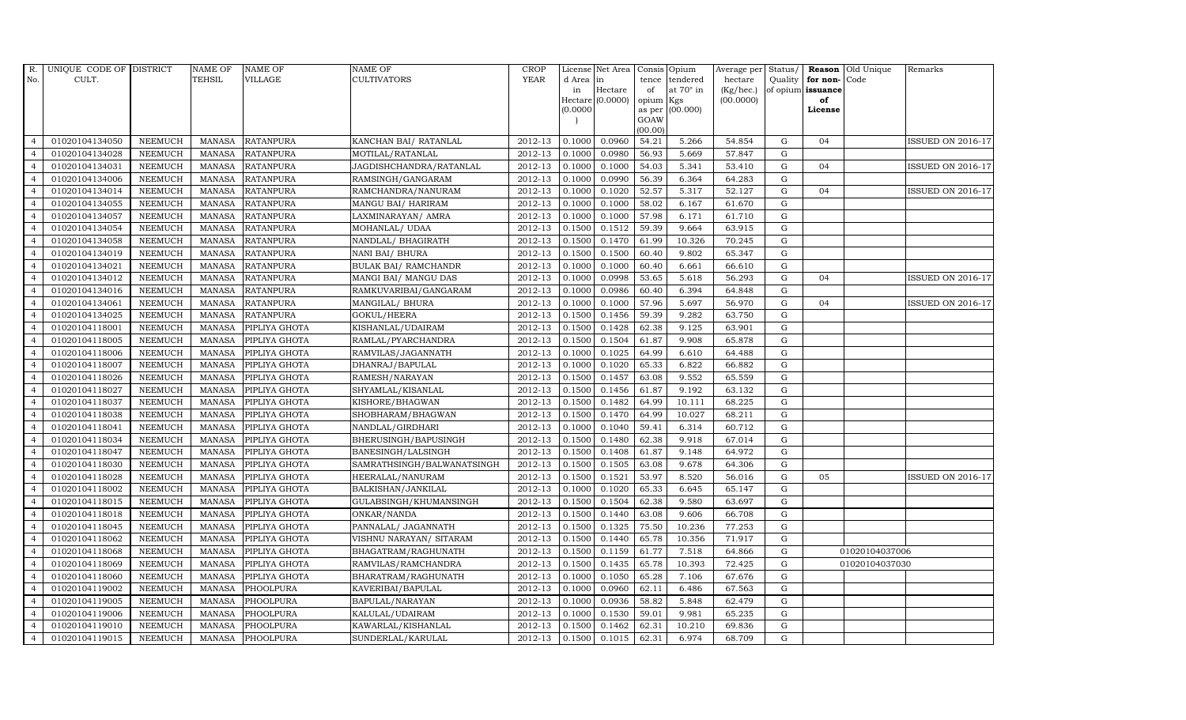| R. No. | UNIQUE CODE OF CULT. | DISTRICT | NAME OF TEHSIL | NAME OF VILLAGE | NAME OF CULTIVATORS | CROP YEAR | License d Area in Hectare (0.0000) | Net Area in Hectare (0.0000) | Consis tence of opium as per GOAW (00.00) | Opium tendered at 70° in Kgs (00.000) | Average per hectare (Kg/hec.) (00.0000) | Status/ Quality of opium | Reason for non-issuance of License | Old Unique Code | Remarks |
|---|---|---|---|---|---|---|---|---|---|---|---|---|---|---|---|
| 4 | 01020104134050 | NEEMUCH | MANASA | RATANPURA | KANCHAN BAI/ RATANLAL | 2012-13 | 0.1000 | 0.0960 | 54.21 | 5.266 | 54.854 | G | 04 | | ISSUED ON 2016-17 |
| 4 | 01020104134028 | NEEMUCH | MANASA | RATANPURA | MOTILAL/RATANLAL | 2012-13 | 0.1000 | 0.0980 | 56.93 | 5.669 | 57.847 | G | | | |
| 4 | 01020104134031 | NEEMUCH | MANASA | RATANPURA | JAGDISHCHANDRA/RATANLAL | 2012-13 | 0.1000 | 0.1000 | 54.03 | 5.341 | 53.410 | G | 04 | | ISSUED ON 2016-17 |
| 4 | 01020104134006 | NEEMUCH | MANASA | RATANPURA | RAMSINGH/GANGARAM | 2012-13 | 0.1000 | 0.0990 | 56.39 | 6.364 | 64.283 | G | | | |
| 4 | 01020104134014 | NEEMUCH | MANASA | RATANPURA | RAMCHANDRA/NANURAM | 2012-13 | 0.1000 | 0.1020 | 52.57 | 5.317 | 52.127 | G | 04 | | ISSUED ON 2016-17 |
| 4 | 01020104134055 | NEEMUCH | MANASA | RATANPURA | MANGU BAI/ HARIRAM | 2012-13 | 0.1000 | 0.1000 | 58.02 | 6.167 | 61.670 | G | | | |
| 4 | 01020104134057 | NEEMUCH | MANASA | RATANPURA | LAXMINARAYAN/ AMRA | 2012-13 | 0.1000 | 0.1000 | 57.98 | 6.171 | 61.710 | G | | | |
| 4 | 01020104134054 | NEEMUCH | MANASA | RATANPURA | MOHANLAL/ UDAA | 2012-13 | 0.1500 | 0.1512 | 59.39 | 9.664 | 63.915 | G | | | |
| 4 | 01020104134058 | NEEMUCH | MANASA | RATANPURA | NANDLAL/ BHAGIRATH | 2012-13 | 0.1500 | 0.1470 | 61.99 | 10.326 | 70.245 | G | | | |
| 4 | 01020104134019 | NEEMUCH | MANASA | RATANPURA | NANI BAI/ BHURA | 2012-13 | 0.1500 | 0.1500 | 60.40 | 9.802 | 65.347 | G | | | |
| 4 | 01020104134021 | NEEMUCH | MANASA | RATANPURA | BULAK BAI/ RAMCHANDR | 2012-13 | 0.1000 | 0.1000 | 60.40 | 6.661 | 66.610 | G | | | |
| 4 | 01020104134012 | NEEMUCH | MANASA | RATANPURA | MANGI BAI/ MANGU DAS | 2012-13 | 0.1000 | 0.0998 | 53.65 | 5.618 | 56.293 | G | 04 | | ISSUED ON 2016-17 |
| 4 | 01020104134016 | NEEMUCH | MANASA | RATANPURA | RAMKUVARIBAI/GANGARAM | 2012-13 | 0.1000 | 0.0986 | 60.40 | 6.394 | 64.848 | G | | | |
| 4 | 01020104134061 | NEEMUCH | MANASA | RATANPURA | MANGILAL/ BHURA | 2012-13 | 0.1000 | 0.1000 | 57.96 | 5.697 | 56.970 | G | 04 | | ISSUED ON 2016-17 |
| 4 | 01020104134025 | NEEMUCH | MANASA | RATANPURA | GOKUL/HEERA | 2012-13 | 0.1500 | 0.1456 | 59.39 | 9.282 | 63.750 | G | | | |
| 4 | 01020104118001 | NEEMUCH | MANASA | PIPLIYA GHOTA | KISHANLAL/UDAIRAM | 2012-13 | 0.1500 | 0.1428 | 62.38 | 9.125 | 63.901 | G | | | |
| 4 | 01020104118005 | NEEMUCH | MANASA | PIPLIYA GHOTA | RAMLAL/PYARCHANDRA | 2012-13 | 0.1500 | 0.1504 | 61.87 | 9.908 | 65.878 | G | | | |
| 4 | 01020104118006 | NEEMUCH | MANASA | PIPLIYA GHOTA | RAMVILAS/JAGANNATH | 2012-13 | 0.1000 | 0.1025 | 64.99 | 6.610 | 64.488 | G | | | |
| 4 | 01020104118007 | NEEMUCH | MANASA | PIPLIYA GHOTA | DHANRAJ/BAPULAL | 2012-13 | 0.1000 | 0.1020 | 65.33 | 6.822 | 66.882 | G | | | |
| 4 | 01020104118026 | NEEMUCH | MANASA | PIPLIYA GHOTA | RAMESH/NARAYAN | 2012-13 | 0.1500 | 0.1457 | 63.08 | 9.552 | 65.559 | G | | | |
| 4 | 01020104118027 | NEEMUCH | MANASA | PIPLIYA GHOTA | SHYAMLAL/KISANLAL | 2012-13 | 0.1500 | 0.1456 | 61.87 | 9.192 | 63.132 | G | | | |
| 4 | 01020104118037 | NEEMUCH | MANASA | PIPLIYA GHOTA | KISHORE/BHAGWAN | 2012-13 | 0.1500 | 0.1482 | 64.99 | 10.111 | 68.225 | G | | | |
| 4 | 01020104118038 | NEEMUCH | MANASA | PIPLIYA GHOTA | SHOBHARAM/BHAGWAN | 2012-13 | 0.1500 | 0.1470 | 64.99 | 10.027 | 68.211 | G | | | |
| 4 | 01020104118041 | NEEMUCH | MANASA | PIPLIYA GHOTA | NANDLAL/GIRDHARI | 2012-13 | 0.1000 | 0.1040 | 59.41 | 6.314 | 60.712 | G | | | |
| 4 | 01020104118034 | NEEMUCH | MANASA | PIPLIYA GHOTA | BHERUSINGH/BAPUSINGH | 2012-13 | 0.1500 | 0.1480 | 62.38 | 9.918 | 67.014 | G | | | |
| 4 | 01020104118047 | NEEMUCH | MANASA | PIPLIYA GHOTA | BANESINGH/LALSINGH | 2012-13 | 0.1500 | 0.1408 | 61.87 | 9.148 | 64.972 | G | | | |
| 4 | 01020104118030 | NEEMUCH | MANASA | PIPLIYA GHOTA | SAMRATHSINGH/BALWANATSINGH | 2012-13 | 0.1500 | 0.1505 | 63.08 | 9.678 | 64.306 | G | | | |
| 4 | 01020104118028 | NEEMUCH | MANASA | PIPLIYA GHOTA | HEERALAL/NANURAM | 2012-13 | 0.1500 | 0.1521 | 53.97 | 8.520 | 56.016 | G | 05 | | ISSUED ON 2016-17 |
| 4 | 01020104118002 | NEEMUCH | MANASA | PIPLIYA GHOTA | BALKISHAN/JANKILAL | 2012-13 | 0.1000 | 0.1020 | 65.33 | 6.645 | 65.147 | G | | | |
| 4 | 01020104118015 | NEEMUCH | MANASA | PIPLIYA GHOTA | GULABSINGH/KHUMANSINGH | 2012-13 | 0.1500 | 0.1504 | 62.38 | 9.580 | 63.697 | G | | | |
| 4 | 01020104118018 | NEEMUCH | MANASA | PIPLIYA GHOTA | ONKAR/NANDA | 2012-13 | 0.1500 | 0.1440 | 63.08 | 9.606 | 66.708 | G | | | |
| 4 | 01020104118045 | NEEMUCH | MANASA | PIPLIYA GHOTA | PANNALAL/ JAGANNATH | 2012-13 | 0.1500 | 0.1325 | 75.50 | 10.236 | 77.253 | G | | | |
| 4 | 01020104118062 | NEEMUCH | MANASA | PIPLIYA GHOTA | VISHNU NARAYAN/ SITARAM | 2012-13 | 0.1500 | 0.1440 | 65.78 | 10.356 | 71.917 | G | | | |
| 4 | 01020104118068 | NEEMUCH | MANASA | PIPLIYA GHOTA | BHAGATRAM/RAGHUNATH | 2012-13 | 0.1500 | 0.1159 | 61.77 | 7.518 | 64.866 | G | | 01020104037006 | |
| 4 | 01020104118069 | NEEMUCH | MANASA | PIPLIYA GHOTA | RAMVILAS/RAMCHANDRA | 2012-13 | 0.1500 | 0.1435 | 65.78 | 10.393 | 72.425 | G | | 01020104037030 | |
| 4 | 01020104118060 | NEEMUCH | MANASA | PIPLIYA GHOTA | BHARATRAM/RAGHUNATH | 2012-13 | 0.1000 | 0.1050 | 65.28 | 7.106 | 67.676 | G | | | |
| 4 | 01020104119002 | NEEMUCH | MANASA | PHOOLPURA | KAVERIBAI/BAPULAL | 2012-13 | 0.1000 | 0.0960 | 62.11 | 6.486 | 67.563 | G | | | |
| 4 | 01020104119005 | NEEMUCH | MANASA | PHOOLPURA | BAPULAL/NARAYAN | 2012-13 | 0.1000 | 0.0936 | 58.82 | 5.848 | 62.479 | G | | | |
| 4 | 01020104119006 | NEEMUCH | MANASA | PHOOLPURA | KALULAL/UDAIRAM | 2012-13 | 0.1000 | 0.1530 | 59.01 | 9.981 | 65.235 | G | | | |
| 4 | 01020104119010 | NEEMUCH | MANASA | PHOOLPURA | KAWARLAL/KISHANLAL | 2012-13 | 0.1500 | 0.1462 | 62.31 | 10.210 | 69.836 | G | | | |
| 4 | 01020104119015 | NEEMUCH | MANASA | PHOOLPURA | SUNDERLAL/KARULAL | 2012-13 | 0.1500 | 0.1015 | 62.31 | 6.974 | 68.709 | G | | | |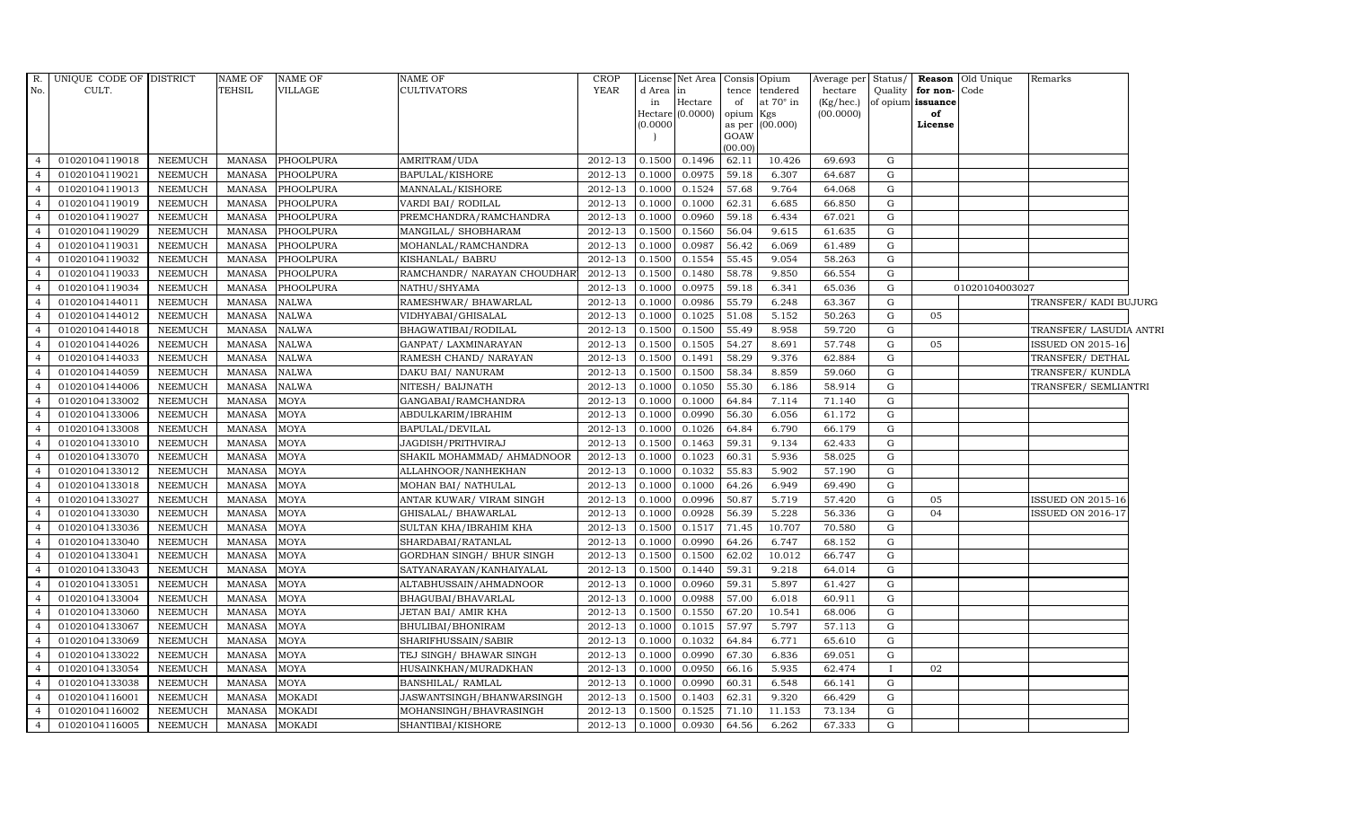| R. No. | UNIQUE CODE OF CULT. | DISTRICT | NAME OF TEHSIL | NAME OF VILLAGE | NAME OF CULTIVATORS | CROP YEAR | License d Area in Hectare (0.0000) | Net Area in Hectare (0.0000) | Consis tence of opium as per GOAW (00.00) | Opium tendered at 70° in Kgs (00.000) | Average per hectare (Kg/hec.) (00.0000) | Status/ Quality of opium | Reason for non-issuance of License | Old Unique Code | Remarks |
|---|---|---|---|---|---|---|---|---|---|---|---|---|---|---|---|
| 4 | 01020104119018 | NEEMUCH | MANASA | PHOOLPURA | AMRITRAM/UDA | 2012-13 | 0.1500 | 0.1496 | 62.11 | 10.426 | 69.693 | G | | | |
| 4 | 01020104119021 | NEEMUCH | MANASA | PHOOLPURA | BAPULAL/KISHORE | 2012-13 | 0.1000 | 0.0975 | 59.18 | 6.307 | 64.687 | G | | | |
| 4 | 01020104119013 | NEEMUCH | MANASA | PHOOLPURA | MANNALAL/KISHORE | 2012-13 | 0.1000 | 0.1524 | 57.68 | 9.764 | 64.068 | G | | | |
| 4 | 01020104119019 | NEEMUCH | MANASA | PHOOLPURA | VARDI BAI/ RODILAL | 2012-13 | 0.1000 | 0.1000 | 62.31 | 6.685 | 66.850 | G | | | |
| 4 | 01020104119027 | NEEMUCH | MANASA | PHOOLPURA | PREMCHANDRA/RAMCHANDRA | 2012-13 | 0.1000 | 0.0960 | 59.18 | 6.434 | 67.021 | G | | | |
| 4 | 01020104119029 | NEEMUCH | MANASA | PHOOLPURA | MANGILAL/ SHOBHARAM | 2012-13 | 0.1500 | 0.1560 | 56.04 | 9.615 | 61.635 | G | | | |
| 4 | 01020104119031 | NEEMUCH | MANASA | PHOOLPURA | MOHANLAL/RAMCHANDRA | 2012-13 | 0.1000 | 0.0987 | 56.42 | 6.069 | 61.489 | G | | | |
| 4 | 01020104119032 | NEEMUCH | MANASA | PHOOLPURA | KISHANLAL/ BABRU | 2012-13 | 0.1500 | 0.1554 | 55.45 | 9.054 | 58.263 | G | | | |
| 4 | 01020104119033 | NEEMUCH | MANASA | PHOOLPURA | RAMCHANDR/ NARAYAN CHOUDHAR | 2012-13 | 0.1500 | 0.1480 | 58.78 | 9.850 | 66.554 | G | | | |
| 4 | 01020104119034 | NEEMUCH | MANASA | PHOOLPURA | NATHU/SHYAMA | 2012-13 | 0.1000 | 0.0975 | 59.18 | 6.341 | 65.036 | G | | 01020104003027 | |
| 4 | 01020104144011 | NEEMUCH | MANASA | NALWA | RAMESHWAR/ BHAWARLAL | 2012-13 | 0.1000 | 0.0986 | 55.79 | 6.248 | 63.367 | G | | | TRANSFER/ KADI BUJURG |
| 4 | 01020104144012 | NEEMUCH | MANASA | NALWA | VIDHYABAI/GHISALAL | 2012-13 | 0.1000 | 0.1025 | 51.08 | 5.152 | 50.263 | G | 05 | | |
| 4 | 01020104144018 | NEEMUCH | MANASA | NALWA | BHAGWATIBAI/RODILAL | 2012-13 | 0.1500 | 0.1500 | 55.49 | 8.958 | 59.720 | G | | | TRANSFER/ LASUDIA ANTRI |
| 4 | 01020104144026 | NEEMUCH | MANASA | NALWA | GANPAT/ LAXMINARAYAN | 2012-13 | 0.1500 | 0.1505 | 54.27 | 8.691 | 57.748 | G | 05 | | ISSUED ON 2015-16 |
| 4 | 01020104144033 | NEEMUCH | MANASA | NALWA | RAMESH CHAND/ NARAYAN | 2012-13 | 0.1500 | 0.1491 | 58.29 | 9.376 | 62.884 | G | | | TRANSFER/ DETHAL |
| 4 | 01020104144059 | NEEMUCH | MANASA | NALWA | DAKU BAI/ NANURAM | 2012-13 | 0.1500 | 0.1500 | 58.34 | 8.859 | 59.060 | G | | | TRANSFER/ KUNDLA |
| 4 | 01020104144006 | NEEMUCH | MANASA | NALWA | NITESH/ BAIJNATH | 2012-13 | 0.1000 | 0.1050 | 55.30 | 6.186 | 58.914 | G | | | TRANSFER/ SEMLIANTRI |
| 4 | 01020104133002 | NEEMUCH | MANASA | MOYA | GANGABAI/RAMCHANDRA | 2012-13 | 0.1000 | 0.1000 | 64.84 | 7.114 | 71.140 | G | | | |
| 4 | 01020104133006 | NEEMUCH | MANASA | MOYA | ABDULKARIM/IBRAHIM | 2012-13 | 0.1000 | 0.0990 | 56.30 | 6.056 | 61.172 | G | | | |
| 4 | 01020104133008 | NEEMUCH | MANASA | MOYA | BAPULAL/DEVILAL | 2012-13 | 0.1000 | 0.1026 | 64.84 | 6.790 | 66.179 | G | | | |
| 4 | 01020104133010 | NEEMUCH | MANASA | MOYA | JAGDISH/PRITHVIRAJ | 2012-13 | 0.1500 | 0.1463 | 59.31 | 9.134 | 62.433 | G | | | |
| 4 | 01020104133070 | NEEMUCH | MANASA | MOYA | SHAKIL MOHAMMAD/ AHMADNOOR | 2012-13 | 0.1000 | 0.1023 | 60.31 | 5.936 | 58.025 | G | | | |
| 4 | 01020104133012 | NEEMUCH | MANASA | MOYA | ALLAHNOOR/NANHEKHAN | 2012-13 | 0.1000 | 0.1032 | 55.83 | 5.902 | 57.190 | G | | | |
| 4 | 01020104133018 | NEEMUCH | MANASA | MOYA | MOHAN BAI/ NATHULAL | 2012-13 | 0.1000 | 0.1000 | 64.26 | 6.949 | 69.490 | G | | | |
| 4 | 01020104133027 | NEEMUCH | MANASA | MOYA | ANTAR KUWAR/ VIRAM SINGH | 2012-13 | 0.1000 | 0.0996 | 50.87 | 5.719 | 57.420 | G | 05 | | ISSUED ON 2015-16 |
| 4 | 01020104133030 | NEEMUCH | MANASA | MOYA | GHISALAL/ BHAWARLAL | 2012-13 | 0.1000 | 0.0928 | 56.39 | 5.228 | 56.336 | G | 04 | | ISSUED ON 2016-17 |
| 4 | 01020104133036 | NEEMUCH | MANASA | MOYA | SULTAN KHA/IBRAHIM KHA | 2012-13 | 0.1500 | 0.1517 | 71.45 | 10.707 | 70.580 | G | | | |
| 4 | 01020104133040 | NEEMUCH | MANASA | MOYA | SHARDABAI/RATANLAL | 2012-13 | 0.1000 | 0.0990 | 64.26 | 6.747 | 68.152 | G | | | |
| 4 | 01020104133041 | NEEMUCH | MANASA | MOYA | GORDHAN SINGH/ BHUR SINGH | 2012-13 | 0.1500 | 0.1500 | 62.02 | 10.012 | 66.747 | G | | | |
| 4 | 01020104133043 | NEEMUCH | MANASA | MOYA | SATYANARAYAN/KANHAIYALAL | 2012-13 | 0.1500 | 0.1440 | 59.31 | 9.218 | 64.014 | G | | | |
| 4 | 01020104133051 | NEEMUCH | MANASA | MOYA | ALTABHUSSAIN/AHMADNOOR | 2012-13 | 0.1000 | 0.0960 | 59.31 | 5.897 | 61.427 | G | | | |
| 4 | 01020104133004 | NEEMUCH | MANASA | MOYA | BHAGUBAI/BHAVARLAL | 2012-13 | 0.1000 | 0.0988 | 57.00 | 6.018 | 60.911 | G | | | |
| 4 | 01020104133060 | NEEMUCH | MANASA | MOYA | JETAN BAI/ AMIR KHA | 2012-13 | 0.1500 | 0.1550 | 67.20 | 10.541 | 68.006 | G | | | |
| 4 | 01020104133067 | NEEMUCH | MANASA | MOYA | BHULIBAI/BHONIRAM | 2012-13 | 0.1000 | 0.1015 | 57.97 | 5.797 | 57.113 | G | | | |
| 4 | 01020104133069 | NEEMUCH | MANASA | MOYA | SHARIFHUSSAIN/SABIR | 2012-13 | 0.1000 | 0.1032 | 64.84 | 6.771 | 65.610 | G | | | |
| 4 | 01020104133022 | NEEMUCH | MANASA | MOYA | TEJ SINGH/ BHAWAR SINGH | 2012-13 | 0.1000 | 0.0990 | 67.30 | 6.836 | 69.051 | G | | | |
| 4 | 01020104133054 | NEEMUCH | MANASA | MOYA | HUSAINKHAN/MURADKHAN | 2012-13 | 0.1000 | 0.0950 | 66.16 | 5.935 | 62.474 | I | 02 | | |
| 4 | 01020104133038 | NEEMUCH | MANASA | MOYA | BANSHILAL/ RAMLAL | 2012-13 | 0.1000 | 0.0990 | 60.31 | 6.548 | 66.141 | G | | | |
| 4 | 01020104116001 | NEEMUCH | MANASA | MOKADI | JASWANTSINGH/BHANWARSINGH | 2012-13 | 0.1500 | 0.1403 | 62.31 | 9.320 | 66.429 | G | | | |
| 4 | 01020104116002 | NEEMUCH | MANASA | MOKADI | MOHANSINGH/BHAVRASINGH | 2012-13 | 0.1500 | 0.1525 | 71.10 | 11.153 | 73.134 | G | | | |
| 4 | 01020104116005 | NEEMUCH | MANASA | MOKADI | SHANTIBAI/KISHORE | 2012-13 | 0.1000 | 0.0930 | 64.56 | 6.262 | 67.333 | G | | | |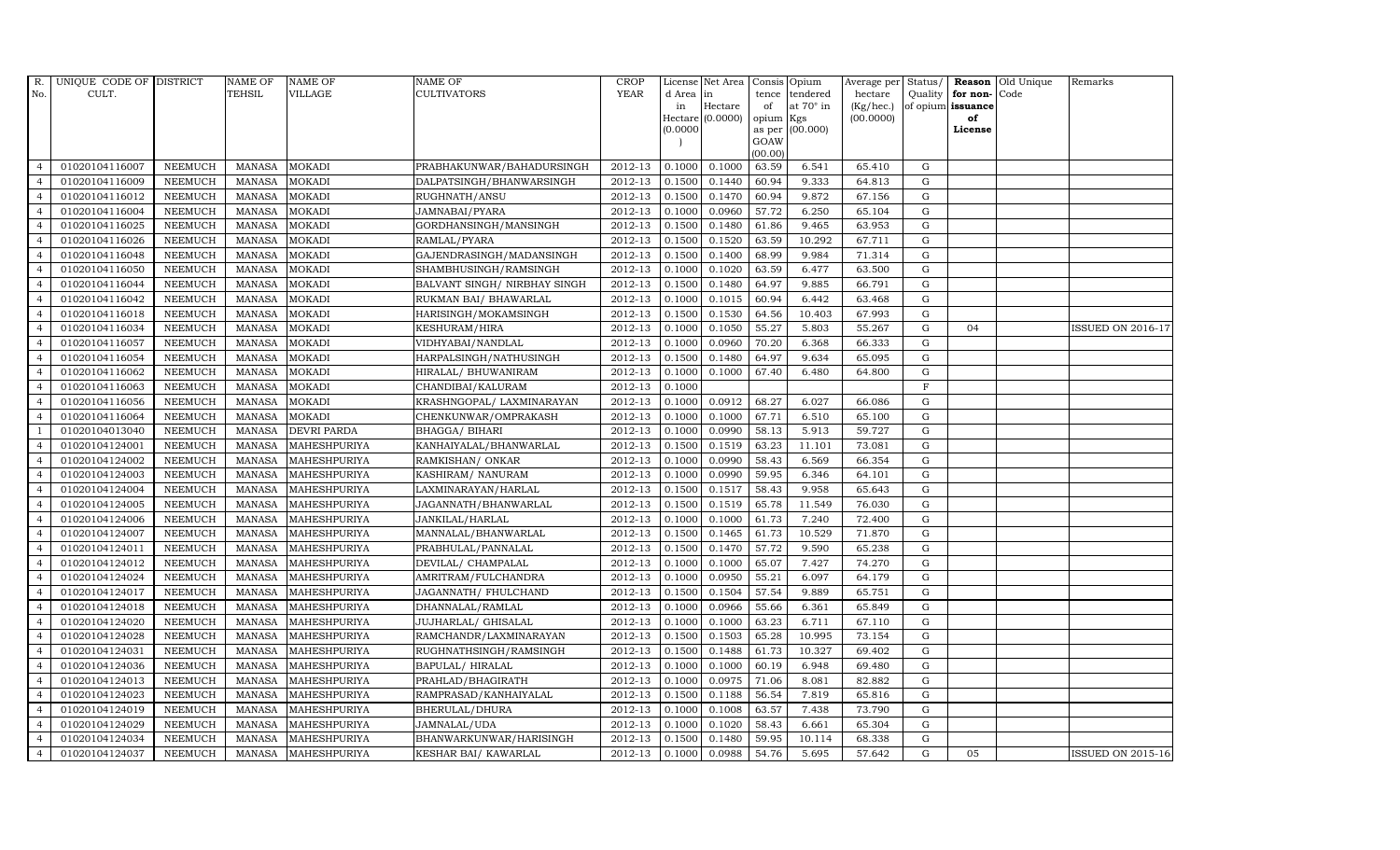| R. No. | UNIQUE CODE OF CULT. | DISTRICT | NAME OF TEHSIL | NAME OF VILLAGE | NAME OF CULTIVATORS | CROP YEAR | License d Area in Hectare (0.0000) | Net Area in Hectare (0.0000) | Consis tence of opium as per GOAW (00.00) | Opium tendered at 70° in Kgs (00.000) | Average per hectare (Kg/hec.) (00.0000) | Status/ Quality of opium | Reason for non-issuance of License | Old Unique Code | Remarks |
|---|---|---|---|---|---|---|---|---|---|---|---|---|---|---|---|
| 4 | 01020104116007 | NEEMUCH | MANASA | MOKADI | PRABHAKUNWAR/BAHADURSINGH | 2012-13 | 0.1000 | 0.1000 | 63.59 | 6.541 | 65.410 | G | | | |
| 4 | 01020104116009 | NEEMUCH | MANASA | MOKADI | DALPATSINGH/BHANWARSINGH | 2012-13 | 0.1500 | 0.1440 | 60.94 | 9.333 | 64.813 | G | | | |
| 4 | 01020104116012 | NEEMUCH | MANASA | MOKADI | RUGHNATH/ANSU | 2012-13 | 0.1500 | 0.1470 | 60.94 | 9.872 | 67.156 | G | | | |
| 4 | 01020104116004 | NEEMUCH | MANASA | MOKADI | JAMNABAI/PYARA | 2012-13 | 0.1000 | 0.0960 | 57.72 | 6.250 | 65.104 | G | | | |
| 4 | 01020104116025 | NEEMUCH | MANASA | MOKADI | GORDHANSINGH/MANSINGH | 2012-13 | 0.1500 | 0.1480 | 61.86 | 9.465 | 63.953 | G | | | |
| 4 | 01020104116026 | NEEMUCH | MANASA | MOKADI | RAMLAL/PYARA | 2012-13 | 0.1500 | 0.1520 | 63.59 | 10.292 | 67.711 | G | | | |
| 4 | 01020104116048 | NEEMUCH | MANASA | MOKADI | GAJENDRASINGH/MADANSINGH | 2012-13 | 0.1500 | 0.1400 | 68.99 | 9.984 | 71.314 | G | | | |
| 4 | 01020104116050 | NEEMUCH | MANASA | MOKADI | SHAMBHUSINGH/RAMSINGH | 2012-13 | 0.1000 | 0.1020 | 63.59 | 6.477 | 63.500 | G | | | |
| 4 | 01020104116044 | NEEMUCH | MANASA | MOKADI | BALVANT SINGH/ NIRBHAY SINGH | 2012-13 | 0.1500 | 0.1480 | 64.97 | 9.885 | 66.791 | G | | | |
| 4 | 01020104116042 | NEEMUCH | MANASA | MOKADI | RUKMAN BAI/ BHAWARLAL | 2012-13 | 0.1000 | 0.1015 | 60.94 | 6.442 | 63.468 | G | | | |
| 4 | 01020104116018 | NEEMUCH | MANASA | MOKADI | HARISINGH/MOKAMSINGH | 2012-13 | 0.1500 | 0.1530 | 64.56 | 10.403 | 67.993 | G | | | |
| 4 | 01020104116034 | NEEMUCH | MANASA | MOKADI | KESHURAM/HIRA | 2012-13 | 0.1000 | 0.1050 | 55.27 | 5.803 | 55.267 | G | 04 | | ISSUED ON 2016-17 |
| 4 | 01020104116057 | NEEMUCH | MANASA | MOKADI | VIDHYABAI/NANDLAL | 2012-13 | 0.1000 | 0.0960 | 70.20 | 6.368 | 66.333 | G | | | |
| 4 | 01020104116054 | NEEMUCH | MANASA | MOKADI | HARPALSINGH/NATHUSINGH | 2012-13 | 0.1500 | 0.1480 | 64.97 | 9.634 | 65.095 | G | | | |
| 4 | 01020104116062 | NEEMUCH | MANASA | MOKADI | HIRALAL/ BHUWANIRAM | 2012-13 | 0.1000 | 0.1000 | 67.40 | 6.480 | 64.800 | G | | | |
| 4 | 01020104116063 | NEEMUCH | MANASA | MOKADI | CHANDIBAI/KALURAM | 2012-13 | 0.1000 | | | | | F | | | |
| 4 | 01020104116056 | NEEMUCH | MANASA | MOKADI | KRASHNGOPAL/ LAXMINARAYAN | 2012-13 | 0.1000 | 0.0912 | 68.27 | 6.027 | 66.086 | G | | | |
| 4 | 01020104116064 | NEEMUCH | MANASA | MOKADI | CHENKUNWAR/OMPRAKASH | 2012-13 | 0.1000 | 0.1000 | 67.71 | 6.510 | 65.100 | G | | | |
| 1 | 01020104013040 | NEEMUCH | MANASA | DEVRI PARDA | BHAGGA/ BIHARI | 2012-13 | 0.1000 | 0.0990 | 58.13 | 5.913 | 59.727 | G | | | |
| 4 | 01020104124001 | NEEMUCH | MANASA | MAHESHPURIYA | KANHAIYALAL/BHANWARLAL | 2012-13 | 0.1500 | 0.1519 | 63.23 | 11.101 | 73.081 | G | | | |
| 4 | 01020104124002 | NEEMUCH | MANASA | MAHESHPURIYA | RAMKISHAN/ ONKAR | 2012-13 | 0.1000 | 0.0990 | 58.43 | 6.569 | 66.354 | G | | | |
| 4 | 01020104124003 | NEEMUCH | MANASA | MAHESHPURIYA | KASHIRAM/ NANURAM | 2012-13 | 0.1000 | 0.0990 | 59.95 | 6.346 | 64.101 | G | | | |
| 4 | 01020104124004 | NEEMUCH | MANASA | MAHESHPURIYA | LAXMINARAYAN/HARLAL | 2012-13 | 0.1500 | 0.1517 | 58.43 | 9.958 | 65.643 | G | | | |
| 4 | 01020104124005 | NEEMUCH | MANASA | MAHESHPURIYA | JAGANNATH/BHANWARLAL | 2012-13 | 0.1500 | 0.1519 | 65.78 | 11.549 | 76.030 | G | | | |
| 4 | 01020104124006 | NEEMUCH | MANASA | MAHESHPURIYA | JANKILAL/HARLAL | 2012-13 | 0.1000 | 0.1000 | 61.73 | 7.240 | 72.400 | G | | | |
| 4 | 01020104124007 | NEEMUCH | MANASA | MAHESHPURIYA | MANNALAL/BHANWARLAL | 2012-13 | 0.1500 | 0.1465 | 61.73 | 10.529 | 71.870 | G | | | |
| 4 | 01020104124011 | NEEMUCH | MANASA | MAHESHPURIYA | PRABHULAL/PANNALAL | 2012-13 | 0.1500 | 0.1470 | 57.72 | 9.590 | 65.238 | G | | | |
| 4 | 01020104124012 | NEEMUCH | MANASA | MAHESHPURIYA | DEVILAL/ CHAMPALAL | 2012-13 | 0.1000 | 0.1000 | 65.07 | 7.427 | 74.270 | G | | | |
| 4 | 01020104124024 | NEEMUCH | MANASA | MAHESHPURIYA | AMRITRAM/FULCHANDRA | 2012-13 | 0.1000 | 0.0950 | 55.21 | 6.097 | 64.179 | G | | | |
| 4 | 01020104124017 | NEEMUCH | MANASA | MAHESHPURIYA | JAGANNATH/ FHULCHAND | 2012-13 | 0.1500 | 0.1504 | 57.54 | 9.889 | 65.751 | G | | | |
| 4 | 01020104124018 | NEEMUCH | MANASA | MAHESHPURIYA | DHANNALAL/RAMLAL | 2012-13 | 0.1000 | 0.0966 | 55.66 | 6.361 | 65.849 | G | | | |
| 4 | 01020104124020 | NEEMUCH | MANASA | MAHESHPURIYA | JUJHARLAL/ GHISALAL | 2012-13 | 0.1000 | 0.1000 | 63.23 | 6.711 | 67.110 | G | | | |
| 4 | 01020104124028 | NEEMUCH | MANASA | MAHESHPURIYA | RAMCHANDR/LAXMINARAYAN | 2012-13 | 0.1500 | 0.1503 | 65.28 | 10.995 | 73.154 | G | | | |
| 4 | 01020104124031 | NEEMUCH | MANASA | MAHESHPURIYA | RUGHNATHSINGH/RAMSINGH | 2012-13 | 0.1500 | 0.1488 | 61.73 | 10.327 | 69.402 | G | | | |
| 4 | 01020104124036 | NEEMUCH | MANASA | MAHESHPURIYA | BAPULAL/ HIRALAL | 2012-13 | 0.1000 | 0.1000 | 60.19 | 6.948 | 69.480 | G | | | |
| 4 | 01020104124013 | NEEMUCH | MANASA | MAHESHPURIYA | PRAHLAD/BHAGIRATH | 2012-13 | 0.1000 | 0.0975 | 71.06 | 8.081 | 82.882 | G | | | |
| 4 | 01020104124023 | NEEMUCH | MANASA | MAHESHPURIYA | RAMPRASAD/KANHAIYALAL | 2012-13 | 0.1500 | 0.1188 | 56.54 | 7.819 | 65.816 | G | | | |
| 4 | 01020104124019 | NEEMUCH | MANASA | MAHESHPURIYA | BHERULAL/DHURA | 2012-13 | 0.1000 | 0.1008 | 63.57 | 7.438 | 73.790 | G | | | |
| 4 | 01020104124029 | NEEMUCH | MANASA | MAHESHPURIYA | JAMNALAL/UDA | 2012-13 | 0.1000 | 0.1020 | 58.43 | 6.661 | 65.304 | G | | | |
| 4 | 01020104124034 | NEEMUCH | MANASA | MAHESHPURIYA | BHANWARKUNWAR/HARISINGH | 2012-13 | 0.1500 | 0.1480 | 59.95 | 10.114 | 68.338 | G | | | |
| 4 | 01020104124037 | NEEMUCH | MANASA | MAHESHPURIYA | KESHAR BAI/ KAWARLAL | 2012-13 | 0.1000 | 0.0988 | 54.76 | 5.695 | 57.642 | G | 05 | | ISSUED ON 2015-16 |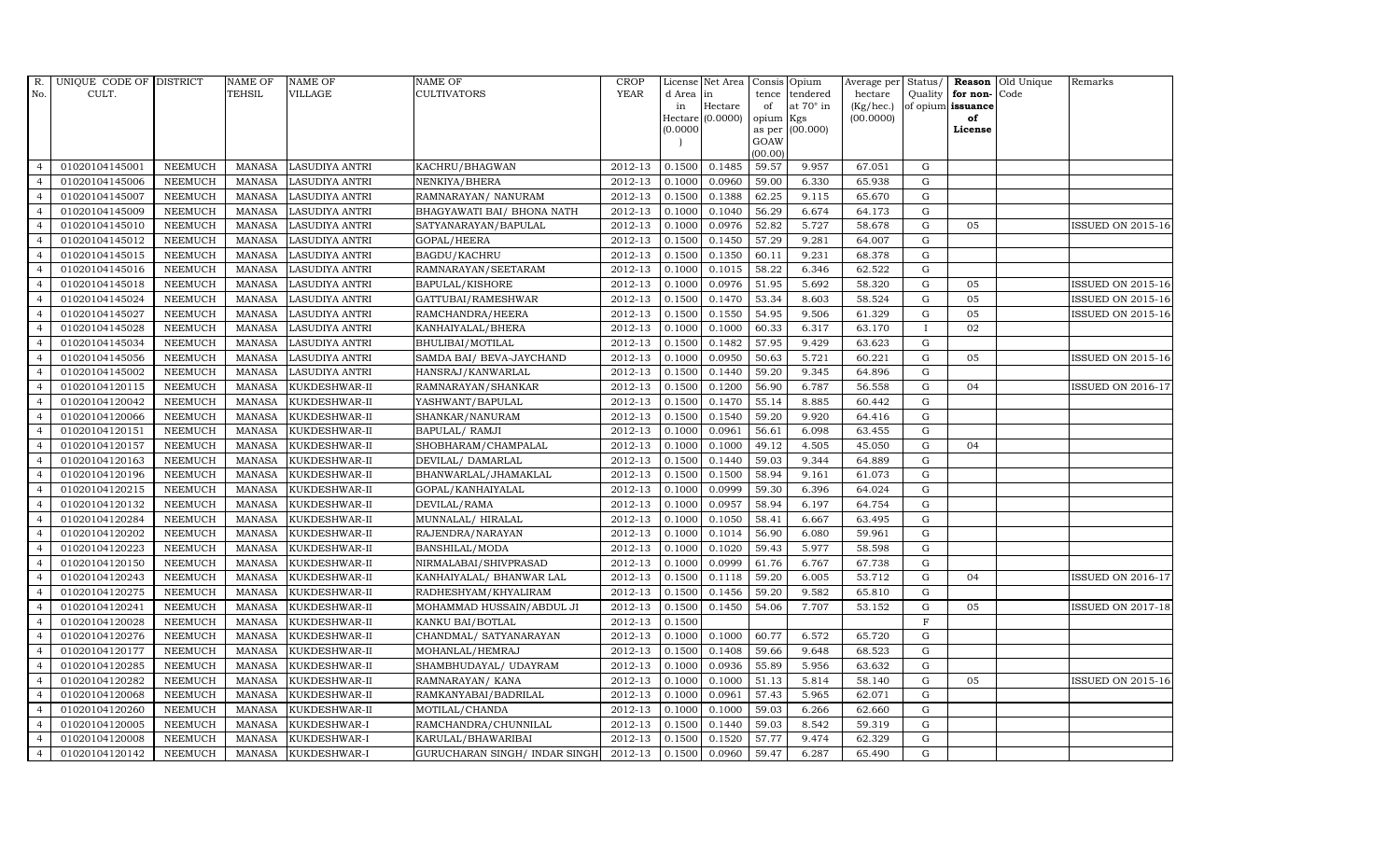| R. No. | UNIQUE CODE OF CULT. | DISTRICT | NAME OF TEHSIL | NAME OF VILLAGE | NAME OF CULTIVATORS | CROP YEAR | License d Area in Hectare (0.0000) | Net Area in Hectare (0.0000) | Consis tence of opium as per GOAW (00.00) | Opium tendered at 70° in Kgs (00.000) | Average per hectare (Kg/hec.) (00.0000) | Status/ Quality of opium | Reason for non-issuance of License | Old Unique Code | Remarks |
|---|---|---|---|---|---|---|---|---|---|---|---|---|---|---|---|
| 4 | 01020104145001 | NEEMUCH | MANASA | LASUDIYA ANTRI | KACHRU/BHAGWAN | 2012-13 | 0.1500 | 0.1485 | 59.57 | 9.957 | 67.051 | G | | | |
| 4 | 01020104145006 | NEEMUCH | MANASA | LASUDIYA ANTRI | NENKIYA/BHERA | 2012-13 | 0.1000 | 0.0960 | 59.00 | 6.330 | 65.938 | G | | | |
| 4 | 01020104145007 | NEEMUCH | MANASA | LASUDIYA ANTRI | RAMNARAYAN/ NANURAM | 2012-13 | 0.1500 | 0.1388 | 62.25 | 9.115 | 65.670 | G | | | |
| 4 | 01020104145009 | NEEMUCH | MANASA | LASUDIYA ANTRI | BHAGYAWATI BAI/ BHONA NATH | 2012-13 | 0.1000 | 0.1040 | 56.29 | 6.674 | 64.173 | G | | | |
| 4 | 01020104145010 | NEEMUCH | MANASA | LASUDIYA ANTRI | SATYANARAYAN/BAPULAL | 2012-13 | 0.1000 | 0.0976 | 52.82 | 5.727 | 58.678 | G | 05 | | ISSUED ON 2015-16 |
| 4 | 01020104145012 | NEEMUCH | MANASA | LASUDIYA ANTRI | GOPAL/HEERA | 2012-13 | 0.1500 | 0.1450 | 57.29 | 9.281 | 64.007 | G | | | |
| 4 | 01020104145015 | NEEMUCH | MANASA | LASUDIYA ANTRI | BAGDU/KACHRU | 2012-13 | 0.1500 | 0.1350 | 60.11 | 9.231 | 68.378 | G | | | |
| 4 | 01020104145016 | NEEMUCH | MANASA | LASUDIYA ANTRI | RAMNARAYAN/SEETARAM | 2012-13 | 0.1000 | 0.1015 | 58.22 | 6.346 | 62.522 | G | | | |
| 4 | 01020104145018 | NEEMUCH | MANASA | LASUDIYA ANTRI | BAPULAL/KISHORE | 2012-13 | 0.1000 | 0.0976 | 51.95 | 5.692 | 58.320 | G | 05 | | ISSUED ON 2015-16 |
| 4 | 01020104145024 | NEEMUCH | MANASA | LASUDIYA ANTRI | GATTUBAI/RAMESHWAR | 2012-13 | 0.1500 | 0.1470 | 53.34 | 8.603 | 58.524 | G | 05 | | ISSUED ON 2015-16 |
| 4 | 01020104145027 | NEEMUCH | MANASA | LASUDIYA ANTRI | RAMCHANDRA/HEERA | 2012-13 | 0.1500 | 0.1550 | 54.95 | 9.506 | 61.329 | G | 05 | | ISSUED ON 2015-16 |
| 4 | 01020104145028 | NEEMUCH | MANASA | LASUDIYA ANTRI | KANHAIYALAL/BHERA | 2012-13 | 0.1000 | 0.1000 | 60.33 | 6.317 | 63.170 | I | 02 | | |
| 4 | 01020104145034 | NEEMUCH | MANASA | LASUDIYA ANTRI | BHULIBAI/MOTILAL | 2012-13 | 0.1500 | 0.1482 | 57.95 | 9.429 | 63.623 | G | | | |
| 4 | 01020104145056 | NEEMUCH | MANASA | LASUDIYA ANTRI | SAMDA BAI/ BEVA-JAYCHAND | 2012-13 | 0.1000 | 0.0950 | 50.63 | 5.721 | 60.221 | G | 05 | | ISSUED ON 2015-16 |
| 4 | 01020104145002 | NEEMUCH | MANASA | LASUDIYA ANTRI | HANSRAJ/KANWARLAL | 2012-13 | 0.1500 | 0.1440 | 59.20 | 9.345 | 64.896 | G | | | |
| 4 | 01020104120115 | NEEMUCH | MANASA | KUKDESHWAR-II | RAMNARAYAN/SHANKAR | 2012-13 | 0.1500 | 0.1200 | 56.90 | 6.787 | 56.558 | G | 04 | | ISSUED ON 2016-17 |
| 4 | 01020104120042 | NEEMUCH | MANASA | KUKDESHWAR-II | YASHWANT/BAPULAL | 2012-13 | 0.1500 | 0.1470 | 55.14 | 8.885 | 60.442 | G | | | |
| 4 | 01020104120066 | NEEMUCH | MANASA | KUKDESHWAR-II | SHANKAR/NANURAM | 2012-13 | 0.1500 | 0.1540 | 59.20 | 9.920 | 64.416 | G | | | |
| 4 | 01020104120151 | NEEMUCH | MANASA | KUKDESHWAR-II | BAPULAL/ RAMJI | 2012-13 | 0.1000 | 0.0961 | 56.61 | 6.098 | 63.455 | G | | | |
| 4 | 01020104120157 | NEEMUCH | MANASA | KUKDESHWAR-II | SHOBHARAM/CHAMPALAL | 2012-13 | 0.1000 | 0.1000 | 49.12 | 4.505 | 45.050 | G | 04 | | |
| 4 | 01020104120163 | NEEMUCH | MANASA | KUKDESHWAR-II | DEVILAL/ DAMARLAL | 2012-13 | 0.1500 | 0.1440 | 59.03 | 9.344 | 64.889 | G | | | |
| 4 | 01020104120196 | NEEMUCH | MANASA | KUKDESHWAR-II | BHANWARLAL/JHAMAKLAL | 2012-13 | 0.1500 | 0.1500 | 58.94 | 9.161 | 61.073 | G | | | |
| 4 | 01020104120215 | NEEMUCH | MANASA | KUKDESHWAR-II | GOPAL/KANHAIYALAL | 2012-13 | 0.1000 | 0.0999 | 59.30 | 6.396 | 64.024 | G | | | |
| 4 | 01020104120132 | NEEMUCH | MANASA | KUKDESHWAR-II | DEVILAL/RAMA | 2012-13 | 0.1000 | 0.0957 | 58.94 | 6.197 | 64.754 | G | | | |
| 4 | 01020104120284 | NEEMUCH | MANASA | KUKDESHWAR-II | MUNNALAL/ HIRALAL | 2012-13 | 0.1000 | 0.1050 | 58.41 | 6.667 | 63.495 | G | | | |
| 4 | 01020104120202 | NEEMUCH | MANASA | KUKDESHWAR-II | RAJENDRA/NARAYAN | 2012-13 | 0.1000 | 0.1014 | 56.90 | 6.080 | 59.961 | G | | | |
| 4 | 01020104120223 | NEEMUCH | MANASA | KUKDESHWAR-II | BANSHILAL/MODA | 2012-13 | 0.1000 | 0.1020 | 59.43 | 5.977 | 58.598 | G | | | |
| 4 | 01020104120150 | NEEMUCH | MANASA | KUKDESHWAR-II | NIRMALABAI/SHIVPRASAD | 2012-13 | 0.1000 | 0.0999 | 61.76 | 6.767 | 67.738 | G | | | |
| 4 | 01020104120243 | NEEMUCH | MANASA | KUKDESHWAR-II | KANHAIYALAL/ BHANWAR LAL | 2012-13 | 0.1500 | 0.1118 | 59.20 | 6.005 | 53.712 | G | 04 | | ISSUED ON 2016-17 |
| 4 | 01020104120275 | NEEMUCH | MANASA | KUKDESHWAR-II | RADHESHYAM/KHYALIRAM | 2012-13 | 0.1500 | 0.1456 | 59.20 | 9.582 | 65.810 | G | | | |
| 4 | 01020104120241 | NEEMUCH | MANASA | KUKDESHWAR-II | MOHAMMAD HUSSAIN/ABDUL JI | 2012-13 | 0.1500 | 0.1450 | 54.06 | 7.707 | 53.152 | G | 05 | | ISSUED ON 2017-18 |
| 4 | 01020104120028 | NEEMUCH | MANASA | KUKDESHWAR-II | KANKU BAI/BOTLAL | 2012-13 | 0.1500 | | | | | F | | | |
| 4 | 01020104120276 | NEEMUCH | MANASA | KUKDESHWAR-II | CHANDMAL/ SATYANARAYAN | 2012-13 | 0.1000 | 0.1000 | 60.77 | 6.572 | 65.720 | G | | | |
| 4 | 01020104120177 | NEEMUCH | MANASA | KUKDESHWAR-II | MOHANLAL/HEMRAJ | 2012-13 | 0.1500 | 0.1408 | 59.66 | 9.648 | 68.523 | G | | | |
| 4 | 01020104120285 | NEEMUCH | MANASA | KUKDESHWAR-II | SHAMBHUDAYAL/ UDAYRAM | 2012-13 | 0.1000 | 0.0936 | 55.89 | 5.956 | 63.632 | G | | | |
| 4 | 01020104120282 | NEEMUCH | MANASA | KUKDESHWAR-II | RAMNARAYAN/ KANA | 2012-13 | 0.1000 | 0.1000 | 51.13 | 5.814 | 58.140 | G | 05 | | ISSUED ON 2015-16 |
| 4 | 01020104120068 | NEEMUCH | MANASA | KUKDESHWAR-II | RAMKANYABAI/BADRILAL | 2012-13 | 0.1000 | 0.0961 | 57.43 | 5.965 | 62.071 | G | | | |
| 4 | 01020104120260 | NEEMUCH | MANASA | KUKDESHWAR-II | MOTILAL/CHANDA | 2012-13 | 0.1000 | 0.1000 | 59.03 | 6.266 | 62.660 | G | | | |
| 4 | 01020104120005 | NEEMUCH | MANASA | KUKDESHWAR-I | RAMCHANDRA/CHUNNILAL | 2012-13 | 0.1500 | 0.1440 | 59.03 | 8.542 | 59.319 | G | | | |
| 4 | 01020104120008 | NEEMUCH | MANASA | KUKDESHWAR-I | KARULAL/BHAWARIBAI | 2012-13 | 0.1500 | 0.1520 | 57.77 | 9.474 | 62.329 | G | | | |
| 4 | 01020104120142 | NEEMUCH | MANASA | KUKDESHWAR-I | GURUCHARAN SINGH/ INDAR SINGH | 2012-13 | 0.1500 | 0.0960 | 59.47 | 6.287 | 65.490 | G | | | |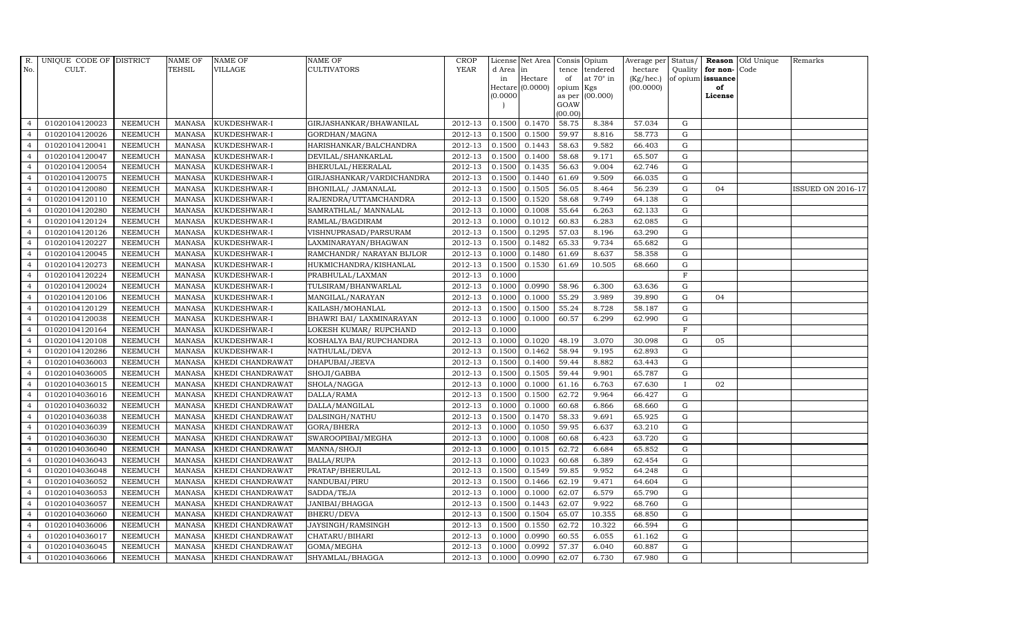| R. No. | UNIQUE CODE OF CULT. | DISTRICT | NAME OF TEHSIL | NAME OF VILLAGE | NAME OF CULTIVATORS | CROP YEAR | License d Area in Hectare (0.0000) | Net Area in Hectare (0.0000) | Consis tence of opium as per GOAW (00.00) | Opium tendered at 70° in Kgs (00.000) | Average per hectare (Kg/hec.) (00.0000) | Status/ Quality of opium | Reason for non-issuance of License | Old Unique Code | Remarks |
|---|---|---|---|---|---|---|---|---|---|---|---|---|---|---|---|
| 4 | 01020104120023 | NEEMUCH | MANASA | KUKDESHWAR-I | GIRJASHANKAR/BHAWANILAL | 2012-13 | 0.1500 | 0.1470 | 58.75 | 8.384 | 57.034 | G | | | |
| 4 | 01020104120026 | NEEMUCH | MANASA | KUKDESHWAR-I | GORDHAN/MAGNA | 2012-13 | 0.1500 | 0.1500 | 59.97 | 8.816 | 58.773 | G | | | |
| 4 | 01020104120041 | NEEMUCH | MANASA | KUKDESHWAR-I | HARISHANKAR/BALCHANDRA | 2012-13 | 0.1500 | 0.1443 | 58.63 | 9.582 | 66.403 | G | | | |
| 4 | 01020104120047 | NEEMUCH | MANASA | KUKDESHWAR-I | DEVILAL/SHANKARLAL | 2012-13 | 0.1500 | 0.1400 | 58.68 | 9.171 | 65.507 | G | | | |
| 4 | 01020104120054 | NEEMUCH | MANASA | KUKDESHWAR-I | BHERULAL/HEERALAL | 2012-13 | 0.1500 | 0.1435 | 56.63 | 9.004 | 62.746 | G | | | |
| 4 | 01020104120075 | NEEMUCH | MANASA | KUKDESHWAR-I | GIRJASHANKAR/VARDICHANDRA | 2012-13 | 0.1500 | 0.1440 | 61.69 | 9.509 | 66.035 | G | | | |
| 4 | 01020104120080 | NEEMUCH | MANASA | KUKDESHWAR-I | BHONILAL/ JAMANALAL | 2012-13 | 0.1500 | 0.1505 | 56.05 | 8.464 | 56.239 | G | 04 | | ISSUED ON 2016-17 |
| 4 | 01020104120110 | NEEMUCH | MANASA | KUKDESHWAR-I | RAJENDRA/UTTAMCHANDRA | 2012-13 | 0.1500 | 0.1520 | 58.68 | 9.749 | 64.138 | G | | | |
| 4 | 01020104120280 | NEEMUCH | MANASA | KUKDESHWAR-I | SAMRATHLAL/ MANNALAL | 2012-13 | 0.1000 | 0.1008 | 55.64 | 6.263 | 62.133 | G | | | |
| 4 | 01020104120124 | NEEMUCH | MANASA | KUKDESHWAR-I | RAMLAL/BAGDIRAM | 2012-13 | 0.1000 | 0.1012 | 60.83 | 6.283 | 62.085 | G | | | |
| 4 | 01020104120126 | NEEMUCH | MANASA | KUKDESHWAR-I | VISHNUPRASAD/PARSURAM | 2012-13 | 0.1500 | 0.1295 | 57.03 | 8.196 | 63.290 | G | | | |
| 4 | 01020104120227 | NEEMUCH | MANASA | KUKDESHWAR-I | LAXMINARAYAN/BHAGWAN | 2012-13 | 0.1500 | 0.1482 | 65.33 | 9.734 | 65.682 | G | | | |
| 4 | 01020104120045 | NEEMUCH | MANASA | KUKDESHWAR-I | RAMCHANDR/ NARAYAN BIJLOR | 2012-13 | 0.1000 | 0.1480 | 61.69 | 8.637 | 58.358 | G | | | |
| 4 | 01020104120273 | NEEMUCH | MANASA | KUKDESHWAR-I | HUKMICHANDRA/KISHANLAL | 2012-13 | 0.1500 | 0.1530 | 61.69 | 10.505 | 68.660 | G | | | |
| 4 | 01020104120224 | NEEMUCH | MANASA | KUKDESHWAR-I | PRABHULAL/LAXMAN | 2012-13 | 0.1000 | | | | | F | | | |
| 4 | 01020104120024 | NEEMUCH | MANASA | KUKDESHWAR-I | TULSIRAM/BHANWARLAL | 2012-13 | 0.1000 | 0.0990 | 58.96 | 6.300 | 63.636 | G | | | |
| 4 | 01020104120106 | NEEMUCH | MANASA | KUKDESHWAR-I | MANGILAL/NARAYAN | 2012-13 | 0.1000 | 0.1000 | 55.29 | 3.989 | 39.890 | G | 04 | | |
| 4 | 01020104120129 | NEEMUCH | MANASA | KUKDESHWAR-I | KAILASH/MOHANLAL | 2012-13 | 0.1500 | 0.1500 | 55.24 | 8.728 | 58.187 | G | | | |
| 4 | 01020104120038 | NEEMUCH | MANASA | KUKDESHWAR-I | BHAWRI BAI/ LAXMINARAYAN | 2012-13 | 0.1000 | 0.1000 | 60.57 | 6.299 | 62.990 | G | | | |
| 4 | 01020104120164 | NEEMUCH | MANASA | KUKDESHWAR-I | LOKESH KUMAR/ RUPCHAND | 2012-13 | 0.1000 | | | | | F | | | |
| 4 | 01020104120108 | NEEMUCH | MANASA | KUKDESHWAR-I | KOSHALYA BAI/RUPCHANDRA | 2012-13 | 0.1000 | 0.1020 | 48.19 | 3.070 | 30.098 | G | 05 | | |
| 4 | 01020104120286 | NEEMUCH | MANASA | KUKDESHWAR-I | NATHULAL/DEVA | 2012-13 | 0.1500 | 0.1462 | 58.94 | 9.195 | 62.893 | G | | | |
| 4 | 01020104036003 | NEEMUCH | MANASA | KHEDI CHANDRAWAT | DHAPUBAI/JEEVA | 2012-13 | 0.1500 | 0.1400 | 59.44 | 8.882 | 63.443 | G | | | |
| 4 | 01020104036005 | NEEMUCH | MANASA | KHEDI CHANDRAWAT | SHOJI/GABBA | 2012-13 | 0.1500 | 0.1505 | 59.44 | 9.901 | 65.787 | G | | | |
| 4 | 01020104036015 | NEEMUCH | MANASA | KHEDI CHANDRAWAT | SHOLA/NAGGA | 2012-13 | 0.1000 | 0.1000 | 61.16 | 6.763 | 67.630 | I | 02 | | |
| 4 | 01020104036016 | NEEMUCH | MANASA | KHEDI CHANDRAWAT | DALLA/RAMA | 2012-13 | 0.1500 | 0.1500 | 62.72 | 9.964 | 66.427 | G | | | |
| 4 | 01020104036032 | NEEMUCH | MANASA | KHEDI CHANDRAWAT | DALLA/MANGILAL | 2012-13 | 0.1000 | 0.1000 | 60.68 | 6.866 | 68.660 | G | | | |
| 4 | 01020104036038 | NEEMUCH | MANASA | KHEDI CHANDRAWAT | DALSINGH/NATHU | 2012-13 | 0.1500 | 0.1470 | 58.33 | 9.691 | 65.925 | G | | | |
| 4 | 01020104036039 | NEEMUCH | MANASA | KHEDI CHANDRAWAT | GORA/BHERA | 2012-13 | 0.1000 | 0.1050 | 59.95 | 6.637 | 63.210 | G | | | |
| 4 | 01020104036030 | NEEMUCH | MANASA | KHEDI CHANDRAWAT | SWAROOPIBAI/MEGHA | 2012-13 | 0.1000 | 0.1008 | 60.68 | 6.423 | 63.720 | G | | | |
| 4 | 01020104036040 | NEEMUCH | MANASA | KHEDI CHANDRAWAT | MANNA/SHOJI | 2012-13 | 0.1000 | 0.1015 | 62.72 | 6.684 | 65.852 | G | | | |
| 4 | 01020104036043 | NEEMUCH | MANASA | KHEDI CHANDRAWAT | BALLA/RUPA | 2012-13 | 0.1000 | 0.1023 | 60.68 | 6.389 | 62.454 | G | | | |
| 4 | 01020104036048 | NEEMUCH | MANASA | KHEDI CHANDRAWAT | PRATAP/BHERULAL | 2012-13 | 0.1500 | 0.1549 | 59.85 | 9.952 | 64.248 | G | | | |
| 4 | 01020104036052 | NEEMUCH | MANASA | KHEDI CHANDRAWAT | NANDUBAI/PIRU | 2012-13 | 0.1500 | 0.1466 | 62.19 | 9.471 | 64.604 | G | | | |
| 4 | 01020104036053 | NEEMUCH | MANASA | KHEDI CHANDRAWAT | SADDA/TEJA | 2012-13 | 0.1000 | 0.1000 | 62.07 | 6.579 | 65.790 | G | | | |
| 4 | 01020104036057 | NEEMUCH | MANASA | KHEDI CHANDRAWAT | JANIBAI/BHAGGA | 2012-13 | 0.1500 | 0.1443 | 62.07 | 9.922 | 68.760 | G | | | |
| 4 | 01020104036060 | NEEMUCH | MANASA | KHEDI CHANDRAWAT | BHERU/DEVA | 2012-13 | 0.1500 | 0.1504 | 65.07 | 10.355 | 68.850 | G | | | |
| 4 | 01020104036006 | NEEMUCH | MANASA | KHEDI CHANDRAWAT | JAYSINGH/RAMSINGH | 2012-13 | 0.1500 | 0.1550 | 62.72 | 10.322 | 66.594 | G | | | |
| 4 | 01020104036017 | NEEMUCH | MANASA | KHEDI CHANDRAWAT | CHATARU/BIHARI | 2012-13 | 0.1000 | 0.0990 | 60.55 | 6.055 | 61.162 | G | | | |
| 4 | 01020104036045 | NEEMUCH | MANASA | KHEDI CHANDRAWAT | GOMA/MEGHA | 2012-13 | 0.1000 | 0.0992 | 57.37 | 6.040 | 60.887 | G | | | |
| 4 | 01020104036066 | NEEMUCH | MANASA | KHEDI CHANDRAWAT | SHYAMLAL/BHAGGA | 2012-13 | 0.1000 | 0.0990 | 62.07 | 6.730 | 67.980 | G | | | |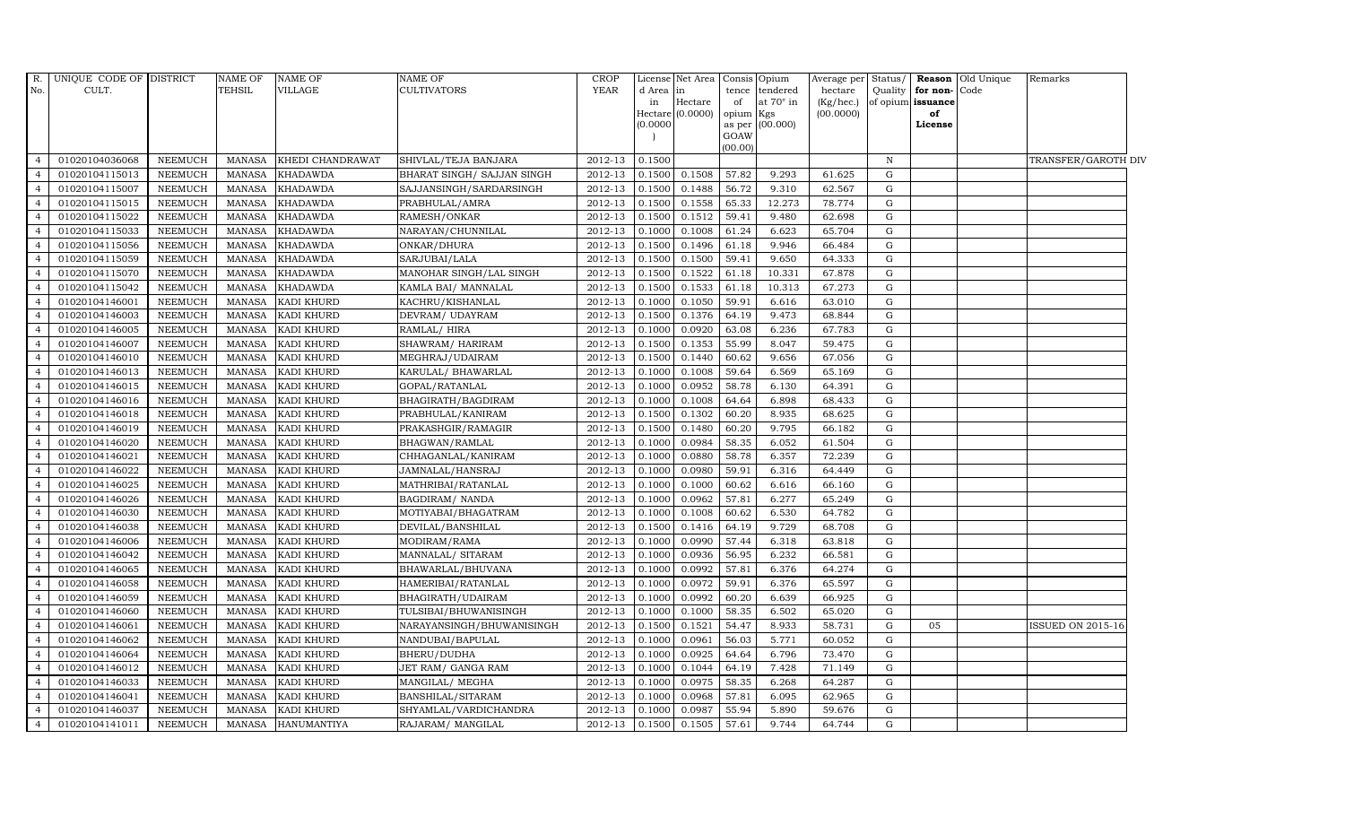| R. No. | UNIQUE CODE OF CULT. | DISTRICT | NAME OF TEHSIL | NAME OF VILLAGE | NAME OF CULTIVATORS | CROP YEAR | License d Area in Hectare (0.0000) | Net Area in Hectare (0.0000) | Consis tence of opium as per GOAW (00.00) | Opium tendered at 70° in Kgs (00.000) | Average per hectare (Kg/hec.) (00.0000) | Status/ Quality of opium | Reason for non-issuance of License | Old Unique Code | Remarks |
|---|---|---|---|---|---|---|---|---|---|---|---|---|---|---|---|
| 4 | 01020104036068 | NEEMUCH | MANASA | KHEDI CHANDRAWAT | SHIVLAL/TEJA BANJARA | 2012-13 | 0.1500 | | | | | N | | | TRANSFER/GAROTH DIV |
| 4 | 01020104115013 | NEEMUCH | MANASA | KHADAWDA | BHARAT SINGH/ SAJJAN SINGH | 2012-13 | 0.1500 | 0.1508 | 57.82 | 9.293 | 61.625 | G | | | |
| 4 | 01020104115007 | NEEMUCH | MANASA | KHADAWDA | SAJJANSINGH/SARDARSINGH | 2012-13 | 0.1500 | 0.1488 | 56.72 | 9.310 | 62.567 | G | | | |
| 4 | 01020104115015 | NEEMUCH | MANASA | KHADAWDA | PRABHULAL/AMRA | 2012-13 | 0.1500 | 0.1558 | 65.33 | 12.273 | 78.774 | G | | | |
| 4 | 01020104115022 | NEEMUCH | MANASA | KHADAWDA | RAMESH/ONKAR | 2012-13 | 0.1500 | 0.1512 | 59.41 | 9.480 | 62.698 | G | | | |
| 4 | 01020104115033 | NEEMUCH | MANASA | KHADAWDA | NARAYAN/CHUNNILAL | 2012-13 | 0.1000 | 0.1008 | 61.24 | 6.623 | 65.704 | G | | | |
| 4 | 01020104115056 | NEEMUCH | MANASA | KHADAWDA | ONKAR/DHURA | 2012-13 | 0.1500 | 0.1496 | 61.18 | 9.946 | 66.484 | G | | | |
| 4 | 01020104115059 | NEEMUCH | MANASA | KHADAWDA | SARJUBAI/LALA | 2012-13 | 0.1500 | 0.1500 | 59.41 | 9.650 | 64.333 | G | | | |
| 4 | 01020104115070 | NEEMUCH | MANASA | KHADAWDA | MANOHAR SINGH/LAL SINGH | 2012-13 | 0.1500 | 0.1522 | 61.18 | 10.331 | 67.878 | G | | | |
| 4 | 01020104115042 | NEEMUCH | MANASA | KHADAWDA | KAMLA BAI/ MANNALAL | 2012-13 | 0.1500 | 0.1533 | 61.18 | 10.313 | 67.273 | G | | | |
| 4 | 01020104146001 | NEEMUCH | MANASA | KADI KHURD | KACHRU/KISHANLAL | 2012-13 | 0.1000 | 0.1050 | 59.91 | 6.616 | 63.010 | G | | | |
| 4 | 01020104146003 | NEEMUCH | MANASA | KADI KHURD | DEVRAM/ UDAYRAM | 2012-13 | 0.1500 | 0.1376 | 64.19 | 9.473 | 68.844 | G | | | |
| 4 | 01020104146005 | NEEMUCH | MANASA | KADI KHURD | RAMLAL/ HIRA | 2012-13 | 0.1000 | 0.0920 | 63.08 | 6.236 | 67.783 | G | | | |
| 4 | 01020104146007 | NEEMUCH | MANASA | KADI KHURD | SHAWRAM/ HARIRAM | 2012-13 | 0.1500 | 0.1353 | 55.99 | 8.047 | 59.475 | G | | | |
| 4 | 01020104146010 | NEEMUCH | MANASA | KADI KHURD | MEGHRAJ/UDAIRAM | 2012-13 | 0.1500 | 0.1440 | 60.62 | 9.656 | 67.056 | G | | | |
| 4 | 01020104146013 | NEEMUCH | MANASA | KADI KHURD | KARULAL/ BHAWARLAL | 2012-13 | 0.1000 | 0.1008 | 59.64 | 6.569 | 65.169 | G | | | |
| 4 | 01020104146015 | NEEMUCH | MANASA | KADI KHURD | GOPAL/RATANLAL | 2012-13 | 0.1000 | 0.0952 | 58.78 | 6.130 | 64.391 | G | | | |
| 4 | 01020104146016 | NEEMUCH | MANASA | KADI KHURD | BHAGIRATH/BAGDIRAM | 2012-13 | 0.1000 | 0.1008 | 64.64 | 6.898 | 68.433 | G | | | |
| 4 | 01020104146018 | NEEMUCH | MANASA | KADI KHURD | PRABHULAL/KANIRAM | 2012-13 | 0.1500 | 0.1302 | 60.20 | 8.935 | 68.625 | G | | | |
| 4 | 01020104146019 | NEEMUCH | MANASA | KADI KHURD | PRAKASHGIR/RAMAGIR | 2012-13 | 0.1500 | 0.1480 | 60.20 | 9.795 | 66.182 | G | | | |
| 4 | 01020104146020 | NEEMUCH | MANASA | KADI KHURD | BHAGWAN/RAMLAL | 2012-13 | 0.1000 | 0.0984 | 58.35 | 6.052 | 61.504 | G | | | |
| 4 | 01020104146021 | NEEMUCH | MANASA | KADI KHURD | CHHAGANLAL/KANIRAM | 2012-13 | 0.1000 | 0.0880 | 58.78 | 6.357 | 72.239 | G | | | |
| 4 | 01020104146022 | NEEMUCH | MANASA | KADI KHURD | JAMNALAL/HANSRAJ | 2012-13 | 0.1000 | 0.0980 | 59.91 | 6.316 | 64.449 | G | | | |
| 4 | 01020104146025 | NEEMUCH | MANASA | KADI KHURD | MATHRIBAI/RATANLAL | 2012-13 | 0.1000 | 0.1000 | 60.62 | 6.616 | 66.160 | G | | | |
| 4 | 01020104146026 | NEEMUCH | MANASA | KADI KHURD | BAGDIRAM/ NANDA | 2012-13 | 0.1000 | 0.0962 | 57.81 | 6.277 | 65.249 | G | | | |
| 4 | 01020104146030 | NEEMUCH | MANASA | KADI KHURD | MOTIYABAI/BHAGATRAM | 2012-13 | 0.1000 | 0.1008 | 60.62 | 6.530 | 64.782 | G | | | |
| 4 | 01020104146038 | NEEMUCH | MANASA | KADI KHURD | DEVILAL/BANSHILAL | 2012-13 | 0.1500 | 0.1416 | 64.19 | 9.729 | 68.708 | G | | | |
| 4 | 01020104146006 | NEEMUCH | MANASA | KADI KHURD | MODIRAM/RAMA | 2012-13 | 0.1000 | 0.0990 | 57.44 | 6.318 | 63.818 | G | | | |
| 4 | 01020104146042 | NEEMUCH | MANASA | KADI KHURD | MANNALAL/ SITARAM | 2012-13 | 0.1000 | 0.0936 | 56.95 | 6.232 | 66.581 | G | | | |
| 4 | 01020104146065 | NEEMUCH | MANASA | KADI KHURD | BHAWARLAL/BHUVANA | 2012-13 | 0.1000 | 0.0992 | 57.81 | 6.376 | 64.274 | G | | | |
| 4 | 01020104146058 | NEEMUCH | MANASA | KADI KHURD | HAMERIBAI/RATANLAL | 2012-13 | 0.1000 | 0.0972 | 59.91 | 6.376 | 65.597 | G | | | |
| 4 | 01020104146059 | NEEMUCH | MANASA | KADI KHURD | BHAGIRATH/UDAIRAM | 2012-13 | 0.1000 | 0.0992 | 60.20 | 6.639 | 66.925 | G | | | |
| 4 | 01020104146060 | NEEMUCH | MANASA | KADI KHURD | TULSIBAI/BHUWANISINGH | 2012-13 | 0.1000 | 0.1000 | 58.35 | 6.502 | 65.020 | G | | | |
| 4 | 01020104146061 | NEEMUCH | MANASA | KADI KHURD | NARAYANSINGH/BHUWANISINGH | 2012-13 | 0.1500 | 0.1521 | 54.47 | 8.933 | 58.731 | G | 05 | | ISSUED ON 2015-16 |
| 4 | 01020104146062 | NEEMUCH | MANASA | KADI KHURD | NANDUBAI/BAPULAL | 2012-13 | 0.1000 | 0.0961 | 56.03 | 5.771 | 60.052 | G | | | |
| 4 | 01020104146064 | NEEMUCH | MANASA | KADI KHURD | BHERU/DUDHA | 2012-13 | 0.1000 | 0.0925 | 64.64 | 6.796 | 73.470 | G | | | |
| 4 | 01020104146012 | NEEMUCH | MANASA | KADI KHURD | JET RAM/ GANGA RAM | 2012-13 | 0.1000 | 0.1044 | 64.19 | 7.428 | 71.149 | G | | | |
| 4 | 01020104146033 | NEEMUCH | MANASA | KADI KHURD | MANGILAL/ MEGHA | 2012-13 | 0.1000 | 0.0975 | 58.35 | 6.268 | 64.287 | G | | | |
| 4 | 01020104146041 | NEEMUCH | MANASA | KADI KHURD | BANSHILAL/SITARAM | 2012-13 | 0.1000 | 0.0968 | 57.81 | 6.095 | 62.965 | G | | | |
| 4 | 01020104146037 | NEEMUCH | MANASA | KADI KHURD | SHYAMLAL/VARDICHANDRA | 2012-13 | 0.1000 | 0.0987 | 55.94 | 5.890 | 59.676 | G | | | |
| 4 | 01020104141011 | NEEMUCH | MANASA | HANUMANTIYA | RAJARAM/ MANGILAL | 2012-13 | 0.1500 | 0.1505 | 57.61 | 9.744 | 64.744 | G | | | |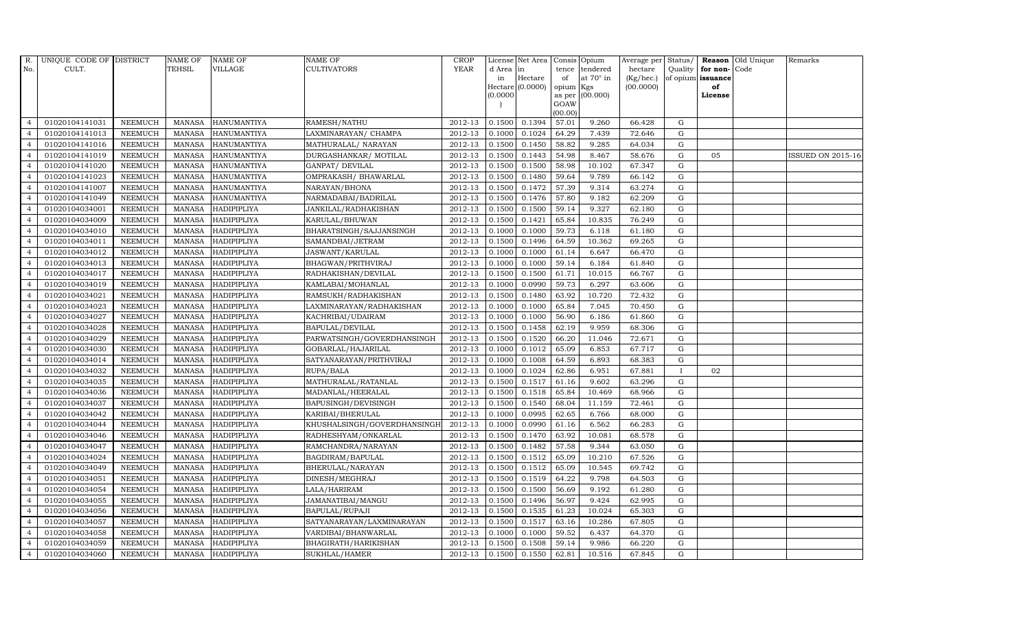| R. No. | UNIQUE CODE OF CULT. | DISTRICT | NAME OF TEHSIL | NAME OF VILLAGE | NAME OF CULTIVATORS | CROP YEAR | License d Area in Hectare (0.0000) | Net Area in Hectare (0.0000) | Consis tence of opium as per GOAW (00.00) | Opium tendered at 70° in Kgs (00.000) | Average per hectare (Kg/hec.) (00.0000) | Status/ Quality of opium | Reason for non-issuance of License | Old Unique Code | Remarks |
|---|---|---|---|---|---|---|---|---|---|---|---|---|---|---|---|
| 4 | 01020104141031 | NEEMUCH | MANASA | HANUMANTIYA | RAMESH/NATHU | 2012-13 | 0.1500 | 0.1394 | 57.01 | 9.260 | 66.428 | G | | | |
| 4 | 01020104141013 | NEEMUCH | MANASA | HANUMANTIYA | LAXMINARAYAN/ CHAMPA | 2012-13 | 0.1000 | 0.1024 | 64.29 | 7.439 | 72.646 | G | | | |
| 4 | 01020104141016 | NEEMUCH | MANASA | HANUMANTIYA | MATHURALAL/ NARAYAN | 2012-13 | 0.1500 | 0.1450 | 58.82 | 9.285 | 64.034 | G | | | |
| 4 | 01020104141019 | NEEMUCH | MANASA | HANUMANTIYA | DURGASHANKAR/ MOTILAL | 2012-13 | 0.1500 | 0.1443 | 54.98 | 8.467 | 58.676 | G | 05 | | ISSUED ON 2015-16 |
| 4 | 01020104141020 | NEEMUCH | MANASA | HANUMANTIYA | GANPAT/ DEVILAL | 2012-13 | 0.1500 | 0.1500 | 58.98 | 10.102 | 67.347 | G | | | |
| 4 | 01020104141023 | NEEMUCH | MANASA | HANUMANTIYA | OMPRAKASH/ BHAWARLAL | 2012-13 | 0.1500 | 0.1480 | 59.64 | 9.789 | 66.142 | G | | | |
| 4 | 01020104141007 | NEEMUCH | MANASA | HANUMANTIYA | NARAYAN/BHONA | 2012-13 | 0.1500 | 0.1472 | 57.39 | 9.314 | 63.274 | G | | | |
| 4 | 01020104141049 | NEEMUCH | MANASA | HANUMANTIYA | NARMADABAI/BADRILAL | 2012-13 | 0.1500 | 0.1476 | 57.80 | 9.182 | 62.209 | G | | | |
| 4 | 01020104034001 | NEEMUCH | MANASA | HADIPIPLIYA | JANKILAL/RADHAKISHAN | 2012-13 | 0.1500 | 0.1500 | 59.14 | 9.327 | 62.180 | G | | | |
| 4 | 01020104034009 | NEEMUCH | MANASA | HADIPIPLIYA | KARULAL/BHUWAN | 2012-13 | 0.1500 | 0.1421 | 65.84 | 10.835 | 76.249 | G | | | |
| 4 | 01020104034010 | NEEMUCH | MANASA | HADIPIPLIYA | BHARATSINGH/SAJJANSINGH | 2012-13 | 0.1000 | 0.1000 | 59.73 | 6.118 | 61.180 | G | | | |
| 4 | 01020104034011 | NEEMUCH | MANASA | HADIPIPLIYA | SAMANDBAI/JETRAM | 2012-13 | 0.1500 | 0.1496 | 64.59 | 10.362 | 69.265 | G | | | |
| 4 | 01020104034012 | NEEMUCH | MANASA | HADIPIPLIYA | JASWANT/KARULAL | 2012-13 | 0.1000 | 0.1000 | 61.14 | 6.647 | 66.470 | G | | | |
| 4 | 01020104034013 | NEEMUCH | MANASA | HADIPIPLIYA | BHAGWAN/PRITHVIRAJ | 2012-13 | 0.1000 | 0.1000 | 59.14 | 6.184 | 61.840 | G | | | |
| 4 | 01020104034017 | NEEMUCH | MANASA | HADIPIPLIYA | RADHAKISHAN/DEVILAL | 2012-13 | 0.1500 | 0.1500 | 61.71 | 10.015 | 66.767 | G | | | |
| 4 | 01020104034019 | NEEMUCH | MANASA | HADIPIPLIYA | KAMLABAI/MOHANLAL | 2012-13 | 0.1000 | 0.0990 | 59.73 | 6.297 | 63.606 | G | | | |
| 4 | 01020104034021 | NEEMUCH | MANASA | HADIPIPLIYA | RAMSUKH/RADHAKISHAN | 2012-13 | 0.1500 | 0.1480 | 63.92 | 10.720 | 72.432 | G | | | |
| 4 | 01020104034023 | NEEMUCH | MANASA | HADIPIPLIYA | LAXMINARAYAN/RADHAKISHAN | 2012-13 | 0.1000 | 0.1000 | 65.84 | 7.045 | 70.450 | G | | | |
| 4 | 01020104034027 | NEEMUCH | MANASA | HADIPIPLIYA | KACHRIBAI/UDAIRAM | 2012-13 | 0.1000 | 0.1000 | 56.90 | 6.186 | 61.860 | G | | | |
| 4 | 01020104034028 | NEEMUCH | MANASA | HADIPIPLIYA | BAPULAL/DEVILAL | 2012-13 | 0.1500 | 0.1458 | 62.19 | 9.959 | 68.306 | G | | | |
| 4 | 01020104034029 | NEEMUCH | MANASA | HADIPIPLIYA | PARWATSINGH/GOVERDHANSINGH | 2012-13 | 0.1500 | 0.1520 | 66.20 | 11.046 | 72.671 | G | | | |
| 4 | 01020104034030 | NEEMUCH | MANASA | HADIPIPLIYA | GOBARLAL/HAJARILAL | 2012-13 | 0.1000 | 0.1012 | 65.09 | 6.853 | 67.717 | G | | | |
| 4 | 01020104034014 | NEEMUCH | MANASA | HADIPIPLIYA | SATYANARAYAN/PRITHVIRAJ | 2012-13 | 0.1000 | 0.1008 | 64.59 | 6.893 | 68.383 | G | | | |
| 4 | 01020104034032 | NEEMUCH | MANASA | HADIPIPLIYA | RUPA/BALA | 2012-13 | 0.1000 | 0.1024 | 62.86 | 6.951 | 67.881 | I | 02 | | |
| 4 | 01020104034035 | NEEMUCH | MANASA | HADIPIPLIYA | MATHURALAL/RATANLAL | 2012-13 | 0.1500 | 0.1517 | 61.16 | 9.602 | 63.296 | G | | | |
| 4 | 01020104034036 | NEEMUCH | MANASA | HADIPIPLIYA | MADANLAL/HEERALAL | 2012-13 | 0.1500 | 0.1518 | 65.84 | 10.469 | 68.966 | G | | | |
| 4 | 01020104034037 | NEEMUCH | MANASA | HADIPIPLIYA | BAPUSINGH/DEVISINGH | 2012-13 | 0.1500 | 0.1540 | 68.04 | 11.159 | 72.461 | G | | | |
| 4 | 01020104034042 | NEEMUCH | MANASA | HADIPIPLIYA | KARIBAI/BHERULAL | 2012-13 | 0.1000 | 0.0995 | 62.65 | 6.766 | 68.000 | G | | | |
| 4 | 01020104034044 | NEEMUCH | MANASA | HADIPIPLIYA | KHUSHALSINGH/GOVERDHANSINGH | 2012-13 | 0.1000 | 0.0990 | 61.16 | 6.562 | 66.283 | G | | | |
| 4 | 01020104034046 | NEEMUCH | MANASA | HADIPIPLIYA | RADHESHYAM/ONKARLAL | 2012-13 | 0.1500 | 0.1470 | 63.92 | 10.081 | 68.578 | G | | | |
| 4 | 01020104034047 | NEEMUCH | MANASA | HADIPIPLIYA | RAMCHANDRA/NARAYAN | 2012-13 | 0.1500 | 0.1482 | 57.58 | 9.344 | 63.050 | G | | | |
| 4 | 01020104034024 | NEEMUCH | MANASA | HADIPIPLIYA | BAGDIRAM/BAPULAL | 2012-13 | 0.1500 | 0.1512 | 65.09 | 10.210 | 67.526 | G | | | |
| 4 | 01020104034049 | NEEMUCH | MANASA | HADIPIPLIYA | BHERULAL/NARAYAN | 2012-13 | 0.1500 | 0.1512 | 65.09 | 10.545 | 69.742 | G | | | |
| 4 | 01020104034051 | NEEMUCH | MANASA | HADIPIPLIYA | DINESH/MEGHRAJ | 2012-13 | 0.1500 | 0.1519 | 64.22 | 9.798 | 64.503 | G | | | |
| 4 | 01020104034054 | NEEMUCH | MANASA | HADIPIPLIYA | LALA/HARIRAM | 2012-13 | 0.1500 | 0.1500 | 56.69 | 9.192 | 61.280 | G | | | |
| 4 | 01020104034055 | NEEMUCH | MANASA | HADIPIPLIYA | JAMANATIBAI/MANGU | 2012-13 | 0.1500 | 0.1496 | 56.97 | 9.424 | 62.995 | G | | | |
| 4 | 01020104034056 | NEEMUCH | MANASA | HADIPIPLIYA | BAPULAL/RUPAJI | 2012-13 | 0.1500 | 0.1535 | 61.23 | 10.024 | 65.303 | G | | | |
| 4 | 01020104034057 | NEEMUCH | MANASA | HADIPIPLIYA | SATYANARAYAN/LAXMINARAYAN | 2012-13 | 0.1500 | 0.1517 | 63.16 | 10.286 | 67.805 | G | | | |
| 4 | 01020104034058 | NEEMUCH | MANASA | HADIPIPLIYA | VARDIBAI/BHANWARLAL | 2012-13 | 0.1000 | 0.1000 | 59.52 | 6.437 | 64.370 | G | | | |
| 4 | 01020104034059 | NEEMUCH | MANASA | HADIPIPLIYA | BHAGIRATH/HARIKISHAN | 2012-13 | 0.1500 | 0.1508 | 59.14 | 9.986 | 66.220 | G | | | |
| 4 | 01020104034060 | NEEMUCH | MANASA | HADIPIPLIYA | SUKHLAL/HAMER | 2012-13 | 0.1500 | 0.1550 | 62.81 | 10.516 | 67.845 | G | | | |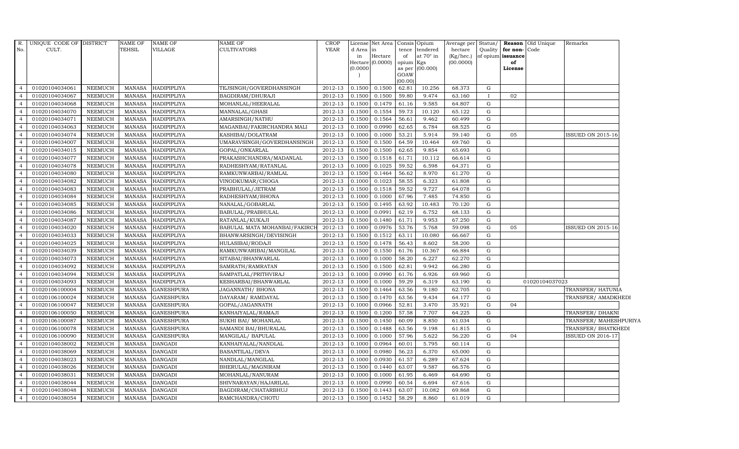| R. No. | UNIQUE CODE OF CULT. | DISTRICT | NAME OF TEHSIL | NAME OF VILLAGE | NAME OF CULTIVATORS | CROP YEAR | License d Area in Hectare (0.0000) | Net Area in Hectare (0.0000) | Consis tence of opium as per GOAW (00.00) | Opium tendered at 70° in Kgs (00.000) | Average per hectare (Kg/hec.) (00.0000) | Status/ Quality of opium | Reason for non-issuance of License | Old Unique Code | Remarks |
|---|---|---|---|---|---|---|---|---|---|---|---|---|---|---|---|
| 4 | 01020104034061 | NEEMUCH | MANASA | HADIPIPLIYA | TEJSINGH/GOVERDHANSINGH | 2012-13 | 0.1500 | 0.1500 | 62.81 | 10.256 | 68.373 | G | | | |
| 4 | 01020104034067 | NEEMUCH | MANASA | HADIPIPLIYA | BAGDIRAM/DHURAJI | 2012-13 | 0.1500 | 0.1500 | 59.80 | 9.474 | 63.160 | I | 02 | | |
| 4 | 01020104034068 | NEEMUCH | MANASA | HADIPIPLIYA | MOHANLAL/HEERALAL | 2012-13 | 0.1500 | 0.1479 | 61.16 | 9.585 | 64.807 | G | | | |
| 4 | 01020104034070 | NEEMUCH | MANASA | HADIPIPLIYA | MANNALAL/GHASI | 2012-13 | 0.1500 | 0.1554 | 59.73 | 10.120 | 65.122 | G | | | |
| 4 | 01020104034071 | NEEMUCH | MANASA | HADIPIPLIYA | AMARSINGH/NATHU | 2012-13 | 0.1500 | 0.1564 | 56.61 | 9.462 | 60.499 | G | | | |
| 4 | 01020104034063 | NEEMUCH | MANASA | HADIPIPLIYA | MAGANBAI/FAKIRCHANDRA MALI | 2012-13 | 0.1000 | 0.0990 | 62.65 | 6.784 | 68.525 | G | | | |
| 4 | 01020104034074 | NEEMUCH | MANASA | HADIPIPLIYA | KASHIBAI/DOLATRAM | 2012-13 | 0.1000 | 0.1000 | 53.21 | 5.914 | 59.140 | G | 05 | | ISSUED ON 2015-16 |
| 4 | 01020104034007 | NEEMUCH | MANASA | HADIPIPLIYA | UMARAVSINGH/GOVERDHANSINGH | 2012-13 | 0.1500 | 0.1500 | 64.59 | 10.464 | 69.760 | G | | | |
| 4 | 01020104034015 | NEEMUCH | MANASA | HADIPIPLIYA | GOPAL/ONKARLAL | 2012-13 | 0.1500 | 0.1500 | 62.65 | 9.854 | 65.693 | G | | | |
| 4 | 01020104034077 | NEEMUCH | MANASA | HADIPIPLIYA | PRAKASHCHANDRA/MADANLAL | 2012-13 | 0.1500 | 0.1518 | 61.71 | 10.112 | 66.614 | G | | | |
| 4 | 01020104034078 | NEEMUCH | MANASA | HADIPIPLIYA | RADHESHYAM/RATANLAL | 2012-13 | 0.1000 | 0.1025 | 59.52 | 6.598 | 64.371 | G | | | |
| 4 | 01020104034080 | NEEMUCH | MANASA | HADIPIPLIYA | RAMKUNWARBAI/RAMLAL | 2012-13 | 0.1500 | 0.1464 | 56.62 | 8.970 | 61.270 | G | | | |
| 4 | 01020104034082 | NEEMUCH | MANASA | HADIPIPLIYA | VINODKUMAR/CHOGA | 2012-13 | 0.1000 | 0.1023 | 58.55 | 6.323 | 61.808 | G | | | |
| 4 | 01020104034083 | NEEMUCH | MANASA | HADIPIPLIYA | PRABHULAL/JETRAM | 2012-13 | 0.1500 | 0.1518 | 59.52 | 9.727 | 64.078 | G | | | |
| 4 | 01020104034084 | NEEMUCH | MANASA | HADIPIPLIYA | RADHESHYAM/BHONA | 2012-13 | 0.1000 | 0.1000 | 67.96 | 7.485 | 74.850 | G | | | |
| 4 | 01020104034085 | NEEMUCH | MANASA | HADIPIPLIYA | NANALAL/GOBARLAL | 2012-13 | 0.1500 | 0.1495 | 63.92 | 10.483 | 70.120 | G | | | |
| 4 | 01020104034086 | NEEMUCH | MANASA | HADIPIPLIYA | BABULAL/PRABHULAL | 2012-13 | 0.1000 | 0.0991 | 62.19 | 6.752 | 68.133 | G | | | |
| 4 | 01020104034087 | NEEMUCH | MANASA | HADIPIPLIYA | RATANLAL/KUKAJI | 2012-13 | 0.1500 | 0.1480 | 61.71 | 9.953 | 67.250 | G | | | |
| 4 | 01020104034020 | NEEMUCH | MANASA | HADIPIPLIYA | BABULAL MATA MOHANBAI/FAKIRCH | 2012-13 | 0.1000 | 0.0976 | 53.76 | 5.768 | 59.098 | G | 05 | | ISSUED ON 2015-16 |
| 4 | 01020104034033 | NEEMUCH | MANASA | HADIPIPLIYA | BHANWARSINGH/DEVISINGH | 2012-13 | 0.1500 | 0.1512 | 63.11 | 10.080 | 66.667 | G | | | |
| 4 | 01020104034025 | NEEMUCH | MANASA | HADIPIPLIYA | HULASIBAI/RODAJI | 2012-13 | 0.1500 | 0.1478 | 56.43 | 8.602 | 58.200 | G | | | |
| 4 | 01020104034039 | NEEMUCH | MANASA | HADIPIPLIYA | RAMKUNWARIBAI/MANGILAL | 2012-13 | 0.1500 | 0.1550 | 61.76 | 10.367 | 66.884 | G | | | |
| 4 | 01020104034073 | NEEMUCH | MANASA | HADIPIPLIYA | SITABAI/BHANWARLAL | 2012-13 | 0.1000 | 0.1000 | 58.20 | 6.227 | 62.270 | G | | | |
| 4 | 01020104034092 | NEEMUCH | MANASA | HADIPIPLIYA | SAMRATH/RAMRATAN | 2012-13 | 0.1500 | 0.1500 | 62.81 | 9.942 | 66.280 | G | | | |
| 4 | 01020104034094 | NEEMUCH | MANASA | HADIPIPLIYA | SAMPATLAL/PRITHVIRAJ | 2012-13 | 0.1000 | 0.0990 | 61.76 | 6.926 | 69.960 | G | | | |
| 4 | 01020104034093 | NEEMUCH | MANASA | HADIPIPLIYA | KESHARBAI/BHANWARLAL | 2012-13 | 0.1000 | 0.1000 | 59.29 | 6.319 | 63.190 | G | | 01020104037023 | |
| 4 | 01020106100004 | NEEMUCH | MANASA | GANESHPURA | JAGANNATH/ BHONA | 2012-13 | 0.1500 | 0.1464 | 63.56 | 9.180 | 62.705 | G | | | TRANSFER/ HATUNIA |
| 4 | 01020106100024 | NEEMUCH | MANASA | GANESHPURA | DAYARAM/ RAMDAYAL | 2012-13 | 0.1500 | 0.1470 | 63.56 | 9.434 | 64.177 | G | | | TRANSFER/ AMADKHEDI |
| 4 | 01020106100047 | NEEMUCH | MANASA | GANESHPURA | GOPAL/JAGANNATH | 2012-13 | 0.1000 | 0.0966 | 52.81 | 3.470 | 35.921 | G | 04 | | |
| 4 | 01020106100050 | NEEMUCH | MANASA | GANESHPURA | KANHAIYALAL/RAMAJI | 2012-13 | 0.1500 | 0.1200 | 57.58 | 7.707 | 64.225 | G | | | TRANSFER/ DHAKNI |
| 4 | 01020106100087 | NEEMUCH | MANASA | GANESHPURA | SUKHI BAI/ MOHANLAL | 2012-13 | 0.1500 | 0.1450 | 60.09 | 8.850 | 61.034 | G | | | TRANSFER/ MAHESHPURIYA |
| 4 | 01020106100078 | NEEMUCH | MANASA | GANESHPURA | SAMANDI BAI/BHURALAL | 2012-13 | 0.1500 | 0.1488 | 63.56 | 9.198 | 61.815 | G | | | TRANSFER/ BHATKHEDI |
| 4 | 01020106100090 | NEEMUCH | MANASA | GANESHPURA | MANGILAL/ BAPULAL | 2012-13 | 0.1000 | 0.1000 | 57.96 | 5.622 | 56.220 | G | 04 | | ISSUED ON 2016-17 |
| 4 | 01020104038002 | NEEMUCH | MANASA | DANGADI | KANHAIYALAL/NANDLAL | 2012-13 | 0.1000 | 0.0964 | 60.01 | 5.795 | 60.114 | G | | | |
| 4 | 01020104038069 | NEEMUCH | MANASA | DANGADI | BASANTILAL/DEVA | 2012-13 | 0.1000 | 0.0980 | 56.23 | 6.370 | 65.000 | G | | | |
| 4 | 01020104038023 | NEEMUCH | MANASA | DANGADI | NANDLAL/MANGILAL | 2012-13 | 0.1000 | 0.0930 | 61.57 | 6.289 | 67.624 | G | | | |
| 4 | 01020104038026 | NEEMUCH | MANASA | DANGADI | BHERULAL/MAGNIRAM | 2012-13 | 0.1500 | 0.1440 | 63.07 | 9.587 | 66.576 | G | | | |
| 4 | 01020104038031 | NEEMUCH | MANASA | DANGADI | MOHANLAL/NANURAM | 2012-13 | 0.1000 | 0.1000 | 61.95 | 6.469 | 64.690 | G | | | |
| 4 | 01020104038044 | NEEMUCH | MANASA | DANGADI | SHIVNARAYAN/HAJARILAL | 2012-13 | 0.1000 | 0.0990 | 60.54 | 6.694 | 67.616 | G | | | |
| 4 | 01020104038048 | NEEMUCH | MANASA | DANGADI | BAGDIRAM/CHATARBHUJ | 2012-13 | 0.1500 | 0.1443 | 63.07 | 10.082 | 69.868 | G | | | |
| 4 | 01020104038054 | NEEMUCH | MANASA | DANGADI | RAMCHANDRA/CHOTU | 2012-13 | 0.1500 | 0.1452 | 58.29 | 8.860 | 61.019 | G | | | |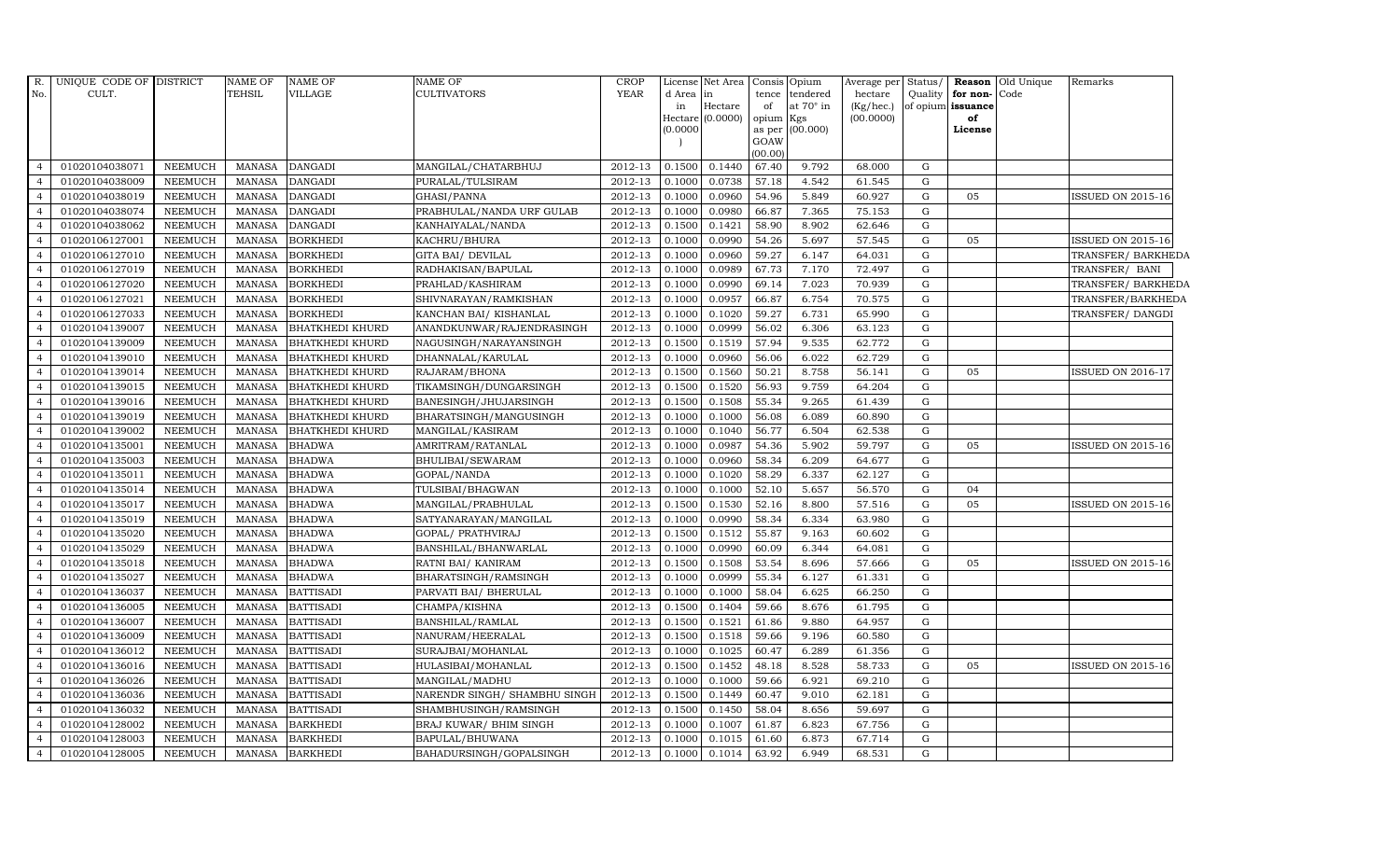| R. No. | UNIQUE CODE OF CULT. | DISTRICT | NAME OF TEHSIL | NAME OF VILLAGE | NAME OF CULTIVATORS | CROP YEAR | License d Area in Hectare (0.0000) | Net Area in Hectare (0.0000) | Consis tence of opium as per GOAW (00.00) | Opium tendered at 70° in Kgs (00.000) | Average per hectare (Kg/hec.) (00.0000) | Status/ Quality of opium | Reason for non-issuance of License | Old Unique Code | Remarks |
|---|---|---|---|---|---|---|---|---|---|---|---|---|---|---|---|
| 4 | 01020104038071 | NEEMUCH | MANASA | DANGADI | MANGILAL/CHATARBHUJ | 2012-13 | 0.1500 | 0.1440 | 67.40 | 9.792 | 68.000 | G | | | |
| 4 | 01020104038009 | NEEMUCH | MANASA | DANGADI | PURALAL/TULSIRAM | 2012-13 | 0.1000 | 0.0738 | 57.18 | 4.542 | 61.545 | G | | | |
| 4 | 01020104038019 | NEEMUCH | MANASA | DANGADI | GHASI/PANNA | 2012-13 | 0.1000 | 0.0960 | 54.96 | 5.849 | 60.927 | G | 05 | | ISSUED ON 2015-16 |
| 4 | 01020104038074 | NEEMUCH | MANASA | DANGADI | PRABHULAL/NANDA URF GULAB | 2012-13 | 0.1000 | 0.0980 | 66.87 | 7.365 | 75.153 | G | | | |
| 4 | 01020104038062 | NEEMUCH | MANASA | DANGADI | KANHAIYALAL/NANDA | 2012-13 | 0.1500 | 0.1421 | 58.90 | 8.902 | 62.646 | G | | | |
| 4 | 01020106127001 | NEEMUCH | MANASA | BORKHEDI | KACHRU/BHURA | 2012-13 | 0.1000 | 0.0990 | 54.26 | 5.697 | 57.545 | G | 05 | | ISSUED ON 2015-16 |
| 4 | 01020106127010 | NEEMUCH | MANASA | BORKHEDI | GITA BAI/ DEVILAL | 2012-13 | 0.1000 | 0.0960 | 59.27 | 6.147 | 64.031 | G | | | TRANSFER/ BARKHEDA |
| 4 | 01020106127019 | NEEMUCH | MANASA | BORKHEDI | RADHAKISAN/BAPULAL | 2012-13 | 0.1000 | 0.0989 | 67.73 | 7.170 | 72.497 | G | | | TRANSFER/ BANI |
| 4 | 01020106127020 | NEEMUCH | MANASA | BORKHEDI | PRAHLAD/KASHIRAM | 2012-13 | 0.1000 | 0.0990 | 69.14 | 7.023 | 70.939 | G | | | TRANSFER/ BARKHEDA |
| 4 | 01020106127021 | NEEMUCH | MANASA | BORKHEDI | SHIVNARAYAN/RAMKISHAN | 2012-13 | 0.1000 | 0.0957 | 66.87 | 6.754 | 70.575 | G | | | TRANSFER/BARKHEDA |
| 4 | 01020106127033 | NEEMUCH | MANASA | BORKHEDI | KANCHAN BAI/ KISHANLAL | 2012-13 | 0.1000 | 0.1020 | 59.27 | 6.731 | 65.990 | G | | | TRANSFER/ DANGDI |
| 4 | 01020104139007 | NEEMUCH | MANASA | BHATKHEDI KHURD | ANANDKUNWAR/RAJENDRASINGH | 2012-13 | 0.1000 | 0.0999 | 56.02 | 6.306 | 63.123 | G | | | |
| 4 | 01020104139009 | NEEMUCH | MANASA | BHATKHEDI KHURD | NAGUSINGH/NARAYANSINGH | 2012-13 | 0.1500 | 0.1519 | 57.94 | 9.535 | 62.772 | G | | | |
| 4 | 01020104139010 | NEEMUCH | MANASA | BHATKHEDI KHURD | DHANNALAL/KARULAL | 2012-13 | 0.1000 | 0.0960 | 56.06 | 6.022 | 62.729 | G | | | |
| 4 | 01020104139014 | NEEMUCH | MANASA | BHATKHEDI KHURD | RAJARAM/BHONA | 2012-13 | 0.1500 | 0.1560 | 50.21 | 8.758 | 56.141 | G | 05 | | ISSUED ON 2016-17 |
| 4 | 01020104139015 | NEEMUCH | MANASA | BHATKHEDI KHURD | TIKAMSINGH/DUNGARSINGH | 2012-13 | 0.1500 | 0.1520 | 56.93 | 9.759 | 64.204 | G | | | |
| 4 | 01020104139016 | NEEMUCH | MANASA | BHATKHEDI KHURD | BANESINGH/JHUJARSINGH | 2012-13 | 0.1500 | 0.1508 | 55.34 | 9.265 | 61.439 | G | | | |
| 4 | 01020104139019 | NEEMUCH | MANASA | BHATKHEDI KHURD | BHARATSINGH/MANGUSINGH | 2012-13 | 0.1000 | 0.1000 | 56.08 | 6.089 | 60.890 | G | | | |
| 4 | 01020104139002 | NEEMUCH | MANASA | BHATKHEDI KHURD | MANGILAL/KASIRAM | 2012-13 | 0.1000 | 0.1040 | 56.77 | 6.504 | 62.538 | G | | | |
| 4 | 01020104135001 | NEEMUCH | MANASA | BHADWA | AMRITRAM/RATANLAL | 2012-13 | 0.1000 | 0.0987 | 54.36 | 5.902 | 59.797 | G | 05 | | ISSUED ON 2015-16 |
| 4 | 01020104135003 | NEEMUCH | MANASA | BHADWA | BHULIBAI/SEWARAM | 2012-13 | 0.1000 | 0.0960 | 58.34 | 6.209 | 64.677 | G | | | |
| 4 | 01020104135011 | NEEMUCH | MANASA | BHADWA | GOPAL/NANDA | 2012-13 | 0.1000 | 0.1020 | 58.29 | 6.337 | 62.127 | G | | | |
| 4 | 01020104135014 | NEEMUCH | MANASA | BHADWA | TULSIBAI/BHAGWAN | 2012-13 | 0.1000 | 0.1000 | 52.10 | 5.657 | 56.570 | G | 04 | | |
| 4 | 01020104135017 | NEEMUCH | MANASA | BHADWA | MANGILAL/PRABHULAL | 2012-13 | 0.1500 | 0.1530 | 52.16 | 8.800 | 57.516 | G | 05 | | ISSUED ON 2015-16 |
| 4 | 01020104135019 | NEEMUCH | MANASA | BHADWA | SATYANARAYAN/MANGILAL | 2012-13 | 0.1000 | 0.0990 | 58.34 | 6.334 | 63.980 | G | | | |
| 4 | 01020104135020 | NEEMUCH | MANASA | BHADWA | GOPAL/ PRATHVIRAJ | 2012-13 | 0.1500 | 0.1512 | 55.87 | 9.163 | 60.602 | G | | | |
| 4 | 01020104135029 | NEEMUCH | MANASA | BHADWA | BANSHILAL/BHANWARLAL | 2012-13 | 0.1000 | 0.0990 | 60.09 | 6.344 | 64.081 | G | | | |
| 4 | 01020104135018 | NEEMUCH | MANASA | BHADWA | RATNI BAI/ KANIRAM | 2012-13 | 0.1500 | 0.1508 | 53.54 | 8.696 | 57.666 | G | 05 | | ISSUED ON 2015-16 |
| 4 | 01020104135027 | NEEMUCH | MANASA | BHADWA | BHARATSINGH/RAMSINGH | 2012-13 | 0.1000 | 0.0999 | 55.34 | 6.127 | 61.331 | G | | | |
| 4 | 01020104136037 | NEEMUCH | MANASA | BATTISADI | PARVATI BAI/ BHERULAL | 2012-13 | 0.1000 | 0.1000 | 58.04 | 6.625 | 66.250 | G | | | |
| 4 | 01020104136005 | NEEMUCH | MANASA | BATTISADI | CHAMPA/KISHNA | 2012-13 | 0.1500 | 0.1404 | 59.66 | 8.676 | 61.795 | G | | | |
| 4 | 01020104136007 | NEEMUCH | MANASA | BATTISADI | BANSHILAL/RAMLAL | 2012-13 | 0.1500 | 0.1521 | 61.86 | 9.880 | 64.957 | G | | | |
| 4 | 01020104136009 | NEEMUCH | MANASA | BATTISADI | NANURAM/HEERALAL | 2012-13 | 0.1500 | 0.1518 | 59.66 | 9.196 | 60.580 | G | | | |
| 4 | 01020104136012 | NEEMUCH | MANASA | BATTISADI | SURAJBAI/MOHANLAL | 2012-13 | 0.1000 | 0.1025 | 60.47 | 6.289 | 61.356 | G | | | |
| 4 | 01020104136016 | NEEMUCH | MANASA | BATTISADI | HULASIBAI/MOHANLAL | 2012-13 | 0.1500 | 0.1452 | 48.18 | 8.528 | 58.733 | G | 05 | | ISSUED ON 2015-16 |
| 4 | 01020104136026 | NEEMUCH | MANASA | BATTISADI | MANGILAL/MADHU | 2012-13 | 0.1000 | 0.1000 | 59.66 | 6.921 | 69.210 | G | | | |
| 4 | 01020104136036 | NEEMUCH | MANASA | BATTISADI | NARENDR SINGH/ SHAMBHU SINGH | 2012-13 | 0.1500 | 0.1449 | 60.47 | 9.010 | 62.181 | G | | | |
| 4 | 01020104136032 | NEEMUCH | MANASA | BATTISADI | SHAMBHUSINGH/RAMSINGH | 2012-13 | 0.1500 | 0.1450 | 58.04 | 8.656 | 59.697 | G | | | |
| 4 | 01020104128002 | NEEMUCH | MANASA | BARKHEDI | BRAJ KUWAR/ BHIM SINGH | 2012-13 | 0.1000 | 0.1007 | 61.87 | 6.823 | 67.756 | G | | | |
| 4 | 01020104128003 | NEEMUCH | MANASA | BARKHEDI | BAPULAL/BHUWANA | 2012-13 | 0.1000 | 0.1015 | 61.60 | 6.873 | 67.714 | G | | | |
| 4 | 01020104128005 | NEEMUCH | MANASA | BARKHEDI | BAHADURSINGH/GOPALSINGH | 2012-13 | 0.1000 | 0.1014 | 63.92 | 6.949 | 68.531 | G | | | |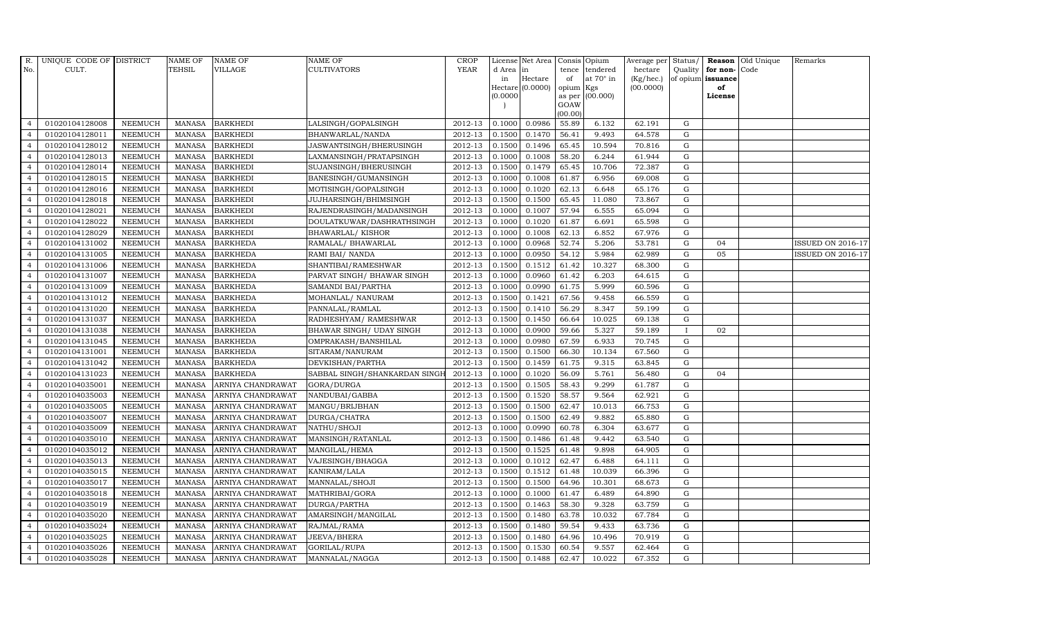| R. No. | UNIQUE CODE OF CULT. | DISTRICT | NAME OF TEHSIL | NAME OF VILLAGE | NAME OF CULTIVATORS | CROP YEAR | License d Area in Hectare (0.0000) | Net Area in Hectare (0.0000) | Consis tence of opium as per GOAW (00.00) | Opium tendered at 70° in Kgs (00.000) | Average per hectare (Kg/hec.) (00.0000) | Status/ Quality of opium | Reason for non-issuance of License | Old Unique Code | Remarks |
|---|---|---|---|---|---|---|---|---|---|---|---|---|---|---|---|
| 4 | 01020104128008 | NEEMUCH | MANASA | BARKHEDI | LALSINGH/GOPALSINGH | 2012-13 | 0.1000 | 0.0986 | 55.89 | 6.132 | 62.191 | G | | | |
| 4 | 01020104128011 | NEEMUCH | MANASA | BARKHEDI | BHANWARLAL/NANDA | 2012-13 | 0.1500 | 0.1470 | 56.41 | 9.493 | 64.578 | G | | | |
| 4 | 01020104128012 | NEEMUCH | MANASA | BARKHEDI | JASWANTSINGH/BHERUSINGH | 2012-13 | 0.1500 | 0.1496 | 65.45 | 10.594 | 70.816 | G | | | |
| 4 | 01020104128013 | NEEMUCH | MANASA | BARKHEDI | LAXMANSINGH/PRATAPSINGH | 2012-13 | 0.1000 | 0.1008 | 58.20 | 6.244 | 61.944 | G | | | |
| 4 | 01020104128014 | NEEMUCH | MANASA | BARKHEDI | SUJANSINGH/BHERUSINGH | 2012-13 | 0.1500 | 0.1479 | 65.45 | 10.706 | 72.387 | G | | | |
| 4 | 01020104128015 | NEEMUCH | MANASA | BARKHEDI | BANESINGH/GUMANSINGH | 2012-13 | 0.1000 | 0.1008 | 61.87 | 6.956 | 69.008 | G | | | |
| 4 | 01020104128016 | NEEMUCH | MANASA | BARKHEDI | MOTISINGH/GOPALSINGH | 2012-13 | 0.1000 | 0.1020 | 62.13 | 6.648 | 65.176 | G | | | |
| 4 | 01020104128018 | NEEMUCH | MANASA | BARKHEDI | JUJHARSINGH/BHIMSINGH | 2012-13 | 0.1500 | 0.1500 | 65.45 | 11.080 | 73.867 | G | | | |
| 4 | 01020104128021 | NEEMUCH | MANASA | BARKHEDI | RAJENDRASINGH/MADANSINGH | 2012-13 | 0.1000 | 0.1007 | 57.94 | 6.555 | 65.094 | G | | | |
| 4 | 01020104128022 | NEEMUCH | MANASA | BARKHEDI | DOULATKUWAR/DASHRATHSINGH | 2012-13 | 0.1000 | 0.1020 | 61.87 | 6.691 | 65.598 | G | | | |
| 4 | 01020104128029 | NEEMUCH | MANASA | BARKHEDI | BHAWARLAL/ KISHOR | 2012-13 | 0.1000 | 0.1008 | 62.13 | 6.852 | 67.976 | G | | | |
| 4 | 01020104131002 | NEEMUCH | MANASA | BARKHEDA | RAMALAL/ BHAWARLAL | 2012-13 | 0.1000 | 0.0968 | 52.74 | 5.206 | 53.781 | G | 04 | | ISSUED ON 2016-17 |
| 4 | 01020104131005 | NEEMUCH | MANASA | BARKHEDA | RAMI BAI/ NANDA | 2012-13 | 0.1000 | 0.0950 | 54.12 | 5.984 | 62.989 | G | 05 | | ISSUED ON 2016-17 |
| 4 | 01020104131006 | NEEMUCH | MANASA | BARKHEDA | SHANTIBAI/RAMESHWAR | 2012-13 | 0.1500 | 0.1512 | 61.42 | 10.327 | 68.300 | G | | | |
| 4 | 01020104131007 | NEEMUCH | MANASA | BARKHEDA | PARVAT SINGH/ BHAWAR SINGH | 2012-13 | 0.1000 | 0.0960 | 61.42 | 6.203 | 64.615 | G | | | |
| 4 | 01020104131009 | NEEMUCH | MANASA | BARKHEDA | SAMANDI BAI/PARTHA | 2012-13 | 0.1000 | 0.0990 | 61.75 | 5.999 | 60.596 | G | | | |
| 4 | 01020104131012 | NEEMUCH | MANASA | BARKHEDA | MOHANLAL/ NANURAM | 2012-13 | 0.1500 | 0.1421 | 67.56 | 9.458 | 66.559 | G | | | |
| 4 | 01020104131020 | NEEMUCH | MANASA | BARKHEDA | PANNALAL/RAMLAL | 2012-13 | 0.1500 | 0.1410 | 56.29 | 8.347 | 59.199 | G | | | |
| 4 | 01020104131037 | NEEMUCH | MANASA | BARKHEDA | RADHESHYAM/ RAMESHWAR | 2012-13 | 0.1500 | 0.1450 | 66.64 | 10.025 | 69.138 | G | | | |
| 4 | 01020104131038 | NEEMUCH | MANASA | BARKHEDA | BHAWAR SINGH/ UDAY SINGH | 2012-13 | 0.1000 | 0.0900 | 59.66 | 5.327 | 59.189 | I | 02 | | |
| 4 | 01020104131045 | NEEMUCH | MANASA | BARKHEDA | OMPRAKASH/BANSHILAL | 2012-13 | 0.1000 | 0.0980 | 67.59 | 6.933 | 70.745 | G | | | |
| 4 | 01020104131001 | NEEMUCH | MANASA | BARKHEDA | SITARAM/NANURAM | 2012-13 | 0.1500 | 0.1500 | 66.30 | 10.134 | 67.560 | G | | | |
| 4 | 01020104131042 | NEEMUCH | MANASA | BARKHEDA | DEVKISHAN/PARTHA | 2012-13 | 0.1500 | 0.1459 | 61.75 | 9.315 | 63.845 | G | | | |
| 4 | 01020104131023 | NEEMUCH | MANASA | BARKHEDA | SABBAL SINGH/SHANKARDAN SINGH | 2012-13 | 0.1000 | 0.1020 | 56.09 | 5.761 | 56.480 | G | 04 | | |
| 4 | 01020104035001 | NEEMUCH | MANASA | ARNIYA CHANDRAWAT | GORA/DURGA | 2012-13 | 0.1500 | 0.1505 | 58.43 | 9.299 | 61.787 | G | | | |
| 4 | 01020104035003 | NEEMUCH | MANASA | ARNIYA CHANDRAWAT | NANDUBAI/GABBA | 2012-13 | 0.1500 | 0.1520 | 58.57 | 9.564 | 62.921 | G | | | |
| 4 | 01020104035005 | NEEMUCH | MANASA | ARNIYA CHANDRAWAT | MANGU/BRIJBHAN | 2012-13 | 0.1500 | 0.1500 | 62.47 | 10.013 | 66.753 | G | | | |
| 4 | 01020104035007 | NEEMUCH | MANASA | ARNIYA CHANDRAWAT | DURGA/CHATRA | 2012-13 | 0.1500 | 0.1500 | 62.49 | 9.882 | 65.880 | G | | | |
| 4 | 01020104035009 | NEEMUCH | MANASA | ARNIYA CHANDRAWAT | NATHU/SHOJI | 2012-13 | 0.1000 | 0.0990 | 60.78 | 6.304 | 63.677 | G | | | |
| 4 | 01020104035010 | NEEMUCH | MANASA | ARNIYA CHANDRAWAT | MANSINGH/RATANLAL | 2012-13 | 0.1500 | 0.1486 | 61.48 | 9.442 | 63.540 | G | | | |
| 4 | 01020104035012 | NEEMUCH | MANASA | ARNIYA CHANDRAWAT | MANGILAL/HEMA | 2012-13 | 0.1500 | 0.1525 | 61.48 | 9.898 | 64.905 | G | | | |
| 4 | 01020104035013 | NEEMUCH | MANASA | ARNIYA CHANDRAWAT | VAJESINGH/BHAGGA | 2012-13 | 0.1000 | 0.1012 | 62.47 | 6.488 | 64.111 | G | | | |
| 4 | 01020104035015 | NEEMUCH | MANASA | ARNIYA CHANDRAWAT | KANIRAM/LALA | 2012-13 | 0.1500 | 0.1512 | 61.48 | 10.039 | 66.396 | G | | | |
| 4 | 01020104035017 | NEEMUCH | MANASA | ARNIYA CHANDRAWAT | MANNALAL/SHOJI | 2012-13 | 0.1500 | 0.1500 | 64.96 | 10.301 | 68.673 | G | | | |
| 4 | 01020104035018 | NEEMUCH | MANASA | ARNIYA CHANDRAWAT | MATHRIBAI/GORA | 2012-13 | 0.1000 | 0.1000 | 61.47 | 6.489 | 64.890 | G | | | |
| 4 | 01020104035019 | NEEMUCH | MANASA | ARNIYA CHANDRAWAT | DURGA/PARTHA | 2012-13 | 0.1500 | 0.1463 | 58.30 | 9.328 | 63.759 | G | | | |
| 4 | 01020104035020 | NEEMUCH | MANASA | ARNIYA CHANDRAWAT | AMARSINGH/MANGILAL | 2012-13 | 0.1500 | 0.1480 | 63.78 | 10.032 | 67.784 | G | | | |
| 4 | 01020104035024 | NEEMUCH | MANASA | ARNIYA CHANDRAWAT | RAJMAL/RAMA | 2012-13 | 0.1500 | 0.1480 | 59.54 | 9.433 | 63.736 | G | | | |
| 4 | 01020104035025 | NEEMUCH | MANASA | ARNIYA CHANDRAWAT | JEEVA/BHERA | 2012-13 | 0.1500 | 0.1480 | 64.96 | 10.496 | 70.919 | G | | | |
| 4 | 01020104035026 | NEEMUCH | MANASA | ARNIYA CHANDRAWAT | GORILAL/RUPA | 2012-13 | 0.1500 | 0.1530 | 60.54 | 9.557 | 62.464 | G | | | |
| 4 | 01020104035028 | NEEMUCH | MANASA | ARNIYA CHANDRAWAT | MANNALAL/NAGGA | 2012-13 | 0.1500 | 0.1488 | 62.47 | 10.022 | 67.352 | G | | | |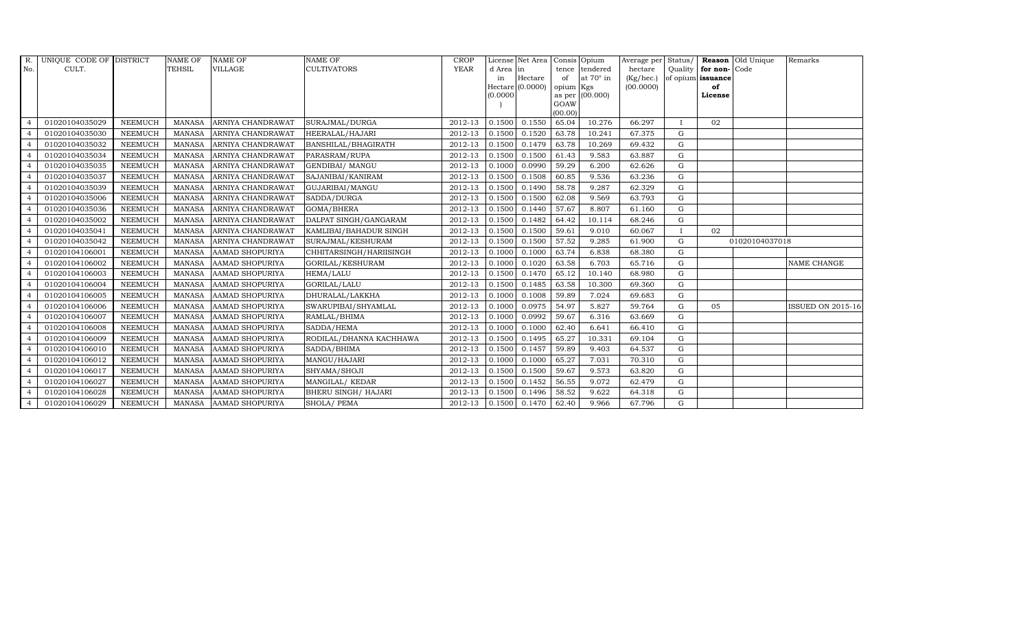| R. No. | UNIQUE CODE OF CULT. | DISTRICT | NAME OF TEHSIL | NAME OF VILLAGE | NAME OF CULTIVATORS | CROP YEAR | License d Area in Hectare (0.0000) | Net Area in Hectare (0.0000) | Consis tence of opium as per GOAW (00.00) | Opium tendered at 70° in Kgs (00.000) | Average per hectare (Kg/hec.) (00.0000) | Status/ Quality of opium | Reason for non-issuance of License | Old Unique Code | Remarks |
|---|---|---|---|---|---|---|---|---|---|---|---|---|---|---|---|
| 4 | 01020104035029 | NEEMUCH | MANASA | ARNIYA CHANDRAWAT | SURAJMAL/DURGA | 2012-13 | 0.1500 | 0.1550 | 65.04 | 10.276 | 66.297 | I | 02 | | |
| 4 | 01020104035030 | NEEMUCH | MANASA | ARNIYA CHANDRAWAT | HEERALAL/HAJARI | 2012-13 | 0.1500 | 0.1520 | 63.78 | 10.241 | 67.375 | G | | | |
| 4 | 01020104035032 | NEEMUCH | MANASA | ARNIYA CHANDRAWAT | BANSHILAL/BHAGIRATH | 2012-13 | 0.1500 | 0.1479 | 63.78 | 10.269 | 69.432 | G | | | |
| 4 | 01020104035034 | NEEMUCH | MANASA | ARNIYA CHANDRAWAT | PARASRAM/RUPA | 2012-13 | 0.1500 | 0.1500 | 61.43 | 9.583 | 63.887 | G | | | |
| 4 | 01020104035035 | NEEMUCH | MANASA | ARNIYA CHANDRAWAT | GENDIBAI/ MANGU | 2012-13 | 0.1000 | 0.0990 | 59.29 | 6.200 | 62.626 | G | | | |
| 4 | 01020104035037 | NEEMUCH | MANASA | ARNIYA CHANDRAWAT | SAJANIBAI/KANIRAM | 2012-13 | 0.1500 | 0.1508 | 60.85 | 9.536 | 63.236 | G | | | |
| 4 | 01020104035039 | NEEMUCH | MANASA | ARNIYA CHANDRAWAT | GUJARIBAI/MANGU | 2012-13 | 0.1500 | 0.1490 | 58.78 | 9.287 | 62.329 | G | | | |
| 4 | 01020104035006 | NEEMUCH | MANASA | ARNIYA CHANDRAWAT | SADDA/DURGA | 2012-13 | 0.1500 | 0.1500 | 62.08 | 9.569 | 63.793 | G | | | |
| 4 | 01020104035036 | NEEMUCH | MANASA | ARNIYA CHANDRAWAT | GOMA/BHERA | 2012-13 | 0.1500 | 0.1440 | 57.67 | 8.807 | 61.160 | G | | | |
| 4 | 01020104035002 | NEEMUCH | MANASA | ARNIYA CHANDRAWAT | DALPAT SINGH/GANGARAM | 2012-13 | 0.1500 | 0.1482 | 64.42 | 10.114 | 68.246 | G | | | |
| 4 | 01020104035041 | NEEMUCH | MANASA | ARNIYA CHANDRAWAT | KAMLIBAI/BAHADUR SINGH | 2012-13 | 0.1500 | 0.1500 | 59.61 | 9.010 | 60.067 | I | 02 | | |
| 4 | 01020104035042 | NEEMUCH | MANASA | ARNIYA CHANDRAWAT | SURAJMAL/KESHURAM | 2012-13 | 0.1500 | 0.1500 | 57.52 | 9.285 | 61.900 | G | | 01020104037018 | |
| 4 | 01020104106001 | NEEMUCH | MANASA | AAMAD SHOPURIYA | CHHITARSINGH/HARIISINGH | 2012-13 | 0.1000 | 0.1000 | 63.74 | 6.838 | 68.380 | G | | | |
| 4 | 01020104106002 | NEEMUCH | MANASA | AAMAD SHOPURIYA | GORILAL/KESHURAM | 2012-13 | 0.1000 | 0.1020 | 63.58 | 6.703 | 65.716 | G | | | NAME CHANGE |
| 4 | 01020104106003 | NEEMUCH | MANASA | AAMAD SHOPURIYA | HEMA/LALU | 2012-13 | 0.1500 | 0.1470 | 65.12 | 10.140 | 68.980 | G | | | |
| 4 | 01020104106004 | NEEMUCH | MANASA | AAMAD SHOPURIYA | GORILAL/LALU | 2012-13 | 0.1500 | 0.1485 | 63.58 | 10.300 | 69.360 | G | | | |
| 4 | 01020104106005 | NEEMUCH | MANASA | AAMAD SHOPURIYA | DHURALAL/LAKKHA | 2012-13 | 0.1000 | 0.1008 | 59.89 | 7.024 | 69.683 | G | | | |
| 4 | 01020104106006 | NEEMUCH | MANASA | AAMAD SHOPURIYA | SWARUPIBAI/SHYAMLAL | 2012-13 | 0.1000 | 0.0975 | 54.97 | 5.827 | 59.764 | G | 05 | | ISSUED ON 2015-16 |
| 4 | 01020104106007 | NEEMUCH | MANASA | AAMAD SHOPURIYA | RAMLAL/BHIMA | 2012-13 | 0.1000 | 0.0992 | 59.67 | 6.316 | 63.669 | G | | | |
| 4 | 01020104106008 | NEEMUCH | MANASA | AAMAD SHOPURIYA | SADDA/HEMA | 2012-13 | 0.1000 | 0.1000 | 62.40 | 6.641 | 66.410 | G | | | |
| 4 | 01020104106009 | NEEMUCH | MANASA | AAMAD SHOPURIYA | RODILAL/DHANNA KACHHAWA | 2012-13 | 0.1500 | 0.1495 | 65.27 | 10.331 | 69.104 | G | | | |
| 4 | 01020104106010 | NEEMUCH | MANASA | AAMAD SHOPURIYA | SADDA/BHIMA | 2012-13 | 0.1500 | 0.1457 | 59.89 | 9.403 | 64.537 | G | | | |
| 4 | 01020104106012 | NEEMUCH | MANASA | AAMAD SHOPURIYA | MANGU/HAJARI | 2012-13 | 0.1000 | 0.1000 | 65.27 | 7.031 | 70.310 | G | | | |
| 4 | 01020104106017 | NEEMUCH | MANASA | AAMAD SHOPURIYA | SHYAMA/SHOJI | 2012-13 | 0.1500 | 0.1500 | 59.67 | 9.573 | 63.820 | G | | | |
| 4 | 01020104106027 | NEEMUCH | MANASA | AAMAD SHOPURIYA | MANGILAL/ KEDAR | 2012-13 | 0.1500 | 0.1452 | 56.55 | 9.072 | 62.479 | G | | | |
| 4 | 01020104106028 | NEEMUCH | MANASA | AAMAD SHOPURIYA | BHERU SINGH/ HAJARI | 2012-13 | 0.1500 | 0.1496 | 58.52 | 9.622 | 64.318 | G | | | |
| 4 | 01020104106029 | NEEMUCH | MANASA | AAMAD SHOPURIYA | SHOLA/ PEMA | 2012-13 | 0.1500 | 0.1470 | 62.40 | 9.966 | 67.796 | G | | | |